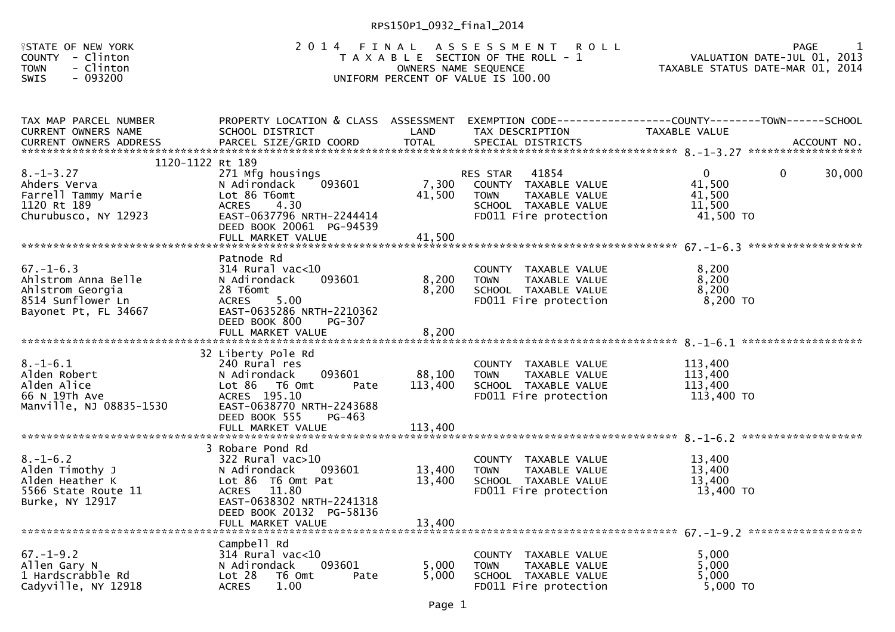RPS150P1_0932_final_2014

STATE OF NEW YORK
COUNTY - Clinton
TOWN - Clinton
SWIS - 093200

2 0 1 4 F I N A L A S S E S S M E N T R O L L
T A X A B L E SECTION OF THE ROLL - 1
OWNERS NAME SEQUENCE
UNIFORM PERCENT OF VALUE IS 100.00

VALUATION DATE-JUL 01, 2013
TAXABLE STATUS DATE-MAR 01, 2014

| TAX MAP PARCEL NUMBER / CURRENT OWNERS NAME / CURRENT OWNERS ADDRESS | PROPERTY LOCATION & CLASS / SCHOOL DISTRICT / PARCEL SIZE/GRID COORD | ASSESSMENT LAND / TOTAL | EXEMPTION CODE / TAX DESCRIPTION / SPECIAL DISTRICTS | COUNTY TAXABLE VALUE | TOWN | SCHOOL / ACCOUNT NO. |
|---|---|---|---|---|---|---|
| **8.-1-3.27** | 1120-1122 Rt 189 | | | | | |
| 8.-1-3.27 | 271 Mfg housings | | RES STAR 41854 | 0 | 0 | 30,000 |
| Ahders Verva | N Adirondack 093601 | 7,300 | COUNTY TAXABLE VALUE | 41,500 | | |
| Farrell Tammy Marie | Lot 86 T6omt | 41,500 | TOWN TAXABLE VALUE | 41,500 | | |
| 1120 Rt 189 | ACRES 4.30 | | SCHOOL TAXABLE VALUE | 11,500 | | |
| Churubusco, NY 12923 | EAST-0637796 NRTH-2244414 | | FD011 Fire protection | 41,500 TO | | |
| | DEED BOOK 20061 PG-94539 | | | | | |
| | FULL MARKET VALUE | 41,500 | | | | |
| **67.-1-6.3** | Patnode Rd | | | | | |
| 67.-1-6.3 | 314 Rural vac<10 | | COUNTY TAXABLE VALUE | 8,200 | | |
| Ahlstrom Anna Belle | N Adirondack 093601 | 8,200 | TOWN TAXABLE VALUE | 8,200 | | |
| Ahlstrom Georgia | 28 T6omt | 8,200 | SCHOOL TAXABLE VALUE | 8,200 | | |
| 8514 Sunflower Ln | ACRES 5.00 | | FD011 Fire protection | 8,200 TO | | |
| Bayonet Pt, FL 34667 | EAST-0635286 NRTH-2210362 | | | | | |
| | DEED BOOK 800 PG-307 | | | | | |
| | FULL MARKET VALUE | 8,200 | | | | |
| **8.-1-6.1** | 32 Liberty Pole Rd | | | | | |
| 8.-1-6.1 | 240 Rural res | | COUNTY TAXABLE VALUE | 113,400 | | |
| Alden Robert | N Adirondack 093601 | 88,100 | TOWN TAXABLE VALUE | 113,400 | | |
| Alden Alice | Lot 86 T6 Omt Pate | 113,400 | SCHOOL TAXABLE VALUE | 113,400 | | |
| 66 N 19Th Ave | ACRES 195.10 | | FD011 Fire protection | 113,400 TO | | |
| Manville, NJ 08835-1530 | EAST-0638770 NRTH-2243688 | | | | | |
| | DEED BOOK 555 PG-463 | | | | | |
| | FULL MARKET VALUE | 113,400 | | | | |
| **8.-1-6.2** | 3 Robare Pond Rd | | | | | |
| 8.-1-6.2 | 322 Rural vac>10 | | COUNTY TAXABLE VALUE | 13,400 | | |
| Alden Timothy J | N Adirondack 093601 | 13,400 | TOWN TAXABLE VALUE | 13,400 | | |
| Alden Heather K | Lot 86 T6 Omt Pat | 13,400 | SCHOOL TAXABLE VALUE | 13,400 | | |
| 5566 State Route 11 | ACRES 11.80 | | FD011 Fire protection | 13,400 TO | | |
| Burke, NY 12917 | EAST-0638302 NRTH-2241318 | | | | | |
| | DEED BOOK 20132 PG-58136 | | | | | |
| | FULL MARKET VALUE | 13,400 | | | | |
| **67.-1-9.2** | Campbell Rd | | | | | |
| 67.-1-9.2 | 314 Rural vac<10 | | COUNTY TAXABLE VALUE | 5,000 | | |
| Allen Gary N | N Adirondack 093601 | 5,000 | TOWN TAXABLE VALUE | 5,000 | | |
| 1 Hardscrabble Rd | Lot 28 T6 Omt Pate | 5,000 | SCHOOL TAXABLE VALUE | 5,000 | | |
| Cadyville, NY 12918 | ACRES 1.00 | | FD011 Fire protection | 5,000 TO | | |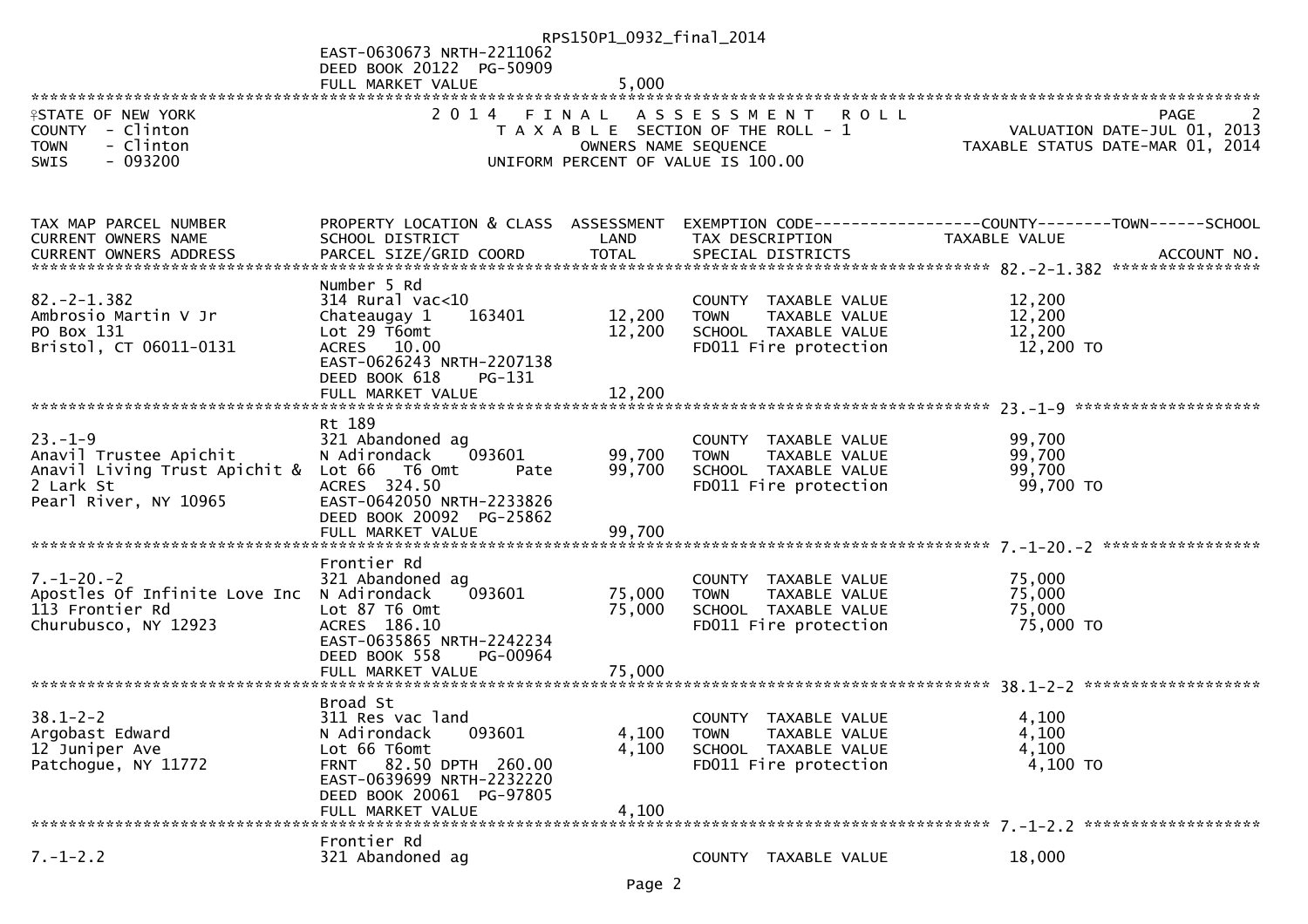EAST-0630673 NRTH-2211062
DEED BOOK 20122 PG-50909
FULL MARKET VALUE 5,000

STATE OF NEW YORK
COUNTY - Clinton
TOWN - Clinton
SWIS - 093200

2014 FINAL ASSESSMENT ROLL
TAXABLE SECTION OF THE ROLL - 1
OWNERS NAME SEQUENCE
UNIFORM PERCENT OF VALUE IS 100.00

VALUATION DATE-JUL 01, 2013
TAXABLE STATUS DATE-MAR 01, 2014

| TAX MAP PARCEL NUMBER / CURRENT OWNERS NAME / CURRENT OWNERS ADDRESS | PROPERTY LOCATION & CLASS / SCHOOL DISTRICT / PARCEL SIZE/GRID COORD | ASSESSMENT LAND | TOTAL | EXEMPTION CODE / TAX DESCRIPTION / SPECIAL DISTRICTS | COUNTY--TOWN--SCHOOL TAXABLE VALUE | ACCOUNT NO. |
|---|---|---|---|---|---|---|
| 82.-2-1.382 | Number 5 Rd | | | | | |
| 82.-2-1.382 | 314 Rural vac<10 | | | COUNTY TAXABLE VALUE | 12,200 | |
| Ambrosio Martin V Jr | Chateaugay 1 163401 | 12,200 | | TOWN TAXABLE VALUE | 12,200 | |
| PO Box 131 | Lot 29 T6omt | | 12,200 | SCHOOL TAXABLE VALUE | 12,200 | |
| Bristol, CT 06011-0131 | ACRES 10.00 | | | FD011 Fire protection | 12,200 TO | |
| | EAST-0626243 NRTH-2207138 | | | | | |
| | DEED BOOK 618 PG-131 | | | | | |
| | FULL MARKET VALUE | | 12,200 | | | |
| 23.-1-9 | Rt 189 | | | | | |
| 23.-1-9 | 321 Abandoned ag | | | COUNTY TAXABLE VALUE | 99,700 | |
| Anavil Trustee Apichit | N Adirondack 093601 | 99,700 | | TOWN TAXABLE VALUE | 99,700 | |
| Anavil Living Trust Apichit & | Lot 66 T6 Omt Pate | | 99,700 | SCHOOL TAXABLE VALUE | 99,700 | |
| 2 Lark St | ACRES 324.50 | | | FD011 Fire protection | 99,700 TO | |
| Pearl River, NY 10965 | EAST-0642050 NRTH-2233826 | | | | | |
| | DEED BOOK 20092 PG-25862 | | | | | |
| | FULL MARKET VALUE | | 99,700 | | | |
| 7.-1-20.-2 | Frontier Rd | | | | | |
| 7.-1-20.-2 | 321 Abandoned ag | | | COUNTY TAXABLE VALUE | 75,000 | |
| Apostles Of Infinite Love Inc | N Adirondack 093601 | 75,000 | | TOWN TAXABLE VALUE | 75,000 | |
| 113 Frontier Rd | Lot 87 T6 Omt | | 75,000 | SCHOOL TAXABLE VALUE | 75,000 | |
| Churubusco, NY 12923 | ACRES 186.10 | | | FD011 Fire protection | 75,000 TO | |
| | EAST-0635865 NRTH-2242234 | | | | | |
| | DEED BOOK 558 PG-00964 | | | | | |
| | FULL MARKET VALUE | | 75,000 | | | |
| 38.1-2-2 | Broad St | | | | | |
| 38.1-2-2 | 311 Res vac land | | | COUNTY TAXABLE VALUE | 4,100 | |
| Argobast Edward | N Adirondack 093601 | 4,100 | | TOWN TAXABLE VALUE | 4,100 | |
| 12 Juniper Ave | Lot 66 T6omt | | 4,100 | SCHOOL TAXABLE VALUE | 4,100 | |
| Patchogue, NY 11772 | FRNT 82.50 DPTH 260.00 | | | FD011 Fire protection | 4,100 TO | |
| | EAST-0639699 NRTH-2232220 | | | | | |
| | DEED BOOK 20061 PG-97805 | | | | | |
| | FULL MARKET VALUE | | 4,100 | | | |
| 7.-1-2.2 | Frontier Rd | | | | | |
| 7.-1-2.2 | 321 Abandoned ag | | | COUNTY TAXABLE VALUE | 18,000 | |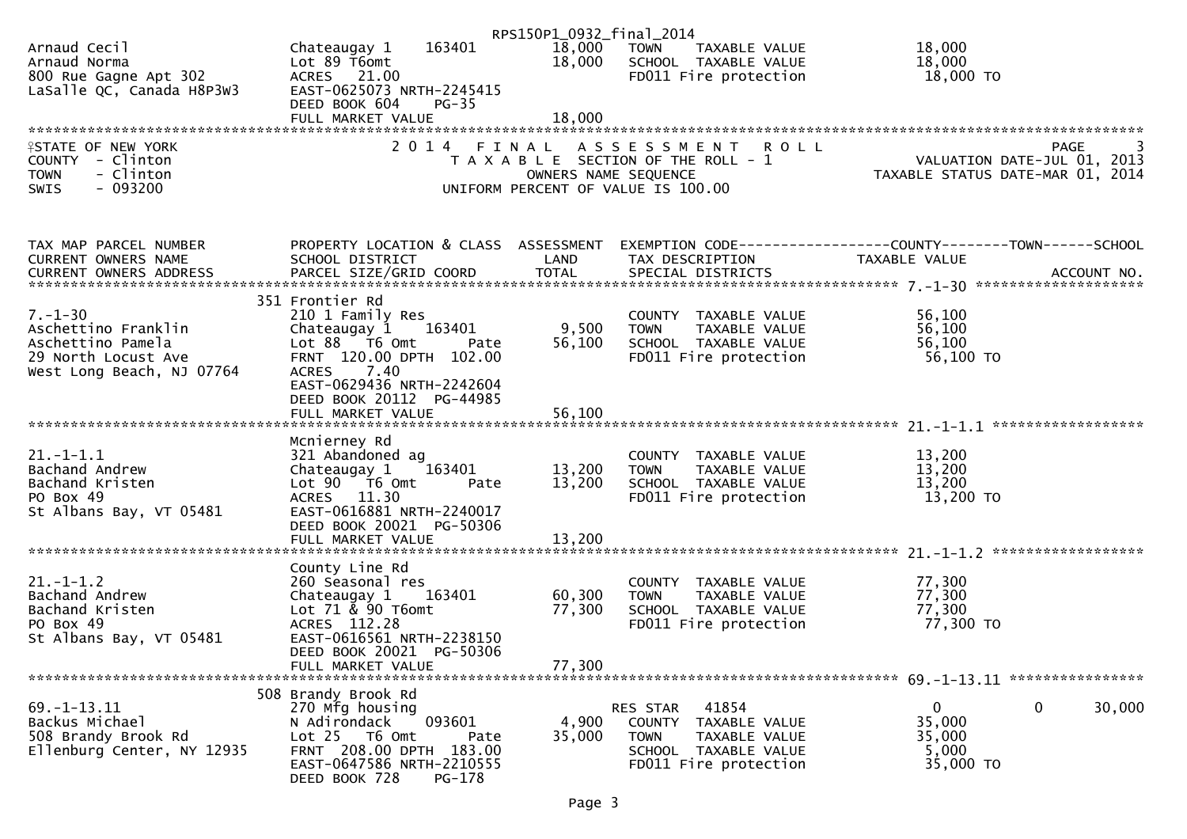RPS150P1_0932_final_2014

| | | | | |
|---|---|---|---|---|
| Arnaud Cecil | Chateaugay 1 163401 | 18,000 | TOWN TAXABLE VALUE | 18,000 |
| Arnaud Norma | Lot 89 T6omt | 18,000 | SCHOOL TAXABLE VALUE | 18,000 |
| 800 Rue Gagne Apt 302 | ACRES 21.00 | | FD011 Fire protection | 18,000 TO |
| LaSalle QC, Canada H8P3W3 | EAST-0625073 NRTH-2245415 | | | |
| | DEED BOOK 604 PG-35 | | | |
| | FULL MARKET VALUE | 18,000 | | |

STATE OF NEW YORK
COUNTY - Clinton
TOWN - Clinton
SWIS - 093200

2014 FINAL ASSESSMENT ROLL
TAXABLE SECTION OF THE ROLL - 1
OWNERS NAME SEQUENCE
UNIFORM PERCENT OF VALUE IS 100.00

PAGE 3
VALUATION DATE-JUL 01, 2013
TAXABLE STATUS DATE-MAR 01, 2014

| TAX MAP PARCEL NUMBER / CURRENT OWNERS NAME / CURRENT OWNERS ADDRESS | PROPERTY LOCATION & CLASS / SCHOOL DISTRICT / PARCEL SIZE/GRID COORD | ASSESSMENT LAND / TOTAL | EXEMPTION CODE / TAX DESCRIPTION / SPECIAL DISTRICTS | COUNTY TAXABLE VALUE | TOWN | SCHOOL / ACCOUNT NO. |
|---|---|---|---|---|---|---|
| **7.-1-30** | 351 Frontier Rd | | | | | |
| 7.-1-30 | 210 1 Family Res | | COUNTY TAXABLE VALUE | 56,100 | | |
| Aschettino Franklin | Chateaugay 1 163401 | 9,500 | TOWN TAXABLE VALUE | 56,100 | | |
| Aschettino Pamela | Lot 88 T6 Omt Pate | 56,100 | SCHOOL TAXABLE VALUE | 56,100 | | |
| 29 North Locust Ave | FRNT 120.00 DPTH 102.00 | | FD011 Fire protection | 56,100 TO | | |
| West Long Beach, NJ 07764 | ACRES 7.40 | | | | | |
| | EAST-0629436 NRTH-2242604 | | | | | |
| | DEED BOOK 20112 PG-44985 | | | | | |
| | FULL MARKET VALUE | 56,100 | | | | |
| **21.-1-1.1** | Mcnierney Rd | | | | | |
| 21.-1-1.1 | 321 Abandoned ag | | COUNTY TAXABLE VALUE | 13,200 | | |
| Bachand Andrew | Chateaugay 1 163401 | 13,200 | TOWN TAXABLE VALUE | 13,200 | | |
| Bachand Kristen | Lot 90 T6 Omt Pate | 13,200 | SCHOOL TAXABLE VALUE | 13,200 | | |
| PO Box 49 | ACRES 11.30 | | FD011 Fire protection | 13,200 TO | | |
| St Albans Bay, VT 05481 | EAST-0616881 NRTH-2240017 | | | | | |
| | DEED BOOK 20021 PG-50306 | | | | | |
| | FULL MARKET VALUE | 13,200 | | | | |
| **21.-1-1.2** | County Line Rd | | | | | |
| 21.-1-1.2 | 260 Seasonal res | | COUNTY TAXABLE VALUE | 77,300 | | |
| Bachand Andrew | Chateaugay 1 163401 | 60,300 | TOWN TAXABLE VALUE | 77,300 | | |
| Bachand Kristen | Lot 71 & 90 T6omt | 77,300 | SCHOOL TAXABLE VALUE | 77,300 | | |
| PO Box 49 | ACRES 112.28 | | FD011 Fire protection | 77,300 TO | | |
| St Albans Bay, VT 05481 | EAST-0616561 NRTH-2238150 | | | | | |
| | DEED BOOK 20021 PG-50306 | | | | | |
| | FULL MARKET VALUE | 77,300 | | | | |
| **69.-1-13.11** | 508 Brandy Brook Rd | | | | | |
| 69.-1-13.11 | 270 Mfg housing | | RES STAR 41854 | 0 | 0 | 30,000 |
| Backus Michael | N Adirondack 093601 | 4,900 | COUNTY TAXABLE VALUE | 35,000 | | |
| 508 Brandy Brook Rd | Lot 25 T6 Omt Pate | 35,000 | TOWN TAXABLE VALUE | 35,000 | | |
| Ellenburg Center, NY 12935 | FRNT 208.00 DPTH 183.00 | | SCHOOL TAXABLE VALUE | 5,000 | | |
| | EAST-0647586 NRTH-2210555 | | FD011 Fire protection | 35,000 TO | | |
| | DEED BOOK 728 PG-178 | | | | | |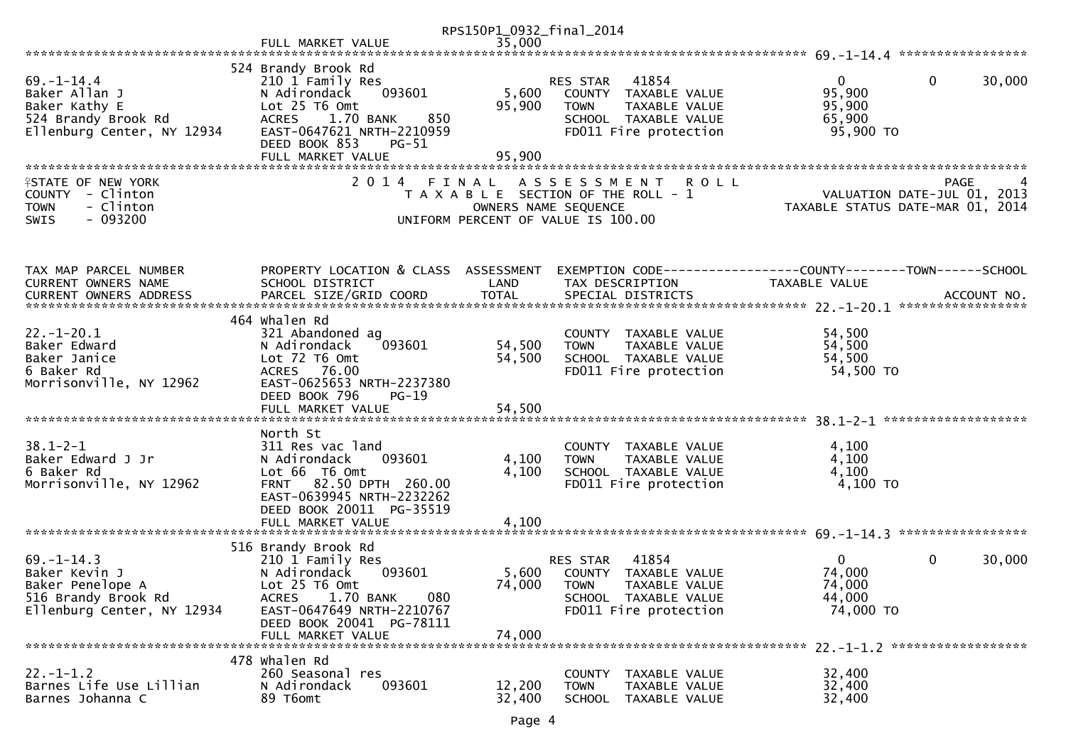RPS150P1_0932_final_2014

FULL MARKET VALUE 35,000

| 69.-1-14.4 | 524 Brandy Brook Rd | | | | | |
|---|---|---|---|---|---|---|
| 69.-1-14.4 | 210 1 Family Res | | RES STAR 41854 | 0 | 0 | 30,000 |
| Baker Allan J | N Adirondack 093601 | 5,600 | COUNTY TAXABLE VALUE | 95,900 | | |
| Baker Kathy E | Lot 25 T6 Omt | 95,900 | TOWN TAXABLE VALUE | 95,900 | | |
| 524 Brandy Brook Rd | ACRES 1.70 BANK 850 | | SCHOOL TAXABLE VALUE | 65,900 | | |
| Ellenburg Center, NY 12934 | EAST-0647621 NRTH-2210959 | | FD011 Fire protection | 95,900 TO | | |
| | DEED BOOK 853 PG-51 | | | | | |
| | FULL MARKET VALUE | 95,900 | | | | |

STATE OF NEW YORK
COUNTY - Clinton
TOWN - Clinton
SWIS - 093200

2014 FINAL ASSESSMENT ROLL
TAXABLE SECTION OF THE ROLL - 1
OWNERS NAME SEQUENCE
UNIFORM PERCENT OF VALUE IS 100.00

PAGE 4
VALUATION DATE-JUL 01, 2013
TAXABLE STATUS DATE-MAR 01, 2014

| TAX MAP PARCEL NUMBER / CURRENT OWNERS NAME / CURRENT OWNERS ADDRESS | PROPERTY LOCATION & CLASS / SCHOOL DISTRICT / PARCEL SIZE/GRID COORD | ASSESSMENT LAND / TOTAL | EXEMPTION CODE / TAX DESCRIPTION / SPECIAL DISTRICTS | COUNTY / TAXABLE VALUE | TOWN | SCHOOL / ACCOUNT NO. |
|---|---|---|---|---|---|---|
| **22.-1-20.1** | 464 Whalen Rd | | | | | |
| 22.-1-20.1 | 321 Abandoned ag | | COUNTY TAXABLE VALUE | 54,500 | | |
| Baker Edward | N Adirondack 093601 | 54,500 | TOWN TAXABLE VALUE | 54,500 | | |
| Baker Janice | Lot 72 T6 Omt | 54,500 | SCHOOL TAXABLE VALUE | 54,500 | | |
| 6 Baker Rd | ACRES 76.00 | | FD011 Fire protection | 54,500 TO | | |
| Morrisonville, NY 12962 | EAST-0625653 NRTH-2237380 | | | | | |
| | DEED BOOK 796 PG-19 | | | | | |
| | FULL MARKET VALUE | 54,500 | | | | |
| **38.1-2-1** | North St | | | | | |
| 38.1-2-1 | 311 Res vac land | | COUNTY TAXABLE VALUE | 4,100 | | |
| Baker Edward J Jr | N Adirondack 093601 | 4,100 | TOWN TAXABLE VALUE | 4,100 | | |
| 6 Baker Rd | Lot 66 T6 Omt | 4,100 | SCHOOL TAXABLE VALUE | 4,100 | | |
| Morrisonville, NY 12962 | FRNT 82.50 DPTH 260.00 | | FD011 Fire protection | 4,100 TO | | |
| | EAST-0639945 NRTH-2232262 | | | | | |
| | DEED BOOK 20011 PG-35519 | | | | | |
| | FULL MARKET VALUE | 4,100 | | | | |
| **69.-1-14.3** | 516 Brandy Brook Rd | | | | | |
| 69.-1-14.3 | 210 1 Family Res | | RES STAR 41854 | 0 | 0 | 30,000 |
| Baker Kevin J | N Adirondack 093601 | 5,600 | COUNTY TAXABLE VALUE | 74,000 | | |
| Baker Penelope A | Lot 25 T6 Omt | 74,000 | TOWN TAXABLE VALUE | 74,000 | | |
| 516 Brandy Brook Rd | ACRES 1.70 BANK 080 | | SCHOOL TAXABLE VALUE | 44,000 | | |
| Ellenburg Center, NY 12934 | EAST-0647649 NRTH-2210767 | | FD011 Fire protection | 74,000 TO | | |
| | DEED BOOK 20041 PG-78111 | | | | | |
| | FULL MARKET VALUE | 74,000 | | | | |
| **22.-1-1.2** | 478 Whalen Rd | | | | | |
| 22.-1-1.2 | 260 Seasonal res | | COUNTY TAXABLE VALUE | 32,400 | | |
| Barnes Life Use Lillian | N Adirondack 093601 | 12,200 | TOWN TAXABLE VALUE | 32,400 | | |
| Barnes Johanna C | 89 T6omt | 32,400 | SCHOOL TAXABLE VALUE | 32,400 | | |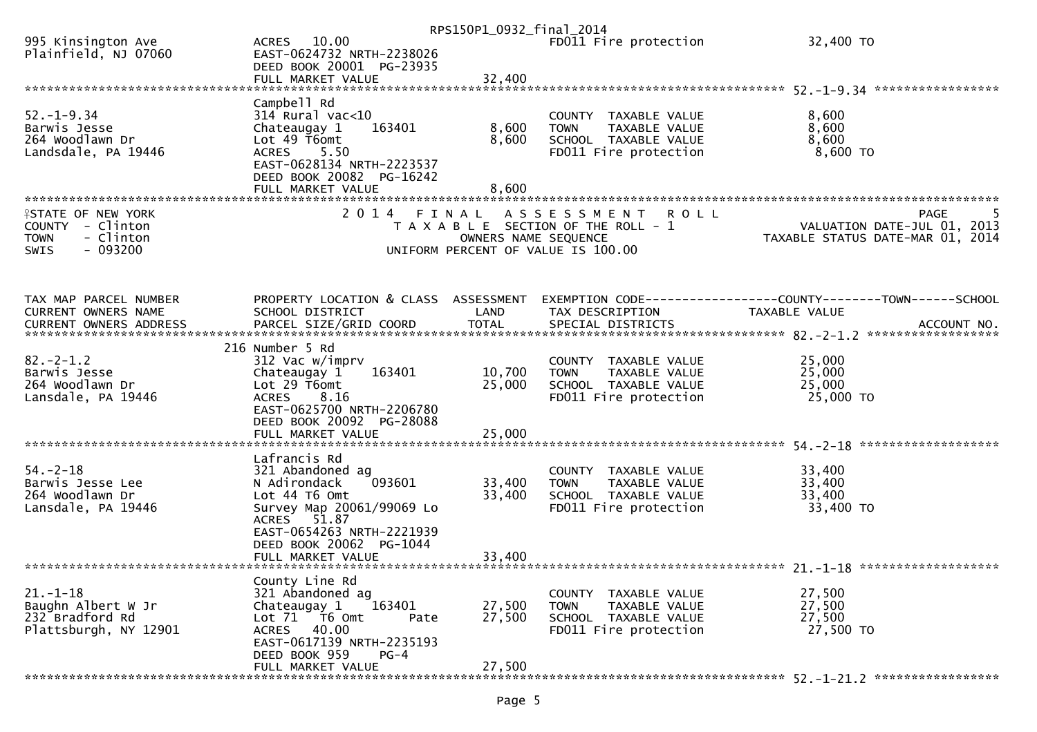RPS150P1_0932_final_2014

| | | | | |
|---|---|---|---|---|
| 995 Kinsington Ave | ACRES 10.00 | | FD011 Fire protection | 32,400 TO |
| Plainfield, NJ 07060 | EAST-0624732 NRTH-2238026 | | | |
| | DEED BOOK 20001 PG-23935 | | | |
| | FULL MARKET VALUE | 32,400 | | |

52.-1-9.34

| | | | | |
|---|---|---|---|---|
| | Campbell Rd | | | |
| 52.-1-9.34 | 314 Rural vac<10 | | COUNTY TAXABLE VALUE | 8,600 |
| Barwis Jesse | Chateaugay 1 163401 | 8,600 | TOWN TAXABLE VALUE | 8,600 |
| 264 Woodlawn Dr | Lot 49 T6omt | 8,600 | SCHOOL TAXABLE VALUE | 8,600 |
| Landsdale, PA 19446 | ACRES 5.50 | | FD011 Fire protection | 8,600 TO |
| | EAST-0628134 NRTH-2223537 | | | |
| | DEED BOOK 20082 PG-16242 | | | |
| | FULL MARKET VALUE | 8,600 | | |

STATE OF NEW YORK
COUNTY - Clinton
TOWN - Clinton
SWIS - 093200

# 2014 FINAL ASSESSMENT ROLL

TAXABLE SECTION OF THE ROLL - 1
OWNERS NAME SEQUENCE
UNIFORM PERCENT OF VALUE IS 100.00

VALUATION DATE-JUL 01, 2013
TAXABLE STATUS DATE-MAR 01, 2014

| TAX MAP PARCEL NUMBER / CURRENT OWNERS NAME / CURRENT OWNERS ADDRESS | PROPERTY LOCATION & CLASS / SCHOOL DISTRICT / PARCEL SIZE/GRID COORD | ASSESSMENT LAND / TOTAL | EXEMPTION CODE / TAX DESCRIPTION / SPECIAL DISTRICTS | COUNTY--------TOWN------SCHOOL TAXABLE VALUE / ACCOUNT NO. |
|---|---|---|---|---|
| **82.-2-1.2** | | | | |
| | 216 Number 5 Rd | | | |
| 82.-2-1.2 | 312 Vac w/imprv | | COUNTY TAXABLE VALUE | 25,000 |
| Barwis Jesse | Chateaugay 1 163401 | 10,700 | TOWN TAXABLE VALUE | 25,000 |
| 264 Woodlawn Dr | Lot 29 T6omt | 25,000 | SCHOOL TAXABLE VALUE | 25,000 |
| Lansdale, PA 19446 | ACRES 8.16 | | FD011 Fire protection | 25,000 TO |
| | EAST-0625700 NRTH-2206780 | | | |
| | DEED BOOK 20092 PG-28088 | | | |
| | FULL MARKET VALUE | 25,000 | | |
| **54.-2-18** | | | | |
| | Lafrancis Rd | | | |
| 54.-2-18 | 321 Abandoned ag | | COUNTY TAXABLE VALUE | 33,400 |
| Barwis Jesse Lee | N Adirondack 093601 | 33,400 | TOWN TAXABLE VALUE | 33,400 |
| 264 Woodlawn Dr | Lot 44 T6 Omt | 33,400 | SCHOOL TAXABLE VALUE | 33,400 |
| Lansdale, PA 19446 | Survey Map 20061/99069 Lo | | FD011 Fire protection | 33,400 TO |
| | ACRES 51.87 | | | |
| | EAST-0654263 NRTH-2221939 | | | |
| | DEED BOOK 20062 PG-1044 | | | |
| | FULL MARKET VALUE | 33,400 | | |
| **21.-1-18** | | | | |
| | County Line Rd | | | |
| 21.-1-18 | 321 Abandoned ag | | COUNTY TAXABLE VALUE | 27,500 |
| Baughn Albert W Jr | Chateaugay 1 163401 | 27,500 | TOWN TAXABLE VALUE | 27,500 |
| 232 Bradford Rd | Lot 71 T6 Omt Pate | 27,500 | SCHOOL TAXABLE VALUE | 27,500 |
| Plattsburgh, NY 12901 | ACRES 40.00 | | FD011 Fire protection | 27,500 TO |
| | EAST-0617139 NRTH-2235193 | | | |
| | DEED BOOK 959 PG-4 | | | |
| | FULL MARKET VALUE | 27,500 | | |
| **52.-1-21.2** | | | | |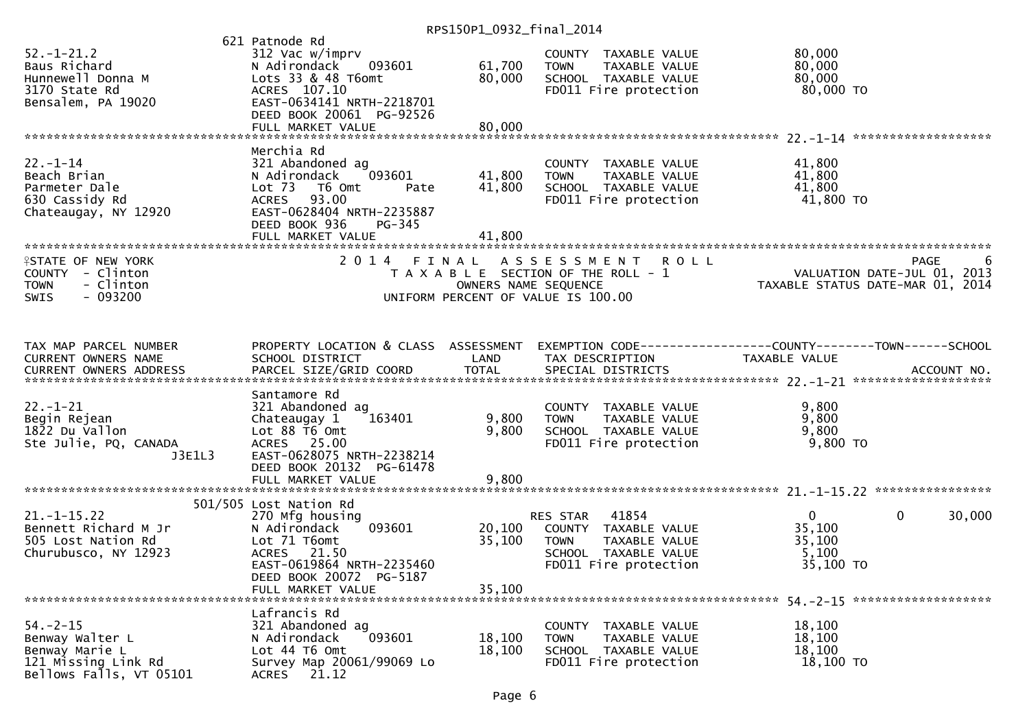| TAX MAP PARCEL NUMBER / CURRENT OWNERS NAME / CURRENT OWNERS ADDRESS | PROPERTY LOCATION & CLASS / SCHOOL DISTRICT / PARCEL SIZE/GRID COORD | ASSESSMENT LAND | ASSESSMENT TOTAL | EXEMPTION CODE / TAX DESCRIPTION / SPECIAL DISTRICTS | COUNTY TAXABLE VALUE | TOWN | SCHOOL | ACCOUNT NO. |
|---|---|---|---|---|---|---|---|---|
| 52.-1-21.2 | 621 Patnode Rd | | | | | | | |
| | 312 Vac w/imprv | | | COUNTY TAXABLE VALUE | 80,000 | | | |
| Baus Richard | N Adirondack 093601 | 61,700 | | TOWN TAXABLE VALUE | 80,000 | | | |
| Hunnewell Donna M | Lots 33 & 48 T6omt | | 80,000 | SCHOOL TAXABLE VALUE | 80,000 | | | |
| 3170 State Rd | ACRES 107.10 | | | FD011 Fire protection | 80,000 TO | | | |
| Bensalem, PA 19020 | EAST-0634141 NRTH-2218701 | | | | | | | |
| | DEED BOOK 20061 PG-92526 | | | | | | | |
| | FULL MARKET VALUE | | 80,000 | | | | | |
| 22.-1-14 | Merchia Rd | | | | | | | |
| | 321 Abandoned ag | | | COUNTY TAXABLE VALUE | 41,800 | | | |
| Beach Brian | N Adirondack 093601 | 41,800 | | TOWN TAXABLE VALUE | 41,800 | | | |
| Parmeter Dale | Lot 73 T6 Omt Pate | | 41,800 | SCHOOL TAXABLE VALUE | 41,800 | | | |
| 630 Cassidy Rd | ACRES 93.00 | | | FD011 Fire protection | 41,800 TO | | | |
| Chateaugay, NY 12920 | EAST-0628404 NRTH-2235887 | | | | | | | |
| | DEED BOOK 936 PG-345 | | | | | | | |
| | FULL MARKET VALUE | | 41,800 | | | | | |

STATE OF NEW YORK — 2014 FINAL ASSESSMENT ROLL — PAGE 6
COUNTY - Clinton — TAXABLE SECTION OF THE ROLL - 1 — VALUATION DATE-JUL 01, 2013
TOWN - Clinton — OWNERS NAME SEQUENCE — TAXABLE STATUS DATE-MAR 01, 2014
SWIS - 093200 — UNIFORM PERCENT OF VALUE IS 100.00

| TAX MAP PARCEL NUMBER / CURRENT OWNERS NAME / CURRENT OWNERS ADDRESS | PROPERTY LOCATION & CLASS / SCHOOL DISTRICT / PARCEL SIZE/GRID COORD | ASSESSMENT LAND | ASSESSMENT TOTAL | EXEMPTION CODE / TAX DESCRIPTION / SPECIAL DISTRICTS | COUNTY TAXABLE VALUE | TOWN | SCHOOL | ACCOUNT NO. |
|---|---|---|---|---|---|---|---|---|
| 22.-1-21 | Santamore Rd | | | | | | | |
| | 321 Abandoned ag | | | COUNTY TAXABLE VALUE | 9,800 | | | |
| Begin Rejean | Chateaugay 1 163401 | 9,800 | | TOWN TAXABLE VALUE | 9,800 | | | |
| 1822 Du Vallon | Lot 88 T6 Omt | | 9,800 | SCHOOL TAXABLE VALUE | 9,800 | | | |
| Ste Julie, PQ, CANADA | ACRES 25.00 | | | FD011 Fire protection | 9,800 TO | | | |
| J3E1L3 | EAST-0628075 NRTH-2238214 | | | | | | | |
| | DEED BOOK 20132 PG-61478 | | | | | | | |
| | FULL MARKET VALUE | | 9,800 | | | | | |
| 21.-1-15.22 | 501/505 Lost Nation Rd | | | | | | | |
| | 270 Mfg housing | | | RES STAR 41854 | 0 | 0 | 30,000 | |
| Bennett Richard M Jr | N Adirondack 093601 | 20,100 | | COUNTY TAXABLE VALUE | 35,100 | | | |
| 505 Lost Nation Rd | Lot 71 T6omt | | 35,100 | TOWN TAXABLE VALUE | 35,100 | | | |
| Churubusco, NY 12923 | ACRES 21.50 | | | SCHOOL TAXABLE VALUE | 5,100 | | | |
| | EAST-0619864 NRTH-2235460 | | | FD011 Fire protection | 35,100 TO | | | |
| | DEED BOOK 20072 PG-5187 | | | | | | | |
| | FULL MARKET VALUE | | 35,100 | | | | | |
| 54.-2-15 | Lafrancis Rd | | | | | | | |
| | 321 Abandoned ag | | | COUNTY TAXABLE VALUE | 18,100 | | | |
| Benway Walter L | N Adirondack 093601 | 18,100 | | TOWN TAXABLE VALUE | 18,100 | | | |
| Benway Marie L | Lot 44 T6 Omt | | 18,100 | SCHOOL TAXABLE VALUE | 18,100 | | | |
| 121 Missing Link Rd | Survey Map 20061/99069 Lo | | | FD011 Fire protection | 18,100 TO | | | |
| Bellows Falls, VT 05101 | ACRES 21.12 | | | | | | | |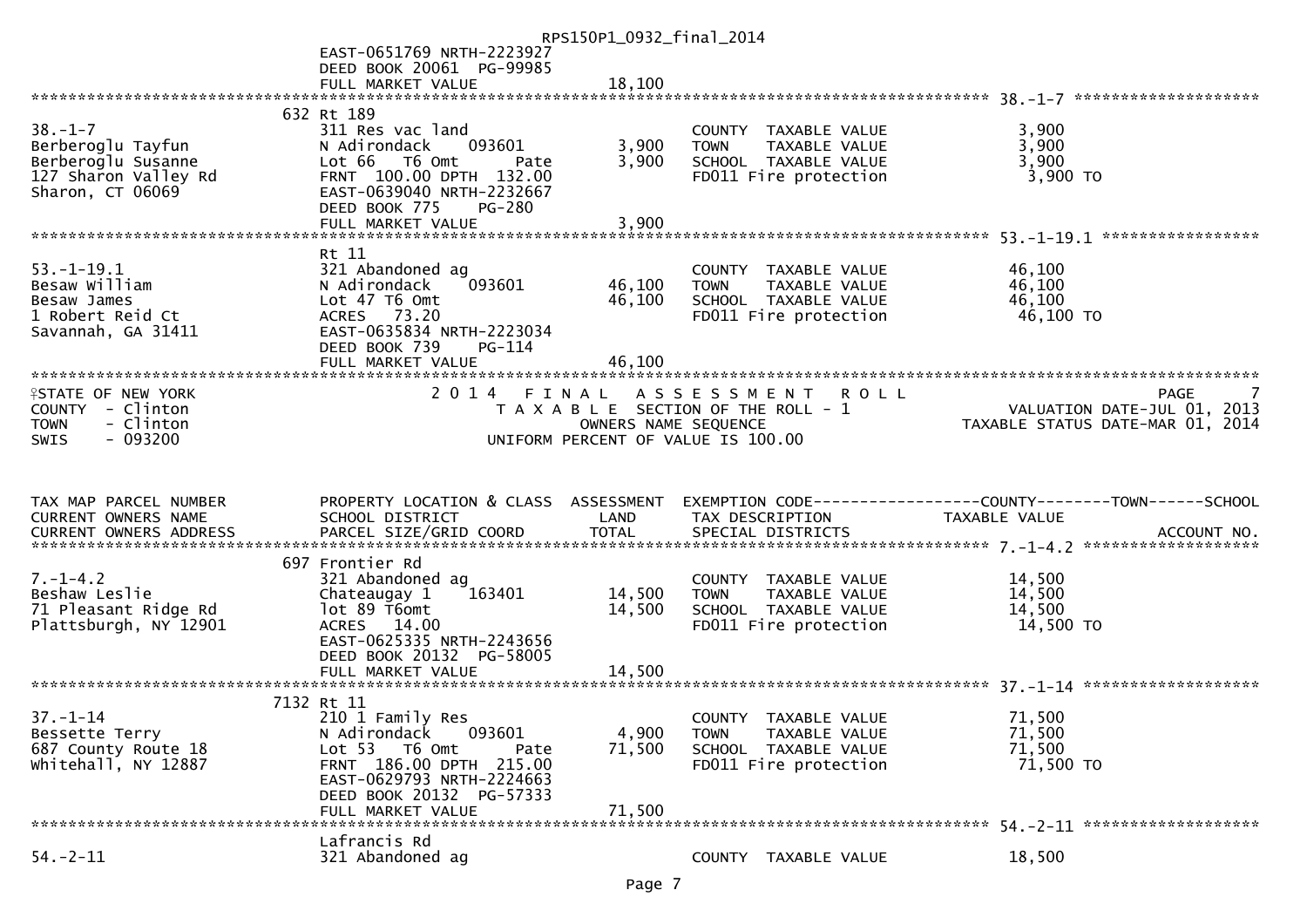EAST-0651769 NRTH-2223927
DEED BOOK 20061 PG-99985
FULL MARKET VALUE 18,100

| TAX MAP PARCEL NUMBER / CURRENT OWNERS NAME / CURRENT OWNERS ADDRESS | PROPERTY LOCATION & CLASS / SCHOOL DISTRICT / PARCEL SIZE/GRID COORD | ASSESSMENT LAND | ASSESSMENT TOTAL | EXEMPTION CODE / TAX DESCRIPTION / SPECIAL DISTRICTS | TAXABLE VALUE |
|---|---|---|---|---|---|
| 38.-1-7 | 632 Rt 189 | | | | |
| Berberoglu Tayfun | 311 Res vac land | | | COUNTY TAXABLE VALUE | 3,900 |
| Berberoglu Susanne | N Adirondack 093601 | 3,900 | | TOWN TAXABLE VALUE | 3,900 |
| 127 Sharon Valley Rd | Lot 66 T6 Omt Pate | | 3,900 | SCHOOL TAXABLE VALUE | 3,900 |
| Sharon, CT 06069 | FRNT 100.00 DPTH 132.00 | | | FD011 Fire protection | 3,900 TO |
| | EAST-0639040 NRTH-2232667 | | | | |
| | DEED BOOK 775 PG-280 | | | | |
| | FULL MARKET VALUE | | 3,900 | | |
| 53.-1-19.1 | Rt 11 | | | | |
| Besaw William | 321 Abandoned ag | | | COUNTY TAXABLE VALUE | 46,100 |
| Besaw James | N Adirondack 093601 | 46,100 | | TOWN TAXABLE VALUE | 46,100 |
| 1 Robert Reid Ct | Lot 47 T6 Omt | | 46,100 | SCHOOL TAXABLE VALUE | 46,100 |
| Savannah, GA 31411 | ACRES 73.20 | | | FD011 Fire protection | 46,100 TO |
| | EAST-0635834 NRTH-2223034 | | | | |
| | DEED BOOK 739 PG-114 | | | | |
| | FULL MARKET VALUE | | 46,100 | | |

STATE OF NEW YORK
COUNTY - Clinton
TOWN - Clinton
SWIS - 093200

2 0 1 4 F I N A L A S S E S S M E N T R O L L
T A X A B L E SECTION OF THE ROLL - 1
OWNERS NAME SEQUENCE
UNIFORM PERCENT OF VALUE IS 100.00

PAGE 7
VALUATION DATE-JUL 01, 2013
TAXABLE STATUS DATE-MAR 01, 2014

| TAX MAP PARCEL NUMBER / CURRENT OWNERS NAME / CURRENT OWNERS ADDRESS | PROPERTY LOCATION & CLASS / SCHOOL DISTRICT / PARCEL SIZE/GRID COORD | ASSESSMENT LAND | ASSESSMENT TOTAL | EXEMPTION CODE------COUNTY------TOWN------SCHOOL / TAX DESCRIPTION / SPECIAL DISTRICTS | TAXABLE VALUE / ACCOUNT NO. |
|---|---|---|---|---|---|
| 7.-1-4.2 | 697 Frontier Rd | | | | |
| Beshaw Leslie | 321 Abandoned ag | | | COUNTY TAXABLE VALUE | 14,500 |
| 71 Pleasant Ridge Rd | Chateaugay 1 163401 | 14,500 | | TOWN TAXABLE VALUE | 14,500 |
| Plattsburgh, NY 12901 | lot 89 T6omt | | 14,500 | SCHOOL TAXABLE VALUE | 14,500 |
| | ACRES 14.00 | | | FD011 Fire protection | 14,500 TO |
| | EAST-0625335 NRTH-2243656 | | | | |
| | DEED BOOK 20132 PG-58005 | | | | |
| | FULL MARKET VALUE | | 14,500 | | |
| 37.-1-14 | 7132 Rt 11 | | | | |
| Bessette Terry | 210 1 Family Res | | | COUNTY TAXABLE VALUE | 71,500 |
| 687 County Route 18 | N Adirondack 093601 | 4,900 | | TOWN TAXABLE VALUE | 71,500 |
| Whitehall, NY 12887 | Lot 53 T6 Omt Pate | | 71,500 | SCHOOL TAXABLE VALUE | 71,500 |
| | FRNT 186.00 DPTH 215.00 | | | FD011 Fire protection | 71,500 TO |
| | EAST-0629793 NRTH-2224663 | | | | |
| | DEED BOOK 20132 PG-57333 | | | | |
| | FULL MARKET VALUE | | 71,500 | | |
| 54.-2-11 | Lafrancis Rd | | | | |
| | 321 Abandoned ag | | | COUNTY TAXABLE VALUE | 18,500 |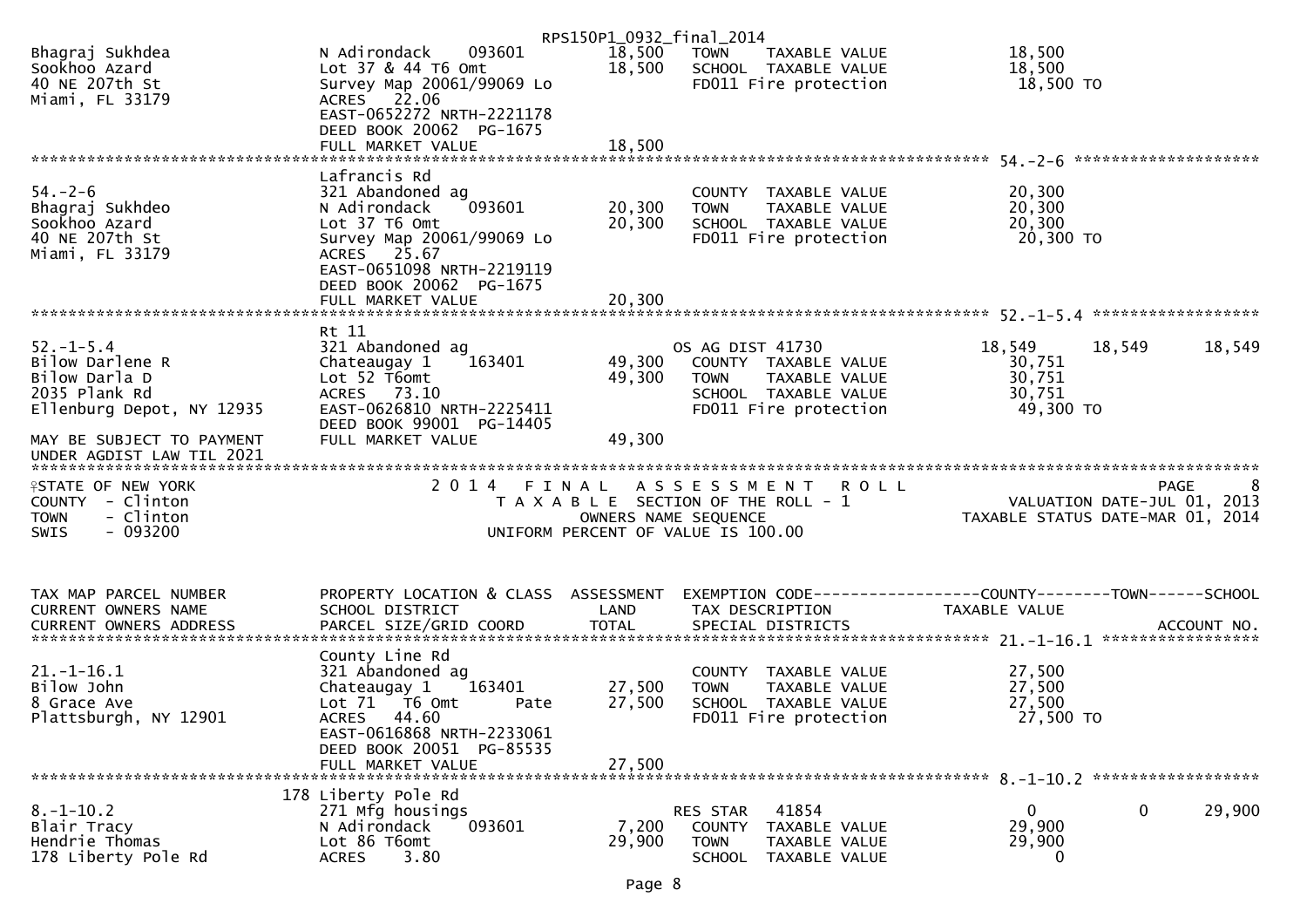```
                                               RPS150P1_0932_final_2014
Bhagraj Sukhdea               N Adirondack    093601        18,500   TOWN    TAXABLE VALUE            18,500
Sookhoo Azard                 Lot 37 & 44 T6 Omt            18,500   SCHOOL  TAXABLE VALUE            18,500
40 NE 207th St                Survey Map 20061/99069 Lo              FD011 Fire protection             18,500 TO
Miami, FL 33179               ACRES   22.06
                              EAST-0652272 NRTH-2221178
                              DEED BOOK 20062  PG-1675
                              FULL MARKET VALUE              18,500
******************************************************************************************************* 54.-2-6 ********************
                              Lafrancis Rd
54.-2-6                       321 Abandoned ag                       COUNTY  TAXABLE VALUE            20,300
Bhagraj Sukhdeo               N Adirondack    093601        20,300   TOWN    TAXABLE VALUE            20,300
Sookhoo Azard                 Lot 37 T6 Omt                 20,300   SCHOOL  TAXABLE VALUE            20,300
40 NE 207th St                Survey Map 20061/99069 Lo              FD011 Fire protection             20,300 TO
Miami, FL 33179               ACRES   25.67
                              EAST-0651098 NRTH-2219119
                              DEED BOOK 20062  PG-1675
                              FULL MARKET VALUE              20,300
******************************************************************************************************* 52.-1-5.4 ******************
                              Rt 11
52.-1-5.4                     321 Abandoned ag                       OS AG DIST 41730          18,549      18,549      18,549
Bilow Darlene R               Chateaugay 1    163401        49,300   COUNTY  TAXABLE VALUE            30,751
Bilow Darla D                 Lot 52 T6omt                  49,300   TOWN    TAXABLE VALUE            30,751
2035 Plank Rd                 ACRES   73.10                          SCHOOL  TAXABLE VALUE            30,751
Ellenburg Depot, NY 12935     EAST-0626810 NRTH-2225411              FD011 Fire protection             49,300 TO
                              DEED BOOK 99001  PG-14405
MAY BE SUBJECT TO PAYMENT     FULL MARKET VALUE              49,300
UNDER AGDIST LAW TIL 2021
************************************************************************************************************************************
STATE OF NEW YORK                   2 0 1 4   F I N A L   A S S E S S M E N T   R O L L                                  PAGE     8
COUNTY  - Clinton                        T A X A B L E  SECTION OF THE ROLL - 1                      VALUATION DATE-JUL 01, 2013
TOWN    - Clinton                               OWNERS NAME SEQUENCE                           TAXABLE STATUS DATE-MAR 01, 2014
SWIS    - 093200                         UNIFORM PERCENT OF VALUE IS 100.00


TAX MAP PARCEL NUMBER         PROPERTY LOCATION & CLASS  ASSESSMENT  EXEMPTION CODE------------------COUNTY--------TOWN------SCHOOL
CURRENT OWNERS NAME           SCHOOL DISTRICT               LAND      TAX DESCRIPTION            TAXABLE VALUE
CURRENT OWNERS ADDRESS        PARCEL SIZE/GRID COORD        TOTAL     SPECIAL DISTRICTS                                  ACCOUNT NO.
******************************************************************************************************* 21.-1-16.1 *****************
                              County Line Rd
21.-1-16.1                    321 Abandoned ag                       COUNTY  TAXABLE VALUE            27,500
Bilow John                    Chateaugay 1    163401        27,500   TOWN    TAXABLE VALUE            27,500
8 Grace Ave                   Lot 71  T6 Omt         Pate   27,500   SCHOOL  TAXABLE VALUE            27,500
Plattsburgh, NY 12901         ACRES   44.60                          FD011 Fire protection             27,500 TO
                              EAST-0616868 NRTH-2233061
                              DEED BOOK 20051  PG-85535
                              FULL MARKET VALUE              27,500
******************************************************************************************************* 8.-1-10.2 ******************
                          178 Liberty Pole Rd
8.-1-10.2                     271 Mfg housings                       RES STAR   41854               0           0      29,900
Blair Tracy                   N Adirondack    093601         7,200   COUNTY  TAXABLE VALUE            29,900
Hendrie Thomas                Lot 86 T6omt                  29,900   TOWN    TAXABLE VALUE            29,900
178 Liberty Pole Rd           ACRES    3.80                          SCHOOL  TAXABLE VALUE                 0
```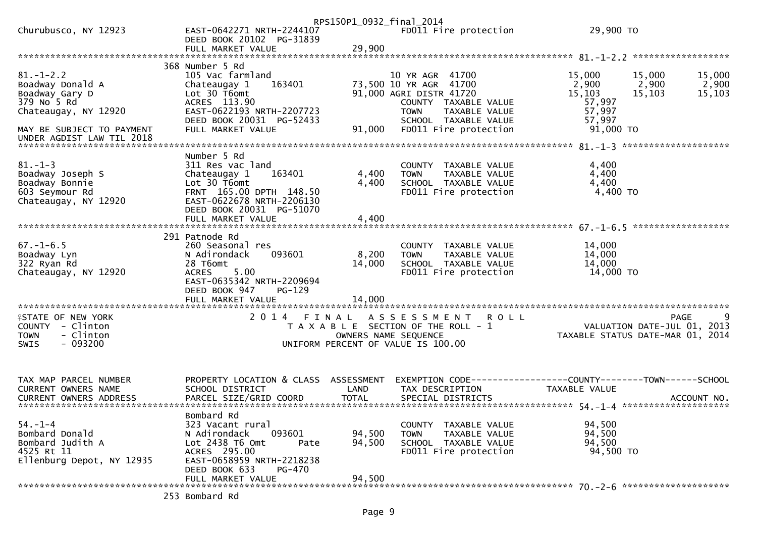```
                                                      RPS150P1_0932_final_2014
Churubusco, NY 12923          EAST-0642271 NRTH-2244107              FD011 Fire protection             29,900 TO
                              DEED BOOK 20102  PG-31839
                              FULL MARKET VALUE              29,900
******************************************************************************************************* 81.-1-2.2 ******************
                              368 Number 5 Rd
81.-1-2.2                     105 Vac farmland                       10 YR AGR  41700                 15,000      15,000       15,000
Boadway Donald A              Chateaugay 1    163401          73,500 10 YR AGR  41700                  2,900       2,900        2,900
Boadway Gary D                Lot 30 T6omt                    91,000 AGRI DISTR 41720                 15,103      15,103       15,103
379 No 5 Rd                   ACRES  113.90                          COUNTY  TAXABLE VALUE            57,997
Chateaugay, NY 12920          EAST-0622193 NRTH-2207723              TOWN    TAXABLE VALUE            57,997
                              DEED BOOK 20031  PG-52433              SCHOOL  TAXABLE VALUE            57,997
MAY BE SUBJECT TO PAYMENT     FULL MARKET VALUE              91,000  FD011 Fire protection             91,000 TO
UNDER AGDIST LAW TIL 2018
******************************************************************************************************* 81.-1-3 ********************
                              Number 5 Rd
81.-1-3                       311 Res vac land                       COUNTY  TAXABLE VALUE             4,400
Boadway Joseph S              Chateaugay 1    163401           4,400 TOWN    TAXABLE VALUE             4,400
Boadway Bonnie                Lot 30 T6omt                     4,400 SCHOOL  TAXABLE VALUE             4,400
603 Seymour Rd                FRNT 165.00 DPTH 148.50                FD011 Fire protection              4,400 TO
Chateaugay, NY 12920          EAST-0622678 NRTH-2206130
                              DEED BOOK 20031  PG-51070
                              FULL MARKET VALUE               4,400
******************************************************************************************************* 67.-1-6.5 ******************
                              291 Patnode Rd
67.-1-6.5                     260 Seasonal res                       COUNTY  TAXABLE VALUE            14,000
Boadway Lyn                   N Adirondack    093601           8,200 TOWN    TAXABLE VALUE            14,000
322 Ryan Rd                   28 T6omt                        14,000 SCHOOL  TAXABLE VALUE            14,000
Chateaugay, NY 12920          ACRES     5.00                         FD011 Fire protection             14,000 TO
                              EAST-0635342 NRTH-2209694
                              DEED BOOK 947    PG-129
                              FULL MARKET VALUE              14,000
************************************************************************************************************************************
STATE OF NEW YORK                    2 0 1 4   F I N A L   A S S E S S M E N T   R O L L                                 PAGE      9
COUNTY  - Clinton                       T A X A B L E  SECTION OF THE ROLL - 1                      VALUATION DATE-JUL 01, 2013
TOWN    - Clinton                              OWNERS NAME SEQUENCE                              TAXABLE STATUS DATE-MAR 01, 2014
SWIS    - 093200                        UNIFORM PERCENT OF VALUE IS 100.00


TAX MAP PARCEL NUMBER         PROPERTY LOCATION & CLASS  ASSESSMENT  EXEMPTION CODE------------------COUNTY--------TOWN------SCHOOL
CURRENT OWNERS NAME           SCHOOL DISTRICT               LAND      TAX DESCRIPTION             TAXABLE VALUE
CURRENT OWNERS ADDRESS        PARCEL SIZE/GRID COORD        TOTAL     SPECIAL DISTRICTS                                   ACCOUNT NO.
******************************************************************************************************* 54.-1-4 ********************
                              Bombard Rd
54.-1-4                       323 Vacant rural                       COUNTY  TAXABLE VALUE            94,500
Bombard Donald                N Adirondack    093601          94,500 TOWN    TAXABLE VALUE            94,500
Bombard Judith A              Lot 2438 T6 Omt       Pate      94,500 SCHOOL  TAXABLE VALUE            94,500
4525 Rt 11                    ACRES  295.00                          FD011 Fire protection             94,500 TO
Ellenburg Depot, NY 12935     EAST-0658959 NRTH-2218238
                              DEED BOOK 633    PG-470
                              FULL MARKET VALUE              94,500
******************************************************************************************************* 70.-2-6 ********************
                              253 Bombard Rd
```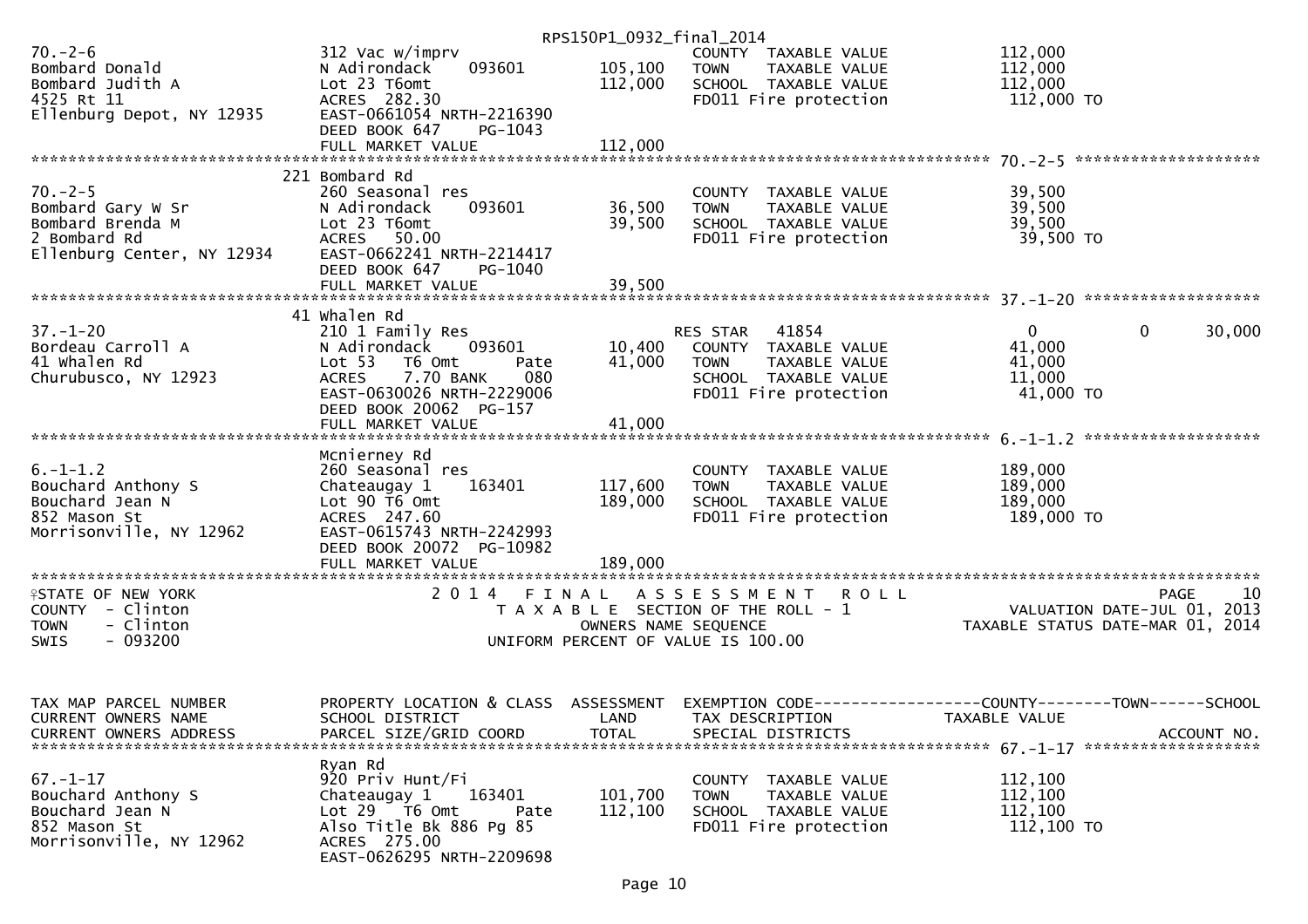| | | | | |
|---|---|---|---|---|
| 70.-2-6 | 312 Vac w/imprv | | COUNTY TAXABLE VALUE | 112,000 |
| Bombard Donald | N Adirondack 093601 | 105,100 | TOWN TAXABLE VALUE | 112,000 |
| Bombard Judith A | Lot 23 T6omt | 112,000 | SCHOOL TAXABLE VALUE | 112,000 |
| 4525 Rt 11 | ACRES 282.30 | | FD011 Fire protection | 112,000 TO |
| Ellenburg Depot, NY 12935 | EAST-0661054 NRTH-2216390 | | | |
| | DEED BOOK 647 PG-1043 | | | |
| | FULL MARKET VALUE | 112,000 | | |

************************************************************************************************ 70.-2-5 ********************

| | | | | |
|---|---|---|---|---|
| | 221 Bombard Rd | | | |
| 70.-2-5 | 260 Seasonal res | | COUNTY TAXABLE VALUE | 39,500 |
| Bombard Gary W Sr | N Adirondack 093601 | 36,500 | TOWN TAXABLE VALUE | 39,500 |
| Bombard Brenda M | Lot 23 T6omt | 39,500 | SCHOOL TAXABLE VALUE | 39,500 |
| 2 Bombard Rd | ACRES 50.00 | | FD011 Fire protection | 39,500 TO |
| Ellenburg Center, NY 12934 | EAST-0662241 NRTH-2214417 | | | |
| | DEED BOOK 647 PG-1040 | | | |
| | FULL MARKET VALUE | 39,500 | | |

************************************************************************************************ 37.-1-20 ********************

| | | | | | | |
|---|---|---|---|---|---|---|
| | 41 Whalen Rd | | | | | |
| 37.-1-20 | 210 1 Family Res | | RES STAR 41854 | 0 | 0 | 30,000 |
| Bordeau Carroll A | N Adirondack 093601 | 10,400 | COUNTY TAXABLE VALUE | 41,000 | | |
| 41 Whalen Rd | Lot 53 T6 Omt Pate | 41,000 | TOWN TAXABLE VALUE | 41,000 | | |
| Churubusco, NY 12923 | ACRES 7.70 BANK 080 | | SCHOOL TAXABLE VALUE | 11,000 | | |
| | EAST-0630026 NRTH-2229006 | | FD011 Fire protection | 41,000 TO | | |
| | DEED BOOK 20062 PG-157 | | | | | |
| | FULL MARKET VALUE | 41,000 | | | | |

************************************************************************************************ 6.-1-1.2 ********************

| | | | | |
|---|---|---|---|---|
| | Mcnierney Rd | | | |
| 6.-1-1.2 | 260 Seasonal res | | COUNTY TAXABLE VALUE | 189,000 |
| Bouchard Anthony S | Chateaugay 1 163401 | 117,600 | TOWN TAXABLE VALUE | 189,000 |
| Bouchard Jean N | Lot 90 T6 Omt | 189,000 | SCHOOL TAXABLE VALUE | 189,000 |
| 852 Mason St | ACRES 247.60 | | FD011 Fire protection | 189,000 TO |
| Morrisonville, NY 12962 | EAST-0615743 NRTH-2242993 | | | |
| | DEED BOOK 20072 PG-10982 | | | |
| | FULL MARKET VALUE | 189,000 | | |

STATE OF NEW YORK — COUNTY - Clinton — TOWN - Clinton — SWIS - 093200

2014 FINAL ASSESSMENT ROLL
TAXABLE SECTION OF THE ROLL - 1
OWNERS NAME SEQUENCE
UNIFORM PERCENT OF VALUE IS 100.00

PAGE 10
VALUATION DATE-JUL 01, 2013
TAXABLE STATUS DATE-MAR 01, 2014

| TAX MAP PARCEL NUMBER / CURRENT OWNERS NAME / CURRENT OWNERS ADDRESS | PROPERTY LOCATION & CLASS / SCHOOL DISTRICT / PARCEL SIZE/GRID COORD | ASSESSMENT LAND / TOTAL | EXEMPTION CODE / TAX DESCRIPTION / SPECIAL DISTRICTS | COUNTY--------TOWN------SCHOOL / TAXABLE VALUE / ACCOUNT NO. |
|---|---|---|---|---|

************************************************************************************************ 67.-1-17 ********************

| | | | | |
|---|---|---|---|---|
| | Ryan Rd | | | |
| 67.-1-17 | 920 Priv Hunt/Fi | | COUNTY TAXABLE VALUE | 112,100 |
| Bouchard Anthony S | Chateaugay 1 163401 | 101,700 | TOWN TAXABLE VALUE | 112,100 |
| Bouchard Jean N | Lot 29 T6 Omt Pate | 112,100 | SCHOOL TAXABLE VALUE | 112,100 |
| 852 Mason St | Also Title Bk 886 Pg 85 | | FD011 Fire protection | 112,100 TO |
| Morrisonville, NY 12962 | ACRES 275.00 | | | |
| | EAST-0626295 NRTH-2209698 | | | |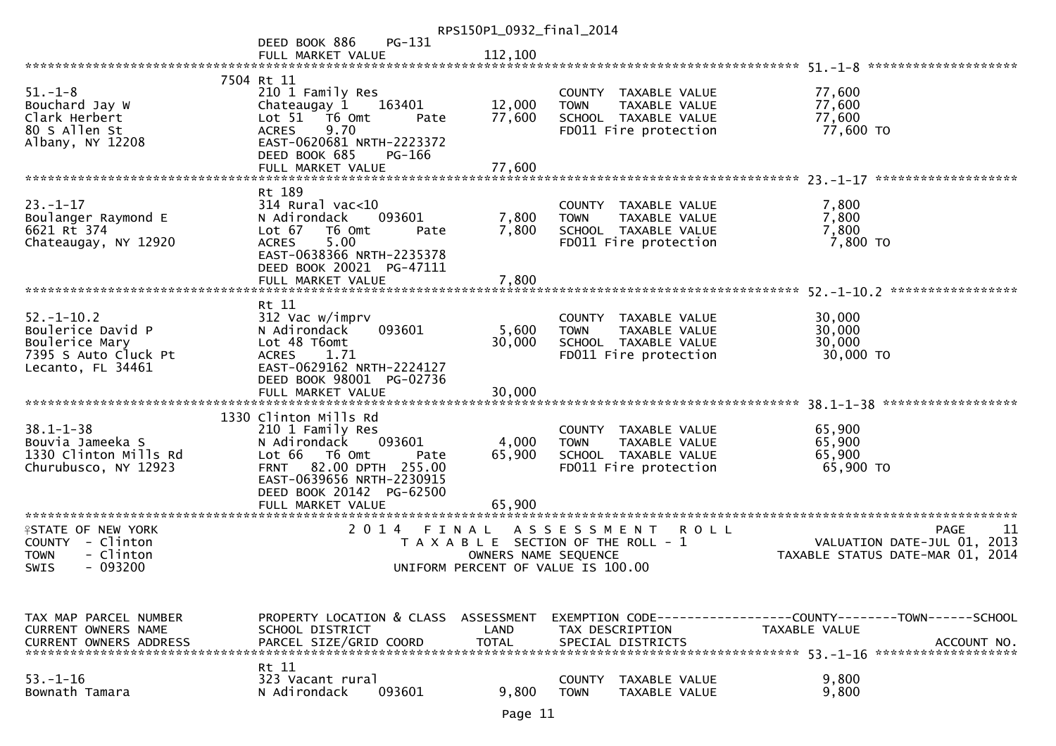DEED BOOK 886 PG-131
FULL MARKET VALUE 112,100

******************************************************************************************************* 51.-1-8 *******************

| | | | | |
|---|---|---|---|---|
| | 7504 Rt 11 | | | |
| 51.-1-8 | 210 1 Family Res | | COUNTY TAXABLE VALUE | 77,600 |
| Bouchard Jay W | Chateaugay 1 163401 | 12,000 | TOWN TAXABLE VALUE | 77,600 |
| Clark Herbert | Lot 51 T6 Omt Pate | 77,600 | SCHOOL TAXABLE VALUE | 77,600 |
| 80 S Allen St | ACRES 9.70 | | FD011 Fire protection | 77,600 TO |
| Albany, NY 12208 | EAST-0620681 NRTH-2223372 | | | |
| | DEED BOOK 685 PG-166 | | | |
| | FULL MARKET VALUE | 77,600 | | |

******************************************************************************************************* 23.-1-17 *******************

| | | | | |
|---|---|---|---|---|
| | Rt 189 | | | |
| 23.-1-17 | 314 Rural vac<10 | | COUNTY TAXABLE VALUE | 7,800 |
| Boulanger Raymond E | N Adirondack 093601 | 7,800 | TOWN TAXABLE VALUE | 7,800 |
| 6621 Rt 374 | Lot 67 T6 Omt Pate | 7,800 | SCHOOL TAXABLE VALUE | 7,800 |
| Chateaugay, NY 12920 | ACRES 5.00 | | FD011 Fire protection | 7,800 TO |
| | EAST-0638366 NRTH-2235378 | | | |
| | DEED BOOK 20021 PG-47111 | | | |
| | FULL MARKET VALUE | 7,800 | | |

******************************************************************************************************* 52.-1-10.2 *****************

| | | | | |
|---|---|---|---|---|
| | Rt 11 | | | |
| 52.-1-10.2 | 312 Vac w/imprv | | COUNTY TAXABLE VALUE | 30,000 |
| Boulerice David P | N Adirondack 093601 | 5,600 | TOWN TAXABLE VALUE | 30,000 |
| Boulerice Mary | Lot 48 T6omt | 30,000 | SCHOOL TAXABLE VALUE | 30,000 |
| 7395 S Auto Cluck Pt | ACRES 1.71 | | FD011 Fire protection | 30,000 TO |
| Lecanto, FL 34461 | EAST-0629162 NRTH-2224127 | | | |
| | DEED BOOK 98001 PG-02736 | | | |
| | FULL MARKET VALUE | 30,000 | | |

******************************************************************************************************* 38.1-1-38 ******************

| | | | | |
|---|---|---|---|---|
| | 1330 Clinton Mills Rd | | | |
| 38.1-1-38 | 210 1 Family Res | | COUNTY TAXABLE VALUE | 65,900 |
| Bouvia Jameeka S | N Adirondack 093601 | 4,000 | TOWN TAXABLE VALUE | 65,900 |
| 1330 Clinton Mills Rd | Lot 66 T6 Omt Pate | 65,900 | SCHOOL TAXABLE VALUE | 65,900 |
| Churubusco, NY 12923 | FRNT 82.00 DPTH 255.00 | | FD011 Fire protection | 65,900 TO |
| | EAST-0639656 NRTH-2230915 | | | |
| | DEED BOOK 20142 PG-62500 | | | |
| | FULL MARKET VALUE | 65,900 | | |

*******************************************************************************************************************************

STATE OF NEW YORK — 2014 FINAL ASSESSMENT ROLL — PAGE 11
COUNTY - Clinton — TAXABLE SECTION OF THE ROLL - 1 — VALUATION DATE-JUL 01, 2013
TOWN - Clinton — OWNERS NAME SEQUENCE — TAXABLE STATUS DATE-MAR 01, 2014
SWIS - 093200 — UNIFORM PERCENT OF VALUE IS 100.00

| TAX MAP PARCEL NUMBER<br>CURRENT OWNERS NAME<br>CURRENT OWNERS ADDRESS | PROPERTY LOCATION & CLASS<br>SCHOOL DISTRICT<br>PARCEL SIZE/GRID COORD | ASSESSMENT<br>LAND<br>TOTAL | EXEMPTION CODE------------------COUNTY--------TOWN------SCHOOL<br>TAX DESCRIPTION<br>SPECIAL DISTRICTS | TAXABLE VALUE<br><br>ACCOUNT NO. |
|---|---|---|---|---|

******************************************************************************************************* 53.-1-16 *******************

| | | | | |
|---|---|---|---|---|
| | Rt 11 | | | |
| 53.-1-16 | 323 Vacant rural | | COUNTY TAXABLE VALUE | 9,800 |
| Bownath Tamara | N Adirondack 093601 | 9,800 | TOWN TAXABLE VALUE | 9,800 |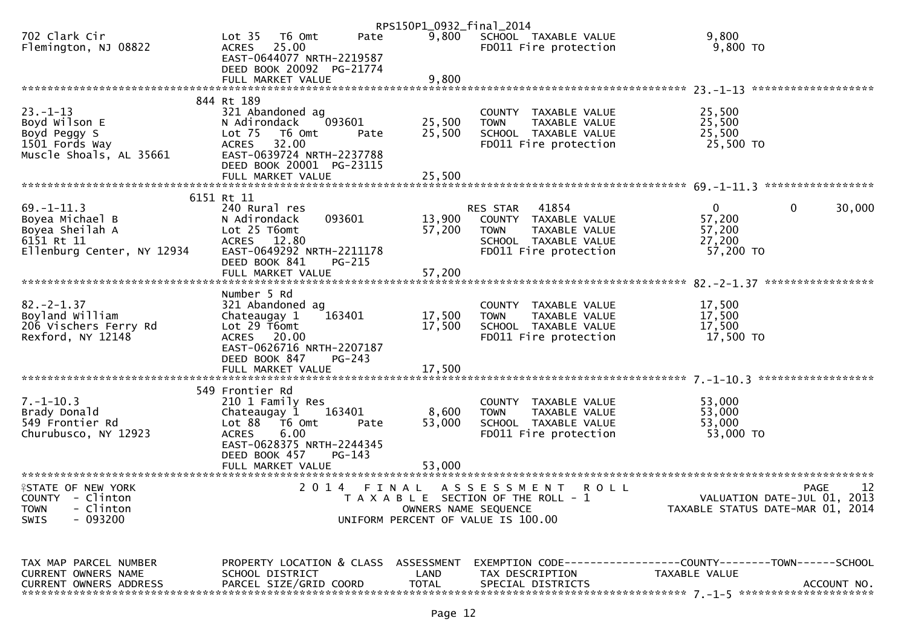RPS150P1_0932_final_2014

```
702 Clark Cir                  Lot 35   T6 Omt       Pate     9,800   SCHOOL  TAXABLE VALUE              9,800
Flemington, NJ 08822           ACRES  25.00                           FD011 Fire protection               9,800 TO
                               EAST-0644077 NRTH-2219587
                               DEED BOOK 20092  PG-21774
                               FULL MARKET VALUE                9,800
******************************************************************************************************* 23.-1-13 ******************
                             844 Rt 189
23.-1-13                       321 Abandoned ag                       COUNTY  TAXABLE VALUE             25,500
Boyd Wilson E                  N Adirondack     093601       25,500   TOWN    TAXABLE VALUE             25,500
Boyd Peggy S                   Lot 75   T6 Omt       Pate    25,500   SCHOOL  TAXABLE VALUE             25,500
1501 Fords Way                 ACRES  32.00                           FD011 Fire protection              25,500 TO
Muscle Shoals, AL 35661        EAST-0639724 NRTH-2237788
                               DEED BOOK 20001  PG-23115
                               FULL MARKET VALUE               25,500
******************************************************************************************************* 69.-1-11.3 ****************
                            6151 Rt 11
69.-1-11.3                     240 Rural res                          RES STAR   41854                      0           0      30,000
Boyea Michael B                N Adirondack     093601       13,900   COUNTY  TAXABLE VALUE             57,200
Boyea Sheilah A                Lot 25 T6omt                  57,200   TOWN    TAXABLE VALUE             57,200
6151 Rt 11                     ACRES  12.80                           SCHOOL  TAXABLE VALUE             27,200
Ellenburg Center, NY 12934     EAST-0649292 NRTH-2211178              FD011 Fire protection              57,200 TO
                               DEED BOOK 841    PG-215
                               FULL MARKET VALUE               57,200
******************************************************************************************************* 82.-2-1.37 ****************
                               Number 5 Rd
82.-2-1.37                     321 Abandoned ag                       COUNTY  TAXABLE VALUE             17,500
Boyland William                Chateaugay 1     163401       17,500   TOWN    TAXABLE VALUE             17,500
206 Vischers Ferry Rd          Lot 29 T6omt                  17,500   SCHOOL  TAXABLE VALUE             17,500
Rexford, NY 12148              ACRES  20.00                           FD011 Fire protection              17,500 TO
                               EAST-0626716 NRTH-2207187
                               DEED BOOK 847    PG-243
                               FULL MARKET VALUE               17,500
******************************************************************************************************* 7.-1-10.3 *****************
                             549 Frontier Rd
7.-1-10.3                      210 1 Family Res                       COUNTY  TAXABLE VALUE             53,000
Brady Donald                   Chateaugay 1     163401        8,600   TOWN    TAXABLE VALUE             53,000
549 Frontier Rd                Lot 88   T6 Omt       Pate    53,000   SCHOOL  TAXABLE VALUE             53,000
Churubusco, NY 12923           ACRES   6.00                           FD011 Fire protection              53,000 TO
                               EAST-0628375 NRTH-2244345
                               DEED BOOK 457    PG-143
                               FULL MARKET VALUE               53,000
************************************************************************************************************************************
STATE OF NEW YORK                     2 0 1 4   F I N A L   A S S E S S M E N T   R O L L                              PAGE    12
COUNTY  - Clinton                        T A X A B L E  SECTION OF THE ROLL - 1                      VALUATION DATE-JUL 01, 2013
TOWN    - Clinton                               OWNERS NAME SEQUENCE                          TAXABLE STATUS DATE-MAR 01, 2014
SWIS    - 093200                        UNIFORM PERCENT OF VALUE IS 100.00


TAX MAP PARCEL NUMBER          PROPERTY LOCATION & CLASS  ASSESSMENT  EXEMPTION CODE------------------COUNTY--------TOWN------SCHOOL
CURRENT OWNERS NAME            SCHOOL DISTRICT               LAND      TAX DESCRIPTION             TAXABLE VALUE
CURRENT OWNERS ADDRESS         PARCEL SIZE/GRID COORD       TOTAL      SPECIAL DISTRICTS                                  ACCOUNT NO.
******************************************************************************************************* 7.-1-5 ********************
```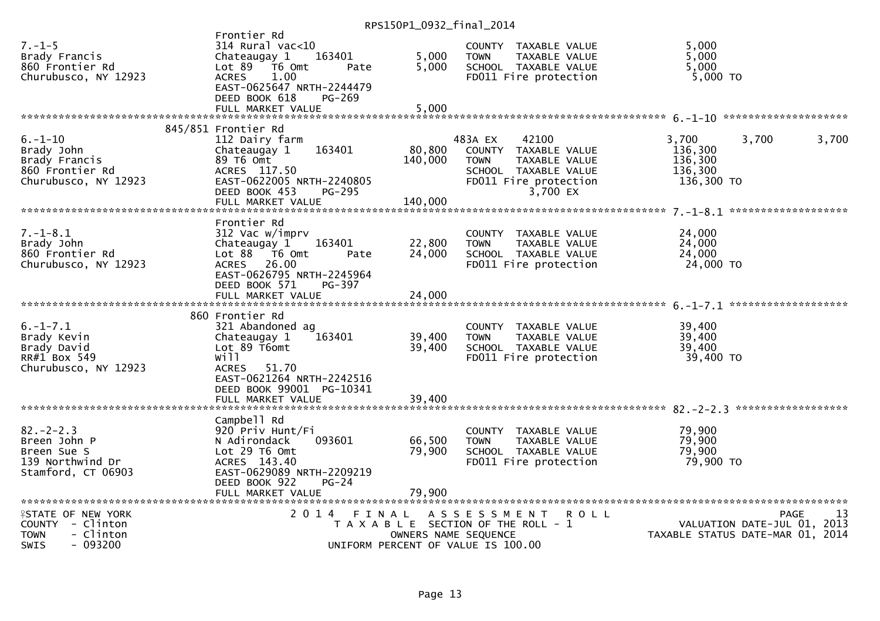```
                                                    RPS150P1_0932_final_2014
                              Frontier Rd
7.-1-5                        314 Rural vac<10                          COUNTY  TAXABLE VALUE             5,000
Brady Francis                 Chateaugay 1      163401         5,000    TOWN    TAXABLE VALUE             5,000
860 Frontier Rd               Lot 89   T6 Omt          Pate    5,000    SCHOOL  TAXABLE VALUE             5,000
Churubusco, NY 12923          ACRES     1.00                            FD011 Fire protection              5,000 TO
                              EAST-0625647 NRTH-2244479
                              DEED BOOK 618     PG-269
                              FULL MARKET VALUE                5,000
******************************************************************************************************* 6.-1-10 ********************
                         845/851 Frontier Rd
6.-1-10                       112 Dairy farm                          483A EX      42100               3,700        3,700       3,700
Brady John                    Chateaugay 1      163401        80,800    COUNTY  TAXABLE VALUE           136,300
Brady Francis                 89 T6 Omt                      140,000    TOWN    TAXABLE VALUE           136,300
860 Frontier Rd               ACRES  117.50                             SCHOOL  TAXABLE VALUE           136,300
Churubusco, NY 12923          EAST-0622005 NRTH-2240805                 FD011 Fire protection            136,300 TO
                              DEED BOOK 453     PG-295                          3,700 EX
                              FULL MARKET VALUE              140,000
******************************************************************************************************* 7.-1-8.1 *******************
                              Frontier Rd
7.-1-8.1                      312 Vac w/imprv                           COUNTY  TAXABLE VALUE            24,000
Brady John                    Chateaugay 1      163401        22,800    TOWN    TAXABLE VALUE            24,000
860 Frontier Rd               Lot 88   T6 Omt          Pate   24,000    SCHOOL  TAXABLE VALUE            24,000
Churubusco, NY 12923          ACRES    26.00                            FD011 Fire protection             24,000 TO
                              EAST-0626795 NRTH-2245964
                              DEED BOOK 571     PG-397
                              FULL MARKET VALUE               24,000
******************************************************************************************************* 6.-1-7.1 *******************
                         860 Frontier Rd
6.-1-7.1                      321 Abandoned ag                          COUNTY  TAXABLE VALUE            39,400
Brady Kevin                   Chateaugay 1      163401        39,400    TOWN    TAXABLE VALUE            39,400
Brady David                   Lot 89 T6omt                    39,400    SCHOOL  TAXABLE VALUE            39,400
RR#1 Box 549                  Will                                      FD011 Fire protection             39,400 TO
Churubusco, NY 12923          ACRES    51.70
                              EAST-0621264 NRTH-2242516
                              DEED BOOK 99001 PG-10341
                              FULL MARKET VALUE               39,400
******************************************************************************************************* 82.-2-2.3 ******************
                              Campbell Rd
82.-2-2.3                     920 Priv Hunt/Fi                          COUNTY  TAXABLE VALUE            79,900
Breen John P                  N Adirondack      093601        66,500    TOWN    TAXABLE VALUE            79,900
Breen Sue S                   Lot 29 T6 Omt                   79,900    SCHOOL  TAXABLE VALUE            79,900
139 Northwind Dr              ACRES  143.40                             FD011 Fire protection             79,900 TO
Stamford, CT 06903            EAST-0629089 NRTH-2209219
                              DEED BOOK 922     PG-24
                              FULL MARKET VALUE               79,900
************************************************************************************************************************************
STATE OF NEW YORK                  2 0 1 4   F I N A L   A S S E S S M E N T   R O L L                                   PAGE    13
COUNTY  - Clinton                      T A X A B L E  SECTION OF THE ROLL - 1                         VALUATION DATE-JUL 01, 2013
TOWN    - Clinton                             OWNERS NAME SEQUENCE                             TAXABLE STATUS DATE-MAR 01, 2014
SWIS    - 093200                       UNIFORM PERCENT OF VALUE IS 100.00
```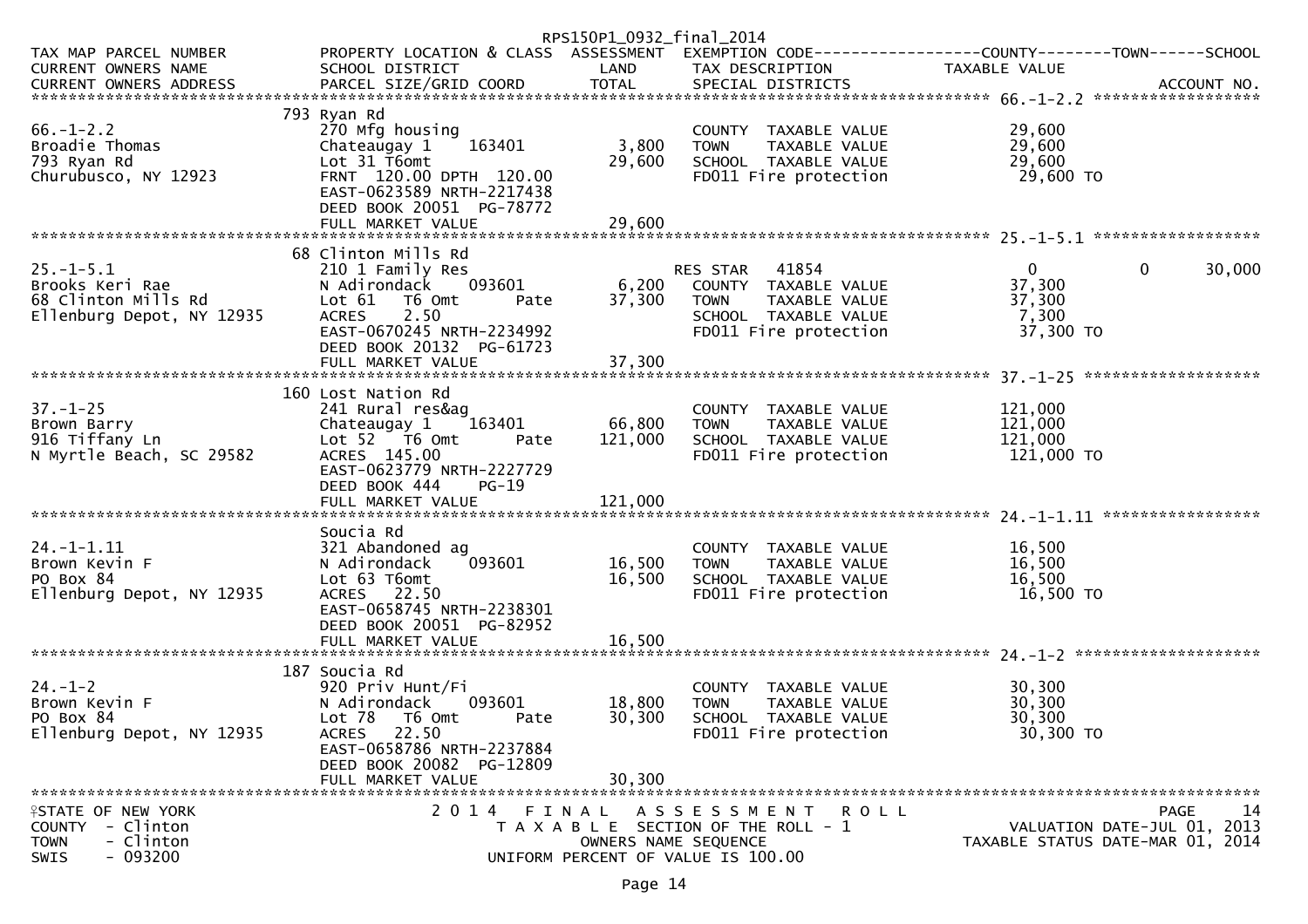RPS150P1_0932_final_2014

| TAX MAP PARCEL NUMBER / CURRENT OWNERS NAME / CURRENT OWNERS ADDRESS | PROPERTY LOCATION & CLASS / SCHOOL DISTRICT / PARCEL SIZE/GRID COORD | ASSESSMENT LAND / TOTAL | EXEMPTION CODE / TAX DESCRIPTION / SPECIAL DISTRICTS | COUNTY | TOWN | SCHOOL / TAXABLE VALUE / ACCOUNT NO. |
|---|---|---|---|---|---|---|
| **66.-1-2.2** | 793 Ryan Rd | | | | | |
| 66.-1-2.2 | 270 Mfg housing | | COUNTY TAXABLE VALUE | 29,600 | | |
| Broadie Thomas | Chateaugay 1 163401 | 3,800 | TOWN TAXABLE VALUE | 29,600 | | |
| 793 Ryan Rd | Lot 31 T6omt | 29,600 | SCHOOL TAXABLE VALUE | 29,600 | | |
| Churubusco, NY 12923 | FRNT 120.00 DPTH 120.00 | | FD011 Fire protection | 29,600 TO | | |
| | EAST-0623589 NRTH-2217438 | | | | | |
| | DEED BOOK 20051 PG-78772 | | | | | |
| | FULL MARKET VALUE | 29,600 | | | | |
| **25.-1-5.1** | 68 Clinton Mills Rd | | | | | |
| 25.-1-5.1 | 210 1 Family Res | | RES STAR 41854 | 0 | 0 | 30,000 |
| Brooks Keri Rae | N Adirondack 093601 | 6,200 | COUNTY TAXABLE VALUE | 37,300 | | |
| 68 Clinton Mills Rd | Lot 61 T6 Omt Pate | 37,300 | TOWN TAXABLE VALUE | 37,300 | | |
| Ellenburg Depot, NY 12935 | ACRES 2.50 | | SCHOOL TAXABLE VALUE | 7,300 | | |
| | EAST-0670245 NRTH-2234992 | | FD011 Fire protection | 37,300 TO | | |
| | DEED BOOK 20132 PG-61723 | | | | | |
| | FULL MARKET VALUE | 37,300 | | | | |
| **37.-1-25** | 160 Lost Nation Rd | | | | | |
| 37.-1-25 | 241 Rural res&ag | | COUNTY TAXABLE VALUE | 121,000 | | |
| Brown Barry | Chateaugay 1 163401 | 66,800 | TOWN TAXABLE VALUE | 121,000 | | |
| 916 Tiffany Ln | Lot 52 T6 Omt Pate | 121,000 | SCHOOL TAXABLE VALUE | 121,000 | | |
| N Myrtle Beach, SC 29582 | ACRES 145.00 | | FD011 Fire protection | 121,000 TO | | |
| | EAST-0623779 NRTH-2227729 | | | | | |
| | DEED BOOK 444 PG-19 | | | | | |
| | FULL MARKET VALUE | 121,000 | | | | |
| **24.-1-1.11** | Soucia Rd | | | | | |
| 24.-1-1.11 | 321 Abandoned ag | | COUNTY TAXABLE VALUE | 16,500 | | |
| Brown Kevin F | N Adirondack 093601 | 16,500 | TOWN TAXABLE VALUE | 16,500 | | |
| PO Box 84 | Lot 63 T6omt | 16,500 | SCHOOL TAXABLE VALUE | 16,500 | | |
| Ellenburg Depot, NY 12935 | ACRES 22.50 | | FD011 Fire protection | 16,500 TO | | |
| | EAST-0658745 NRTH-2238301 | | | | | |
| | DEED BOOK 20051 PG-82952 | | | | | |
| | FULL MARKET VALUE | 16,500 | | | | |
| **24.-1-2** | 187 Soucia Rd | | | | | |
| 24.-1-2 | 920 Priv Hunt/Fi | | COUNTY TAXABLE VALUE | 30,300 | | |
| Brown Kevin F | N Adirondack 093601 | 18,800 | TOWN TAXABLE VALUE | 30,300 | | |
| PO Box 84 | Lot 78 T6 Omt Pate | 30,300 | SCHOOL TAXABLE VALUE | 30,300 | | |
| Ellenburg Depot, NY 12935 | ACRES 22.50 | | FD011 Fire protection | 30,300 TO | | |
| | EAST-0658786 NRTH-2237884 | | | | | |
| | DEED BOOK 20082 PG-12809 | | | | | |
| | FULL MARKET VALUE | 30,300 | | | | |

STATE OF NEW YORK
COUNTY - Clinton
TOWN - Clinton
SWIS - 093200

2014 FINAL ASSESSMENT ROLL
TAXABLE SECTION OF THE ROLL - 1
OWNERS NAME SEQUENCE
UNIFORM PERCENT OF VALUE IS 100.00

VALUATION DATE-JUL 01, 2013
TAXABLE STATUS DATE-MAR 01, 2014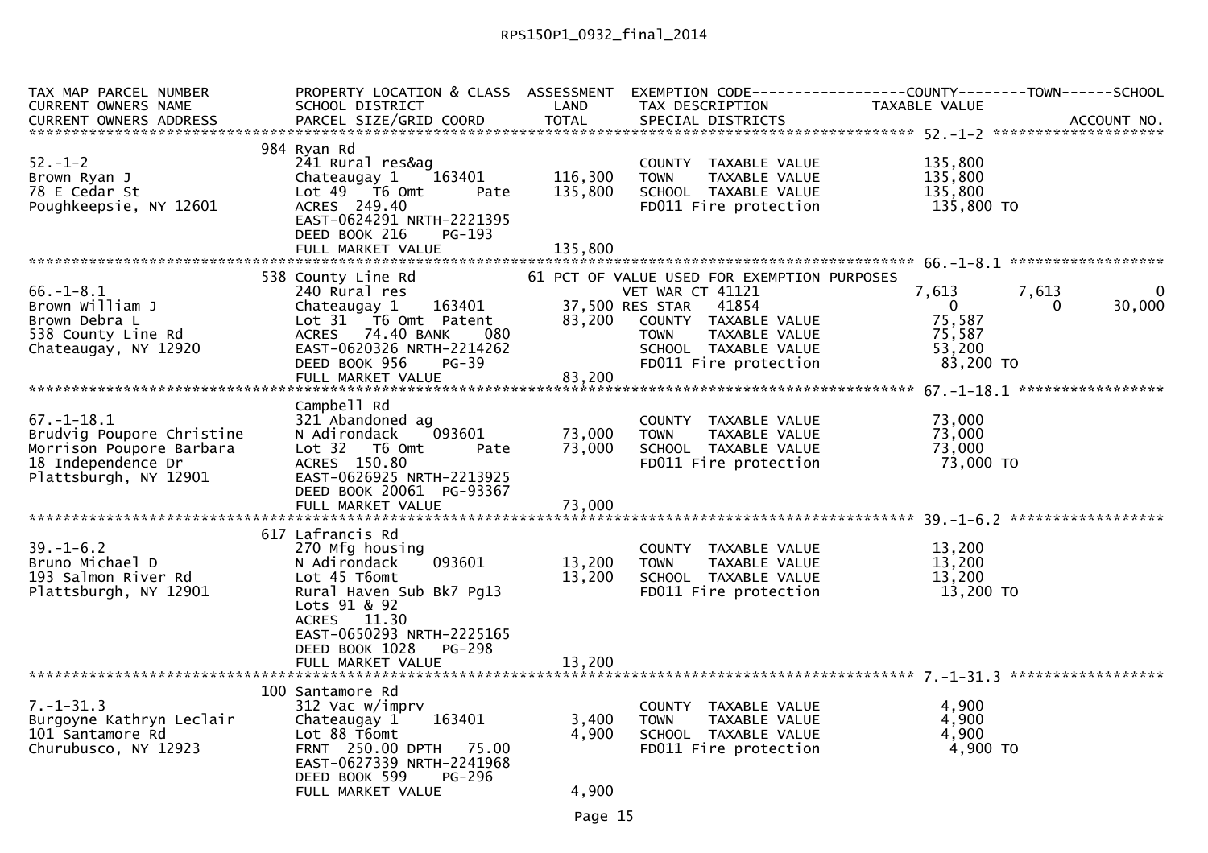RPS150P1_0932_final_2014

```
TAX MAP PARCEL NUMBER          PROPERTY LOCATION & CLASS  ASSESSMENT  EXEMPTION CODE------------------COUNTY--------TOWN------SCHOOL
CURRENT OWNERS NAME            SCHOOL DISTRICT              LAND      TAX DESCRIPTION            TAXABLE VALUE
CURRENT OWNERS ADDRESS         PARCEL SIZE/GRID COORD       TOTAL     SPECIAL DISTRICTS                                    ACCOUNT NO.
****************************************************************************************************** 52.-1-2 ********************
                           984 Ryan Rd
52.-1-2                        241 Rural res&ag                       COUNTY  TAXABLE VALUE          135,800
Brown Ryan J                   Chateaugay 1    163401     116,300     TOWN    TAXABLE VALUE          135,800
78 E Cedar St                  Lot 49  T6 Omt      Pate   135,800     SCHOOL  TAXABLE VALUE          135,800
Poughkeepsie, NY 12601         ACRES  249.40                          FD011 Fire protection           135,800 TO
                               EAST-0624291 NRTH-2221395
                               DEED BOOK 216    PG-193
                               FULL MARKET VALUE          135,800
****************************************************************************************************** 66.-1-8.1 ******************
                           538 County Line Rd              61 PCT OF VALUE USED FOR EXEMPTION PURPOSES
66.-1-8.1                      240 Rural res                          VET WAR CT 41121             7,613       7,613            0
Brown William J                Chateaugay 1    163401      37,500 RES STAR   41854                   0           0       30,000
Brown Debra L                  Lot 31  T6 Omt  Patent      83,200     COUNTY  TAXABLE VALUE           75,587
538 County Line Rd             ACRES   74.40 BANK     080             TOWN    TAXABLE VALUE           75,587
Chateaugay, NY 12920           EAST-0620326 NRTH-2214262              SCHOOL  TAXABLE VALUE           53,200
                               DEED BOOK 956    PG-39                 FD011 Fire protection            83,200 TO
                               FULL MARKET VALUE           83,200
****************************************************************************************************** 67.-1-18.1 *****************
                               Campbell Rd
67.-1-18.1                     321 Abandoned ag                       COUNTY  TAXABLE VALUE           73,000
Brudvig Poupore Christine      N Adirondack    093601      73,000     TOWN    TAXABLE VALUE           73,000
Morrison Poupore Barbara       Lot 32  T6 Omt      Pate    73,000     SCHOOL  TAXABLE VALUE           73,000
18 Independence Dr             ACRES  150.80                          FD011 Fire protection            73,000 TO
Plattsburgh, NY 12901          EAST-0626925 NRTH-2213925
                               DEED BOOK 20061  PG-93367
                               FULL MARKET VALUE           73,000
****************************************************************************************************** 39.-1-6.2 ******************
                           617 Lafrancis Rd
39.-1-6.2                      270 Mfg housing                        COUNTY  TAXABLE VALUE           13,200
Bruno Michael D                N Adirondack    093601      13,200     TOWN    TAXABLE VALUE           13,200
193 Salmon River Rd            Lot 45 T6omt                13,200     SCHOOL  TAXABLE VALUE           13,200
Plattsburgh, NY 12901          Rural Haven Sub Bk7 Pg13               FD011 Fire protection            13,200 TO
                               Lots 91 & 92
                               ACRES   11.30
                               EAST-0650293 NRTH-2225165
                               DEED BOOK 1028   PG-298
                               FULL MARKET VALUE           13,200
****************************************************************************************************** 7.-1-31.3 ******************
                           100 Santamore Rd
7.-1-31.3                      312 Vac w/imprv                        COUNTY  TAXABLE VALUE            4,900
Burgoyne Kathryn Leclair       Chateaugay 1    163401       3,400     TOWN    TAXABLE VALUE            4,900
101 Santamore Rd               Lot 88 T6omt                 4,900     SCHOOL  TAXABLE VALUE            4,900
Churubusco, NY 12923           FRNT 250.00 DPTH  75.00                FD011 Fire protection             4,900 TO
                               EAST-0627339 NRTH-2241968
                               DEED BOOK 599    PG-296
                               FULL MARKET VALUE            4,900
```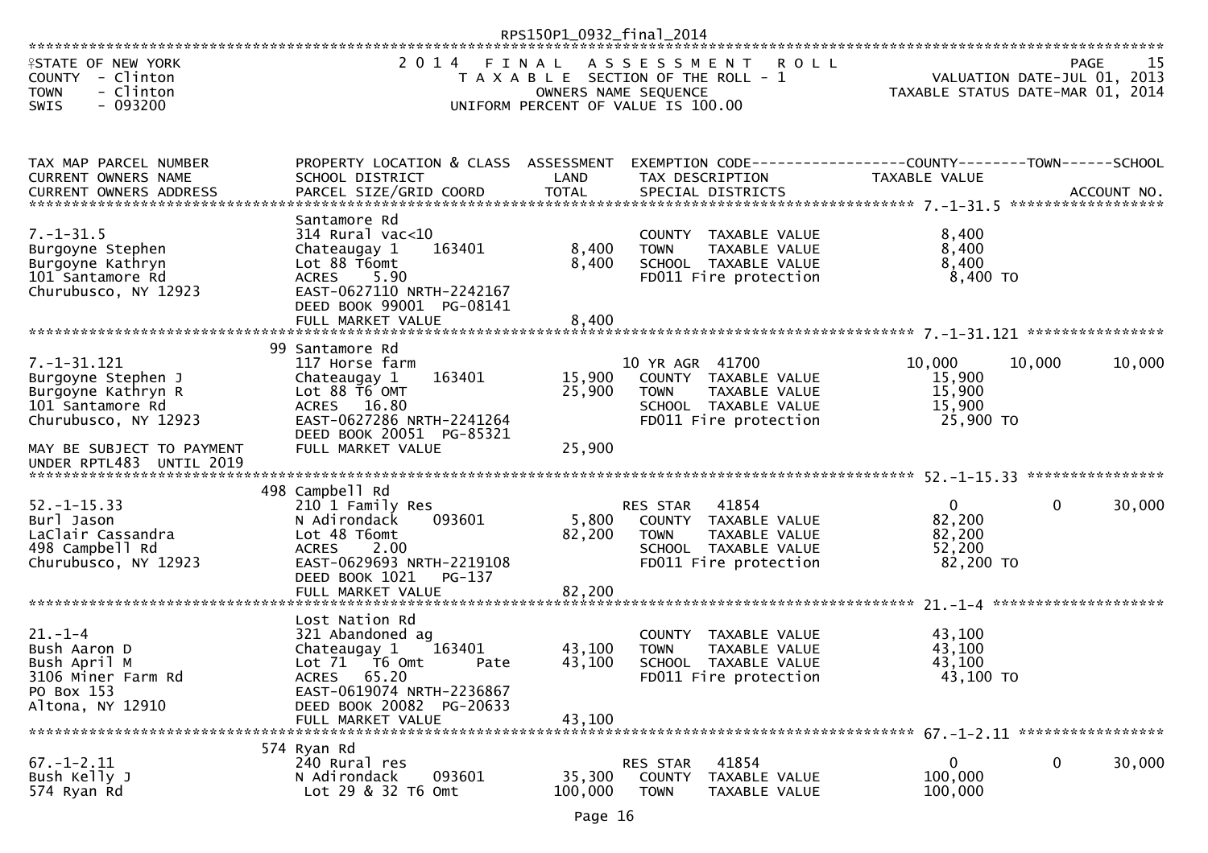RPS150P1_0932_final_2014

STATE OF NEW YORK — 2014 FINAL ASSESSMENT ROLL — PAGE 15
COUNTY - Clinton — TAXABLE SECTION OF THE ROLL - 1 — VALUATION DATE-JUL 01, 2013
TOWN - Clinton — OWNERS NAME SEQUENCE — TAXABLE STATUS DATE-MAR 01, 2014
SWIS - 093200 — UNIFORM PERCENT OF VALUE IS 100.00

| TAX MAP PARCEL NUMBER / CURRENT OWNERS NAME / CURRENT OWNERS ADDRESS | PROPERTY LOCATION & CLASS / SCHOOL DISTRICT / PARCEL SIZE/GRID COORD | ASSESSMENT LAND / TOTAL | EXEMPTION CODE / TAX DESCRIPTION / SPECIAL DISTRICTS | COUNTY TAXABLE VALUE | TOWN | SCHOOL |
|---|---|---|---|---|---|---|
| | Santamore Rd | | | | | |
| 7.-1-31.5 | 314 Rural vac<10 | | COUNTY TAXABLE VALUE | 8,400 | | |
| Burgoyne Stephen | Chateaugay 1 163401 | 8,400 | TOWN TAXABLE VALUE | 8,400 | | |
| Burgoyne Kathryn | Lot 88 T6omt | 8,400 | SCHOOL TAXABLE VALUE | 8,400 | | |
| 101 Santamore Rd | ACRES 5.90 | | FD011 Fire protection | 8,400 TO | | |
| Churubusco, NY 12923 | EAST-0627110 NRTH-2242167 | | | | | |
| | DEED BOOK 99001 PG-08141 | | | | | |
| | FULL MARKET VALUE | 8,400 | | | | |
| | 99 Santamore Rd | | | | | |
| 7.-1-31.121 | 117 Horse farm | | 10 YR AGR 41700 | 10,000 | 10,000 | 10,000 |
| Burgoyne Stephen J | Chateaugay 1 163401 | 15,900 | COUNTY TAXABLE VALUE | 15,900 | | |
| Burgoyne Kathryn R | Lot 88 T6 OMT | 25,900 | TOWN TAXABLE VALUE | 15,900 | | |
| 101 Santamore Rd | ACRES 16.80 | | SCHOOL TAXABLE VALUE | 15,900 | | |
| Churubusco, NY 12923 | EAST-0627286 NRTH-2241264 | | FD011 Fire protection | 25,900 TO | | |
| | DEED BOOK 20051 PG-85321 | | | | | |
| MAY BE SUBJECT TO PAYMENT UNDER RPTL483 UNTIL 2019 | FULL MARKET VALUE | 25,900 | | | | |
| | 498 Campbell Rd | | | | | |
| 52.-1-15.33 | 210 1 Family Res | | RES STAR 41854 | 0 | 0 | 30,000 |
| Burl Jason | N Adirondack 093601 | 5,800 | COUNTY TAXABLE VALUE | 82,200 | | |
| LaClair Cassandra | Lot 48 T6omt | 82,200 | TOWN TAXABLE VALUE | 82,200 | | |
| 498 Campbell Rd | ACRES 2.00 | | SCHOOL TAXABLE VALUE | 52,200 | | |
| Churubusco, NY 12923 | EAST-0629693 NRTH-2219108 | | FD011 Fire protection | 82,200 TO | | |
| | DEED BOOK 1021 PG-137 | | | | | |
| | FULL MARKET VALUE | 82,200 | | | | |
| | Lost Nation Rd | | | | | |
| 21.-1-4 | 321 Abandoned ag | | COUNTY TAXABLE VALUE | 43,100 | | |
| Bush Aaron D | Chateaugay 1 163401 | 43,100 | TOWN TAXABLE VALUE | 43,100 | | |
| Bush April M | Lot 71 T6 Omt Pate | 43,100 | SCHOOL TAXABLE VALUE | 43,100 | | |
| 3106 Miner Farm Rd | ACRES 65.20 | | FD011 Fire protection | 43,100 TO | | |
| PO Box 153 | EAST-0619074 NRTH-2236867 | | | | | |
| Altona, NY 12910 | DEED BOOK 20082 PG-20633 | | | | | |
| | FULL MARKET VALUE | 43,100 | | | | |
| | 574 Ryan Rd | | | | | |
| 67.-1-2.11 | 240 Rural res | | RES STAR 41854 | 0 | 0 | 30,000 |
| Bush Kelly J | N Adirondack 093601 | 35,300 | COUNTY TAXABLE VALUE | 100,000 | | |
| 574 Ryan Rd | Lot 29 & 32 T6 Omt | 100,000 | TOWN TAXABLE VALUE | 100,000 | | |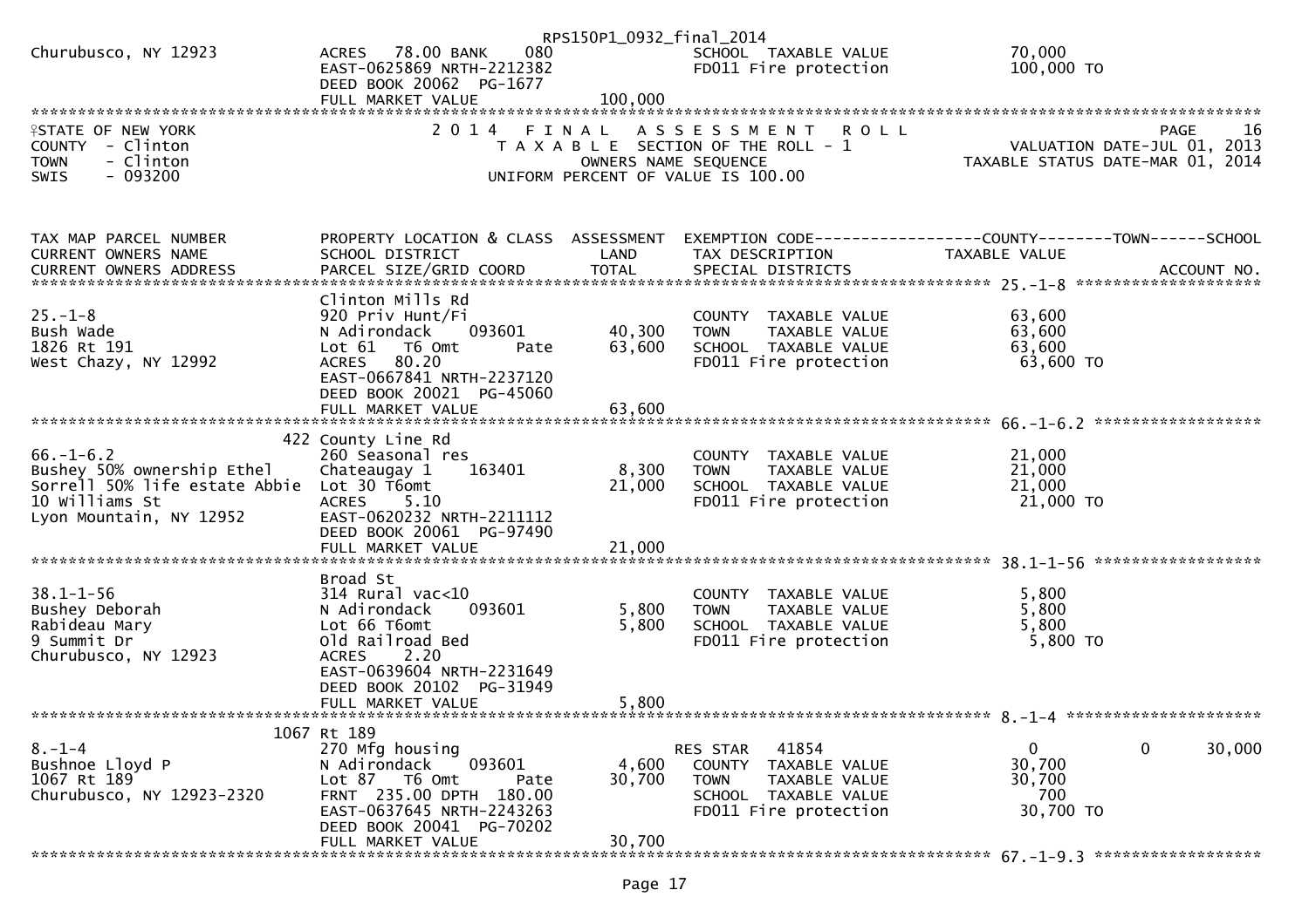```
Churubusco, NY 12923          ACRES   78.00 BANK     080              SCHOOL  TAXABLE VALUE            70,000
                              EAST-0625869 NRTH-2212382               FD011 Fire protection           100,000 TO
                              DEED BOOK 20062  PG-1677
                              FULL MARKET VALUE                100,000
******************************************************************************************************************************************
STATE OF NEW YORK                2 0 1 4   F I N A L   A S S E S S M E N T   R O L L                                   PAGE    16
COUNTY  - Clinton                   T A X A B L E  SECTION OF THE ROLL - 1                           VALUATION DATE-JUL 01, 2013
TOWN    - Clinton                           OWNERS NAME SEQUENCE                                  TAXABLE STATUS DATE-MAR 01, 2014
SWIS    - 093200                      UNIFORM PERCENT OF VALUE IS 100.00


TAX MAP PARCEL NUMBER          PROPERTY LOCATION & CLASS  ASSESSMENT  EXEMPTION CODE------------------COUNTY--------TOWN------SCHOOL
CURRENT OWNERS NAME            SCHOOL DISTRICT               LAND      TAX DESCRIPTION            TAXABLE VALUE
CURRENT OWNERS ADDRESS         PARCEL SIZE/GRID COORD       TOTAL      SPECIAL DISTRICTS                                   ACCOUNT NO.
******************************************************************************************************* 25.-1-8 *********************
                               Clinton Mills Rd
25.-1-8                        920 Priv Hunt/Fi                       COUNTY  TAXABLE VALUE            63,600
Bush Wade                      N Adirondack    093601       40,300    TOWN    TAXABLE VALUE            63,600
1826 Rt 191                    Lot 61  T6 Omt       Pate    63,600    SCHOOL  TAXABLE VALUE            63,600
West Chazy, NY 12992           ACRES   80.20                          FD011 Fire protection            63,600 TO
                               EAST-0667841 NRTH-2237120
                               DEED BOOK 20021  PG-45060
                               FULL MARKET VALUE            63,600
******************************************************************************************************* 66.-1-6.2 *******************
                           422 County Line Rd
66.-1-6.2                      260 Seasonal res                       COUNTY  TAXABLE VALUE            21,000
Bushey 50% ownership Ethel     Chateaugay 1    163401        8,300    TOWN    TAXABLE VALUE            21,000
Sorrell 50% life estate Abbie  Lot 30 T6omt                 21,000    SCHOOL  TAXABLE VALUE            21,000
10 Williams St                 ACRES    5.10                          FD011 Fire protection            21,000 TO
Lyon Mountain, NY 12952        EAST-0620232 NRTH-2211112
                               DEED BOOK 20061  PG-97490
                               FULL MARKET VALUE            21,000
******************************************************************************************************* 38.1-1-56 *******************
                               Broad St
38.1-1-56                      314 Rural vac<10                       COUNTY  TAXABLE VALUE             5,800
Bushey Deborah                 N Adirondack    093601        5,800    TOWN    TAXABLE VALUE             5,800
Rabideau Mary                  Lot 66 T6omt                  5,800    SCHOOL  TAXABLE VALUE             5,800
9 Summit Dr                    Old Railroad Bed                       FD011 Fire protection             5,800 TO
Churubusco, NY 12923           ACRES    2.20
                               EAST-0639604 NRTH-2231649
                               DEED BOOK 20102  PG-31949
                               FULL MARKET VALUE             5,800
******************************************************************************************************* 8.-1-4 **********************
                          1067 Rt 189
8.-1-4                         270 Mfg housing                        RES STAR   41854                  0            0       30,000
Bushnoe Lloyd P                N Adirondack    093601        4,600    COUNTY  TAXABLE VALUE            30,700
1067 Rt 189                    Lot 87  T6 Omt       Pate    30,700    TOWN    TAXABLE VALUE            30,700
Churubusco, NY 12923-2320      FRNT 235.00 DPTH 180.00                SCHOOL  TAXABLE VALUE               700
                               EAST-0637645 NRTH-2243263              FD011 Fire protection            30,700 TO
                               DEED BOOK 20041  PG-70202
                               FULL MARKET VALUE            30,700
******************************************************************************************************* 67.-1-9.3 *******************
```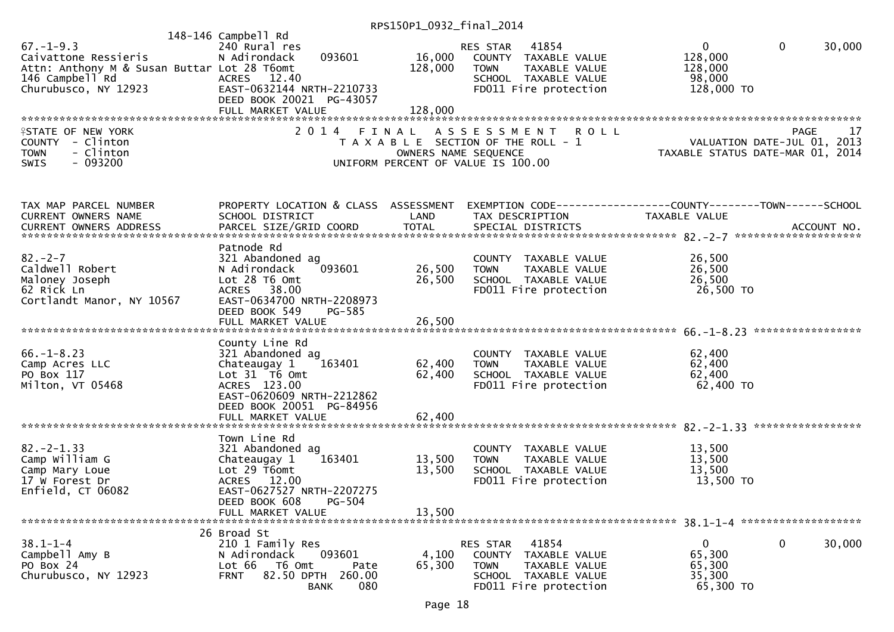148-146 Campbell Rd

```
67.-1-9.3                        240 Rural res                         RES STAR    41854                       0            0       30,000
Caivattone Ressieris             N Adirondack     093601      16,000     COUNTY  TAXABLE VALUE            128,000
Attn: Anthony M & Susan Buttar Lot 28 T6omt                  128,000     TOWN    TAXABLE VALUE            128,000
146 Campbell Rd                  ACRES  12.40                             SCHOOL  TAXABLE VALUE             98,000
Churubusco, NY 12923             EAST-0632144 NRTH-2210733                FD011 Fire protection            128,000 TO
                                 DEED BOOK 20021  PG-43057
                                 FULL MARKET VALUE           128,000
```

STATE OF NEW YORK — 2014 FINAL ASSESSMENT ROLL — PAGE 17
COUNTY - Clinton — TAXABLE SECTION OF THE ROLL - 1 — VALUATION DATE-JUL 01, 2013
TOWN - Clinton — OWNERS NAME SEQUENCE — TAXABLE STATUS DATE-MAR 01, 2014
SWIS - 093200 — UNIFORM PERCENT OF VALUE IS 100.00

```
TAX MAP PARCEL NUMBER          PROPERTY LOCATION & CLASS  ASSESSMENT  EXEMPTION CODE------------------COUNTY--------TOWN------SCHOOL
CURRENT OWNERS NAME            SCHOOL DISTRICT               LAND      TAX DESCRIPTION                 TAXABLE VALUE
CURRENT OWNERS ADDRESS         PARCEL SIZE/GRID COORD        TOTAL     SPECIAL DISTRICTS                                   ACCOUNT NO.

********************************************************************************************************* 82.-2-7 *****************
                                 Patnode Rd
82.-2-7                          321 Abandoned ag                         COUNTY  TAXABLE VALUE             26,500
Caldwell Robert                  N Adirondack     093601      26,500     TOWN    TAXABLE VALUE             26,500
Maloney Joseph                   Lot 28 T6 Omt                 26,500     SCHOOL  TAXABLE VALUE             26,500
62 Rick Ln                       ACRES  38.00                             FD011 Fire protection             26,500 TO
Cortlandt Manor, NY 10567        EAST-0634700 NRTH-2208973
                                 DEED BOOK 549    PG-585
                                 FULL MARKET VALUE            26,500
********************************************************************************************************* 66.-1-8.23 **************
                                 County Line Rd
66.-1-8.23                       321 Abandoned ag                         COUNTY  TAXABLE VALUE             62,400
Camp Acres LLC                   Chateaugay 1     163401      62,400     TOWN    TAXABLE VALUE             62,400
PO Box 117                       Lot 31  T6 Omt                62,400     SCHOOL  TAXABLE VALUE             62,400
Milton, VT 05468                 ACRES 123.00                             FD011 Fire protection             62,400 TO
                                 EAST-0620609 NRTH-2212862
                                 DEED BOOK 20051  PG-84956
                                 FULL MARKET VALUE            62,400
********************************************************************************************************* 82.-2-1.33 **************
                                 Town Line Rd
82.-2-1.33                       321 Abandoned ag                         COUNTY  TAXABLE VALUE             13,500
Camp William G                   Chateaugay 1     163401      13,500     TOWN    TAXABLE VALUE             13,500
Camp Mary Loue                   Lot 29 T6omt                  13,500     SCHOOL  TAXABLE VALUE             13,500
17 W Forest Dr                   ACRES  12.00                             FD011 Fire protection             13,500 TO
Enfield, CT 06082                EAST-0627527 NRTH-2207275
                                 DEED BOOK 608    PG-504
                                 FULL MARKET VALUE            13,500
********************************************************************************************************* 38.1-1-4 ****************
                                 26 Broad St
38.1-1-4                         210 1 Family Res                      RES STAR    41854                       0            0       30,000
Campbell Amy B                   N Adirondack     093601       4,100     COUNTY  TAXABLE VALUE             65,300
PO Box 24                        Lot 66   T6 Omt       Pate    65,300     TOWN    TAXABLE VALUE             65,300
Churubusco, NY 12923             FRNT   82.50 DPTH 260.00                 SCHOOL  TAXABLE VALUE             35,300
                                                 BANK     080             FD011 Fire protection             65,300 TO
```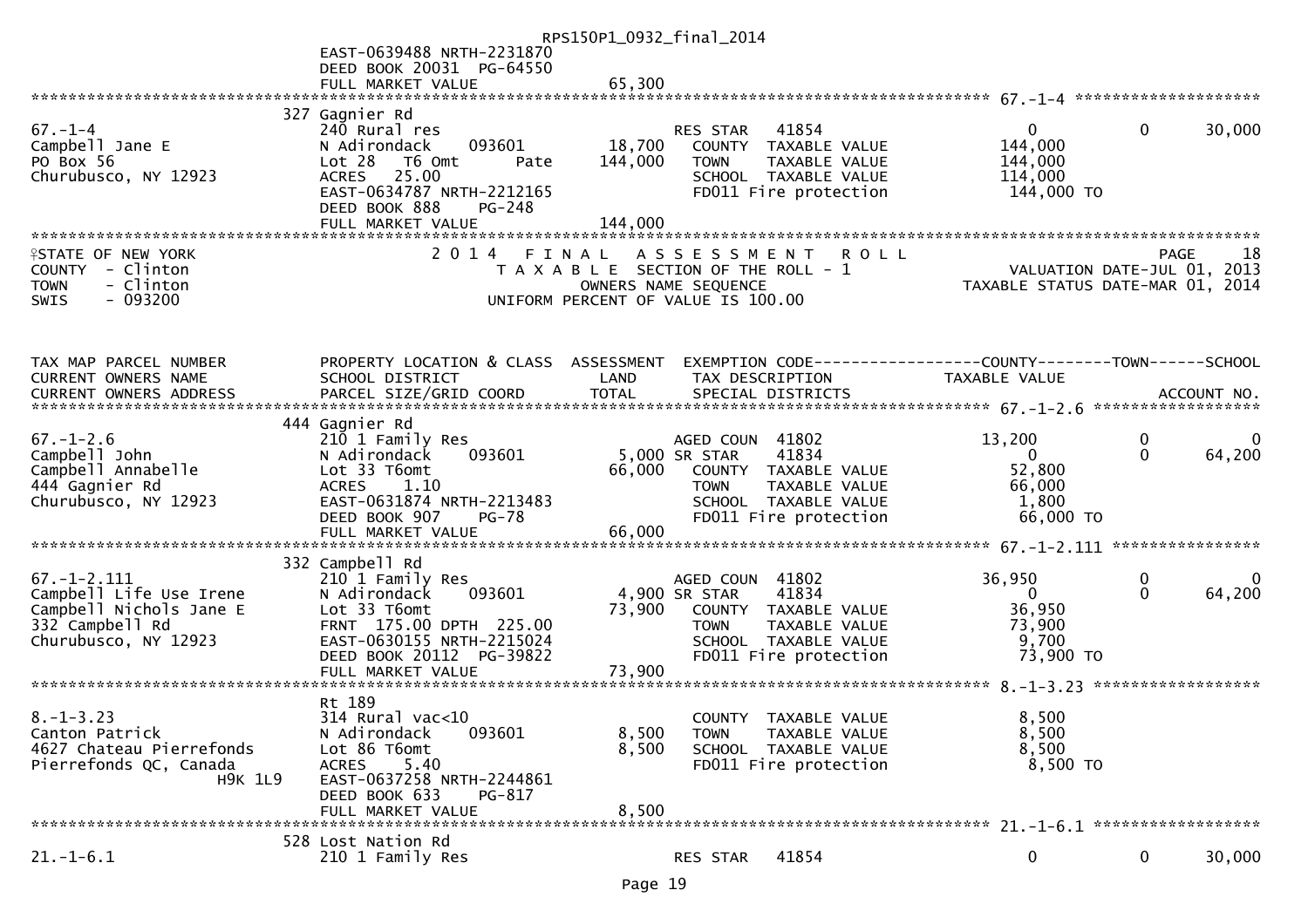EAST-0639488 NRTH-2231870
DEED BOOK 20031 PG-64550
FULL MARKET VALUE 65,300

************************************************************************ 67.-1-4 ********************

```
                        327 Gagnier Rd
67.-1-4                 240 Rural res                       RES STAR   41854           0             0      30,000
Campbell Jane E         N Adirondack    093601    18,700     COUNTY  TAXABLE VALUE   144,000
PO Box 56               Lot 28  T6 Omt      Pate  144,000    TOWN    TAXABLE VALUE   144,000
Churubusco, NY 12923    ACRES  25.00                         SCHOOL  TAXABLE VALUE   114,000
                        EAST-0634787 NRTH-2212165            FD011 Fire protection    144,000 TO
                        DEED BOOK 888    PG-248
                        FULL MARKET VALUE         144,000
```

STATE OF NEW YORK — COUNTY - Clinton — TOWN - Clinton — SWIS - 093200

2014 FINAL ASSESSMENT ROLL
TAXABLE SECTION OF THE ROLL - 1
OWNERS NAME SEQUENCE
UNIFORM PERCENT OF VALUE IS 100.00

PAGE 18
VALUATION DATE-JUL 01, 2013
TAXABLE STATUS DATE-MAR 01, 2014

```
TAX MAP PARCEL NUMBER    PROPERTY LOCATION & CLASS  ASSESSMENT  EXEMPTION CODE------------------COUNTY--------TOWN------SCHOOL
CURRENT OWNERS NAME      SCHOOL DISTRICT              LAND      TAX DESCRIPTION          TAXABLE VALUE
CURRENT OWNERS ADDRESS   PARCEL SIZE/GRID COORD       TOTAL     SPECIAL DISTRICTS                                  ACCOUNT NO.
************************************************************************ 67.-1-2.6 ******************
                        444 Gagnier Rd
67.-1-2.6               210 1 Family Res                     AGED COUN  41802        13,200             0           0
Campbell John           N Adirondack    093601     5,000 SR STAR    41834              0             0      64,200
Campbell Annabelle      Lot 33 T6omt               66,000    COUNTY  TAXABLE VALUE    52,800
444 Gagnier Rd          ACRES   1.10                         TOWN    TAXABLE VALUE    66,000
Churubusco, NY 12923    EAST-0631874 NRTH-2213483            SCHOOL  TAXABLE VALUE     1,800
                        DEED BOOK 907    PG-78               FD011 Fire protection     66,000 TO
                        FULL MARKET VALUE          66,000
************************************************************************ 67.-1-2.111 ****************
                        332 Campbell Rd
67.-1-2.111             210 1 Family Res                     AGED COUN  41802        36,950             0           0
Campbell Life Use Irene N Adirondack    093601     4,900 SR STAR    41834              0             0      64,200
Campbell Nichols Jane E Lot 33 T6omt               73,900    COUNTY  TAXABLE VALUE    36,950
332 Campbell Rd         FRNT 175.00 DPTH 225.00              TOWN    TAXABLE VALUE    73,900
Churubusco, NY 12923    EAST-0630155 NRTH-2215024            SCHOOL  TAXABLE VALUE     9,700
                        DEED BOOK 20112 PG-39822             FD011 Fire protection     73,900 TO
                        FULL MARKET VALUE          73,900
************************************************************************ 8.-1-3.23 ******************
                        Rt 189
8.-1-3.23               314 Rural vac<10                     COUNTY  TAXABLE VALUE     8,500
Canton Patrick          N Adirondack    093601     8,500     TOWN    TAXABLE VALUE     8,500
4627 Chateau Pierrefonds Lot 86 T6omt               8,500    SCHOOL  TAXABLE VALUE     8,500
Pierrefonds QC, Canada  ACRES   5.40                         FD011 Fire protection      8,500 TO
             H9K 1L9    EAST-0637258 NRTH-2244861
                        DEED BOOK 633    PG-817
                        FULL MARKET VALUE           8,500
************************************************************************ 21.-1-6.1 ******************
                        528 Lost Nation Rd
21.-1-6.1               210 1 Family Res                     RES STAR   41854           0             0      30,000
```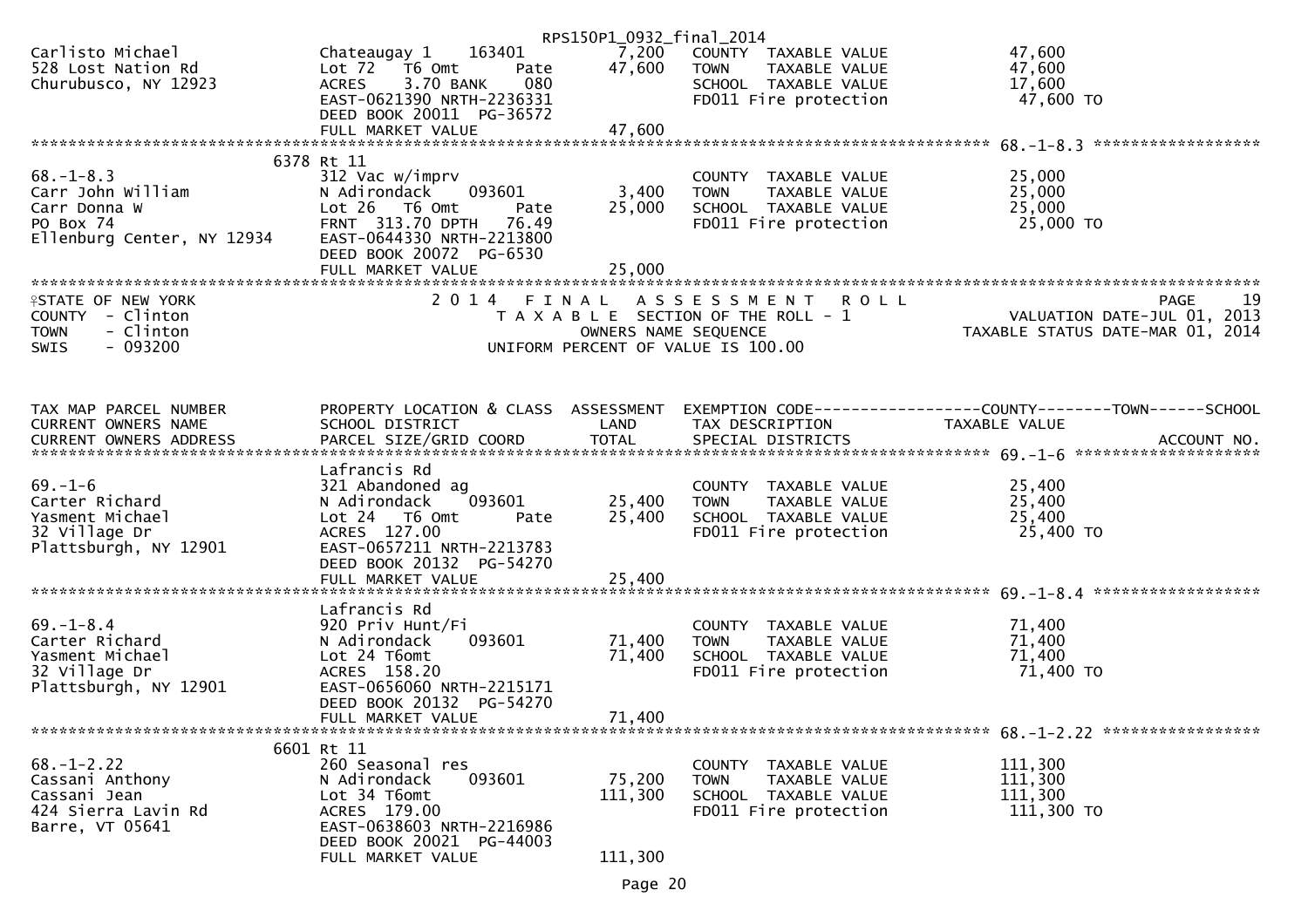RPS150P1_0932_final_2014

```
Carlisto Michael              Chateaugay 1     163401        7,200   COUNTY  TAXABLE VALUE            47,600
528 Lost Nation Rd            Lot 72   T6 Omt      Pate     47,600   TOWN    TAXABLE VALUE            47,600
Churubusco, NY 12923          ACRES     3.70 BANK    080             SCHOOL  TAXABLE VALUE            17,600
                              EAST-0621390 NRTH-2236331              FD011 Fire protection             47,600 TO
                              DEED BOOK 20011  PG-36572
                              FULL MARKET VALUE                 47,600
******************************************************************************************************* 68.-1-8.3 ******************
                    6378 Rt 11
68.-1-8.3                     312 Vac w/imprv                        COUNTY  TAXABLE VALUE            25,000
Carr John William             N Adirondack     093601        3,400   TOWN    TAXABLE VALUE            25,000
Carr Donna W                  Lot 26   T6 Omt      Pate     25,000   SCHOOL  TAXABLE VALUE            25,000
PO Box 74                     FRNT  313.70 DPTH   76.49              FD011 Fire protection             25,000 TO
Ellenburg Center, NY 12934    EAST-0644330 NRTH-2213800
                              DEED BOOK 20072  PG-6530
                              FULL MARKET VALUE                 25,000
************************************************************************************************************************************
```

STATE OF NEW YORK — 2014 FINAL ASSESSMENT ROLL — PAGE 19
COUNTY - Clinton — TAXABLE SECTION OF THE ROLL - 1 — VALUATION DATE-JUL 01, 2013
TOWN - Clinton — OWNERS NAME SEQUENCE — TAXABLE STATUS DATE-MAR 01, 2014
SWIS - 093200 — UNIFORM PERCENT OF VALUE IS 100.00

```
TAX MAP PARCEL NUMBER         PROPERTY LOCATION & CLASS  ASSESSMENT  EXEMPTION CODE------------------COUNTY--------TOWN------SCHOOL
CURRENT OWNERS NAME           SCHOOL DISTRICT               LAND      TAX DESCRIPTION                  TAXABLE VALUE
CURRENT OWNERS ADDRESS        PARCEL SIZE/GRID COORD        TOTAL     SPECIAL DISTRICTS                                    ACCOUNT NO.
******************************************************************************************************* 69.-1-6 ********************
                              Lafrancis Rd
69.-1-6                       321 Abandoned ag                       COUNTY  TAXABLE VALUE            25,400
Carter Richard                N Adirondack     093601       25,400   TOWN    TAXABLE VALUE            25,400
Yasment Michael               Lot 24   T6 Omt      Pate     25,400   SCHOOL  TAXABLE VALUE            25,400
32 Village Dr                 ACRES  127.00                          FD011 Fire protection             25,400 TO
Plattsburgh, NY 12901         EAST-0657211 NRTH-2213783
                              DEED BOOK 20132  PG-54270
                              FULL MARKET VALUE                 25,400
******************************************************************************************************* 69.-1-8.4 ******************
                              Lafrancis Rd
69.-1-8.4                     920 Priv Hunt/Fi                       COUNTY  TAXABLE VALUE            71,400
Carter Richard                N Adirondack     093601       71,400   TOWN    TAXABLE VALUE            71,400
Yasment Michael               Lot 24 T6omt                  71,400   SCHOOL  TAXABLE VALUE            71,400
32 Village Dr                 ACRES  158.20                          FD011 Fire protection             71,400 TO
Plattsburgh, NY 12901         EAST-0656060 NRTH-2215171
                              DEED BOOK 20132  PG-54270
                              FULL MARKET VALUE                 71,400
******************************************************************************************************* 68.-1-2.22 *****************
                    6601 Rt 11
68.-1-2.22                    260 Seasonal res                       COUNTY  TAXABLE VALUE           111,300
Cassani Anthony               N Adirondack     093601       75,200   TOWN    TAXABLE VALUE           111,300
Cassani Jean                  Lot 34 T6omt                 111,300   SCHOOL  TAXABLE VALUE           111,300
424 Sierra Lavin Rd           ACRES  179.00                          FD011 Fire protection            111,300 TO
Barre, VT 05641               EAST-0638603 NRTH-2216986
                              DEED BOOK 20021  PG-44003
                              FULL MARKET VALUE                111,300
```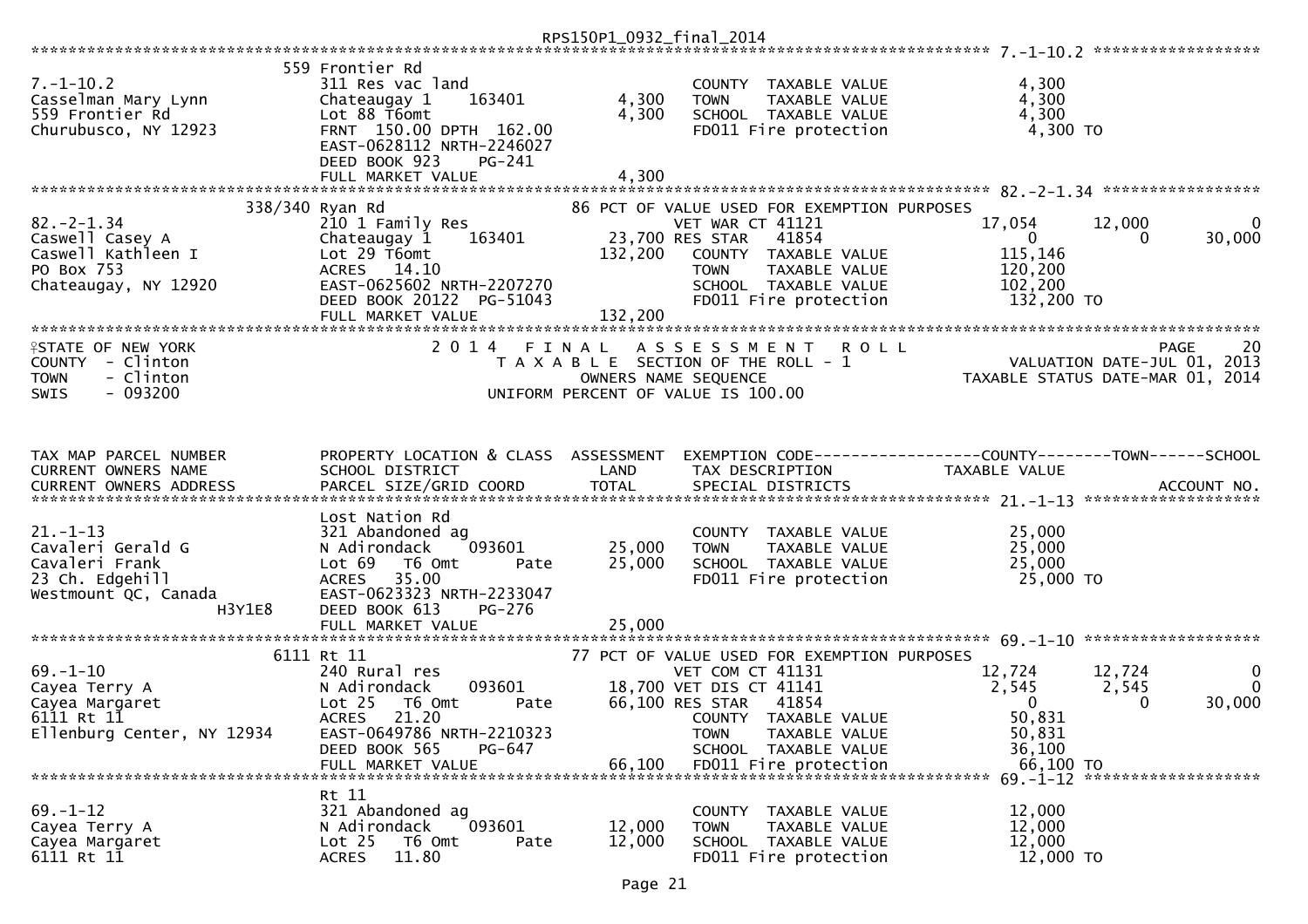```
                                                     RPS150P1_0932_final_2014
******************************************************************************************************* 7.-1-10.2 ******************
                        559 Frontier Rd
7.-1-10.2               311 Res vac land                         COUNTY  TAXABLE VALUE             4,300
Casselman Mary Lynn     Chateaugay 1      163401        4,300    TOWN    TAXABLE VALUE             4,300
559 Frontier Rd         Lot 88 T6omt                    4,300    SCHOOL  TAXABLE VALUE             4,300
Churubusco, NY 12923    FRNT 150.00 DPTH 162.00                  FD011 Fire protection              4,300 TO
                        EAST-0628112 NRTH-2246027
                        DEED BOOK 923      PG-241
                        FULL MARKET VALUE               4,300
******************************************************************************************************* 82.-2-1.34 *****************
                  338/340 Ryan Rd                     86 PCT OF VALUE USED FOR EXEMPTION PURPOSES
82.-2-1.34              210 1 Family Res                      VET WAR CT 41121            17,054       12,000            0
Caswell Casey A         Chateaugay 1      163401        23,700 RES STAR   41854                0            0       30,000
Caswell Kathleen I      Lot 29 T6omt                  132,200    COUNTY  TAXABLE VALUE           115,146
PO Box 753              ACRES   14.10                            TOWN    TAXABLE VALUE           120,200
Chateaugay, NY 12920    EAST-0625602 NRTH-2207270                SCHOOL  TAXABLE VALUE           102,200
                        DEED BOOK 20122  PG-51043                FD011 Fire protection            132,200 TO
                        FULL MARKET VALUE             132,200
************************************************************************************************************************************
STATE OF NEW YORK                    2 0 1 4   F I N A L   A S S E S S M E N T   R O L L                                PAGE    20
COUNTY  - Clinton                       T A X A B L E  SECTION OF THE ROLL - 1                          VALUATION DATE-JUL 01, 2013
TOWN    - Clinton                               OWNERS NAME SEQUENCE                                TAXABLE STATUS DATE-MAR 01, 2014
SWIS    - 093200                        UNIFORM PERCENT OF VALUE IS 100.00


TAX MAP PARCEL NUMBER          PROPERTY LOCATION & CLASS  ASSESSMENT  EXEMPTION CODE------------------COUNTY--------TOWN------SCHOOL
CURRENT OWNERS NAME            SCHOOL DISTRICT               LAND     TAX DESCRIPTION              TAXABLE VALUE
CURRENT OWNERS ADDRESS         PARCEL SIZE/GRID COORD        TOTAL    SPECIAL DISTRICTS                                  ACCOUNT NO.
******************************************************************************************************* 21.-1-13 *******************
                        Lost Nation Rd
21.-1-13                321 Abandoned ag                         COUNTY  TAXABLE VALUE            25,000
Cavaleri Gerald G       N Adirondack      093601       25,000    TOWN    TAXABLE VALUE            25,000
Cavaleri Frank          Lot 69   T6 Omt        Pate    25,000    SCHOOL  TAXABLE VALUE            25,000
23 Ch. Edgehill         ACRES   35.00                            FD011 Fire protection             25,000 TO
Westmount QC, Canada    EAST-0623323 NRTH-2233047
             H3Y1E8     DEED BOOK 613      PG-276
                        FULL MARKET VALUE              25,000
******************************************************************************************************* 69.-1-10 *******************
                  6111 Rt 11                          77 PCT OF VALUE USED FOR EXEMPTION PURPOSES
69.-1-10                240 Rural res                         VET COM CT 41131            12,724       12,724            0
Cayea Terry A           N Adirondack      093601        18,700 VET DIS CT 41141            2,545        2,545            0
Cayea Margaret          Lot 25   T6 Omt        Pate     66,100 RES STAR   41854                0            0       30,000
6111 Rt 11              ACRES   21.20                            COUNTY  TAXABLE VALUE            50,831
Ellenburg Center, NY 12934  EAST-0649786 NRTH-2210323            TOWN    TAXABLE VALUE            50,831
                        DEED BOOK 565      PG-647                SCHOOL  TAXABLE VALUE            36,100
                        FULL MARKET VALUE              66,100    FD011 Fire protection             66,100 TO
******************************************************************************************************* 69.-1-12 *******************
                        Rt 11
69.-1-12                321 Abandoned ag                         COUNTY  TAXABLE VALUE            12,000
Cayea Terry A           N Adirondack      093601       12,000    TOWN    TAXABLE VALUE            12,000
Cayea Margaret          Lot 25   T6 Omt        Pate    12,000    SCHOOL  TAXABLE VALUE            12,000
6111 Rt 11              ACRES   11.80                            FD011 Fire protection             12,000 TO
```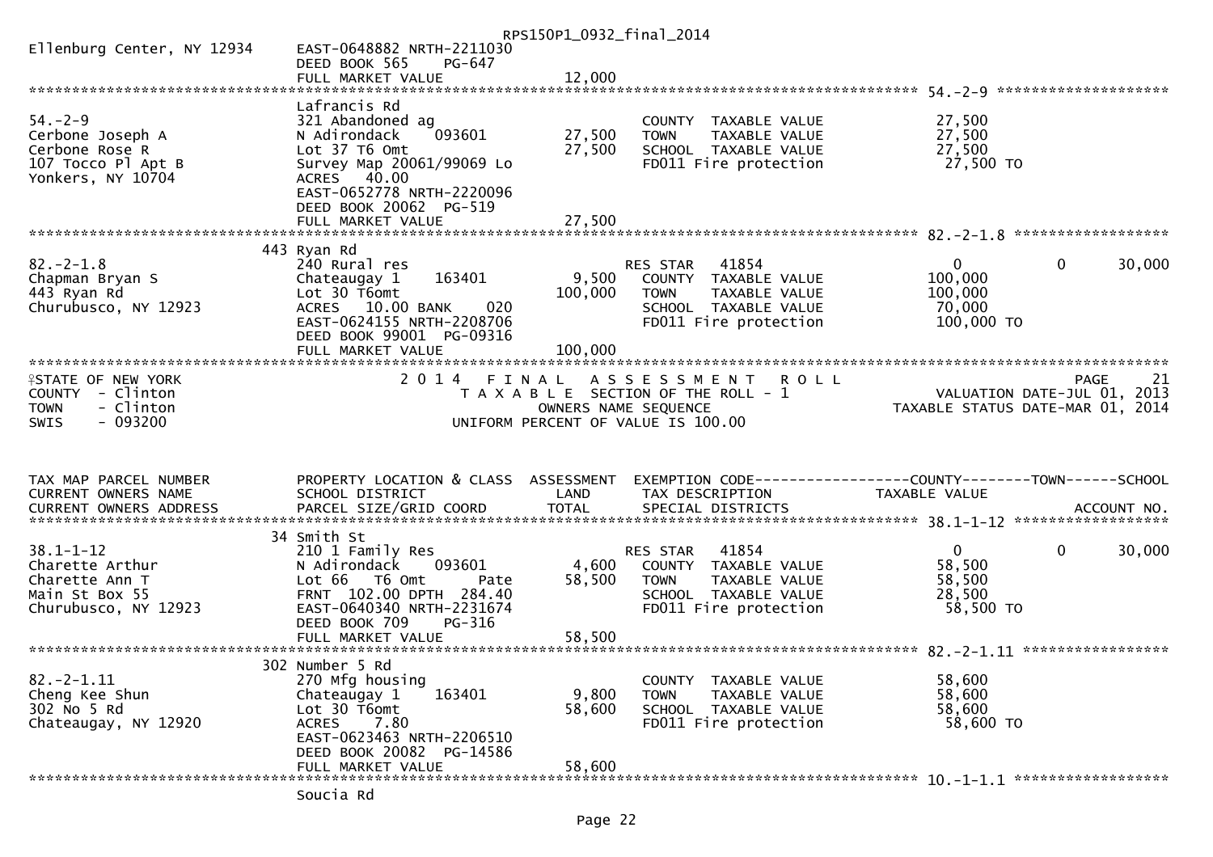Ellenburg Center, NY 12934 EAST-0648882 NRTH-2211030
DEED BOOK 565 PG-647
FULL MARKET VALUE 12,000

```
******************************************************************************************************* 54.-2-9 ********************
                              Lafrancis Rd
54.-2-9                       321 Abandoned ag                          COUNTY  TAXABLE VALUE            27,500
Cerbone Joseph A              N Adirondack     093601        27,500     TOWN    TAXABLE VALUE            27,500
Cerbone Rose R                Lot 37 T6 Omt                  27,500     SCHOOL  TAXABLE VALUE            27,500
107 Tocco Pl Apt B            Survey Map 20061/99069 Lo                 FD011 Fire protection             27,500 TO
Yonkers, NY 10704             ACRES   40.00
                              EAST-0652778 NRTH-2220096
                              DEED BOOK 20062  PG-519
                              FULL MARKET VALUE              27,500
******************************************************************************************************* 82.-2-1.8 ******************
                          443 Ryan Rd
82.-2-1.8                     240 Rural res                             RES STAR    41854                 0           0      30,000
Chapman Bryan S               Chateaugay 1     163401         9,500     COUNTY  TAXABLE VALUE           100,000
443 Ryan Rd                   Lot 30 T6omt                  100,000     TOWN    TAXABLE VALUE           100,000
Churubusco, NY 12923          ACRES   10.00 BANK     020                SCHOOL  TAXABLE VALUE            70,000
                              EAST-0624155 NRTH-2208706                 FD011 Fire protection            100,000 TO
                              DEED BOOK 99001  PG-09316
                              FULL MARKET VALUE             100,000
************************************************************************************************************************************
```

STATE OF NEW YORK — 2014 FINAL ASSESSMENT ROLL — PAGE 21
COUNTY - Clinton — TAXABLE SECTION OF THE ROLL - 1 — VALUATION DATE-JUL 01, 2013
TOWN - Clinton — OWNERS NAME SEQUENCE — TAXABLE STATUS DATE-MAR 01, 2014
SWIS - 093200 — UNIFORM PERCENT OF VALUE IS 100.00

```
TAX MAP PARCEL NUMBER         PROPERTY LOCATION & CLASS  ASSESSMENT  EXEMPTION CODE------------------COUNTY--------TOWN------SCHOOL
CURRENT OWNERS NAME           SCHOOL DISTRICT               LAND      TAX DESCRIPTION              TAXABLE VALUE
CURRENT OWNERS ADDRESS        PARCEL SIZE/GRID COORD        TOTAL     SPECIAL DISTRICTS                                  ACCOUNT NO.
******************************************************************************************************* 38.1-1-12 ******************
                           34 Smith St
38.1-1-12                     210 1 Family Res                          RES STAR    41854                 0           0      30,000
Charette Arthur               N Adirondack     093601         4,600     COUNTY  TAXABLE VALUE            58,500
Charette Ann T                Lot 66   T6 Omt        Pate    58,500     TOWN    TAXABLE VALUE            58,500
Main St Box 55                FRNT 102.00 DPTH 284.40                   SCHOOL  TAXABLE VALUE            28,500
Churubusco, NY 12923          EAST-0640340 NRTH-2231674                 FD011 Fire protection             58,500 TO
                              DEED BOOK 709    PG-316
                              FULL MARKET VALUE              58,500
******************************************************************************************************* 82.-2-1.11 *****************
                          302 Number 5 Rd
82.-2-1.11                    270 Mfg housing                           COUNTY  TAXABLE VALUE            58,600
Cheng Kee Shun                Chateaugay 1     163401         9,800     TOWN    TAXABLE VALUE            58,600
302 No 5 Rd                   Lot 30 T6omt                   58,600     SCHOOL  TAXABLE VALUE            58,600
Chateaugay, NY 12920          ACRES    7.80                             FD011 Fire protection             58,600 TO
                              EAST-0623463 NRTH-2206510
                              DEED BOOK 20082  PG-14586
                              FULL MARKET VALUE              58,600
******************************************************************************************************* 10.-1-1.1 ******************
                              Soucia Rd
```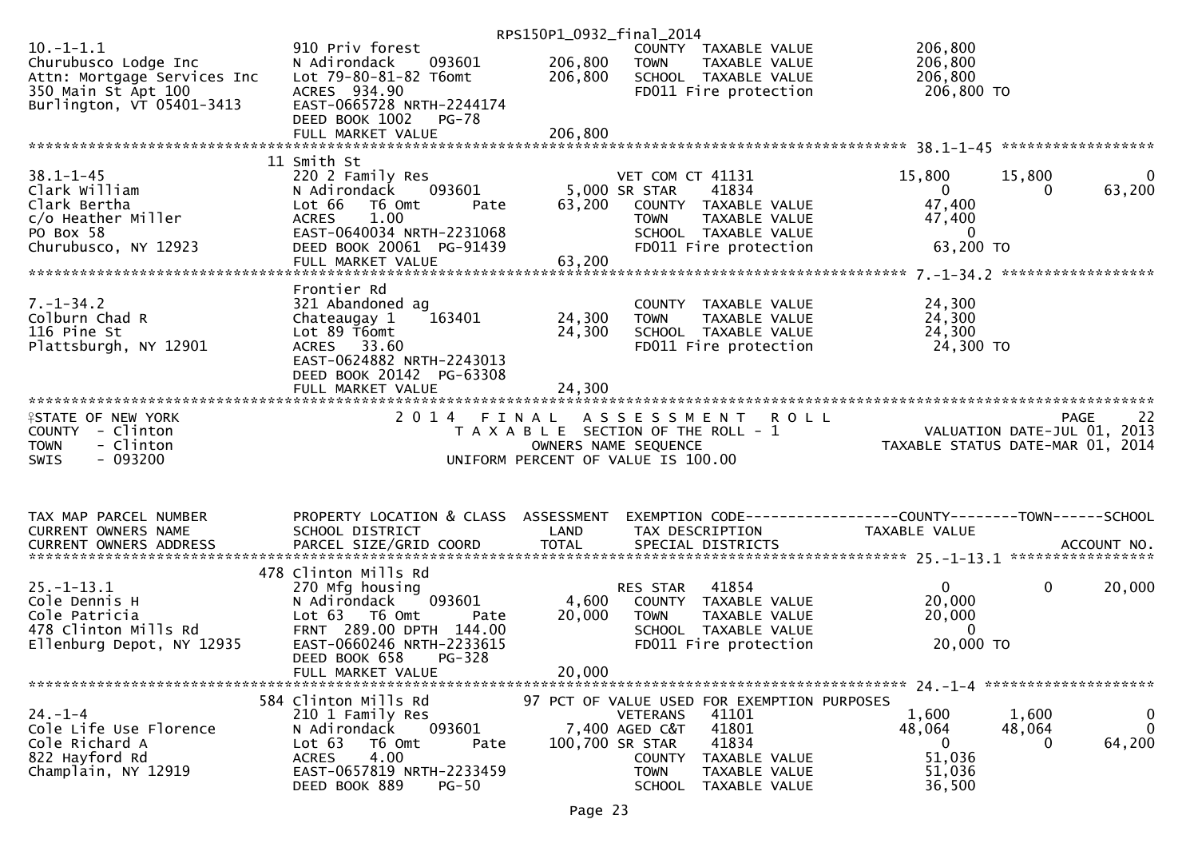```
                                                     RPS150P1_0932_final_2014
10.-1-1.1                      910 Priv forest                          COUNTY  TAXABLE VALUE            206,800
Churubusco Lodge Inc           N Adirondack    093601      206,800      TOWN    TAXABLE VALUE            206,800
Attn: Mortgage Services Inc    Lot 79-80-81-82 T6omt       206,800      SCHOOL  TAXABLE VALUE            206,800
350 Main St Apt 100            ACRES  934.90                            FD011 Fire protection             206,800 TO
Burlington, VT 05401-3413      EAST-0665728 NRTH-2244174
                               DEED BOOK 1002   PG-78
                               FULL MARKET VALUE           206,800
******************************************************************************************************* 38.1-1-45 ******************
                               11 Smith St
38.1-1-45                      220 2 Family Res                         VET COM CT 41131              15,800      15,800           0
Clark William                  N Adirondack    093601        5,000 SR STAR     41834                    0           0      63,200
Clark Bertha                   Lot 66   T6 Omt     Pate     63,200      COUNTY  TAXABLE VALUE             47,400
c/o Heather Miller             ACRES    1.00                            TOWN    TAXABLE VALUE             47,400
PO Box 58                      EAST-0640034 NRTH-2231068                SCHOOL  TAXABLE VALUE                  0
Churubusco, NY 12923           DEED BOOK 20061 PG-91439                 FD011 Fire protection              63,200 TO
                               FULL MARKET VALUE            63,200
******************************************************************************************************* 7.-1-34.2 ******************
                               Frontier Rd
7.-1-34.2                      321 Abandoned ag                         COUNTY  TAXABLE VALUE             24,300
Colburn Chad R                 Chateaugay 1    163401       24,300      TOWN    TAXABLE VALUE             24,300
116 Pine St                    Lot 89 T6omt                 24,300      SCHOOL  TAXABLE VALUE             24,300
Plattsburgh, NY 12901          ACRES   33.60                            FD011 Fire protection              24,300 TO
                               EAST-0624882 NRTH-2243013
                               DEED BOOK 20142 PG-63308
                               FULL MARKET VALUE            24,300
************************************************************************************************************************************
STATE OF NEW YORK                2 0 1 4   F I N A L   A S S E S S M E N T   R O L L                                 PAGE    22
COUNTY  - Clinton                    T A X A B L E SECTION OF THE ROLL - 1                         VALUATION DATE-JUL 01, 2013
TOWN    - Clinton                           OWNERS NAME SEQUENCE                              TAXABLE STATUS DATE-MAR 01, 2014
SWIS    - 093200                       UNIFORM PERCENT OF VALUE IS 100.00


TAX MAP PARCEL NUMBER          PROPERTY LOCATION & CLASS  ASSESSMENT  EXEMPTION CODE------------------COUNTY--------TOWN------SCHOOL
CURRENT OWNERS NAME            SCHOOL DISTRICT               LAND      TAX DESCRIPTION            TAXABLE VALUE
CURRENT OWNERS ADDRESS         PARCEL SIZE/GRID COORD       TOTAL      SPECIAL DISTRICTS                                 ACCOUNT NO.
******************************************************************************************************* 25.-1-13.1 *****************
                               478 Clinton Mills Rd
25.-1-13.1                     270 Mfg housing                          RES STAR    41854                  0           0      20,000
Cole Dennis H                  N Adirondack    093601        4,600      COUNTY  TAXABLE VALUE             20,000
Cole Patricia                  Lot 63   T6 Omt     Pate     20,000      TOWN    TAXABLE VALUE             20,000
478 Clinton Mills Rd           FRNT  289.00 DPTH  144.00                SCHOOL  TAXABLE VALUE                  0
Ellenburg Depot, NY 12935      EAST-0660246 NRTH-2233615                FD011 Fire protection              20,000 TO
                               DEED BOOK 658    PG-328
                               FULL MARKET VALUE            20,000
******************************************************************************************************* 24.-1-4 ********************
                               584 Clinton Mills Rd          97 PCT OF VALUE USED FOR EXEMPTION PURPOSES
24.-1-4                        210 1 Family Res                         VETERANS    41101              1,600       1,600           0
Cole Life Use Florence         N Adirondack    093601        7,400 AGED C&T    41801             48,064      48,064           0
Cole Richard A                 Lot 63   T6 Omt     Pate    100,700 SR STAR     41834                  0           0      64,200
822 Hayford Rd                 ACRES    4.00                            COUNTY  TAXABLE VALUE             51,036
Champlain, NY 12919            EAST-0657819 NRTH-2233459                TOWN    TAXABLE VALUE             51,036
                               DEED BOOK 889    PG-50                   SCHOOL  TAXABLE VALUE             36,500
```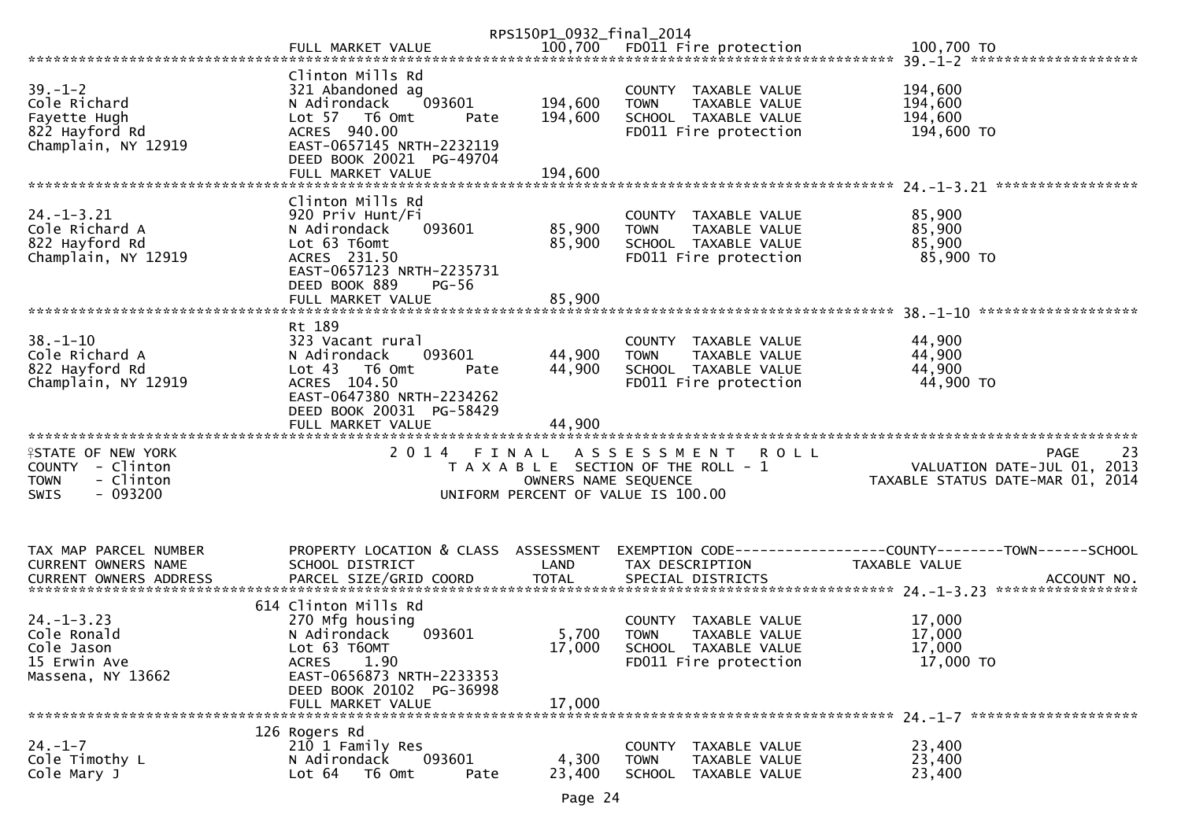| | FULL MARKET VALUE | 100,700 | FD011 Fire protection | 100,700 TO |
|---|---|---|---|---|

******************************************************************************************************* 39.-1-2 *******************

| TAX MAP PARCEL NUMBER / CURRENT OWNERS NAME / CURRENT OWNERS ADDRESS | PROPERTY LOCATION & CLASS / SCHOOL DISTRICT / PARCEL SIZE/GRID COORD | ASSESSMENT LAND / TOTAL | TAX DESCRIPTION / SPECIAL DISTRICTS | TAXABLE VALUE |
|---|---|---|---|---|
| | Clinton Mills Rd | | | |
| 39.-1-2 | 321 Abandoned ag | | COUNTY TAXABLE VALUE | 194,600 |
| Cole Richard | N Adirondack 093601 | 194,600 | TOWN TAXABLE VALUE | 194,600 |
| Fayette Hugh | Lot 57 T6 Omt Pate | 194,600 | SCHOOL TAXABLE VALUE | 194,600 |
| 822 Hayford Rd | ACRES 940.00 | | FD011 Fire protection | 194,600 TO |
| Champlain, NY 12919 | EAST-0657145 NRTH-2232119 | | | |
| | DEED BOOK 20021 PG-49704 | | | |
| | FULL MARKET VALUE | 194,600 | | |

******************************************************************************************************* 24.-1-3.21 *****************

| TAX MAP PARCEL NUMBER / CURRENT OWNERS NAME / CURRENT OWNERS ADDRESS | PROPERTY LOCATION & CLASS / SCHOOL DISTRICT / PARCEL SIZE/GRID COORD | ASSESSMENT LAND / TOTAL | TAX DESCRIPTION / SPECIAL DISTRICTS | TAXABLE VALUE |
|---|---|---|---|---|
| | Clinton Mills Rd | | | |
| 24.-1-3.21 | 920 Priv Hunt/Fi | | COUNTY TAXABLE VALUE | 85,900 |
| Cole Richard A | N Adirondack 093601 | 85,900 | TOWN TAXABLE VALUE | 85,900 |
| 822 Hayford Rd | Lot 63 T6omt | 85,900 | SCHOOL TAXABLE VALUE | 85,900 |
| Champlain, NY 12919 | ACRES 231.50 | | FD011 Fire protection | 85,900 TO |
| | EAST-0657123 NRTH-2235731 | | | |
| | DEED BOOK 889 PG-56 | | | |
| | FULL MARKET VALUE | 85,900 | | |

******************************************************************************************************* 38.-1-10 *******************

| TAX MAP PARCEL NUMBER / CURRENT OWNERS NAME / CURRENT OWNERS ADDRESS | PROPERTY LOCATION & CLASS / SCHOOL DISTRICT / PARCEL SIZE/GRID COORD | ASSESSMENT LAND / TOTAL | TAX DESCRIPTION / SPECIAL DISTRICTS | TAXABLE VALUE |
|---|---|---|---|---|
| | Rt 189 | | | |
| 38.-1-10 | 323 Vacant rural | | COUNTY TAXABLE VALUE | 44,900 |
| Cole Richard A | N Adirondack 093601 | 44,900 | TOWN TAXABLE VALUE | 44,900 |
| 822 Hayford Rd | Lot 43 T6 Omt Pate | 44,900 | SCHOOL TAXABLE VALUE | 44,900 |
| Champlain, NY 12919 | ACRES 104.50 | | FD011 Fire protection | 44,900 TO |
| | EAST-0647380 NRTH-2234262 | | | |
| | DEED BOOK 20031 PG-58429 | | | |
| | FULL MARKET VALUE | 44,900 | | |

*******************************************************************************************************

STATE OF NEW YORK — 2014 FINAL ASSESSMENT ROLL — PAGE 23
COUNTY - Clinton — TAXABLE SECTION OF THE ROLL - 1 — VALUATION DATE-JUL 01, 2013
TOWN - Clinton — OWNERS NAME SEQUENCE — TAXABLE STATUS DATE-MAR 01, 2014
SWIS - 093200 — UNIFORM PERCENT OF VALUE IS 100.00

| TAX MAP PARCEL NUMBER / CURRENT OWNERS NAME / CURRENT OWNERS ADDRESS | PROPERTY LOCATION & CLASS / SCHOOL DISTRICT / PARCEL SIZE/GRID COORD | ASSESSMENT LAND / TOTAL | EXEMPTION CODE / TAX DESCRIPTION / SPECIAL DISTRICTS | COUNTY--------TOWN------SCHOOL / TAXABLE VALUE / ACCOUNT NO. |
|---|---|---|---|---|

******************************************************************************************************* 24.-1-3.23 *****************

| TAX MAP PARCEL NUMBER / CURRENT OWNERS NAME / CURRENT OWNERS ADDRESS | PROPERTY LOCATION & CLASS / SCHOOL DISTRICT / PARCEL SIZE/GRID COORD | ASSESSMENT LAND / TOTAL | TAX DESCRIPTION / SPECIAL DISTRICTS | TAXABLE VALUE |
|---|---|---|---|---|
| | 614 Clinton Mills Rd | | | |
| 24.-1-3.23 | 270 Mfg housing | | COUNTY TAXABLE VALUE | 17,000 |
| Cole Ronald | N Adirondack 093601 | 5,700 | TOWN TAXABLE VALUE | 17,000 |
| Cole Jason | Lot 63 T6OMT | 17,000 | SCHOOL TAXABLE VALUE | 17,000 |
| 15 Erwin Ave | ACRES 1.90 | | FD011 Fire protection | 17,000 TO |
| Massena, NY 13662 | EAST-0656873 NRTH-2233353 | | | |
| | DEED BOOK 20102 PG-36998 | | | |
| | FULL MARKET VALUE | 17,000 | | |

******************************************************************************************************* 24.-1-7 *******************

| TAX MAP PARCEL NUMBER / CURRENT OWNERS NAME / CURRENT OWNERS ADDRESS | PROPERTY LOCATION & CLASS / SCHOOL DISTRICT / PARCEL SIZE/GRID COORD | ASSESSMENT LAND / TOTAL | TAX DESCRIPTION / SPECIAL DISTRICTS | TAXABLE VALUE |
|---|---|---|---|---|
| | 126 Rogers Rd | | | |
| 24.-1-7 | 210 1 Family Res | | COUNTY TAXABLE VALUE | 23,400 |
| Cole Timothy L | N Adirondack 093601 | 4,300 | TOWN TAXABLE VALUE | 23,400 |
| Cole Mary J | Lot 64 T6 Omt Pate | 23,400 | SCHOOL TAXABLE VALUE | 23,400 |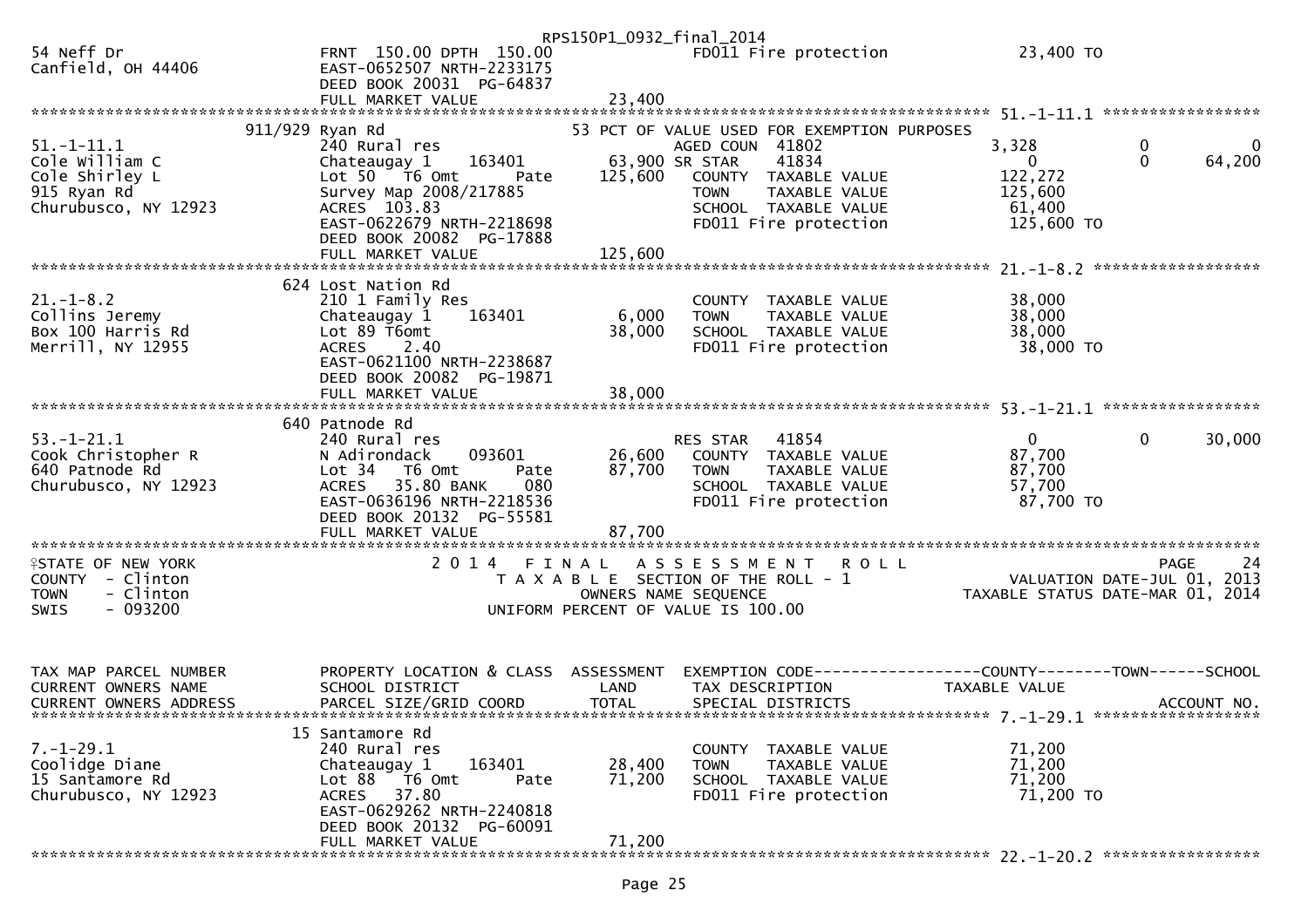RPS150P1_0932_final_2014

```
54 Neff Dr                        FRNT 150.00 DPTH 150.00                FD011 Fire protection                23,400 TO
Canfield, OH 44406                EAST-0652507 NRTH-2233175
                                  DEED BOOK 20031  PG-64837
                                  FULL MARKET VALUE               23,400
******************************************************************************************************* 51.-1-11.1 *****************
                  911/929 Ryan Rd                                53 PCT OF VALUE USED FOR EXEMPTION PURPOSES
51.-1-11.1                        240 Rural res                           AGED COUN  41802                 3,328            0            0
Cole William C                    Chateaugay 1      163401        63,900 SR STAR    41834                     0            0       64,200
Cole Shirley L                    Lot 50   T6 Omt        Pate    125,600   COUNTY  TAXABLE VALUE          122,272
915 Ryan Rd                       Survey Map 2008/217885                   TOWN    TAXABLE VALUE          125,600
Churubusco, NY 12923              ACRES  103.83                            SCHOOL  TAXABLE VALUE           61,400
                                  EAST-0622679 NRTH-2218698                FD011 Fire protection          125,600 TO
                                  DEED BOOK 20082  PG-17888
                                  FULL MARKET VALUE              125,600
******************************************************************************************************* 21.-1-8.2 ******************
                  624 Lost Nation Rd
21.-1-8.2                         210 1 Family Res                         COUNTY  TAXABLE VALUE           38,000
Collins Jeremy                    Chateaugay 1      163401         6,000   TOWN    TAXABLE VALUE           38,000
Box 100 Harris Rd                 Lot 89 T6omt                    38,000   SCHOOL  TAXABLE VALUE           38,000
Merrill, NY 12955                 ACRES    2.40                            FD011 Fire protection           38,000 TO
                                  EAST-0621100 NRTH-2238687
                                  DEED BOOK 20082  PG-19871
                                  FULL MARKET VALUE               38,000
******************************************************************************************************* 53.-1-21.1 *****************
                  640 Patnode Rd
53.-1-21.1                        240 Rural res                            RES STAR   41854                     0            0       30,000
Cook Christopher R                N Adirondack      093601        26,600   COUNTY  TAXABLE VALUE           87,700
640 Patnode Rd                    Lot 34   T6 Omt        Pate     87,700   TOWN    TAXABLE VALUE           87,700
Churubusco, NY 12923              ACRES   35.80 BANK     080               SCHOOL  TAXABLE VALUE           57,700
                                  EAST-0636196 NRTH-2218536                FD011 Fire protection           87,700 TO
                                  DEED BOOK 20132  PG-55581
                                  FULL MARKET VALUE               87,700
************************************************************************************************************************************
STATE OF NEW YORK                       2 0 1 4   F I N A L   A S S E S S M E N T   R O L L                                PAGE     24
COUNTY  - Clinton                          T A X A B L E  SECTION OF THE ROLL - 1                         VALUATION DATE-JUL 01, 2013
TOWN    - Clinton                                  OWNERS NAME SEQUENCE                              TAXABLE STATUS DATE-MAR 01, 2014
SWIS    - 093200                            UNIFORM PERCENT OF VALUE IS 100.00


TAX MAP PARCEL NUMBER             PROPERTY LOCATION & CLASS  ASSESSMENT  EXEMPTION CODE------------------COUNTY--------TOWN------SCHOOL
CURRENT OWNERS NAME               SCHOOL DISTRICT               LAND      TAX DESCRIPTION                TAXABLE VALUE
CURRENT OWNERS ADDRESS            PARCEL SIZE/GRID COORD        TOTAL     SPECIAL DISTRICTS                                      ACCOUNT NO.
******************************************************************************************************* 7.-1-29.1 ******************
                  15 Santamore Rd
7.-1-29.1                         240 Rural res                            COUNTY  TAXABLE VALUE           71,200
Coolidge Diane                    Chateaugay 1      163401        28,400   TOWN    TAXABLE VALUE           71,200
15 Santamore Rd                   Lot 88   T6 Omt        Pate     71,200   SCHOOL  TAXABLE VALUE           71,200
Churubusco, NY 12923              ACRES   37.80                            FD011 Fire protection           71,200 TO
                                  EAST-0629262 NRTH-2240818
                                  DEED BOOK 20132  PG-60091
                                  FULL MARKET VALUE               71,200
******************************************************************************************************* 22.-1-20.2 *****************
```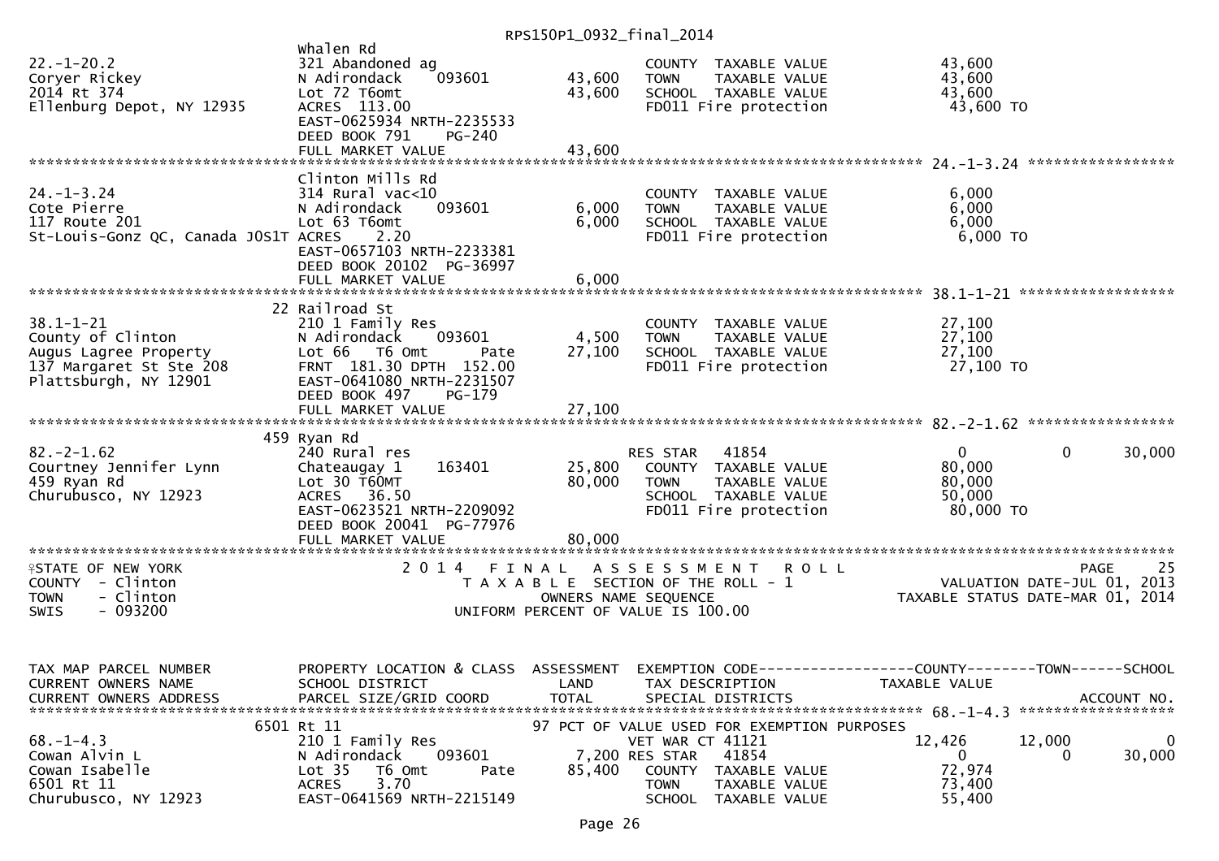RPS150P1_0932_final_2014

```
                                   Whalen Rd
22.-1-20.2                         321 Abandoned ag                          COUNTY  TAXABLE VALUE             43,600
Coryer Rickey                      N Adirondack     093601          43,600   TOWN    TAXABLE VALUE             43,600
2014 Rt 374                        Lot 72 T6omt                     43,600   SCHOOL  TAXABLE VALUE             43,600
Ellenburg Depot, NY 12935          ACRES  113.00                             FD011 Fire protection              43,600 TO
                                   EAST-0625934 NRTH-2235533
                                   DEED BOOK 791     PG-240
                                   FULL MARKET VALUE                43,600
******************************************************************************************************* 24.-1-3.24 *****************
                                   Clinton Mills Rd
24.-1-3.24                         314 Rural vac<10                          COUNTY  TAXABLE VALUE              6,000
Cote Pierre                        N Adirondack     093601           6,000   TOWN    TAXABLE VALUE              6,000
117 Route 201                      Lot 63 T6omt                      6,000   SCHOOL  TAXABLE VALUE              6,000
St-Louis-Gonz QC, Canada J0S1T ACRES    2.20                                 FD011 Fire protection               6,000 TO
                                   EAST-0657103 NRTH-2233381
                                   DEED BOOK 20102  PG-36997
                                   FULL MARKET VALUE                 6,000
******************************************************************************************************* 38.1-1-21 ******************
                                22 Railroad St
38.1-1-21                          210 1 Family Res                          COUNTY  TAXABLE VALUE             27,100
County of Clinton                  N Adirondack     093601           4,500   TOWN    TAXABLE VALUE             27,100
Augus Lagree Property              Lot 66   T6 Omt         Pate     27,100   SCHOOL  TAXABLE VALUE             27,100
137 Margaret St Ste 208            FRNT  181.30 DPTH  152.00                 FD011 Fire protection              27,100 TO
Plattsburgh, NY 12901              EAST-0641080 NRTH-2231507
                                   DEED BOOK 497     PG-179
                                   FULL MARKET VALUE                27,100
******************************************************************************************************* 82.-2-1.62 *****************
                               459 Ryan Rd
82.-2-1.62                         240 Rural res                             RES STAR   41854                  0             0      30,000
Courtney Jennifer Lynn             Chateaugay 1     163401          25,800   COUNTY  TAXABLE VALUE             80,000
459 Ryan Rd                        Lot 30 T6OMT                     80,000   TOWN    TAXABLE VALUE             80,000
Churubusco, NY 12923               ACRES   36.50                             SCHOOL  TAXABLE VALUE             50,000
                                   EAST-0623521 NRTH-2209092                 FD011 Fire protection              80,000 TO
                                   DEED BOOK 20041  PG-77976
                                   FULL MARKET VALUE                80,000
************************************************************************************************************************************
STATE OF NEW YORK                  2 0 1 4   F I N A L   A S S E S S M E N T   R O L L                              PAGE     25
COUNTY  - Clinton                      T A X A B L E  SECTION OF THE ROLL - 1                     VALUATION DATE-JUL 01, 2013
TOWN    - Clinton                            OWNERS NAME SEQUENCE                              TAXABLE STATUS DATE-MAR 01, 2014
SWIS    - 093200                       UNIFORM PERCENT OF VALUE IS 100.00


TAX MAP PARCEL NUMBER          PROPERTY LOCATION & CLASS  ASSESSMENT  EXEMPTION CODE------------------COUNTY--------TOWN------SCHOOL
CURRENT OWNERS NAME            SCHOOL DISTRICT               LAND      TAX DESCRIPTION            TAXABLE VALUE
CURRENT OWNERS ADDRESS         PARCEL SIZE/GRID COORD        TOTAL     SPECIAL DISTRICTS                                 ACCOUNT NO.
******************************************************************************************************* 68.-1-4.3 ******************
                              6501 Rt 11                          97 PCT OF VALUE USED FOR EXEMPTION PURPOSES
68.-1-4.3                          210 1 Family Res                          VET WAR CT 41121             12,426        12,000           0
Cowan Alvin L                      N Adirondack     093601           7,200 RES STAR   41854                  0             0      30,000
Cowan Isabelle                     Lot 35   T6 Omt         Pate     85,400   COUNTY  TAXABLE VALUE             72,974
6501 Rt 11                         ACRES    3.70                             TOWN    TAXABLE VALUE             73,400
Churubusco, NY 12923               EAST-0641569 NRTH-2215149                 SCHOOL  TAXABLE VALUE             55,400
```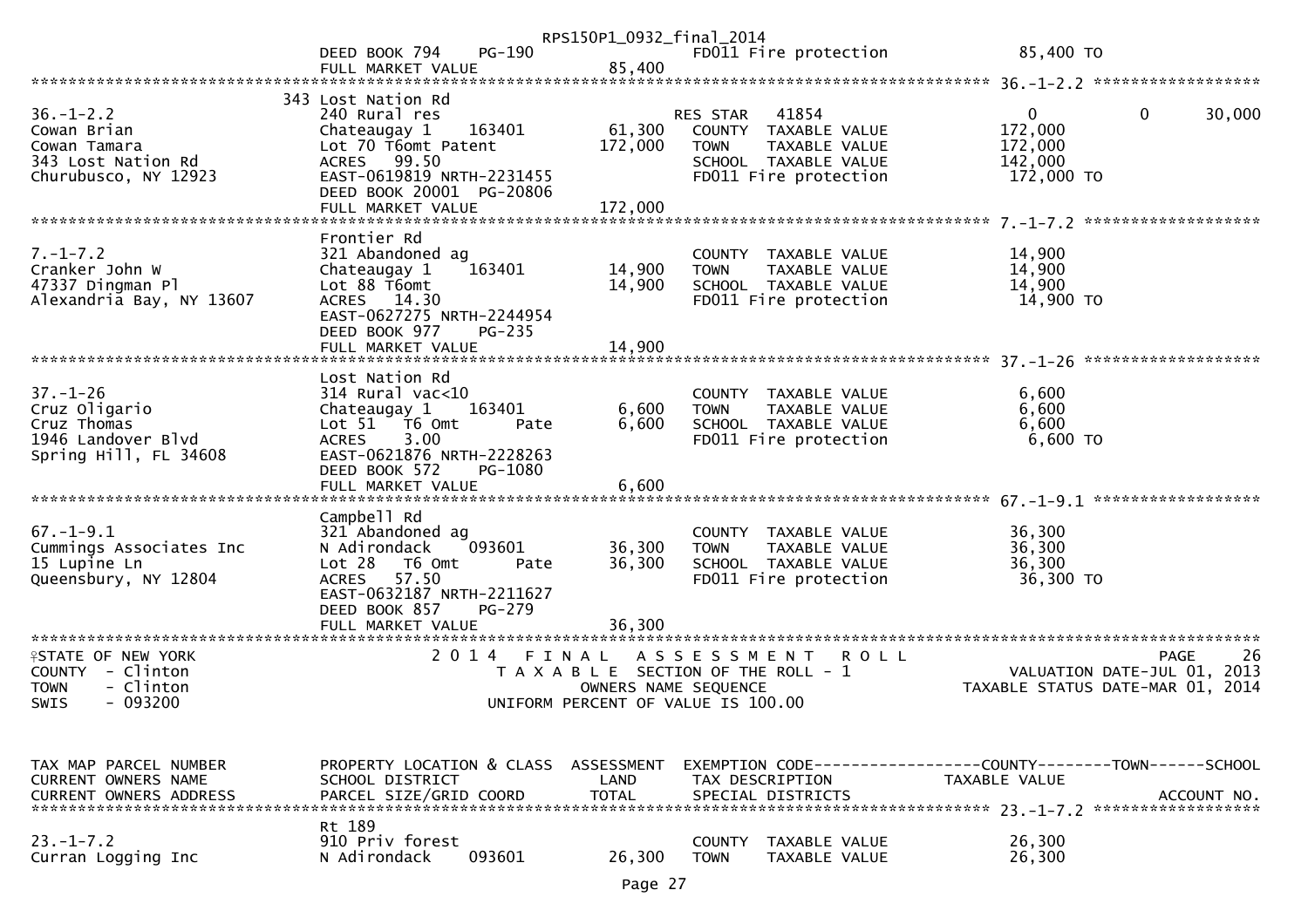| | | | | |
|---|---|---|---|---|
| | DEED BOOK 794 PG-190 | | FD011 Fire protection | 85,400 TO |
| | FULL MARKET VALUE | 85,400 | | |

******** 36.-1-2.2 ********

| TAX MAP PARCEL NUMBER / CURRENT OWNERS NAME / CURRENT OWNERS ADDRESS | PROPERTY LOCATION & CLASS / SCHOOL DISTRICT / PARCEL SIZE/GRID COORD | ASSESSMENT LAND | TOTAL | EXEMPTION CODE / TAX DESCRIPTION / SPECIAL DISTRICTS | COUNTY TAXABLE VALUE | TOWN | SCHOOL |
|---|---|---|---|---|---|---|---|
| | 343 Lost Nation Rd | | | | | | |
| 36.-1-2.2 | 240 Rural res | | | RES STAR 41854 | 0 | 0 | 30,000 |
| Cowan Brian | Chateaugay 1 163401 | 61,300 | | COUNTY TAXABLE VALUE | 172,000 | | |
| Cowan Tamara | Lot 70 T6omt Patent | | 172,000 | TOWN TAXABLE VALUE | 172,000 | | |
| 343 Lost Nation Rd | ACRES 99.50 | | | SCHOOL TAXABLE VALUE | 142,000 | | |
| Churubusco, NY 12923 | EAST-0619819 NRTH-2231455 | | | FD011 Fire protection | 172,000 TO | | |
| | DEED BOOK 20001 PG-20806 | | | | | | |
| | FULL MARKET VALUE | | 172,000 | | | | |

******** 7.-1-7.2 ********

| TAX MAP PARCEL NUMBER / CURRENT OWNERS NAME / CURRENT OWNERS ADDRESS | PROPERTY LOCATION & CLASS / SCHOOL DISTRICT / PARCEL SIZE/GRID COORD | ASSESSMENT LAND | TOTAL | EXEMPTION CODE / TAX DESCRIPTION / SPECIAL DISTRICTS | TAXABLE VALUE |
|---|---|---|---|---|---|
| | Frontier Rd | | | | |
| 7.-1-7.2 | 321 Abandoned ag | | | COUNTY TAXABLE VALUE | 14,900 |
| Cranker John W | Chateaugay 1 163401 | 14,900 | | TOWN TAXABLE VALUE | 14,900 |
| 47337 Dingman Pl | Lot 88 T6omt | | 14,900 | SCHOOL TAXABLE VALUE | 14,900 |
| Alexandria Bay, NY 13607 | ACRES 14.30 | | | FD011 Fire protection | 14,900 TO |
| | EAST-0627275 NRTH-2244954 | | | | |
| | DEED BOOK 977 PG-235 | | | | |
| | FULL MARKET VALUE | | 14,900 | | |

******** 37.-1-26 ********

| TAX MAP PARCEL NUMBER / CURRENT OWNERS NAME / CURRENT OWNERS ADDRESS | PROPERTY LOCATION & CLASS / SCHOOL DISTRICT / PARCEL SIZE/GRID COORD | ASSESSMENT LAND | TOTAL | EXEMPTION CODE / TAX DESCRIPTION / SPECIAL DISTRICTS | TAXABLE VALUE |
|---|---|---|---|---|---|
| | Lost Nation Rd | | | | |
| 37.-1-26 | 314 Rural vac<10 | | | COUNTY TAXABLE VALUE | 6,600 |
| Cruz Oligario | Chateaugay 1 163401 | 6,600 | | TOWN TAXABLE VALUE | 6,600 |
| Cruz Thomas | Lot 51 T6 Omt Pate | | 6,600 | SCHOOL TAXABLE VALUE | 6,600 |
| 1946 Landover Blvd | ACRES 3.00 | | | FD011 Fire protection | 6,600 TO |
| Spring Hill, FL 34608 | EAST-0621876 NRTH-2228263 | | | | |
| | DEED BOOK 572 PG-1080 | | | | |
| | FULL MARKET VALUE | | 6,600 | | |

******** 67.-1-9.1 ********

| TAX MAP PARCEL NUMBER / CURRENT OWNERS NAME / CURRENT OWNERS ADDRESS | PROPERTY LOCATION & CLASS / SCHOOL DISTRICT / PARCEL SIZE/GRID COORD | ASSESSMENT LAND | TOTAL | EXEMPTION CODE / TAX DESCRIPTION / SPECIAL DISTRICTS | TAXABLE VALUE |
|---|---|---|---|---|---|
| | Campbell Rd | | | | |
| 67.-1-9.1 | 321 Abandoned ag | | | COUNTY TAXABLE VALUE | 36,300 |
| Cummings Associates Inc | N Adirondack 093601 | 36,300 | | TOWN TAXABLE VALUE | 36,300 |
| 15 Lupine Ln | Lot 28 T6 Omt Pate | | 36,300 | SCHOOL TAXABLE VALUE | 36,300 |
| Queensbury, NY 12804 | ACRES 57.50 | | | FD011 Fire protection | 36,300 TO |
| | EAST-0632187 NRTH-2211627 | | | | |
| | DEED BOOK 857 PG-279 | | | | |
| | FULL MARKET VALUE | | 36,300 | | |

STATE OF NEW YORK
COUNTY - Clinton
TOWN - Clinton
SWIS - 093200

2014 FINAL ASSESSMENT ROLL
TAXABLE SECTION OF THE ROLL - 1
OWNERS NAME SEQUENCE
UNIFORM PERCENT OF VALUE IS 100.00

PAGE 26
VALUATION DATE-JUL 01, 2013
TAXABLE STATUS DATE-MAR 01, 2014

| TAX MAP PARCEL NUMBER / CURRENT OWNERS NAME / CURRENT OWNERS ADDRESS | PROPERTY LOCATION & CLASS / SCHOOL DISTRICT / PARCEL SIZE/GRID COORD | ASSESSMENT LAND | TOTAL | EXEMPTION CODE-----COUNTY-----TOWN-----SCHOOL / TAX DESCRIPTION / SPECIAL DISTRICTS | TAXABLE VALUE / ACCOUNT NO. |
|---|---|---|---|---|---|
| | | | | ******** 23.-1-7.2 ******** | |
| | Rt 189 | | | | |
| 23.-1-7.2 | 910 Priv forest | | | COUNTY TAXABLE VALUE | 26,300 |
| Curran Logging Inc | N Adirondack 093601 | 26,300 | | TOWN TAXABLE VALUE | 26,300 |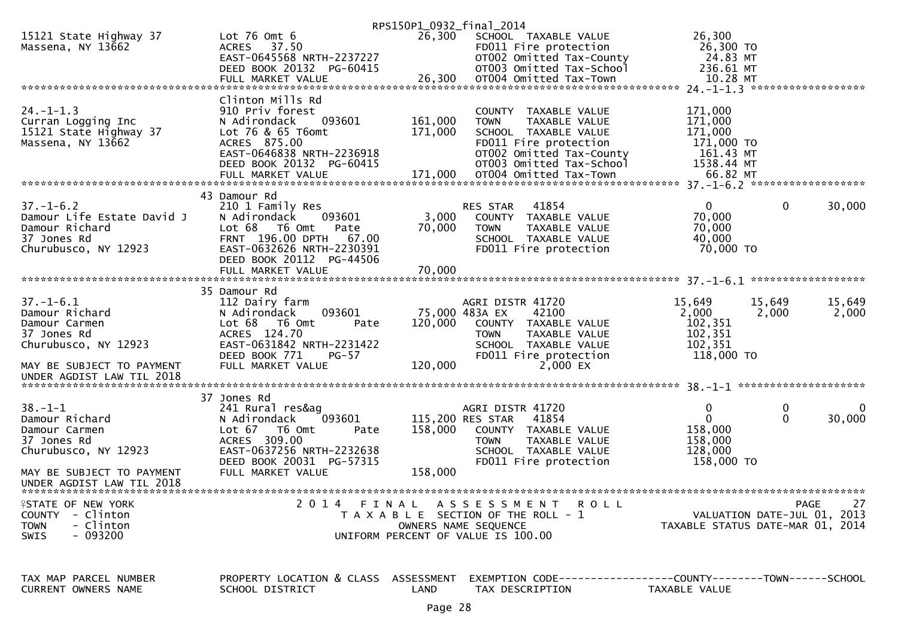RPS150P1_0932_final_2014

```
15121 State Highway 37       Lot 76 Omt 6                   26,300    SCHOOL  TAXABLE VALUE           26,300
Massena, NY 13662            ACRES   37.50                            FD011 Fire protection           26,300 TO
                             EAST-0645568 NRTH-2237227                OT002 Omitted Tax-County         24.83 MT
                             DEED BOOK 20132  PG-60415                OT003 Omitted Tax-School        236.61 MT
                             FULL MARKET VALUE              26,300    OT004 Omitted Tax-Town           10.28 MT
******************************************************************************************************* 24.-1-1.3 *****************
                             Clinton Mills Rd
24.-1-1.3                    910 Priv forest                          COUNTY  TAXABLE VALUE          171,000
Curran Logging Inc           N Adirondack     093601       161,000    TOWN    TAXABLE VALUE          171,000
15121 State Highway 37       Lot 76 & 65 T6omt             171,000    SCHOOL  TAXABLE VALUE          171,000
Massena, NY 13662            ACRES  875.00                            FD011 Fire protection          171,000 TO
                             EAST-0646838 NRTH-2236918                OT002 Omitted Tax-County        161.43 MT
                             DEED BOOK 20132  PG-60415                OT003 Omitted Tax-School       1538.44 MT
                             FULL MARKET VALUE             171,000    OT004 Omitted Tax-Town           66.82 MT
******************************************************************************************************* 37.-1-6.2 *****************
                             43 Damour Rd
37.-1-6.2                    210 1 Family Res                         RES STAR    41854                   0           0       30,000
Damour Life Estate David J   N Adirondack     093601         3,000    COUNTY  TAXABLE VALUE           70,000
Damour Richard               Lot 68   T6 Omt    Pate        70,000    TOWN    TAXABLE VALUE           70,000
37 Jones Rd                  FRNT 196.00 DPTH  67.00                  SCHOOL  TAXABLE VALUE           40,000
Churubusco, NY 12923         EAST-0632626 NRTH-2230391                FD011 Fire protection           70,000 TO
                             DEED BOOK 20112  PG-44506
                             FULL MARKET VALUE              70,000
******************************************************************************************************* 37.-1-6.1 *****************
                             35 Damour Rd
37.-1-6.1                    112 Dairy farm                           AGRI DISTR 41720               15,649      15,649       15,649
Damour Richard               N Adirondack     093601        75,000 483A EX       42100                2,000       2,000        2,000
Damour Carmen                Lot 68   T6 Omt    Pate       120,000    COUNTY  TAXABLE VALUE          102,351
37 Jones Rd                  ACRES  124.70                            TOWN    TAXABLE VALUE          102,351
Churubusco, NY 12923         EAST-0631842 NRTH-2231422                SCHOOL  TAXABLE VALUE          102,351
                             DEED BOOK 771    PG-57                   FD011 Fire protection          118,000 TO
MAY BE SUBJECT TO PAYMENT    FULL MARKET VALUE             120,000              2,000 EX
UNDER AGDIST LAW TIL 2018
******************************************************************************************************* 38.-1-1 *******************
                             37 Jones Rd
38.-1-1                      241 Rural res&ag                         AGRI DISTR 41720                    0           0            0
Damour Richard               N Adirondack     093601       115,200 RES STAR    41854                      0           0       30,000
Damour Carmen                Lot 67   T6 Omt    Pate       158,000    COUNTY  TAXABLE VALUE          158,000
37 Jones Rd                  ACRES  309.00                            TOWN    TAXABLE VALUE          158,000
Churubusco, NY 12923         EAST-0637256 NRTH-2232638                SCHOOL  TAXABLE VALUE          128,000
                             DEED BOOK 20031  PG-57315                FD011 Fire protection          158,000 TO
MAY BE SUBJECT TO PAYMENT    FULL MARKET VALUE             158,000
UNDER AGDIST LAW TIL 2018
************************************************************************************************************************************
STATE OF NEW YORK                 2 0 1 4   F I N A L   A S S E S S M E N T   R O L L                                 PAGE    27
COUNTY  - Clinton                   T A X A B L E  SECTION OF THE ROLL - 1                       VALUATION DATE-JUL 01, 2013
TOWN    - Clinton                        OWNERS NAME SEQUENCE                                  TAXABLE STATUS DATE-MAR 01, 2014
SWIS    - 093200                     UNIFORM PERCENT OF VALUE IS 100.00


TAX MAP PARCEL NUMBER        PROPERTY LOCATION & CLASS  ASSESSMENT  EXEMPTION CODE------------------COUNTY--------TOWN------SCHOOL
CURRENT OWNERS NAME          SCHOOL DISTRICT              LAND      TAX DESCRIPTION            TAXABLE VALUE
```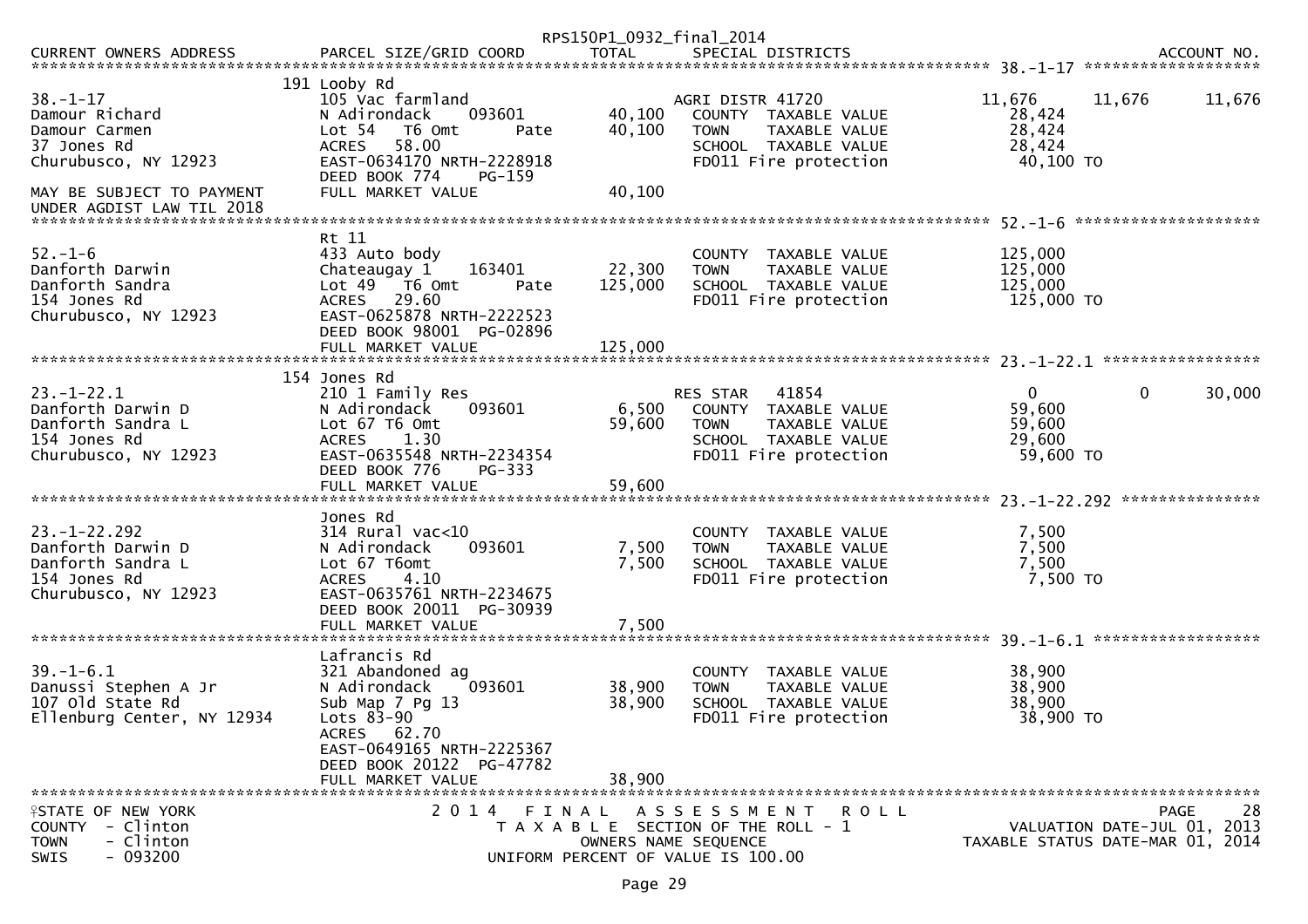RPS150P1_0932_final_2014

```
CURRENT OWNERS ADDRESS        PARCEL SIZE/GRID COORD      TOTAL      SPECIAL DISTRICTS                                      ACCOUNT NO.
******************************************************************************************************* 38.-1-17 *******************
                              191 Looby Rd
38.-1-17                      105 Vac farmland                       AGRI DISTR 41720              11,676      11,676      11,676
Damour Richard                N Adirondack     093601      40,100    COUNTY  TAXABLE VALUE         28,424
Damour Carmen                 Lot 54  T6 Omt        Pate   40,100    TOWN    TAXABLE VALUE         28,424
37 Jones Rd                   ACRES   58.00                          SCHOOL  TAXABLE VALUE         28,424
Churubusco, NY 12923          EAST-0634170 NRTH-2228918              FD011 Fire protection          40,100 TO
                              DEED BOOK 774     PG-159
MAY BE SUBJECT TO PAYMENT     FULL MARKET VALUE            40,100
UNDER AGDIST LAW TIL 2018
******************************************************************************************************* 52.-1-6 ********************
                              Rt 11
52.-1-6                       433 Auto body                          COUNTY  TAXABLE VALUE        125,000
Danforth Darwin               Chateaugay 1     163401      22,300    TOWN    TAXABLE VALUE        125,000
Danforth Sandra               Lot 49  T6 Omt        Pate  125,000    SCHOOL  TAXABLE VALUE        125,000
154 Jones Rd                  ACRES   29.60                          FD011 Fire protection         125,000 TO
Churubusco, NY 12923          EAST-0625878 NRTH-2222523
                              DEED BOOK 98001 PG-02896
                              FULL MARKET VALUE           125,000
******************************************************************************************************* 23.-1-22.1 *****************
                              154 Jones Rd
23.-1-22.1                    210 1 Family Res                       RES STAR   41854                   0           0      30,000
Danforth Darwin D             N Adirondack     093601       6,500    COUNTY  TAXABLE VALUE         59,600
Danforth Sandra L             Lot 67 T6 Omt                59,600    TOWN    TAXABLE VALUE         59,600
154 Jones Rd                  ACRES    1.30                          SCHOOL  TAXABLE VALUE         29,600
Churubusco, NY 12923          EAST-0635548 NRTH-2234354              FD011 Fire protection          59,600 TO
                              DEED BOOK 776     PG-333
                              FULL MARKET VALUE            59,600
******************************************************************************************************* 23.-1-22.292 ***************
                              Jones Rd
23.-1-22.292                  314 Rural vac<10                       COUNTY  TAXABLE VALUE          7,500
Danforth Darwin D             N Adirondack     093601       7,500    TOWN    TAXABLE VALUE          7,500
Danforth Sandra L             Lot 67 T6omt                  7,500    SCHOOL  TAXABLE VALUE          7,500
154 Jones Rd                  ACRES    4.10                          FD011 Fire protection           7,500 TO
Churubusco, NY 12923          EAST-0635761 NRTH-2234675
                              DEED BOOK 20011 PG-30939
                              FULL MARKET VALUE             7,500
******************************************************************************************************* 39.-1-6.1 ******************
                              Lafrancis Rd
39.-1-6.1                     321 Abandoned ag                       COUNTY  TAXABLE VALUE         38,900
Danussi Stephen A Jr          N Adirondack     093601      38,900    TOWN    TAXABLE VALUE         38,900
107 Old State Rd              Sub Map 7 Pg 13              38,900    SCHOOL  TAXABLE VALUE         38,900
Ellenburg Center, NY 12934    Lots 83-90                             FD011 Fire protection          38,900 TO
                              ACRES   62.70
                              EAST-0649165 NRTH-2225367
                              DEED BOOK 20122 PG-47782
                              FULL MARKET VALUE            38,900
************************************************************************************************************************************
STATE OF NEW YORK                 2 0 1 4   F I N A L   A S S E S S M E N T   R O L L                                    PAGE    28
COUNTY  - Clinton                     T A X A B L E  SECTION OF THE ROLL - 1                         VALUATION DATE-JUL 01, 2013
TOWN    - Clinton                            OWNERS NAME SEQUENCE                             TAXABLE STATUS DATE-MAR 01, 2014
SWIS    - 093200                     UNIFORM PERCENT OF VALUE IS 100.00
```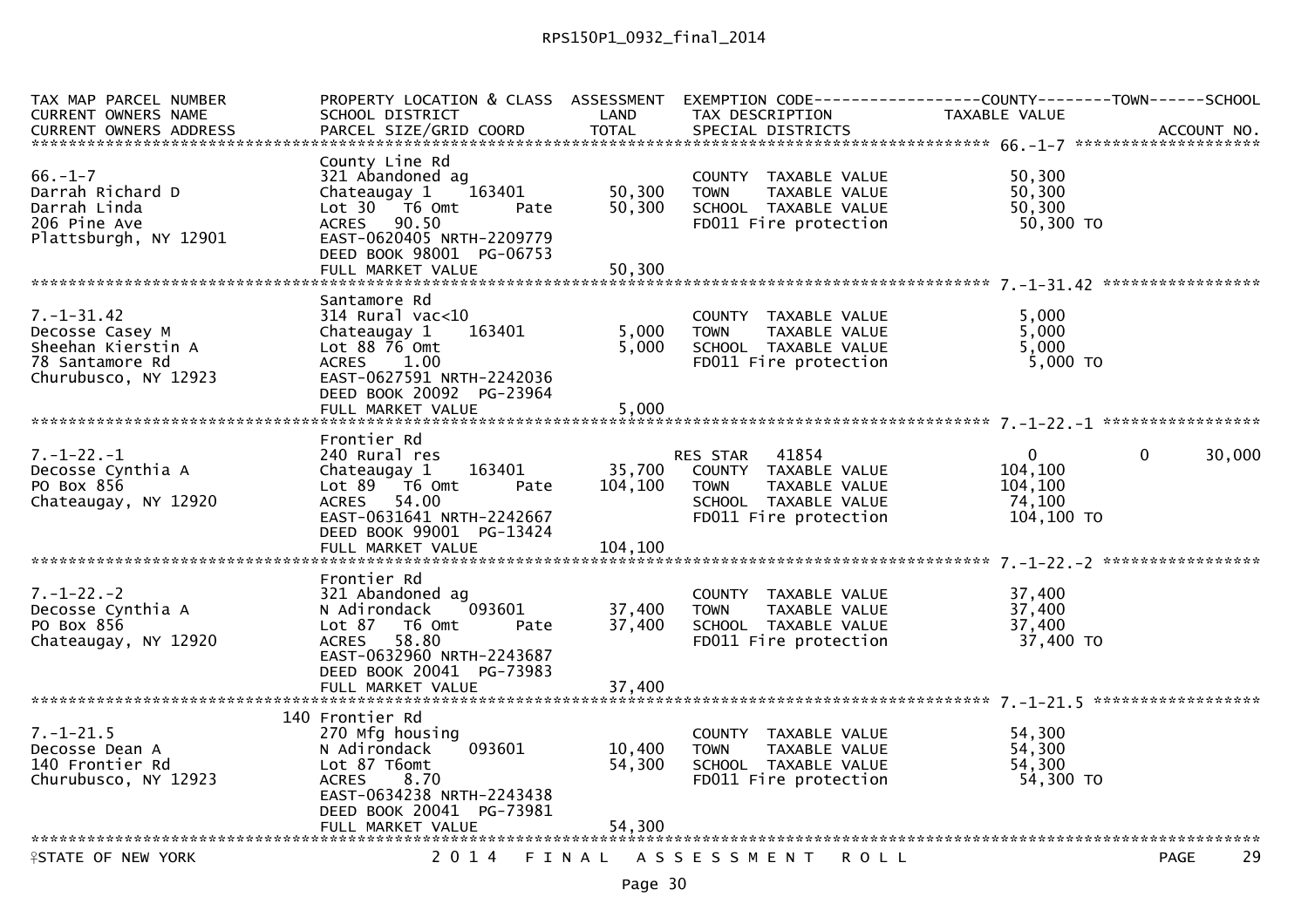RPS150P1_0932_final_2014

| TAX MAP PARCEL NUMBER<br>CURRENT OWNERS NAME<br>CURRENT OWNERS ADDRESS | PROPERTY LOCATION & CLASS<br>SCHOOL DISTRICT<br>PARCEL SIZE/GRID COORD | ASSESSMENT<br>LAND<br>TOTAL | EXEMPTION CODE<br>TAX DESCRIPTION<br>SPECIAL DISTRICTS | COUNTY<br>TAXABLE VALUE | TOWN | SCHOOL<br>ACCOUNT NO. |
|---|---|---|---|---|---|---|
| **66.-1-7** | | | | | | |
| 66.-1-7<br>Darrah Richard D<br>Darrah Linda<br>206 Pine Ave<br>Plattsburgh, NY 12901 | County Line Rd<br>321 Abandoned ag<br>Chateaugay 1 163401<br>Lot 30 T6 Omt Pate<br>ACRES 90.50<br>EAST-0620405 NRTH-2209779<br>DEED BOOK 98001 PG-06753<br>FULL MARKET VALUE | <br><br>50,300<br>50,300<br><br><br><br>50,300 | COUNTY TAXABLE VALUE<br>TOWN TAXABLE VALUE<br>SCHOOL TAXABLE VALUE<br>FD011 Fire protection | 50,300<br>50,300<br>50,300<br>50,300 TO | | |
| **7.-1-31.42** | | | | | | |
| 7.-1-31.42<br>Decosse Casey M<br>Sheehan Kierstin A<br>78 Santamore Rd<br>Churubusco, NY 12923 | Santamore Rd<br>314 Rural vac<10<br>Chateaugay 1 163401<br>Lot 88 76 Omt<br>ACRES 1.00<br>EAST-0627591 NRTH-2242036<br>DEED BOOK 20092 PG-23964<br>FULL MARKET VALUE | <br><br>5,000<br>5,000<br><br><br><br>5,000 | COUNTY TAXABLE VALUE<br>TOWN TAXABLE VALUE<br>SCHOOL TAXABLE VALUE<br>FD011 Fire protection | 5,000<br>5,000<br>5,000<br>5,000 TO | | |
| **7.-1-22.-1** | | | | | | |
| 7.-1-22.-1<br>Decosse Cynthia A<br>PO Box 856<br>Chateaugay, NY 12920 | Frontier Rd<br>240 Rural res<br>Chateaugay 1 163401<br>Lot 89 T6 Omt Pate<br>ACRES 54.00<br>EAST-0631641 NRTH-2242667<br>DEED BOOK 99001 PG-13424<br>FULL MARKET VALUE | <br><br>35,700<br>104,100<br><br><br><br>104,100 | RES STAR 41854<br>COUNTY TAXABLE VALUE<br>TOWN TAXABLE VALUE<br>SCHOOL TAXABLE VALUE<br>FD011 Fire protection | 0<br>104,100<br>104,100<br>74,100<br>104,100 TO | 0 | 30,000 |
| **7.-1-22.-2** | | | | | | |
| 7.-1-22.-2<br>Decosse Cynthia A<br>PO Box 856<br>Chateaugay, NY 12920 | Frontier Rd<br>321 Abandoned ag<br>N Adirondack 093601<br>Lot 87 T6 Omt Pate<br>ACRES 58.80<br>EAST-0632960 NRTH-2243687<br>DEED BOOK 20041 PG-73983<br>FULL MARKET VALUE | <br><br>37,400<br>37,400<br><br><br><br>37,400 | COUNTY TAXABLE VALUE<br>TOWN TAXABLE VALUE<br>SCHOOL TAXABLE VALUE<br>FD011 Fire protection | 37,400<br>37,400<br>37,400<br>37,400 TO | | |
| **7.-1-21.5** | | | | | | |
| 7.-1-21.5<br>Decosse Dean A<br>140 Frontier Rd<br>Churubusco, NY 12923 | 140 Frontier Rd<br>270 Mfg housing<br>N Adirondack 093601<br>Lot 87 T6omt<br>ACRES 8.70<br>EAST-0634238 NRTH-2243438<br>DEED BOOK 20041 PG-73981<br>FULL MARKET VALUE | <br><br>10,400<br>54,300<br><br><br><br>54,300 | COUNTY TAXABLE VALUE<br>TOWN TAXABLE VALUE<br>SCHOOL TAXABLE VALUE<br>FD011 Fire protection | 54,300<br>54,300<br>54,300<br>54,300 TO | | |

STATE OF NEW YORK 2014 FINAL ASSESSMENT ROLL PAGE 29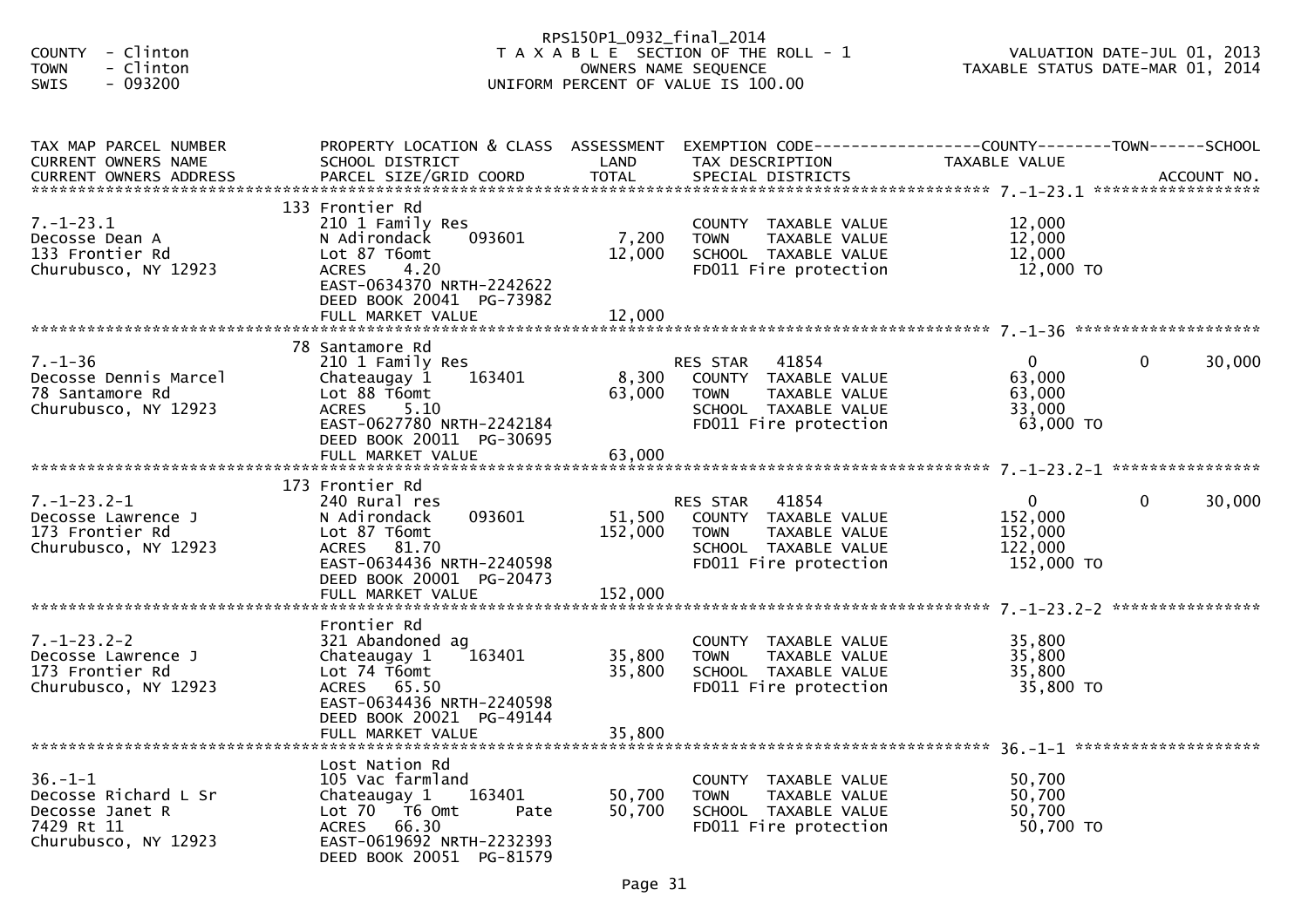COUNTY - Clinton
TOWN - Clinton
SWIS - 093200

RPS150P1_0932_final_2014
T A X A B L E SECTION OF THE ROLL - 1
OWNERS NAME SEQUENCE
UNIFORM PERCENT OF VALUE IS 100.00

VALUATION DATE-JUL 01, 2013
TAXABLE STATUS DATE-MAR 01, 2014

| TAX MAP PARCEL NUMBER / CURRENT OWNERS NAME / CURRENT OWNERS ADDRESS | PROPERTY LOCATION & CLASS / SCHOOL DISTRICT / PARCEL SIZE/GRID COORD | ASSESSMENT LAND / TOTAL | EXEMPTION CODE / TAX DESCRIPTION / SPECIAL DISTRICTS | COUNTY / TAXABLE VALUE | TOWN | SCHOOL / ACCOUNT NO. |
|---|---|---|---|---|---|---|
| 7.-1-23.1 | 133 Frontier Rd | | | | | |
| Decosse Dean A | 210 1 Family Res | | COUNTY TAXABLE VALUE | 12,000 | | |
| 133 Frontier Rd | N Adirondack 093601 | 7,200 | TOWN TAXABLE VALUE | 12,000 | | |
| Churubusco, NY 12923 | Lot 87 T6omt | 12,000 | SCHOOL TAXABLE VALUE | 12,000 | | |
| | ACRES 4.20 | | FD011 Fire protection | 12,000 TO | | |
| | EAST-0634370 NRTH-2242622 | | | | | |
| | DEED BOOK 20041 PG-73982 | | | | | |
| | FULL MARKET VALUE | 12,000 | | | | |
| 7.-1-36 | 78 Santamore Rd | | | | | |
| Decosse Dennis Marcel | 210 1 Family Res | | RES STAR 41854 | 0 | 0 | 30,000 |
| 78 Santamore Rd | Chateaugay 1 163401 | 8,300 | COUNTY TAXABLE VALUE | 63,000 | | |
| Churubusco, NY 12923 | Lot 88 T6omt | 63,000 | TOWN TAXABLE VALUE | 63,000 | | |
| | ACRES 5.10 | | SCHOOL TAXABLE VALUE | 33,000 | | |
| | EAST-0627780 NRTH-2242184 | | FD011 Fire protection | 63,000 TO | | |
| | DEED BOOK 20011 PG-30695 | | | | | |
| | FULL MARKET VALUE | 63,000 | | | | |
| 7.-1-23.2-1 | 173 Frontier Rd | | | | | |
| Decosse Lawrence J | 240 Rural res | | RES STAR 41854 | 0 | 0 | 30,000 |
| 173 Frontier Rd | N Adirondack 093601 | 51,500 | COUNTY TAXABLE VALUE | 152,000 | | |
| Churubusco, NY 12923 | Lot 87 T6omt | 152,000 | TOWN TAXABLE VALUE | 152,000 | | |
| | ACRES 81.70 | | SCHOOL TAXABLE VALUE | 122,000 | | |
| | EAST-0634436 NRTH-2240598 | | FD011 Fire protection | 152,000 TO | | |
| | DEED BOOK 20001 PG-20473 | | | | | |
| | FULL MARKET VALUE | 152,000 | | | | |
| 7.-1-23.2-2 | Frontier Rd | | | | | |
| Decosse Lawrence J | 321 Abandoned ag | | COUNTY TAXABLE VALUE | 35,800 | | |
| 173 Frontier Rd | Chateaugay 1 163401 | 35,800 | TOWN TAXABLE VALUE | 35,800 | | |
| Churubusco, NY 12923 | Lot 74 T6omt | 35,800 | SCHOOL TAXABLE VALUE | 35,800 | | |
| | ACRES 65.50 | | FD011 Fire protection | 35,800 TO | | |
| | EAST-0634436 NRTH-2240598 | | | | | |
| | DEED BOOK 20021 PG-49144 | | | | | |
| | FULL MARKET VALUE | 35,800 | | | | |
| 36.-1-1 | Lost Nation Rd | | | | | |
| Decosse Richard L Sr | 105 Vac farmland | | COUNTY TAXABLE VALUE | 50,700 | | |
| Decosse Janet R | Chateaugay 1 163401 | 50,700 | TOWN TAXABLE VALUE | 50,700 | | |
| 7429 Rt 11 | Lot 70 T6 Omt Pate | 50,700 | SCHOOL TAXABLE VALUE | 50,700 | | |
| Churubusco, NY 12923 | ACRES 66.30 | | FD011 Fire protection | 50,700 TO | | |
| | EAST-0619692 NRTH-2232393 | | | | | |
| | DEED BOOK 20051 PG-81579 | | | | | |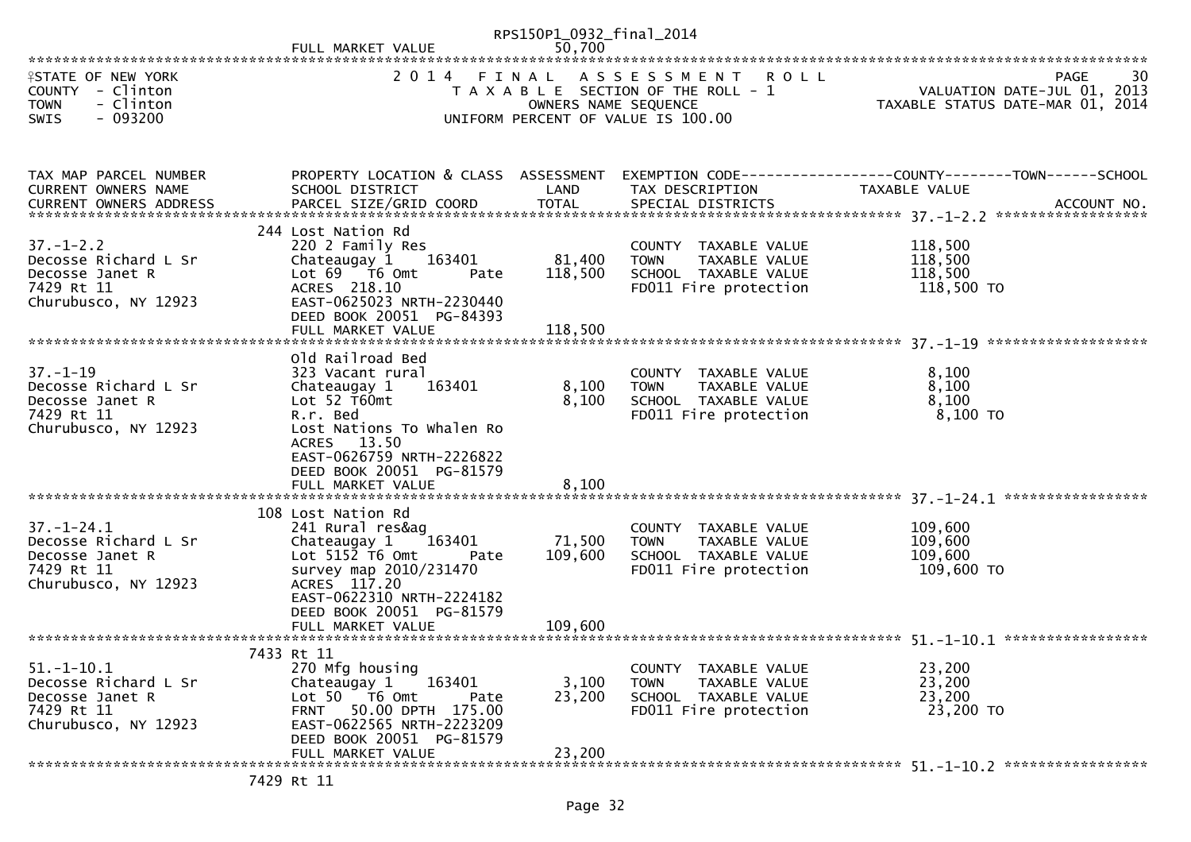RPS150P1_0932_final_2014

FULL MARKET VALUE 50,700

STATE OF NEW YORK
COUNTY - Clinton
TOWN - Clinton
SWIS - 093200

2014 FINAL ASSESSMENT ROLL
TAXABLE SECTION OF THE ROLL - 1
OWNERS NAME SEQUENCE
UNIFORM PERCENT OF VALUE IS 100.00

PAGE 30
VALUATION DATE-JUL 01, 2013
TAXABLE STATUS DATE-MAR 01, 2014

| TAX MAP PARCEL NUMBER / CURRENT OWNERS NAME / CURRENT OWNERS ADDRESS | PROPERTY LOCATION & CLASS / SCHOOL DISTRICT / PARCEL SIZE/GRID COORD | ASSESSMENT LAND / TOTAL | EXEMPTION CODE / TAX DESCRIPTION / SPECIAL DISTRICTS | COUNTY--------TOWN------SCHOOL TAXABLE VALUE | ACCOUNT NO. |
|---|---|---|---|---|---|
| **37.-1-2.2** | 244 Lost Nation Rd | | | | |
| 37.-1-2.2 | 220 2 Family Res | | COUNTY TAXABLE VALUE | 118,500 | |
| Decosse Richard L Sr | Chateaugay 1 163401 | 81,400 | TOWN TAXABLE VALUE | 118,500 | |
| Decosse Janet R | Lot 69 T6 Omt Pate | 118,500 | SCHOOL TAXABLE VALUE | 118,500 | |
| 7429 Rt 11 | ACRES 218.10 | | FD011 Fire protection | 118,500 TO | |
| Churubusco, NY 12923 | EAST-0625023 NRTH-2230440 | | | | |
| | DEED BOOK 20051 PG-84393 | | | | |
| | FULL MARKET VALUE | 118,500 | | | |
| **37.-1-19** | Old Railroad Bed | | | | |
| 37.-1-19 | 323 Vacant rural | | COUNTY TAXABLE VALUE | 8,100 | |
| Decosse Richard L Sr | Chateaugay 1 163401 | 8,100 | TOWN TAXABLE VALUE | 8,100 | |
| Decosse Janet R | Lot 52 T6Omt | 8,100 | SCHOOL TAXABLE VALUE | 8,100 | |
| 7429 Rt 11 | R.r. Bed | | FD011 Fire protection | 8,100 TO | |
| Churubusco, NY 12923 | Lost Nations To Whalen Ro | | | | |
| | ACRES 13.50 | | | | |
| | EAST-0626759 NRTH-2226822 | | | | |
| | DEED BOOK 20051 PG-81579 | | | | |
| | FULL MARKET VALUE | 8,100 | | | |
| **37.-1-24.1** | 108 Lost Nation Rd | | | | |
| 37.-1-24.1 | 241 Rural res&ag | | COUNTY TAXABLE VALUE | 109,600 | |
| Decosse Richard L Sr | Chateaugay 1 163401 | 71,500 | TOWN TAXABLE VALUE | 109,600 | |
| Decosse Janet R | Lot 5152 T6 Omt Pate | 109,600 | SCHOOL TAXABLE VALUE | 109,600 | |
| 7429 Rt 11 | survey map 2010/231470 | | FD011 Fire protection | 109,600 TO | |
| Churubusco, NY 12923 | ACRES 117.20 | | | | |
| | EAST-0622310 NRTH-2224182 | | | | |
| | DEED BOOK 20051 PG-81579 | | | | |
| | FULL MARKET VALUE | 109,600 | | | |
| **51.-1-10.1** | 7433 Rt 11 | | | | |
| 51.-1-10.1 | 270 Mfg housing | | COUNTY TAXABLE VALUE | 23,200 | |
| Decosse Richard L Sr | Chateaugay 1 163401 | 3,100 | TOWN TAXABLE VALUE | 23,200 | |
| Decosse Janet R | Lot 50 T6 Omt Pate | 23,200 | SCHOOL TAXABLE VALUE | 23,200 | |
| 7429 Rt 11 | FRNT 50.00 DPTH 175.00 | | FD011 Fire protection | 23,200 TO | |
| Churubusco, NY 12923 | EAST-0622565 NRTH-2223209 | | | | |
| | DEED BOOK 20051 PG-81579 | | | | |
| | FULL MARKET VALUE | 23,200 | | | |
| **51.-1-10.2** | 7429 Rt 11 | | | | |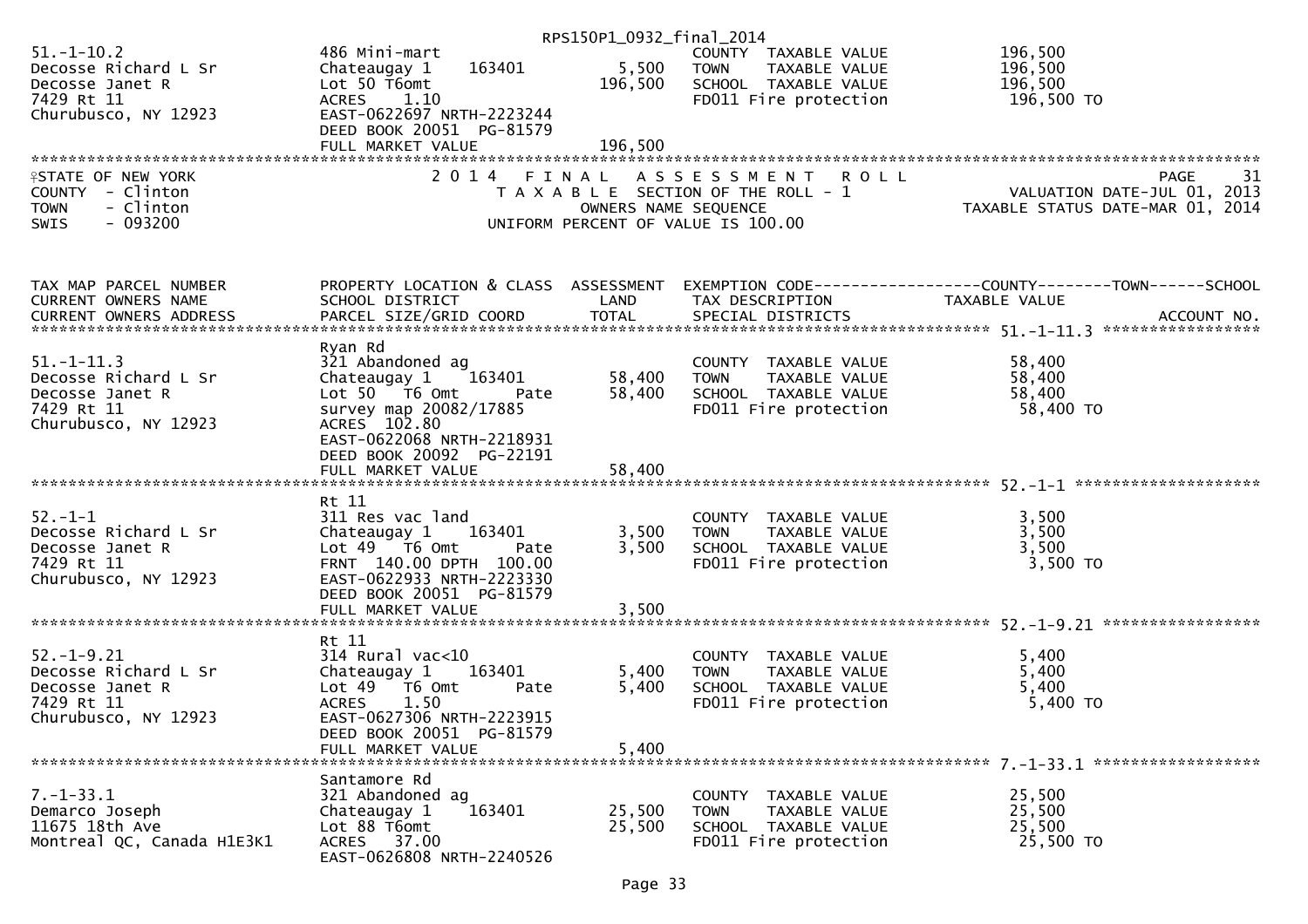RPS150P1_0932_final_2014

| | | | | |
|---|---|---|---|---|
| 51.-1-10.2 | 486 Mini-mart | | COUNTY TAXABLE VALUE | 196,500 |
| Decosse Richard L Sr | Chateaugay 1 163401 | 5,500 | TOWN TAXABLE VALUE | 196,500 |
| Decosse Janet R | Lot 50 T6omt | 196,500 | SCHOOL TAXABLE VALUE | 196,500 |
| 7429 Rt 11 | ACRES 1.10 | | FD011 Fire protection | 196,500 TO |
| Churubusco, NY 12923 | EAST-0622697 NRTH-2223244 | | | |
| | DEED BOOK 20051 PG-81579 | | | |
| | FULL MARKET VALUE | 196,500 | | |

STATE OF NEW YORK
COUNTY - Clinton
TOWN - Clinton
SWIS - 093200

2014 FINAL ASSESSMENT ROLL
TAXABLE SECTION OF THE ROLL - 1
OWNERS NAME SEQUENCE
UNIFORM PERCENT OF VALUE IS 100.00

PAGE 31
VALUATION DATE-JUL 01, 2013
TAXABLE STATUS DATE-MAR 01, 2014

| TAX MAP PARCEL NUMBER / CURRENT OWNERS NAME / CURRENT OWNERS ADDRESS | PROPERTY LOCATION & CLASS / SCHOOL DISTRICT / PARCEL SIZE/GRID COORD | ASSESSMENT LAND / TOTAL | EXEMPTION CODE / TAX DESCRIPTION / SPECIAL DISTRICTS | COUNTY--------TOWN------SCHOOL TAXABLE VALUE / ACCOUNT NO. |
|---|---|---|---|---|
| **51.-1-11.3** | Ryan Rd | | | |
| 51.-1-11.3 | 321 Abandoned ag | | COUNTY TAXABLE VALUE | 58,400 |
| Decosse Richard L Sr | Chateaugay 1 163401 | 58,400 | TOWN TAXABLE VALUE | 58,400 |
| Decosse Janet R | Lot 50 T6 Omt Pate | 58,400 | SCHOOL TAXABLE VALUE | 58,400 |
| 7429 Rt 11 | survey map 20082/17885 | | FD011 Fire protection | 58,400 TO |
| Churubusco, NY 12923 | ACRES 102.80 | | | |
| | EAST-0622068 NRTH-2218931 | | | |
| | DEED BOOK 20092 PG-22191 | | | |
| | FULL MARKET VALUE | 58,400 | | |
| **52.-1-1** | Rt 11 | | | |
| 52.-1-1 | 311 Res vac land | | COUNTY TAXABLE VALUE | 3,500 |
| Decosse Richard L Sr | Chateaugay 1 163401 | 3,500 | TOWN TAXABLE VALUE | 3,500 |
| Decosse Janet R | Lot 49 T6 Omt Pate | 3,500 | SCHOOL TAXABLE VALUE | 3,500 |
| 7429 Rt 11 | FRNT 140.00 DPTH 100.00 | | FD011 Fire protection | 3,500 TO |
| Churubusco, NY 12923 | EAST-0622933 NRTH-2223330 | | | |
| | DEED BOOK 20051 PG-81579 | | | |
| | FULL MARKET VALUE | 3,500 | | |
| **52.-1-9.21** | Rt 11 | | | |
| 52.-1-9.21 | 314 Rural vac<10 | | COUNTY TAXABLE VALUE | 5,400 |
| Decosse Richard L Sr | Chateaugay 1 163401 | 5,400 | TOWN TAXABLE VALUE | 5,400 |
| Decosse Janet R | Lot 49 T6 Omt Pate | 5,400 | SCHOOL TAXABLE VALUE | 5,400 |
| 7429 Rt 11 | ACRES 1.50 | | FD011 Fire protection | 5,400 TO |
| Churubusco, NY 12923 | EAST-0627306 NRTH-2223915 | | | |
| | DEED BOOK 20051 PG-81579 | | | |
| | FULL MARKET VALUE | 5,400 | | |
| **7.-1-33.1** | Santamore Rd | | | |
| 7.-1-33.1 | 321 Abandoned ag | | COUNTY TAXABLE VALUE | 25,500 |
| Demarco Joseph | Chateaugay 1 163401 | 25,500 | TOWN TAXABLE VALUE | 25,500 |
| 11675 18th Ave | Lot 88 T6omt | 25,500 | SCHOOL TAXABLE VALUE | 25,500 |
| Montreal QC, Canada H1E3K1 | ACRES 37.00 | | FD011 Fire protection | 25,500 TO |
| | EAST-0626808 NRTH-2240526 | | | |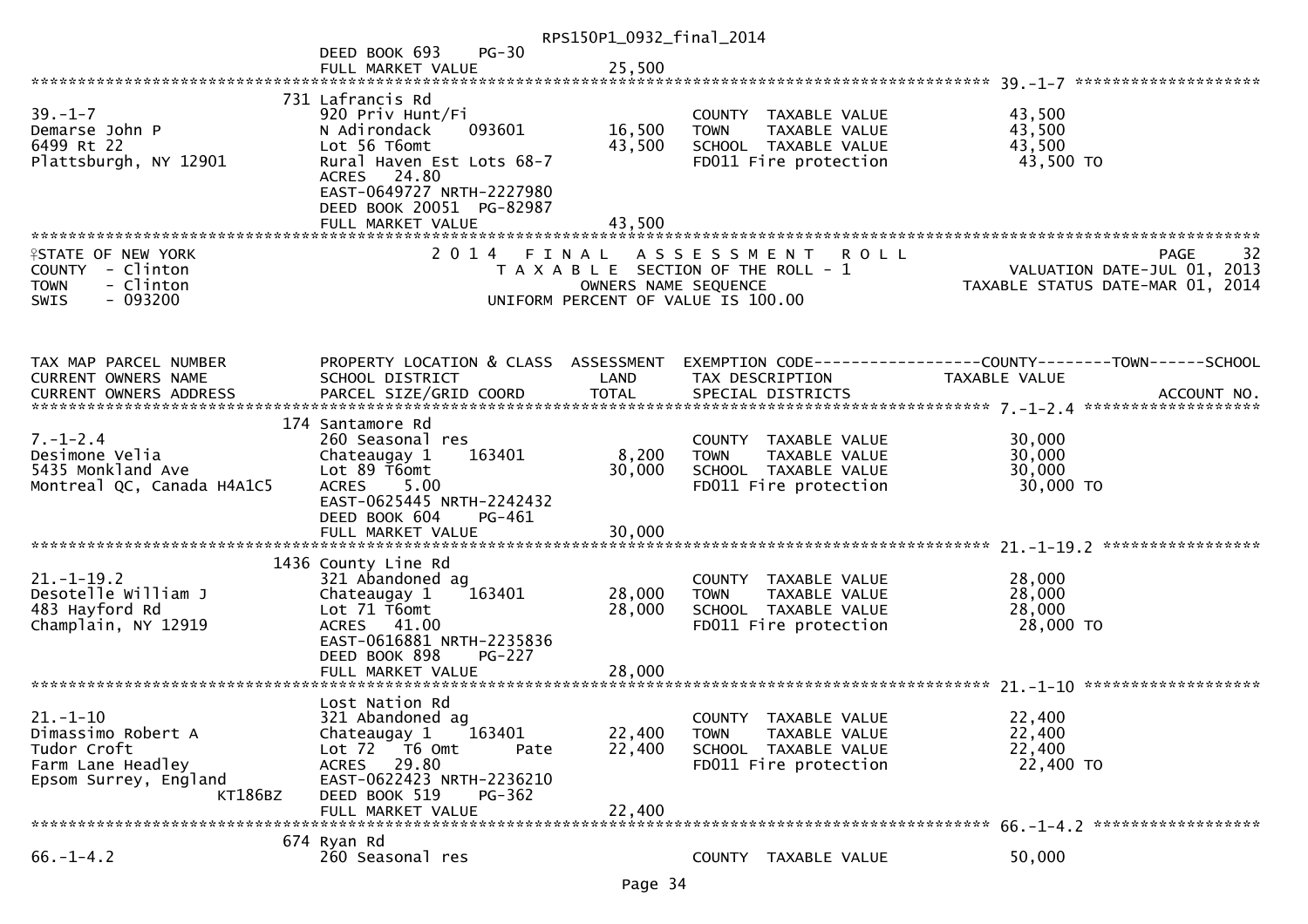DEED BOOK 693 PG-30
FULL MARKET VALUE 25,500

******************************************************************************************************* 39.-1-7 ********************

| | | | | |
|---|---|---|---|---|
| | 731 Lafrancis Rd | | | |
| 39.-1-7 | 920 Priv Hunt/Fi | | COUNTY TAXABLE VALUE | 43,500 |
| Demarse John P | N Adirondack 093601 | 16,500 | TOWN TAXABLE VALUE | 43,500 |
| 6499 Rt 22 | Lot 56 T6omt | 43,500 | SCHOOL TAXABLE VALUE | 43,500 |
| Plattsburgh, NY 12901 | Rural Haven Est Lots 68-7 | | FD011 Fire protection | 43,500 TO |
| | ACRES 24.80 | | | |
| | EAST-0649727 NRTH-2227980 | | | |
| | DEED BOOK 20051 PG-82987 | | | |
| | FULL MARKET VALUE | 43,500 | | |

STATE OF NEW YORK
COUNTY - Clinton
TOWN - Clinton
SWIS - 093200

2014 FINAL ASSESSMENT ROLL
TAXABLE SECTION OF THE ROLL - 1
OWNERS NAME SEQUENCE
UNIFORM PERCENT OF VALUE IS 100.00

PAGE 32
VALUATION DATE-JUL 01, 2013
TAXABLE STATUS DATE-MAR 01, 2014

| TAX MAP PARCEL NUMBER<br>CURRENT OWNERS NAME<br>CURRENT OWNERS ADDRESS | PROPERTY LOCATION & CLASS<br>SCHOOL DISTRICT<br>PARCEL SIZE/GRID COORD | ASSESSMENT<br>LAND<br>TOTAL | EXEMPTION CODE-----COUNTY-----TOWN-----SCHOOL<br>TAX DESCRIPTION<br>SPECIAL DISTRICTS | TAXABLE VALUE<br>ACCOUNT NO. |
|---|---|---|---|---|
| | 174 Santamore Rd | | | |
| 7.-1-2.4 | 260 Seasonal res | | COUNTY TAXABLE VALUE | 30,000 |
| Desimone Velia | Chateaugay 1 163401 | 8,200 | TOWN TAXABLE VALUE | 30,000 |
| 5435 Monkland Ave | Lot 89 T6omt | 30,000 | SCHOOL TAXABLE VALUE | 30,000 |
| Montreal QC, Canada H4A1C5 | ACRES 5.00 | | FD011 Fire protection | 30,000 TO |
| | EAST-0625445 NRTH-2242432 | | | |
| | DEED BOOK 604 PG-461 | | | |
| | FULL MARKET VALUE | 30,000 | | |
| | 1436 County Line Rd | | | |
| 21.-1-19.2 | 321 Abandoned ag | | COUNTY TAXABLE VALUE | 28,000 |
| Desotelle William J | Chateaugay 1 163401 | 28,000 | TOWN TAXABLE VALUE | 28,000 |
| 483 Hayford Rd | Lot 71 T6omt | 28,000 | SCHOOL TAXABLE VALUE | 28,000 |
| Champlain, NY 12919 | ACRES 41.00 | | FD011 Fire protection | 28,000 TO |
| | EAST-0616881 NRTH-2235836 | | | |
| | DEED BOOK 898 PG-227 | | | |
| | FULL MARKET VALUE | 28,000 | | |
| | Lost Nation Rd | | | |
| 21.-1-10 | 321 Abandoned ag | | COUNTY TAXABLE VALUE | 22,400 |
| Dimassimo Robert A | Chateaugay 1 163401 | 22,400 | TOWN TAXABLE VALUE | 22,400 |
| Tudor Croft | Lot 72 T6 Omt Pate | 22,400 | SCHOOL TAXABLE VALUE | 22,400 |
| Farm Lane Headley | ACRES 29.80 | | FD011 Fire protection | 22,400 TO |
| Epsom Surrey, England KT186BZ | EAST-0622423 NRTH-2236210 | | | |
| | DEED BOOK 519 PG-362 | | | |
| | FULL MARKET VALUE | 22,400 | | |
| | 674 Ryan Rd | | | |
| 66.-1-4.2 | 260 Seasonal res | | COUNTY TAXABLE VALUE | 50,000 |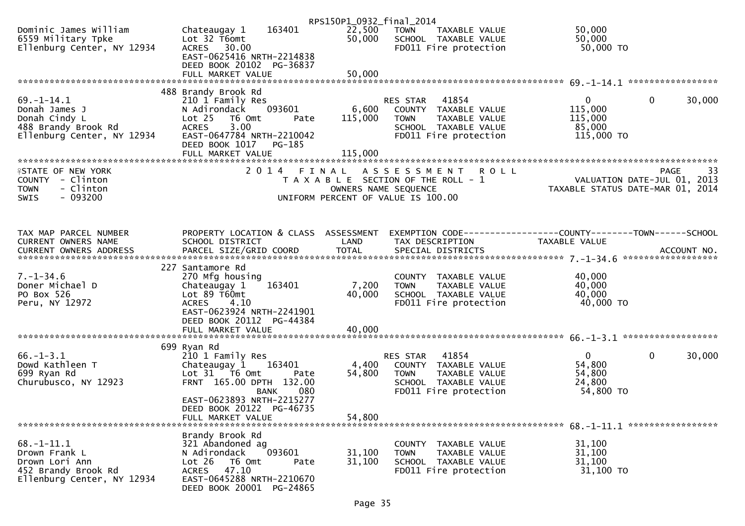RPS150P1_0932_final_2014

```
Dominic James William          Chateaugay 1     163401         22,500   TOWN    TAXABLE VALUE          50,000
6559 Military Tpke             Lot 32 T6omt                    50,000   SCHOOL  TAXABLE VALUE          50,000
Ellenburg Center, NY 12934     ACRES   30.00                            FD011 Fire protection           50,000 TO
                               EAST-0625416 NRTH-2214838
                               DEED BOOK 20102  PG-36837
                               FULL MARKET VALUE               50,000
******************************************************************************************************* 69.-1-14.1 *****************
                          488 Brandy Brook Rd
69.-1-14.1                     210 1 Family Res                          RES STAR   41854                0           0       30,000
Donah James J                  N Adirondack     093601          6,600   COUNTY  TAXABLE VALUE         115,000
Donah Cindy L                  Lot 25   T6 Omt        Pate    115,000   TOWN    TAXABLE VALUE         115,000
488 Brandy Brook Rd            ACRES    3.00                            SCHOOL  TAXABLE VALUE          85,000
Ellenburg Center, NY 12934     EAST-0647784 NRTH-2210042                FD011 Fire protection          115,000 TO
                               DEED BOOK 1017   PG-185
                               FULL MARKET VALUE              115,000
*************************************************************************************************************************************
```

```
STATE OF NEW YORK                         2 0 1 4   F I N A L   A S S E S S M E N T   R O L L                           PAGE    33
COUNTY  - Clinton                            T A X A B L E  SECTION OF THE ROLL - 1                     VALUATION DATE-JUL 01, 2013
TOWN    - Clinton                                  OWNERS NAME SEQUENCE                              TAXABLE STATUS DATE-MAR 01, 2014
SWIS    - 093200                           UNIFORM PERCENT OF VALUE IS 100.00
```

```
TAX MAP PARCEL NUMBER          PROPERTY LOCATION & CLASS  ASSESSMENT  EXEMPTION CODE------------------COUNTY--------TOWN------SCHOOL
CURRENT OWNERS NAME            SCHOOL DISTRICT               LAND      TAX DESCRIPTION              TAXABLE VALUE
CURRENT OWNERS ADDRESS         PARCEL SIZE/GRID COORD        TOTAL     SPECIAL DISTRICTS                                    ACCOUNT NO.
******************************************************************************************************* 7.-1-34.6 ******************
                          227 Santamore Rd
7.-1-34.6                      270 Mfg housing                           COUNTY  TAXABLE VALUE          40,000
Doner Michael D                Chateaugay 1     163401          7,200   TOWN    TAXABLE VALUE          40,000
PO Box 526                     Lot 89 T60mt                    40,000   SCHOOL  TAXABLE VALUE          40,000
Peru, NY 12972                 ACRES    4.10                            FD011 Fire protection           40,000 TO
                               EAST-0623924 NRTH-2241901
                               DEED BOOK 20112  PG-44384
                               FULL MARKET VALUE               40,000
******************************************************************************************************* 66.-1-3.1 ******************
                          699 Ryan Rd
66.-1-3.1                      210 1 Family Res                          RES STAR   41854                0           0       30,000
Dowd Kathleen T                Chateaugay 1     163401          4,400   COUNTY  TAXABLE VALUE          54,800
699 Ryan Rd                    Lot 31   T6 Omt        Pate     54,800   TOWN    TAXABLE VALUE          54,800
Churubusco, NY 12923           FRNT 165.00 DPTH 132.00                  SCHOOL  TAXABLE VALUE          24,800
                                              BANK     080              FD011 Fire protection           54,800 TO
                               EAST-0623893 NRTH-2215277
                               DEED BOOK 20122  PG-46735
                               FULL MARKET VALUE               54,800
******************************************************************************************************* 68.-1-11.1 *****************
                               Brandy Brook Rd
68.-1-11.1                     321 Abandoned ag                          COUNTY  TAXABLE VALUE          31,100
Drown Frank L                  N Adirondack     093601         31,100   TOWN    TAXABLE VALUE          31,100
Drown Lori Ann                 Lot 26   T6 Omt        Pate     31,100   SCHOOL  TAXABLE VALUE          31,100
452 Brandy Brook Rd            ACRES   47.10                            FD011 Fire protection           31,100 TO
Ellenburg Center, NY 12934     EAST-0645288 NRTH-2210670
                               DEED BOOK 20001  PG-24865
```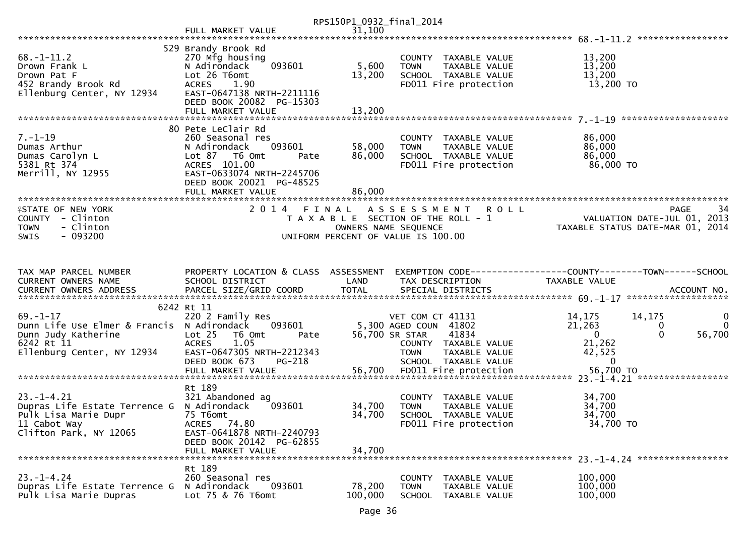RPS150P1_0932_final_2014

FULL MARKET VALUE 31,100

******************************************************************************************************* 68.-1-11.2 *****************

```
                              529 Brandy Brook Rd
68.-1-11.2                    270 Mfg housing                         COUNTY  TAXABLE VALUE          13,200
Drown Frank L                 N Adirondack    093601        5,600     TOWN    TAXABLE VALUE          13,200
Drown Pat F                   Lot 26 T6omt                 13,200     SCHOOL  TAXABLE VALUE          13,200
452 Brandy Brook Rd           ACRES    1.90                           FD011 Fire protection           13,200 TO
Ellenburg Center, NY 12934    EAST-0647138 NRTH-2211116
                              DEED BOOK 20082  PG-15303
                              FULL MARKET VALUE            13,200
******************************************************************************************************* 7.-1-19 ********************
                              80 Pete LeClair Rd
7.-1-19                       260 Seasonal res                        COUNTY  TAXABLE VALUE          86,000
Dumas Arthur                  N Adirondack    093601       58,000     TOWN    TAXABLE VALUE          86,000
Dumas Carolyn L               Lot 87   T6 Omt      Pate    86,000     SCHOOL  TAXABLE VALUE          86,000
5381 Rt 374                   ACRES  101.00                           FD011 Fire protection           86,000 TO
Merrill, NY 12955             EAST-0633074 NRTH-2245706
                              DEED BOOK 20021  PG-48525
                              FULL MARKET VALUE            86,000
*******************************************************************************************************
```

STATE OF NEW YORK — 2014 FINAL ASSESSMENT ROLL — PAGE 34
COUNTY - Clinton — TAXABLE SECTION OF THE ROLL - 1 — VALUATION DATE-JUL 01, 2013
TOWN - Clinton — OWNERS NAME SEQUENCE — TAXABLE STATUS DATE-MAR 01, 2014
SWIS - 093200 — UNIFORM PERCENT OF VALUE IS 100.00

```
TAX MAP PARCEL NUMBER         PROPERTY LOCATION & CLASS  ASSESSMENT  EXEMPTION CODE------------------COUNTY--------TOWN------SCHOOL
CURRENT OWNERS NAME           SCHOOL DISTRICT               LAND      TAX DESCRIPTION             TAXABLE VALUE
CURRENT OWNERS ADDRESS        PARCEL SIZE/GRID COORD       TOTAL      SPECIAL DISTRICTS                                    ACCOUNT NO.
******************************************************************************************************* 69.-1-17 *******************
                              6242 Rt 11
69.-1-17                      220 2 Family Res                        VET COM CT 41131            14,175      14,175          0
Dunn Life Use Elmer & Francis N Adirondack    093601        5,300 AGED COUN  41802                21,263           0          0
Dunn Judy Katherine           Lot 25   T6 Omt      Pate    56,700 SR STAR    41834                     0           0     56,700
6242 Rt 11                    ACRES    1.05                           COUNTY  TAXABLE VALUE          21,262
Ellenburg Center, NY 12934    EAST-0647305 NRTH-2212343               TOWN    TAXABLE VALUE          42,525
                              DEED BOOK 673    PG-218                 SCHOOL  TAXABLE VALUE               0
                              FULL MARKET VALUE            56,700     FD011 Fire protection           56,700 TO
******************************************************************************************************* 23.-1-4.21 *****************
                              Rt 189
23.-1-4.21                    321 Abandoned ag                        COUNTY  TAXABLE VALUE          34,700
Dupras Life Estate Terrence G N Adirondack    093601       34,700     TOWN    TAXABLE VALUE          34,700
Pulk Lisa Marie Dupr          75 T6omt                     34,700     SCHOOL  TAXABLE VALUE          34,700
11 Cabot Way                  ACRES   74.80                           FD011 Fire protection           34,700 TO
Clifton Park, NY 12065        EAST-0641878 NRTH-2240793
                              DEED BOOK 20142  PG-62855
                              FULL MARKET VALUE            34,700
******************************************************************************************************* 23.-1-4.24 *****************
                              Rt 189
23.-1-4.24                    260 Seasonal res                        COUNTY  TAXABLE VALUE         100,000
Dupras Life Estate Terrence G N Adirondack    093601       78,200     TOWN    TAXABLE VALUE         100,000
Pulk Lisa Marie Dupras        Lot 75 & 76 T6omt           100,000     SCHOOL  TAXABLE VALUE         100,000
```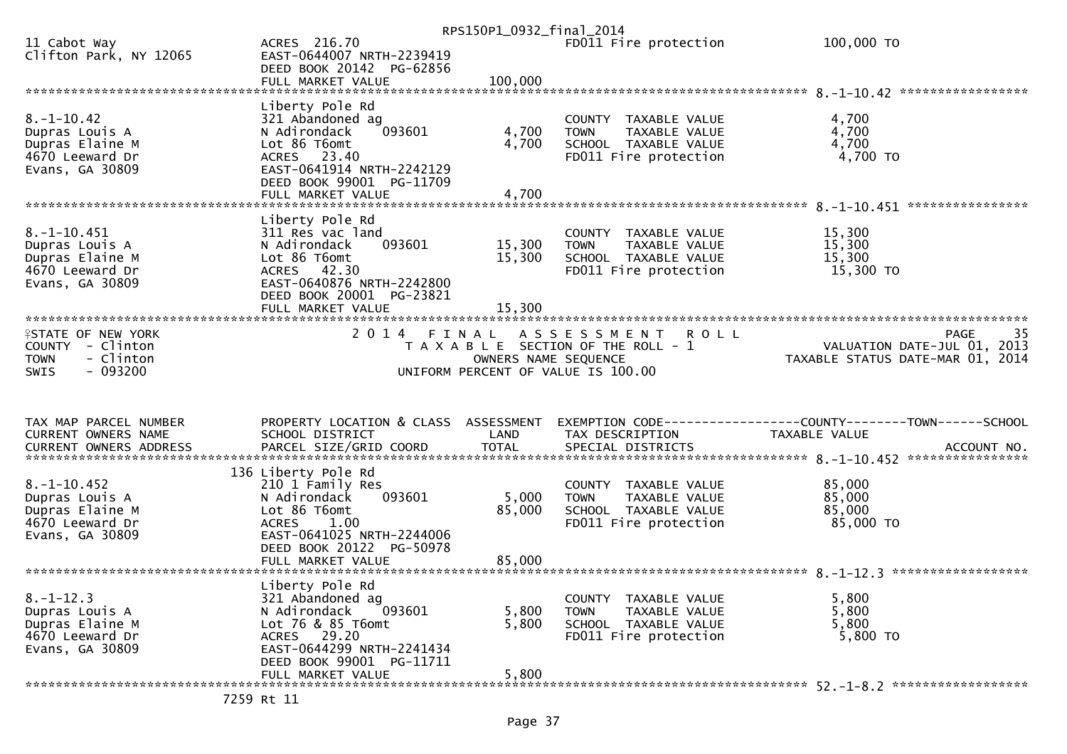RPS150P1_0932_final_2014

```
11 Cabot Way                 ACRES 216.70                              FD011 Fire protection              100,000 TO
Clifton Park, NY 12065       EAST-0644007 NRTH-2239419
                             DEED BOOK 20142 PG-62856
                             FULL MARKET VALUE                100,000
******************************************************************************************************* 8.-1-10.42 *****************
                             Liberty Pole Rd
8.-1-10.42                   321 Abandoned ag                          COUNTY  TAXABLE VALUE              4,700
Dupras Louis A               N Adirondack     093601         4,700     TOWN    TAXABLE VALUE              4,700
Dupras Elaine M              Lot 86 T6omt                    4,700     SCHOOL  TAXABLE VALUE              4,700
4670 Leeward Dr              ACRES  23.40                              FD011 Fire protection              4,700 TO
Evans, GA 30809              EAST-0641914 NRTH-2242129
                             DEED BOOK 99001 PG-11709
                             FULL MARKET VALUE                  4,700
******************************************************************************************************* 8.-1-10.451 ****************
                             Liberty Pole Rd
8.-1-10.451                  311 Res vac land                          COUNTY  TAXABLE VALUE              15,300
Dupras Louis A               N Adirondack     093601        15,300     TOWN    TAXABLE VALUE              15,300
Dupras Elaine M              Lot 86 T6omt                   15,300     SCHOOL  TAXABLE VALUE              15,300
4670 Leeward Dr              ACRES  42.30                              FD011 Fire protection              15,300 TO
Evans, GA 30809              EAST-0640876 NRTH-2242800
                             DEED BOOK 20001 PG-23821
                             FULL MARKET VALUE                 15,300
*************************************************************************************************************************************
STATE OF NEW YORK                    2 0 1 4   F I N A L   A S S E S S M E N T   R O L L                        PAGE     35
COUNTY  - Clinton                       T A X A B L E  SECTION OF THE ROLL - 1                  VALUATION DATE-JUL 01, 2013
TOWN    - Clinton                              OWNERS NAME SEQUENCE                          TAXABLE STATUS DATE-MAR 01, 2014
SWIS    - 093200                        UNIFORM PERCENT OF VALUE IS 100.00


TAX MAP PARCEL NUMBER        PROPERTY LOCATION & CLASS  ASSESSMENT  EXEMPTION CODE------------------COUNTY--------TOWN------SCHOOL
CURRENT OWNERS NAME          SCHOOL DISTRICT               LAND     TAX DESCRIPTION               TAXABLE VALUE
CURRENT OWNERS ADDRESS       PARCEL SIZE/GRID COORD        TOTAL    SPECIAL DISTRICTS                                    ACCOUNT NO.
******************************************************************************************************* 8.-1-10.452 ****************
                           136 Liberty Pole Rd
8.-1-10.452                  210 1 Family Res                          COUNTY  TAXABLE VALUE              85,000
Dupras Louis A               N Adirondack     093601         5,000     TOWN    TAXABLE VALUE              85,000
Dupras Elaine M              Lot 86 T6omt                   85,000     SCHOOL  TAXABLE VALUE              85,000
4670 Leeward Dr              ACRES   1.00                              FD011 Fire protection              85,000 TO
Evans, GA 30809              EAST-0641025 NRTH-2244006
                             DEED BOOK 20122 PG-50978
                             FULL MARKET VALUE                 85,000
******************************************************************************************************* 8.-1-12.3 ******************
                             Liberty Pole Rd
8.-1-12.3                    321 Abandoned ag                          COUNTY  TAXABLE VALUE              5,800
Dupras Louis A               N Adirondack     093601         5,800     TOWN    TAXABLE VALUE              5,800
Dupras Elaine M              Lot 76 & 85 T6omt               5,800     SCHOOL  TAXABLE VALUE              5,800
4670 Leeward Dr              ACRES  29.20                              FD011 Fire protection              5,800 TO
Evans, GA 30809              EAST-0644299 NRTH-2241434
                             DEED BOOK 99001 PG-11711
                             FULL MARKET VALUE                  5,800
******************************************************************************************************* 52.-1-8.2 ******************
                           7259 Rt 11
```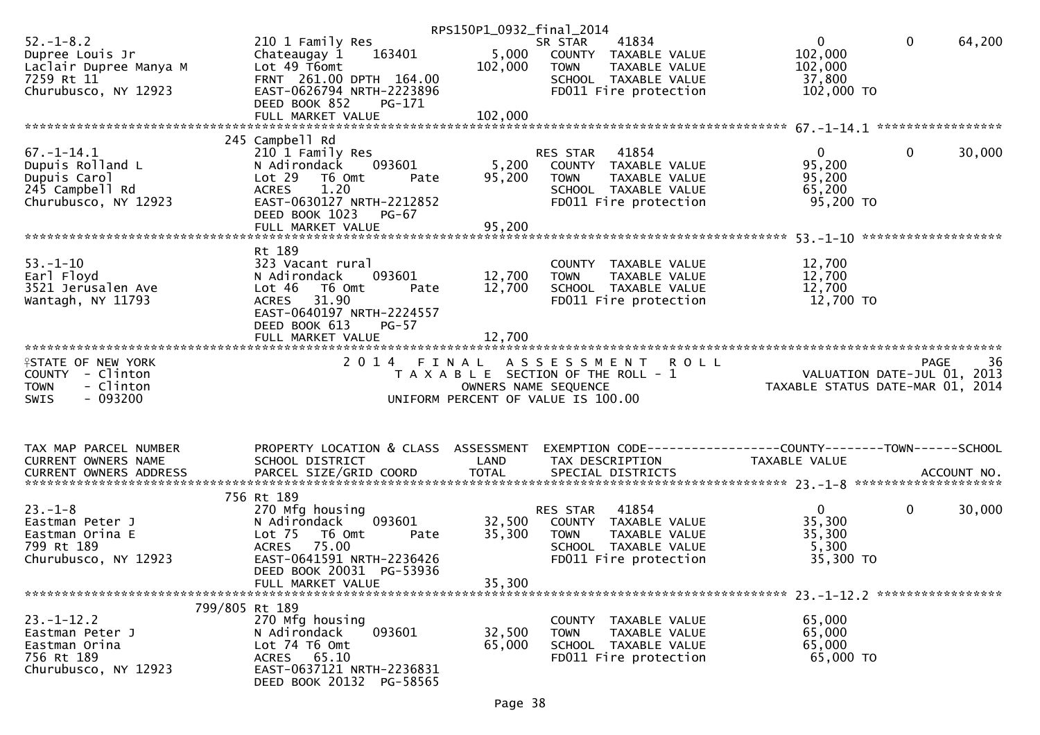RPS150P1_0932_final_2014

```
52.-1-8.2                      210 1 Family Res                            SR STAR      41834                    0           0       64,200
Dupree Louis Jr                Chateaugay 1     163401        5,000   COUNTY  TAXABLE VALUE          102,000
Laclair Dupree Manya M         Lot 49 T6omt                 102,000   TOWN    TAXABLE VALUE          102,000
7259 Rt 11                     FRNT 261.00 DPTH 164.00                SCHOOL  TAXABLE VALUE           37,800
Churubusco, NY 12923           EAST-0626794 NRTH-2223896              FD011 Fire protection          102,000 TO
                               DEED BOOK 852     PG-171
                               FULL MARKET VALUE            102,000
******************************************************************************************************* 67.-1-14.1 *****************
                         245 Campbell Rd
67.-1-14.1                     210 1 Family Res                            RES STAR     41854                    0           0       30,000
Dupuis Rolland L               N Adirondack     093601        5,200   COUNTY  TAXABLE VALUE           95,200
Dupuis Carol                   Lot 29   T6 Omt       Pate    95,200   TOWN    TAXABLE VALUE           95,200
245 Campbell Rd                ACRES    1.20                          SCHOOL  TAXABLE VALUE           65,200
Churubusco, NY 12923           EAST-0630127 NRTH-2212852              FD011 Fire protection           95,200 TO
                               DEED BOOK 1023    PG-67
                               FULL MARKET VALUE             95,200
******************************************************************************************************* 53.-1-10 *******************
                               Rt 189
53.-1-10                       323 Vacant rural                            COUNTY  TAXABLE VALUE           12,700
Earl Floyd                     N Adirondack     093601       12,700   TOWN    TAXABLE VALUE           12,700
3521 Jerusalen Ave             Lot 46   T6 Omt       Pate    12,700   SCHOOL  TAXABLE VALUE           12,700
Wantagh, NY 11793              ACRES   31.90                          FD011 Fire protection           12,700 TO
                               EAST-0640197 NRTH-2224557
                               DEED BOOK 613     PG-57
                               FULL MARKET VALUE             12,700
************************************************************************************************************************************
STATE OF NEW YORK                    2 0 1 4   F I N A L   A S S E S S M E N T   R O L L                                   PAGE    36
COUNTY  - Clinton                          T A X A B L E  SECTION OF THE ROLL - 1                      VALUATION DATE-JUL 01, 2013
TOWN    - Clinton                                 OWNERS NAME SEQUENCE                             TAXABLE STATUS DATE-MAR 01, 2014
SWIS    - 093200                          UNIFORM PERCENT OF VALUE IS 100.00


TAX MAP PARCEL NUMBER          PROPERTY LOCATION & CLASS  ASSESSMENT  EXEMPTION CODE------------------COUNTY--------TOWN------SCHOOL
CURRENT OWNERS NAME            SCHOOL DISTRICT               LAND      TAX DESCRIPTION             TAXABLE VALUE
CURRENT OWNERS ADDRESS         PARCEL SIZE/GRID COORD        TOTAL     SPECIAL DISTRICTS                                   ACCOUNT NO.
******************************************************************************************************* 23.-1-8 ********************
                         756 Rt 189
23.-1-8                        270 Mfg housing                             RES STAR     41854                    0           0       30,000
Eastman Peter J                N Adirondack     093601       32,500   COUNTY  TAXABLE VALUE           35,300
Eastman Orina E                Lot 75   T6 Omt       Pate    35,300   TOWN    TAXABLE VALUE           35,300
799 Rt 189                     ACRES   75.00                          SCHOOL  TAXABLE VALUE            5,300
Churubusco, NY 12923           EAST-0641591 NRTH-2236426              FD011 Fire protection           35,300 TO
                               DEED BOOK 20031  PG-53936
                               FULL MARKET VALUE             35,300
******************************************************************************************************* 23.-1-12.2 *****************
                     799/805 Rt 189
23.-1-12.2                     270 Mfg housing                             COUNTY  TAXABLE VALUE           65,000
Eastman Peter J                N Adirondack     093601       32,500   TOWN    TAXABLE VALUE           65,000
Eastman Orina                  Lot 74 T6 Omt                 65,000   SCHOOL  TAXABLE VALUE           65,000
756 Rt 189                     ACRES   65.10                          FD011 Fire protection           65,000 TO
Churubusco, NY 12923           EAST-0637121 NRTH-2236831
                               DEED BOOK 20132  PG-58565
```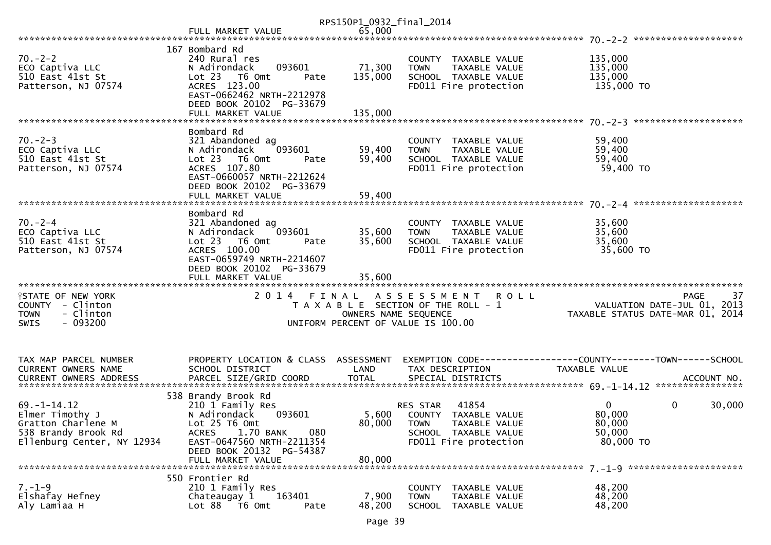RPS150P1_0932_final_2014

FULL MARKET VALUE 65,000

******************************************************************************************************* 70.-2-2 *******************

```
                        167 Bombard Rd
70.-2-2                 240 Rural res                          COUNTY  TAXABLE VALUE          135,000
ECO Captiva LLC         N Adirondack    093601      71,300    TOWN    TAXABLE VALUE          135,000
510 East 41st St        Lot 23  T6 Omt       Pate  135,000    SCHOOL  TAXABLE VALUE          135,000
Patterson, NJ 07574     ACRES 123.00                           FD011 Fire protection          135,000 TO
                        EAST-0662462 NRTH-2212978
                        DEED BOOK 20102  PG-33679
                        FULL MARKET VALUE          135,000
******************************************************************************************************* 70.-2-3 *******************
                        Bombard Rd
70.-2-3                 321 Abandoned ag                       COUNTY  TAXABLE VALUE           59,400
ECO Captiva LLC         N Adirondack    093601      59,400    TOWN    TAXABLE VALUE           59,400
510 East 41st St        Lot 23  T6 Omt       Pate   59,400    SCHOOL  TAXABLE VALUE           59,400
Patterson, NJ 07574     ACRES 107.80                           FD011 Fire protection           59,400 TO
                        EAST-0660057 NRTH-2212624
                        DEED BOOK 20102  PG-33679
                        FULL MARKET VALUE           59,400
******************************************************************************************************* 70.-2-4 *******************
                        Bombard Rd
70.-2-4                 321 Abandoned ag                       COUNTY  TAXABLE VALUE           35,600
ECO Captiva LLC         N Adirondack    093601      35,600    TOWN    TAXABLE VALUE           35,600
510 East 41st St        Lot 23  T6 Omt       Pate   35,600    SCHOOL  TAXABLE VALUE           35,600
Patterson, NJ 07574     ACRES 100.00                           FD011 Fire protection           35,600 TO
                        EAST-0659749 NRTH-2214607
                        DEED BOOK 20102  PG-33679
                        FULL MARKET VALUE           35,600
************************************************************************************************************************************
```

STATE OF NEW YORK — 2014 FINAL ASSESSMENT ROLL — PAGE 37
COUNTY - Clinton — TAXABLE SECTION OF THE ROLL - 1 — VALUATION DATE-JUL 01, 2013
TOWN - Clinton — OWNERS NAME SEQUENCE — TAXABLE STATUS DATE-MAR 01, 2014
SWIS - 093200 — UNIFORM PERCENT OF VALUE IS 100.00

```
TAX MAP PARCEL NUMBER       PROPERTY LOCATION & CLASS  ASSESSMENT  EXEMPTION CODE------------------COUNTY--------TOWN------SCHOOL
CURRENT OWNERS NAME         SCHOOL DISTRICT               LAND      TAX DESCRIPTION            TAXABLE VALUE
CURRENT OWNERS ADDRESS      PARCEL SIZE/GRID COORD        TOTAL     SPECIAL DISTRICTS                                  ACCOUNT NO.
******************************************************************************************************* 69.-1-14.12 ****************
                            538 Brandy Brook Rd
69.-1-14.12                 210 1 Family Res                        RES STAR   41854               0             0        30,000
Elmer Timothy J             N Adirondack    093601        5,600    COUNTY  TAXABLE VALUE        80,000
Gratton Charlene M          Lot 25 T6 Omt                 80,000    TOWN    TAXABLE VALUE        80,000
538 Brandy Brook Rd         ACRES    1.70 BANK     080              SCHOOL  TAXABLE VALUE        50,000
Ellenburg Center, NY 12934  EAST-0647560 NRTH-2211354               FD011 Fire protection         80,000 TO
                            DEED BOOK 20132  PG-54387
                            FULL MARKET VALUE             80,000
******************************************************************************************************* 7.-1-9 *********************
                            550 Frontier Rd
7.-1-9                      210 1 Family Res                        COUNTY  TAXABLE VALUE        48,200
Elshafay Hefney             Chateaugay 1    163401        7,900    TOWN    TAXABLE VALUE        48,200
Aly Lamiaa H                Lot 88  T6 Omt       Pate    48,200    SCHOOL  TAXABLE VALUE        48,200
```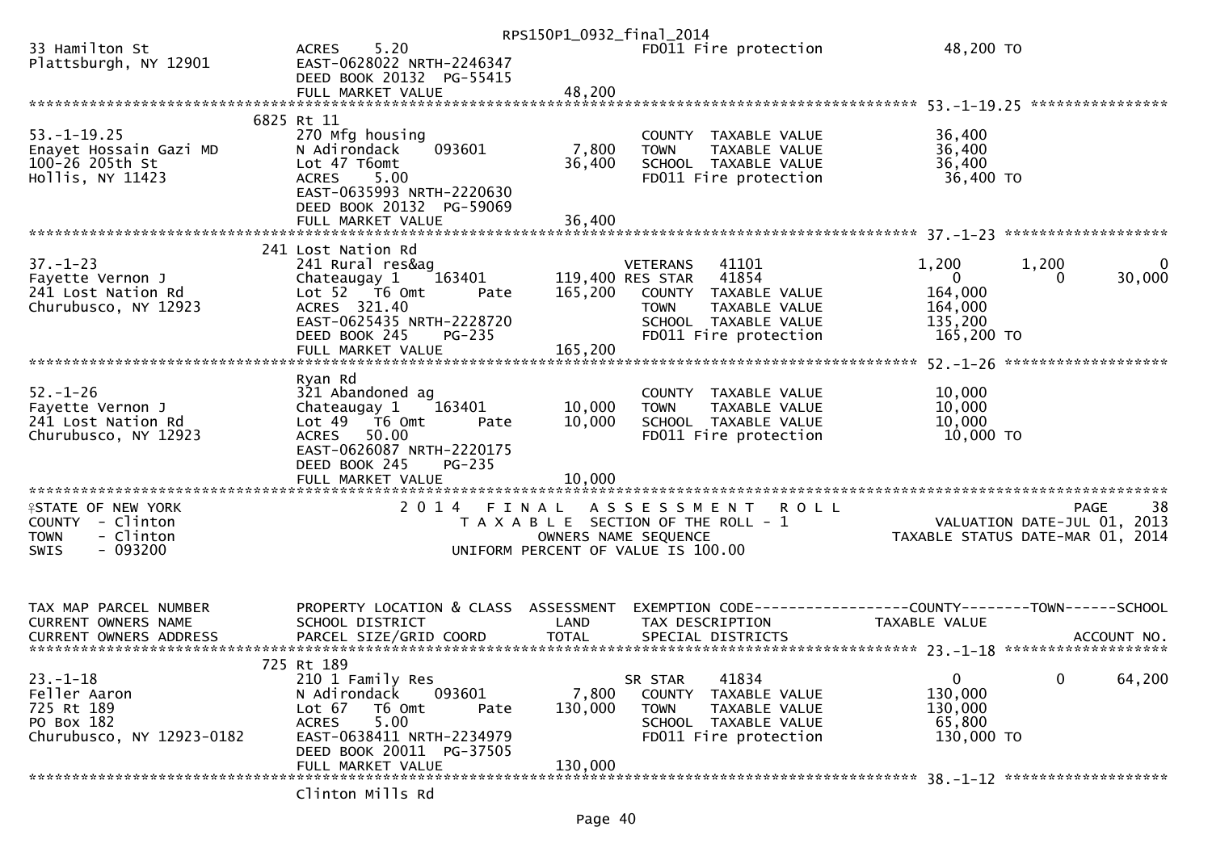```
33 Hamilton St               ACRES     5.20                          FD011 Fire protection             48,200 TO
Plattsburgh, NY 12901        EAST-0628022 NRTH-2246347
                             DEED BOOK 20132  PG-55415
                             FULL MARKET VALUE              48,200
******************************************************************************************************* 53.-1-19.25 ****************
                         6825 Rt 11
53.-1-19.25                  270 Mfg housing                         COUNTY  TAXABLE VALUE              36,400
Enayet Hossain Gazi MD       N Adirondack     093601         7,800   TOWN    TAXABLE VALUE              36,400
100-26 205th St              Lot 47 T6omt                   36,400   SCHOOL  TAXABLE VALUE              36,400
Hollis, NY 11423             ACRES     5.00                          FD011 Fire protection              36,400 TO
                             EAST-0635993 NRTH-2220630
                             DEED BOOK 20132  PG-59069
                             FULL MARKET VALUE              36,400
******************************************************************************************************* 37.-1-23 *******************
                         241 Lost Nation Rd
37.-1-23                     241 Rural res&ag                        VETERANS    41101              1,200        1,200            0
Fayette Vernon J             Chateaugay 1     163401       119,400 RES STAR    41854                  0            0       30,000
241 Lost Nation Rd           Lot 52   T6 Omt       Pate    165,200   COUNTY  TAXABLE VALUE             164,000
Churubusco, NY 12923         ACRES  321.40                           TOWN    TAXABLE VALUE             164,000
                             EAST-0625435 NRTH-2228720               SCHOOL  TAXABLE VALUE             135,200
                             DEED BOOK 245    PG-235                 FD011 Fire protection             165,200 TO
                             FULL MARKET VALUE             165,200
******************************************************************************************************* 52.-1-26 *******************
                         Ryan Rd
52.-1-26                     321 Abandoned ag                        COUNTY  TAXABLE VALUE              10,000
Fayette Vernon J             Chateaugay 1     163401        10,000   TOWN    TAXABLE VALUE              10,000
241 Lost Nation Rd           Lot 49   T6 Omt       Pate     10,000   SCHOOL  TAXABLE VALUE              10,000
Churubusco, NY 12923         ACRES    50.00                          FD011 Fire protection              10,000 TO
                             EAST-0626087 NRTH-2220175
                             DEED BOOK 245    PG-235
                             FULL MARKET VALUE              10,000
************************************************************************************************************************************
STATE OF NEW YORK                      2 0 1 4   F I N A L   A S S E S S M E N T   R O L L                              PAGE    38
COUNTY  - Clinton                          T A X A B L E  SECTION OF THE ROLL - 1                     VALUATION DATE-JUL 01, 2013
TOWN    - Clinton                              OWNERS NAME SEQUENCE                             TAXABLE STATUS DATE-MAR 01, 2014
SWIS    - 093200                         UNIFORM PERCENT OF VALUE IS 100.00


TAX MAP PARCEL NUMBER        PROPERTY LOCATION & CLASS  ASSESSMENT  EXEMPTION CODE------------------COUNTY--------TOWN------SCHOOL
CURRENT OWNERS NAME          SCHOOL DISTRICT               LAND      TAX DESCRIPTION            TAXABLE VALUE
CURRENT OWNERS ADDRESS       PARCEL SIZE/GRID COORD       TOTAL      SPECIAL DISTRICTS                                 ACCOUNT NO.
******************************************************************************************************* 23.-1-18 *******************
                         725 Rt 189
23.-1-18                     210 1 Family Res                        SR STAR     41834                  0            0       64,200
Feller Aaron                 N Adirondack     093601         7,800   COUNTY  TAXABLE VALUE             130,000
725 Rt 189                   Lot 67   T6 Omt       Pate    130,000   TOWN    TAXABLE VALUE             130,000
PO Box 182                   ACRES     5.00                          SCHOOL  TAXABLE VALUE              65,800
Churubusco, NY 12923-0182    EAST-0638411 NRTH-2234979               FD011 Fire protection             130,000 TO
                             DEED BOOK 20011  PG-37505
                             FULL MARKET VALUE             130,000
******************************************************************************************************* 38.-1-12 *******************
                             Clinton Mills Rd
```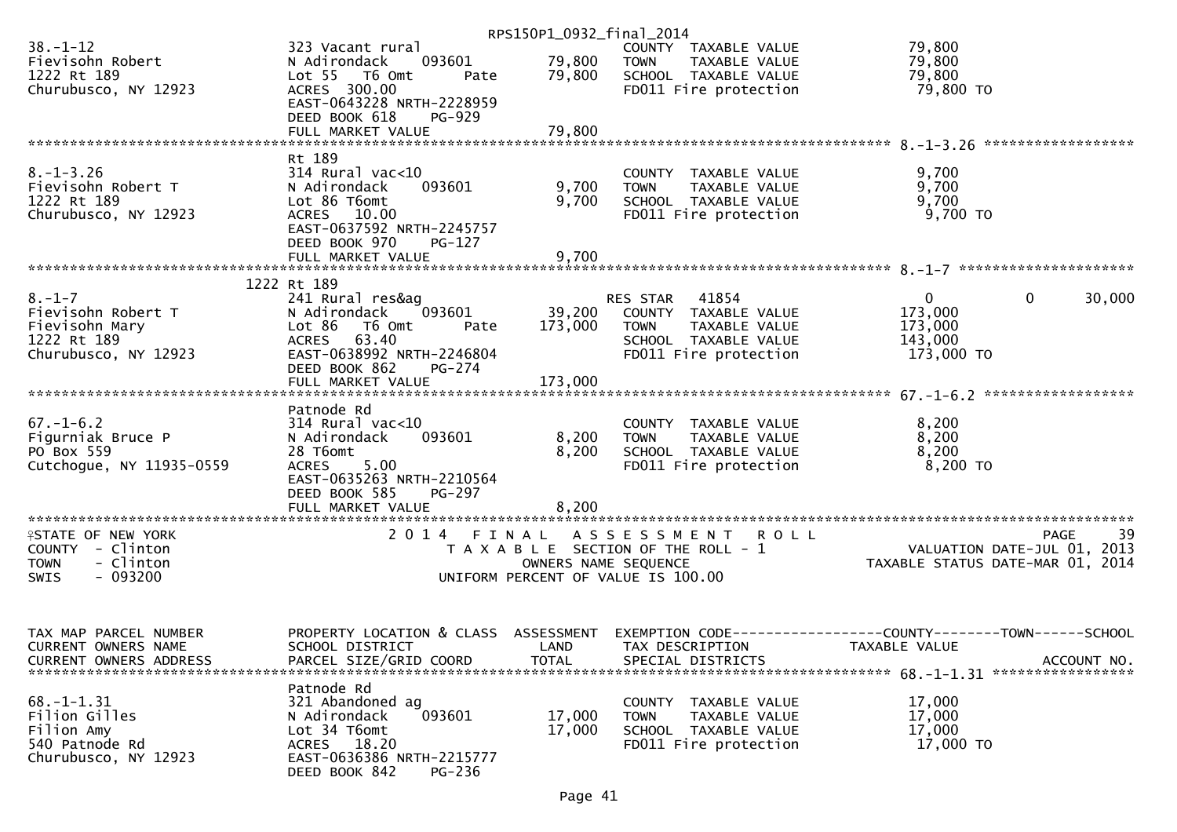RPS150P1_0932_final_2014

```
38.-1-12                       323 Vacant rural                          COUNTY  TAXABLE VALUE            79,800
Fievisohn Robert               N Adirondack     093601        79,800     TOWN    TAXABLE VALUE            79,800
1222 Rt 189                    Lot 55   T6 Omt       Pate     79,800     SCHOOL  TAXABLE VALUE            79,800
Churubusco, NY 12923           ACRES  300.00                             FD011 Fire protection             79,800 TO
                               EAST-0643228 NRTH-2228959
                               DEED BOOK 618    PG-929
                               FULL MARKET VALUE              79,800
******************************************************************************************************* 8.-1-3.26 ******************
                               Rt 189
8.-1-3.26                      314 Rural vac<10                          COUNTY  TAXABLE VALUE             9,700
Fievisohn Robert T             N Adirondack     093601         9,700     TOWN    TAXABLE VALUE             9,700
1222 Rt 189                    Lot 86 T6omt                    9,700     SCHOOL  TAXABLE VALUE             9,700
Churubusco, NY 12923           ACRES   10.00                             FD011 Fire protection              9,700 TO
                               EAST-0637592 NRTH-2245757
                               DEED BOOK 970    PG-127
                               FULL MARKET VALUE               9,700
******************************************************************************************************* 8.-1-7 *********************
                          1222 Rt 189
8.-1-7                         241 Rural res&ag                          RES STAR   41854                  0             0      30,000
Fievisohn Robert T             N Adirondack     093601        39,200     COUNTY  TAXABLE VALUE           173,000
Fievisohn Mary                 Lot 86   T6 Omt       Pate    173,000     TOWN    TAXABLE VALUE           173,000
1222 Rt 189                    ACRES   63.40                             SCHOOL  TAXABLE VALUE           143,000
Churubusco, NY 12923           EAST-0638992 NRTH-2246804                 FD011 Fire protection            173,000 TO
                               DEED BOOK 862    PG-274
                               FULL MARKET VALUE             173,000
******************************************************************************************************* 67.-1-6.2 ******************
                               Patnode Rd
67.-1-6.2                      314 Rural vac<10                          COUNTY  TAXABLE VALUE             8,200
Figurniak Bruce P              N Adirondack     093601         8,200     TOWN    TAXABLE VALUE             8,200
PO Box 559                     28 T6omt                        8,200     SCHOOL  TAXABLE VALUE             8,200
Cutchogue, NY 11935-0559       ACRES    5.00                             FD011 Fire protection              8,200 TO
                               EAST-0635263 NRTH-2210564
                               DEED BOOK 585    PG-297
                               FULL MARKET VALUE               8,200
************************************************************************************************************************************
STATE OF NEW YORK                    2 0 1 4   F I N A L   A S S E S S M E N T   R O L L                               PAGE    39
COUNTY  - Clinton                      T A X A B L E  SECTION OF THE ROLL - 1                         VALUATION DATE-JUL 01, 2013
TOWN    - Clinton                           OWNERS NAME SEQUENCE                                 TAXABLE STATUS DATE-MAR 01, 2014
SWIS    - 093200                       UNIFORM PERCENT OF VALUE IS 100.00


TAX MAP PARCEL NUMBER          PROPERTY LOCATION & CLASS  ASSESSMENT  EXEMPTION CODE------------------COUNTY--------TOWN------SCHOOL
CURRENT OWNERS NAME            SCHOOL DISTRICT               LAND      TAX DESCRIPTION              TAXABLE VALUE
CURRENT OWNERS ADDRESS         PARCEL SIZE/GRID COORD        TOTAL     SPECIAL DISTRICTS                                   ACCOUNT NO.
******************************************************************************************************* 68.-1-1.31 *****************
                               Patnode Rd
68.-1-1.31                     321 Abandoned ag                          COUNTY  TAXABLE VALUE            17,000
Filion Gilles                  N Adirondack     093601        17,000     TOWN    TAXABLE VALUE            17,000
Filion Amy                     Lot 34 T6omt                   17,000     SCHOOL  TAXABLE VALUE            17,000
540 Patnode Rd                 ACRES   18.20                             FD011 Fire protection             17,000 TO
Churubusco, NY 12923           EAST-0636386 NRTH-2215777
                               DEED BOOK 842    PG-236
```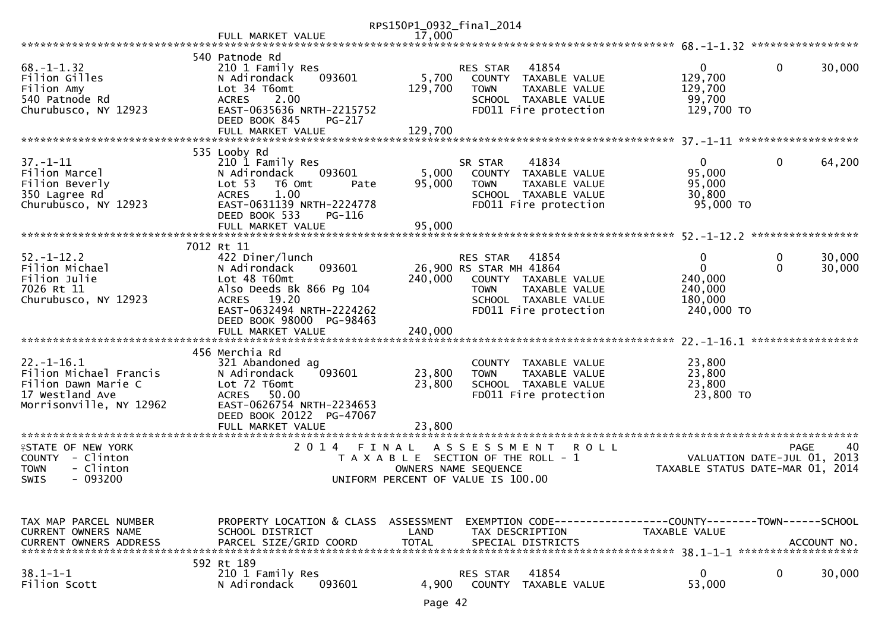```
                                                    RPS150P1_0932_final_2014
                              FULL MARKET VALUE                 17,000
******************************************************************************************************* 68.-1-1.32 *****************
                           540 Patnode Rd
68.-1-1.32                  210 1 Family Res                       RES STAR   41854               0            0        30,000
Filion Gilles               N Adirondack     093601        5,700    COUNTY  TAXABLE VALUE        129,700
Filion Amy                  Lot 34 T6omt                 129,700    TOWN    TAXABLE VALUE        129,700
540 Patnode Rd              ACRES    2.00                           SCHOOL  TAXABLE VALUE         99,700
Churubusco, NY 12923        EAST-0635636 NRTH-2215752               FD011 Fire protection         129,700 TO
                            DEED BOOK 845     PG-217
                            FULL MARKET VALUE            129,700
******************************************************************************************************* 37.-1-11 *******************
                           535 Looby Rd
37.-1-11                    210 1 Family Res                       SR STAR    41834               0            0        64,200
Filion Marcel               N Adirondack     093601        5,000    COUNTY  TAXABLE VALUE         95,000
Filion Beverly              Lot 53   T6 Omt       Pate    95,000    TOWN    TAXABLE VALUE         95,000
350 Lagree Rd               ACRES    1.00                           SCHOOL  TAXABLE VALUE         30,800
Churubusco, NY 12923        EAST-0631139 NRTH-2224778               FD011 Fire protection          95,000 TO
                            DEED BOOK 533     PG-116
                            FULL MARKET VALUE             95,000
******************************************************************************************************* 52.-1-12.2 *****************
                           7012 Rt 11
52.-1-12.2                  422 Diner/lunch                        RES STAR   41854               0            0        30,000
Filion Michael              N Adirondack     093601       26,900 RS STAR MH 41864                 0            0        30,000
Filion Julie                Lot 48 T60mt                 240,000    COUNTY  TAXABLE VALUE        240,000
7026 Rt 11                  Also Deeds Bk 866 Pg 104                TOWN    TAXABLE VALUE        240,000
Churubusco, NY 12923        ACRES   19.20                           SCHOOL  TAXABLE VALUE        180,000
                            EAST-0632494 NRTH-2224262               FD011 Fire protection         240,000 TO
                            DEED BOOK 98000  PG-98463
                            FULL MARKET VALUE            240,000
******************************************************************************************************* 22.-1-16.1 *****************
                           456 Merchia Rd
22.-1-16.1                  321 Abandoned ag                        COUNTY  TAXABLE VALUE         23,800
Filion Michael Francis      N Adirondack     093601       23,800    TOWN    TAXABLE VALUE         23,800
Filion Dawn Marie C         Lot 72 T6omt                  23,800    SCHOOL  TAXABLE VALUE         23,800
17 Westland Ave             ACRES   50.00                           FD011 Fire protection          23,800 TO
Morrisonville, NY 12962     EAST-0626754 NRTH-2234653
                            DEED BOOK 20122  PG-47067
                            FULL MARKET VALUE             23,800
************************************************************************************************************************************
STATE OF NEW YORK                    2 0 1 4   F I N A L   A S S E S S M E N T   R O L L                                  PAGE    40
COUNTY  - Clinton                        T A X A B L E  SECTION OF THE ROLL - 1                       VALUATION DATE-JUL 01, 2013
TOWN    - Clinton                             OWNERS NAME SEQUENCE                              TAXABLE STATUS DATE-MAR 01, 2014
SWIS    - 093200                         UNIFORM PERCENT OF VALUE IS 100.00



TAX MAP PARCEL NUMBER       PROPERTY LOCATION & CLASS  ASSESSMENT  EXEMPTION CODE------------------COUNTY--------TOWN------SCHOOL
CURRENT OWNERS NAME         SCHOOL DISTRICT               LAND      TAX DESCRIPTION              TAXABLE VALUE
CURRENT OWNERS ADDRESS      PARCEL SIZE/GRID COORD       TOTAL      SPECIAL DISTRICTS                                  ACCOUNT NO.
******************************************************************************************************* 38.1-1-1 *******************
                           592 Rt 189
38.1-1-1                    210 1 Family Res                       RES STAR   41854               0            0        30,000
Filion Scott                N Adirondack     093601        4,900    COUNTY  TAXABLE VALUE         53,000
```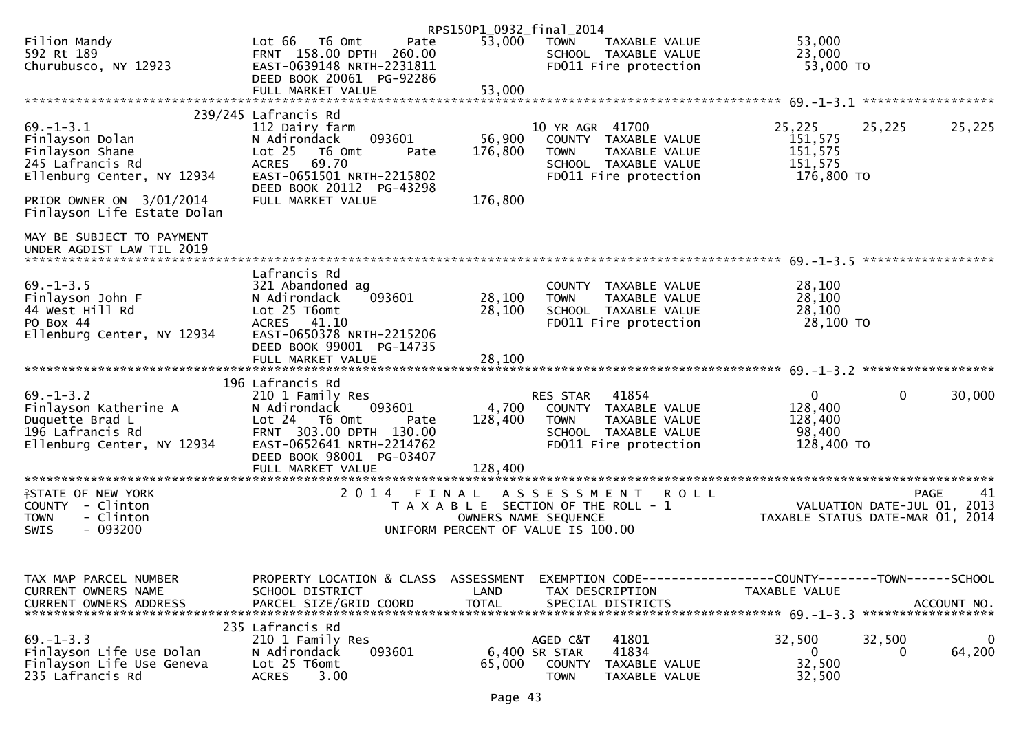```
                                                          RPS150P1_0932_final_2014
Filion Mandy                   Lot 66   T6 Omt       Pate     53,000   TOWN     TAXABLE VALUE             53,000
592 Rt 189                     FRNT 158.00 DPTH 260.00                 SCHOOL   TAXABLE VALUE             23,000
Churubusco, NY 12923           EAST-0639148 NRTH-2231811               FD011 Fire protection              53,000 TO
                               DEED BOOK 20061  PG-92286
                               FULL MARKET VALUE                53,000
******************************************************************************************************* 69.-1-3.1 ******************
                        239/245 Lafrancis Rd
69.-1-3.1                      112 Dairy farm                          10 YR AGR  41700               25,225      25,225      25,225
Finlayson Dolan                N Adirondack      093601       56,900   COUNTY  TAXABLE VALUE         151,575
Finlayson Shane                Lot 25   T6 Omt       Pate    176,800   TOWN    TAXABLE VALUE         151,575
245 Lafrancis Rd               ACRES   69.70                           SCHOOL  TAXABLE VALUE         151,575
Ellenburg Center, NY 12934     EAST-0651501 NRTH-2215802               FD011 Fire protection         176,800 TO
                               DEED BOOK 20112  PG-43298
PRIOR OWNER ON  3/01/2014      FULL MARKET VALUE               176,800
Finlayson Life Estate Dolan

MAY BE SUBJECT TO PAYMENT
UNDER AGDIST LAW TIL 2019
******************************************************************************************************* 69.-1-3.5 ******************
                               Lafrancis Rd
69.-1-3.5                      321 Abandoned ag                        COUNTY  TAXABLE VALUE          28,100
Finlayson John F               N Adirondack      093601       28,100   TOWN    TAXABLE VALUE          28,100
44 West Hill Rd                Lot 25 T6omt                   28,100   SCHOOL  TAXABLE VALUE          28,100
PO Box 44                      ACRES   41.10                           FD011 Fire protection          28,100 TO
Ellenburg Center, NY 12934     EAST-0650378 NRTH-2215206
                               DEED BOOK 99001  PG-14735
                               FULL MARKET VALUE                28,100
******************************************************************************************************* 69.-1-3.2 ******************
                        196 Lafrancis Rd
69.-1-3.2                      210 1 Family Res                        RES STAR   41854                    0           0      30,000
Finlayson Katherine A          N Adirondack      093601        4,700   COUNTY  TAXABLE VALUE         128,400
Duquette Brad L                Lot 24   T6 Omt       Pate    128,400   TOWN    TAXABLE VALUE         128,400
196 Lafrancis Rd               FRNT 303.00 DPTH 130.00                 SCHOOL  TAXABLE VALUE          98,400
Ellenburg Center, NY 12934     EAST-0652641 NRTH-2214762               FD011 Fire protection         128,400 TO
                               DEED BOOK 98001  PG-03407
                               FULL MARKET VALUE               128,400
************************************************************************************************************************************
STATE OF NEW YORK                  2 0 1 4   F I N A L   A S S E S S M E N T   R O L L                            PAGE     41
COUNTY  - Clinton                      T A X A B L E  SECTION OF THE ROLL - 1                        VALUATION DATE-JUL 01, 2013
TOWN    - Clinton                             OWNERS NAME SEQUENCE                            TAXABLE STATUS DATE-MAR 01, 2014
SWIS    - 093200                       UNIFORM PERCENT OF VALUE IS 100.00



TAX MAP PARCEL NUMBER          PROPERTY LOCATION & CLASS  ASSESSMENT  EXEMPTION CODE------------------COUNTY--------TOWN------SCHOOL
CURRENT OWNERS NAME            SCHOOL DISTRICT               LAND      TAX DESCRIPTION            TAXABLE VALUE
CURRENT OWNERS ADDRESS         PARCEL SIZE/GRID COORD        TOTAL     SPECIAL DISTRICTS                                 ACCOUNT NO.
******************************************************************************************************* 69.-1-3.3 ******************
                        235 Lafrancis Rd
69.-1-3.3                      210 1 Family Res                        AGED C&T   41801               32,500      32,500           0
Finlayson Life Use Dolan       N Adirondack      093601        6,400 SR STAR    41834                    0           0      64,200
Finlayson Life Use Geneva      Lot 25 T6omt                   65,000   COUNTY  TAXABLE VALUE          32,500
235 Lafrancis Rd               ACRES    3.00                           TOWN    TAXABLE VALUE          32,500
```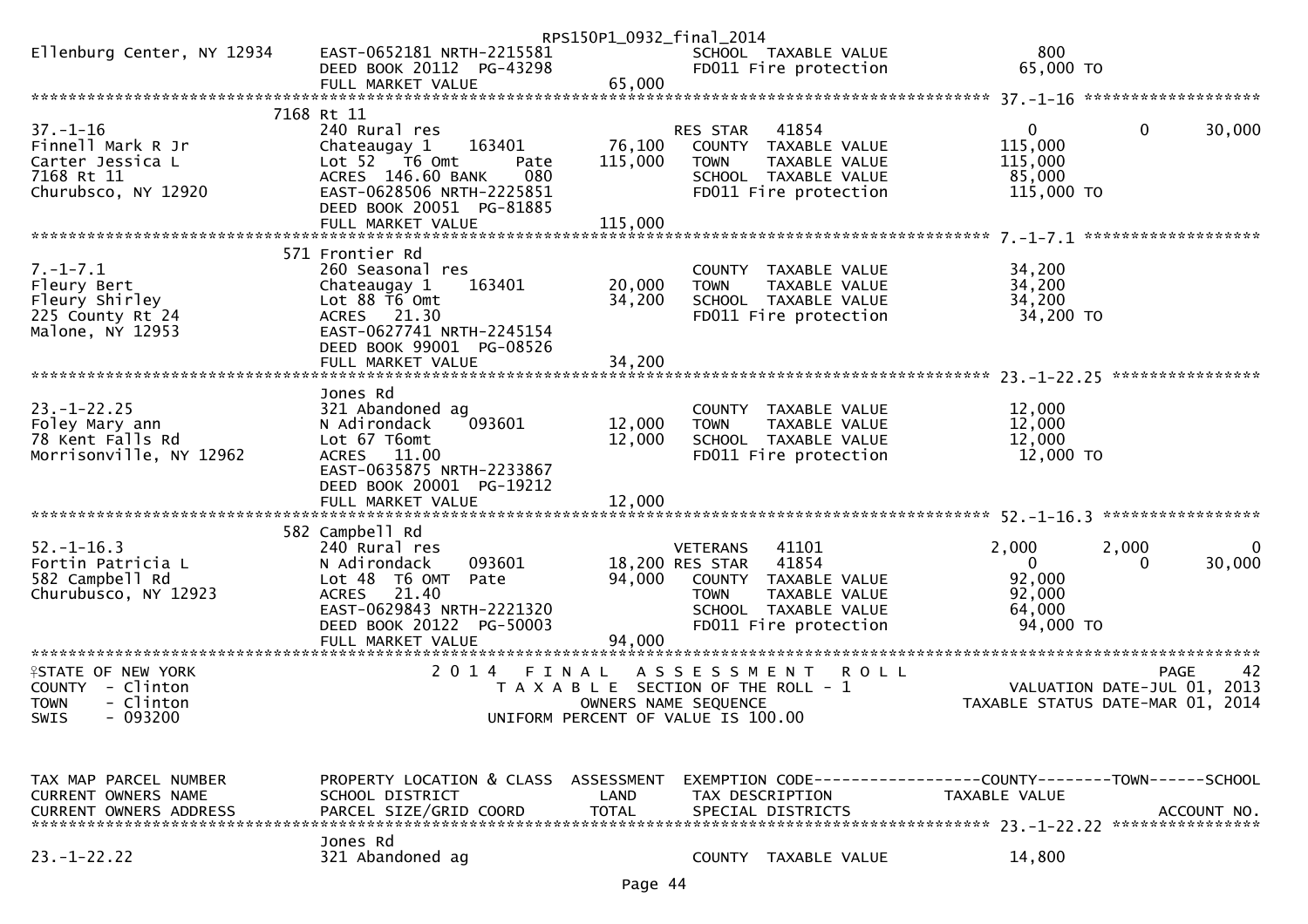```
                                                      RPS150P1_0932_final_2014
Ellenburg Center, NY 12934     EAST-0652181 NRTH-2215581                 SCHOOL  TAXABLE VALUE                800
                               DEED BOOK 20112  PG-43298                 FD011 Fire protection              65,000 TO
                               FULL MARKET VALUE                  65,000
******************************************************************************************************* 37.-1-16 *******************
                            7168 Rt 11
37.-1-16                       240 Rural res                             RES STAR    41854                  0            0        30,000
Finnell Mark R Jr              Chateaugay 1      163401         76,100   COUNTY  TAXABLE VALUE            115,000
Carter Jessica L               Lot 52   T6 Omt         Pate    115,000   TOWN    TAXABLE VALUE            115,000
7168 Rt 11                     ACRES  146.60 BANK     080                SCHOOL  TAXABLE VALUE             85,000
Churubsco, NY 12920            EAST-0628506 NRTH-2225851                 FD011 Fire protection             115,000 TO
                               DEED BOOK 20051  PG-81885
                               FULL MARKET VALUE                 115,000
******************************************************************************************************* 7.-1-7.1 *******************
                            571 Frontier Rd
7.-1-7.1                       260 Seasonal res                          COUNTY  TAXABLE VALUE             34,200
Fleury Bert                    Chateaugay 1      163401         20,000   TOWN    TAXABLE VALUE             34,200
Fleury Shirley                 Lot 88 T6 Omt                    34,200   SCHOOL  TAXABLE VALUE             34,200
225 County Rt 24               ACRES   21.30                             FD011 Fire protection              34,200 TO
Malone, NY 12953               EAST-0627741 NRTH-2245154
                               DEED BOOK 99001  PG-08526
                               FULL MARKET VALUE                  34,200
******************************************************************************************************* 23.-1-22.25 ****************
                               Jones Rd
23.-1-22.25                    321 Abandoned ag                          COUNTY  TAXABLE VALUE             12,000
Foley Mary ann                 N Adirondack      093601         12,000   TOWN    TAXABLE VALUE             12,000
78 Kent Falls Rd               Lot 67 T6omt                     12,000   SCHOOL  TAXABLE VALUE             12,000
Morrisonville, NY 12962        ACRES   11.00                             FD011 Fire protection              12,000 TO
                               EAST-0635875 NRTH-2233867
                               DEED BOOK 20001  PG-19212
                               FULL MARKET VALUE                  12,000
******************************************************************************************************* 52.-1-16.3 *****************
                            582 Campbell Rd
52.-1-16.3                     240 Rural res                             VETERANS    41101              2,000        2,000           0
Fortin Patricia L              N Adirondack      093601         18,200 RES STAR    41854                  0            0        30,000
582 Campbell Rd                Lot 48  T6 OMT  Pate             94,000   COUNTY  TAXABLE VALUE             92,000
Churubusco, NY 12923           ACRES   21.40                             TOWN    TAXABLE VALUE             92,000
                               EAST-0629843 NRTH-2221320                 SCHOOL  TAXABLE VALUE             64,000
                               DEED BOOK 20122  PG-50003                 FD011 Fire protection              94,000 TO
                               FULL MARKET VALUE                  94,000
************************************************************************************************************************************
STATE OF NEW YORK                   2 0 1 4   F I N A L   A S S E S S M E N T   R O L L                                PAGE     42
COUNTY  - Clinton                      T A X A B L E  SECTION OF THE ROLL - 1                       VALUATION DATE-JUL 01, 2013
TOWN    - Clinton                            OWNERS NAME SEQUENCE                              TAXABLE STATUS DATE-MAR 01, 2014
SWIS    - 093200                       UNIFORM PERCENT OF VALUE IS 100.00


TAX MAP PARCEL NUMBER          PROPERTY LOCATION & CLASS  ASSESSMENT  EXEMPTION CODE------------------COUNTY--------TOWN------SCHOOL
CURRENT OWNERS NAME            SCHOOL DISTRICT               LAND     TAX DESCRIPTION             TAXABLE VALUE
CURRENT OWNERS ADDRESS         PARCEL SIZE/GRID COORD        TOTAL    SPECIAL DISTRICTS                                 ACCOUNT NO.
******************************************************************************************************* 23.-1-22.22 ****************
                               Jones Rd
23.-1-22.22                    321 Abandoned ag                          COUNTY  TAXABLE VALUE             14,800
```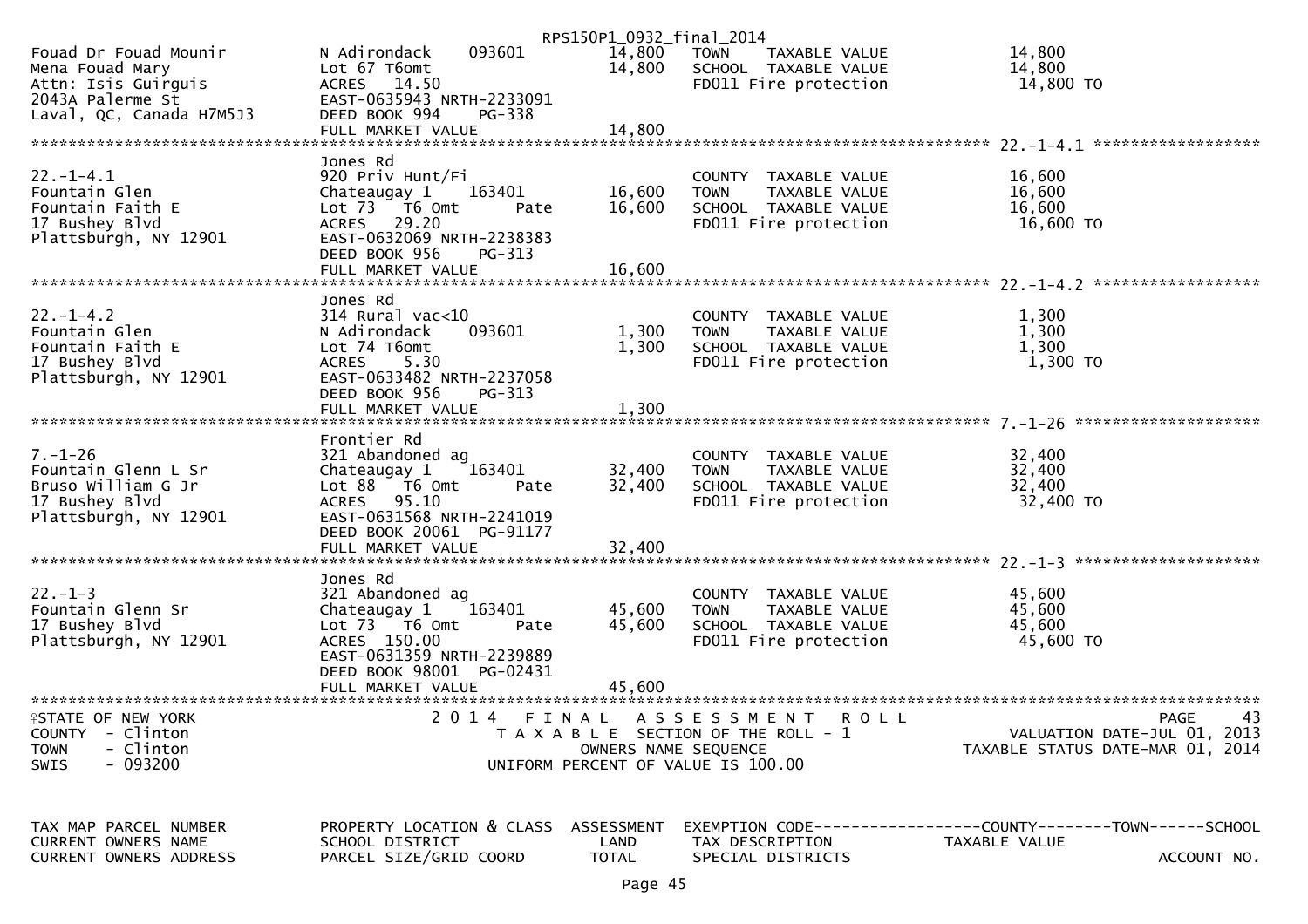RPS150P1_0932_final_2014

| Fouad Dr Fouad Mounir<br>Mena Fouad Mary<br>Attn: Isis Guirguis<br>2043A Palerme St<br>Laval, QC, Canada H7M5J3 | N Adirondack 093601<br>Lot 67 T6omt<br>ACRES 14.50<br>EAST-0635943 NRTH-2233091<br>DEED BOOK 994 PG-338<br>FULL MARKET VALUE | 14,800<br>14,800<br><br><br><br>14,800 | TOWN TAXABLE VALUE<br>SCHOOL TAXABLE VALUE<br>FD011 Fire protection | 14,800<br>14,800<br>14,800 TO |
|---|---|---|---|---|

******** 22.-1-4.1 ********

| 22.-1-4.1<br>Fountain Glen<br>Fountain Faith E<br>17 Bushey Blvd<br>Plattsburgh, NY 12901 | Jones Rd<br>920 Priv Hunt/Fi<br>Chateaugay 1 163401<br>Lot 73 T6 Omt Pate<br>ACRES 29.20<br>EAST-0632069 NRTH-2238383<br>DEED BOOK 956 PG-313<br>FULL MARKET VALUE | <br><br>16,600<br>16,600<br><br><br><br>16,600 | COUNTY TAXABLE VALUE<br>TOWN TAXABLE VALUE<br>SCHOOL TAXABLE VALUE<br>FD011 Fire protection | 16,600<br>16,600<br>16,600<br>16,600 TO |
|---|---|---|---|---|

******** 22.-1-4.2 ********

| 22.-1-4.2<br>Fountain Glen<br>Fountain Faith E<br>17 Bushey Blvd<br>Plattsburgh, NY 12901 | Jones Rd<br>314 Rural vac<10<br>N Adirondack 093601<br>Lot 74 T6omt<br>ACRES 5.30<br>EAST-0633482 NRTH-2237058<br>DEED BOOK 956 PG-313<br>FULL MARKET VALUE | <br><br>1,300<br>1,300<br><br><br><br>1,300 | COUNTY TAXABLE VALUE<br>TOWN TAXABLE VALUE<br>SCHOOL TAXABLE VALUE<br>FD011 Fire protection | 1,300<br>1,300<br>1,300<br>1,300 TO |
|---|---|---|---|---|

******** 7.-1-26 ********

| 7.-1-26<br>Fountain Glenn L Sr<br>Bruso William G Jr<br>17 Bushey Blvd<br>Plattsburgh, NY 12901 | Frontier Rd<br>321 Abandoned ag<br>Chateaugay 1 163401<br>Lot 88 T6 Omt Pate<br>ACRES 95.10<br>EAST-0631568 NRTH-2241019<br>DEED BOOK 20061 PG-91177<br>FULL MARKET VALUE | <br><br>32,400<br>32,400<br><br><br><br>32,400 | COUNTY TAXABLE VALUE<br>TOWN TAXABLE VALUE<br>SCHOOL TAXABLE VALUE<br>FD011 Fire protection | 32,400<br>32,400<br>32,400<br>32,400 TO |
|---|---|---|---|---|

******** 22.-1-3 ********

| 22.-1-3<br>Fountain Glenn Sr<br>17 Bushey Blvd<br>Plattsburgh, NY 12901 | Jones Rd<br>321 Abandoned ag<br>Chateaugay 1 163401<br>Lot 73 T6 Omt Pate<br>ACRES 150.00<br>EAST-0631359 NRTH-2239889<br>DEED BOOK 98001 PG-02431<br>FULL MARKET VALUE | <br><br>45,600<br>45,600<br><br><br><br>45,600 | COUNTY TAXABLE VALUE<br>TOWN TAXABLE VALUE<br>SCHOOL TAXABLE VALUE<br>FD011 Fire protection | 45,600<br>45,600<br>45,600<br>45,600 TO |
|---|---|---|---|---|

STATE OF NEW YORK — 2014 FINAL ASSESSMENT ROLL — PAGE 43
COUNTY - Clinton — TAXABLE SECTION OF THE ROLL - 1 — VALUATION DATE-JUL 01, 2013
TOWN - Clinton — OWNERS NAME SEQUENCE — TAXABLE STATUS DATE-MAR 01, 2014
SWIS - 093200 — UNIFORM PERCENT OF VALUE IS 100.00

| TAX MAP PARCEL NUMBER<br>CURRENT OWNERS NAME<br>CURRENT OWNERS ADDRESS | PROPERTY LOCATION & CLASS<br>SCHOOL DISTRICT<br>PARCEL SIZE/GRID COORD | ASSESSMENT<br>LAND<br>TOTAL | EXEMPTION CODE------COUNTY-----TOWN-----SCHOOL<br>TAX DESCRIPTION<br>SPECIAL DISTRICTS | TAXABLE VALUE<br><br>ACCOUNT NO. |
|---|---|---|---|---|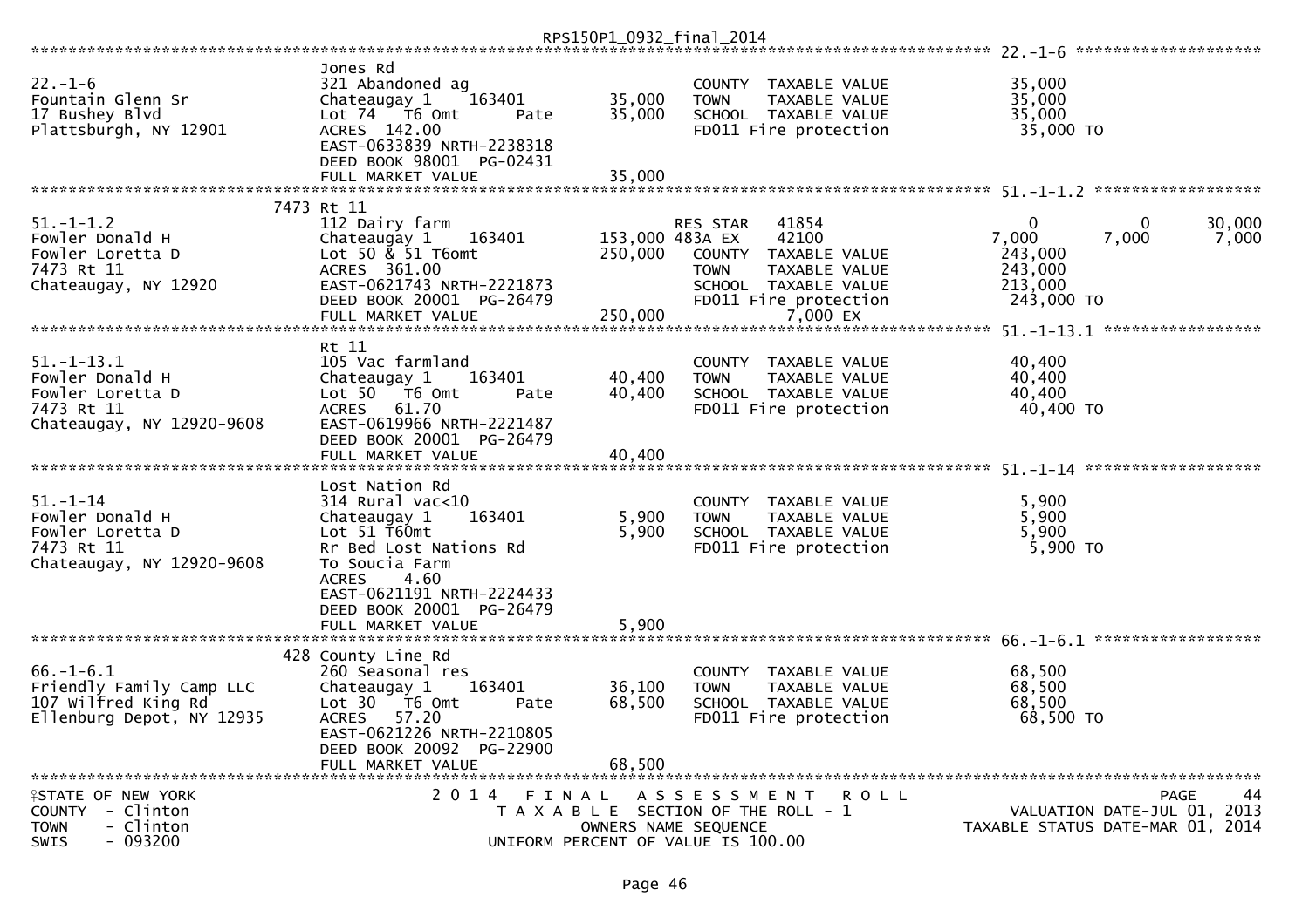```
RPS150P1_0932_final_2014
********************************************************************************************************* 22.-1-6 ********************
                               Jones Rd
22.-1-6                        321 Abandoned ag                        COUNTY  TAXABLE VALUE            35,000
Fountain Glenn Sr              Chateaugay 1     163401      35,000     TOWN    TAXABLE VALUE            35,000
17 Bushey Blvd                 Lot 74  T6 Omt       Pate    35,000     SCHOOL  TAXABLE VALUE            35,000
Plattsburgh, NY 12901          ACRES 142.00                            FD011 Fire protection             35,000 TO
                               EAST-0633839 NRTH-2238318
                               DEED BOOK 98001  PG-02431
                               FULL MARKET VALUE            35,000
********************************************************************************************************* 51.-1-1.2 ******************
                          7473 Rt 11
51.-1-1.2                      112 Dairy farm                          RES STAR   41854                  0           0       30,000
Fowler Donald H                Chateaugay 1     163401     153,000 483A EX    42100              7,000       7,000        7,000
Fowler Loretta D               Lot 50 & 51 T6omt           250,000     COUNTY  TAXABLE VALUE           243,000
7473 Rt 11                     ACRES 361.00                            TOWN    TAXABLE VALUE           243,000
Chateaugay, NY 12920           EAST-0621743 NRTH-2221873               SCHOOL  TAXABLE VALUE           213,000
                               DEED BOOK 20001  PG-26479               FD011 Fire protection            243,000 TO
                               FULL MARKET VALUE           250,000           7,000 EX
********************************************************************************************************* 51.-1-13.1 *****************
                               Rt 11
51.-1-13.1                     105 Vac farmland                        COUNTY  TAXABLE VALUE            40,400
Fowler Donald H                Chateaugay 1     163401      40,400     TOWN    TAXABLE VALUE            40,400
Fowler Loretta D               Lot 50  T6 Omt       Pate    40,400     SCHOOL  TAXABLE VALUE            40,400
7473 Rt 11                     ACRES  61.70                            FD011 Fire protection             40,400 TO
Chateaugay, NY 12920-9608      EAST-0619966 NRTH-2221487
                               DEED BOOK 20001  PG-26479
                               FULL MARKET VALUE            40,400
********************************************************************************************************* 51.-1-14 *******************
                               Lost Nation Rd
51.-1-14                       314 Rural vac<10                        COUNTY  TAXABLE VALUE             5,900
Fowler Donald H                Chateaugay 1     163401       5,900     TOWN    TAXABLE VALUE             5,900
Fowler Loretta D               Lot 51 T60mt                  5,900     SCHOOL  TAXABLE VALUE             5,900
7473 Rt 11                     Rr Bed Lost Nations Rd                  FD011 Fire protection              5,900 TO
Chateaugay, NY 12920-9608      To Soucia Farm
                               ACRES   4.60
                               EAST-0621191 NRTH-2224433
                               DEED BOOK 20001  PG-26479
                               FULL MARKET VALUE             5,900
********************************************************************************************************* 66.-1-6.1 ******************
                           428 County Line Rd
66.-1-6.1                      260 Seasonal res                        COUNTY  TAXABLE VALUE            68,500
Friendly Family Camp LLC       Chateaugay 1     163401      36,100     TOWN    TAXABLE VALUE            68,500
107 Wilfred King Rd            Lot 30  T6 Omt       Pate    68,500     SCHOOL  TAXABLE VALUE            68,500
Ellenburg Depot, NY 12935      ACRES  57.20                            FD011 Fire protection             68,500 TO
                               EAST-0621226 NRTH-2210805
                               DEED BOOK 20092  PG-22900
                               FULL MARKET VALUE            68,500
****************************************************************************************************************************************
STATE OF NEW YORK                  2 0 1 4   F I N A L   A S S E S S M E N T   R O L L                              PAGE     44
COUNTY  - Clinton                          T A X A B L E  SECTION OF THE ROLL - 1                   VALUATION DATE-JUL 01, 2013
TOWN    - Clinton                              OWNERS NAME SEQUENCE                           TAXABLE STATUS DATE-MAR 01, 2014
SWIS    - 093200                       UNIFORM PERCENT OF VALUE IS 100.00
```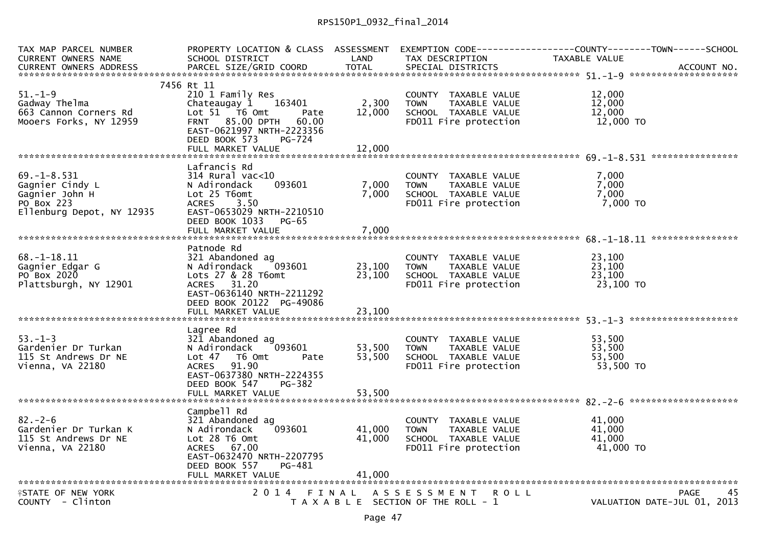RPS150P1_0932_final_2014

| TAX MAP PARCEL NUMBER / CURRENT OWNERS NAME / CURRENT OWNERS ADDRESS | PROPERTY LOCATION & CLASS / SCHOOL DISTRICT / PARCEL SIZE/GRID COORD | ASSESSMENT LAND | TOTAL | EXEMPTION CODE / TAX DESCRIPTION / SPECIAL DISTRICTS | COUNTY / TOWN / SCHOOL TAXABLE VALUE | ACCOUNT NO. |
|---|---|---|---|---|---|---|
| **51.-1-9** | 7456 Rt 11 | | | | | |
| 51.-1-9 | 210 1 Family Res | | | COUNTY TAXABLE VALUE | 12,000 | |
| Gadway Thelma | Chateaugay 1 163401 | 2,300 | | TOWN TAXABLE VALUE | 12,000 | |
| 663 Cannon Corners Rd | Lot 51 T6 Omt Pate | | 12,000 | SCHOOL TAXABLE VALUE | 12,000 | |
| Mooers Forks, NY 12959 | FRNT 85.00 DPTH 60.00 | | | FD011 Fire protection | 12,000 TO | |
| | EAST-0621997 NRTH-2223356 | | | | | |
| | DEED BOOK 573 PG-724 | | | | | |
| | FULL MARKET VALUE | | 12,000 | | | |
| **69.-1-8.531** | Lafrancis Rd | | | | | |
| 69.-1-8.531 | 314 Rural vac<10 | | | COUNTY TAXABLE VALUE | 7,000 | |
| Gagnier Cindy L | N Adirondack 093601 | 7,000 | | TOWN TAXABLE VALUE | 7,000 | |
| Gagnier John H | Lot 25 T6omt | | 7,000 | SCHOOL TAXABLE VALUE | 7,000 | |
| PO Box 223 | ACRES 3.50 | | | FD011 Fire protection | 7,000 TO | |
| Ellenburg Depot, NY 12935 | EAST-0653029 NRTH-2210510 | | | | | |
| | DEED BOOK 1033 PG-65 | | | | | |
| | FULL MARKET VALUE | | 7,000 | | | |
| **68.-1-18.11** | Patnode Rd | | | | | |
| 68.-1-18.11 | 321 Abandoned ag | | | COUNTY TAXABLE VALUE | 23,100 | |
| Gagnier Edgar G | N Adirondack 093601 | 23,100 | | TOWN TAXABLE VALUE | 23,100 | |
| PO Box 2020 | Lots 27 & 28 T6omt | | 23,100 | SCHOOL TAXABLE VALUE | 23,100 | |
| Plattsburgh, NY 12901 | ACRES 31.20 | | | FD011 Fire protection | 23,100 TO | |
| | EAST-0636140 NRTH-2211292 | | | | | |
| | DEED BOOK 20122 PG-49086 | | | | | |
| | FULL MARKET VALUE | | 23,100 | | | |
| **53.-1-3** | Lagree Rd | | | | | |
| 53.-1-3 | 321 Abandoned ag | | | COUNTY TAXABLE VALUE | 53,500 | |
| Gardenier Dr Turkan | N Adirondack 093601 | 53,500 | | TOWN TAXABLE VALUE | 53,500 | |
| 115 St Andrews Dr NE | Lot 47 T6 Omt Pate | | 53,500 | SCHOOL TAXABLE VALUE | 53,500 | |
| Vienna, VA 22180 | ACRES 91.90 | | | FD011 Fire protection | 53,500 TO | |
| | EAST-0637380 NRTH-2224355 | | | | | |
| | DEED BOOK 547 PG-382 | | | | | |
| | FULL MARKET VALUE | | 53,500 | | | |
| **82.-2-6** | Campbell Rd | | | | | |
| 82.-2-6 | 321 Abandoned ag | | | COUNTY TAXABLE VALUE | 41,000 | |
| Gardenier Dr Turkan K | N Adirondack 093601 | 41,000 | | TOWN TAXABLE VALUE | 41,000 | |
| 115 St Andrews Dr NE | Lot 28 T6 Omt | | 41,000 | SCHOOL TAXABLE VALUE | 41,000 | |
| Vienna, VA 22180 | ACRES 67.00 | | | FD011 Fire protection | 41,000 TO | |
| | EAST-0632470 NRTH-2207795 | | | | | |
| | DEED BOOK 557 PG-481 | | | | | |
| | FULL MARKET VALUE | | 41,000 | | | |

STATE OF NEW YORK — 2014 FINAL ASSESSMENT ROLL — PAGE 45
COUNTY - Clinton — TAXABLE SECTION OF THE ROLL - 1 — VALUATION DATE-JUL 01, 2013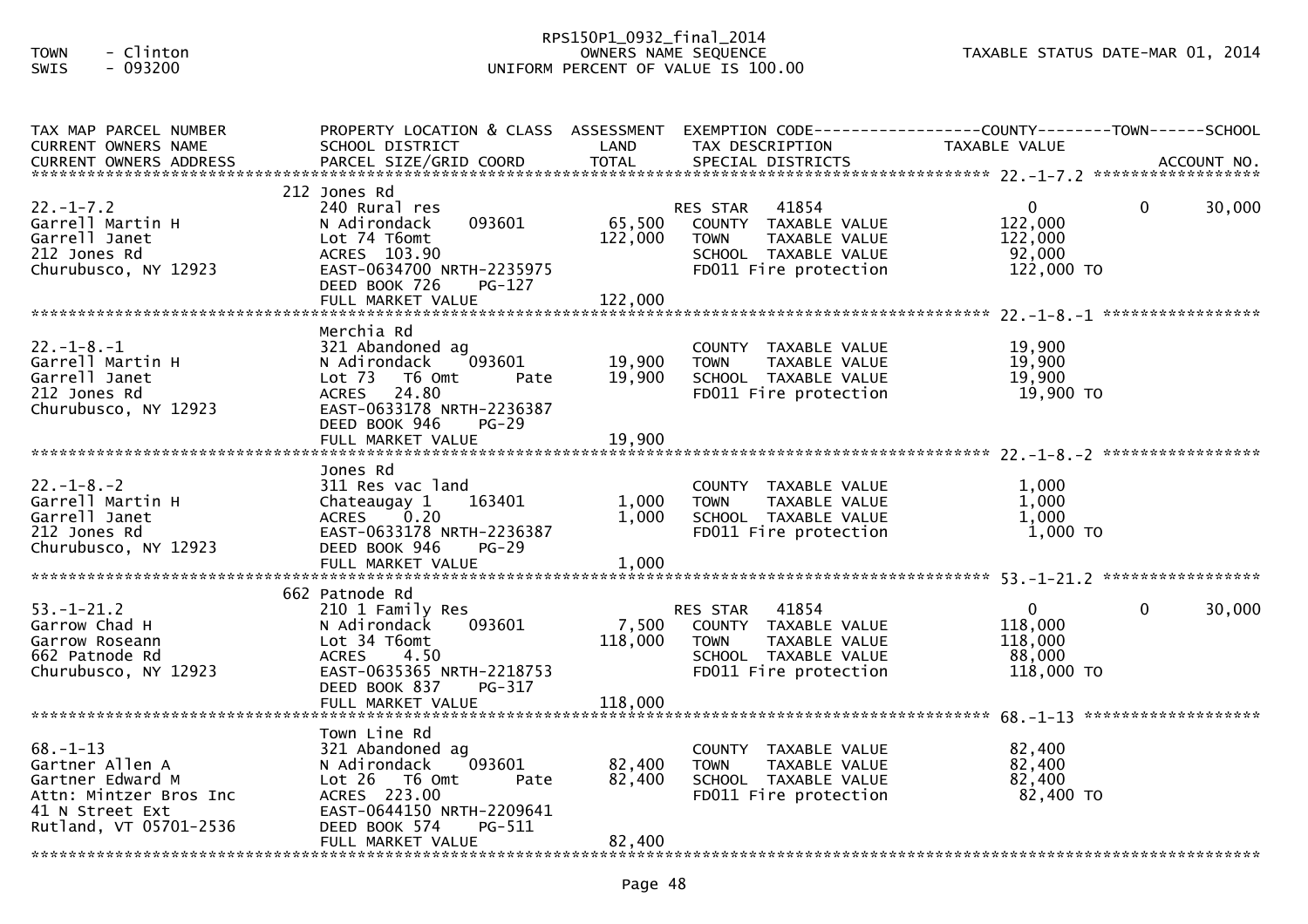TOWN - Clinton
SWIS - 093200

RPS150P1_0932_final_2014
OWNERS NAME SEQUENCE
UNIFORM PERCENT OF VALUE IS 100.00

TAXABLE STATUS DATE-MAR 01, 2014

| TAX MAP PARCEL NUMBER / CURRENT OWNERS NAME / CURRENT OWNERS ADDRESS | PROPERTY LOCATION & CLASS / SCHOOL DISTRICT / PARCEL SIZE/GRID COORD | ASSESSMENT LAND / TOTAL | EXEMPTION CODE / TAX DESCRIPTION / SPECIAL DISTRICTS | COUNTY TAXABLE VALUE | TOWN | SCHOOL / ACCOUNT NO. |
|---|---|---|---|---|---|---|
| **22.-1-7.2** | 212 Jones Rd | | | | | |
| 22.-1-7.2 | 240 Rural res | | RES STAR 41854 | 0 | 0 | 30,000 |
| Garrell Martin H | N Adirondack 093601 | 65,500 | COUNTY TAXABLE VALUE | 122,000 | | |
| Garrell Janet | Lot 74 T6omt | 122,000 | TOWN TAXABLE VALUE | 122,000 | | |
| 212 Jones Rd | ACRES 103.90 | | SCHOOL TAXABLE VALUE | 92,000 | | |
| Churubusco, NY 12923 | EAST-0634700 NRTH-2235975 | | FD011 Fire protection | 122,000 TO | | |
| | DEED BOOK 726 PG-127 | | | | | |
| | FULL MARKET VALUE | 122,000 | | | | |
| **22.-1-8.-1** | Merchia Rd | | | | | |
| 22.-1-8.-1 | 321 Abandoned ag | | COUNTY TAXABLE VALUE | 19,900 | | |
| Garrell Martin H | N Adirondack 093601 | 19,900 | TOWN TAXABLE VALUE | 19,900 | | |
| Garrell Janet | Lot 73 T6 Omt Pate | 19,900 | SCHOOL TAXABLE VALUE | 19,900 | | |
| 212 Jones Rd | ACRES 24.80 | | FD011 Fire protection | 19,900 TO | | |
| Churubusco, NY 12923 | EAST-0633178 NRTH-2236387 | | | | | |
| | DEED BOOK 946 PG-29 | | | | | |
| | FULL MARKET VALUE | 19,900 | | | | |
| **22.-1-8.-2** | Jones Rd | | | | | |
| 22.-1-8.-2 | 311 Res vac land | | COUNTY TAXABLE VALUE | 1,000 | | |
| Garrell Martin H | Chateaugay 1 163401 | 1,000 | TOWN TAXABLE VALUE | 1,000 | | |
| Garrell Janet | ACRES 0.20 | 1,000 | SCHOOL TAXABLE VALUE | 1,000 | | |
| 212 Jones Rd | EAST-0633178 NRTH-2236387 | | FD011 Fire protection | 1,000 TO | | |
| Churubusco, NY 12923 | DEED BOOK 946 PG-29 | | | | | |
| | FULL MARKET VALUE | 1,000 | | | | |
| **53.-1-21.2** | 662 Patnode Rd | | | | | |
| 53.-1-21.2 | 210 1 Family Res | | RES STAR 41854 | 0 | 0 | 30,000 |
| Garrow Chad H | N Adirondack 093601 | 7,500 | COUNTY TAXABLE VALUE | 118,000 | | |
| Garrow Roseann | Lot 34 T6omt | 118,000 | TOWN TAXABLE VALUE | 118,000 | | |
| 662 Patnode Rd | ACRES 4.50 | | SCHOOL TAXABLE VALUE | 88,000 | | |
| Churubusco, NY 12923 | EAST-0635365 NRTH-2218753 | | FD011 Fire protection | 118,000 TO | | |
| | DEED BOOK 837 PG-317 | | | | | |
| | FULL MARKET VALUE | 118,000 | | | | |
| **68.-1-13** | Town Line Rd | | | | | |
| 68.-1-13 | 321 Abandoned ag | | COUNTY TAXABLE VALUE | 82,400 | | |
| Gartner Allen A | N Adirondack 093601 | 82,400 | TOWN TAXABLE VALUE | 82,400 | | |
| Gartner Edward M | Lot 26 T6 Omt Pate | 82,400 | SCHOOL TAXABLE VALUE | 82,400 | | |
| Attn: Mintzer Bros Inc | ACRES 223.00 | | FD011 Fire protection | 82,400 TO | | |
| 41 N Street Ext | EAST-0644150 NRTH-2209641 | | | | | |
| Rutland, VT 05701-2536 | DEED BOOK 574 PG-511 | | | | | |
| | FULL MARKET VALUE | 82,400 | | | | |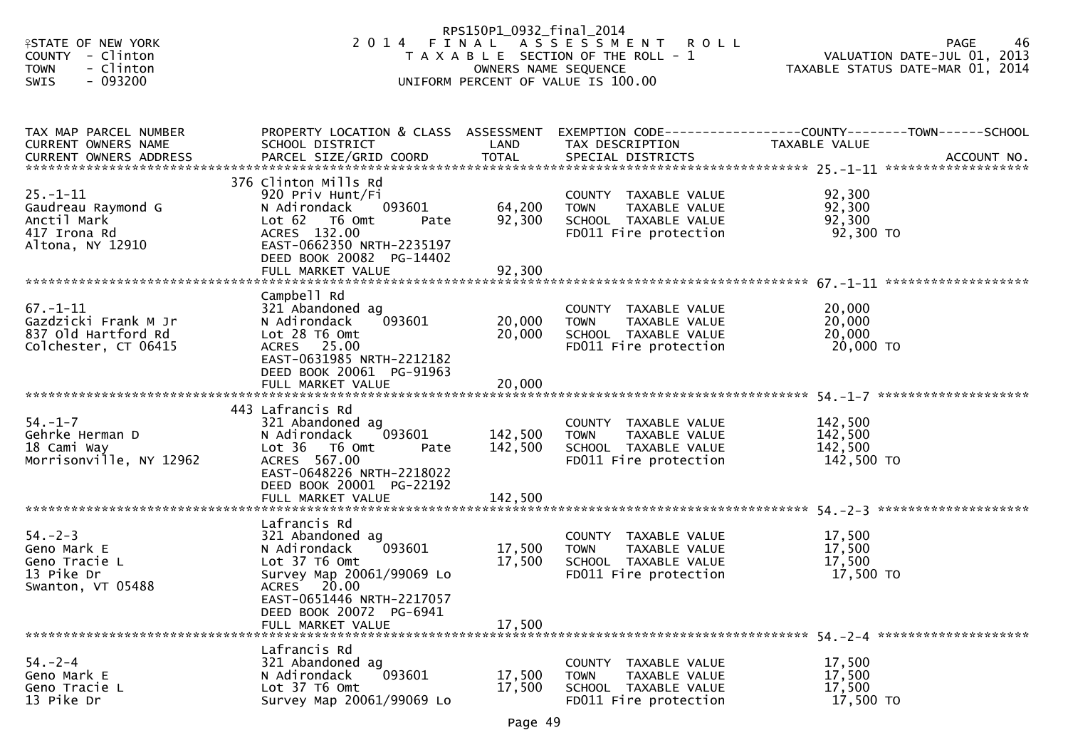STATE OF NEW YORK
COUNTY - Clinton
TOWN - Clinton
SWIS - 093200

RPS150P1_0932_final_2014
2 0 1 4 F I N A L A S S E S S M E N T R O L L
T A X A B L E SECTION OF THE ROLL - 1
OWNERS NAME SEQUENCE
UNIFORM PERCENT OF VALUE IS 100.00

PAGE 46
VALUATION DATE-JUL 01, 2013
TAXABLE STATUS DATE-MAR 01, 2014

| TAX MAP PARCEL NUMBER / CURRENT OWNERS NAME / CURRENT OWNERS ADDRESS | PROPERTY LOCATION & CLASS / SCHOOL DISTRICT / PARCEL SIZE/GRID COORD | ASSESSMENT LAND / TOTAL | EXEMPTION CODE / TAX DESCRIPTION / SPECIAL DISTRICTS | COUNTY--------TOWN------SCHOOL TAXABLE VALUE | ACCOUNT NO. |
|---|---|---|---|---|---|
| **25.-1-11** | 376 Clinton Mills Rd | | | | |
| 25.-1-11 | 920 Priv Hunt/Fi | | COUNTY TAXABLE VALUE | 92,300 | |
| Gaudreau Raymond G | N Adirondack 093601 | 64,200 | TOWN TAXABLE VALUE | 92,300 | |
| Anctil Mark | Lot 62 T6 Omt Pate | 92,300 | SCHOOL TAXABLE VALUE | 92,300 | |
| 417 Irona Rd | ACRES 132.00 | | FD011 Fire protection | 92,300 TO | |
| Altona, NY 12910 | EAST-0662350 NRTH-2235197 | | | | |
| | DEED BOOK 20082 PG-14402 | | | | |
| | FULL MARKET VALUE | 92,300 | | | |
| **67.-1-11** | Campbell Rd | | | | |
| 67.-1-11 | 321 Abandoned ag | | COUNTY TAXABLE VALUE | 20,000 | |
| Gazdzicki Frank M Jr | N Adirondack 093601 | 20,000 | TOWN TAXABLE VALUE | 20,000 | |
| 837 Old Hartford Rd | Lot 28 T6 Omt | 20,000 | SCHOOL TAXABLE VALUE | 20,000 | |
| Colchester, CT 06415 | ACRES 25.00 | | FD011 Fire protection | 20,000 TO | |
| | EAST-0631985 NRTH-2212182 | | | | |
| | DEED BOOK 20061 PG-91963 | | | | |
| | FULL MARKET VALUE | 20,000 | | | |
| **54.-1-7** | 443 Lafrancis Rd | | | | |
| 54.-1-7 | 321 Abandoned ag | | COUNTY TAXABLE VALUE | 142,500 | |
| Gehrke Herman D | N Adirondack 093601 | 142,500 | TOWN TAXABLE VALUE | 142,500 | |
| 18 Cami Way | Lot 36 T6 Omt Pate | 142,500 | SCHOOL TAXABLE VALUE | 142,500 | |
| Morrisonville, NY 12962 | ACRES 567.00 | | FD011 Fire protection | 142,500 TO | |
| | EAST-0648226 NRTH-2218022 | | | | |
| | DEED BOOK 20001 PG-22192 | | | | |
| | FULL MARKET VALUE | 142,500 | | | |
| **54.-2-3** | Lafrancis Rd | | | | |
| 54.-2-3 | 321 Abandoned ag | | COUNTY TAXABLE VALUE | 17,500 | |
| Geno Mark E | N Adirondack 093601 | 17,500 | TOWN TAXABLE VALUE | 17,500 | |
| Geno Tracie L | Lot 37 T6 Omt | 17,500 | SCHOOL TAXABLE VALUE | 17,500 | |
| 13 Pike Dr | Survey Map 20061/99069 Lo | | FD011 Fire protection | 17,500 TO | |
| Swanton, VT 05488 | ACRES 20.00 | | | | |
| | EAST-0651446 NRTH-2217057 | | | | |
| | DEED BOOK 20072 PG-6941 | | | | |
| | FULL MARKET VALUE | 17,500 | | | |
| **54.-2-4** | Lafrancis Rd | | | | |
| 54.-2-4 | 321 Abandoned ag | | COUNTY TAXABLE VALUE | 17,500 | |
| Geno Mark E | N Adirondack 093601 | 17,500 | TOWN TAXABLE VALUE | 17,500 | |
| Geno Tracie L | Lot 37 T6 Omt | 17,500 | SCHOOL TAXABLE VALUE | 17,500 | |
| 13 Pike Dr | Survey Map 20061/99069 Lo | | FD011 Fire protection | 17,500 TO | |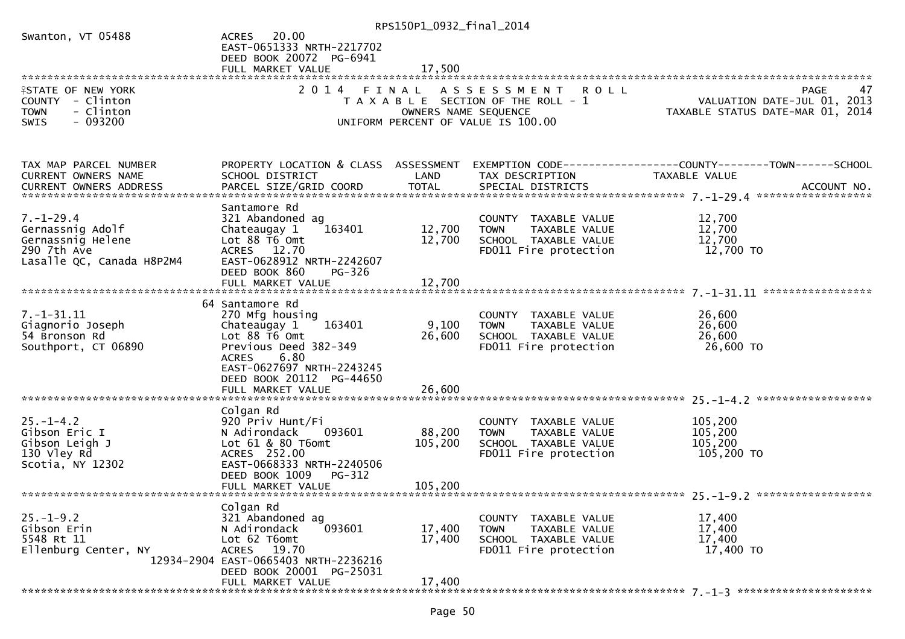Swanton, VT 05488 — ACRES 20.00
EAST-0651333 NRTH-2217702
DEED BOOK 20072 PG-6941
FULL MARKET VALUE 17,500

STATE OF NEW YORK
COUNTY - Clinton
TOWN - Clinton
SWIS - 093200

2014 FINAL ASSESSMENT ROLL
TAXABLE SECTION OF THE ROLL - 1
OWNERS NAME SEQUENCE
UNIFORM PERCENT OF VALUE IS 100.00

PAGE 47
VALUATION DATE-JUL 01, 2013
TAXABLE STATUS DATE-MAR 01, 2014

| TAX MAP PARCEL NUMBER / CURRENT OWNERS NAME / CURRENT OWNERS ADDRESS | PROPERTY LOCATION & CLASS / SCHOOL DISTRICT / PARCEL SIZE/GRID COORD | ASSESSMENT LAND / TOTAL | EXEMPTION CODE / TAX DESCRIPTION / SPECIAL DISTRICTS | TAXABLE VALUE (COUNTY / TOWN / SCHOOL) | ACCOUNT NO. |
|---|---|---|---|---|---|
| 7.-1-29.4 | Santamore Rd | | | | |
| | 321 Abandoned ag | | COUNTY TAXABLE VALUE | 12,700 | |
| Gernassnig Adolf | Chateaugay 1 163401 | 12,700 | TOWN TAXABLE VALUE | 12,700 | |
| Gernassnig Helene | Lot 88 T6 Omt | 12,700 | SCHOOL TAXABLE VALUE | 12,700 | |
| 290 7th Ave | ACRES 12.70 | | FD011 Fire protection | 12,700 TO | |
| Lasalle QC, Canada H8P2M4 | EAST-0628912 NRTH-2242607 | | | | |
| | DEED BOOK 860 PG-326 | | | | |
| | FULL MARKET VALUE | 12,700 | | | |
| 7.-1-31.11 | 64 Santamore Rd | | | | |
| | 270 Mfg housing | | COUNTY TAXABLE VALUE | 26,600 | |
| Giagnorio Joseph | Chateaugay 1 163401 | 9,100 | TOWN TAXABLE VALUE | 26,600 | |
| 54 Bronson Rd | Lot 88 T6 Omt | 26,600 | SCHOOL TAXABLE VALUE | 26,600 | |
| Southport, CT 06890 | Previous Deed 382-349 | | FD011 Fire protection | 26,600 TO | |
| | ACRES 6.80 | | | | |
| | EAST-0627697 NRTH-2243245 | | | | |
| | DEED BOOK 20112 PG-44650 | | | | |
| | FULL MARKET VALUE | 26,600 | | | |
| 25.-1-4.2 | Colgan Rd | | | | |
| | 920 Priv Hunt/Fi | | COUNTY TAXABLE VALUE | 105,200 | |
| Gibson Eric I | N Adirondack 093601 | 88,200 | TOWN TAXABLE VALUE | 105,200 | |
| Gibson Leigh J | Lot 61 & 80 T6omt | 105,200 | SCHOOL TAXABLE VALUE | 105,200 | |
| 130 Vley Rd | ACRES 252.00 | | FD011 Fire protection | 105,200 TO | |
| Scotia, NY 12302 | EAST-0668333 NRTH-2240506 | | | | |
| | DEED BOOK 1009 PG-312 | | | | |
| | FULL MARKET VALUE | 105,200 | | | |
| 25.-1-9.2 | Colgan Rd | | | | |
| | 321 Abandoned ag | | COUNTY TAXABLE VALUE | 17,400 | |
| Gibson Erin | N Adirondack 093601 | 17,400 | TOWN TAXABLE VALUE | 17,400 | |
| 5548 Rt 11 | Lot 62 T6omt | 17,400 | SCHOOL TAXABLE VALUE | 17,400 | |
| Ellenburg Center, NY 12934-2904 | ACRES 19.70 | | FD011 Fire protection | 17,400 TO | |
| | EAST-0665403 NRTH-2236216 | | | | |
| | DEED BOOK 20001 PG-25031 | | | | |
| | FULL MARKET VALUE | 17,400 | | | |
| 7.-1-3 | | | | | |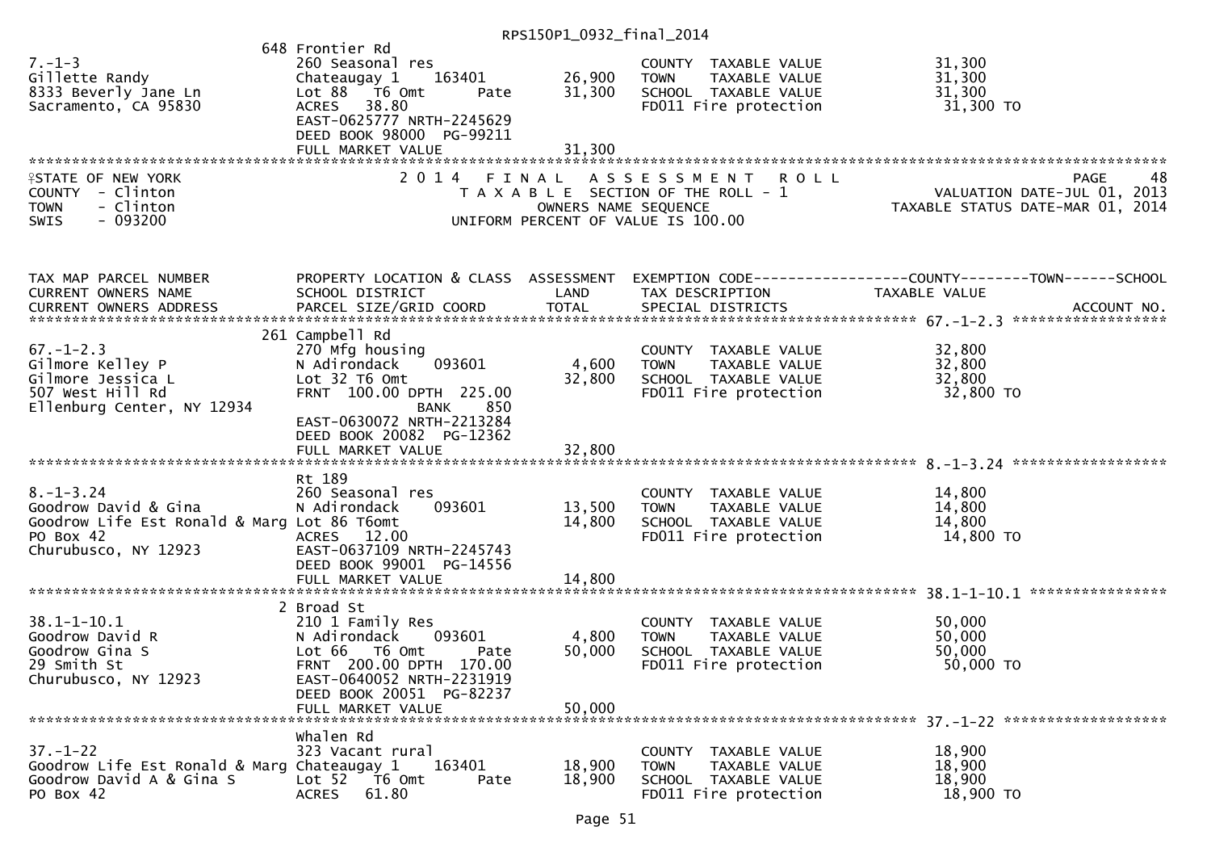648 Frontier Rd

| | | | | |
|---|---|---|---|---|
| 7.-1-3 | 260 Seasonal res | | COUNTY TAXABLE VALUE | 31,300 |
| Gillette Randy | Chateaugay 1 163401 | 26,900 | TOWN TAXABLE VALUE | 31,300 |
| 8333 Beverly Jane Ln | Lot 88 T6 Omt Pate | 31,300 | SCHOOL TAXABLE VALUE | 31,300 |
| Sacramento, CA 95830 | ACRES 38.80 | | FD011 Fire protection | 31,300 TO |
| | EAST-0625777 NRTH-2245629 | | | |
| | DEED BOOK 98000 PG-99211 | | | |
| | FULL MARKET VALUE | 31,300 | | |

STATE OF NEW YORK
COUNTY - Clinton
TOWN - Clinton
SWIS - 093200

2014 FINAL ASSESSMENT ROLL
TAXABLE SECTION OF THE ROLL - 1
OWNERS NAME SEQUENCE
UNIFORM PERCENT OF VALUE IS 100.00

PAGE 48
VALUATION DATE-JUL 01, 2013
TAXABLE STATUS DATE-MAR 01, 2014

| TAX MAP PARCEL NUMBER / CURRENT OWNERS NAME / CURRENT OWNERS ADDRESS | PROPERTY LOCATION & CLASS / SCHOOL DISTRICT / PARCEL SIZE/GRID COORD | ASSESSMENT LAND / TOTAL | EXEMPTION CODE / TAX DESCRIPTION / SPECIAL DISTRICTS | COUNTY--------TOWN------SCHOOL TAXABLE VALUE / ACCOUNT NO. |
|---|---|---|---|---|
| **67.-1-2.3** | 261 Campbell Rd | | | |
| 67.-1-2.3 | 270 Mfg housing | | COUNTY TAXABLE VALUE | 32,800 |
| Gilmore Kelley P | N Adirondack 093601 | 4,600 | TOWN TAXABLE VALUE | 32,800 |
| Gilmore Jessica L | Lot 32 T6 Omt | 32,800 | SCHOOL TAXABLE VALUE | 32,800 |
| 507 West Hill Rd | FRNT 100.00 DPTH 225.00 | | FD011 Fire protection | 32,800 TO |
| Ellenburg Center, NY 12934 | BANK 850 | | | |
| | EAST-0630072 NRTH-2213284 | | | |
| | DEED BOOK 20082 PG-12362 | | | |
| | FULL MARKET VALUE | 32,800 | | |
| **8.-1-3.24** | Rt 189 | | | |
| 8.-1-3.24 | 260 Seasonal res | | COUNTY TAXABLE VALUE | 14,800 |
| Goodrow David & Gina | N Adirondack 093601 | 13,500 | TOWN TAXABLE VALUE | 14,800 |
| Goodrow Life Est Ronald & Marg | Lot 86 T6omt | 14,800 | SCHOOL TAXABLE VALUE | 14,800 |
| PO Box 42 | ACRES 12.00 | | FD011 Fire protection | 14,800 TO |
| Churubusco, NY 12923 | EAST-0637109 NRTH-2245743 | | | |
| | DEED BOOK 99001 PG-14556 | | | |
| | FULL MARKET VALUE | 14,800 | | |
| **38.1-1-10.1** | 2 Broad St | | | |
| 38.1-1-10.1 | 210 1 Family Res | | COUNTY TAXABLE VALUE | 50,000 |
| Goodrow David R | N Adirondack 093601 | 4,800 | TOWN TAXABLE VALUE | 50,000 |
| Goodrow Gina S | Lot 66 T6 Omt Pate | 50,000 | SCHOOL TAXABLE VALUE | 50,000 |
| 29 Smith St | FRNT 200.00 DPTH 170.00 | | FD011 Fire protection | 50,000 TO |
| Churubusco, NY 12923 | EAST-0640052 NRTH-2231919 | | | |
| | DEED BOOK 20051 PG-82237 | | | |
| | FULL MARKET VALUE | 50,000 | | |
| **37.-1-22** | Whalen Rd | | | |
| 37.-1-22 | 323 Vacant rural | | COUNTY TAXABLE VALUE | 18,900 |
| Goodrow Life Est Ronald & Marg | Chateaugay 1 163401 | 18,900 | TOWN TAXABLE VALUE | 18,900 |
| Goodrow David A & Gina S | Lot 52 T6 Omt Pate | 18,900 | SCHOOL TAXABLE VALUE | 18,900 |
| PO Box 42 | ACRES 61.80 | | FD011 Fire protection | 18,900 TO |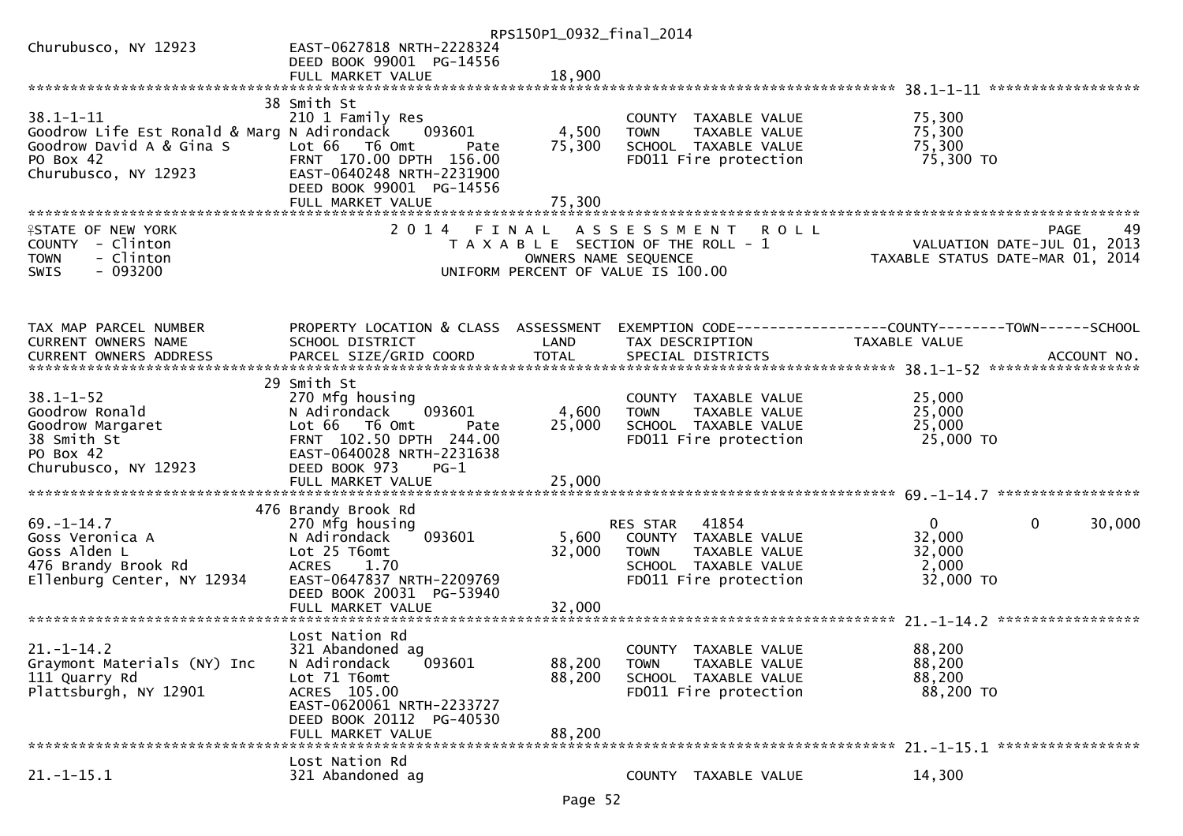```
Churubusco, NY 12923          EAST-0627818 NRTH-2228324
                              DEED BOOK 99001  PG-14556
                              FULL MARKET VALUE              18,900
******************************************************************************************************* 38.1-1-11 ******************
                           38 Smith St
38.1-1-11                     210 1 Family Res                        COUNTY  TAXABLE VALUE            75,300
Goodrow Life Est Ronald & Marg N Adirondack    093601        4,500    TOWN    TAXABLE VALUE            75,300
Goodrow David A & Gina S      Lot 66   T6 Omt       Pate    75,300    SCHOOL  TAXABLE VALUE            75,300
PO Box 42                     FRNT 170.00 DPTH 156.00                 FD011 Fire protection             75,300 TO
Churubusco, NY 12923          EAST-0640248 NRTH-2231900
                              DEED BOOK 99001  PG-14556
                              FULL MARKET VALUE              75,300
******************************************************************************************************************************
STATE OF NEW YORK                 2 0 1 4   F I N A L   A S S E S S M E N T   R O L L                          PAGE    49
COUNTY  - Clinton                      T A X A B L E  SECTION OF THE ROLL - 1                  VALUATION DATE-JUL 01, 2013
TOWN    - Clinton                           OWNERS NAME SEQUENCE                          TAXABLE STATUS DATE-MAR 01, 2014
SWIS    - 093200                    UNIFORM PERCENT OF VALUE IS 100.00


TAX MAP PARCEL NUMBER          PROPERTY LOCATION & CLASS  ASSESSMENT  EXEMPTION CODE------------------COUNTY--------TOWN------SCHOOL
CURRENT OWNERS NAME            SCHOOL DISTRICT               LAND      TAX DESCRIPTION             TAXABLE VALUE
CURRENT OWNERS ADDRESS         PARCEL SIZE/GRID COORD        TOTAL     SPECIAL DISTRICTS                                 ACCOUNT NO.
******************************************************************************************************* 38.1-1-52 ******************
                           29 Smith St
38.1-1-52                     270 Mfg housing                         COUNTY  TAXABLE VALUE            25,000
Goodrow Ronald                N Adirondack    093601        4,600    TOWN    TAXABLE VALUE            25,000
Goodrow Margaret              Lot 66   T6 Omt       Pate    25,000    SCHOOL  TAXABLE VALUE            25,000
38 Smith St                   FRNT 102.50 DPTH 244.00                 FD011 Fire protection             25,000 TO
PO Box 42                     EAST-0640028 NRTH-2231638
Churubusco, NY 12923          DEED BOOK 973     PG-1
                              FULL MARKET VALUE              25,000
******************************************************************************************************* 69.-1-14.7 *****************
                          476 Brandy Brook Rd
69.-1-14.7                    270 Mfg housing                         RES STAR   41854                      0            0       30,000
Goss Veronica A               N Adirondack    093601        5,600    COUNTY  TAXABLE VALUE            32,000
Goss Alden L                  Lot 25 T6omt                  32,000    TOWN    TAXABLE VALUE            32,000
476 Brandy Brook Rd           ACRES     1.70                          SCHOOL  TAXABLE VALUE             2,000
Ellenburg Center, NY 12934    EAST-0647837 NRTH-2209769               FD011 Fire protection             32,000 TO
                              DEED BOOK 20031  PG-53940
                              FULL MARKET VALUE              32,000
******************************************************************************************************* 21.-1-14.2 *****************
                              Lost Nation Rd
21.-1-14.2                    321 Abandoned ag                        COUNTY  TAXABLE VALUE            88,200
Graymont Materials (NY) Inc   N Adirondack    093601       88,200    TOWN    TAXABLE VALUE            88,200
111 Quarry Rd                 Lot 71 T6omt                  88,200    SCHOOL  TAXABLE VALUE            88,200
Plattsburgh, NY 12901         ACRES   105.00                          FD011 Fire protection             88,200 TO
                              EAST-0620061 NRTH-2233727
                              DEED BOOK 20112  PG-40530
                              FULL MARKET VALUE              88,200
******************************************************************************************************* 21.-1-15.1 *****************
                              Lost Nation Rd
21.-1-15.1                    321 Abandoned ag                        COUNTY  TAXABLE VALUE            14,300
```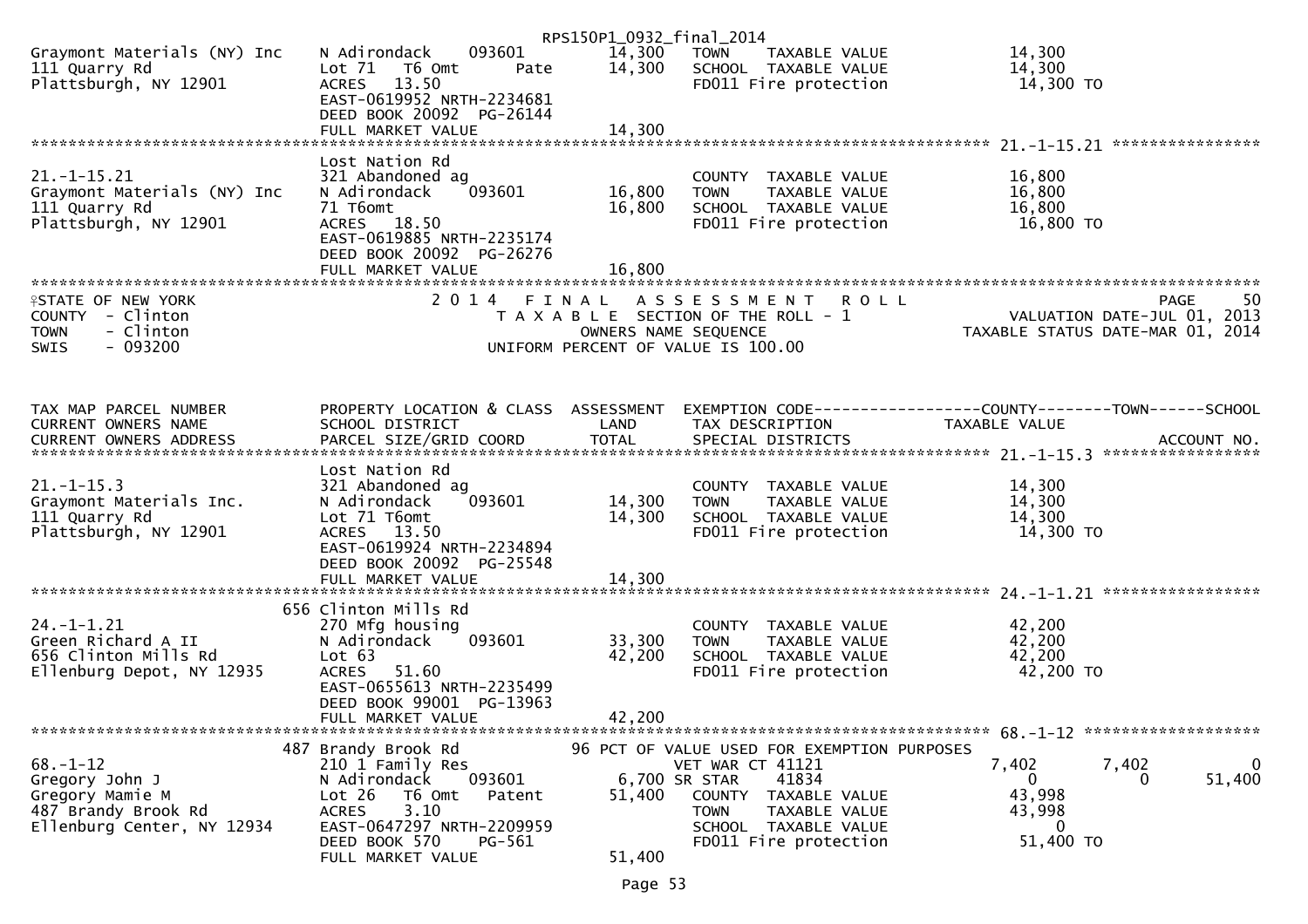RPS150P1_0932_final_2014

```
Graymont Materials (NY) Inc   N Adirondack     093601        14,300   TOWN     TAXABLE VALUE            14,300
111 Quarry Rd                 Lot 71   T6 Omt        Pate    14,300   SCHOOL  TAXABLE VALUE            14,300
Plattsburgh, NY 12901         ACRES   13.50                           FD011 Fire protection             14,300 TO
                              EAST-0619952 NRTH-2234681
                              DEED BOOK 20092  PG-26144
                              FULL MARKET VALUE              14,300
******************************************************************************************************* 21.-1-15.21 ****************
                              Lost Nation Rd
21.-1-15.21                   321 Abandoned ag                        COUNTY  TAXABLE VALUE            16,800
Graymont Materials (NY) Inc   N Adirondack     093601        16,800   TOWN     TAXABLE VALUE            16,800
111 Quarry Rd                 71 T6omt                       16,800   SCHOOL  TAXABLE VALUE            16,800
Plattsburgh, NY 12901         ACRES   18.50                           FD011 Fire protection             16,800 TO
                              EAST-0619885 NRTH-2235174
                              DEED BOOK 20092  PG-26276
                              FULL MARKET VALUE              16,800
************************************************************************************************************************************
```

STATE OF NEW YORK
COUNTY - Clinton
TOWN - Clinton
SWIS - 093200

2014 FINAL ASSESSMENT ROLL
TAXABLE SECTION OF THE ROLL - 1
OWNERS NAME SEQUENCE
UNIFORM PERCENT OF VALUE IS 100.00

PAGE 50
VALUATION DATE-JUL 01, 2013
TAXABLE STATUS DATE-MAR 01, 2014

```
TAX MAP PARCEL NUMBER         PROPERTY LOCATION & CLASS  ASSESSMENT  EXEMPTION CODE------------------COUNTY--------TOWN------SCHOOL
CURRENT OWNERS NAME           SCHOOL DISTRICT               LAND      TAX DESCRIPTION              TAXABLE VALUE
CURRENT OWNERS ADDRESS        PARCEL SIZE/GRID COORD        TOTAL     SPECIAL DISTRICTS                                      ACCOUNT NO.
******************************************************************************************************* 21.-1-15.3 *****************
                              Lost Nation Rd
21.-1-15.3                    321 Abandoned ag                        COUNTY  TAXABLE VALUE            14,300
Graymont Materials Inc.       N Adirondack     093601        14,300   TOWN     TAXABLE VALUE            14,300
111 Quarry Rd                 Lot 71 T6omt                   14,300   SCHOOL  TAXABLE VALUE            14,300
Plattsburgh, NY 12901         ACRES   13.50                           FD011 Fire protection             14,300 TO
                              EAST-0619924 NRTH-2234894
                              DEED BOOK 20092  PG-25548
                              FULL MARKET VALUE              14,300
******************************************************************************************************* 24.-1-1.21 *****************
                           656 Clinton Mills Rd
24.-1-1.21                    270 Mfg housing                         COUNTY  TAXABLE VALUE            42,200
Green Richard A II            N Adirondack     093601        33,300   TOWN     TAXABLE VALUE            42,200
656 Clinton Mills Rd          Lot 63                         42,200   SCHOOL  TAXABLE VALUE            42,200
Ellenburg Depot, NY 12935     ACRES   51.60                           FD011 Fire protection             42,200 TO
                              EAST-0655613 NRTH-2235499
                              DEED BOOK 99001  PG-13963
                              FULL MARKET VALUE              42,200
******************************************************************************************************* 68.-1-12 *******************
                           487 Brandy Brook Rd           96 PCT OF VALUE USED FOR EXEMPTION PURPOSES
68.-1-12                      210 1 Family Res                        VET WAR CT 41121              7,402        7,402             0
Gregory John J                N Adirondack     093601         6,700 SR STAR      41834                  0            0        51,400
Gregory Mamie M               Lot 26   T6 Omt     Patent     51,400   COUNTY  TAXABLE VALUE            43,998
487 Brandy Brook Rd           ACRES    3.10                           TOWN     TAXABLE VALUE            43,998
Ellenburg Center, NY 12934    EAST-0647297 NRTH-2209959               SCHOOL  TAXABLE VALUE                 0
                              DEED BOOK 570    PG-561                 FD011 Fire protection             51,400 TO
                              FULL MARKET VALUE              51,400
```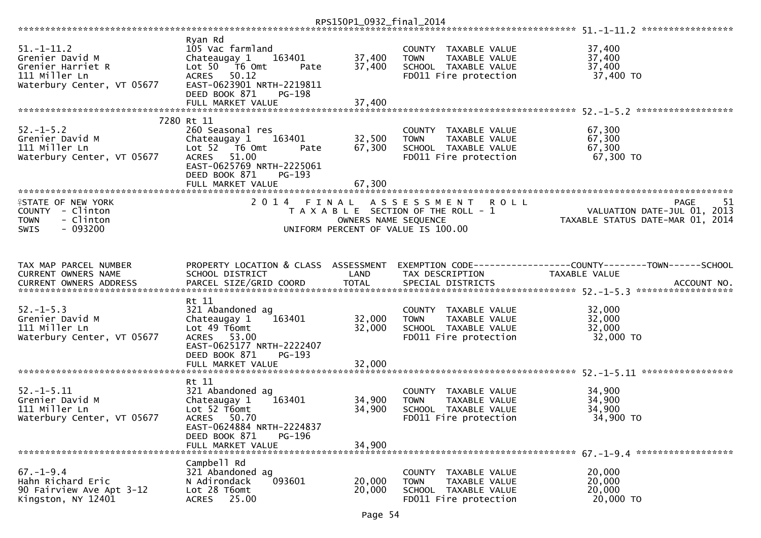```
RPS150P1_0932_final_2014
********************************************************************************************************* 51.-1-11.2 *****************
                              Ryan Rd
51.-1-11.2                    105 Vac farmland                         COUNTY  TAXABLE VALUE          37,400
Grenier David M               Chateaugay 1    163401       37,400      TOWN    TAXABLE VALUE          37,400
Grenier Harriet R             Lot 50  T6 Omt        Pate   37,400      SCHOOL  TAXABLE VALUE          37,400
111 Miller Ln                 ACRES   50.12                            FD011 Fire protection           37,400 TO
Waterbury Center, VT 05677    EAST-0623901 NRTH-2219811
                              DEED BOOK 871    PG-198
                              FULL MARKET VALUE            37,400
********************************************************************************************************* 52.-1-5.2 ******************
                         7280 Rt 11
52.-1-5.2                     260 Seasonal res                         COUNTY  TAXABLE VALUE          67,300
Grenier David M               Chateaugay 1    163401       32,500      TOWN    TAXABLE VALUE          67,300
111 Miller Ln                 Lot 52  T6 Omt        Pate   67,300      SCHOOL  TAXABLE VALUE          67,300
Waterbury Center, VT 05677    ACRES   51.00                            FD011 Fire protection           67,300 TO
                              EAST-0625769 NRTH-2225061
                              DEED BOOK 871    PG-193
                              FULL MARKET VALUE            67,300
*********************************************************************************************************
STATE OF NEW YORK             2 0 1 4   F I N A L   A S S E S S M E N T   R O L L                                PAGE    51
COUNTY  - Clinton                  T A X A B L E  SECTION OF THE ROLL - 1                     VALUATION DATE-JUL 01, 2013
TOWN    - Clinton                         OWNERS NAME SEQUENCE                            TAXABLE STATUS DATE-MAR 01, 2014
SWIS    - 093200                    UNIFORM PERCENT OF VALUE IS 100.00


TAX MAP PARCEL NUMBER         PROPERTY LOCATION & CLASS  ASSESSMENT  EXEMPTION CODE------------------COUNTY--------TOWN------SCHOOL
CURRENT OWNERS NAME           SCHOOL DISTRICT               LAND      TAX DESCRIPTION              TAXABLE VALUE
CURRENT OWNERS ADDRESS        PARCEL SIZE/GRID COORD       TOTAL      SPECIAL DISTRICTS                                  ACCOUNT NO.
********************************************************************************************************* 52.-1-5.3 ******************
                              Rt 11
52.-1-5.3                     321 Abandoned ag                         COUNTY  TAXABLE VALUE          32,000
Grenier David M               Chateaugay 1    163401       32,000      TOWN    TAXABLE VALUE          32,000
111 Miller Ln                 Lot 49 T6omt                 32,000      SCHOOL  TAXABLE VALUE          32,000
Waterbury Center, VT 05677    ACRES   53.00                            FD011 Fire protection           32,000 TO
                              EAST-0625177 NRTH-2222407
                              DEED BOOK 871    PG-193
                              FULL MARKET VALUE            32,000
********************************************************************************************************* 52.-1-5.11 *****************
                              Rt 11
52.-1-5.11                    321 Abandoned ag                         COUNTY  TAXABLE VALUE          34,900
Grenier David M               Chateaugay 1    163401       34,900      TOWN    TAXABLE VALUE          34,900
111 Miller Ln                 Lot 52 T6omt                 34,900      SCHOOL  TAXABLE VALUE          34,900
Waterbury Center, VT 05677    ACRES   50.70                            FD011 Fire protection           34,900 TO
                              EAST-0624884 NRTH-2224837
                              DEED BOOK 871    PG-196
                              FULL MARKET VALUE            34,900
********************************************************************************************************* 67.-1-9.4 ******************
                              Campbell Rd
67.-1-9.4                     321 Abandoned ag                         COUNTY  TAXABLE VALUE          20,000
Hahn Richard Eric             N Adirondack    093601       20,000      TOWN    TAXABLE VALUE          20,000
90 Fairview Ave Apt 3-12      Lot 28 T6omt                 20,000      SCHOOL  TAXABLE VALUE          20,000
Kingston, NY 12401            ACRES   25.00                            FD011 Fire protection           20,000 TO
```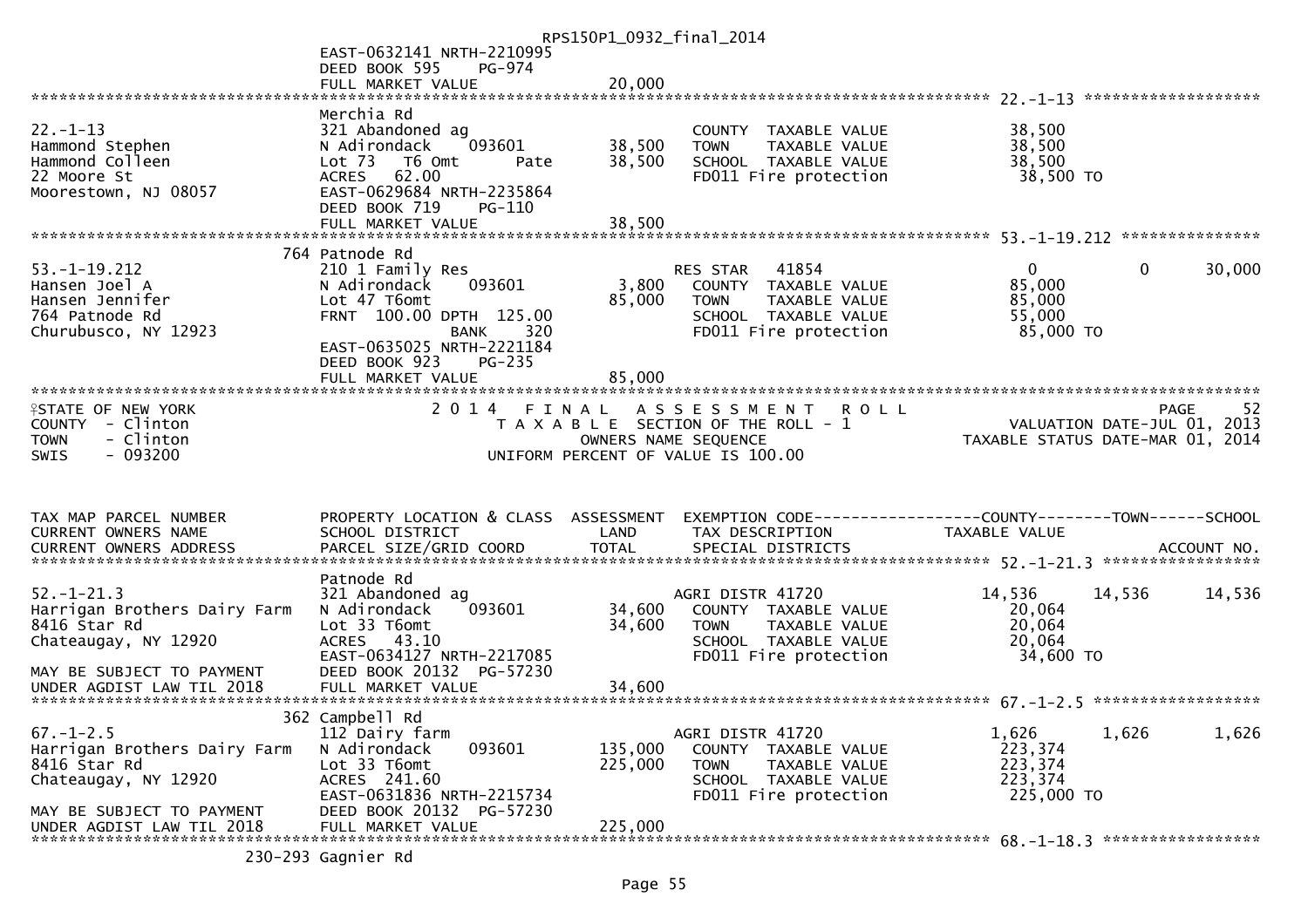RPS150P1_0932_final_2014

```
                              EAST-0632141 NRTH-2210995
                              DEED BOOK 595     PG-974
                              FULL MARKET VALUE              20,000
******************************************************************************************************* 22.-1-13 *******************
                              Merchia Rd
22.-1-13                      321 Abandoned ag                        COUNTY  TAXABLE VALUE            38,500
Hammond Stephen               N Adirondack      093601       38,500   TOWN    TAXABLE VALUE            38,500
Hammond Colleen               Lot 73   T6 Omt        Pate    38,500   SCHOOL  TAXABLE VALUE            38,500
22 Moore St                   ACRES   62.00                           FD011 Fire protection             38,500 TO
Moorestown, NJ 08057          EAST-0629684 NRTH-2235864
                              DEED BOOK 719     PG-110
                              FULL MARKET VALUE              38,500
******************************************************************************************************* 53.-1-19.212 ***************
                          764 Patnode Rd
53.-1-19.212                  210 1 Family Res                        RES STAR    41854                0            0       30,000
Hansen Joel A                 N Adirondack      093601        3,800   COUNTY  TAXABLE VALUE            85,000
Hansen Jennifer               Lot 47 T6omt                   85,000   TOWN    TAXABLE VALUE            85,000
764 Patnode Rd                FRNT  100.00 DPTH  125.00               SCHOOL  TAXABLE VALUE            55,000
Churubusco, NY 12923                        BANK     320              FD011 Fire protection             85,000 TO
                              EAST-0635025 NRTH-2221184
                              DEED BOOK 923     PG-235
                              FULL MARKET VALUE              85,000
*************************************************************************************************************************************
STATE OF NEW YORK                2 0 1 4   F I N A L   A S S E S S M E N T   R O L L                                    PAGE    52
COUNTY  - Clinton                   T A X A B L E  SECTION OF THE ROLL - 1                         VALUATION DATE-JUL 01, 2013
TOWN    - Clinton                            OWNERS NAME SEQUENCE                             TAXABLE STATUS DATE-MAR 01, 2014
SWIS    - 093200                        UNIFORM PERCENT OF VALUE IS 100.00


TAX MAP PARCEL NUMBER         PROPERTY LOCATION & CLASS  ASSESSMENT  EXEMPTION CODE------------------COUNTY--------TOWN------SCHOOL
CURRENT OWNERS NAME           SCHOOL DISTRICT               LAND      TAX DESCRIPTION               TAXABLE VALUE
CURRENT OWNERS ADDRESS        PARCEL SIZE/GRID COORD        TOTAL     SPECIAL DISTRICTS                                   ACCOUNT NO.
******************************************************************************************************* 52.-1-21.3 *****************
                              Patnode Rd
52.-1-21.3                    321 Abandoned ag                        AGRI DISTR 41720            14,536       14,536       14,536
Harrigan Brothers Dairy Farm  N Adirondack      093601       34,600   COUNTY  TAXABLE VALUE            20,064
8416 Star Rd                  Lot 33 T6omt                   34,600   TOWN    TAXABLE VALUE            20,064
Chateaugay, NY 12920          ACRES   43.10                           SCHOOL  TAXABLE VALUE            20,064
                              EAST-0634127 NRTH-2217085               FD011 Fire protection             34,600 TO
MAY BE SUBJECT TO PAYMENT     DEED BOOK 20132   PG-57230
UNDER AGDIST LAW TIL 2018     FULL MARKET VALUE              34,600
******************************************************************************************************* 67.-1-2.5 ******************
                          362 Campbell Rd
67.-1-2.5                     112 Dairy farm                          AGRI DISTR 41720             1,626        1,626        1,626
Harrigan Brothers Dairy Farm  N Adirondack      093601      135,000   COUNTY  TAXABLE VALUE           223,374
8416 Star Rd                  Lot 33 T6omt                  225,000   TOWN    TAXABLE VALUE           223,374
Chateaugay, NY 12920          ACRES  241.60                           SCHOOL  TAXABLE VALUE           223,374
                              EAST-0631836 NRTH-2215734               FD011 Fire protection            225,000 TO
MAY BE SUBJECT TO PAYMENT     DEED BOOK 20132   PG-57230
UNDER AGDIST LAW TIL 2018     FULL MARKET VALUE             225,000
******************************************************************************************************* 68.-1-18.3 *****************
                      230-293 Gagnier Rd
```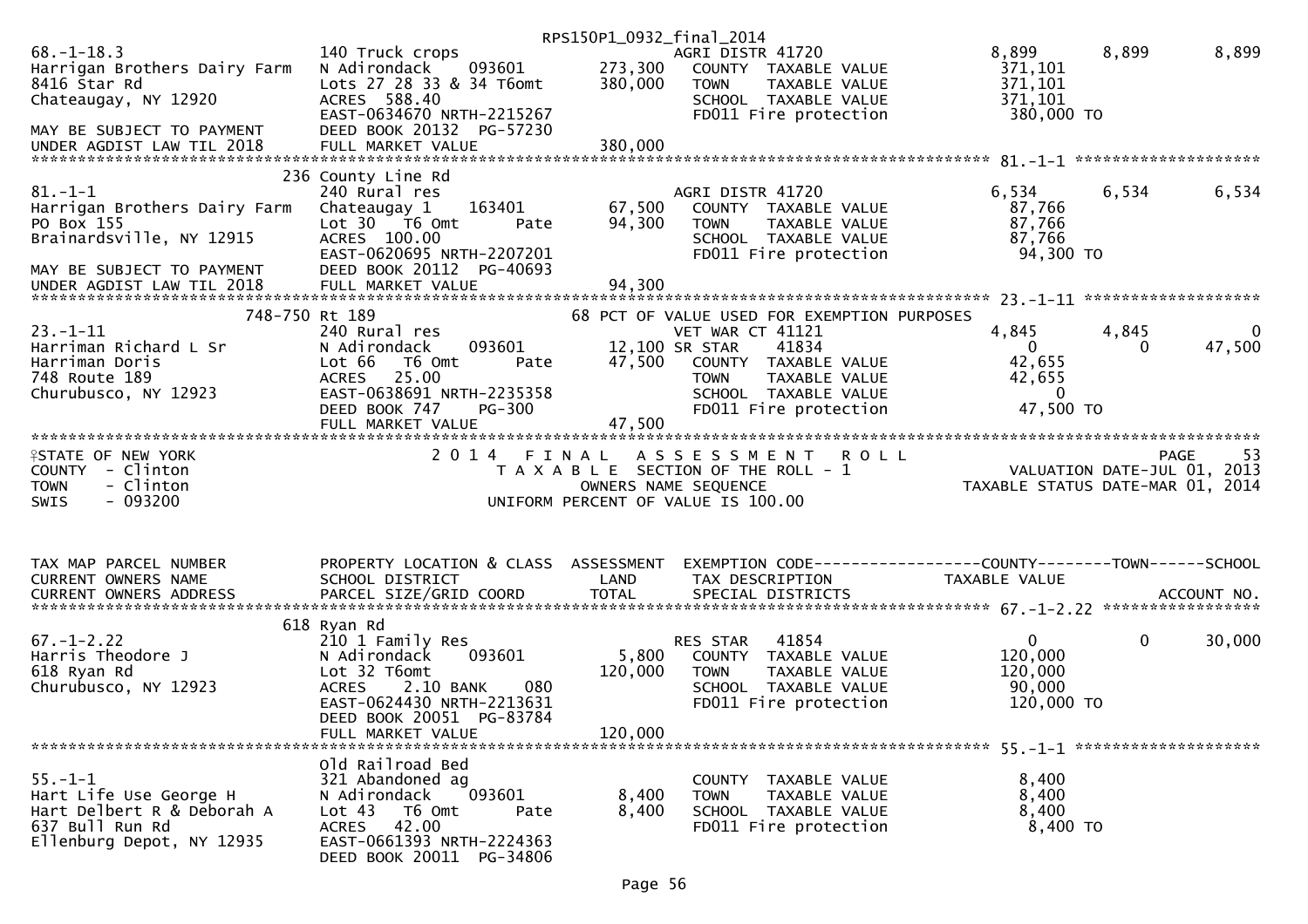RPS150P1_0932_final_2014

```
68.-1-18.3                  140 Truck crops                          AGRI DISTR 41720              8,899       8,899       8,899
Harrigan Brothers Dairy Farm  N Adirondack    093601        273,300    COUNTY  TAXABLE VALUE       371,101
8416 Star Rd                Lots 27 28 33 & 34 T6omt       380,000    TOWN    TAXABLE VALUE       371,101
Chateaugay, NY 12920        ACRES 588.40                             SCHOOL  TAXABLE VALUE       371,101
                            EAST-0634670 NRTH-2215267                FD011 Fire protection        380,000 TO
MAY BE SUBJECT TO PAYMENT   DEED BOOK 20132  PG-57230
UNDER AGDIST LAW TIL 2018   FULL MARKET VALUE              380,000
******************************************************************************************************* 81.-1-1 ********************
                      236 County Line Rd
81.-1-1                     240 Rural res                            AGRI DISTR 41720              6,534       6,534       6,534
Harrigan Brothers Dairy Farm  Chateaugay 1    163401         67,500    COUNTY  TAXABLE VALUE        87,766
PO Box 155                  Lot 30  T6 Omt     Pate         94,300    TOWN    TAXABLE VALUE        87,766
Brainardsville, NY 12915    ACRES 100.00                             SCHOOL  TAXABLE VALUE        87,766
                            EAST-0620695 NRTH-2207201                FD011 Fire protection         94,300 TO
MAY BE SUBJECT TO PAYMENT   DEED BOOK 20112  PG-40693
UNDER AGDIST LAW TIL 2018   FULL MARKET VALUE               94,300
******************************************************************************************************* 23.-1-11 *******************
                  748-750 Rt 189                       68 PCT OF VALUE USED FOR EXEMPTION PURPOSES
23.-1-11                    240 Rural res                            VET WAR CT 41121              4,845       4,845           0
Harriman Richard L Sr       N Adirondack    093601         12,100 SR STAR    41834                  0           0      47,500
Harriman Doris              Lot 66  T6 Omt     Pate         47,500    COUNTY  TAXABLE VALUE        42,655
748 Route 189               ACRES  25.00                             TOWN    TAXABLE VALUE        42,655
Churubusco, NY 12923        EAST-0638691 NRTH-2235358                SCHOOL  TAXABLE VALUE             0
                            DEED BOOK 747    PG-300                  FD011 Fire protection         47,500 TO
                            FULL MARKET VALUE               47,500
************************************************************************************************************************************
STATE OF NEW YORK                    2 0 1 4   F I N A L   A S S E S S M E N T   R O L L                              PAGE    53
COUNTY  - Clinton                         T A X A B L E  SECTION OF THE ROLL - 1                   VALUATION DATE-JUL 01, 2013
TOWN    - Clinton                               OWNERS NAME SEQUENCE                          TAXABLE STATUS DATE-MAR 01, 2014
SWIS    - 093200                          UNIFORM PERCENT OF VALUE IS 100.00


TAX MAP PARCEL NUMBER       PROPERTY LOCATION & CLASS  ASSESSMENT  EXEMPTION CODE------------------COUNTY--------TOWN------SCHOOL
CURRENT OWNERS NAME         SCHOOL DISTRICT               LAND      TAX DESCRIPTION              TAXABLE VALUE
CURRENT OWNERS ADDRESS      PARCEL SIZE/GRID COORD        TOTAL     SPECIAL DISTRICTS                                 ACCOUNT NO.
******************************************************************************************************* 67.-1-2.22 *****************
                      618 Ryan Rd
67.-1-2.22                  210 1 Family Res                         RES STAR    41854                  0           0      30,000
Harris Theodore J           N Adirondack    093601          5,800    COUNTY  TAXABLE VALUE       120,000
618 Ryan Rd                 Lot 32 T6omt                   120,000    TOWN    TAXABLE VALUE       120,000
Churubusco, NY 12923        ACRES    2.10 BANK     080               SCHOOL  TAXABLE VALUE        90,000
                            EAST-0624430 NRTH-2213631                FD011 Fire protection        120,000 TO
                            DEED BOOK 20051  PG-83784
                            FULL MARKET VALUE              120,000
******************************************************************************************************* 55.-1-1 ********************
                            Old Railroad Bed
55.-1-1                     321 Abandoned ag                         COUNTY  TAXABLE VALUE         8,400
Hart Life Use George H      N Adirondack    093601          8,400    TOWN    TAXABLE VALUE         8,400
Hart Delbert R & Deborah A  Lot 43  T6 Omt     Pate          8,400    SCHOOL  TAXABLE VALUE         8,400
637 Bull Run Rd             ACRES  42.00                             FD011 Fire protection          8,400 TO
Ellenburg Depot, NY 12935   EAST-0661393 NRTH-2224363
                            DEED BOOK 20011  PG-34806
```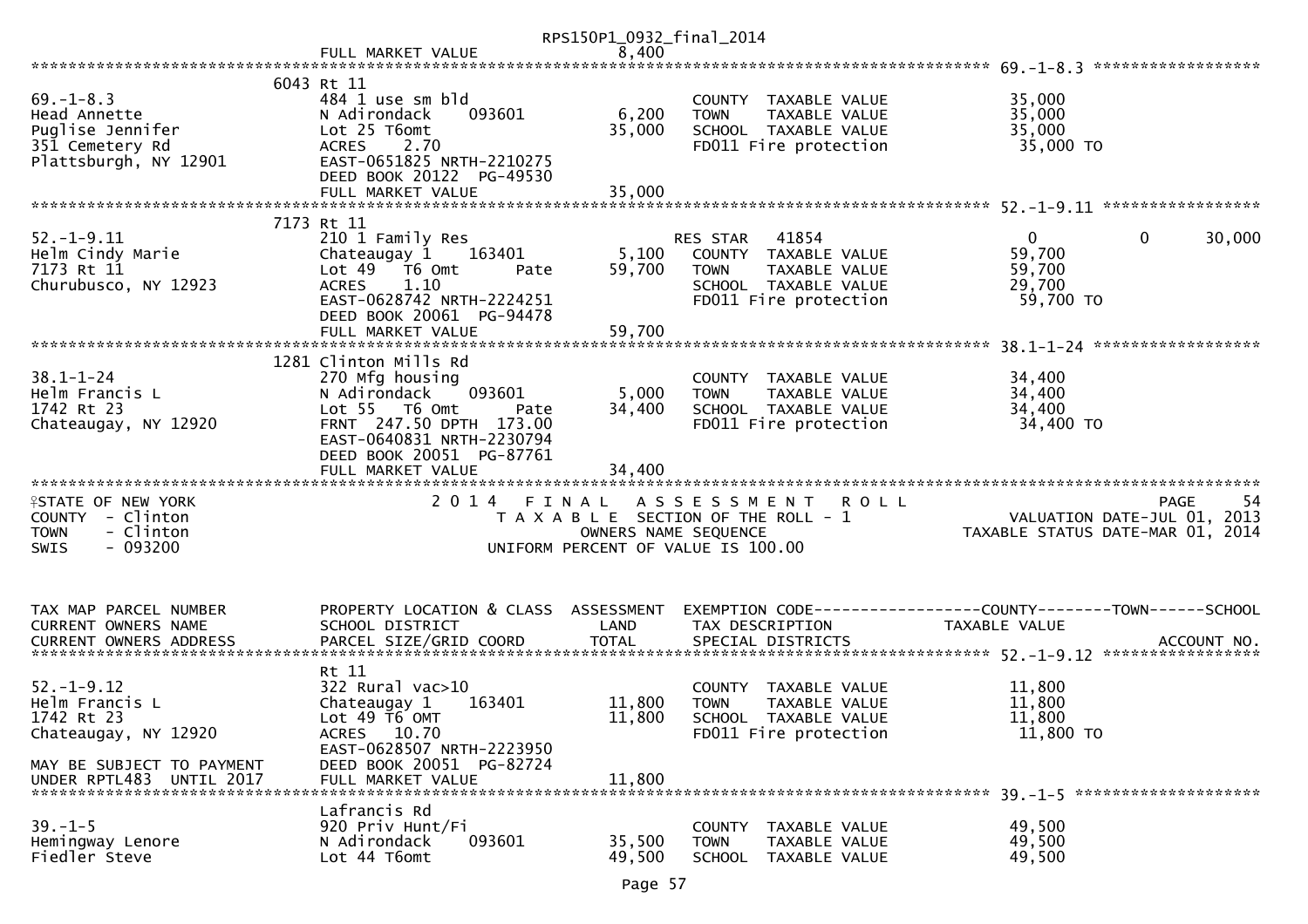FULL MARKET VALUE 8,400

**69.-1-8.3** — 6043 Rt 11

| | | | | |
|---|---|---|---|---|
| 69.-1-8.3 | 484 1 use sm bld | | COUNTY TAXABLE VALUE | 35,000 |
| Head Annette | N Adirondack 093601 | 6,200 | TOWN TAXABLE VALUE | 35,000 |
| Puglise Jennifer | Lot 25 T6omt | 35,000 | SCHOOL TAXABLE VALUE | 35,000 |
| 351 Cemetery Rd | ACRES 2.70 | | FD011 Fire protection | 35,000 TO |
| Plattsburgh, NY 12901 | EAST-0651825 NRTH-2210275 | | | |
| | DEED BOOK 20122 PG-49530 | | | |
| | FULL MARKET VALUE | 35,000 | | |

**52.-1-9.11** — 7173 Rt 11

| | | | | | | |
|---|---|---|---|---|---|---|
| 52.-1-9.11 | 210 1 Family Res | | RES STAR 41854 | 0 | 0 | 30,000 |
| Helm Cindy Marie | Chateaugay 1 163401 | 5,100 | COUNTY TAXABLE VALUE | 59,700 | | |
| 7173 Rt 11 | Lot 49 T6 Omt Pate | 59,700 | TOWN TAXABLE VALUE | 59,700 | | |
| Churubusco, NY 12923 | ACRES 1.10 | | SCHOOL TAXABLE VALUE | 29,700 | | |
| | EAST-0628742 NRTH-2224251 | | FD011 Fire protection | 59,700 TO | | |
| | DEED BOOK 20061 PG-94478 | | | | | |
| | FULL MARKET VALUE | 59,700 | | | | |

**38.1-1-24** — 1281 Clinton Mills Rd

| | | | | |
|---|---|---|---|---|
| 38.1-1-24 | 270 Mfg housing | | COUNTY TAXABLE VALUE | 34,400 |
| Helm Francis L | N Adirondack 093601 | 5,000 | TOWN TAXABLE VALUE | 34,400 |
| 1742 Rt 23 | Lot 55 T6 Omt Pate | 34,400 | SCHOOL TAXABLE VALUE | 34,400 |
| Chateaugay, NY 12920 | FRNT 247.50 DPTH 173.00 | | FD011 Fire protection | 34,400 TO |
| | EAST-0640831 NRTH-2230794 | | | |
| | DEED BOOK 20051 PG-87761 | | | |
| | FULL MARKET VALUE | 34,400 | | |

STATE OF NEW YORK — 2014 FINAL ASSESSMENT ROLL — PAGE 54
COUNTY - Clinton — TAXABLE SECTION OF THE ROLL - 1 — VALUATION DATE-JUL 01, 2013
TOWN - Clinton — OWNERS NAME SEQUENCE — TAXABLE STATUS DATE-MAR 01, 2014
SWIS - 093200 — UNIFORM PERCENT OF VALUE IS 100.00

| TAX MAP PARCEL NUMBER / CURRENT OWNERS NAME / CURRENT OWNERS ADDRESS | PROPERTY LOCATION & CLASS / SCHOOL DISTRICT / PARCEL SIZE/GRID COORD | ASSESSMENT LAND / TOTAL | EXEMPTION CODE / TAX DESCRIPTION / SPECIAL DISTRICTS | COUNTY--------TOWN------SCHOOL TAXABLE VALUE ACCOUNT NO. |
|---|---|---|---|---|

**52.-1-9.12** — Rt 11

| | | | | |
|---|---|---|---|---|
| 52.-1-9.12 | 322 Rural vac>10 | | COUNTY TAXABLE VALUE | 11,800 |
| Helm Francis L | Chateaugay 1 163401 | 11,800 | TOWN TAXABLE VALUE | 11,800 |
| 1742 Rt 23 | Lot 49 T6 OMT | 11,800 | SCHOOL TAXABLE VALUE | 11,800 |
| Chateaugay, NY 12920 | ACRES 10.70 | | FD011 Fire protection | 11,800 TO |
| | EAST-0628507 NRTH-2223950 | | | |
| MAY BE SUBJECT TO PAYMENT | DEED BOOK 20051 PG-82724 | | | |
| UNDER RPTL483 UNTIL 2017 | FULL MARKET VALUE | 11,800 | | |

**39.-1-5** — Lafrancis Rd

| | | | | |
|---|---|---|---|---|
| 39.-1-5 | 920 Priv Hunt/Fi | | COUNTY TAXABLE VALUE | 49,500 |
| Hemingway Lenore | N Adirondack 093601 | 35,500 | TOWN TAXABLE VALUE | 49,500 |
| Fiedler Steve | Lot 44 T6omt | 49,500 | SCHOOL TAXABLE VALUE | 49,500 |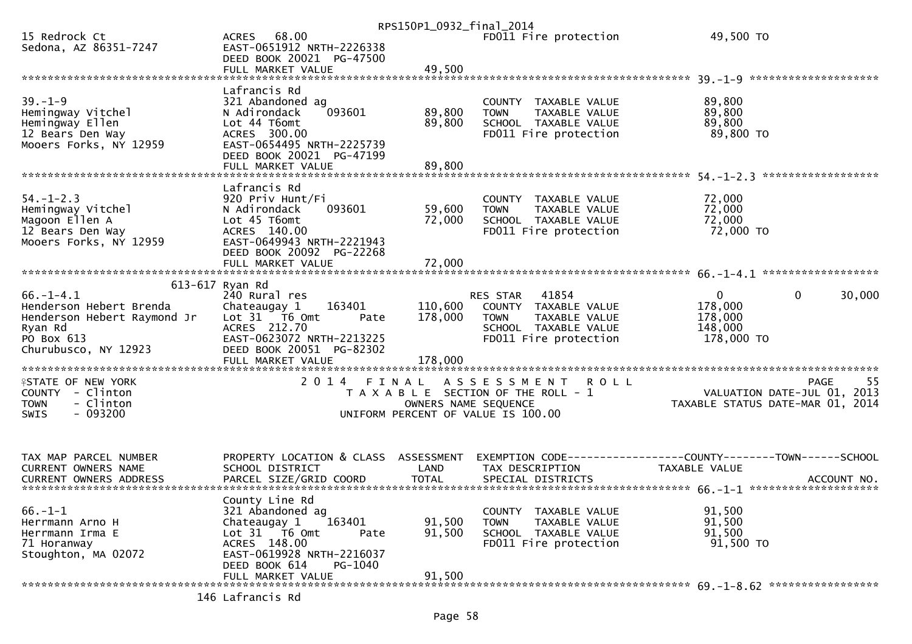```
15 Redrock Ct                   ACRES    68.00                         FD011 Fire protection              49,500 TO
Sedona, AZ 86351-7247           EAST-0651912 NRTH-2226338
                                DEED BOOK 20021  PG-47500
                                FULL MARKET VALUE               49,500
******************************************************************************************************* 39.-1-9 ********************
                                Lafrancis Rd
39.-1-9                         321 Abandoned ag                       COUNTY  TAXABLE VALUE              89,800
Hemingway Vitchel               N Adirondack     093601       89,800   TOWN    TAXABLE VALUE              89,800
Hemingway Ellen                 Lot 44 T6omt                  89,800   SCHOOL  TAXABLE VALUE              89,800
12 Bears Den Way                ACRES  300.00                          FD011 Fire protection              89,800 TO
Mooers Forks, NY 12959          EAST-0654495 NRTH-2225739
                                DEED BOOK 20021  PG-47199
                                FULL MARKET VALUE               89,800
******************************************************************************************************* 54.-1-2.3 ******************
                                Lafrancis Rd
54.-1-2.3                       920 Priv Hunt/Fi                       COUNTY  TAXABLE VALUE              72,000
Hemingway Vitchel               N Adirondack     093601       59,600   TOWN    TAXABLE VALUE              72,000
Magoon Ellen A                  Lot 45 T6omt                  72,000   SCHOOL  TAXABLE VALUE              72,000
12 Bears Den Way                ACRES  140.00                          FD011 Fire protection              72,000 TO
Mooers Forks, NY 12959          EAST-0649943 NRTH-2221943
                                DEED BOOK 20092  PG-22268
                                FULL MARKET VALUE               72,000
******************************************************************************************************* 66.-1-4.1 ******************
                     613-617 Ryan Rd
66.-1-4.1                       240 Rural res                          RES STAR   41854                   0           0     30,000
Henderson Hebert Brenda         Chateaugay 1     163401      110,600   COUNTY  TAXABLE VALUE             178,000
Henderson Hebert Raymond Jr     Lot 31   T6 Omt        Pate  178,000   TOWN    TAXABLE VALUE             178,000
Ryan Rd                         ACRES  212.70                          SCHOOL  TAXABLE VALUE             148,000
PO Box 613                      EAST-0623072 NRTH-2213225              FD011 Fire protection             178,000 TO
Churubusco, NY 12923            DEED BOOK 20051  PG-82302
                                FULL MARKET VALUE              178,000
************************************************************************************************************************************
STATE OF NEW YORK                   2 0 1 4   F I N A L   A S S E S S M E N T   R O L L                              PAGE     55
COUNTY  - Clinton                       T A X A B L E  SECTION OF THE ROLL - 1                    VALUATION DATE-JUL 01, 2013
TOWN    - Clinton                            OWNERS NAME SEQUENCE                          TAXABLE STATUS DATE-MAR 01, 2014
SWIS    - 093200                       UNIFORM PERCENT OF VALUE IS 100.00


TAX MAP PARCEL NUMBER           PROPERTY LOCATION & CLASS  ASSESSMENT  EXEMPTION CODE------------------COUNTY--------TOWN------SCHOOL
CURRENT OWNERS NAME             SCHOOL DISTRICT               LAND     TAX DESCRIPTION            TAXABLE VALUE
CURRENT OWNERS ADDRESS          PARCEL SIZE/GRID COORD       TOTAL     SPECIAL DISTRICTS                                  ACCOUNT NO.
******************************************************************************************************* 66.-1-1 ********************
                                County Line Rd
66.-1-1                         321 Abandoned ag                       COUNTY  TAXABLE VALUE              91,500
Herrmann Arno H                 Chateaugay 1     163401       91,500   TOWN    TAXABLE VALUE              91,500
Herrmann Irma E                 Lot 31   T6 Omt        Pate   91,500   SCHOOL  TAXABLE VALUE              91,500
71 Horanway                     ACRES  148.00                          FD011 Fire protection              91,500 TO
Stoughton, MA 02072             EAST-0619928 NRTH-2216037
                                DEED BOOK 614      PG-1040
                                FULL MARKET VALUE               91,500
******************************************************************************************************* 69.-1-8.62 *****************
                            146 Lafrancis Rd
```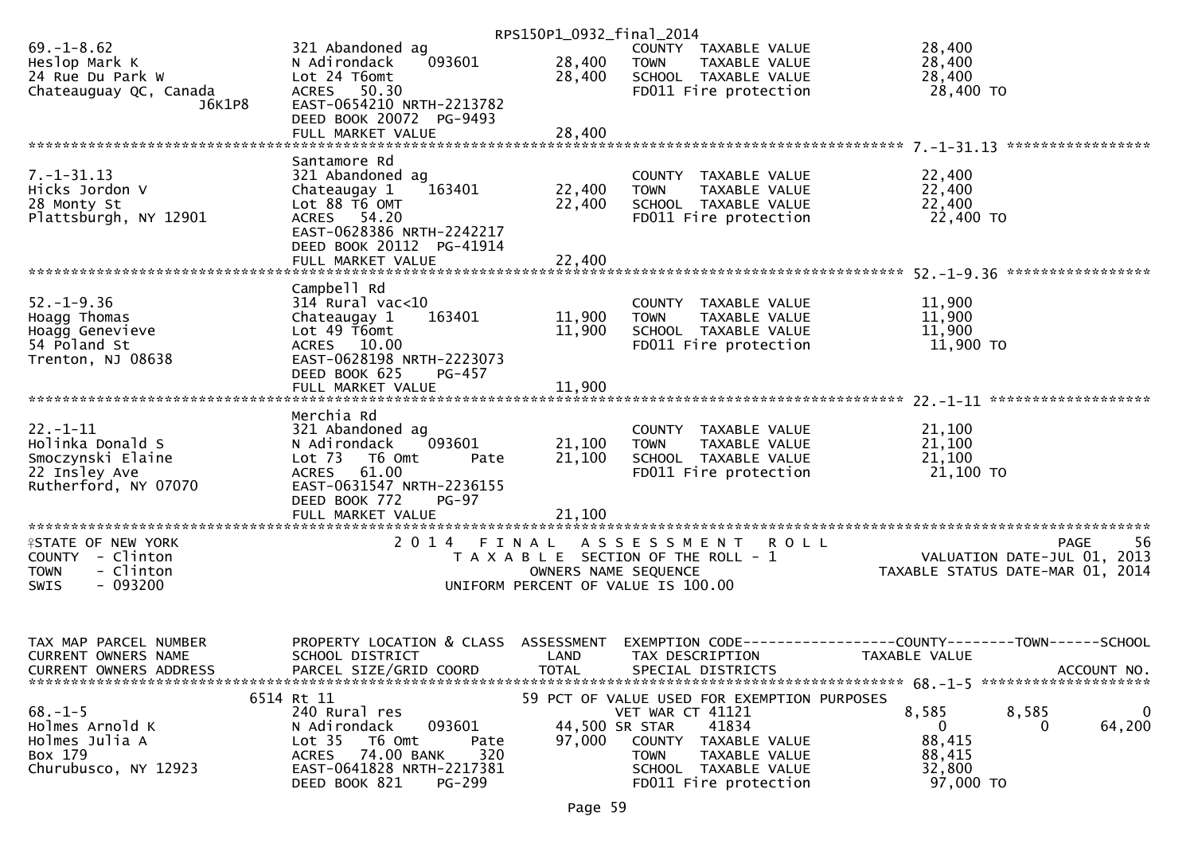RPS150P1_0932_final_2014

```
69.-1-8.62                      321 Abandoned ag                          COUNTY  TAXABLE VALUE             28,400
Heslop Mark K                   N Adirondack     093601        28,400     TOWN    TAXABLE VALUE             28,400
24 Rue Du Park W                Lot 24 T6omt                   28,400     SCHOOL  TAXABLE VALUE             28,400
Chateauguay QC, Canada          ACRES   50.30                             FD011 Fire protection              28,400 TO
                J6K1P8          EAST-0654210 NRTH-2213782
                                DEED BOOK 20072  PG-9493
                                FULL MARKET VALUE              28,400
******************************************************************************************************* 7.-1-31.13 *****************
                                Santamore Rd
7.-1-31.13                      321 Abandoned ag                          COUNTY  TAXABLE VALUE             22,400
Hicks Jordon V                  Chateaugay 1     163401        22,400     TOWN    TAXABLE VALUE             22,400
28 Monty St                     Lot 88 T6 OMT                  22,400     SCHOOL  TAXABLE VALUE             22,400
Plattsburgh, NY 12901           ACRES   54.20                             FD011 Fire protection              22,400 TO
                                EAST-0628386 NRTH-2242217
                                DEED BOOK 20112  PG-41914
                                FULL MARKET VALUE              22,400
******************************************************************************************************* 52.-1-9.36 *****************
                                Campbell Rd
52.-1-9.36                      314 Rural vac<10                          COUNTY  TAXABLE VALUE             11,900
Hoagg Thomas                    Chateaugay 1     163401        11,900     TOWN    TAXABLE VALUE             11,900
Hoagg Genevieve                 Lot 49 T6omt                   11,900     SCHOOL  TAXABLE VALUE             11,900
54 Poland St                    ACRES   10.00                             FD011 Fire protection              11,900 TO
Trenton, NJ 08638               EAST-0628198 NRTH-2223073
                                DEED BOOK 625    PG-457
                                FULL MARKET VALUE              11,900
******************************************************************************************************* 22.-1-11 *******************
                                Merchia Rd
22.-1-11                        321 Abandoned ag                          COUNTY  TAXABLE VALUE             21,100
Holinka Donald S                N Adirondack     093601        21,100     TOWN    TAXABLE VALUE             21,100
Smoczynski Elaine               Lot 73   T6 Omt       Pate     21,100     SCHOOL  TAXABLE VALUE             21,100
22 Insley Ave                   ACRES   61.00                             FD011 Fire protection              21,100 TO
Rutherford, NY 07070            EAST-0631547 NRTH-2236155
                                DEED BOOK 772    PG-97
                                FULL MARKET VALUE              21,100
************************************************************************************************************************************
STATE OF NEW YORK                  2 0 1 4   F I N A L   A S S E S S M E N T   R O L L                                   PAGE     56
COUNTY  - Clinton                      T A X A B L E SECTION OF THE ROLL - 1                          VALUATION DATE-JUL 01, 2013
TOWN    - Clinton                             OWNERS NAME SEQUENCE                               TAXABLE STATUS DATE-MAR 01, 2014
SWIS    - 093200                       UNIFORM PERCENT OF VALUE IS 100.00


TAX MAP PARCEL NUMBER           PROPERTY LOCATION & CLASS  ASSESSMENT  EXEMPTION CODE------------------COUNTY--------TOWN------SCHOOL
CURRENT OWNERS NAME             SCHOOL DISTRICT               LAND      TAX DESCRIPTION             TAXABLE VALUE
CURRENT OWNERS ADDRESS          PARCEL SIZE/GRID COORD       TOTAL      SPECIAL DISTRICTS                                    ACCOUNT NO.
******************************************************************************************************* 68.-1-5 ********************
                          6514 Rt 11                          59 PCT OF VALUE USED FOR EXEMPTION PURPOSES
68.-1-5                         240 Rural res                             VET WAR CT 41121            8,585      8,585            0
Holmes Arnold K                 N Adirondack     093601        44,500 SR STAR     41834                   0          0       64,200
Holmes Julia A                  Lot 35   T6 Omt       Pate     97,000     COUNTY  TAXABLE VALUE             88,415
Box 179                         ACRES   74.00 BANK     320                TOWN    TAXABLE VALUE             88,415
Churubusco, NY 12923            EAST-0641828 NRTH-2217381                 SCHOOL  TAXABLE VALUE             32,800
                                DEED BOOK 821    PG-299                   FD011 Fire protection              97,000 TO
```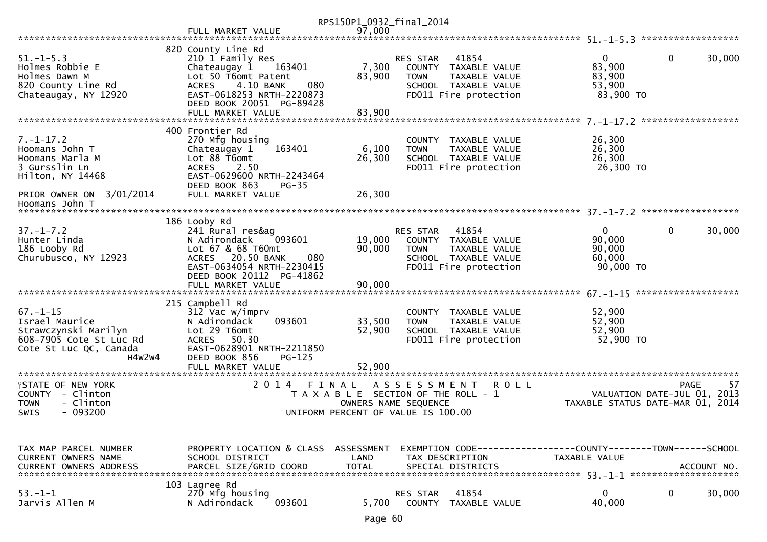FULL MARKET VALUE 97,000

**51.-1-5.3**

| | | | | | |
|---|---|---|---|---|---|
| 51.-1-5.3 | 820 County Line Rd | | | | |
| Holmes Robbie E | 210 1 Family Res | | RES STAR 41854 | 0 | 0 30,000 |
| Holmes Dawn M | Chateaugay 1 163401 | 7,300 | COUNTY TAXABLE VALUE | 83,900 | |
| 820 County Line Rd | Lot 50 T6omt Patent | 83,900 | TOWN TAXABLE VALUE | 83,900 | |
| Chateaugay, NY 12920 | ACRES 4.10 BANK 080 | | SCHOOL TAXABLE VALUE | 53,900 | |
| | EAST-0618253 NRTH-2220873 | | FD011 Fire protection | 83,900 TO | |
| | DEED BOOK 20051 PG-89428 | | | | |
| | FULL MARKET VALUE | 83,900 | | | |

**7.-1-17.2**

| | | | | | |
|---|---|---|---|---|---|
| 7.-1-17.2 | 400 Frontier Rd | | | | |
| Hoomans John T | 270 Mfg housing | | COUNTY TAXABLE VALUE | 26,300 | |
| Hoomans Marla M | Chateaugay 1 163401 | 6,100 | TOWN TAXABLE VALUE | 26,300 | |
| 3 Gursslin Ln | Lot 88 T6omt | 26,300 | SCHOOL TAXABLE VALUE | 26,300 | |
| Hilton, NY 14468 | ACRES 2.50 | | FD011 Fire protection | 26,300 TO | |
| | EAST-0629600 NRTH-2243464 | | | | |
| | DEED BOOK 863 PG-35 | | | | |
| PRIOR OWNER ON 3/01/2014 | FULL MARKET VALUE | 26,300 | | | |
| Hoomans John T | | | | | |

**37.-1-7.2**

| | | | | | |
|---|---|---|---|---|---|
| 37.-1-7.2 | 186 Looby Rd | | | | |
| Hunter Linda | 241 Rural res&ag | | RES STAR 41854 | 0 | 0 30,000 |
| 186 Looby Rd | N Adirondack 093601 | 19,000 | COUNTY TAXABLE VALUE | 90,000 | |
| Churubusco, NY 12923 | Lot 67 & 68 T60mt | 90,000 | TOWN TAXABLE VALUE | 90,000 | |
| | ACRES 20.50 BANK 080 | | SCHOOL TAXABLE VALUE | 60,000 | |
| | EAST-0634054 NRTH-2230415 | | FD011 Fire protection | 90,000 TO | |
| | DEED BOOK 20112 PG-41862 | | | | |
| | FULL MARKET VALUE | 90,000 | | | |

**67.-1-15**

| | | | | | |
|---|---|---|---|---|---|
| 67.-1-15 | 215 Campbell Rd | | | | |
| Israel Maurice | 312 Vac w/imprv | | COUNTY TAXABLE VALUE | 52,900 | |
| Strawczynski Marilyn | N Adirondack 093601 | 33,500 | TOWN TAXABLE VALUE | 52,900 | |
| 608-7905 Cote St Luc Rd | Lot 29 T6omt | 52,900 | SCHOOL TAXABLE VALUE | 52,900 | |
| Cote St Luc QC, Canada | ACRES 50.30 | | FD011 Fire protection | 52,900 TO | |
| H4W2W4 | EAST-0628901 NRTH-2211850 | | | | |
| | DEED BOOK 856 PG-125 | | | | |
| | FULL MARKET VALUE | 52,900 | | | |

STATE OF NEW YORK
COUNTY - Clinton
TOWN - Clinton
SWIS - 093200

2014 FINAL ASSESSMENT ROLL
TAXABLE SECTION OF THE ROLL - 1
OWNERS NAME SEQUENCE
UNIFORM PERCENT OF VALUE IS 100.00

PAGE 57
VALUATION DATE-JUL 01, 2013
TAXABLE STATUS DATE-MAR 01, 2014

| TAX MAP PARCEL NUMBER / CURRENT OWNERS NAME / CURRENT OWNERS ADDRESS | PROPERTY LOCATION & CLASS / SCHOOL DISTRICT / PARCEL SIZE/GRID COORD | ASSESSMENT LAND / TOTAL | EXEMPTION CODE / TAX DESCRIPTION / SPECIAL DISTRICTS | COUNTY TAXABLE VALUE | TOWN------SCHOOL / ACCOUNT NO. |
|---|---|---|---|---|---|
| 53.-1-1 | 103 Lagree Rd | | | | |
| | 270 Mfg housing | | RES STAR 41854 | 0 | 0 30,000 |
| Jarvis Allen M | N Adirondack 093601 | 5,700 | COUNTY TAXABLE VALUE | 40,000 | |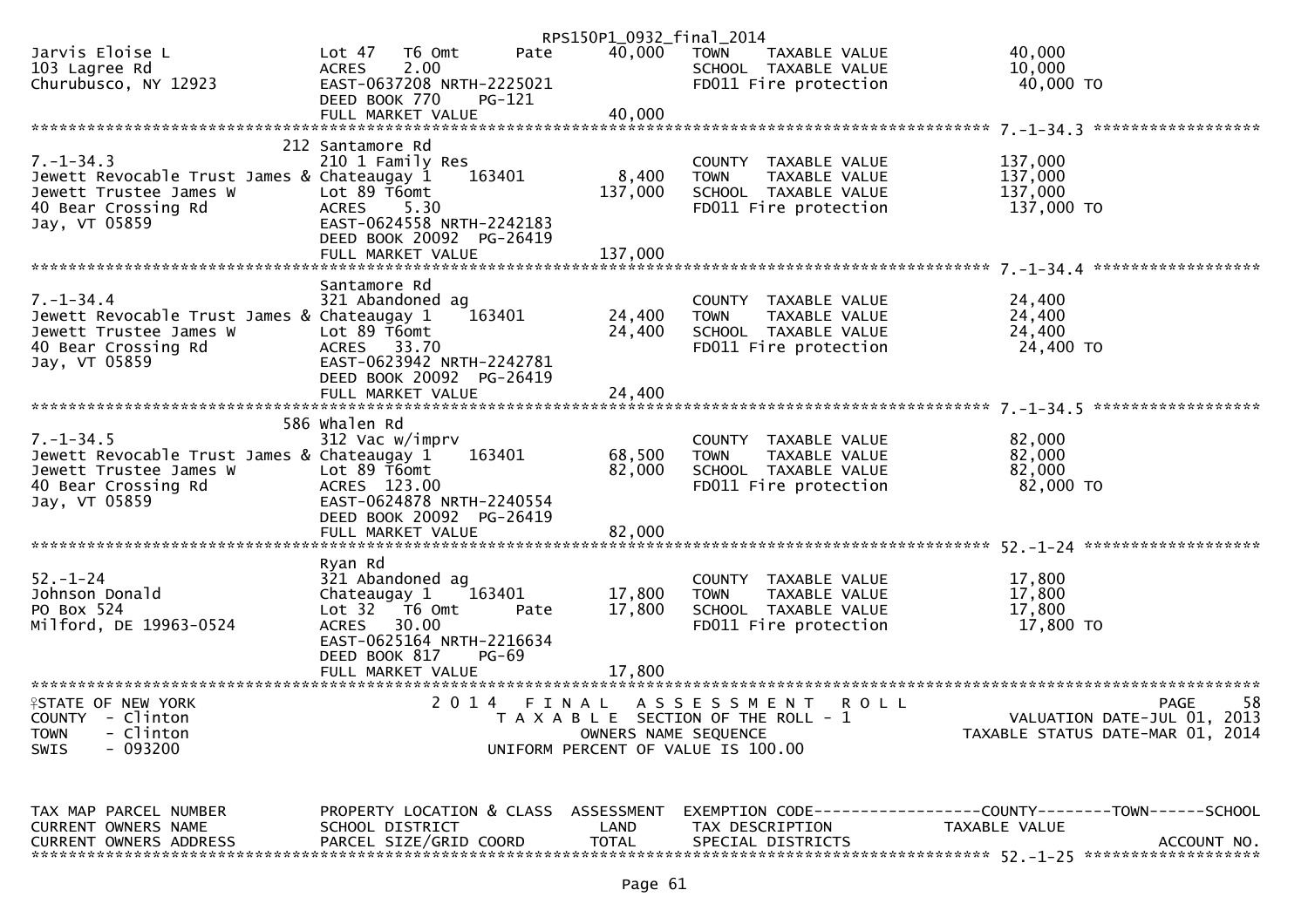RPS150P1_0932_final_2014

```
Jarvis Eloise L               Lot 47   T6 Omt        Pate     40,000   TOWN    TAXABLE VALUE              40,000
103 Lagree Rd                 ACRES    2.00                            SCHOOL  TAXABLE VALUE              10,000
Churubusco, NY 12923          EAST-0637208 NRTH-2225021                FD011 Fire protection              40,000 TO
                              DEED BOOK 770     PG-121
                              FULL MARKET VALUE                40,000
******************************************************************************************************* 7.-1-34.3 ******************
                          212 Santamore Rd
7.-1-34.3                     210 1 Family Res                         COUNTY  TAXABLE VALUE             137,000
Jewett Revocable Trust James & Chateaugay 1     163401         8,400   TOWN    TAXABLE VALUE             137,000
Jewett Trustee James W        Lot 89 T6omt                   137,000   SCHOOL  TAXABLE VALUE             137,000
40 Bear Crossing Rd           ACRES    5.30                            FD011 Fire protection             137,000 TO
Jay, VT 05859                 EAST-0624558 NRTH-2242183
                              DEED BOOK 20092  PG-26419
                              FULL MARKET VALUE               137,000
******************************************************************************************************* 7.-1-34.4 ******************
                              Santamore Rd
7.-1-34.4                     321 Abandoned ag                         COUNTY  TAXABLE VALUE              24,400
Jewett Revocable Trust James & Chateaugay 1     163401        24,400   TOWN    TAXABLE VALUE              24,400
Jewett Trustee James W        Lot 89 T6omt                    24,400   SCHOOL  TAXABLE VALUE              24,400
40 Bear Crossing Rd           ACRES   33.70                            FD011 Fire protection              24,400 TO
Jay, VT 05859                 EAST-0623942 NRTH-2242781
                              DEED BOOK 20092  PG-26419
                              FULL MARKET VALUE                24,400
******************************************************************************************************* 7.-1-34.5 ******************
                          586 Whalen Rd
7.-1-34.5                     312 Vac w/imprv                          COUNTY  TAXABLE VALUE              82,000
Jewett Revocable Trust James & Chateaugay 1     163401        68,500   TOWN    TAXABLE VALUE              82,000
Jewett Trustee James W        Lot 89 T6omt                    82,000   SCHOOL  TAXABLE VALUE              82,000
40 Bear Crossing Rd           ACRES  123.00                            FD011 Fire protection              82,000 TO
Jay, VT 05859                 EAST-0624878 NRTH-2240554
                              DEED BOOK 20092  PG-26419
                              FULL MARKET VALUE                82,000
******************************************************************************************************* 52.-1-24 *******************
                              Ryan Rd
52.-1-24                      321 Abandoned ag                         COUNTY  TAXABLE VALUE              17,800
Johnson Donald                Chateaugay 1     163401         17,800   TOWN    TAXABLE VALUE              17,800
PO Box 524                    Lot 32   T6 Omt        Pate     17,800   SCHOOL  TAXABLE VALUE              17,800
Milford, DE 19963-0524        ACRES   30.00                            FD011 Fire protection              17,800 TO
                              EAST-0625164 NRTH-2216634
                              DEED BOOK 817     PG-69
                              FULL MARKET VALUE                17,800
************************************************************************************************************************************
STATE OF NEW YORK                    2 0 1 4   F I N A L   A S S E S S M E N T   R O L L                                 PAGE    58
COUNTY  - Clinton                        T A X A B L E  SECTION OF THE ROLL - 1                       VALUATION DATE-JUL 01, 2013
TOWN    - Clinton                              OWNERS NAME SEQUENCE                              TAXABLE STATUS DATE-MAR 01, 2014
SWIS    - 093200                        UNIFORM PERCENT OF VALUE IS 100.00


TAX MAP PARCEL NUMBER         PROPERTY LOCATION & CLASS  ASSESSMENT  EXEMPTION CODE------------------COUNTY--------TOWN------SCHOOL
CURRENT OWNERS NAME           SCHOOL DISTRICT               LAND      TAX DESCRIPTION              TAXABLE VALUE
CURRENT OWNERS ADDRESS        PARCEL SIZE/GRID COORD       TOTAL      SPECIAL DISTRICTS                                  ACCOUNT NO.
******************************************************************************************************* 52.-1-25 *******************
```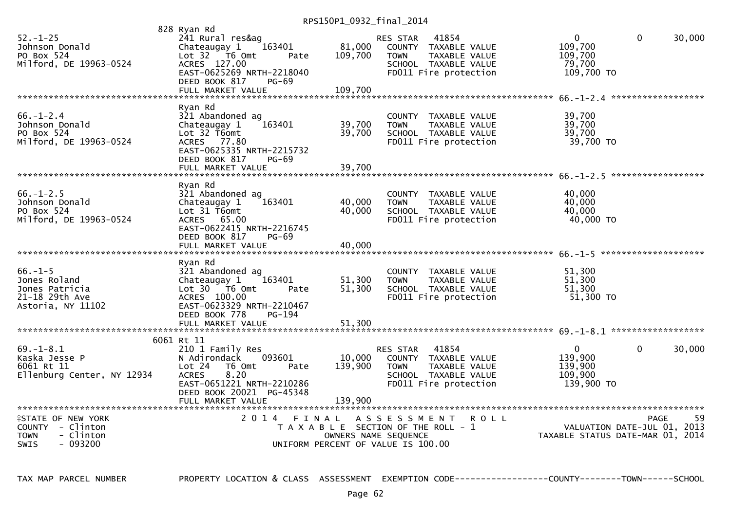RPS150P1_0932_final_2014

```
                               828 Ryan Rd
52.-1-25                       241 Rural res&ag                    RES STAR   41854                 0             0        30,000
Johnson Donald                 Chateaugay 1    163401      81,000    COUNTY  TAXABLE VALUE          109,700
PO Box 524                     Lot 32   T6 Omt       Pate 109,700    TOWN    TAXABLE VALUE          109,700
Milford, DE 19963-0524         ACRES 127.00                          SCHOOL  TAXABLE VALUE           79,700
                               EAST-0625269 NRTH-2218040             FD011 Fire protection           109,700 TO
                               DEED BOOK 817    PG-69
                               FULL MARKET VALUE          109,700
******************************************************************************************************* 66.-1-2.4 ******************
                               Ryan Rd
66.-1-2.4                      321 Abandoned ag                      COUNTY  TAXABLE VALUE           39,700
Johnson Donald                 Chateaugay 1    163401      39,700    TOWN    TAXABLE VALUE           39,700
PO Box 524                     Lot 32 T6omt                39,700    SCHOOL  TAXABLE VALUE           39,700
Milford, DE 19963-0524         ACRES  77.80                          FD011 Fire protection            39,700 TO
                               EAST-0625335 NRTH-2215732
                               DEED BOOK 817    PG-69
                               FULL MARKET VALUE           39,700
******************************************************************************************************* 66.-1-2.5 ******************
                               Ryan Rd
66.-1-2.5                      321 Abandoned ag                      COUNTY  TAXABLE VALUE           40,000
Johnson Donald                 Chateaugay 1    163401      40,000    TOWN    TAXABLE VALUE           40,000
PO Box 524                     Lot 31 T6omt                40,000    SCHOOL  TAXABLE VALUE           40,000
Milford, DE 19963-0524         ACRES  65.00                          FD011 Fire protection            40,000 TO
                               EAST-0622415 NRTH-2216745
                               DEED BOOK 817    PG-69
                               FULL MARKET VALUE           40,000
******************************************************************************************************* 66.-1-5 ********************
                               Ryan Rd
66.-1-5                        321 Abandoned ag                      COUNTY  TAXABLE VALUE           51,300
Jones Roland                   Chateaugay 1    163401      51,300    TOWN    TAXABLE VALUE           51,300
Jones Patricia                 Lot 30   T6 Omt       Pate  51,300    SCHOOL  TAXABLE VALUE           51,300
21-18 29th Ave                 ACRES 100.00                          FD011 Fire protection            51,300 TO
Astoria, NY 11102              EAST-0623329 NRTH-2210467
                               DEED BOOK 778    PG-194
                               FULL MARKET VALUE           51,300
******************************************************************************************************* 69.-1-8.1 ******************
                               6061 Rt 11
69.-1-8.1                      210 1 Family Res                    RES STAR   41854                 0             0        30,000
Kaska Jesse P                  N Adirondack    093601      10,000    COUNTY  TAXABLE VALUE          139,900
6061 Rt 11                     Lot 24   T6 Omt       Pate 139,900    TOWN    TAXABLE VALUE          139,900
Ellenburg Center, NY 12934     ACRES   8.20                          SCHOOL  TAXABLE VALUE          109,900
                               EAST-0651221 NRTH-2210286             FD011 Fire protection           139,900 TO
                               DEED BOOK 20021 PG-45348
                               FULL MARKET VALUE          139,900
************************************************************************************************************************************
STATE OF NEW YORK                 2 0 1 4   F I N A L   A S S E S S M E N T   R O L L                                    PAGE    59
COUNTY  - Clinton                      T A X A B L E  SECTION OF THE ROLL - 1                       VALUATION DATE-JUL 01, 2013
TOWN    - Clinton                           OWNERS NAME SEQUENCE                               TAXABLE STATUS DATE-MAR 01, 2014
SWIS    - 093200                       UNIFORM PERCENT OF VALUE IS 100.00

TAX MAP PARCEL NUMBER          PROPERTY LOCATION & CLASS  ASSESSMENT  EXEMPTION CODE------------------COUNTY--------TOWN------SCHOOL
```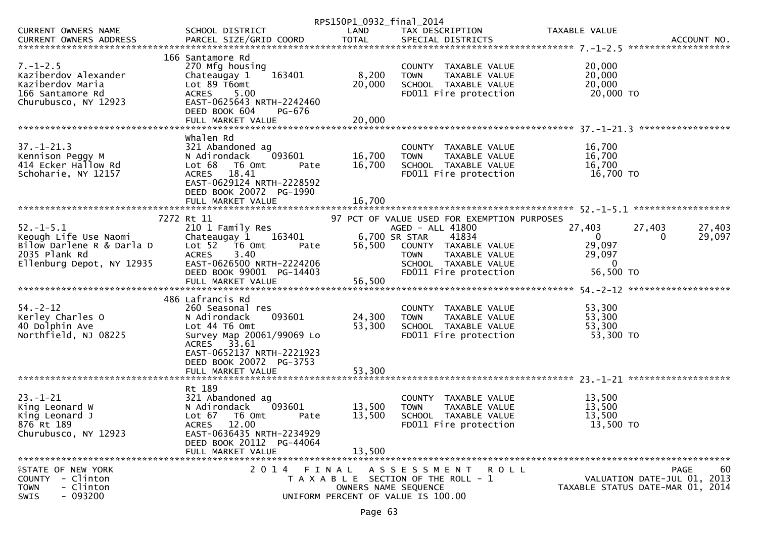RPS150P1_0932_final_2014

| CURRENT OWNERS NAME / CURRENT OWNERS ADDRESS | SCHOOL DISTRICT / PARCEL SIZE/GRID COORD | LAND / TOTAL | TAX DESCRIPTION / SPECIAL DISTRICTS | TAXABLE VALUE | | | ACCOUNT NO. |
|---|---|---|---|---|---|---|---|
| **7.-1-2.5** | 166 Santamore Rd | | | | | | |
| 7.-1-2.5 | 270 Mfg housing | | COUNTY TAXABLE VALUE | 20,000 | | | |
| Kaziberdov Alexander | Chateaugay 1 163401 | 8,200 | TOWN TAXABLE VALUE | 20,000 | | | |
| Kaziberdov Maria | Lot 89 T6omt | 20,000 | SCHOOL TAXABLE VALUE | 20,000 | | | |
| 166 Santamore Rd | ACRES 5.00 | | FD011 Fire protection | 20,000 TO | | | |
| Churubusco, NY 12923 | EAST-0625643 NRTH-2242460 | | | | | | |
| | DEED BOOK 604 PG-676 | | | | | | |
| | FULL MARKET VALUE | 20,000 | | | | | |
| **37.-1-21.3** | Whalen Rd | | | | | | |
| 37.-1-21.3 | 321 Abandoned ag | | COUNTY TAXABLE VALUE | 16,700 | | | |
| Kennison Peggy M | N Adirondack 093601 | 16,700 | TOWN TAXABLE VALUE | 16,700 | | | |
| 414 Ecker Hallow Rd | Lot 68 T6 Omt Pate | 16,700 | SCHOOL TAXABLE VALUE | 16,700 | | | |
| Schoharie, NY 12157 | ACRES 18.41 | | FD011 Fire protection | 16,700 TO | | | |
| | EAST-0629124 NRTH-2228592 | | | | | | |
| | DEED BOOK 20072 PG-1990 | | | | | | |
| | FULL MARKET VALUE | 16,700 | | | | | |
| **52.-1-5.1** | 7272 Rt 11 | | 97 PCT OF VALUE USED FOR EXEMPTION PURPOSES | | | | |
| 52.-1-5.1 | 210 1 Family Res | | AGED - ALL 41800 | 27,403 | 27,403 | 27,403 | |
| Keough Life Use Naomi | Chateaugay 1 163401 | 6,700 | SR STAR 41834 | 0 | 0 | 29,097 | |
| Bilow Darlene R & Darla D | Lot 52 T6 Omt Pate | 56,500 | COUNTY TAXABLE VALUE | 29,097 | | | |
| 2035 Plank Rd | ACRES 3.40 | | TOWN TAXABLE VALUE | 29,097 | | | |
| Ellenburg Depot, NY 12935 | EAST-0626500 NRTH-2224206 | | SCHOOL TAXABLE VALUE | 0 | | | |
| | DEED BOOK 99001 PG-14403 | | FD011 Fire protection | 56,500 TO | | | |
| | FULL MARKET VALUE | 56,500 | | | | | |
| **54.-2-12** | 486 Lafrancis Rd | | | | | | |
| 54.-2-12 | 260 Seasonal res | | COUNTY TAXABLE VALUE | 53,300 | | | |
| Kerley Charles O | N Adirondack 093601 | 24,300 | TOWN TAXABLE VALUE | 53,300 | | | |
| 40 Dolphin Ave | Lot 44 T6 Omt | 53,300 | SCHOOL TAXABLE VALUE | 53,300 | | | |
| Northfield, NJ 08225 | Survey Map 20061/99069 Lo | | FD011 Fire protection | 53,300 TO | | | |
| | ACRES 33.61 | | | | | | |
| | EAST-0652137 NRTH-2221923 | | | | | | |
| | DEED BOOK 20072 PG-3753 | | | | | | |
| | FULL MARKET VALUE | 53,300 | | | | | |
| **23.-1-21** | Rt 189 | | | | | | |
| 23.-1-21 | 321 Abandoned ag | | COUNTY TAXABLE VALUE | 13,500 | | | |
| King Leonard W | N Adirondack 093601 | 13,500 | TOWN TAXABLE VALUE | 13,500 | | | |
| King Leonard J | Lot 67 T6 Omt Pate | 13,500 | SCHOOL TAXABLE VALUE | 13,500 | | | |
| 876 Rt 189 | ACRES 12.00 | | FD011 Fire protection | 13,500 TO | | | |
| Churubusco, NY 12923 | EAST-0636435 NRTH-2234929 | | | | | | |
| | DEED BOOK 20112 PG-44064 | | | | | | |
| | FULL MARKET VALUE | 13,500 | | | | | |

STATE OF NEW YORK
COUNTY - Clinton
TOWN - Clinton
SWIS - 093200

2014 FINAL ASSESSMENT ROLL
TAXABLE SECTION OF THE ROLL - 1
OWNERS NAME SEQUENCE
UNIFORM PERCENT OF VALUE IS 100.00

PAGE 60
VALUATION DATE-JUL 01, 2013
TAXABLE STATUS DATE-MAR 01, 2014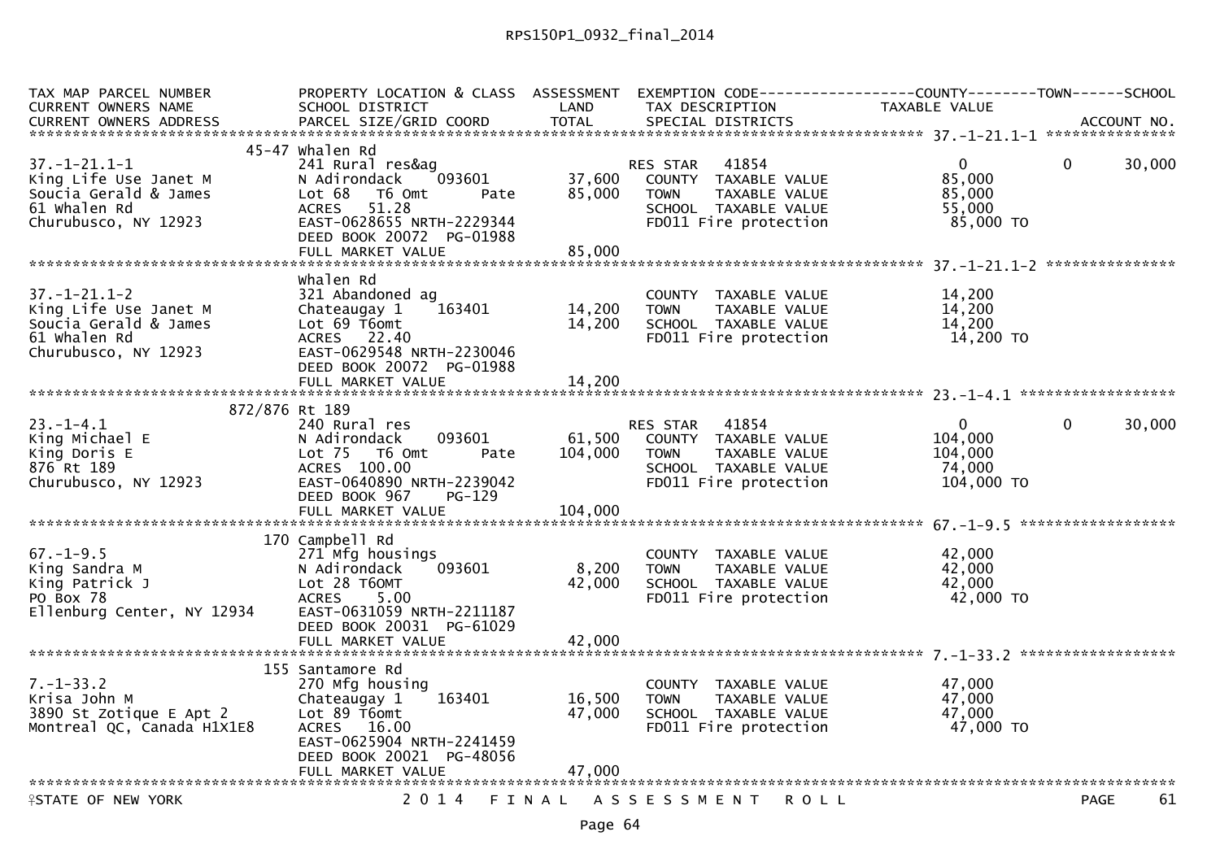| TAX MAP PARCEL NUMBER<br>CURRENT OWNERS NAME<br>CURRENT OWNERS ADDRESS | PROPERTY LOCATION & CLASS<br>SCHOOL DISTRICT<br>PARCEL SIZE/GRID COORD | ASSESSMENT<br>LAND<br>TOTAL | EXEMPTION CODE<br>TAX DESCRIPTION<br>SPECIAL DISTRICTS | COUNTY<br>TAXABLE VALUE | TOWN | SCHOOL<br><br>ACCOUNT NO. |
|---|---|---|---|---|---|---|
| **37.-1-21.1-1** | 45-47 Whalen Rd | | | | | |
| 37.-1-21.1-1 | 241 Rural res&ag | | RES STAR 41854 | 0 | 0 | 30,000 |
| King Life Use Janet M | N Adirondack 093601 | 37,600 | COUNTY TAXABLE VALUE | 85,000 | | |
| Soucia Gerald & James | Lot 68 T6 Omt Pate | 85,000 | TOWN TAXABLE VALUE | 85,000 | | |
| 61 Whalen Rd | ACRES 51.28 | | SCHOOL TAXABLE VALUE | 55,000 | | |
| Churubusco, NY 12923 | EAST-0628655 NRTH-2229344 | | FD011 Fire protection | 85,000 TO | | |
| | DEED BOOK 20072 PG-01988 | | | | | |
| | FULL MARKET VALUE | 85,000 | | | | |
| **37.-1-21.1-2** | Whalen Rd | | | | | |
| 37.-1-21.1-2 | 321 Abandoned ag | | COUNTY TAXABLE VALUE | 14,200 | | |
| King Life Use Janet M | Chateaugay 1 163401 | 14,200 | TOWN TAXABLE VALUE | 14,200 | | |
| Soucia Gerald & James | Lot 69 T6omt | 14,200 | SCHOOL TAXABLE VALUE | 14,200 | | |
| 61 Whalen Rd | ACRES 22.40 | | FD011 Fire protection | 14,200 TO | | |
| Churubusco, NY 12923 | EAST-0629548 NRTH-2230046 | | | | | |
| | DEED BOOK 20072 PG-01988 | | | | | |
| | FULL MARKET VALUE | 14,200 | | | | |
| **23.-1-4.1** | 872/876 Rt 189 | | | | | |
| 23.-1-4.1 | 240 Rural res | | RES STAR 41854 | 0 | 0 | 30,000 |
| King Michael E | N Adirondack 093601 | 61,500 | COUNTY TAXABLE VALUE | 104,000 | | |
| King Doris E | Lot 75 T6 Omt Pate | 104,000 | TOWN TAXABLE VALUE | 104,000 | | |
| 876 Rt 189 | ACRES 100.00 | | SCHOOL TAXABLE VALUE | 74,000 | | |
| Churubusco, NY 12923 | EAST-0640890 NRTH-2239042 | | FD011 Fire protection | 104,000 TO | | |
| | DEED BOOK 967 PG-129 | | | | | |
| | FULL MARKET VALUE | 104,000 | | | | |
| **67.-1-9.5** | 170 Campbell Rd | | | | | |
| 67.-1-9.5 | 271 Mfg housings | | COUNTY TAXABLE VALUE | 42,000 | | |
| King Sandra M | N Adirondack 093601 | 8,200 | TOWN TAXABLE VALUE | 42,000 | | |
| King Patrick J | Lot 28 T6OMT | 42,000 | SCHOOL TAXABLE VALUE | 42,000 | | |
| PO Box 78 | ACRES 5.00 | | FD011 Fire protection | 42,000 TO | | |
| Ellenburg Center, NY 12934 | EAST-0631059 NRTH-2211187 | | | | | |
| | DEED BOOK 20031 PG-61029 | | | | | |
| | FULL MARKET VALUE | 42,000 | | | | |
| **7.-1-33.2** | 155 Santamore Rd | | | | | |
| 7.-1-33.2 | 270 Mfg housing | | COUNTY TAXABLE VALUE | 47,000 | | |
| Krisa John M | Chateaugay 1 163401 | 16,500 | TOWN TAXABLE VALUE | 47,000 | | |
| 3890 St Zotique E Apt 2 | Lot 89 T6omt | 47,000 | SCHOOL TAXABLE VALUE | 47,000 | | |
| Montreal QC, Canada H1X1E8 | ACRES 16.00 | | FD011 Fire protection | 47,000 TO | | |
| | EAST-0625904 NRTH-2241459 | | | | | |
| | DEED BOOK 20021 PG-48056 | | | | | |
| | FULL MARKET VALUE | 47,000 | | | | |

STATE OF NEW YORK — 2014 FINAL ASSESSMENT ROLL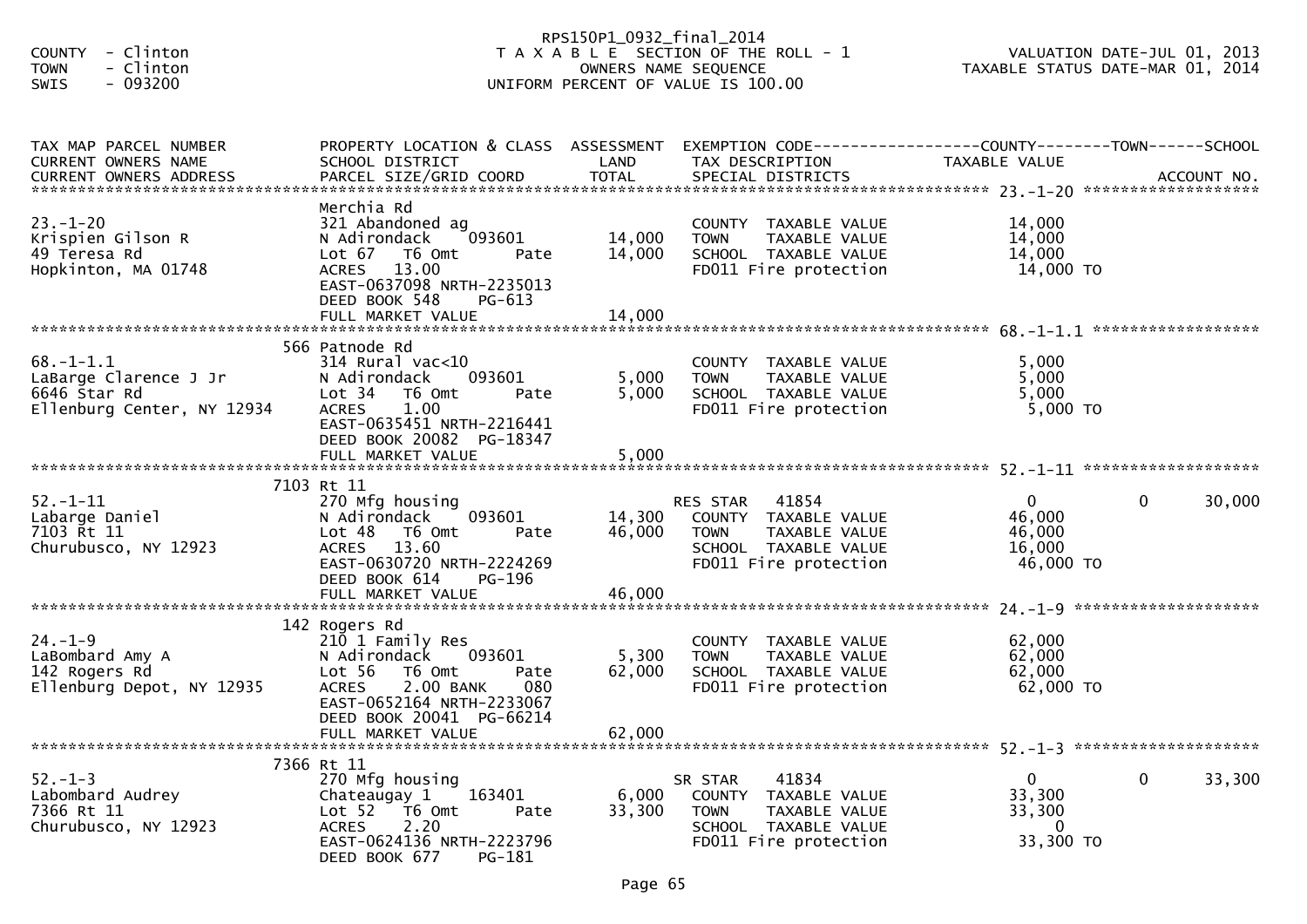RPS150P1_0932_final_2014

COUNTY - Clinton
TOWN - Clinton
SWIS - 093200

T A X A B L E SECTION OF THE ROLL - 1
OWNERS NAME SEQUENCE
UNIFORM PERCENT OF VALUE IS 100.00

VALUATION DATE-JUL 01, 2013
TAXABLE STATUS DATE-MAR 01, 2014

| TAX MAP PARCEL NUMBER / CURRENT OWNERS NAME / CURRENT OWNERS ADDRESS | PROPERTY LOCATION & CLASS / SCHOOL DISTRICT / PARCEL SIZE/GRID COORD | ASSESSMENT LAND / TOTAL | EXEMPTION CODE / TAX DESCRIPTION / SPECIAL DISTRICTS | COUNTY TAXABLE VALUE | TOWN | SCHOOL / ACCOUNT NO. |
|---|---|---|---|---|---|---|
| **23.-1-20** | Merchia Rd | | | | | |
| 23.-1-20 | 321 Abandoned ag | | COUNTY TAXABLE VALUE | 14,000 | | |
| Krispien Gilson R | N Adirondack 093601 | 14,000 | TOWN TAXABLE VALUE | 14,000 | | |
| 49 Teresa Rd | Lot 67 T6 Omt Pate | 14,000 | SCHOOL TAXABLE VALUE | 14,000 | | |
| Hopkinton, MA 01748 | ACRES 13.00 | | FD011 Fire protection | 14,000 TO | | |
| | EAST-0637098 NRTH-2235013 | | | | | |
| | DEED BOOK 548 PG-613 | | | | | |
| | FULL MARKET VALUE | 14,000 | | | | |
| **68.-1-1.1** | 566 Patnode Rd | | | | | |
| 68.-1-1.1 | 314 Rural vac<10 | | COUNTY TAXABLE VALUE | 5,000 | | |
| LaBarge Clarence J Jr | N Adirondack 093601 | 5,000 | TOWN TAXABLE VALUE | 5,000 | | |
| 6646 Star Rd | Lot 34 T6 Omt Pate | 5,000 | SCHOOL TAXABLE VALUE | 5,000 | | |
| Ellenburg Center, NY 12934 | ACRES 1.00 | | FD011 Fire protection | 5,000 TO | | |
| | EAST-0635451 NRTH-2216441 | | | | | |
| | DEED BOOK 20082 PG-18347 | | | | | |
| | FULL MARKET VALUE | 5,000 | | | | |
| **52.-1-11** | 7103 Rt 11 | | | | | |
| 52.-1-11 | 270 Mfg housing | | RES STAR 41854 | 0 | 0 | 30,000 |
| Labarge Daniel | N Adirondack 093601 | 14,300 | COUNTY TAXABLE VALUE | 46,000 | | |
| 7103 Rt 11 | Lot 48 T6 Omt Pate | 46,000 | TOWN TAXABLE VALUE | 46,000 | | |
| Churubusco, NY 12923 | ACRES 13.60 | | SCHOOL TAXABLE VALUE | 16,000 | | |
| | EAST-0630720 NRTH-2224269 | | FD011 Fire protection | 46,000 TO | | |
| | DEED BOOK 614 PG-196 | | | | | |
| | FULL MARKET VALUE | 46,000 | | | | |
| **24.-1-9** | 142 Rogers Rd | | | | | |
| 24.-1-9 | 210 1 Family Res | | COUNTY TAXABLE VALUE | 62,000 | | |
| LaBombard Amy A | N Adirondack 093601 | 5,300 | TOWN TAXABLE VALUE | 62,000 | | |
| 142 Rogers Rd | Lot 56 T6 Omt Pate | 62,000 | SCHOOL TAXABLE VALUE | 62,000 | | |
| Ellenburg Depot, NY 12935 | ACRES 2.00 BANK 080 | | FD011 Fire protection | 62,000 TO | | |
| | EAST-0652164 NRTH-2233067 | | | | | |
| | DEED BOOK 20041 PG-66214 | | | | | |
| | FULL MARKET VALUE | 62,000 | | | | |
| **52.-1-3** | 7366 Rt 11 | | | | | |
| 52.-1-3 | 270 Mfg housing | | SR STAR 41834 | 0 | 0 | 33,300 |
| Labombard Audrey | Chateaugay 1 163401 | 6,000 | COUNTY TAXABLE VALUE | 33,300 | | |
| 7366 Rt 11 | Lot 52 T6 Omt Pate | 33,300 | TOWN TAXABLE VALUE | 33,300 | | |
| Churubusco, NY 12923 | ACRES 2.20 | | SCHOOL TAXABLE VALUE | 0 | | |
| | EAST-0624136 NRTH-2223796 | | FD011 Fire protection | 33,300 TO | | |
| | DEED BOOK 677 PG-181 | | | | | |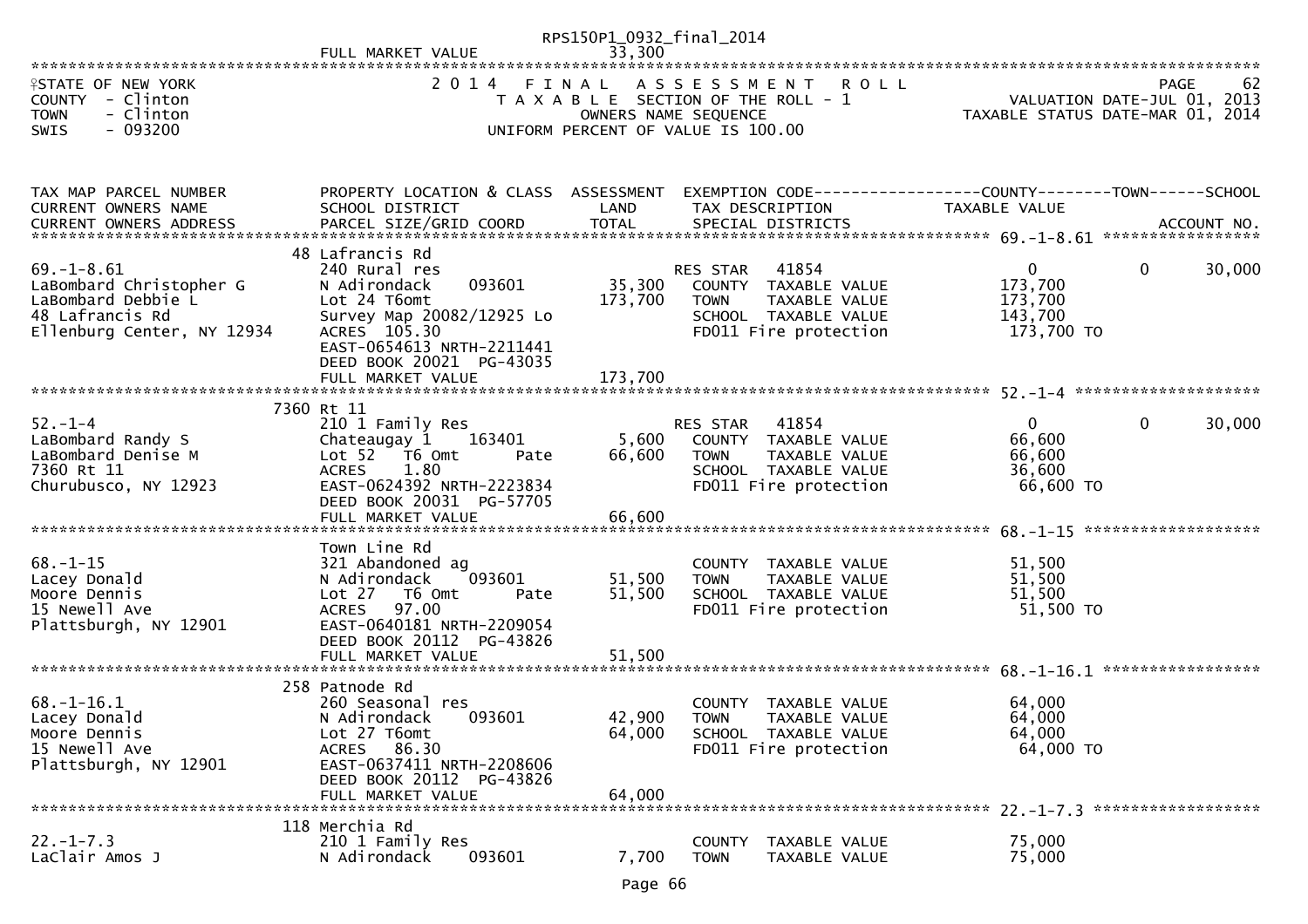RPS150P1_0932_final_2014

| | FULL MARKET VALUE | 33,300 | | |
|---|---|---|---|---|

STATE OF NEW YORK
COUNTY - Clinton
TOWN - Clinton
SWIS - 093200

2014 FINAL ASSESSMENT ROLL
TAXABLE SECTION OF THE ROLL - 1
OWNERS NAME SEQUENCE
UNIFORM PERCENT OF VALUE IS 100.00

PAGE 62
VALUATION DATE-JUL 01, 2013
TAXABLE STATUS DATE-MAR 01, 2014

| TAX MAP PARCEL NUMBER / CURRENT OWNERS NAME / CURRENT OWNERS ADDRESS | PROPERTY LOCATION & CLASS / SCHOOL DISTRICT / PARCEL SIZE/GRID COORD | ASSESSMENT LAND / TOTAL | EXEMPTION CODE / TAX DESCRIPTION / SPECIAL DISTRICTS | COUNTY TAXABLE VALUE | TOWN | SCHOOL / ACCOUNT NO. |
|---|---|---|---|---|---|---|
| **69.-1-8.61** | 48 Lafrancis Rd | | | | | |
| 69.-1-8.61 | 240 Rural res | | RES STAR 41854 | 0 | 0 | 30,000 |
| LaBombard Christopher G | N Adirondack 093601 | 35,300 | COUNTY TAXABLE VALUE | 173,700 | | |
| LaBombard Debbie L | Lot 24 T6omt | 173,700 | TOWN TAXABLE VALUE | 173,700 | | |
| 48 Lafrancis Rd | Survey Map 20082/12925 Lo | | SCHOOL TAXABLE VALUE | 143,700 | | |
| Ellenburg Center, NY 12934 | ACRES 105.30 | | FD011 Fire protection | 173,700 TO | | |
| | EAST-0654613 NRTH-2211441 | | | | | |
| | DEED BOOK 20021 PG-43035 | | | | | |
| | FULL MARKET VALUE | 173,700 | | | | |
| **52.-1-4** | 7360 Rt 11 | | | | | |
| 52.-1-4 | 210 1 Family Res | | RES STAR 41854 | 0 | 0 | 30,000 |
| LaBombard Randy S | Chateaugay 1 163401 | 5,600 | COUNTY TAXABLE VALUE | 66,600 | | |
| LaBombard Denise M | Lot 52 T6 Omt Pate | 66,600 | TOWN TAXABLE VALUE | 66,600 | | |
| 7360 Rt 11 | ACRES 1.80 | | SCHOOL TAXABLE VALUE | 36,600 | | |
| Churubusco, NY 12923 | EAST-0624392 NRTH-2223834 | | FD011 Fire protection | 66,600 TO | | |
| | DEED BOOK 20031 PG-57705 | | | | | |
| | FULL MARKET VALUE | 66,600 | | | | |
| **68.-1-15** | Town Line Rd | | | | | |
| 68.-1-15 | 321 Abandoned ag | | COUNTY TAXABLE VALUE | 51,500 | | |
| Lacey Donald | N Adirondack 093601 | 51,500 | TOWN TAXABLE VALUE | 51,500 | | |
| Moore Dennis | Lot 27 T6 Omt Pate | 51,500 | SCHOOL TAXABLE VALUE | 51,500 | | |
| 15 Newell Ave | ACRES 97.00 | | FD011 Fire protection | 51,500 TO | | |
| Plattsburgh, NY 12901 | EAST-0640181 NRTH-2209054 | | | | | |
| | DEED BOOK 20112 PG-43826 | | | | | |
| | FULL MARKET VALUE | 51,500 | | | | |
| **68.-1-16.1** | 258 Patnode Rd | | | | | |
| 68.-1-16.1 | 260 Seasonal res | | COUNTY TAXABLE VALUE | 64,000 | | |
| Lacey Donald | N Adirondack 093601 | 42,900 | TOWN TAXABLE VALUE | 64,000 | | |
| Moore Dennis | Lot 27 T6omt | 64,000 | SCHOOL TAXABLE VALUE | 64,000 | | |
| 15 Newell Ave | ACRES 86.30 | | FD011 Fire protection | 64,000 TO | | |
| Plattsburgh, NY 12901 | EAST-0637411 NRTH-2208606 | | | | | |
| | DEED BOOK 20112 PG-43826 | | | | | |
| | FULL MARKET VALUE | 64,000 | | | | |
| **22.-1-7.3** | 118 Merchia Rd | | | | | |
| 22.-1-7.3 | 210 1 Family Res | | COUNTY TAXABLE VALUE | 75,000 | | |
| LaClair Amos J | N Adirondack 093601 | 7,700 | TOWN TAXABLE VALUE | 75,000 | | |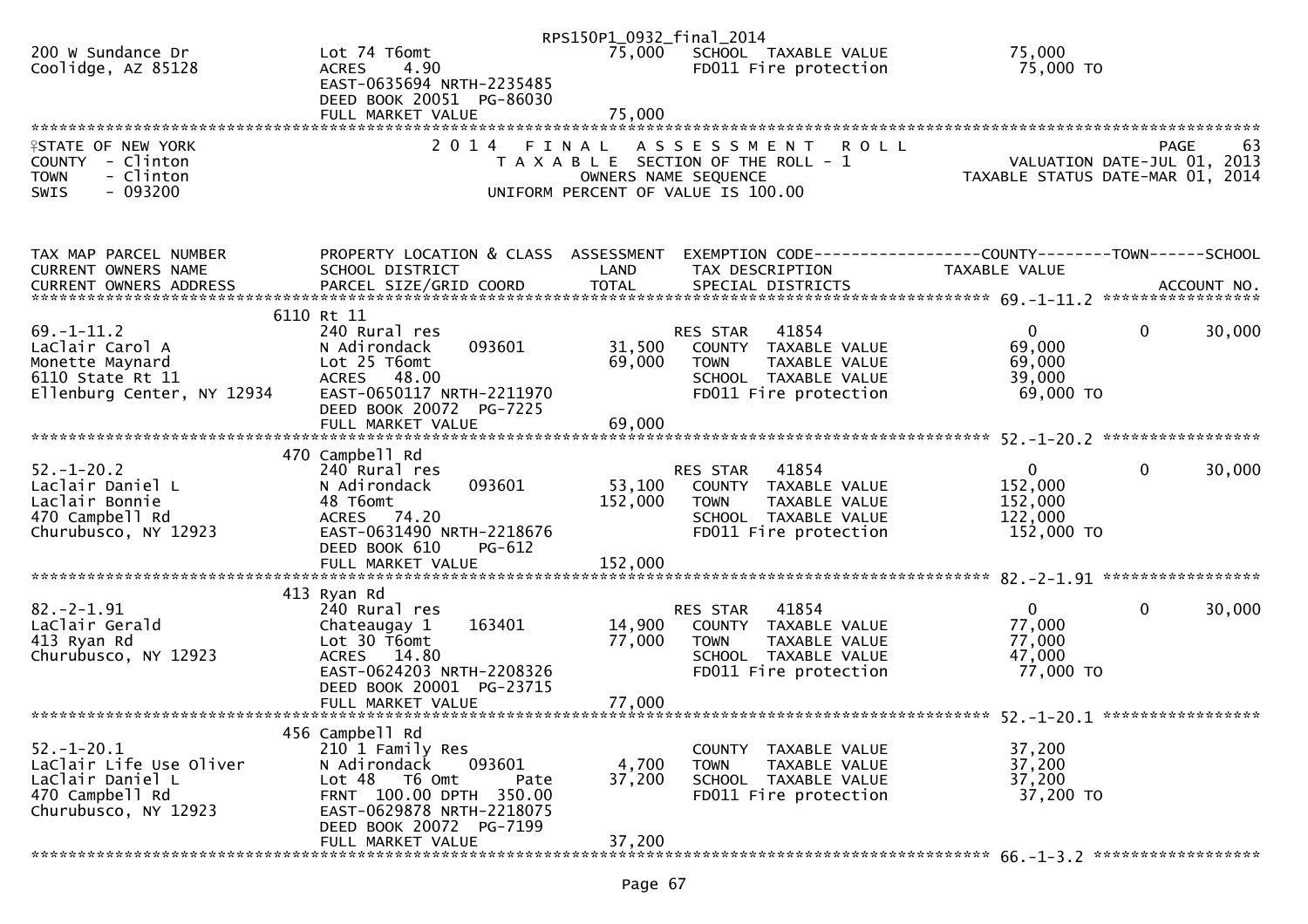RPS150P1_0932_final_2014

```
200 W Sundance Dr              Lot 74 T6omt                    75,000   SCHOOL  TAXABLE VALUE            75,000
Coolidge, AZ 85128             ACRES    4.90                            FD011 Fire protection            75,000 TO
                               EAST-0635694 NRTH-2235485
                               DEED BOOK 20051  PG-86030
                               FULL MARKET VALUE                75,000
```

STATE OF NEW YORK
COUNTY - Clinton
TOWN - Clinton
SWIS - 093200

2 0 1 4 F I N A L A S S E S S M E N T R O L L
T A X A B L E SECTION OF THE ROLL - 1
OWNERS NAME SEQUENCE
UNIFORM PERCENT OF VALUE IS 100.00

PAGE 63
VALUATION DATE-JUL 01, 2013
TAXABLE STATUS DATE-MAR 01, 2014

```
TAX MAP PARCEL NUMBER          PROPERTY LOCATION & CLASS  ASSESSMENT  EXEMPTION CODE------------------COUNTY--------TOWN------SCHOOL
CURRENT OWNERS NAME            SCHOOL DISTRICT               LAND      TAX DESCRIPTION                  TAXABLE VALUE
CURRENT OWNERS ADDRESS         PARCEL SIZE/GRID COORD       TOTAL      SPECIAL DISTRICTS                                         ACCOUNT NO.

                          6110 Rt 11                                                                    69.-1-11.2
69.-1-11.2                     240 Rural res                            RES STAR    41854                   0          0      30,000
LaClair Carol A                N Adirondack      093601      31,500     COUNTY  TAXABLE VALUE            69,000
Monette Maynard                Lot 25 T6omt                  69,000     TOWN    TAXABLE VALUE            69,000
6110 State Rt 11               ACRES   48.00                            SCHOOL  TAXABLE VALUE            39,000
Ellenburg Center, NY 12934     EAST-0650117 NRTH-2211970                FD011 Fire protection            69,000 TO
                               DEED BOOK 20072  PG-7225
                               FULL MARKET VALUE             69,000

                           470 Campbell Rd                                                              52.-1-20.2
52.-1-20.2                     240 Rural res                            RES STAR    41854                   0          0      30,000
Laclair Daniel L               N Adirondack      093601      53,100     COUNTY  TAXABLE VALUE           152,000
Laclair Bonnie                 48 T6omt                     152,000     TOWN    TAXABLE VALUE           152,000
470 Campbell Rd                ACRES   74.20                            SCHOOL  TAXABLE VALUE           122,000
Churubusco, NY 12923           EAST-0631490 NRTH-2218676                FD011 Fire protection           152,000 TO
                               DEED BOOK 610     PG-612
                               FULL MARKET VALUE            152,000

                           413 Ryan Rd                                                                  82.-2-1.91
82.-2-1.91                     240 Rural res                            RES STAR    41854                   0          0      30,000
LaClair Gerald                 Chateaugay 1      163401      14,900     COUNTY  TAXABLE VALUE            77,000
413 Ryan Rd                    Lot 30 T6omt                  77,000     TOWN    TAXABLE VALUE            77,000
Churubusco, NY 12923           ACRES   14.80                            SCHOOL  TAXABLE VALUE            47,000
                               EAST-0624203 NRTH-2208326                FD011 Fire protection            77,000 TO
                               DEED BOOK 20001  PG-23715
                               FULL MARKET VALUE             77,000

                           456 Campbell Rd                                                              52.-1-20.1
52.-1-20.1                     210 1 Family Res                         COUNTY  TAXABLE VALUE            37,200
LaClair Life Use Oliver        N Adirondack      093601       4,700     TOWN    TAXABLE VALUE            37,200
LaClair Daniel L               Lot 48   T6 Omt        Pate   37,200     SCHOOL  TAXABLE VALUE            37,200
470 Campbell Rd                FRNT 100.00 DPTH 350.00                  FD011 Fire protection            37,200 TO
Churubusco, NY 12923           EAST-0629878 NRTH-2218075
                               DEED BOOK 20072  PG-7199
                               FULL MARKET VALUE             37,200
                                                                                                        66.-1-3.2
```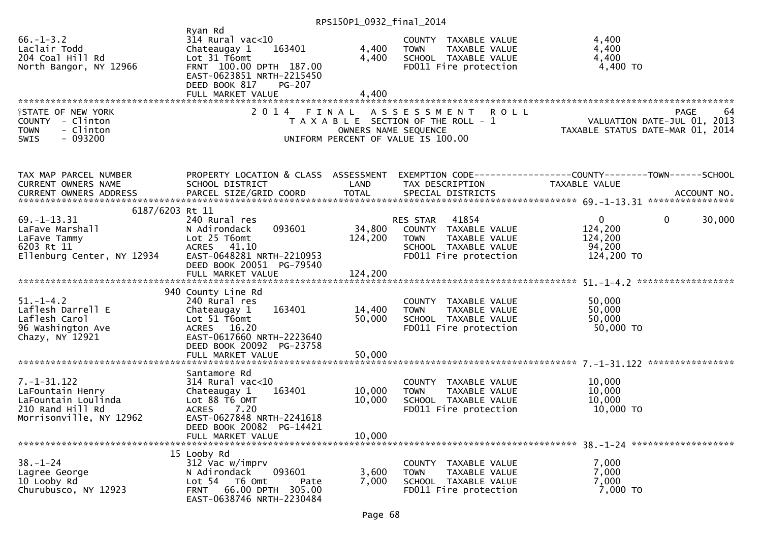Ryan Rd

66.-1-3.2 | 314 Rural vac<10 | | COUNTY TAXABLE VALUE | 4,400
Laclair Todd | Chateaugay 1 163401 | 4,400 | TOWN TAXABLE VALUE | 4,400
204 Coal Hill Rd | Lot 31 T6omt | 4,400 | SCHOOL TAXABLE VALUE | 4,400
North Bangor, NY 12966 | FRNT 100.00 DPTH 187.00 | | FD011 Fire protection | 4,400 TO
EAST-0623851 NRTH-2215450
DEED BOOK 817 PG-207
FULL MARKET VALUE 4,400

STATE OF NEW YORK — 2014 FINAL ASSESSMENT ROLL — PAGE 64
COUNTY - Clinton — TAXABLE SECTION OF THE ROLL - 1 — VALUATION DATE-JUL 01, 2013
TOWN - Clinton — OWNERS NAME SEQUENCE — TAXABLE STATUS DATE-MAR 01, 2014
SWIS - 093200 — UNIFORM PERCENT OF VALUE IS 100.00

| TAX MAP PARCEL NUMBER / CURRENT OWNERS NAME / CURRENT OWNERS ADDRESS | PROPERTY LOCATION & CLASS / SCHOOL DISTRICT / PARCEL SIZE/GRID COORD | ASSESSMENT LAND / TOTAL | EXEMPTION CODE / TAX DESCRIPTION / SPECIAL DISTRICTS | COUNTY TAXABLE VALUE | TOWN | SCHOOL / ACCOUNT NO. |
|---|---|---|---|---|---|---|
| **69.-1-13.31** | 6187/6203 Rt 11 | | | | | |
| 69.-1-13.31 | 240 Rural res | | RES STAR 41854 | 0 | 0 | 30,000 |
| LaFave Marshall | N Adirondack 093601 | 34,800 | COUNTY TAXABLE VALUE | 124,200 | | |
| LaFave Tammy | Lot 25 T6omt | 124,200 | TOWN TAXABLE VALUE | 124,200 | | |
| 6203 Rt 11 | ACRES 41.10 | | SCHOOL TAXABLE VALUE | 94,200 | | |
| Ellenburg Center, NY 12934 | EAST-0648281 NRTH-2210953 | | FD011 Fire protection | 124,200 TO | | |
| | DEED BOOK 20051 PG-79540 | | | | | |
| | FULL MARKET VALUE | 124,200 | | | | |
| **51.-1-4.2** | 940 County Line Rd | | | | | |
| 51.-1-4.2 | 240 Rural res | | COUNTY TAXABLE VALUE | 50,000 | | |
| Laflesh Darrell E | Chateaugay 1 163401 | 14,400 | TOWN TAXABLE VALUE | 50,000 | | |
| Laflesh Carol | Lot 51 T6omt | 50,000 | SCHOOL TAXABLE VALUE | 50,000 | | |
| 96 Washington Ave | ACRES 16.20 | | FD011 Fire protection | 50,000 TO | | |
| Chazy, NY 12921 | EAST-0617660 NRTH-2223640 | | | | | |
| | DEED BOOK 20092 PG-23758 | | | | | |
| | FULL MARKET VALUE | 50,000 | | | | |
| **7.-1-31.122** | Santamore Rd | | | | | |
| 7.-1-31.122 | 314 Rural vac<10 | | COUNTY TAXABLE VALUE | 10,000 | | |
| LaFountain Henry | Chateaugay 1 163401 | 10,000 | TOWN TAXABLE VALUE | 10,000 | | |
| LaFountain Loulinda | Lot 88 T6 OMT | 10,000 | SCHOOL TAXABLE VALUE | 10,000 | | |
| 210 Rand Hill Rd | ACRES 7.20 | | FD011 Fire protection | 10,000 TO | | |
| Morrisonville, NY 12962 | EAST-0627848 NRTH-2241618 | | | | | |
| | DEED BOOK 20082 PG-14421 | | | | | |
| | FULL MARKET VALUE | 10,000 | | | | |
| **38.-1-24** | 15 Looby Rd | | | | | |
| 38.-1-24 | 312 Vac w/imprv | | COUNTY TAXABLE VALUE | 7,000 | | |
| Lagree George | N Adirondack 093601 | 3,600 | TOWN TAXABLE VALUE | 7,000 | | |
| 10 Looby Rd | Lot 54 T6 Omt Pate | 7,000 | SCHOOL TAXABLE VALUE | 7,000 | | |
| Churubusco, NY 12923 | FRNT 66.00 DPTH 305.00 | | FD011 Fire protection | 7,000 TO | | |
| | EAST-0638746 NRTH-2230484 | | | | | |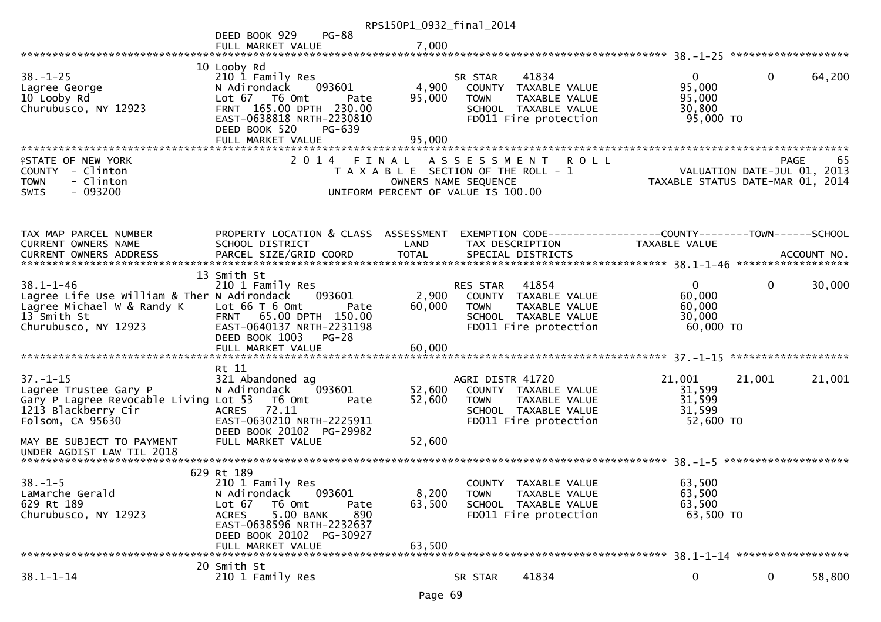DEED BOOK 929 PG-88
FULL MARKET VALUE 7,000

**38.-1-25**

| | | | | | |
|---|---|---|---|---|---|
| | 10 Looby Rd | | | | |
| 38.-1-25 | 210 1 Family Res | | SR STAR 41834 | 0 | 0 64,200 |
| Lagree George | N Adirondack 093601 | 4,900 | COUNTY TAXABLE VALUE | 95,000 | |
| 10 Looby Rd | Lot 67 T6 Omt Pate | 95,000 | TOWN TAXABLE VALUE | 95,000 | |
| Churubusco, NY 12923 | FRNT 165.00 DPTH 230.00 | | SCHOOL TAXABLE VALUE | 30,800 | |
| | EAST-0638818 NRTH-2230810 | | FD011 Fire protection | 95,000 TO | |
| | DEED BOOK 520 PG-639 | | | | |
| | FULL MARKET VALUE | 95,000 | | | |

STATE OF NEW YORK — 2014 FINAL ASSESSMENT ROLL — PAGE 65
COUNTY - Clinton — TAXABLE SECTION OF THE ROLL - 1 — VALUATION DATE-JUL 01, 2013
TOWN - Clinton — OWNERS NAME SEQUENCE — TAXABLE STATUS DATE-MAR 01, 2014
SWIS - 093200 — UNIFORM PERCENT OF VALUE IS 100.00

| TAX MAP PARCEL NUMBER / CURRENT OWNERS NAME / CURRENT OWNERS ADDRESS | PROPERTY LOCATION & CLASS / SCHOOL DISTRICT / PARCEL SIZE/GRID COORD | ASSESSMENT LAND / TOTAL | EXEMPTION CODE / TAX DESCRIPTION / SPECIAL DISTRICTS | COUNTY / TAXABLE VALUE | TOWN | SCHOOL / ACCOUNT NO. |
|---|---|---|---|---|---|---|
| | 13 Smith St | | | | | |
| 38.1-1-46 | 210 1 Family Res | | RES STAR 41854 | 0 | 0 | 30,000 |
| Lagree Life Use William & Ther | N Adirondack 093601 | 2,900 | COUNTY TAXABLE VALUE | 60,000 | | |
| Lagree Michael W & Randy K | Lot 66 T 6 Omt Pate | 60,000 | TOWN TAXABLE VALUE | 60,000 | | |
| 13 Smith St | FRNT 65.00 DPTH 150.00 | | SCHOOL TAXABLE VALUE | 30,000 | | |
| Churubusco, NY 12923 | EAST-0640137 NRTH-2231198 | | FD011 Fire protection | 60,000 TO | | |
| | DEED BOOK 1003 PG-28 | | | | | |
| | FULL MARKET VALUE | 60,000 | | | | |
| | Rt 11 | | | | | |
| 37.-1-15 | 321 Abandoned ag | | AGRI DISTR 41720 | 21,001 | 21,001 | 21,001 |
| Lagree Trustee Gary P | N Adirondack 093601 | 52,600 | COUNTY TAXABLE VALUE | 31,599 | | |
| Gary P Lagree Revocable Living | Lot 53 T6 Omt Pate | 52,600 | TOWN TAXABLE VALUE | 31,599 | | |
| 1213 Blackberry Cir | ACRES 72.11 | | SCHOOL TAXABLE VALUE | 31,599 | | |
| Folsom, CA 95630 | EAST-0630210 NRTH-2225911 | | FD011 Fire protection | 52,600 TO | | |
| | DEED BOOK 20102 PG-29982 | | | | | |
| MAY BE SUBJECT TO PAYMENT | FULL MARKET VALUE | 52,600 | | | | |
| UNDER AGDIST LAW TIL 2018 | | | | | | |
| | 629 Rt 189 | | | | | |
| 38.-1-5 | 210 1 Family Res | | COUNTY TAXABLE VALUE | 63,500 | | |
| LaMarche Gerald | N Adirondack 093601 | 8,200 | TOWN TAXABLE VALUE | 63,500 | | |
| 629 Rt 189 | Lot 67 T6 Omt Pate | 63,500 | SCHOOL TAXABLE VALUE | 63,500 | | |
| Churubusco, NY 12923 | ACRES 5.00 BANK 890 | | FD011 Fire protection | 63,500 TO | | |
| | EAST-0638596 NRTH-2232637 | | | | | |
| | DEED BOOK 20102 PG-30927 | | | | | |
| | FULL MARKET VALUE | 63,500 | | | | |
| | 20 Smith St | | | | | |
| 38.1-1-14 | 210 1 Family Res | | SR STAR 41834 | 0 | 0 | 58,800 |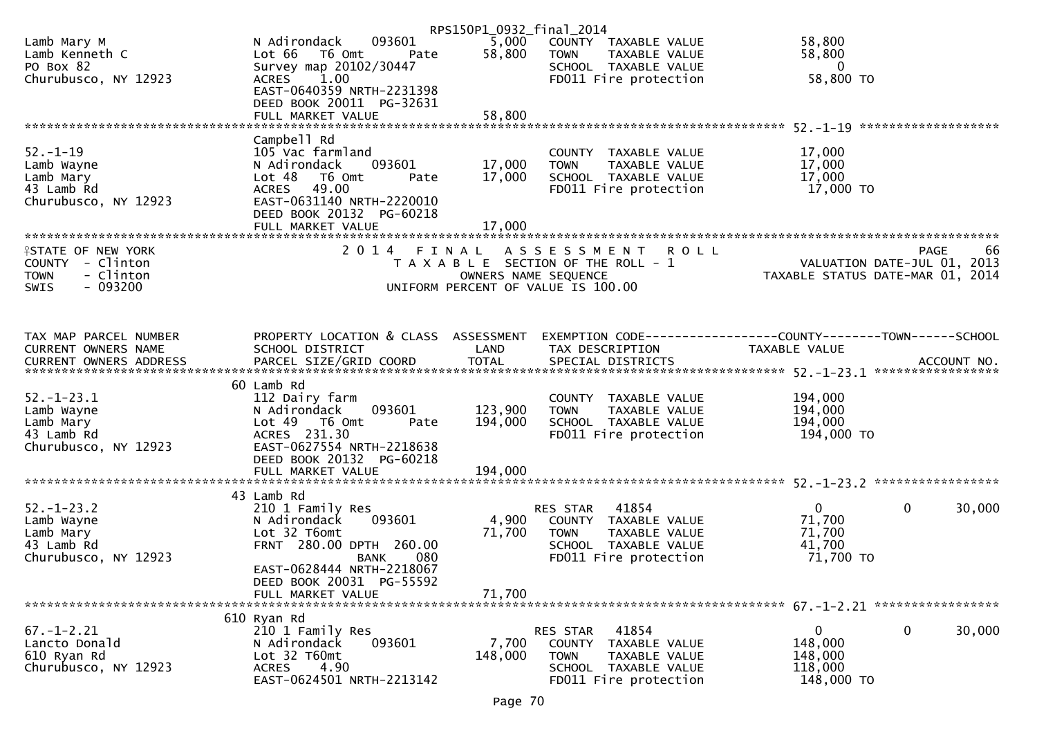RPS150P1_0932_final_2014

```
Lamb Mary M                    N Adirondack     093601         5,000   COUNTY  TAXABLE VALUE           58,800
Lamb Kenneth C                 Lot 66  T6 Omt       Pate      58,800   TOWN    TAXABLE VALUE           58,800
PO Box 82                      Survey map 20102/30447                  SCHOOL  TAXABLE VALUE                0
Churubusco, NY 12923           ACRES    1.00                           FD011 Fire protection           58,800 TO
                               EAST-0640359 NRTH-2231398
                               DEED BOOK 20011  PG-32631
                               FULL MARKET VALUE              58,800
******************************************************************************************************* 52.-1-19 *******************
                               Campbell Rd
52.-1-19                       105 Vac farmland                        COUNTY  TAXABLE VALUE           17,000
Lamb Wayne                     N Adirondack     093601        17,000   TOWN    TAXABLE VALUE           17,000
Lamb Mary                      Lot 48  T6 Omt       Pate      17,000   SCHOOL  TAXABLE VALUE           17,000
43 Lamb Rd                     ACRES   49.00                           FD011 Fire protection           17,000 TO
Churubusco, NY 12923           EAST-0631140 NRTH-2220010
                               DEED BOOK 20132  PG-60218
                               FULL MARKET VALUE              17,000
************************************************************************************************************************************
STATE OF NEW YORK                   2 0 1 4   F I N A L   A S S E S S M E N T   R O L L                                  PAGE    66
COUNTY  - Clinton                      T A X A B L E  SECTION OF THE ROLL - 1                   VALUATION DATE-JUL 01, 2013
TOWN    - Clinton                              OWNERS NAME SEQUENCE                          TAXABLE STATUS DATE-MAR 01, 2014
SWIS    - 093200                       UNIFORM PERCENT OF VALUE IS 100.00


TAX MAP PARCEL NUMBER          PROPERTY LOCATION & CLASS  ASSESSMENT  EXEMPTION CODE------------------COUNTY--------TOWN------SCHOOL
CURRENT OWNERS NAME            SCHOOL DISTRICT               LAND      TAX DESCRIPTION              TAXABLE VALUE
CURRENT OWNERS ADDRESS         PARCEL SIZE/GRID COORD        TOTAL     SPECIAL DISTRICTS                                   ACCOUNT NO.
******************************************************************************************************* 52.-1-23.1 *****************
                               60 Lamb Rd
52.-1-23.1                     112 Dairy farm                          COUNTY  TAXABLE VALUE          194,000
Lamb Wayne                     N Adirondack     093601       123,900   TOWN    TAXABLE VALUE          194,000
Lamb Mary                      Lot 49  T6 Omt       Pate     194,000   SCHOOL  TAXABLE VALUE          194,000
43 Lamb Rd                     ACRES  231.30                           FD011 Fire protection          194,000 TO
Churubusco, NY 12923           EAST-0627554 NRTH-2218638
                               DEED BOOK 20132  PG-60218
                               FULL MARKET VALUE             194,000
******************************************************************************************************* 52.-1-23.2 *****************
                               43 Lamb Rd
52.-1-23.2                     210 1 Family Res                        RES STAR    41854                0            0        30,000
Lamb Wayne                     N Adirondack     093601         4,900   COUNTY  TAXABLE VALUE           71,700
Lamb Mary                      Lot 32 T6omt                   71,700   TOWN    TAXABLE VALUE           71,700
43 Lamb Rd                     FRNT 280.00 DPTH 260.00                 SCHOOL  TAXABLE VALUE           41,700
Churubusco, NY 12923                         BANK     080              FD011 Fire protection           71,700 TO
                               EAST-0628444 NRTH-2218067
                               DEED BOOK 20031  PG-55592
                               FULL MARKET VALUE              71,700
******************************************************************************************************* 67.-1-2.21 *****************
                               610 Ryan Rd
67.-1-2.21                     210 1 Family Res                        RES STAR    41854                0            0        30,000
Lancto Donald                  N Adirondack     093601         7,700   COUNTY  TAXABLE VALUE          148,000
610 Ryan Rd                    Lot 32 T60mt                  148,000   TOWN    TAXABLE VALUE          148,000
Churubusco, NY 12923           ACRES    4.90                           SCHOOL  TAXABLE VALUE          118,000
                               EAST-0624501 NRTH-2213142               FD011 Fire protection          148,000 TO
```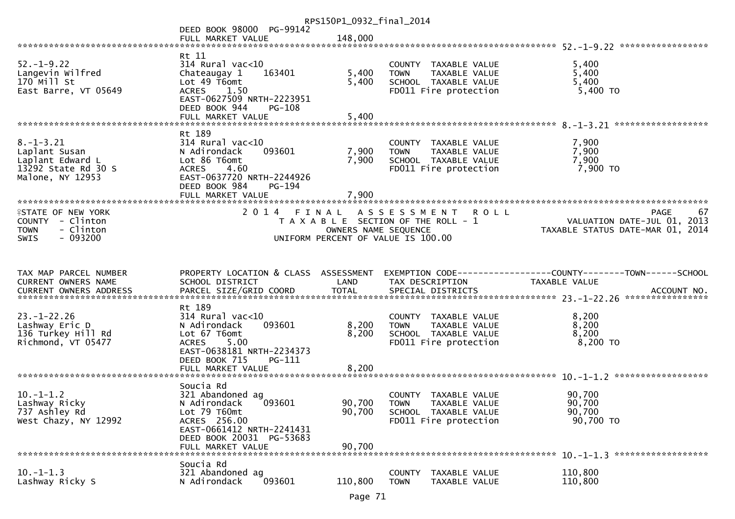DEED BOOK 98000 PG-99142
FULL MARKET VALUE 148,000

******************************************************************************************************* 52.-1-9.22 *****************

| | | | | |
|---|---|---|---|---|
| 52.-1-9.22 | Rt 11 | | | |
| Langevin Wilfred | 314 Rural vac<10 | | COUNTY TAXABLE VALUE | 5,400 |
| 170 Mill St | Chateaugay 1 163401 | 5,400 | TOWN TAXABLE VALUE | 5,400 |
| East Barre, VT 05649 | Lot 49 T6omt | 5,400 | SCHOOL TAXABLE VALUE | 5,400 |
| | ACRES 1.50 | | FD011 Fire protection | 5,400 TO |
| | EAST-0627509 NRTH-2223951 | | | |
| | DEED BOOK 944 PG-108 | | | |
| | FULL MARKET VALUE | 5,400 | | |

******************************************************************************************************* 8.-1-3.21 ******************

| | | | | |
|---|---|---|---|---|
| 8.-1-3.21 | Rt 189 | | | |
| Laplant Susan | 314 Rural vac<10 | | COUNTY TAXABLE VALUE | 7,900 |
| Laplant Edward L | N Adirondack 093601 | 7,900 | TOWN TAXABLE VALUE | 7,900 |
| 13292 State Rd 30 S | Lot 86 T6omt | 7,900 | SCHOOL TAXABLE VALUE | 7,900 |
| Malone, NY 12953 | ACRES 4.60 | | FD011 Fire protection | 7,900 TO |
| | EAST-0637720 NRTH-2244926 | | | |
| | DEED BOOK 984 PG-194 | | | |
| | FULL MARKET VALUE | 7,900 | | |

STATE OF NEW YORK — 2014 FINAL ASSESSMENT ROLL — PAGE 67
COUNTY - Clinton — TAXABLE SECTION OF THE ROLL - 1 — VALUATION DATE-JUL 01, 2013
TOWN - Clinton — OWNERS NAME SEQUENCE — TAXABLE STATUS DATE-MAR 01, 2014
SWIS - 093200 — UNIFORM PERCENT OF VALUE IS 100.00

| TAX MAP PARCEL NUMBER / CURRENT OWNERS NAME / CURRENT OWNERS ADDRESS | PROPERTY LOCATION & CLASS / SCHOOL DISTRICT / PARCEL SIZE/GRID COORD | ASSESSMENT LAND / TOTAL | EXEMPTION CODE / TAX DESCRIPTION / SPECIAL DISTRICTS | COUNTY--------TOWN------SCHOOL TAXABLE VALUE ACCOUNT NO. |
|---|---|---|---|---|

******************************************************************************************************* 23.-1-22.26 ****************

| | | | | |
|---|---|---|---|---|
| 23.-1-22.26 | Rt 189 | | | |
| Lashway Eric D | 314 Rural vac<10 | | COUNTY TAXABLE VALUE | 8,200 |
| 136 Turkey Hill Rd | N Adirondack 093601 | 8,200 | TOWN TAXABLE VALUE | 8,200 |
| Richmond, VT 05477 | Lot 67 T6omt | 8,200 | SCHOOL TAXABLE VALUE | 8,200 |
| | ACRES 5.00 | | FD011 Fire protection | 8,200 TO |
| | EAST-0638181 NRTH-2234373 | | | |
| | DEED BOOK 715 PG-111 | | | |
| | FULL MARKET VALUE | 8,200 | | |

******************************************************************************************************* 10.-1-1.2 ******************

| | | | | |
|---|---|---|---|---|
| 10.-1-1.2 | Soucia Rd | | | |
| Lashway Ricky | 321 Abandoned ag | | COUNTY TAXABLE VALUE | 90,700 |
| 737 Ashley Rd | N Adirondack 093601 | 90,700 | TOWN TAXABLE VALUE | 90,700 |
| West Chazy, NY 12992 | Lot 79 T60mt | 90,700 | SCHOOL TAXABLE VALUE | 90,700 |
| | ACRES 256.00 | | FD011 Fire protection | 90,700 TO |
| | EAST-0661412 NRTH-2241431 | | | |
| | DEED BOOK 20031 PG-53683 | | | |
| | FULL MARKET VALUE | 90,700 | | |

******************************************************************************************************* 10.-1-1.3 ******************

| | | | | |
|---|---|---|---|---|
| 10.-1-1.3 | Soucia Rd | | | |
| Lashway Ricky S | 321 Abandoned ag | | COUNTY TAXABLE VALUE | 110,800 |
| | N Adirondack 093601 | 110,800 | TOWN TAXABLE VALUE | 110,800 |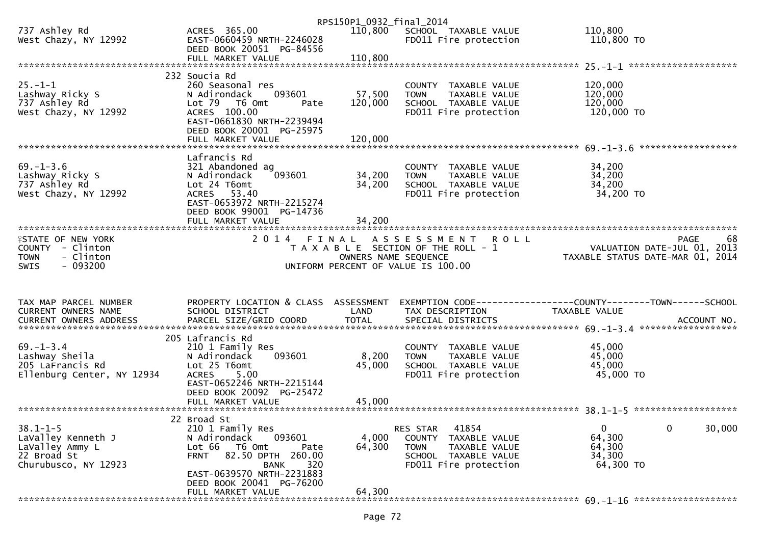RPS150P1_0932_final_2014

```
737 Ashley Rd                  ACRES 365.00                      110,800    SCHOOL  TAXABLE VALUE           110,800
West Chazy, NY 12992           EAST-0660459 NRTH-2246028                    FD011 Fire protection           110,800 TO
                               DEED BOOK 20051  PG-84556
                               FULL MARKET VALUE                 110,800
******************************************************************************************************* 25.-1-1 ********************
                               232 Soucia Rd
25.-1-1                        260 Seasonal res                             COUNTY  TAXABLE VALUE           120,000
Lashway Ricky S                N Adirondack      093601           57,500    TOWN    TAXABLE VALUE           120,000
737 Ashley Rd                  Lot 79  T6 Omt         Pate       120,000    SCHOOL  TAXABLE VALUE           120,000
West Chazy, NY 12992           ACRES 100.00                                 FD011 Fire protection           120,000 TO
                               EAST-0661830 NRTH-2239494
                               DEED BOOK 20001  PG-25975
                               FULL MARKET VALUE                 120,000
******************************************************************************************************* 69.-1-3.6 ******************
                               Lafrancis Rd
69.-1-3.6                      321 Abandoned ag                             COUNTY  TAXABLE VALUE            34,200
Lashway Ricky S                N Adirondack      093601           34,200    TOWN    TAXABLE VALUE            34,200
737 Ashley Rd                  Lot 24 T6omt                       34,200    SCHOOL  TAXABLE VALUE            34,200
West Chazy, NY 12992           ACRES  53.40                                 FD011 Fire protection            34,200 TO
                               EAST-0653972 NRTH-2215274
                               DEED BOOK 99001  PG-14736
                               FULL MARKET VALUE                  34,200
************************************************************************************************************************************
STATE OF NEW YORK                         2 0 1 4   F I N A L   A S S E S S M E N T   R O L L                              PAGE    68
COUNTY  - Clinton                                T A X A B L E  SECTION OF THE ROLL - 1                       VALUATION DATE-JUL 01, 2013
TOWN    - Clinton                                     OWNERS NAME SEQUENCE                               TAXABLE STATUS DATE-MAR 01, 2014
SWIS    - 093200                                UNIFORM PERCENT OF VALUE IS 100.00


TAX MAP PARCEL NUMBER          PROPERTY LOCATION & CLASS  ASSESSMENT  EXEMPTION CODE------------------COUNTY--------TOWN------SCHOOL
CURRENT OWNERS NAME            SCHOOL DISTRICT               LAND      TAX DESCRIPTION              TAXABLE VALUE
CURRENT OWNERS ADDRESS         PARCEL SIZE/GRID COORD        TOTAL     SPECIAL DISTRICTS                                      ACCOUNT NO.
******************************************************************************************************* 69.-1-3.4 ******************
                               205 Lafrancis Rd
69.-1-3.4                      210 1 Family Res                             COUNTY  TAXABLE VALUE            45,000
Lashway Sheila                 N Adirondack      093601            8,200    TOWN    TAXABLE VALUE            45,000
205 LaFrancis Rd               Lot 25 T6omt                       45,000    SCHOOL  TAXABLE VALUE            45,000
Ellenburg Center, NY 12934     ACRES   5.00                                 FD011 Fire protection            45,000 TO
                               EAST-0652246 NRTH-2215144
                               DEED BOOK 20092  PG-25472
                               FULL MARKET VALUE                  45,000
******************************************************************************************************* 38.1-1-5 *******************
                               22 Broad St
38.1-1-5                       210 1 Family Res                             RES STAR  41854                      0           0      30,000
LaValley Kenneth J             N Adirondack      093601            4,000    COUNTY  TAXABLE VALUE            64,300
LaValley Ammy L                Lot 66  T6 Omt         Pate        64,300    TOWN    TAXABLE VALUE            64,300
22 Broad St                    FRNT  82.50 DPTH 260.00                      SCHOOL  TAXABLE VALUE            34,300
Churubusco, NY 12923                     BANK     320                       FD011 Fire protection            64,300 TO
                               EAST-0639570 NRTH-2231883
                               DEED BOOK 20041  PG-76200
                               FULL MARKET VALUE                  64,300
******************************************************************************************************* 69.-1-16 *******************
```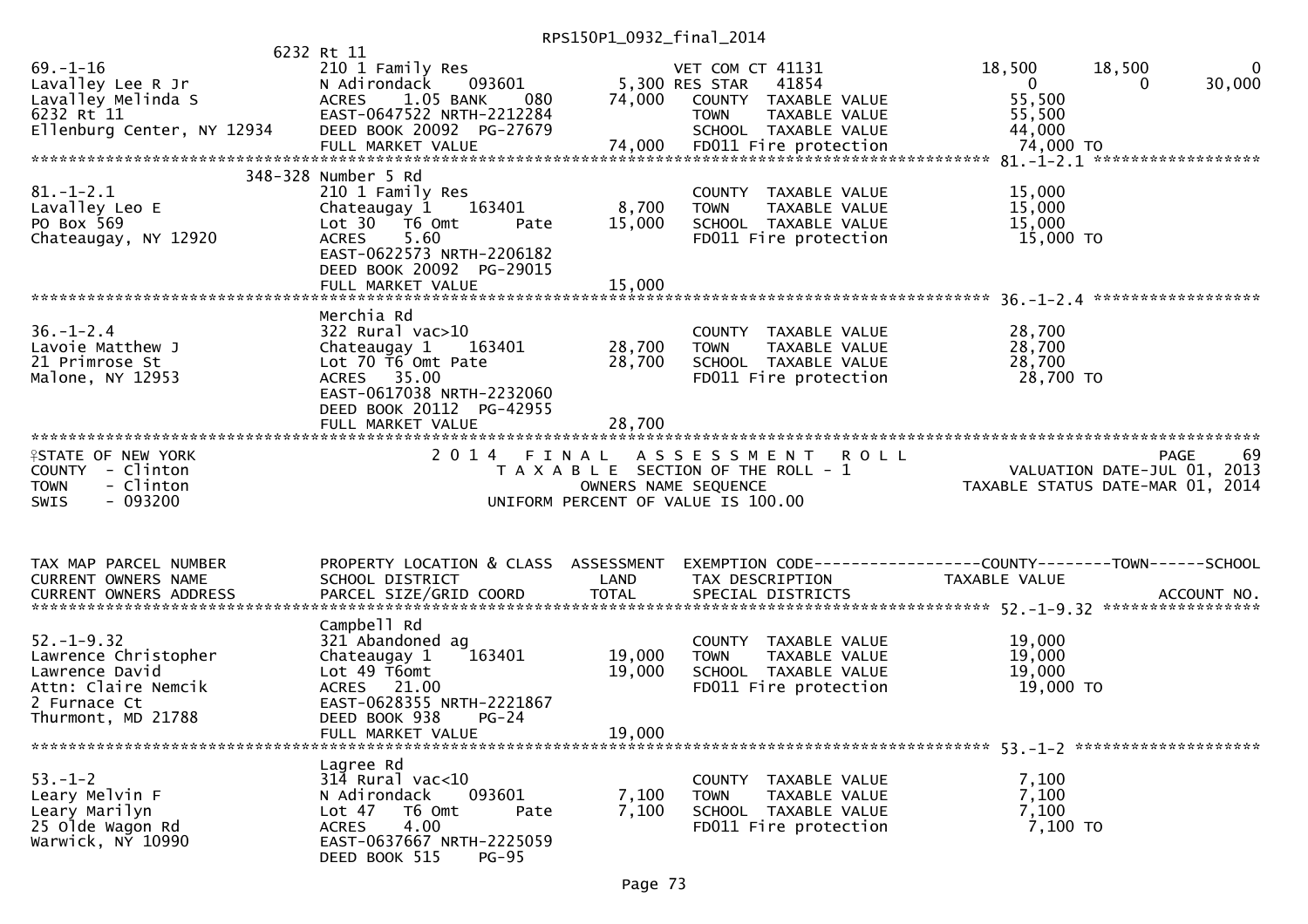RPS150P1_0932_final_2014

```
                          6232 Rt 11
69.-1-16                  210 1 Family Res                    VET COM CT 41131          18,500     18,500          0
Lavalley Lee R Jr         N Adirondack    093601        5,300 RES STAR   41854               0          0     30,000
Lavalley Melinda S        ACRES    1.05 BANK    080    74,000   COUNTY  TAXABLE VALUE       55,500
6232 Rt 11                EAST-0647522 NRTH-2212284             TOWN    TAXABLE VALUE       55,500
Ellenburg Center, NY 12934 DEED BOOK 20092  PG-27679            SCHOOL  TAXABLE VALUE       44,000
                          FULL MARKET VALUE            74,000   FD011 Fire protection       74,000 TO
******************************************************************************************* 81.-1-2.1 ******************
                    348-328 Number 5 Rd
81.-1-2.1                 210 1 Family Res                      COUNTY  TAXABLE VALUE       15,000
Lavalley Leo E            Chateaugay 1    163401        8,700   TOWN    TAXABLE VALUE       15,000
PO Box 569                Lot 30  T6 Omt       Pate    15,000   SCHOOL  TAXABLE VALUE       15,000
Chateaugay, NY 12920      ACRES    5.60                         FD011 Fire protection       15,000 TO
                          EAST-0622573 NRTH-2206182
                          DEED BOOK 20092  PG-29015
                          FULL MARKET VALUE            15,000
******************************************************************************************* 36.-1-2.4 ******************
                          Merchia Rd
36.-1-2.4                 322 Rural vac>10                      COUNTY  TAXABLE VALUE       28,700
Lavoie Matthew J          Chateaugay 1    163401       28,700   TOWN    TAXABLE VALUE       28,700
21 Primrose St            Lot 70 T6 Omt Pate           28,700   SCHOOL  TAXABLE VALUE       28,700
Malone, NY 12953          ACRES   35.00                         FD011 Fire protection       28,700 TO
                          EAST-0617038 NRTH-2232060
                          DEED BOOK 20112  PG-42955
                          FULL MARKET VALUE            28,700
************************************************************************************************************************
STATE OF NEW YORK                 2 0 1 4   F I N A L   A S S E S S M E N T   R O L L                    PAGE     69
COUNTY  - Clinton                       T A X A B L E  SECTION OF THE ROLL - 1                VALUATION DATE-JUL 01, 2013
TOWN    - Clinton                            OWNERS NAME SEQUENCE                        TAXABLE STATUS DATE-MAR 01, 2014
SWIS    - 093200                     UNIFORM PERCENT OF VALUE IS 100.00


TAX MAP PARCEL NUMBER     PROPERTY LOCATION & CLASS  ASSESSMENT  EXEMPTION CODE------------------COUNTY--------TOWN------SCHOOL
CURRENT OWNERS NAME       SCHOOL DISTRICT               LAND     TAX DESCRIPTION            TAXABLE VALUE
CURRENT OWNERS ADDRESS    PARCEL SIZE/GRID COORD       TOTAL     SPECIAL DISTRICTS                                ACCOUNT NO.
******************************************************************************************* 52.-1-9.32 *****************
                          Campbell Rd
52.-1-9.32                321 Abandoned ag                      COUNTY  TAXABLE VALUE       19,000
Lawrence Christopher      Chateaugay 1    163401       19,000   TOWN    TAXABLE VALUE       19,000
Lawrence David            Lot 49 T6omt                 19,000   SCHOOL  TAXABLE VALUE       19,000
Attn: Claire Nemcik       ACRES   21.00                         FD011 Fire protection       19,000 TO
2 Furnace Ct              EAST-0628355 NRTH-2221867
Thurmont, MD 21788        DEED BOOK 938    PG-24
                          FULL MARKET VALUE            19,000
******************************************************************************************* 53.-1-2 ********************
                          Lagree Rd
53.-1-2                   314 Rural vac<10                      COUNTY  TAXABLE VALUE        7,100
Leary Melvin F            N Adirondack    093601        7,100   TOWN    TAXABLE VALUE        7,100
Leary Marilyn             Lot 47  T6 Omt       Pate     7,100   SCHOOL  TAXABLE VALUE        7,100
25 Olde Wagon Rd          ACRES    4.00                         FD011 Fire protection        7,100 TO
Warwick, NY 10990         EAST-0637667 NRTH-2225059
                          DEED BOOK 515    PG-95
```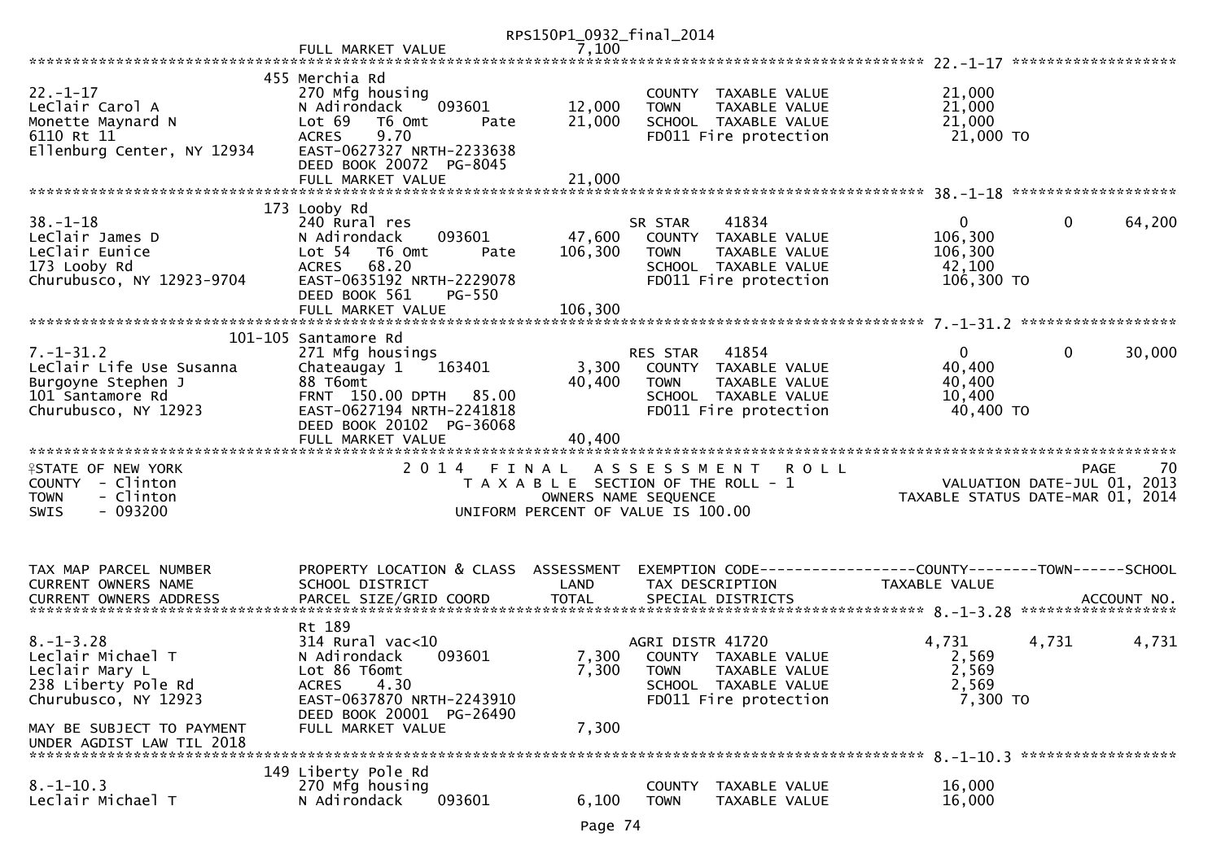RPS150P1_0932_final_2014

```
                              FULL MARKET VALUE              7,100
******************************************************************************************************* 22.-1-17 *******************
                              455 Merchia Rd
22.-1-17                      270 Mfg housing                          COUNTY  TAXABLE VALUE             21,000
LeClair Carol A               N Adirondack     093601       12,000     TOWN    TAXABLE VALUE             21,000
Monette Maynard N             Lot 69   T6 Omt       Pate    21,000     SCHOOL  TAXABLE VALUE             21,000
6110 Rt 11                    ACRES     9.70                           FD011 Fire protection              21,000 TO
Ellenburg Center, NY 12934    EAST-0627327 NRTH-2233638
                              DEED BOOK 20072  PG-8045
                              FULL MARKET VALUE             21,000
******************************************************************************************************* 38.-1-18 *******************
                              173 Looby Rd
38.-1-18                      240 Rural res                            SR STAR      41834                  0            0       64,200
LeClair James D               N Adirondack     093601       47,600     COUNTY  TAXABLE VALUE            106,300
LeClair Eunice                Lot 54   T6 Omt       Pate   106,300     TOWN    TAXABLE VALUE            106,300
173 Looby Rd                  ACRES    68.20                           SCHOOL  TAXABLE VALUE             42,100
Churubusco, NY 12923-9704     EAST-0635192 NRTH-2229078                FD011 Fire protection             106,300 TO
                              DEED BOOK 561     PG-550
                              FULL MARKET VALUE            106,300
******************************************************************************************************* 7.-1-31.2 ******************
                              101-105 Santamore Rd
7.-1-31.2                     271 Mfg housings                         RES STAR     41854                  0            0       30,000
LeClair Life Use Susanna      Chateaugay 1     163401        3,300     COUNTY  TAXABLE VALUE             40,400
Burgoyne Stephen J            88 T6omt                      40,400     TOWN    TAXABLE VALUE             40,400
101 Santamore Rd              FRNT  150.00 DPTH   85.00                SCHOOL  TAXABLE VALUE             10,400
Churubusco, NY 12923          EAST-0627194 NRTH-2241818                FD011 Fire protection              40,400 TO
                              DEED BOOK 20102  PG-36068
                              FULL MARKET VALUE             40,400
***************************************************************************************************************************************
STATE OF NEW YORK                    2 0 1 4   F I N A L   A S S E S S M E N T   R O L L                                PAGE    70
COUNTY  - Clinton                       T A X A B L E  SECTION OF THE ROLL - 1                        VALUATION DATE-JUL 01, 2013
TOWN    - Clinton                               OWNERS NAME SEQUENCE                            TAXABLE STATUS DATE-MAR 01, 2014
SWIS    - 093200                          UNIFORM PERCENT OF VALUE IS 100.00


TAX MAP PARCEL NUMBER         PROPERTY LOCATION & CLASS  ASSESSMENT  EXEMPTION CODE------------------COUNTY--------TOWN------SCHOOL
CURRENT OWNERS NAME           SCHOOL DISTRICT               LAND     TAX DESCRIPTION                 TAXABLE VALUE
CURRENT OWNERS ADDRESS        PARCEL SIZE/GRID COORD       TOTAL     SPECIAL DISTRICTS                                    ACCOUNT NO.
******************************************************************************************************* 8.-1-3.28 ******************
                              Rt 189
8.-1-3.28                     314 Rural vac<10                         AGRI DISTR 41720               4,731        4,731        4,731
Leclair Michael T             N Adirondack     093601        7,300     COUNTY  TAXABLE VALUE              2,569
Leclair Mary L                Lot 86 T6omt                   7,300     TOWN    TAXABLE VALUE              2,569
238 Liberty Pole Rd           ACRES     4.30                           SCHOOL  TAXABLE VALUE              2,569
Churubusco, NY 12923          EAST-0637870 NRTH-2243910                FD011 Fire protection               7,300 TO
                              DEED BOOK 20001  PG-26490
MAY BE SUBJECT TO PAYMENT     FULL MARKET VALUE              7,300
UNDER AGDIST LAW TIL 2018
******************************************************************************************************* 8.-1-10.3 ******************
                              149 Liberty Pole Rd
8.-1-10.3                     270 Mfg housing                          COUNTY  TAXABLE VALUE             16,000
Leclair Michael T             N Adirondack     093601        6,100     TOWN    TAXABLE VALUE             16,000
```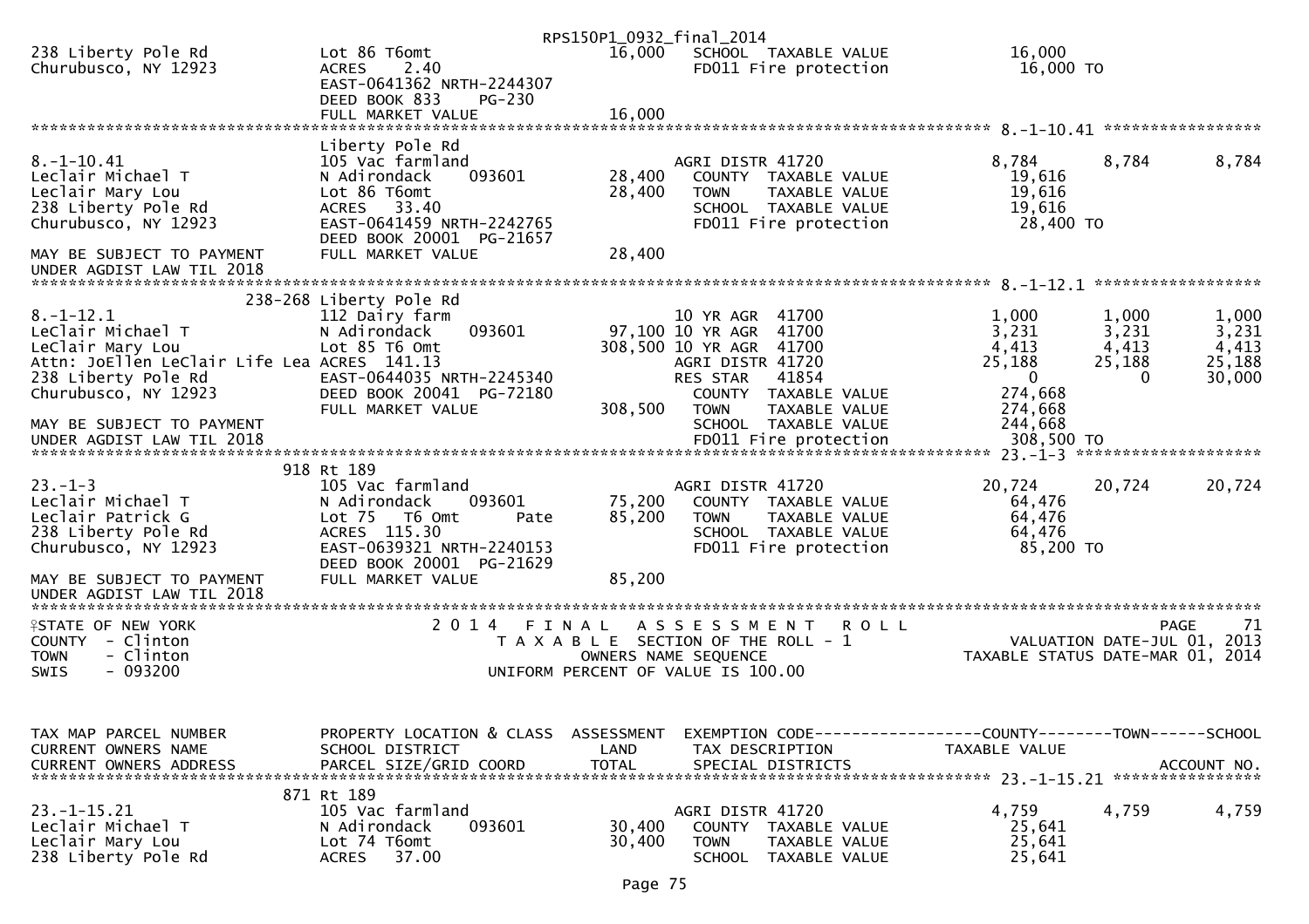```
                                                      RPS150P1_0932_final_2014
238 Liberty Pole Rd              Lot 86 T6omt                      16,000    SCHOOL  TAXABLE VALUE              16,000
Churubusco, NY 12923             ACRES     2.40                              FD011 Fire protection               16,000 TO
                                 EAST-0641362 NRTH-2244307
                                 DEED BOOK 833      PG-230
                                 FULL MARKET VALUE                 16,000
******************************************************************************************************* 8.-1-10.41 *****************
                                 Liberty Pole Rd
8.-1-10.41                       105 Vac farmland                          AGRI DISTR 41720                  8,784      8,784       8,784
Leclair Michael T                N Adirondack      093601          28,400    COUNTY  TAXABLE VALUE              19,616
Leclair Mary Lou                 Lot 86 T6omt                      28,400    TOWN    TAXABLE VALUE              19,616
238 Liberty Pole Rd              ACRES    33.40                              SCHOOL  TAXABLE VALUE              19,616
Churubusco, NY 12923             EAST-0641459 NRTH-2242765                   FD011 Fire protection               28,400 TO
                                 DEED BOOK 20001 PG-21657
MAY BE SUBJECT TO PAYMENT        FULL MARKET VALUE                 28,400
UNDER AGDIST LAW TIL 2018
******************************************************************************************************* 8.-1-12.1 ******************
                                 238-268 Liberty Pole Rd
8.-1-12.1                        112 Dairy farm                            10 YR AGR  41700                  1,000      1,000       1,000
LeClair Michael T                N Adirondack      093601          97,100 10 YR AGR  41700                  3,231      3,231       3,231
LeClair Mary Lou                 Lot 85 T6 Omt                    308,500 10 YR AGR  41700                  4,413      4,413       4,413
Attn: JoEllen LeClair Life Lea ACRES 141.13                                AGRI DISTR 41720                 25,188     25,188      25,188
238 Liberty Pole Rd              EAST-0644035 NRTH-2245340                 RES STAR     41854                    0          0      30,000
Churubusco, NY 12923             DEED BOOK 20041 PG-72180                    COUNTY  TAXABLE VALUE             274,668
                                 FULL MARKET VALUE                308,500    TOWN    TAXABLE VALUE             274,668
MAY BE SUBJECT TO PAYMENT                                                    SCHOOL  TAXABLE VALUE             244,668
UNDER AGDIST LAW TIL 2018                                                    FD011 Fire protection             308,500 TO
******************************************************************************************************* 23.-1-3 ********************
                                 918 Rt 189
23.-1-3                          105 Vac farmland                          AGRI DISTR 41720                 20,724     20,724      20,724
Leclair Michael T                N Adirondack      093601          75,200    COUNTY  TAXABLE VALUE              64,476
Leclair Patrick G                Lot 75   T6 Omt         Pate      85,200    TOWN    TAXABLE VALUE              64,476
238 Liberty Pole Rd              ACRES 115.30                                SCHOOL  TAXABLE VALUE              64,476
Churubusco, NY 12923             EAST-0639321 NRTH-2240153                   FD011 Fire protection               85,200 TO
                                 DEED BOOK 20001 PG-21629
MAY BE SUBJECT TO PAYMENT        FULL MARKET VALUE                 85,200
UNDER AGDIST LAW TIL 2018
************************************************************************************************************************************
STATE OF NEW YORK                          2 0 1 4   F I N A L   A S S E S S M E N T   R O L L                            PAGE     71
COUNTY  - Clinton                            T A X A B L E  SECTION OF THE ROLL - 1                       VALUATION DATE-JUL 01, 2013
TOWN    - Clinton                                 OWNERS NAME SEQUENCE                               TAXABLE STATUS DATE-MAR 01, 2014
SWIS    - 093200                             UNIFORM PERCENT OF VALUE IS 100.00


TAX MAP PARCEL NUMBER            PROPERTY LOCATION & CLASS  ASSESSMENT  EXEMPTION CODE------------------COUNTY--------TOWN------SCHOOL
CURRENT OWNERS NAME              SCHOOL DISTRICT               LAND      TAX DESCRIPTION                 TAXABLE VALUE
CURRENT OWNERS ADDRESS           PARCEL SIZE/GRID COORD       TOTAL      SPECIAL DISTRICTS                                     ACCOUNT NO.
******************************************************************************************************* 23.-1-15.21 ****************
                                 871 Rt 189
23.-1-15.21                      105 Vac farmland                          AGRI DISTR 41720                  4,759      4,759       4,759
Leclair Michael T                N Adirondack      093601          30,400    COUNTY  TAXABLE VALUE              25,641
Leclair Mary Lou                 Lot 74 T6omt                      30,400    TOWN    TAXABLE VALUE              25,641
238 Liberty Pole Rd              ACRES    37.00                              SCHOOL  TAXABLE VALUE              25,641
```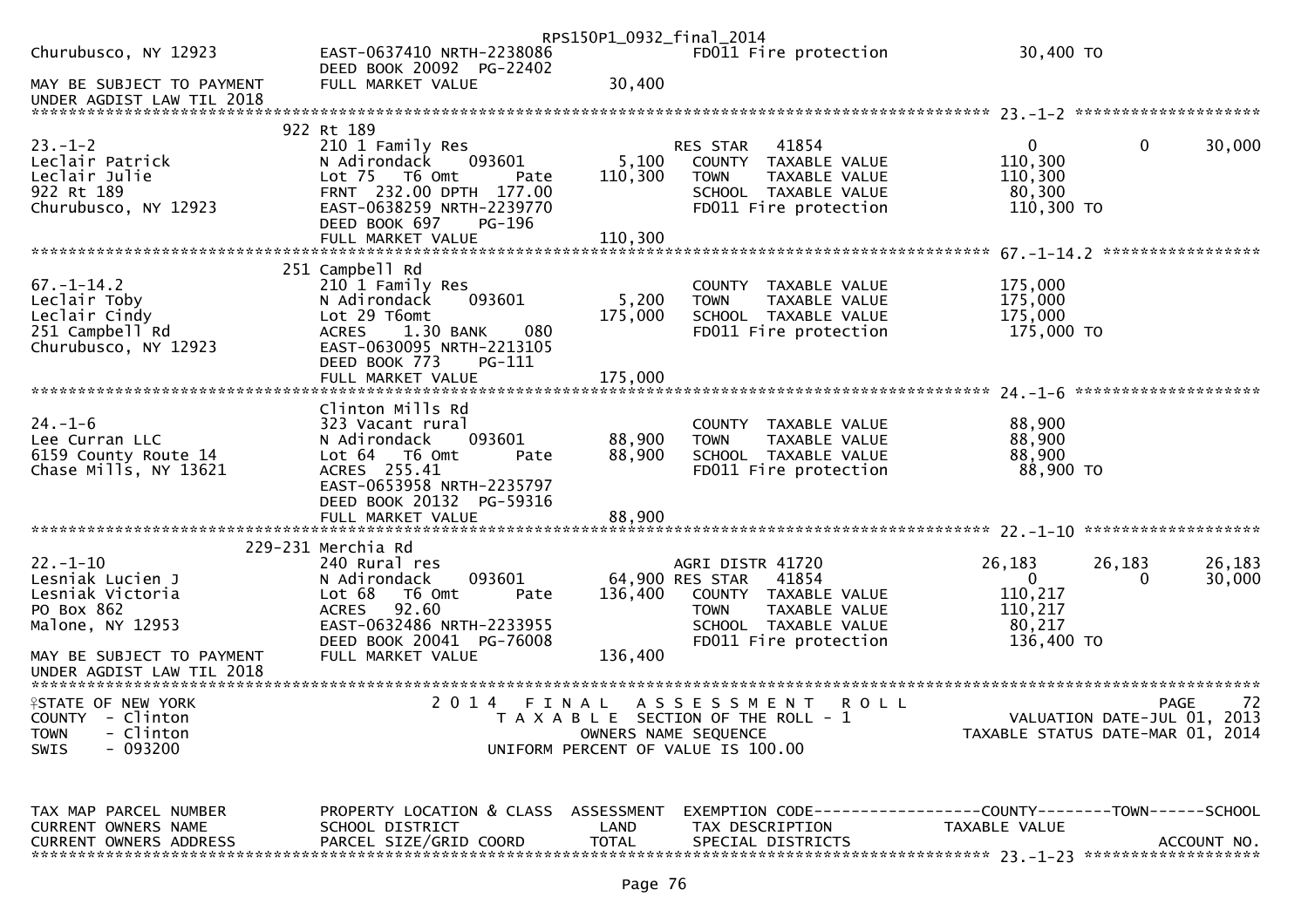```
Churubusco, NY 12923           EAST-0637410 NRTH-2238086                  FD011 Fire protection            30,400 TO
                               DEED BOOK 20092  PG-22402
MAY BE SUBJECT TO PAYMENT      FULL MARKET VALUE              30,400
UNDER AGDIST LAW TIL 2018
******************************************************************************************************* 23.-1-2 ********************
                            922 Rt 189
23.-1-2                        210 1 Family Res                           RES STAR   41854                  0            0       30,000
Leclair Patrick                N Adirondack      093601        5,100     COUNTY  TAXABLE VALUE           110,300
Leclair Julie                  Lot 75   T6 Omt        Pate   110,300     TOWN    TAXABLE VALUE           110,300
922 Rt 189                     FRNT  232.00 DPTH  177.00                  SCHOOL  TAXABLE VALUE            80,300
Churubusco, NY 12923           EAST-0638259 NRTH-2239770                  FD011 Fire protection           110,300 TO
                               DEED BOOK 697     PG-196
                               FULL MARKET VALUE             110,300
******************************************************************************************************* 67.-1-14.2 *****************
                            251 Campbell Rd
67.-1-14.2                     210 1 Family Res                           COUNTY  TAXABLE VALUE           175,000
Leclair Toby                   N Adirondack      093601        5,200     TOWN    TAXABLE VALUE           175,000
Leclair Cindy                  Lot 29 T6omt                  175,000     SCHOOL  TAXABLE VALUE           175,000
251 Campbell Rd                ACRES     1.30 BANK     080                FD011 Fire protection           175,000 TO
Churubusco, NY 12923           EAST-0630095 NRTH-2213105
                               DEED BOOK 773     PG-111
                               FULL MARKET VALUE             175,000
******************************************************************************************************* 24.-1-6 ********************
                               Clinton Mills Rd
24.-1-6                        323 Vacant rural                           COUNTY  TAXABLE VALUE            88,900
Lee Curran LLC                 N Adirondack      093601       88,900     TOWN    TAXABLE VALUE            88,900
6159 County Route 14           Lot 64   T6 Omt        Pate    88,900     SCHOOL  TAXABLE VALUE            88,900
Chase Mills, NY 13621          ACRES  255.41                              FD011 Fire protection            88,900 TO
                               EAST-0653958 NRTH-2235797
                               DEED BOOK 20132  PG-59316
                               FULL MARKET VALUE              88,900
******************************************************************************************************* 22.-1-10 *******************
                            229-231 Merchia Rd
22.-1-10                       240 Rural res                              AGRI DISTR 41720              26,183       26,183       26,183
Lesniak Lucien J               N Adirondack      093601       64,900 RES STAR   41854                  0            0       30,000
Lesniak Victoria               Lot 68   T6 Omt        Pate   136,400     COUNTY  TAXABLE VALUE           110,217
PO Box 862                     ACRES   92.60                              TOWN    TAXABLE VALUE           110,217
Malone, NY 12953               EAST-0632486 NRTH-2233955                  SCHOOL  TAXABLE VALUE            80,217
                               DEED BOOK 20041  PG-76008                  FD011 Fire protection           136,400 TO
MAY BE SUBJECT TO PAYMENT      FULL MARKET VALUE             136,400
UNDER AGDIST LAW TIL 2018
************************************************************************************************************************************
STATE OF NEW YORK                          2 0 1 4   F I N A L   A S S E S S M E N T   R O L L                              PAGE     72
COUNTY  - Clinton                             T A X A B L E  SECTION OF THE ROLL - 1                      VALUATION DATE-JUL 01, 2013
TOWN    - Clinton                                  OWNERS NAME SEQUENCE                            TAXABLE STATUS DATE-MAR 01, 2014
SWIS    - 093200                              UNIFORM PERCENT OF VALUE IS 100.00


TAX MAP PARCEL NUMBER          PROPERTY LOCATION & CLASS  ASSESSMENT  EXEMPTION CODE------------------COUNTY--------TOWN------SCHOOL
CURRENT OWNERS NAME            SCHOOL DISTRICT               LAND      TAX DESCRIPTION              TAXABLE VALUE
CURRENT OWNERS ADDRESS         PARCEL SIZE/GRID COORD       TOTAL      SPECIAL DISTRICTS                                 ACCOUNT NO.
******************************************************************************************************* 23.-1-23 *******************
```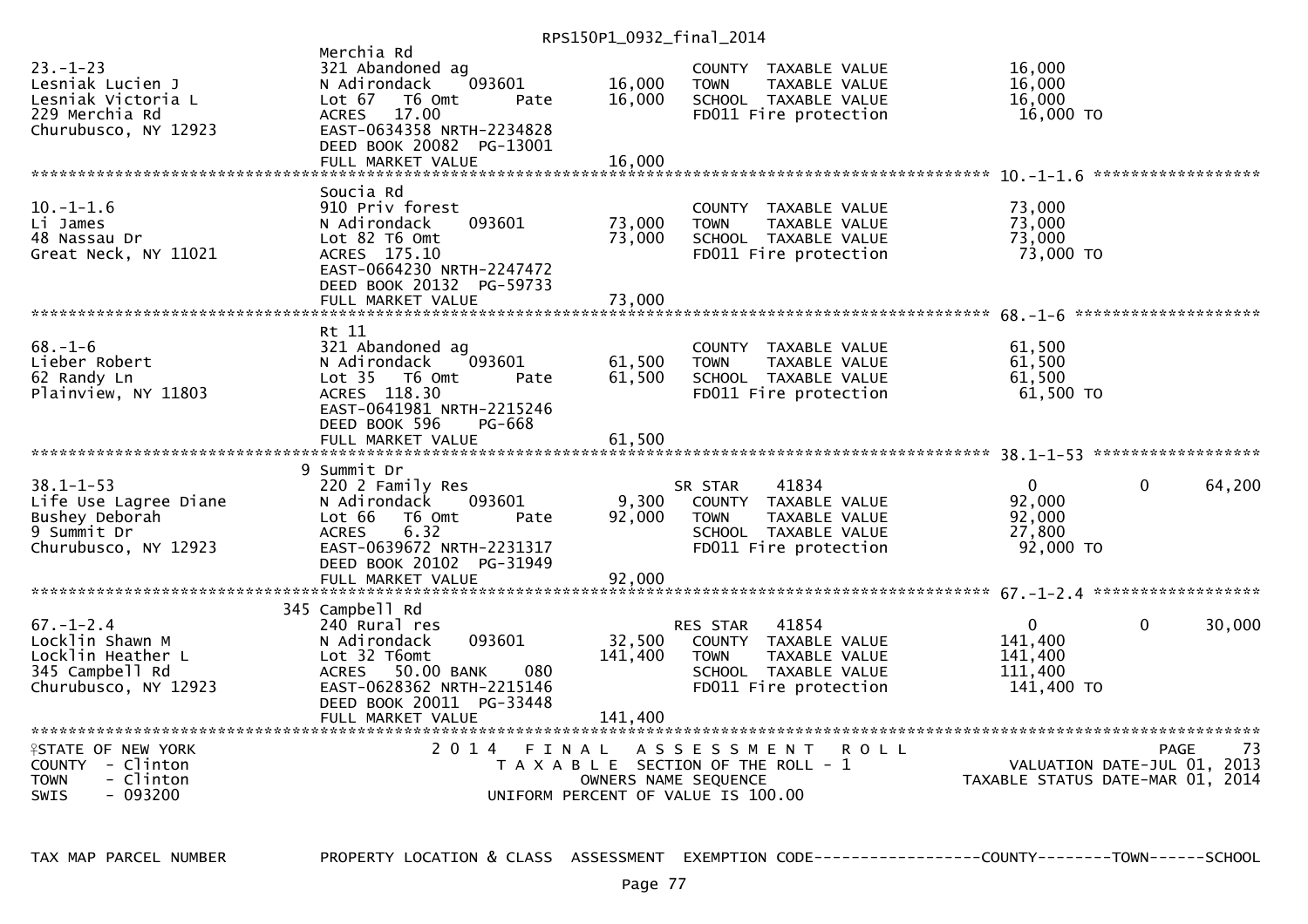RPS150P1_0932_final_2014

```
                                 Merchia Rd
23.-1-23                         321 Abandoned ag                         COUNTY  TAXABLE VALUE            16,000
Lesniak Lucien J                 N Adirondack    093601       16,000      TOWN    TAXABLE VALUE            16,000
Lesniak Victoria L               Lot 67   T6 Omt      Pate    16,000      SCHOOL  TAXABLE VALUE            16,000
229 Merchia Rd                   ACRES   17.00                            FD011 Fire protection             16,000 TO
Churubusco, NY 12923             EAST-0634358 NRTH-2234828
                                 DEED BOOK 20082  PG-13001
                                 FULL MARKET VALUE            16,000
******************************************************************************************************* 10.-1-1.6 ******************
                                 Soucia Rd
10.-1-1.6                        910 Priv forest                          COUNTY  TAXABLE VALUE            73,000
Li James                         N Adirondack    093601       73,000      TOWN    TAXABLE VALUE            73,000
48 Nassau Dr                     Lot 82 T6 Omt                73,000      SCHOOL  TAXABLE VALUE            73,000
Great Neck, NY 11021             ACRES  175.10                            FD011 Fire protection             73,000 TO
                                 EAST-0664230 NRTH-2247472
                                 DEED BOOK 20132  PG-59733
                                 FULL MARKET VALUE            73,000
******************************************************************************************************* 68.-1-6 ********************
                                 Rt 11
68.-1-6                          321 Abandoned ag                         COUNTY  TAXABLE VALUE            61,500
Lieber Robert                    N Adirondack    093601       61,500      TOWN    TAXABLE VALUE            61,500
62 Randy Ln                      Lot 35   T6 Omt      Pate    61,500      SCHOOL  TAXABLE VALUE            61,500
Plainview, NY 11803              ACRES  118.30                            FD011 Fire protection             61,500 TO
                                 EAST-0641981 NRTH-2215246
                                 DEED BOOK 596    PG-668
                                 FULL MARKET VALUE            61,500
******************************************************************************************************* 38.1-1-53 ******************
                               9 Summit Dr
38.1-1-53                        220 2 Family Res                         SR STAR    41834                  0           0      64,200
Life Use Lagree Diane            N Adirondack    093601        9,300      COUNTY  TAXABLE VALUE            92,000
Bushey Deborah                   Lot 66   T6 Omt      Pate    92,000      TOWN    TAXABLE VALUE            92,000
9 Summit Dr                      ACRES    6.32                            SCHOOL  TAXABLE VALUE            27,800
Churubusco, NY 12923             EAST-0639672 NRTH-2231317                FD011 Fire protection             92,000 TO
                                 DEED BOOK 20102  PG-31949
                                 FULL MARKET VALUE            92,000
******************************************************************************************************* 67.-1-2.4 ******************
                             345 Campbell Rd
67.-1-2.4                        240 Rural res                            RES STAR   41854                  0           0      30,000
Locklin Shawn M                  N Adirondack    093601       32,500      COUNTY  TAXABLE VALUE           141,400
Locklin Heather L                Lot 32 T6omt                141,400      TOWN    TAXABLE VALUE           141,400
345 Campbell Rd                  ACRES   50.00 BANK     080               SCHOOL  TAXABLE VALUE           111,400
Churubusco, NY 12923             EAST-0628362 NRTH-2215146                FD011 Fire protection            141,400 TO
                                 DEED BOOK 20011  PG-33448
                                 FULL MARKET VALUE           141,400
************************************************************************************************************************************
STATE OF NEW YORK                 2 0 1 4   F I N A L   A S S E S S M E N T   R O L L                                  PAGE      73
COUNTY  - Clinton                       T A X A B L E  SECTION OF THE ROLL - 1                        VALUATION DATE-JUL 01, 2013
TOWN    - Clinton                                OWNERS NAME SEQUENCE                           TAXABLE STATUS DATE-MAR 01, 2014
SWIS    - 093200                         UNIFORM PERCENT OF VALUE IS 100.00


TAX MAP PARCEL NUMBER         PROPERTY LOCATION & CLASS  ASSESSMENT  EXEMPTION CODE------------------COUNTY--------TOWN------SCHOOL
```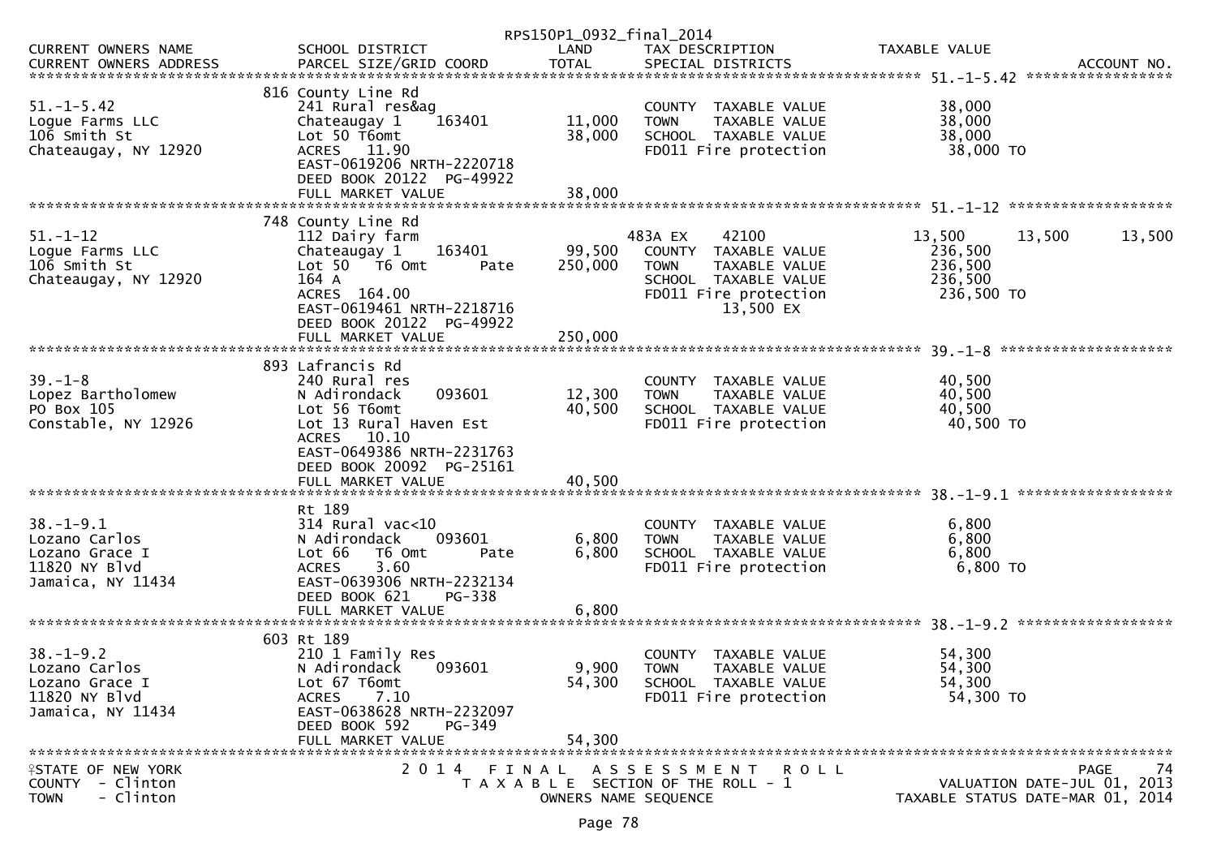RPS150P1_0932_final_2014

| CURRENT OWNERS NAME<br>CURRENT OWNERS ADDRESS | SCHOOL DISTRICT<br>PARCEL SIZE/GRID COORD | LAND<br>TOTAL | TAX DESCRIPTION<br>SPECIAL DISTRICTS | TAXABLE VALUE | | ACCOUNT NO. |
|---|---|---|---|---|---|---|
| **51.-1-5.42** | 816 County Line Rd | | | | | |
| 51.-1-5.42 | 241 Rural res&ag | | COUNTY TAXABLE VALUE | 38,000 | | |
| Logue Farms LLC | Chateaugay 1 163401 | 11,000 | TOWN TAXABLE VALUE | 38,000 | | |
| 106 Smith St | Lot 50 T6omt | 38,000 | SCHOOL TAXABLE VALUE | 38,000 | | |
| Chateaugay, NY 12920 | ACRES 11.90 | | FD011 Fire protection | 38,000 TO | | |
| | EAST-0619206 NRTH-2220718 | | | | | |
| | DEED BOOK 20122 PG-49922 | | | | | |
| | FULL MARKET VALUE | 38,000 | | | | |
| **51.-1-12** | 748 County Line Rd | | | | | |
| 51.-1-12 | 112 Dairy farm | | 483A EX 42100 | 13,500 | 13,500 | 13,500 |
| Logue Farms LLC | Chateaugay 1 163401 | 99,500 | COUNTY TAXABLE VALUE | 236,500 | | |
| 106 Smith St | Lot 50 T6 Omt Pate | 250,000 | TOWN TAXABLE VALUE | 236,500 | | |
| Chateaugay, NY 12920 | 164 A | | SCHOOL TAXABLE VALUE | 236,500 | | |
| | ACRES 164.00 | | FD011 Fire protection | 236,500 TO | | |
| | EAST-0619461 NRTH-2218716 | | 13,500 EX | | | |
| | DEED BOOK 20122 PG-49922 | | | | | |
| | FULL MARKET VALUE | 250,000 | | | | |
| **39.-1-8** | 893 Lafrancis Rd | | | | | |
| 39.-1-8 | 240 Rural res | | COUNTY TAXABLE VALUE | 40,500 | | |
| Lopez Bartholomew | N Adirondack 093601 | 12,300 | TOWN TAXABLE VALUE | 40,500 | | |
| PO Box 105 | Lot 56 T6omt | 40,500 | SCHOOL TAXABLE VALUE | 40,500 | | |
| Constable, NY 12926 | Lot 13 Rural Haven Est | | FD011 Fire protection | 40,500 TO | | |
| | ACRES 10.10 | | | | | |
| | EAST-0649386 NRTH-2231763 | | | | | |
| | DEED BOOK 20092 PG-25161 | | | | | |
| | FULL MARKET VALUE | 40,500 | | | | |
| **38.-1-9.1** | Rt 189 | | | | | |
| 38.-1-9.1 | 314 Rural vac<10 | | COUNTY TAXABLE VALUE | 6,800 | | |
| Lozano Carlos | N Adirondack 093601 | 6,800 | TOWN TAXABLE VALUE | 6,800 | | |
| Lozano Grace I | Lot 66 T6 Omt Pate | 6,800 | SCHOOL TAXABLE VALUE | 6,800 | | |
| 11820 NY Blvd | ACRES 3.60 | | FD011 Fire protection | 6,800 TO | | |
| Jamaica, NY 11434 | EAST-0639306 NRTH-2232134 | | | | | |
| | DEED BOOK 621 PG-338 | | | | | |
| | FULL MARKET VALUE | 6,800 | | | | |
| **38.-1-9.2** | 603 Rt 189 | | | | | |
| 38.-1-9.2 | 210 1 Family Res | | COUNTY TAXABLE VALUE | 54,300 | | |
| Lozano Carlos | N Adirondack 093601 | 9,900 | TOWN TAXABLE VALUE | 54,300 | | |
| Lozano Grace I | Lot 67 T6omt | 54,300 | SCHOOL TAXABLE VALUE | 54,300 | | |
| 11820 NY Blvd | ACRES 7.10 | | FD011 Fire protection | 54,300 TO | | |
| Jamaica, NY 11434 | EAST-0638628 NRTH-2232097 | | | | | |
| | DEED BOOK 592 PG-349 | | | | | |
| | FULL MARKET VALUE | 54,300 | | | | |

STATE OF NEW YORK — 2014 FINAL ASSESSMENT ROLL — PAGE 74
COUNTY - Clinton — TAXABLE SECTION OF THE ROLL - 1 — VALUATION DATE-JUL 01, 2013
TOWN - Clinton — OWNERS NAME SEQUENCE — TAXABLE STATUS DATE-MAR 01, 2014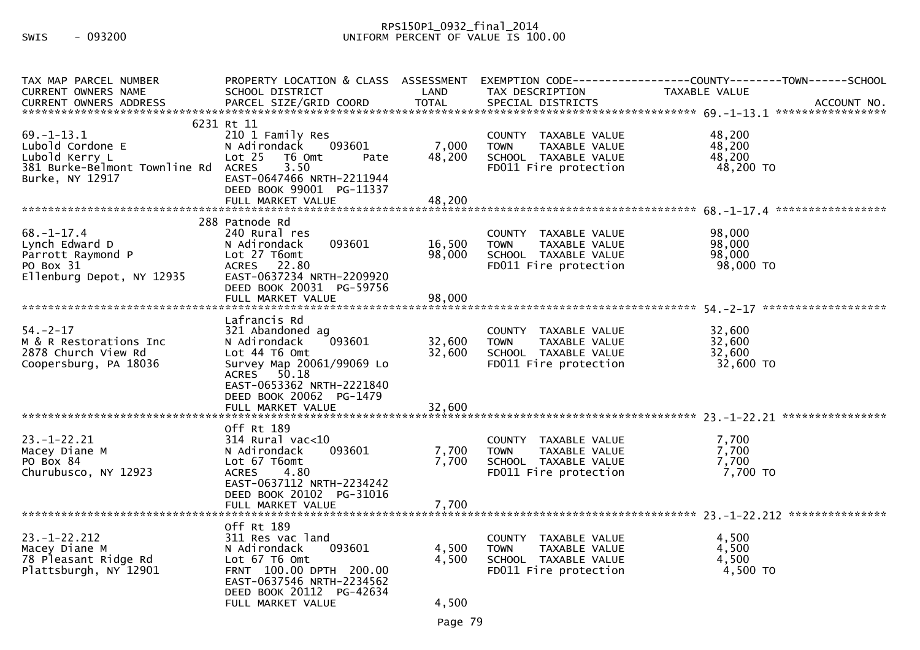SWIS - 093200

RPS150P1_0932_final_2014
UNIFORM PERCENT OF VALUE IS 100.00

| TAX MAP PARCEL NUMBER / CURRENT OWNERS NAME / CURRENT OWNERS ADDRESS | PROPERTY LOCATION & CLASS / SCHOOL DISTRICT / PARCEL SIZE/GRID COORD | ASSESSMENT LAND | ASSESSMENT TOTAL | EXEMPTION CODE / TAX DESCRIPTION / SPECIAL DISTRICTS | COUNTY TAXABLE VALUE | TOWN TAXABLE VALUE | SCHOOL TAXABLE VALUE | ACCOUNT NO. |
|---|---|---|---|---|---|---|---|---|
| **69.-1-13.1** | 6231 Rt 11 | | | | | | | |
| 69.-1-13.1 | 210 1 Family Res | | | COUNTY TAXABLE VALUE | 48,200 | | | |
| Lubold Cordone E | N Adirondack 093601 | 7,000 | | TOWN TAXABLE VALUE | | 48,200 | | |
| Lubold Kerry L | Lot 25 T6 Omt Pate | | 48,200 | SCHOOL TAXABLE VALUE | | | 48,200 | |
| 381 Burke-Belmont Townline Rd | ACRES 3.50 | | | FD011 Fire protection | 48,200 TO | | | |
| Burke, NY 12917 | EAST-0647466 NRTH-2211944 | | | | | | | |
| | DEED BOOK 99001 PG-11337 | | | | | | | |
| | FULL MARKET VALUE | | 48,200 | | | | | |
| **68.-1-17.4** | 288 Patnode Rd | | | | | | | |
| 68.-1-17.4 | 240 Rural res | | | COUNTY TAXABLE VALUE | 98,000 | | | |
| Lynch Edward D | N Adirondack 093601 | 16,500 | | TOWN TAXABLE VALUE | | 98,000 | | |
| Parrott Raymond P | Lot 27 T6omt | | 98,000 | SCHOOL TAXABLE VALUE | | | 98,000 | |
| PO Box 31 | ACRES 22.80 | | | FD011 Fire protection | 98,000 TO | | | |
| Ellenburg Depot, NY 12935 | EAST-0637234 NRTH-2209920 | | | | | | | |
| | DEED BOOK 20031 PG-59756 | | | | | | | |
| | FULL MARKET VALUE | | 98,000 | | | | | |
| **54.-2-17** | Lafrancis Rd | | | | | | | |
| 54.-2-17 | 321 Abandoned ag | | | COUNTY TAXABLE VALUE | 32,600 | | | |
| M & R Restorations Inc | N Adirondack 093601 | 32,600 | | TOWN TAXABLE VALUE | | 32,600 | | |
| 2878 Church View Rd | Lot 44 T6 Omt | | 32,600 | SCHOOL TAXABLE VALUE | | | 32,600 | |
| Coopersburg, PA 18036 | Survey Map 20061/99069 Lo | | | FD011 Fire protection | 32,600 TO | | | |
| | ACRES 50.18 | | | | | | | |
| | EAST-0653362 NRTH-2221840 | | | | | | | |
| | DEED BOOK 20062 PG-1479 | | | | | | | |
| | FULL MARKET VALUE | | 32,600 | | | | | |
| **23.-1-22.21** | Off Rt 189 | | | | | | | |
| 23.-1-22.21 | 314 Rural vac<10 | | | COUNTY TAXABLE VALUE | 7,700 | | | |
| Macey Diane M | N Adirondack 093601 | 7,700 | | TOWN TAXABLE VALUE | | 7,700 | | |
| PO Box 84 | Lot 67 T6omt | | 7,700 | SCHOOL TAXABLE VALUE | | | 7,700 | |
| Churubusco, NY 12923 | ACRES 4.80 | | | FD011 Fire protection | 7,700 TO | | | |
| | EAST-0637112 NRTH-2234242 | | | | | | | |
| | DEED BOOK 20102 PG-31016 | | | | | | | |
| | FULL MARKET VALUE | | 7,700 | | | | | |
| **23.-1-22.212** | Off Rt 189 | | | | | | | |
| 23.-1-22.212 | 311 Res vac land | | | COUNTY TAXABLE VALUE | 4,500 | | | |
| Macey Diane M | N Adirondack 093601 | 4,500 | | TOWN TAXABLE VALUE | | 4,500 | | |
| 78 Pleasant Ridge Rd | Lot 67 T6 Omt | | 4,500 | SCHOOL TAXABLE VALUE | | | 4,500 | |
| Plattsburgh, NY 12901 | FRNT 100.00 DPTH 200.00 | | | FD011 Fire protection | 4,500 TO | | | |
| | EAST-0637546 NRTH-2234562 | | | | | | | |
| | DEED BOOK 20112 PG-42634 | | | | | | | |
| | FULL MARKET VALUE | | 4,500 | | | | | |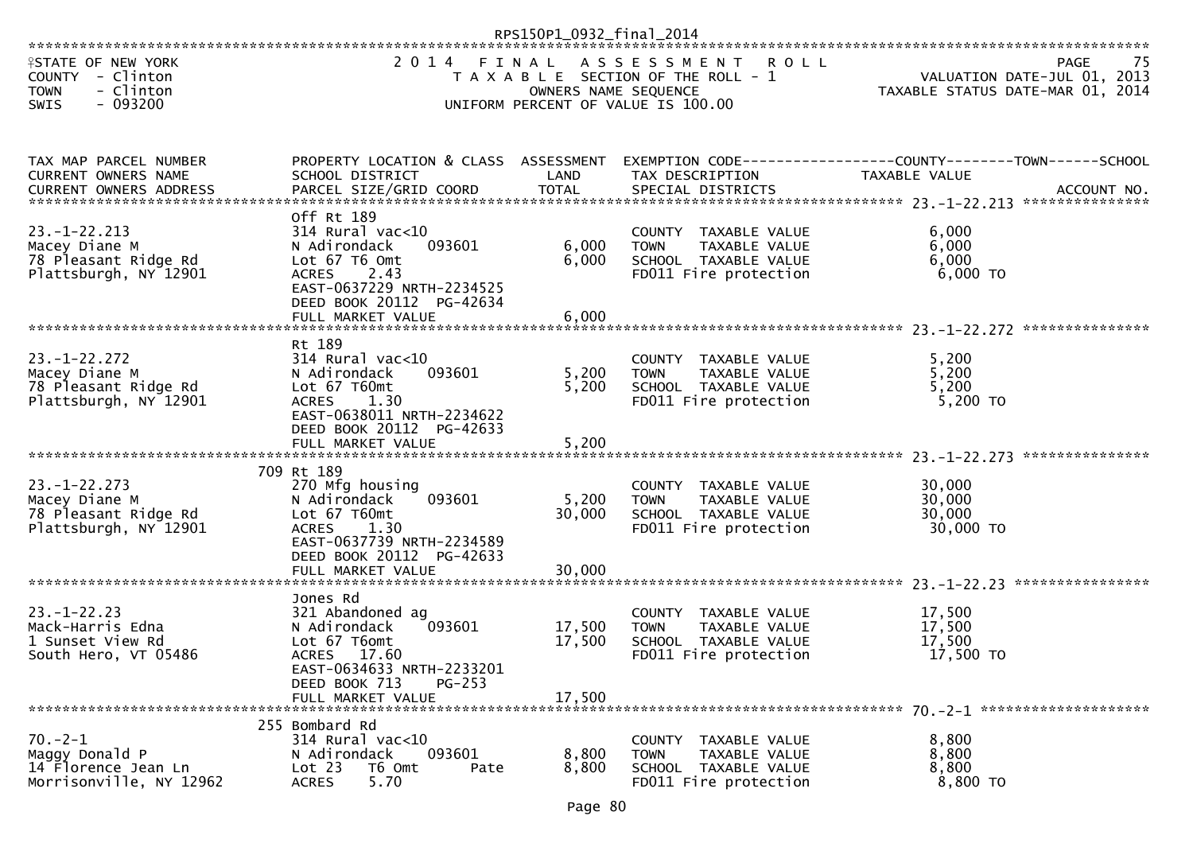RPS150P1_0932_final_2014

STATE OF NEW YORK — 2014 FINAL ASSESSMENT ROLL — PAGE 75
COUNTY - Clinton — TAXABLE SECTION OF THE ROLL - 1 — VALUATION DATE-JUL 01, 2013
TOWN - Clinton — OWNERS NAME SEQUENCE — TAXABLE STATUS DATE-MAR 01, 2014
SWIS - 093200 — UNIFORM PERCENT OF VALUE IS 100.00

| TAX MAP PARCEL NUMBER / CURRENT OWNERS NAME / CURRENT OWNERS ADDRESS | PROPERTY LOCATION & CLASS / SCHOOL DISTRICT / PARCEL SIZE/GRID COORD | ASSESSMENT LAND | TOTAL | EXEMPTION CODE / TAX DESCRIPTION / SPECIAL DISTRICTS | TAXABLE VALUE (COUNTY / TOWN / SCHOOL) | ACCOUNT NO. |
|---|---|---|---|---|---|---|
| 23.-1-22.213 | Off Rt 189 | | | | | |
| | 314 Rural vac<10 | | | COUNTY TAXABLE VALUE | 6,000 | |
| Macey Diane M | N Adirondack 093601 | 6,000 | | TOWN TAXABLE VALUE | 6,000 | |
| 78 Pleasant Ridge Rd | Lot 67 T6 Omt | | 6,000 | SCHOOL TAXABLE VALUE | 6,000 | |
| Plattsburgh, NY 12901 | ACRES 2.43 | | | FD011 Fire protection | 6,000 TO | |
| | EAST-0637229 NRTH-2234525 | | | | | |
| | DEED BOOK 20112 PG-42634 | | | | | |
| | FULL MARKET VALUE | | 6,000 | | | |
| 23.-1-22.272 | Rt 189 | | | | | |
| | 314 Rural vac<10 | | | COUNTY TAXABLE VALUE | 5,200 | |
| Macey Diane M | N Adirondack 093601 | 5,200 | | TOWN TAXABLE VALUE | 5,200 | |
| 78 Pleasant Ridge Rd | Lot 67 T60mt | | 5,200 | SCHOOL TAXABLE VALUE | 5,200 | |
| Plattsburgh, NY 12901 | ACRES 1.30 | | | FD011 Fire protection | 5,200 TO | |
| | EAST-0638011 NRTH-2234622 | | | | | |
| | DEED BOOK 20112 PG-42633 | | | | | |
| | FULL MARKET VALUE | | 5,200 | | | |
| 23.-1-22.273 | 709 Rt 189 | | | | | |
| | 270 Mfg housing | | | COUNTY TAXABLE VALUE | 30,000 | |
| Macey Diane M | N Adirondack 093601 | 5,200 | | TOWN TAXABLE VALUE | 30,000 | |
| 78 Pleasant Ridge Rd | Lot 67 T60mt | | 30,000 | SCHOOL TAXABLE VALUE | 30,000 | |
| Plattsburgh, NY 12901 | ACRES 1.30 | | | FD011 Fire protection | 30,000 TO | |
| | EAST-0637739 NRTH-2234589 | | | | | |
| | DEED BOOK 20112 PG-42633 | | | | | |
| | FULL MARKET VALUE | | 30,000 | | | |
| 23.-1-22.23 | Jones Rd | | | | | |
| | 321 Abandoned ag | | | COUNTY TAXABLE VALUE | 17,500 | |
| Mack-Harris Edna | N Adirondack 093601 | 17,500 | | TOWN TAXABLE VALUE | 17,500 | |
| 1 Sunset View Rd | Lot 67 T6omt | | 17,500 | SCHOOL TAXABLE VALUE | 17,500 | |
| South Hero, VT 05486 | ACRES 17.60 | | | FD011 Fire protection | 17,500 TO | |
| | EAST-0634633 NRTH-2233201 | | | | | |
| | DEED BOOK 713 PG-253 | | | | | |
| | FULL MARKET VALUE | | 17,500 | | | |
| 70.-2-1 | 255 Bombard Rd | | | | | |
| | 314 Rural vac<10 | | | COUNTY TAXABLE VALUE | 8,800 | |
| Maggy Donald P | N Adirondack 093601 | 8,800 | | TOWN TAXABLE VALUE | 8,800 | |
| 14 Florence Jean Ln | Lot 23 T6 Omt Pate | | 8,800 | SCHOOL TAXABLE VALUE | 8,800 | |
| Morrisonville, NY 12962 | ACRES 5.70 | | | FD011 Fire protection | 8,800 TO | |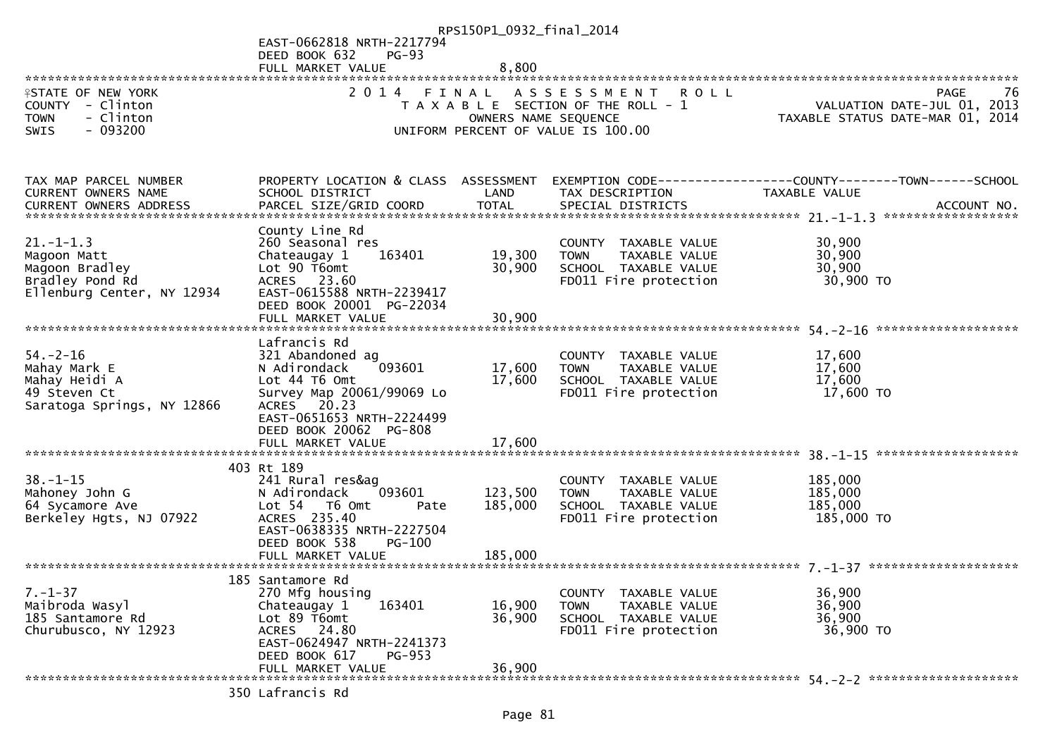EAST-0662818 NRTH-2217794
DEED BOOK 632 PG-93
FULL MARKET VALUE 8,800

STATE OF NEW YORK
COUNTY - Clinton
TOWN - Clinton
SWIS - 093200

2014 FINAL ASSESSMENT ROLL
TAXABLE SECTION OF THE ROLL - 1
OWNERS NAME SEQUENCE
UNIFORM PERCENT OF VALUE IS 100.00

PAGE 76
VALUATION DATE-JUL 01, 2013
TAXABLE STATUS DATE-MAR 01, 2014

| TAX MAP PARCEL NUMBER / CURRENT OWNERS NAME / CURRENT OWNERS ADDRESS | PROPERTY LOCATION & CLASS / SCHOOL DISTRICT / PARCEL SIZE/GRID COORD | ASSESSMENT LAND | ASSESSMENT TOTAL | EXEMPTION CODE / TAX DESCRIPTION / SPECIAL DISTRICTS | TAXABLE VALUE (COUNTY--TOWN--SCHOOL) | ACCOUNT NO. |
|---|---|---|---|---|---|---|
| 21.-1-1.3 | County Line Rd | | | | | |
| 21.-1-1.3 | 260 Seasonal res | | | COUNTY TAXABLE VALUE | 30,900 | |
| Magoon Matt | Chateaugay 1 163401 | 19,300 | | TOWN TAXABLE VALUE | 30,900 | |
| Magoon Bradley | Lot 90 T6omt | | 30,900 | SCHOOL TAXABLE VALUE | 30,900 | |
| Bradley Pond Rd | ACRES 23.60 | | | FD011 Fire protection | 30,900 TO | |
| Ellenburg Center, NY 12934 | EAST-0615588 NRTH-2239417 | | | | | |
| | DEED BOOK 20001 PG-22034 | | | | | |
| | FULL MARKET VALUE | | 30,900 | | | |
| 54.-2-16 | Lafrancis Rd | | | | | |
| 54.-2-16 | 321 Abandoned ag | | | COUNTY TAXABLE VALUE | 17,600 | |
| Mahay Mark E | N Adirondack 093601 | 17,600 | | TOWN TAXABLE VALUE | 17,600 | |
| Mahay Heidi A | Lot 44 T6 Omt | | 17,600 | SCHOOL TAXABLE VALUE | 17,600 | |
| 49 Steven Ct | Survey Map 20061/99069 Lo | | | FD011 Fire protection | 17,600 TO | |
| Saratoga Springs, NY 12866 | ACRES 20.23 | | | | | |
| | EAST-0651653 NRTH-2224499 | | | | | |
| | DEED BOOK 20062 PG-808 | | | | | |
| | FULL MARKET VALUE | | 17,600 | | | |
| 38.-1-15 | 403 Rt 189 | | | | | |
| 38.-1-15 | 241 Rural res&ag | | | COUNTY TAXABLE VALUE | 185,000 | |
| Mahoney John G | N Adirondack 093601 | 123,500 | | TOWN TAXABLE VALUE | 185,000 | |
| 64 Sycamore Ave | Lot 54 T6 Omt Pate | | 185,000 | SCHOOL TAXABLE VALUE | 185,000 | |
| Berkeley Hgts, NJ 07922 | ACRES 235.40 | | | FD011 Fire protection | 185,000 TO | |
| | EAST-0638335 NRTH-2227504 | | | | | |
| | DEED BOOK 538 PG-100 | | | | | |
| | FULL MARKET VALUE | | 185,000 | | | |
| 7.-1-37 | 185 Santamore Rd | | | | | |
| 7.-1-37 | 270 Mfg housing | | | COUNTY TAXABLE VALUE | 36,900 | |
| Maibroda Wasyl | Chateaugay 1 163401 | 16,900 | | TOWN TAXABLE VALUE | 36,900 | |
| 185 Santamore Rd | Lot 89 T6omt | | 36,900 | SCHOOL TAXABLE VALUE | 36,900 | |
| Churubusco, NY 12923 | ACRES 24.80 | | | FD011 Fire protection | 36,900 TO | |
| | EAST-0624947 NRTH-2241373 | | | | | |
| | DEED BOOK 617 PG-953 | | | | | |
| | FULL MARKET VALUE | | 36,900 | | | |
| 54.-2-2 | 350 Lafrancis Rd | | | | | |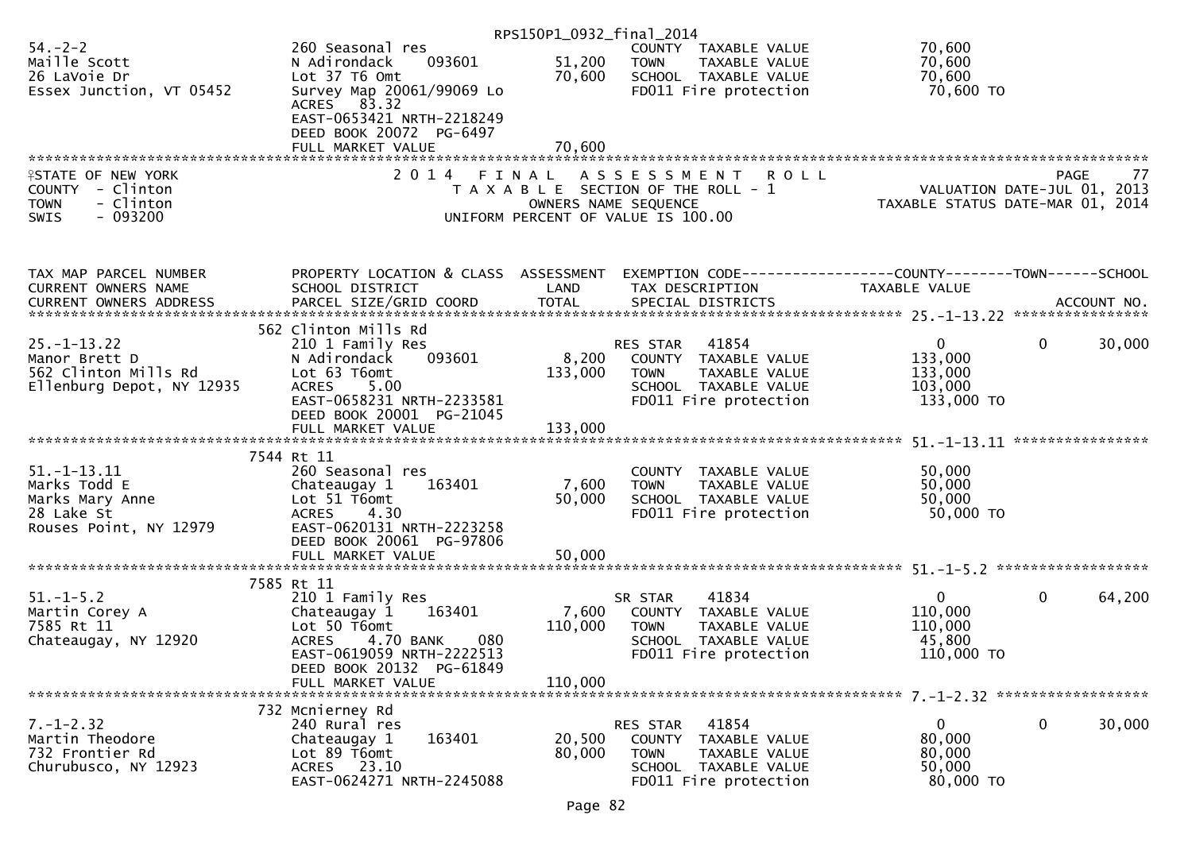```
                                                     RPS150P1_0932_final_2014
54.-2-2                        260 Seasonal res                      COUNTY  TAXABLE VALUE            70,600
Maille Scott                   N Adirondack     093601     51,200    TOWN    TAXABLE VALUE            70,600
26 LaVoie Dr                   Lot 37 T6 Omt               70,600    SCHOOL  TAXABLE VALUE            70,600
Essex Junction, VT 05452       Survey Map 20061/99069 Lo             FD011 Fire protection             70,600 TO
                               ACRES   83.32
                               EAST-0653421 NRTH-2218249
                               DEED BOOK 20072  PG-6497
                               FULL MARKET VALUE           70,600
******************************************************************************************************************************
STATE OF NEW YORK                  2 0 1 4   F I N A L   A S S E S S M E N T   R O L L                                PAGE    77
COUNTY  - Clinton                     T A X A B L E  SECTION OF THE ROLL - 1                      VALUATION DATE-JUL 01, 2013
TOWN    - Clinton                           OWNERS NAME SEQUENCE                             TAXABLE STATUS DATE-MAR 01, 2014
SWIS    - 093200                      UNIFORM PERCENT OF VALUE IS 100.00


TAX MAP PARCEL NUMBER          PROPERTY LOCATION & CLASS  ASSESSMENT  EXEMPTION CODE------------------COUNTY--------TOWN------SCHOOL
CURRENT OWNERS NAME            SCHOOL DISTRICT               LAND      TAX DESCRIPTION                TAXABLE VALUE
CURRENT OWNERS ADDRESS         PARCEL SIZE/GRID COORD        TOTAL     SPECIAL DISTRICTS                                    ACCOUNT NO.
****************************************************************************************************** 25.-1-13.22 ****************
                           562 Clinton Mills Rd
25.-1-13.22                    210 1 Family Res                      RES STAR    41854                   0          0      30,000
Manor Brett D                  N Adirondack     093601      8,200    COUNTY  TAXABLE VALUE           133,000
562 Clinton Mills Rd           Lot 63 T6omt               133,000    TOWN    TAXABLE VALUE           133,000
Ellenburg Depot, NY 12935      ACRES    5.00                         SCHOOL  TAXABLE VALUE           103,000
                               EAST-0658231 NRTH-2233581             FD011 Fire protection            133,000 TO
                               DEED BOOK 20001  PG-21045
                               FULL MARKET VALUE          133,000
****************************************************************************************************** 51.-1-13.11 ****************
                          7544 Rt 11
51.-1-13.11                    260 Seasonal res                      COUNTY  TAXABLE VALUE            50,000
Marks Todd E                   Chateaugay 1     163401      7,600    TOWN    TAXABLE VALUE            50,000
Marks Mary Anne                Lot 51 T6omt                50,000    SCHOOL  TAXABLE VALUE            50,000
28 Lake St                     ACRES    4.30                         FD011 Fire protection             50,000 TO
Rouses Point, NY 12979         EAST-0620131 NRTH-2223258
                               DEED BOOK 20061  PG-97806
                               FULL MARKET VALUE           50,000
****************************************************************************************************** 51.-1-5.2 ******************
                          7585 Rt 11
51.-1-5.2                      210 1 Family Res                      SR STAR     41834                   0          0      64,200
Martin Corey A                 Chateaugay 1     163401      7,600    COUNTY  TAXABLE VALUE           110,000
7585 Rt 11                     Lot 50 T6omt               110,000    TOWN    TAXABLE VALUE           110,000
Chateaugay, NY 12920           ACRES    4.70 BANK     080            SCHOOL  TAXABLE VALUE            45,800
                               EAST-0619059 NRTH-2222513             FD011 Fire protection            110,000 TO
                               DEED BOOK 20132  PG-61849
                               FULL MARKET VALUE          110,000
****************************************************************************************************** 7.-1-2.32 ******************
                           732 Mcnierney Rd
7.-1-2.32                      240 Rural res                         RES STAR    41854                   0          0      30,000
Martin Theodore                Chateaugay 1     163401     20,500    COUNTY  TAXABLE VALUE            80,000
732 Frontier Rd                Lot 89 T6omt                80,000    TOWN    TAXABLE VALUE            80,000
Churubusco, NY 12923           ACRES   23.10                         SCHOOL  TAXABLE VALUE            50,000
                               EAST-0624271 NRTH-2245088             FD011 Fire protection             80,000 TO
```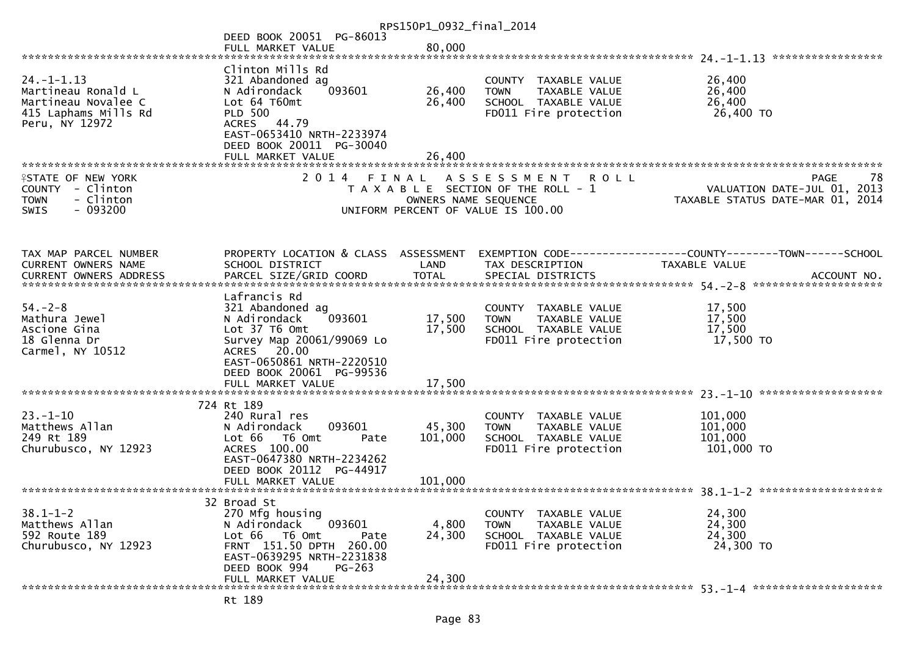DEED BOOK 20051 PG-86013
FULL MARKET VALUE 80,000

******************************************************************************************************* 24.-1-1.13 *****************

| | Clinton Mills Rd | | | |
|---|---|---|---|---|
| 24.-1-1.13 | 321 Abandoned ag | | COUNTY TAXABLE VALUE | 26,400 |
| Martineau Ronald L | N Adirondack 093601 | 26,400 | TOWN TAXABLE VALUE | 26,400 |
| Martineau Novalee C | Lot 64 T60mt | 26,400 | SCHOOL TAXABLE VALUE | 26,400 |
| 415 Laphams Mills Rd | PLD 500 | | FD011 Fire protection | 26,400 TO |
| Peru, NY 12972 | ACRES 44.79 | | | |
| | EAST-0653410 NRTH-2233974 | | | |
| | DEED BOOK 20011 PG-30040 | | | |
| | FULL MARKET VALUE | 26,400 | | |

STATE OF NEW YORK
COUNTY - Clinton
TOWN - Clinton
SWIS - 093200

2014 FINAL ASSESSMENT ROLL
TAXABLE SECTION OF THE ROLL - 1
OWNERS NAME SEQUENCE
UNIFORM PERCENT OF VALUE IS 100.00

PAGE 78
VALUATION DATE-JUL 01, 2013
TAXABLE STATUS DATE-MAR 01, 2014

| TAX MAP PARCEL NUMBER<br>CURRENT OWNERS NAME<br>CURRENT OWNERS ADDRESS | PROPERTY LOCATION & CLASS<br>SCHOOL DISTRICT<br>PARCEL SIZE/GRID COORD | ASSESSMENT<br>LAND<br>TOTAL | EXEMPTION CODE------------------COUNTY--------TOWN------SCHOOL<br>TAX DESCRIPTION<br>SPECIAL DISTRICTS | TAXABLE VALUE<br><br>ACCOUNT NO. |
|---|---|---|---|---|
| | Lafrancis Rd | | | |
| 54.-2-8 | 321 Abandoned ag | | COUNTY TAXABLE VALUE | 17,500 |
| Mathura Jewel | N Adirondack 093601 | 17,500 | TOWN TAXABLE VALUE | 17,500 |
| Ascione Gina | Lot 37 T6 Omt | 17,500 | SCHOOL TAXABLE VALUE | 17,500 |
| 18 Glenna Dr | Survey Map 20061/99069 Lo | | FD011 Fire protection | 17,500 TO |
| Carmel, NY 10512 | ACRES 20.00 | | | |
| | EAST-0650861 NRTH-2220510 | | | |
| | DEED BOOK 20061 PG-99536 | | | |
| | FULL MARKET VALUE | 17,500 | | |
| | 724 Rt 189 | | | |
| 23.-1-10 | 240 Rural res | | COUNTY TAXABLE VALUE | 101,000 |
| Matthews Allan | N Adirondack 093601 | 45,300 | TOWN TAXABLE VALUE | 101,000 |
| 249 Rt 189 | Lot 66 T6 Omt Pate | 101,000 | SCHOOL TAXABLE VALUE | 101,000 |
| Churubusco, NY 12923 | ACRES 100.00 | | FD011 Fire protection | 101,000 TO |
| | EAST-0647380 NRTH-2234262 | | | |
| | DEED BOOK 20112 PG-44917 | | | |
| | FULL MARKET VALUE | 101,000 | | |
| | 32 Broad St | | | |
| 38.1-1-2 | 270 Mfg housing | | COUNTY TAXABLE VALUE | 24,300 |
| Matthews Allan | N Adirondack 093601 | 4,800 | TOWN TAXABLE VALUE | 24,300 |
| 592 Route 189 | Lot 66 T6 Omt Pate | 24,300 | SCHOOL TAXABLE VALUE | 24,300 |
| Churubusco, NY 12923 | FRNT 151.50 DPTH 260.00 | | FD011 Fire protection | 24,300 TO |
| | EAST-0639295 NRTH-2231838 | | | |
| | DEED BOOK 994 PG-263 | | | |
| | FULL MARKET VALUE | 24,300 | | |

******************************************************************************************************* 53.-1-4 *****************

Rt 189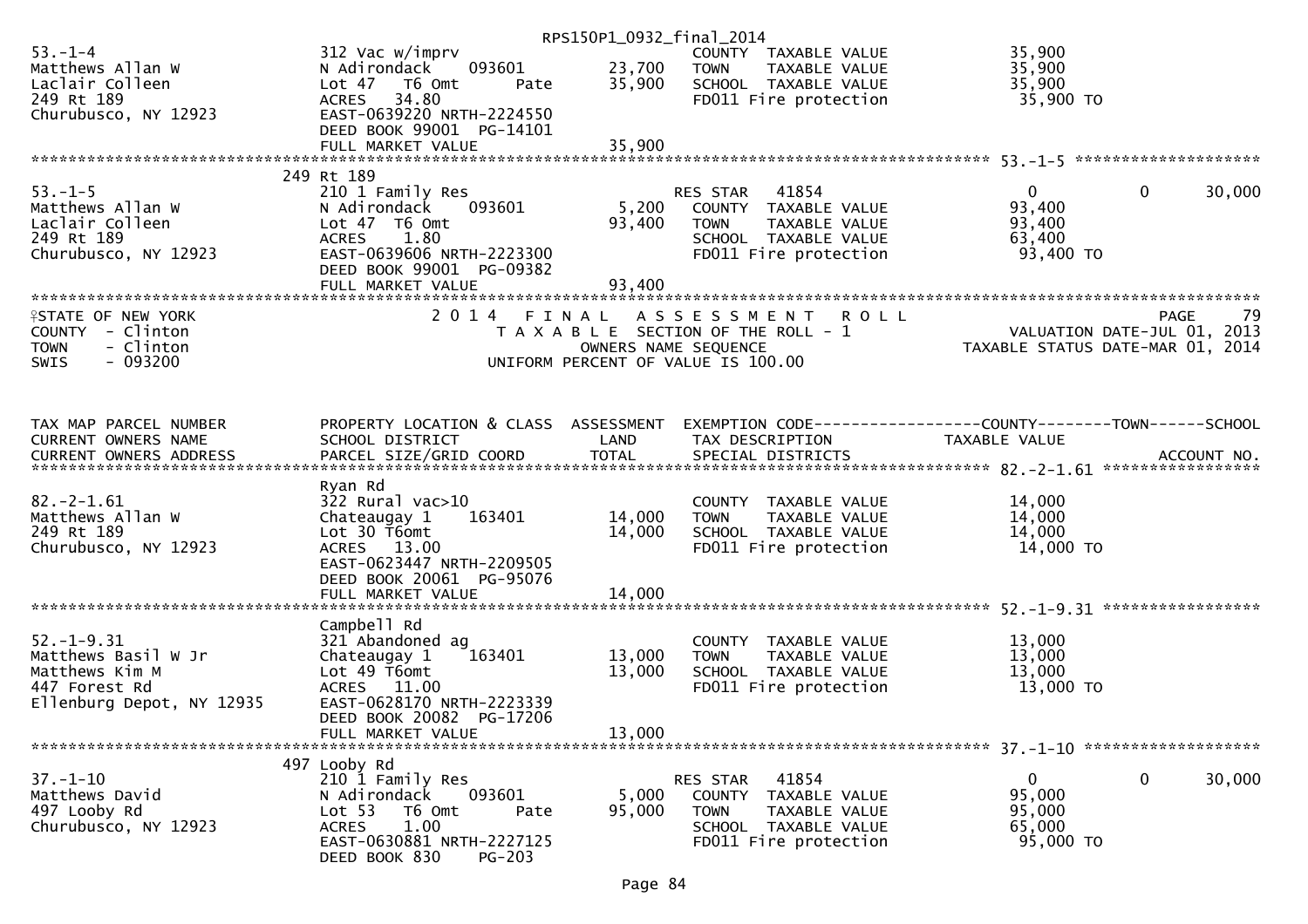RPS150P1_0932_final_2014

```
53.-1-4                         312 Vac w/imprv                                      COUNTY  TAXABLE VALUE              35,900
Matthews Allan W                N Adirondack    093601        23,700    TOWN     TAXABLE VALUE              35,900
Laclair Colleen                 Lot 47   T6 Omt       Pate    35,900    SCHOOL  TAXABLE VALUE              35,900
249 Rt 189                      ACRES   34.80                           FD011 Fire protection              35,900 TO
Churubusco, NY 12923            EAST-0639220 NRTH-2224550
                                DEED BOOK 99001  PG-14101
                                FULL MARKET VALUE             35,900
******************************************************************************************************* 53.-1-5 ********************
                            249 Rt 189
53.-1-5                         210 1 Family Res                        RES STAR    41854                  0              0      30,000
Matthews Allan W                N Adirondack    093601         5,200    COUNTY  TAXABLE VALUE              93,400
Laclair Colleen                 Lot 47  T6 Omt                93,400    TOWN     TAXABLE VALUE              93,400
249 Rt 189                      ACRES    1.80                           SCHOOL  TAXABLE VALUE              63,400
Churubusco, NY 12923            EAST-0639606 NRTH-2223300               FD011 Fire protection              93,400 TO
                                DEED BOOK 99001  PG-09382
                                FULL MARKET VALUE             93,400
************************************************************************************************************************************
```

STATE OF NEW YORK — 2014 FINAL ASSESSMENT ROLL — PAGE 79
COUNTY - Clinton — TAXABLE SECTION OF THE ROLL - 1 — VALUATION DATE-JUL 01, 2013
TOWN - Clinton — OWNERS NAME SEQUENCE — TAXABLE STATUS DATE-MAR 01, 2014
SWIS - 093200 — UNIFORM PERCENT OF VALUE IS 100.00

```
TAX MAP PARCEL NUMBER           PROPERTY LOCATION & CLASS  ASSESSMENT  EXEMPTION CODE------------------COUNTY--------TOWN------SCHOOL
CURRENT OWNERS NAME             SCHOOL DISTRICT               LAND      TAX DESCRIPTION             TAXABLE VALUE
CURRENT OWNERS ADDRESS          PARCEL SIZE/GRID COORD        TOTAL     SPECIAL DISTRICTS                                   ACCOUNT NO.
******************************************************************************************************* 82.-2-1.61 *****************
                                Ryan Rd
82.-2-1.61                      322 Rural vac>10                        COUNTY  TAXABLE VALUE              14,000
Matthews Allan W                Chateaugay 1    163401        14,000    TOWN     TAXABLE VALUE              14,000
249 Rt 189                      Lot 30 T6omt                  14,000    SCHOOL  TAXABLE VALUE              14,000
Churubusco, NY 12923            ACRES   13.00                           FD011 Fire protection              14,000 TO
                                EAST-0623447 NRTH-2209505
                                DEED BOOK 20061  PG-95076
                                FULL MARKET VALUE             14,000
******************************************************************************************************* 52.-1-9.31 *****************
                                Campbell Rd
52.-1-9.31                      321 Abandoned ag                        COUNTY  TAXABLE VALUE              13,000
Matthews Basil W Jr             Chateaugay 1    163401        13,000    TOWN     TAXABLE VALUE              13,000
Matthews Kim M                  Lot 49 T6omt                  13,000    SCHOOL  TAXABLE VALUE              13,000
447 Forest Rd                   ACRES   11.00                           FD011 Fire protection              13,000 TO
Ellenburg Depot, NY 12935       EAST-0628170 NRTH-2223339
                                DEED BOOK 20082  PG-17206
                                FULL MARKET VALUE             13,000
******************************************************************************************************* 37.-1-10 *******************
                            497 Looby Rd
37.-1-10                        210 1 Family Res                        RES STAR    41854                  0              0      30,000
Matthews David                  N Adirondack    093601         5,000    COUNTY  TAXABLE VALUE              95,000
497 Looby Rd                    Lot 53   T6 Omt       Pate    95,000    TOWN     TAXABLE VALUE              95,000
Churubusco, NY 12923            ACRES    1.00                           SCHOOL  TAXABLE VALUE              65,000
                                EAST-0630881 NRTH-2227125               FD011 Fire protection              95,000 TO
                                DEED BOOK 830    PG-203
```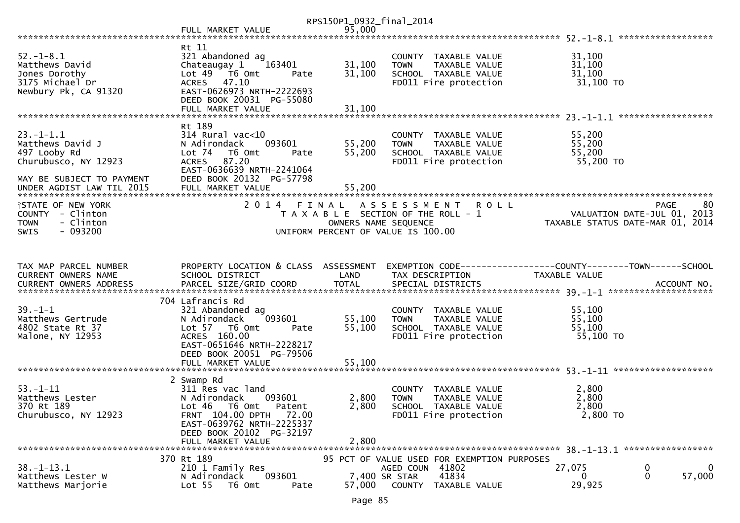```
                                                     RPS150P1_0932_final_2014
                              FULL MARKET VALUE              95,000
******************************************************************************************************* 52.-1-8.1 ******************
                              Rt 11
52.-1-8.1                     321 Abandoned ag                        COUNTY  TAXABLE VALUE             31,100
Matthews David                Chateaugay 1     163401       31,100    TOWN    TAXABLE VALUE             31,100
Jones Dorothy                 Lot 49  T6 Omt       Pate     31,100    SCHOOL  TAXABLE VALUE             31,100
3175 Michael Dr               ACRES  47.10                            FD011 Fire protection              31,100 TO
Newbury Pk, CA 91320          EAST-0626973 NRTH-2222693
                              DEED BOOK 20031  PG-55080
                              FULL MARKET VALUE              31,100
******************************************************************************************************* 23.-1-1.1 ******************
                              Rt 189
23.-1-1.1                     314 Rural vac<10                        COUNTY  TAXABLE VALUE             55,200
Matthews David J              N Adirondack     093601       55,200    TOWN    TAXABLE VALUE             55,200
497 Looby Rd                  Lot 74  T6 Omt       Pate     55,200    SCHOOL  TAXABLE VALUE             55,200
Churubusco, NY 12923          ACRES  87.20                            FD011 Fire protection              55,200 TO
                              EAST-0636639 NRTH-2241064
MAY BE SUBJECT TO PAYMENT     DEED BOOK 20132  PG-57798
UNDER AGDIST LAW TIL 2015     FULL MARKET VALUE              55,200
*******************************************************************************************************************************
STATE OF NEW YORK                    2 0 1 4   F I N A L   A S S E S S M E N T   R O L L                           PAGE     80
COUNTY  - Clinton                       T A X A B L E  SECTION OF THE ROLL - 1                     VALUATION DATE-JUL 01, 2013
TOWN    - Clinton                               OWNERS NAME SEQUENCE                           TAXABLE STATUS DATE-MAR 01, 2014
SWIS    - 093200                        UNIFORM PERCENT OF VALUE IS 100.00



TAX MAP PARCEL NUMBER         PROPERTY LOCATION & CLASS  ASSESSMENT  EXEMPTION CODE------------------COUNTY--------TOWN------SCHOOL
CURRENT OWNERS NAME           SCHOOL DISTRICT               LAND      TAX DESCRIPTION              TAXABLE VALUE
CURRENT OWNERS ADDRESS        PARCEL SIZE/GRID COORD        TOTAL     SPECIAL DISTRICTS                                 ACCOUNT NO.
******************************************************************************************************* 39.-1-1 ********************
                          704 Lafrancis Rd
39.-1-1                       321 Abandoned ag                        COUNTY  TAXABLE VALUE             55,100
Matthews Gertrude             N Adirondack     093601       55,100    TOWN    TAXABLE VALUE             55,100
4802 State Rt 37              Lot 57  T6 Omt       Pate     55,100    SCHOOL  TAXABLE VALUE             55,100
Malone, NY 12953              ACRES 160.00                            FD011 Fire protection              55,100 TO
                              EAST-0651646 NRTH-2228217
                              DEED BOOK 20051  PG-79506
                              FULL MARKET VALUE              55,100
******************************************************************************************************* 53.-1-11 *******************
                            2 Swamp Rd
53.-1-11                      311 Res vac land                        COUNTY  TAXABLE VALUE              2,800
Matthews Lester               N Adirondack     093601        2,800    TOWN    TAXABLE VALUE              2,800
370 Rt 189                    Lot 46  T6 Omt    Patent       2,800    SCHOOL  TAXABLE VALUE              2,800
Churubusco, NY 12923          FRNT 104.00 DPTH  72.00                 FD011 Fire protection               2,800 TO
                              EAST-0639762 NRTH-2225337
                              DEED BOOK 20102  PG-32197
                              FULL MARKET VALUE               2,800
******************************************************************************************************* 38.-1-13.1 *****************
                          370 Rt 189                       95 PCT OF VALUE USED FOR EXEMPTION PURPOSES
38.-1-13.1                    210 1 Family Res                 AGED COUN  41802               27,075            0            0
Matthews Lester W             N Adirondack     093601        7,400 SR STAR    41834                    0            0       57,000
Matthews Marjorie             Lot 55  T6 Omt       Pate     57,000    COUNTY  TAXABLE VALUE             29,925
```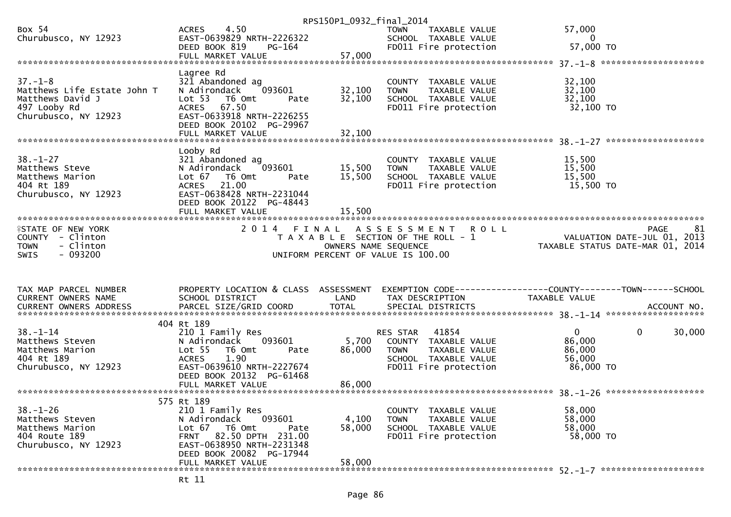```
Box 54                         ACRES     4.50                                 TOWN     TAXABLE VALUE              57,000
Churubusco, NY 12923           EAST-0639829 NRTH-2226322                      SCHOOL   TAXABLE VALUE                   0
                               DEED BOOK 819     PG-164                       FD011 Fire protection                57,000 TO
                               FULL MARKET VALUE                57,000
******************************************************************************************************* 37.-1-8 ********************
                               Lagree Rd
37.-1-8                        321 Abandoned ag                               COUNTY   TAXABLE VALUE              32,100
Matthews Life Estate John T    N Adirondack     093601          32,100        TOWN     TAXABLE VALUE              32,100
Matthews David J               Lot 53   T6 Omt        Pate      32,100        SCHOOL   TAXABLE VALUE              32,100
497 Looby Rd                   ACRES    67.50                                 FD011 Fire protection                32,100 TO
Churubusco, NY 12923           EAST-0633918 NRTH-2226255
                               DEED BOOK 20102  PG-29967
                               FULL MARKET VALUE                32,100
******************************************************************************************************* 38.-1-27 *******************
                               Looby Rd
38.-1-27                       321 Abandoned ag                               COUNTY   TAXABLE VALUE              15,500
Matthews Steve                 N Adirondack     093601          15,500        TOWN     TAXABLE VALUE              15,500
Matthews Marion                Lot 67   T6 Omt        Pate      15,500        SCHOOL   TAXABLE VALUE              15,500
404 Rt 189                     ACRES    21.00                                 FD011 Fire protection                15,500 TO
Churubusco, NY 12923           EAST-0638428 NRTH-2231044
                               DEED BOOK 20122  PG-48443
                               FULL MARKET VALUE                15,500
************************************************************************************************************************************
STATE OF NEW YORK                    2 0 1 4   F I N A L   A S S E S S M E N T   R O L L                              PAGE     81
COUNTY  - Clinton                         T A X A B L E  SECTION OF THE ROLL - 1                          VALUATION DATE-JUL 01, 2013
TOWN    - Clinton                                 OWNERS NAME SEQUENCE                                TAXABLE STATUS DATE-MAR 01, 2014
SWIS    - 093200                          UNIFORM PERCENT OF VALUE IS 100.00


TAX MAP PARCEL NUMBER          PROPERTY LOCATION & CLASS  ASSESSMENT  EXEMPTION CODE------------------COUNTY--------TOWN------SCHOOL
CURRENT OWNERS NAME            SCHOOL DISTRICT               LAND      TAX DESCRIPTION             TAXABLE VALUE
CURRENT OWNERS ADDRESS         PARCEL SIZE/GRID COORD       TOTAL      SPECIAL DISTRICTS                                   ACCOUNT NO.
******************************************************************************************************* 38.-1-14 *******************
                          404 Rt 189
38.-1-14                       210 1 Family Res                               RES STAR    41854                0            0      30,000
Matthews Steven                N Adirondack     093601           5,700        COUNTY   TAXABLE VALUE              86,000
Matthews Marion                Lot 55   T6 Omt        Pate      86,000        TOWN     TAXABLE VALUE              86,000
404 Rt 189                     ACRES     1.90                                 SCHOOL   TAXABLE VALUE              56,000
Churubusco, NY 12923           EAST-0639610 NRTH-2227674                      FD011 Fire protection                86,000 TO
                               DEED BOOK 20132  PG-61468
                               FULL MARKET VALUE                86,000
******************************************************************************************************* 38.-1-26 *******************
                          575 Rt 189
38.-1-26                       210 1 Family Res                               COUNTY   TAXABLE VALUE              58,000
Matthews Steven                N Adirondack     093601           4,100        TOWN     TAXABLE VALUE              58,000
Matthews Marion                Lot 67   T6 Omt        Pate      58,000        SCHOOL   TAXABLE VALUE              58,000
404 Route 189                  FRNT    82.50 DPTH 231.00                      FD011 Fire protection                58,000 TO
Churubusco, NY 12923           EAST-0638950 NRTH-2231348
                               DEED BOOK 20082  PG-17944
                               FULL MARKET VALUE                58,000
******************************************************************************************************* 52.-1-7 ********************
                               Rt 11
```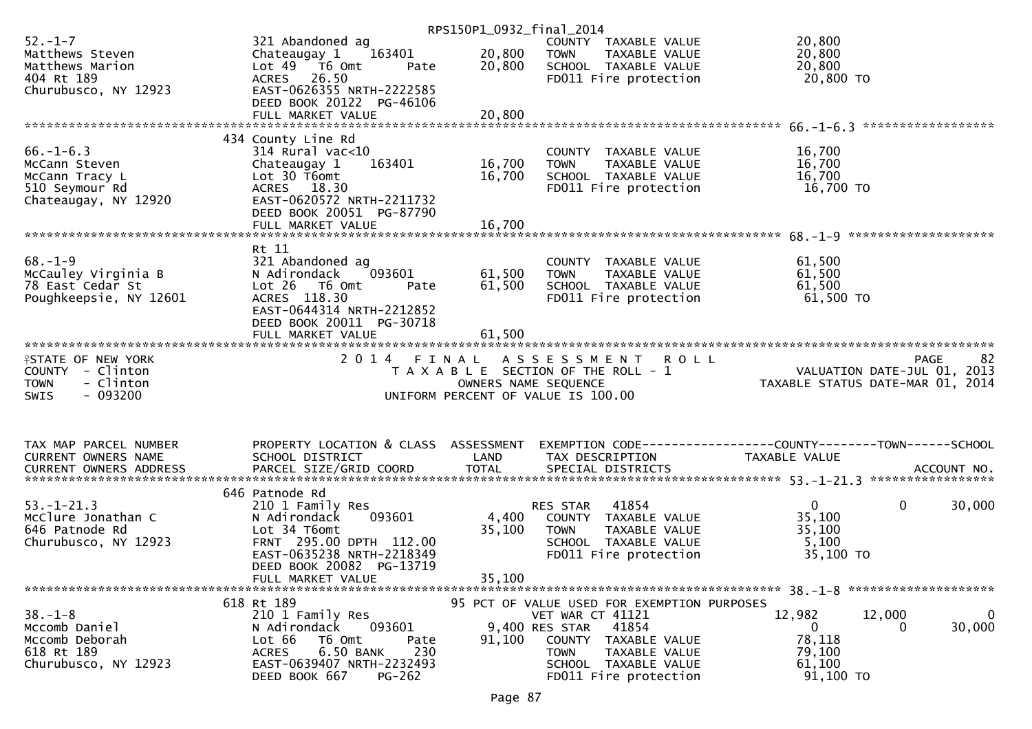RPS150P1_0932_final_2014

```
52.-1-7                        321 Abandoned ag                        COUNTY  TAXABLE VALUE             20,800
Matthews Steven                Chateaugay 1    163401      20,800      TOWN    TAXABLE VALUE             20,800
Matthews Marion                Lot 49  T6 Omt       Pate   20,800      SCHOOL  TAXABLE VALUE             20,800
404 Rt 189                     ACRES   26.50                           FD011 Fire protection              20,800 TO
Churubusco, NY 12923           EAST-0626355 NRTH-2222585
                               DEED BOOK 20122  PG-46106
                               FULL MARKET VALUE           20,800
******************************************************************************************************* 66.-1-6.3 ******************
                               434 County Line Rd
66.-1-6.3                      314 Rural vac<10                        COUNTY  TAXABLE VALUE             16,700
McCann Steven                  Chateaugay 1    163401      16,700      TOWN    TAXABLE VALUE             16,700
McCann Tracy L                 Lot 30 T6omt                16,700      SCHOOL  TAXABLE VALUE             16,700
510 Seymour Rd                 ACRES   18.30                           FD011 Fire protection              16,700 TO
Chateaugay, NY 12920           EAST-0620572 NRTH-2211732
                               DEED BOOK 20051  PG-87790
                               FULL MARKET VALUE           16,700
******************************************************************************************************* 68.-1-9 ********************
                               Rt 11
68.-1-9                        321 Abandoned ag                        COUNTY  TAXABLE VALUE             61,500
McCauley Virginia B            N Adirondack    093601      61,500      TOWN    TAXABLE VALUE             61,500
78 East Cedar St               Lot 26  T6 Omt       Pate   61,500      SCHOOL  TAXABLE VALUE             61,500
Poughkeepsie, NY 12601         ACRES  118.30                           FD011 Fire protection              61,500 TO
                               EAST-0644314 NRTH-2212852
                               DEED BOOK 20011  PG-30718
                               FULL MARKET VALUE           61,500
************************************************************************************************************************************
STATE OF NEW YORK                    2 0 1 4   F I N A L   A S S E S S M E N T   R O L L                                PAGE    82
COUNTY  - Clinton                          T A X A B L E  SECTION OF THE ROLL - 1                    VALUATION DATE-JUL 01, 2013
TOWN    - Clinton                                OWNERS NAME SEQUENCE                            TAXABLE STATUS DATE-MAR 01, 2014
SWIS    - 093200                          UNIFORM PERCENT OF VALUE IS 100.00


TAX MAP PARCEL NUMBER          PROPERTY LOCATION & CLASS  ASSESSMENT  EXEMPTION CODE------------------COUNTY--------TOWN------SCHOOL
CURRENT OWNERS NAME            SCHOOL DISTRICT               LAND      TAX DESCRIPTION             TAXABLE VALUE
CURRENT OWNERS ADDRESS         PARCEL SIZE/GRID COORD        TOTAL     SPECIAL DISTRICTS                                 ACCOUNT NO.
******************************************************************************************************* 53.-1-21.3 *****************
                               646 Patnode Rd
53.-1-21.3                     210 1 Family Res                        RES STAR    41854                   0          0       30,000
McClure Jonathan C             N Adirondack    093601       4,400      COUNTY  TAXABLE VALUE             35,100
646 Patnode Rd                 Lot 34 T6omt                35,100      TOWN    TAXABLE VALUE             35,100
Churubusco, NY 12923           FRNT 295.00 DPTH 112.00                 SCHOOL  TAXABLE VALUE              5,100
                               EAST-0635238 NRTH-2218349               FD011 Fire protection              35,100 TO
                               DEED BOOK 20082  PG-13719
                               FULL MARKET VALUE           35,100
******************************************************************************************************* 38.-1-8 ********************
                               618 Rt 189                 95 PCT OF VALUE USED FOR EXEMPTION PURPOSES
38.-1-8                        210 1 Family Res                        VET WAR CT 41121               12,982     12,000            0
Mccomb Daniel                  N Adirondack    093601       9,400 RES STAR    41854                   0          0       30,000
Mccomb Deborah                 Lot 66   T6 Omt      Pate   91,100      COUNTY  TAXABLE VALUE             78,118
618 Rt 189                     ACRES    6.50 BANK    230               TOWN    TAXABLE VALUE             79,100
Churubusco, NY 12923           EAST-0639407 NRTH-2232493               SCHOOL  TAXABLE VALUE             61,100
                               DEED BOOK 667     PG-262                FD011 Fire protection              91,100 TO
```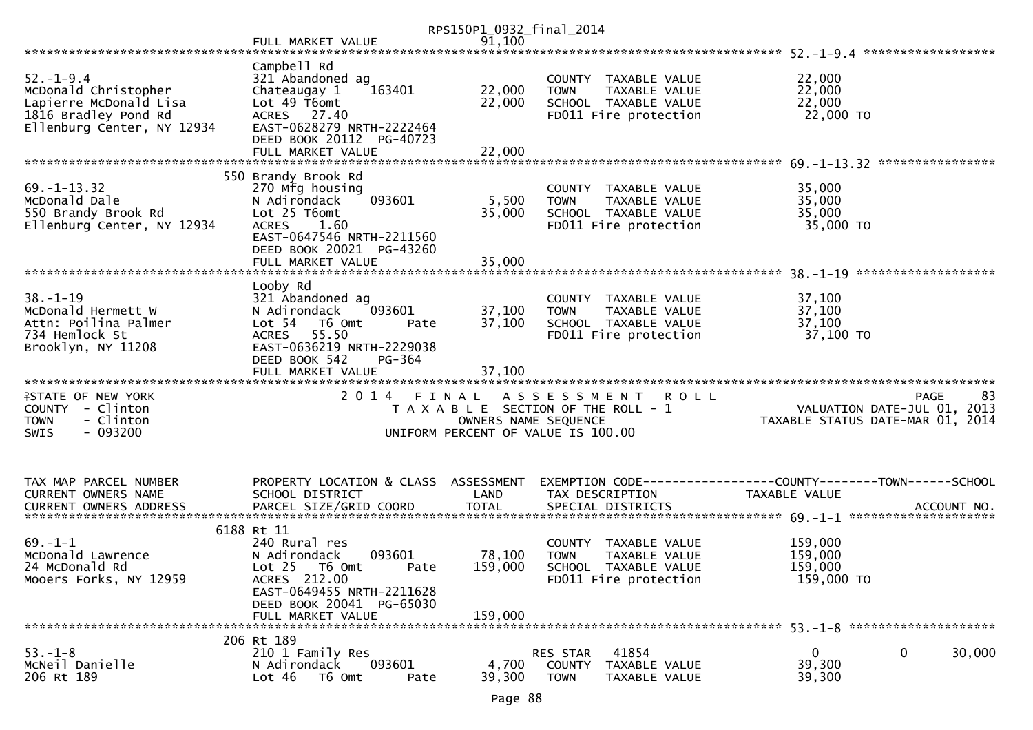RPS150P1_0932_final_2014

FULL MARKET VALUE 91,100

************************************************************************************************************ 52.-1-9.4 *******************

| | Campbell Rd | | | |
|---|---|---|---|---|
| 52.-1-9.4 | 321 Abandoned ag | | COUNTY TAXABLE VALUE | 22,000 |
| McDonald Christopher | Chateaugay 1 163401 | 22,000 | TOWN TAXABLE VALUE | 22,000 |
| Lapierre McDonald Lisa | Lot 49 T6omt | 22,000 | SCHOOL TAXABLE VALUE | 22,000 |
| 1816 Bradley Pond Rd | ACRES 27.40 | | FD011 Fire protection | 22,000 TO |
| Ellenburg Center, NY 12934 | EAST-0628279 NRTH-2222464 | | | |
| | DEED BOOK 20112 PG-40723 | | | |
| | FULL MARKET VALUE | 22,000 | | |

************************************************************************************************************ 69.-1-13.32 *****************

| | 550 Brandy Brook Rd | | | |
|---|---|---|---|---|
| 69.-1-13.32 | 270 Mfg housing | | COUNTY TAXABLE VALUE | 35,000 |
| McDonald Dale | N Adirondack 093601 | 5,500 | TOWN TAXABLE VALUE | 35,000 |
| 550 Brandy Brook Rd | Lot 25 T6omt | 35,000 | SCHOOL TAXABLE VALUE | 35,000 |
| Ellenburg Center, NY 12934 | ACRES 1.60 | | FD011 Fire protection | 35,000 TO |
| | EAST-0647546 NRTH-2211560 | | | |
| | DEED BOOK 20021 PG-43260 | | | |
| | FULL MARKET VALUE | 35,000 | | |

************************************************************************************************************ 38.-1-19 ********************

| | Looby Rd | | | |
|---|---|---|---|---|
| 38.-1-19 | 321 Abandoned ag | | COUNTY TAXABLE VALUE | 37,100 |
| McDonald Hermett W | N Adirondack 093601 | 37,100 | TOWN TAXABLE VALUE | 37,100 |
| Attn: Poilina Palmer | Lot 54 T6 Omt Pate | 37,100 | SCHOOL TAXABLE VALUE | 37,100 |
| 734 Hemlock St | ACRES 55.50 | | FD011 Fire protection | 37,100 TO |
| Brooklyn, NY 11208 | EAST-0636219 NRTH-2229038 | | | |
| | DEED BOOK 542 PG-364 | | | |
| | FULL MARKET VALUE | 37,100 | | |

************************************************************************************************************************************************

STATE OF NEW YORK — 2014 FINAL ASSESSMENT ROLL — PAGE 83
COUNTY - Clinton — TAXABLE SECTION OF THE ROLL - 1 — VALUATION DATE-JUL 01, 2013
TOWN - Clinton — OWNERS NAME SEQUENCE — TAXABLE STATUS DATE-MAR 01, 2014
SWIS - 093200 — UNIFORM PERCENT OF VALUE IS 100.00

| TAX MAP PARCEL NUMBER<br>CURRENT OWNERS NAME<br>CURRENT OWNERS ADDRESS | PROPERTY LOCATION & CLASS<br>SCHOOL DISTRICT<br>PARCEL SIZE/GRID COORD | ASSESSMENT<br>LAND<br>TOTAL | EXEMPTION CODE------------------COUNTY--------TOWN------SCHOOL<br>TAX DESCRIPTION<br>SPECIAL DISTRICTS | TAXABLE VALUE<br><br>ACCOUNT NO. |
|---|---|---|---|---|

************************************************************************************************************ 69.-1-1 *********************

| | 6188 Rt 11 | | | |
|---|---|---|---|---|
| 69.-1-1 | 240 Rural res | | COUNTY TAXABLE VALUE | 159,000 |
| McDonald Lawrence | N Adirondack 093601 | 78,100 | TOWN TAXABLE VALUE | 159,000 |
| 24 McDonald Rd | Lot 25 T6 Omt Pate | 159,000 | SCHOOL TAXABLE VALUE | 159,000 |
| Mooers Forks, NY 12959 | ACRES 212.00 | | FD011 Fire protection | 159,000 TO |
| | EAST-0649455 NRTH-2211628 | | | |
| | DEED BOOK 20041 PG-65030 | | | |
| | FULL MARKET VALUE | 159,000 | | |

************************************************************************************************************ 53.-1-8 *********************

| | 206 Rt 189 | | | |
|---|---|---|---|---|
| 53.-1-8 | 210 1 Family Res | | RES STAR 41854 | 0 0 30,000 |
| McNeil Danielle | N Adirondack 093601 | 4,700 | COUNTY TAXABLE VALUE | 39,300 |
| 206 Rt 189 | Lot 46 T6 Omt Pate | 39,300 | TOWN TAXABLE VALUE | 39,300 |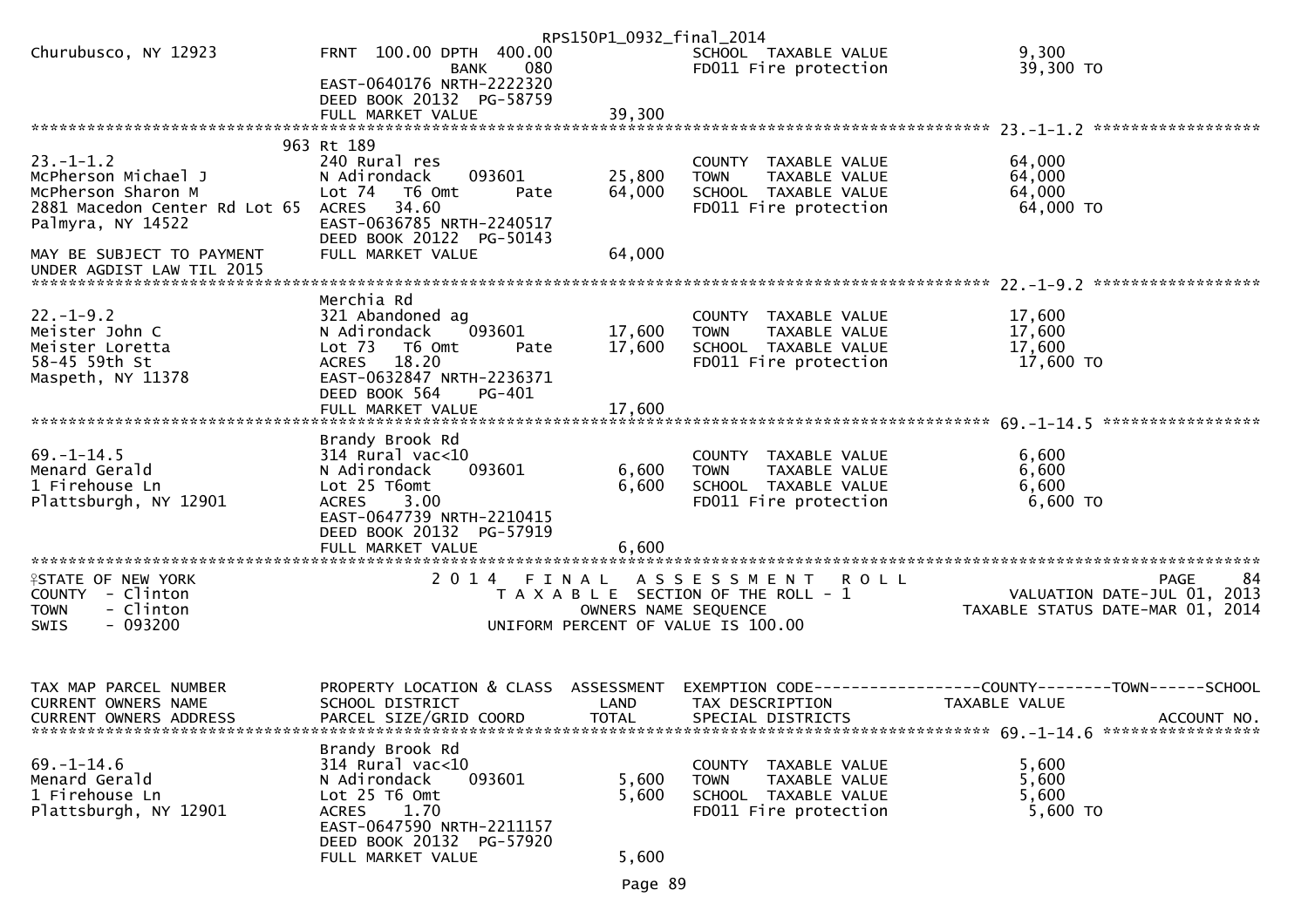RPS150P1_0932_final_2014

```
Churubusco, NY 12923          FRNT 100.00 DPTH 400.00                  SCHOOL  TAXABLE VALUE              9,300
                                     BANK    080                       FD011 Fire protection             39,300 TO
                              EAST-0640176 NRTH-2222320
                              DEED BOOK 20132  PG-58759
                              FULL MARKET VALUE               39,300
******************************************************************************************************* 23.-1-1.2 ******************
                              963 Rt 189
23.-1-1.2                     240 Rural res                            COUNTY  TAXABLE VALUE             64,000
McPherson Michael J           N Adirondack     093601         25,800   TOWN    TAXABLE VALUE             64,000
McPherson Sharon M            Lot 74  T6 Omt       Pate       64,000   SCHOOL  TAXABLE VALUE             64,000
2881 Macedon Center Rd Lot 65 ACRES  34.60                             FD011 Fire protection             64,000 TO
Palmyra, NY 14522             EAST-0636785 NRTH-2240517
                              DEED BOOK 20122  PG-50143
MAY BE SUBJECT TO PAYMENT     FULL MARKET VALUE               64,000
UNDER AGDIST LAW TIL 2015
******************************************************************************************************* 22.-1-9.2 ******************
                              Merchia Rd
22.-1-9.2                     321 Abandoned ag                         COUNTY  TAXABLE VALUE             17,600
Meister John C                N Adirondack     093601         17,600   TOWN    TAXABLE VALUE             17,600
Meister Loretta               Lot 73  T6 Omt       Pate       17,600   SCHOOL  TAXABLE VALUE             17,600
58-45 59th St                 ACRES  18.20                             FD011 Fire protection             17,600 TO
Maspeth, NY 11378             EAST-0632847 NRTH-2236371
                              DEED BOOK 564    PG-401
                              FULL MARKET VALUE               17,600
******************************************************************************************************* 69.-1-14.5 *****************
                              Brandy Brook Rd
69.-1-14.5                    314 Rural vac<10                         COUNTY  TAXABLE VALUE              6,600
Menard Gerald                 N Adirondack     093601          6,600   TOWN    TAXABLE VALUE              6,600
1 Firehouse Ln                Lot 25 T6omt                     6,600   SCHOOL  TAXABLE VALUE              6,600
Plattsburgh, NY 12901         ACRES   3.00                             FD011 Fire protection              6,600 TO
                              EAST-0647739 NRTH-2210415
                              DEED BOOK 20132  PG-57919
                              FULL MARKET VALUE                6,600
************************************************************************************************************************************
```

```
STATE OF NEW YORK                          2 0 1 4   F I N A L   A S S E S S M E N T   R O L L                      PAGE    84
COUNTY  - Clinton                             T A X A B L E  SECTION OF THE ROLL - 1                  VALUATION DATE-JUL 01, 2013
TOWN    - Clinton                                    OWNERS NAME SEQUENCE                        TAXABLE STATUS DATE-MAR 01, 2014
SWIS    - 093200                               UNIFORM PERCENT OF VALUE IS 100.00
```

```
TAX MAP PARCEL NUMBER         PROPERTY LOCATION & CLASS  ASSESSMENT  EXEMPTION CODE------------------COUNTY--------TOWN------SCHOOL
CURRENT OWNERS NAME           SCHOOL DISTRICT               LAND      TAX DESCRIPTION            TAXABLE VALUE
CURRENT OWNERS ADDRESS        PARCEL SIZE/GRID COORD        TOTAL     SPECIAL DISTRICTS                                ACCOUNT NO.
******************************************************************************************************* 69.-1-14.6 *****************
                              Brandy Brook Rd
69.-1-14.6                    314 Rural vac<10                         COUNTY  TAXABLE VALUE              5,600
Menard Gerald                 N Adirondack     093601          5,600   TOWN    TAXABLE VALUE              5,600
1 Firehouse Ln                Lot 25 T6 Omt                    5,600   SCHOOL  TAXABLE VALUE              5,600
Plattsburgh, NY 12901         ACRES   1.70                             FD011 Fire protection              5,600 TO
                              EAST-0647590 NRTH-2211157
                              DEED BOOK 20132  PG-57920
                              FULL MARKET VALUE                5,600
```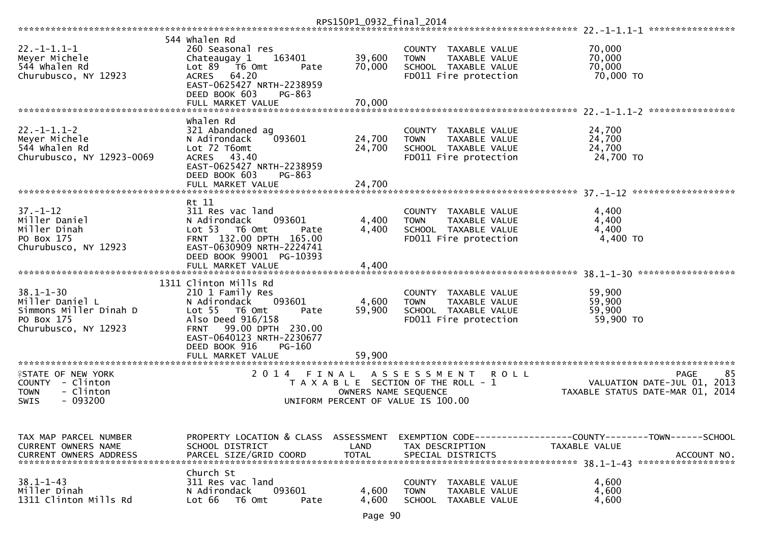RPS150P1_0932_final_2014

| | | | | |
|---|---|---|---|---|
| **22.-1-1.1-1** | 544 Whalen Rd | | | |
| 22.-1-1.1-1 | 260 Seasonal res | | COUNTY TAXABLE VALUE | 70,000 |
| Meyer Michele | Chateaugay 1 163401 | 39,600 | TOWN TAXABLE VALUE | 70,000 |
| 544 Whalen Rd | Lot 89 T6 Omt Pate | 70,000 | SCHOOL TAXABLE VALUE | 70,000 |
| Churubusco, NY 12923 | ACRES 64.20 | | FD011 Fire protection | 70,000 TO |
| | EAST-0625427 NRTH-2238959 | | | |
| | DEED BOOK 603 PG-863 | | | |
| | FULL MARKET VALUE | 70,000 | | |
| **22.-1-1.1-2** | Whalen Rd | | | |
| 22.-1-1.1-2 | 321 Abandoned ag | | COUNTY TAXABLE VALUE | 24,700 |
| Meyer Michele | N Adirondack 093601 | 24,700 | TOWN TAXABLE VALUE | 24,700 |
| 544 Whalen Rd | Lot 72 T6omt | 24,700 | SCHOOL TAXABLE VALUE | 24,700 |
| Churubusco, NY 12923-0069 | ACRES 43.40 | | FD011 Fire protection | 24,700 TO |
| | EAST-0625427 NRTH-2238959 | | | |
| | DEED BOOK 603 PG-863 | | | |
| | FULL MARKET VALUE | 24,700 | | |
| **37.-1-12** | Rt 11 | | | |
| 37.-1-12 | 311 Res vac land | | COUNTY TAXABLE VALUE | 4,400 |
| Miller Daniel | N Adirondack 093601 | 4,400 | TOWN TAXABLE VALUE | 4,400 |
| Miller Dinah | Lot 53 T6 Omt Pate | 4,400 | SCHOOL TAXABLE VALUE | 4,400 |
| PO Box 175 | FRNT 132.00 DPTH 165.00 | | FD011 Fire protection | 4,400 TO |
| Churubusco, NY 12923 | EAST-0630909 NRTH-2224741 | | | |
| | DEED BOOK 99001 PG-10393 | | | |
| | FULL MARKET VALUE | 4,400 | | |
| **38.1-1-30** | 1311 Clinton Mills Rd | | | |
| 38.1-1-30 | 210 1 Family Res | | COUNTY TAXABLE VALUE | 59,900 |
| Miller Daniel L | N Adirondack 093601 | 4,600 | TOWN TAXABLE VALUE | 59,900 |
| Simmons Miller Dinah D | Lot 55 T6 Omt Pate | 59,900 | SCHOOL TAXABLE VALUE | 59,900 |
| PO Box 175 | Also Deed 916/158 | | FD011 Fire protection | 59,900 TO |
| Churubusco, NY 12923 | FRNT 99.00 DPTH 230.00 | | | |
| | EAST-0640123 NRTH-2230677 | | | |
| | DEED BOOK 916 PG-160 | | | |
| | FULL MARKET VALUE | 59,900 | | |

STATE OF NEW YORK — 2014 FINAL ASSESSMENT ROLL — PAGE 85
COUNTY - Clinton — TAXABLE SECTION OF THE ROLL - 1 — VALUATION DATE-JUL 01, 2013
TOWN - Clinton — OWNERS NAME SEQUENCE — TAXABLE STATUS DATE-MAR 01, 2014
SWIS - 093200 — UNIFORM PERCENT OF VALUE IS 100.00

| TAX MAP PARCEL NUMBER / CURRENT OWNERS NAME / CURRENT OWNERS ADDRESS | PROPERTY LOCATION & CLASS / SCHOOL DISTRICT / PARCEL SIZE/GRID COORD | ASSESSMENT LAND / TOTAL | EXEMPTION CODE / TAX DESCRIPTION / SPECIAL DISTRICTS | COUNTY--------TOWN------SCHOOL / TAXABLE VALUE / ACCOUNT NO. |
|---|---|---|---|---|
| **38.1-1-43** | Church St | | | |
| 38.1-1-43 | 311 Res vac land | | COUNTY TAXABLE VALUE | 4,600 |
| Miller Dinah | N Adirondack 093601 | 4,600 | TOWN TAXABLE VALUE | 4,600 |
| 1311 Clinton Mills Rd | Lot 66 T6 Omt Pate | 4,600 | SCHOOL TAXABLE VALUE | 4,600 |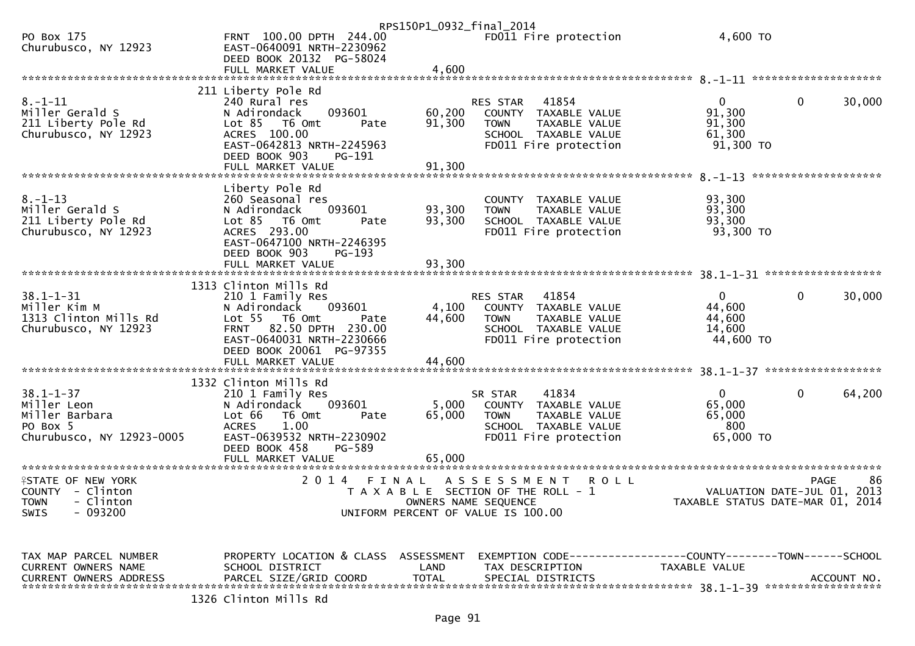```
PO Box 175                     FRNT 100.00 DPTH 244.00            FD011 Fire protection              4,600 TO
Churubusco, NY 12923           EAST-0640091 NRTH-2230962
                               DEED BOOK 20132 PG-58024
                               FULL MARKET VALUE                  4,600
******************************************************************************************************* 8.-1-11 ********************
                               211 Liberty Pole Rd
8.-1-11                        240 Rural res                      RES STAR   41854                     0            0       30,000
Miller Gerald S                N Adirondack     093601     60,200   COUNTY  TAXABLE VALUE           91,300
211 Liberty Pole Rd            Lot 85   T6 Omt        Pate 91,300   TOWN    TAXABLE VALUE           91,300
Churubusco, NY 12923           ACRES 100.00                         SCHOOL  TAXABLE VALUE           61,300
                               EAST-0642813 NRTH-2245963            FD011 Fire protection            91,300 TO
                               DEED BOOK 903    PG-191
                               FULL MARKET VALUE                 91,300
******************************************************************************************************* 8.-1-13 ********************
                               Liberty Pole Rd
8.-1-13                        260 Seasonal res                     COUNTY  TAXABLE VALUE           93,300
Miller Gerald S                N Adirondack     093601     93,300   TOWN    TAXABLE VALUE           93,300
211 Liberty Pole Rd            Lot 85   T6 Omt        Pate 93,300   SCHOOL  TAXABLE VALUE           93,300
Churubusco, NY 12923           ACRES 293.00                         FD011 Fire protection            93,300 TO
                               EAST-0647100 NRTH-2246395
                               DEED BOOK 903    PG-193
                               FULL MARKET VALUE                 93,300
******************************************************************************************************* 38.1-1-31 ******************
                               1313 Clinton Mills Rd
38.1-1-31                      210 1 Family Res                   RES STAR   41854                     0            0       30,000
Miller Kim M                   N Adirondack     093601      4,100   COUNTY  TAXABLE VALUE           44,600
1313 Clinton Mills Rd          Lot 55   T6 Omt        Pate 44,600   TOWN    TAXABLE VALUE           44,600
Churubusco, NY 12923           FRNT  82.50 DPTH 230.00              SCHOOL  TAXABLE VALUE           14,600
                               EAST-0640031 NRTH-2230666            FD011 Fire protection            44,600 TO
                               DEED BOOK 20061 PG-97355
                               FULL MARKET VALUE                 44,600
******************************************************************************************************* 38.1-1-37 ******************
                               1332 Clinton Mills Rd
38.1-1-37                      210 1 Family Res                   SR STAR    41834                     0            0       64,200
Miller Leon                    N Adirondack     093601      5,000   COUNTY  TAXABLE VALUE           65,000
Miller Barbara                 Lot 66   T6 Omt        Pate 65,000   TOWN    TAXABLE VALUE           65,000
PO Box 5                       ACRES     1.00                       SCHOOL  TAXABLE VALUE              800
Churubusco, NY 12923-0005      EAST-0639532 NRTH-2230902            FD011 Fire protection            65,000 TO
                               DEED BOOK 458    PG-589
                               FULL MARKET VALUE                 65,000
************************************************************************************************************************************
STATE OF NEW YORK                    2 0 1 4   F I N A L   A S S E S S M E N T   R O L L                                PAGE    86
COUNTY  - Clinton                       T A X A B L E  SECTION OF THE ROLL - 1                         VALUATION DATE-JUL 01, 2013
TOWN    - Clinton                              OWNERS NAME SEQUENCE                              TAXABLE STATUS DATE-MAR 01, 2014
SWIS    - 093200                        UNIFORM PERCENT OF VALUE IS 100.00


TAX MAP PARCEL NUMBER          PROPERTY LOCATION & CLASS  ASSESSMENT  EXEMPTION CODE------------------COUNTY--------TOWN------SCHOOL
CURRENT OWNERS NAME            SCHOOL DISTRICT               LAND      TAX DESCRIPTION              TAXABLE VALUE
CURRENT OWNERS ADDRESS         PARCEL SIZE/GRID COORD       TOTAL      SPECIAL DISTRICTS                                  ACCOUNT NO.
******************************************************************************************************* 38.1-1-39 ******************
                               1326 Clinton Mills Rd
```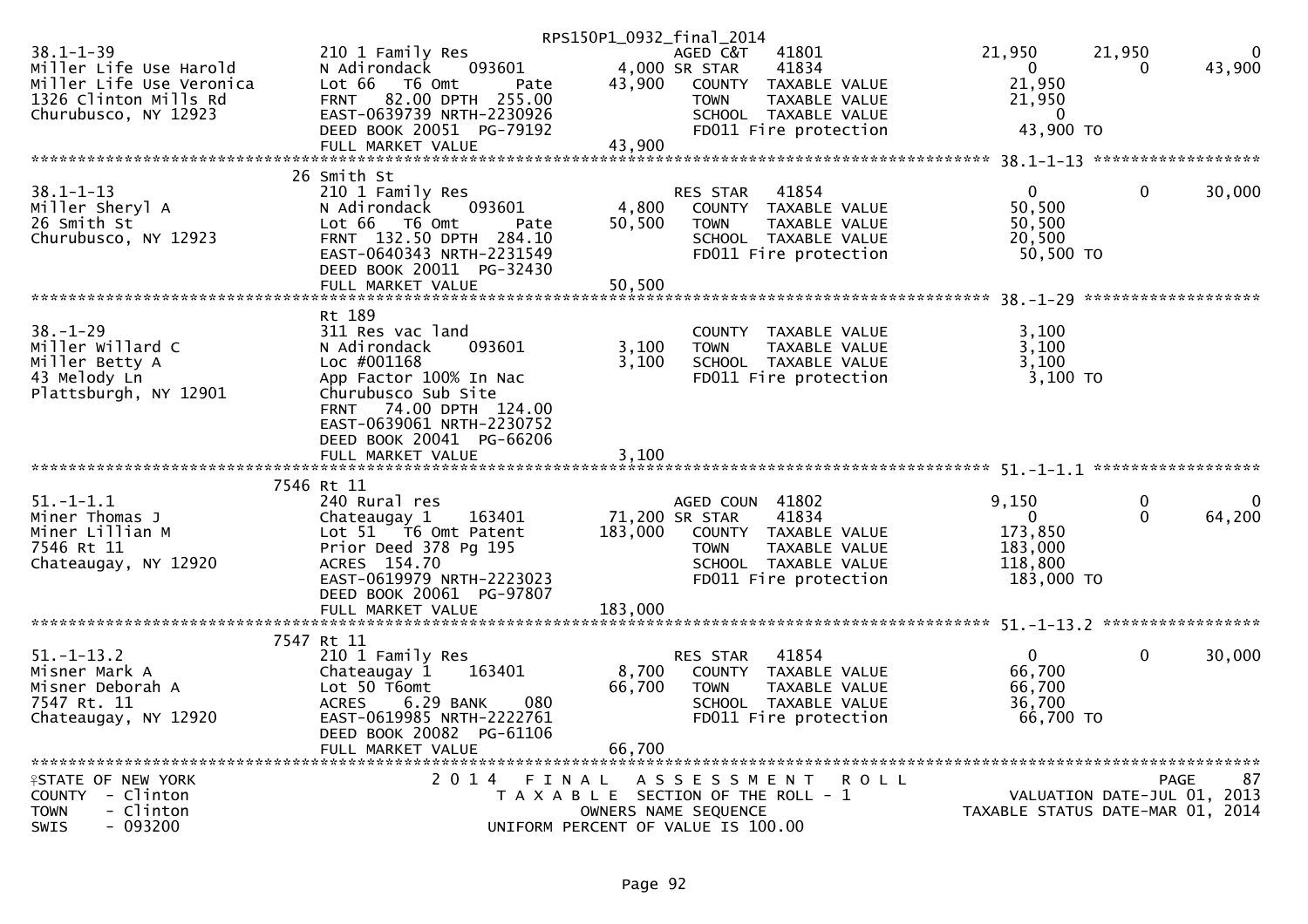RPS150P1_0932_final_2014

```
38.1-1-39               210 1 Family Res              AGED C&T    41801          21,950      21,950          0
Miller Life Use Harold  N Adirondack    093601    4,000 SR STAR     41834               0           0     43,900
Miller Life Use Veronica Lot 66   T6 Omt      Pate 43,900  COUNTY  TAXABLE VALUE      21,950
1326 Clinton Mills Rd   FRNT   82.00 DPTH  255.00          TOWN    TAXABLE VALUE      21,950
Churubusco, NY 12923    EAST-0639739 NRTH-2230926          SCHOOL  TAXABLE VALUE           0
                        DEED BOOK 20051  PG-79192          FD011 Fire protection      43,900 TO
                        FULL MARKET VALUE         43,900
******************************************************************************************************* 38.1-1-13 ******************
                        26 Smith St
38.1-1-13               210 1 Family Res                  RES STAR    41854               0           0     30,000
Miller Sheryl A         N Adirondack    093601    4,800   COUNTY  TAXABLE VALUE      50,500
26 Smith St             Lot 66   T6 Omt      Pate 50,500   TOWN    TAXABLE VALUE      50,500
Churubusco, NY 12923    FRNT 132.50 DPTH  284.10          SCHOOL  TAXABLE VALUE      20,500
                        EAST-0640343 NRTH-2231549          FD011 Fire protection      50,500 TO
                        DEED BOOK 20011  PG-32430
                        FULL MARKET VALUE         50,500
******************************************************************************************************* 38.-1-29 *******************
                        Rt 189
38.-1-29                311 Res vac land                  COUNTY  TAXABLE VALUE       3,100
Miller Willard C        N Adirondack    093601    3,100   TOWN    TAXABLE VALUE       3,100
Miller Betty A          Loc #001168               3,100   SCHOOL  TAXABLE VALUE       3,100
43 Melody Ln            App Factor 100% In Nac            FD011 Fire protection       3,100 TO
Plattsburgh, NY 12901   Churubusco Sub Site
                        FRNT   74.00 DPTH  124.00
                        EAST-0639061 NRTH-2230752
                        DEED BOOK 20041  PG-66206
                        FULL MARKET VALUE          3,100
******************************************************************************************************* 51.-1-1.1 ******************
                        7546 Rt 11
51.-1-1.1               240 Rural res                     AGED COUN   41802           9,150           0          0
Miner Thomas J          Chateaugay 1    163401   71,200 SR STAR     41834               0           0     64,200
Miner Lillian M         Lot 51  T6 Omt Patent   183,000   COUNTY  TAXABLE VALUE     173,850
7546 Rt 11              Prior Deed 378 Pg 195             TOWN    TAXABLE VALUE     183,000
Chateaugay, NY 12920    ACRES  154.70                     SCHOOL  TAXABLE VALUE     118,800
                        EAST-0619979 NRTH-2223023          FD011 Fire protection     183,000 TO
                        DEED BOOK 20061  PG-97807
                        FULL MARKET VALUE        183,000
******************************************************************************************************* 51.-1-13.2 *****************
                        7547 Rt 11
51.-1-13.2              210 1 Family Res                  RES STAR    41854               0           0     30,000
Misner Mark A           Chateaugay 1    163401    8,700   COUNTY  TAXABLE VALUE      66,700
Misner Deborah A        Lot 50 T6omt             66,700   TOWN    TAXABLE VALUE      66,700
7547 Rt. 11             ACRES     6.29 BANK     080       SCHOOL  TAXABLE VALUE      36,700
Chateaugay, NY 12920    EAST-0619985 NRTH-2222761          FD011 Fire protection      66,700 TO
                        DEED BOOK 20082  PG-61106
                        FULL MARKET VALUE         66,700
************************************************************************************************************************************
```

STATE OF NEW YORK — 2014 FINAL ASSESSMENT ROLL — PAGE 87
COUNTY - Clinton — TAXABLE SECTION OF THE ROLL - 1 — VALUATION DATE-JUL 01, 2013
TOWN - Clinton — OWNERS NAME SEQUENCE — TAXABLE STATUS DATE-MAR 01, 2014
SWIS - 093200 — UNIFORM PERCENT OF VALUE IS 100.00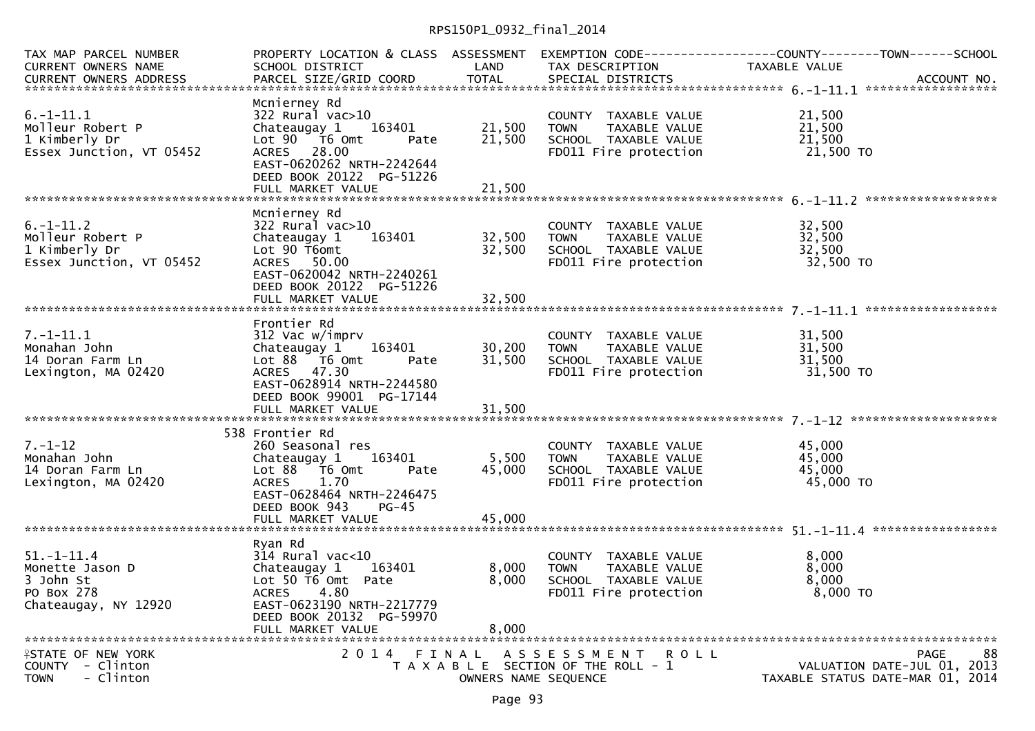RPS150P1_0932_final_2014

| TAX MAP PARCEL NUMBER<br>CURRENT OWNERS NAME<br>CURRENT OWNERS ADDRESS | PROPERTY LOCATION & CLASS<br>SCHOOL DISTRICT<br>PARCEL SIZE/GRID COORD | ASSESSMENT<br>LAND<br>TOTAL | EXEMPTION CODE<br>TAX DESCRIPTION<br>SPECIAL DISTRICTS | COUNTY--------TOWN------SCHOOL<br>TAXABLE VALUE<br>ACCOUNT NO. |
|---|---|---|---|---|
| 6.-1-11.1 | Mcnierney Rd | | | |
| 6.-1-11.1 | 322 Rural vac>10 | | COUNTY TAXABLE VALUE | 21,500 |
| Molleur Robert P | Chateaugay 1 163401 | 21,500 | TOWN TAXABLE VALUE | 21,500 |
| 1 Kimberly Dr | Lot 90 T6 Omt Pate | 21,500 | SCHOOL TAXABLE VALUE | 21,500 |
| Essex Junction, VT 05452 | ACRES 28.00 | | FD011 Fire protection | 21,500 TO |
| | EAST-0620262 NRTH-2242644 | | | |
| | DEED BOOK 20122 PG-51226 | | | |
| | FULL MARKET VALUE | 21,500 | | |
| 6.-1-11.2 | Mcnierney Rd | | | |
| 6.-1-11.2 | 322 Rural vac>10 | | COUNTY TAXABLE VALUE | 32,500 |
| Molleur Robert P | Chateaugay 1 163401 | 32,500 | TOWN TAXABLE VALUE | 32,500 |
| 1 Kimberly Dr | Lot 90 T6omt | 32,500 | SCHOOL TAXABLE VALUE | 32,500 |
| Essex Junction, VT 05452 | ACRES 50.00 | | FD011 Fire protection | 32,500 TO |
| | EAST-0620042 NRTH-2240261 | | | |
| | DEED BOOK 20122 PG-51226 | | | |
| | FULL MARKET VALUE | 32,500 | | |
| 7.-1-11.1 | Frontier Rd | | | |
| 7.-1-11.1 | 312 Vac w/imprv | | COUNTY TAXABLE VALUE | 31,500 |
| Monahan John | Chateaugay 1 163401 | 30,200 | TOWN TAXABLE VALUE | 31,500 |
| 14 Doran Farm Ln | Lot 88 T6 Omt Pate | 31,500 | SCHOOL TAXABLE VALUE | 31,500 |
| Lexington, MA 02420 | ACRES 47.30 | | FD011 Fire protection | 31,500 TO |
| | EAST-0628914 NRTH-2244580 | | | |
| | DEED BOOK 99001 PG-17144 | | | |
| | FULL MARKET VALUE | 31,500 | | |
| 7.-1-12 | 538 Frontier Rd | | | |
| 7.-1-12 | 260 Seasonal res | | COUNTY TAXABLE VALUE | 45,000 |
| Monahan John | Chateaugay 1 163401 | 5,500 | TOWN TAXABLE VALUE | 45,000 |
| 14 Doran Farm Ln | Lot 88 T6 Omt Pate | 45,000 | SCHOOL TAXABLE VALUE | 45,000 |
| Lexington, MA 02420 | ACRES 1.70 | | FD011 Fire protection | 45,000 TO |
| | EAST-0628464 NRTH-2246475 | | | |
| | DEED BOOK 943 PG-45 | | | |
| | FULL MARKET VALUE | 45,000 | | |
| 51.-1-11.4 | Ryan Rd | | | |
| 51.-1-11.4 | 314 Rural vac<10 | | COUNTY TAXABLE VALUE | 8,000 |
| Monette Jason D | Chateaugay 1 163401 | 8,000 | TOWN TAXABLE VALUE | 8,000 |
| 3 John St | Lot 50 T6 Omt Pate | 8,000 | SCHOOL TAXABLE VALUE | 8,000 |
| PO Box 278 | ACRES 4.80 | | FD011 Fire protection | 8,000 TO |
| Chateaugay, NY 12920 | EAST-0623190 NRTH-2217779 | | | |
| | DEED BOOK 20132 PG-59970 | | | |
| | FULL MARKET VALUE | 8,000 | | |

STATE OF NEW YORK
COUNTY - Clinton
TOWN - Clinton

2014 FINAL ASSESSMENT ROLL
TAXABLE SECTION OF THE ROLL - 1
OWNERS NAME SEQUENCE

PAGE 88
VALUATION DATE-JUL 01, 2013
TAXABLE STATUS DATE-MAR 01, 2014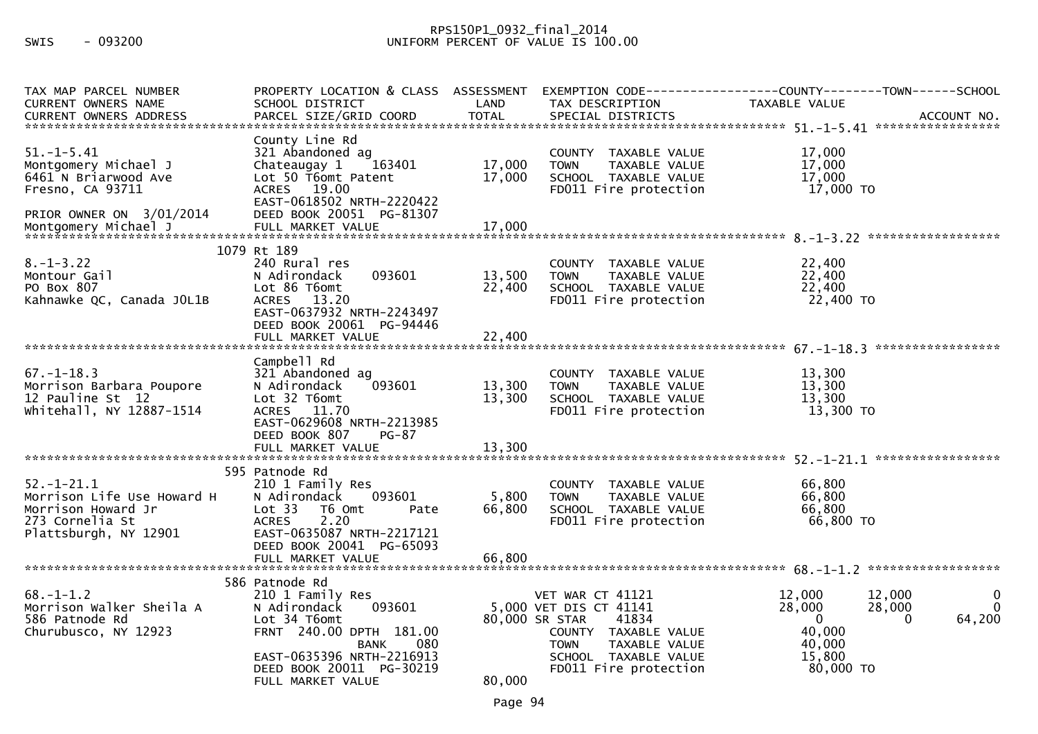SWIS - 093200

RPS150P1_0932_final_2014
UNIFORM PERCENT OF VALUE IS 100.00

```
TAX MAP PARCEL NUMBER          PROPERTY LOCATION & CLASS  ASSESSMENT  EXEMPTION CODE------------------COUNTY--------TOWN------SCHOOL
CURRENT OWNERS NAME            SCHOOL DISTRICT               LAND      TAX DESCRIPTION            TAXABLE VALUE
CURRENT OWNERS ADDRESS         PARCEL SIZE/GRID COORD        TOTAL     SPECIAL DISTRICTS                                  ACCOUNT NO.
****************************************************************************************************** 51.-1-5.41 *****************
                               County Line Rd
51.-1-5.41                     321 Abandoned ag                        COUNTY  TAXABLE VALUE          17,000
Montgomery Michael J           Chateaugay 1    163401      17,000      TOWN    TAXABLE VALUE          17,000
6461 N Briarwood Ave           Lot 50 T6omt Patent         17,000      SCHOOL  TAXABLE VALUE          17,000
Fresno, CA 93711               ACRES   19.00                           FD011 Fire protection           17,000 TO
                               EAST-0618502 NRTH-2220422
PRIOR OWNER ON  3/01/2014      DEED BOOK 20051  PG-81307
Montgomery Michael J           FULL MARKET VALUE           17,000
****************************************************************************************************** 8.-1-3.22 ******************
                          1079 Rt 189
8.-1-3.22                      240 Rural res                           COUNTY  TAXABLE VALUE          22,400
Montour Gail                   N Adirondack    093601      13,500      TOWN    TAXABLE VALUE          22,400
PO Box 807                     Lot 86 T6omt                22,400      SCHOOL  TAXABLE VALUE          22,400
Kahnawke QC, Canada J0L1B      ACRES   13.20                           FD011 Fire protection           22,400 TO
                               EAST-0637932 NRTH-2243497
                               DEED BOOK 20061  PG-94446
                               FULL MARKET VALUE           22,400
****************************************************************************************************** 67.-1-18.3 *****************
                               Campbell Rd
67.-1-18.3                     321 Abandoned ag                        COUNTY  TAXABLE VALUE          13,300
Morrison Barbara Poupore       N Adirondack    093601      13,300      TOWN    TAXABLE VALUE          13,300
12 Pauline St  12              Lot 32 T6omt                13,300      SCHOOL  TAXABLE VALUE          13,300
Whitehall, NY 12887-1514       ACRES   11.70                           FD011 Fire protection           13,300 TO
                               EAST-0629608 NRTH-2213985
                               DEED BOOK 807     PG-87
                               FULL MARKET VALUE           13,300
****************************************************************************************************** 52.-1-21.1 *****************
                           595 Patnode Rd
52.-1-21.1                     210 1 Family Res                        COUNTY  TAXABLE VALUE          66,800
Morrison Life Use Howard H     N Adirondack    093601       5,800      TOWN    TAXABLE VALUE          66,800
Morrison Howard Jr             Lot 33   T6 Omt      Pate   66,800      SCHOOL  TAXABLE VALUE          66,800
273 Cornelia St                ACRES    2.20                           FD011 Fire protection           66,800 TO
Plattsburgh, NY 12901          EAST-0635087 NRTH-2217121
                               DEED BOOK 20041  PG-65093
                               FULL MARKET VALUE           66,800
****************************************************************************************************** 68.-1-1.2 ******************
                           586 Patnode Rd
68.-1-1.2                      210 1 Family Res                     VET WAR CT 41121            12,000        12,000             0
Morrison Walker Sheila A       N Adirondack    093601       5,000 VET DIS CT 41141            28,000        28,000             0
586 Patnode Rd                 Lot 34 T6omt                80,000 SR STAR     41834                0             0        64,200
Churubusco, NY 12923           FRNT  240.00 DPTH  181.00               COUNTY  TAXABLE VALUE          40,000
                                             BANK     080               TOWN    TAXABLE VALUE          40,000
                               EAST-0635396 NRTH-2216913               SCHOOL  TAXABLE VALUE          15,800
                               DEED BOOK 20011  PG-30219               FD011 Fire protection           80,000 TO
                               FULL MARKET VALUE           80,000
```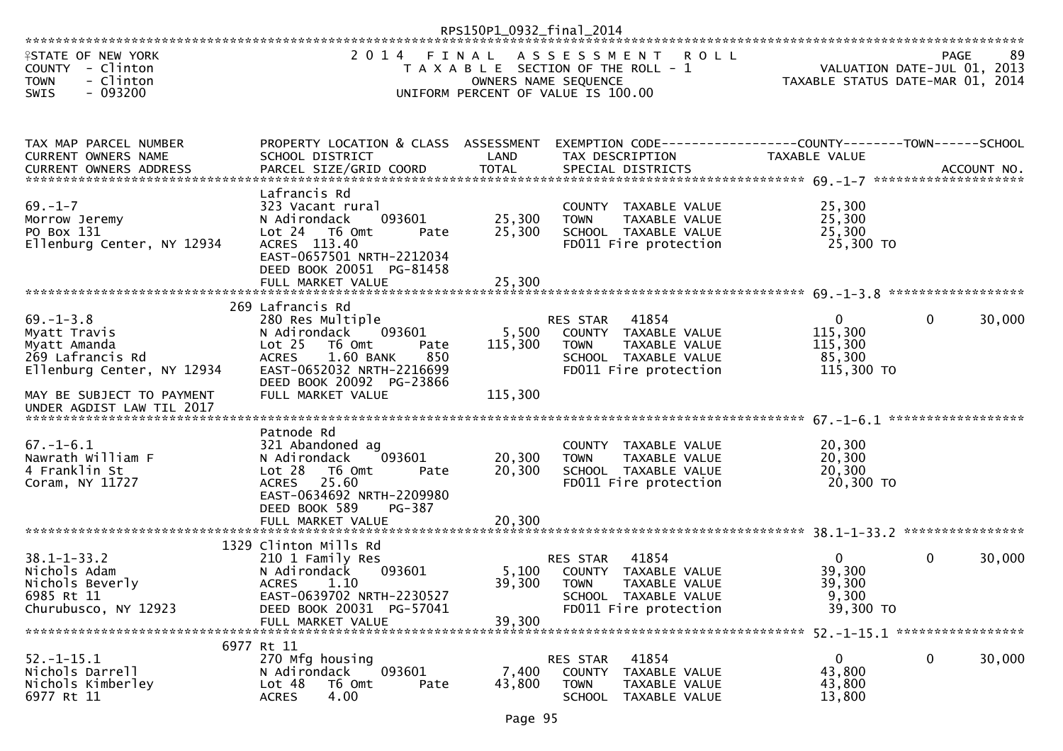RPS150P1_0932_final_2014

STATE OF NEW YORK
COUNTY - Clinton
TOWN - Clinton
SWIS - 093200

2 0 1 4 F I N A L A S S E S S M E N T R O L L
T A X A B L E SECTION OF THE ROLL - 1
OWNERS NAME SEQUENCE
UNIFORM PERCENT OF VALUE IS 100.00

PAGE 89
VALUATION DATE-JUL 01, 2013
TAXABLE STATUS DATE-MAR 01, 2014

| TAX MAP PARCEL NUMBER / CURRENT OWNERS NAME / CURRENT OWNERS ADDRESS | PROPERTY LOCATION & CLASS / SCHOOL DISTRICT / PARCEL SIZE/GRID COORD | ASSESSMENT LAND | TOTAL | EXEMPTION CODE / TAX DESCRIPTION / SPECIAL DISTRICTS | COUNTY TAXABLE VALUE | TOWN | SCHOOL | ACCOUNT NO. |
|---|---|---|---|---|---|---|---|---|
| **69.-1-7** | Lafrancis Rd | | | | | | | |
| 69.-1-7 | 323 Vacant rural | | | COUNTY TAXABLE VALUE | 25,300 | | | |
| Morrow Jeremy | N Adirondack 093601 | 25,300 | | TOWN TAXABLE VALUE | 25,300 | | | |
| PO Box 131 | Lot 24 T6 Omt Pate | | 25,300 | SCHOOL TAXABLE VALUE | 25,300 | | | |
| Ellenburg Center, NY 12934 | ACRES 113.40 | | | FD011 Fire protection | 25,300 TO | | | |
| | EAST-0657501 NRTH-2212034 | | | | | | | |
| | DEED BOOK 20051 PG-81458 | | | | | | | |
| | FULL MARKET VALUE | | 25,300 | | | | | |
| **69.-1-3.8** | 269 Lafrancis Rd | | | | | | | |
| 69.-1-3.8 | 280 Res Multiple | | | RES STAR 41854 | 0 | 0 | 30,000 | |
| Myatt Travis | N Adirondack 093601 | 5,500 | | COUNTY TAXABLE VALUE | 115,300 | | | |
| Myatt Amanda | Lot 25 T6 Omt Pate | | 115,300 | TOWN TAXABLE VALUE | 115,300 | | | |
| 269 Lafrancis Rd | ACRES 1.60 BANK 850 | | | SCHOOL TAXABLE VALUE | 85,300 | | | |
| Ellenburg Center, NY 12934 | EAST-0652032 NRTH-2216699 | | | FD011 Fire protection | 115,300 TO | | | |
| | DEED BOOK 20092 PG-23866 | | | | | | | |
| MAY BE SUBJECT TO PAYMENT | FULL MARKET VALUE | | 115,300 | | | | | |
| UNDER AGDIST LAW TIL 2017 | | | | | | | | |
| **67.-1-6.1** | Patnode Rd | | | | | | | |
| 67.-1-6.1 | 321 Abandoned ag | | | COUNTY TAXABLE VALUE | 20,300 | | | |
| Nawrath William F | N Adirondack 093601 | 20,300 | | TOWN TAXABLE VALUE | 20,300 | | | |
| 4 Franklin St | Lot 28 T6 Omt Pate | | 20,300 | SCHOOL TAXABLE VALUE | 20,300 | | | |
| Coram, NY 11727 | ACRES 25.60 | | | FD011 Fire protection | 20,300 TO | | | |
| | EAST-0634692 NRTH-2209980 | | | | | | | |
| | DEED BOOK 589 PG-387 | | | | | | | |
| | FULL MARKET VALUE | | 20,300 | | | | | |
| **38.1-1-33.2** | 1329 Clinton Mills Rd | | | | | | | |
| 38.1-1-33.2 | 210 1 Family Res | | | RES STAR 41854 | 0 | 0 | 30,000 | |
| Nichols Adam | N Adirondack 093601 | 5,100 | | COUNTY TAXABLE VALUE | 39,300 | | | |
| Nichols Beverly | ACRES 1.10 | | 39,300 | TOWN TAXABLE VALUE | 39,300 | | | |
| 6985 Rt 11 | EAST-0639702 NRTH-2230527 | | | SCHOOL TAXABLE VALUE | 9,300 | | | |
| Churubusco, NY 12923 | DEED BOOK 20031 PG-57041 | | | FD011 Fire protection | 39,300 TO | | | |
| | FULL MARKET VALUE | | 39,300 | | | | | |
| **52.-1-15.1** | 6977 Rt 11 | | | | | | | |
| 52.-1-15.1 | 270 Mfg housing | | | RES STAR 41854 | 0 | 0 | 30,000 | |
| Nichols Darrell | N Adirondack 093601 | 7,400 | | COUNTY TAXABLE VALUE | 43,800 | | | |
| Nichols Kimberley | Lot 48 T6 Omt Pate | | 43,800 | TOWN TAXABLE VALUE | 43,800 | | | |
| 6977 Rt 11 | ACRES 4.00 | | | SCHOOL TAXABLE VALUE | 13,800 | | | |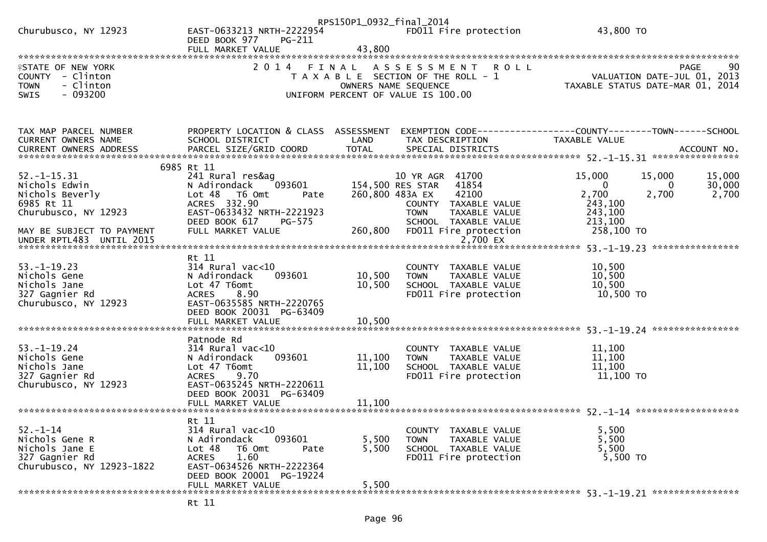| | | | | |
|---|---|---|---|---|
| Churubusco, NY 12923 | EAST-0633213 NRTH-2222954 | | FD011 Fire protection | 43,800 TO |
| | DEED BOOK 977 PG-211 | | | |
| | FULL MARKET VALUE | 43,800 | | |

STATE OF NEW YORK
COUNTY - Clinton
TOWN - Clinton
SWIS - 093200

2014 FINAL ASSESSMENT ROLL
TAXABLE SECTION OF THE ROLL - 1
OWNERS NAME SEQUENCE
UNIFORM PERCENT OF VALUE IS 100.00

PAGE 90
VALUATION DATE-JUL 01, 2013
TAXABLE STATUS DATE-MAR 01, 2014

| TAX MAP PARCEL NUMBER / CURRENT OWNERS NAME / CURRENT OWNERS ADDRESS | PROPERTY LOCATION & CLASS / SCHOOL DISTRICT / PARCEL SIZE/GRID COORD | ASSESSMENT LAND / TOTAL | EXEMPTION CODE / TAX DESCRIPTION / SPECIAL DISTRICTS | COUNTY TAXABLE VALUE | TOWN | SCHOOL |
|---|---|---|---|---|---|---|
| **52.-1-15.31** | 6985 Rt 11 | | | | | |
| 52.-1-15.31 | 241 Rural res&ag | | 10 YR AGR 41700 | 15,000 | 15,000 | 15,000 |
| Nichols Edwin | N Adirondack 093601 | 154,500 | RES STAR 41854 | 0 | 0 | 30,000 |
| Nichols Beverly | Lot 48 T6 Omt Pate | 260,800 | 483A EX 42100 | 2,700 | 2,700 | 2,700 |
| 6985 Rt 11 | ACRES 332.90 | | COUNTY TAXABLE VALUE | 243,100 | | |
| Churubusco, NY 12923 | EAST-0633432 NRTH-2221923 | | TOWN TAXABLE VALUE | 243,100 | | |
| | DEED BOOK 617 PG-575 | | SCHOOL TAXABLE VALUE | 213,100 | | |
| MAY BE SUBJECT TO PAYMENT | FULL MARKET VALUE | 260,800 | FD011 Fire protection | 258,100 TO | | |
| UNDER RPTL483 UNTIL 2015 | | | 2,700 EX | | | |
| **53.-1-19.23** | Rt 11 | | | | | |
| 53.-1-19.23 | 314 Rural vac<10 | | COUNTY TAXABLE VALUE | 10,500 | | |
| Nichols Gene | N Adirondack 093601 | 10,500 | TOWN TAXABLE VALUE | 10,500 | | |
| Nichols Jane | Lot 47 T6omt | 10,500 | SCHOOL TAXABLE VALUE | 10,500 | | |
| 327 Gagnier Rd | ACRES 8.90 | | FD011 Fire protection | 10,500 TO | | |
| Churubusco, NY 12923 | EAST-0635585 NRTH-2220765 | | | | | |
| | DEED BOOK 20031 PG-63409 | | | | | |
| | FULL MARKET VALUE | 10,500 | | | | |
| **53.-1-19.24** | Patnode Rd | | | | | |
| 53.-1-19.24 | 314 Rural vac<10 | | COUNTY TAXABLE VALUE | 11,100 | | |
| Nichols Gene | N Adirondack 093601 | 11,100 | TOWN TAXABLE VALUE | 11,100 | | |
| Nichols Jane | Lot 47 T6omt | 11,100 | SCHOOL TAXABLE VALUE | 11,100 | | |
| 327 Gagnier Rd | ACRES 9.70 | | FD011 Fire protection | 11,100 TO | | |
| Churubusco, NY 12923 | EAST-0635245 NRTH-2220611 | | | | | |
| | DEED BOOK 20031 PG-63409 | | | | | |
| | FULL MARKET VALUE | 11,100 | | | | |
| **52.-1-14** | Rt 11 | | | | | |
| 52.-1-14 | 314 Rural vac<10 | | COUNTY TAXABLE VALUE | 5,500 | | |
| Nichols Gene R | N Adirondack 093601 | 5,500 | TOWN TAXABLE VALUE | 5,500 | | |
| Nichols Jane E | Lot 48 T6 Omt Pate | 5,500 | SCHOOL TAXABLE VALUE | 5,500 | | |
| 327 Gagnier Rd | ACRES 1.60 | | FD011 Fire protection | 5,500 TO | | |
| Churubusco, NY 12923-1822 | EAST-0634526 NRTH-2222364 | | | | | |
| | DEED BOOK 20001 PG-19224 | | | | | |
| | FULL MARKET VALUE | 5,500 | | | | |
| **53.-1-19.21** | Rt 11 | | | | | |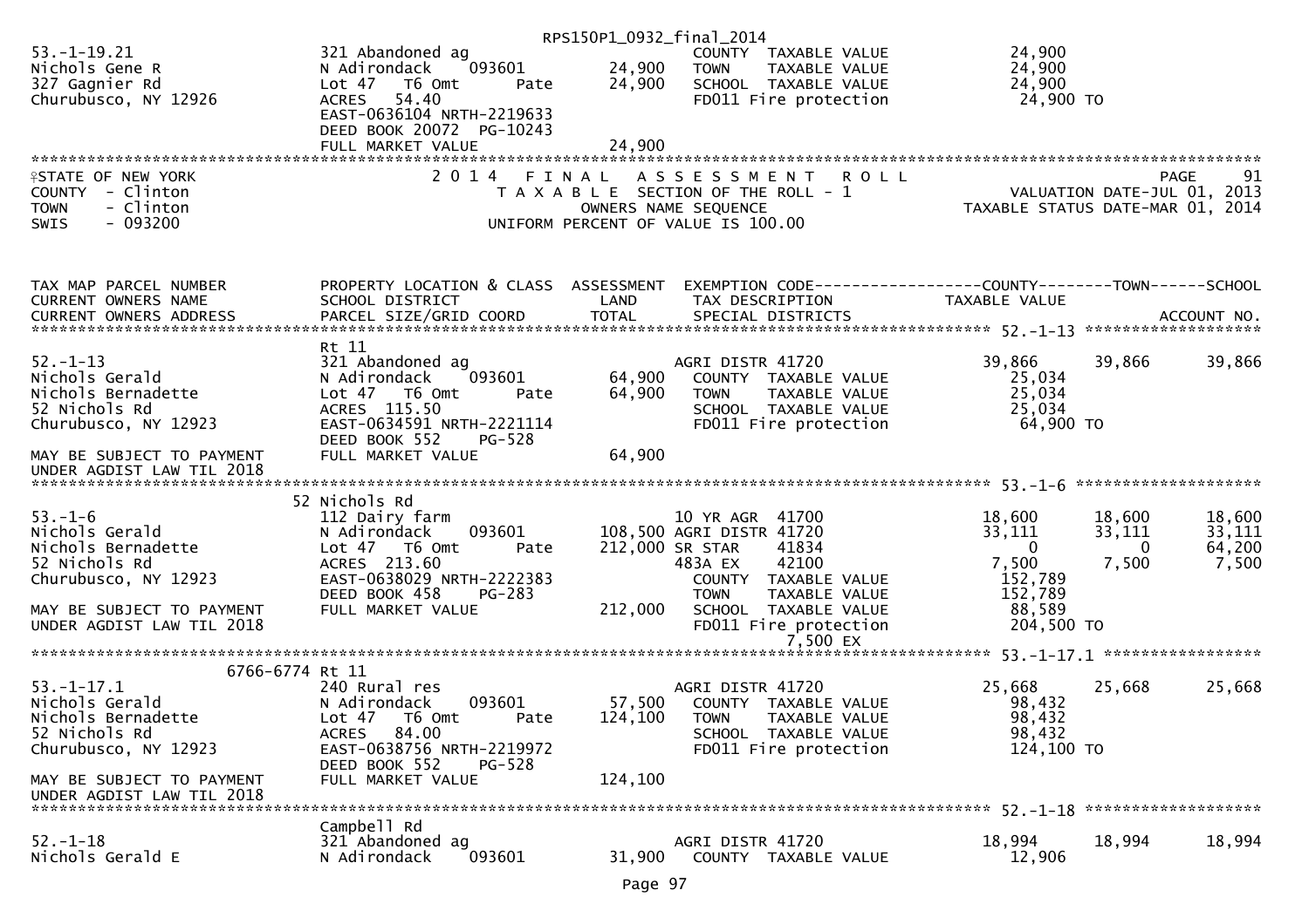```
                                               RPS150P1_0932_final_2014
53.-1-19.21                 321 Abandoned ag                              COUNTY  TAXABLE VALUE            24,900
Nichols Gene R              N Adirondack    093601        24,900    TOWN    TAXABLE VALUE            24,900
327 Gagnier Rd              Lot 47   T6 Omt        Pate      24,900    SCHOOL  TAXABLE VALUE            24,900
Churubusco, NY 12926        ACRES   54.40                              FD011 Fire protection             24,900 TO
                            EAST-0636104 NRTH-2219633
                            DEED BOOK 20072  PG-10243
                            FULL MARKET VALUE              24,900
******************************************************************************************************************************************
STATE OF NEW YORK                    2 0 1 4   F I N A L   A S S E S S M E N T   R O L L                                  PAGE     91
COUNTY  - Clinton                      T A X A B L E  SECTION OF THE ROLL - 1                          VALUATION DATE-JUL 01, 2013
TOWN    - Clinton                           OWNERS NAME SEQUENCE                                  TAXABLE STATUS DATE-MAR 01, 2014
SWIS    - 093200                        UNIFORM PERCENT OF VALUE IS 100.00


TAX MAP PARCEL NUMBER          PROPERTY LOCATION & CLASS  ASSESSMENT  EXEMPTION CODE------------------COUNTY--------TOWN------SCHOOL
CURRENT OWNERS NAME            SCHOOL DISTRICT               LAND      TAX DESCRIPTION              TAXABLE VALUE
CURRENT OWNERS ADDRESS         PARCEL SIZE/GRID COORD        TOTAL     SPECIAL DISTRICTS                                    ACCOUNT NO.
******************************************************************************************************* 52.-1-13 *******************
                            Rt 11
52.-1-13                    321 Abandoned ag                       AGRI DISTR 41720                 39,866       39,866      39,866
Nichols Gerald              N Adirondack    093601        64,900    COUNTY  TAXABLE VALUE            25,034
Nichols Bernadette          Lot 47   T6 Omt        Pate      64,900    TOWN    TAXABLE VALUE            25,034
52 Nichols Rd               ACRES  115.50                              SCHOOL  TAXABLE VALUE            25,034
Churubusco, NY 12923        EAST-0634591 NRTH-2221114                  FD011 Fire protection             64,900 TO
                            DEED BOOK 552    PG-528
MAY BE SUBJECT TO PAYMENT   FULL MARKET VALUE              64,900
UNDER AGDIST LAW TIL 2018
******************************************************************************************************* 53.-1-6 ********************
                            52 Nichols Rd
53.-1-6                     112 Dairy farm                         10 YR AGR  41700                 18,600       18,600      18,600
Nichols Gerald              N Adirondack    093601       108,500 AGRI DISTR 41720                 33,111       33,111      33,111
Nichols Bernadette          Lot 47   T6 Omt        Pate     212,000 SR STAR    41834                      0            0      64,200
52 Nichols Rd               ACRES  213.60                          483A EX    42100                  7,500        7,500       7,500
Churubusco, NY 12923        EAST-0638029 NRTH-2222383                  COUNTY  TAXABLE VALUE           152,789
                            DEED BOOK 458    PG-283                    TOWN    TAXABLE VALUE           152,789
MAY BE SUBJECT TO PAYMENT   FULL MARKET VALUE             212,000    SCHOOL  TAXABLE VALUE            88,589
UNDER AGDIST LAW TIL 2018                                              FD011 Fire protection            204,500 TO
                                                                             7,500 EX
******************************************************************************************************* 53.-1-17.1 *****************
               6766-6774 Rt 11
53.-1-17.1                  240 Rural res                          AGRI DISTR 41720                 25,668       25,668      25,668
Nichols Gerald              N Adirondack    093601        57,500    COUNTY  TAXABLE VALUE            98,432
Nichols Bernadette          Lot 47   T6 Omt        Pate     124,100    TOWN    TAXABLE VALUE            98,432
52 Nichols Rd               ACRES   84.00                              SCHOOL  TAXABLE VALUE            98,432
Churubusco, NY 12923        EAST-0638756 NRTH-2219972                  FD011 Fire protection            124,100 TO
                            DEED BOOK 552    PG-528
MAY BE SUBJECT TO PAYMENT   FULL MARKET VALUE             124,100
UNDER AGDIST LAW TIL 2018
******************************************************************************************************* 52.-1-18 *******************
                            Campbell Rd
52.-1-18                    321 Abandoned ag                       AGRI DISTR 41720                 18,994       18,994      18,994
Nichols Gerald E            N Adirondack    093601        31,900    COUNTY  TAXABLE VALUE            12,906
```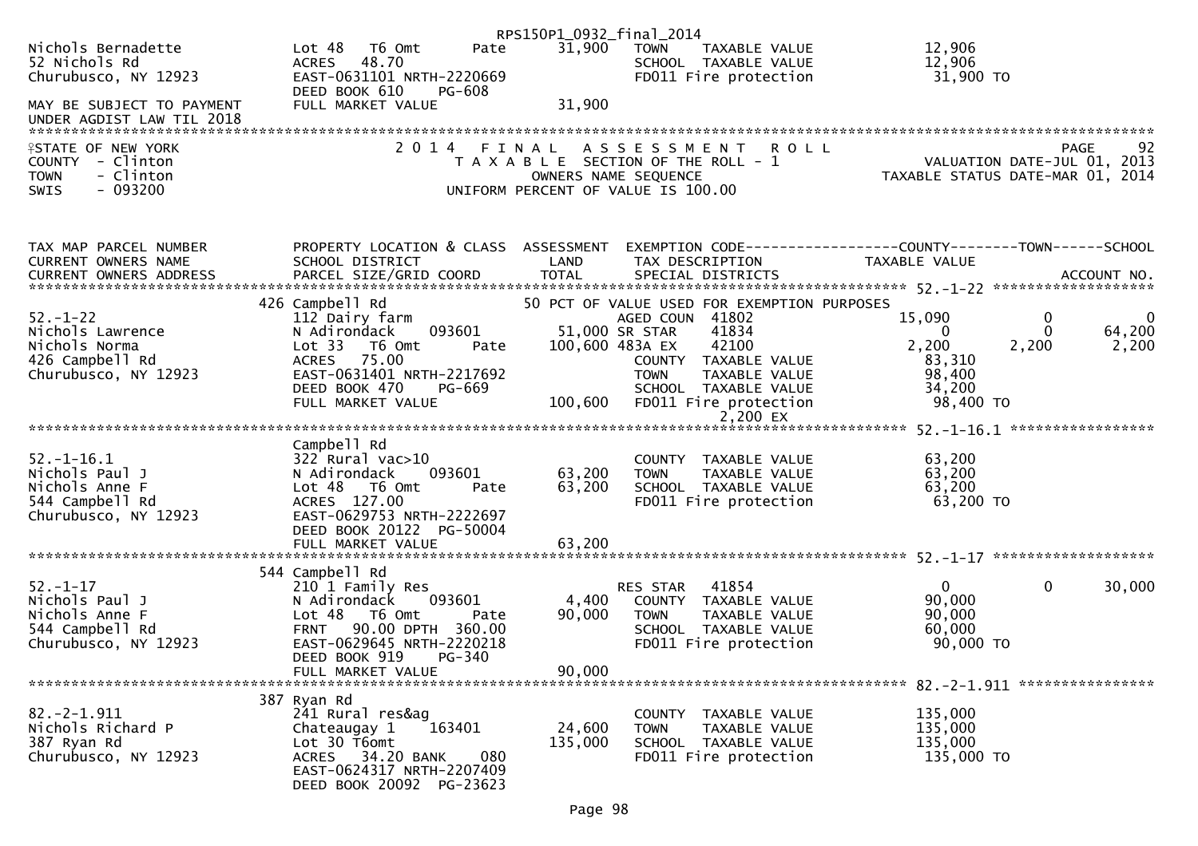RPS150P1_0932_final_2014

```
Nichols Bernadette             Lot 48   T6 Omt          Pate      31,900   TOWN     TAXABLE VALUE              12,906
52 Nichols Rd                  ACRES   48.70                               SCHOOL  TAXABLE VALUE              12,906
Churubusco, NY 12923           EAST-0631101 NRTH-2220669                   FD011 Fire protection              31,900 TO
                               DEED BOOK 610     PG-608
MAY BE SUBJECT TO PAYMENT      FULL MARKET VALUE               31,900
UNDER AGDIST LAW TIL 2018
******************************************************************************************************************************************
STATE OF NEW YORK                    2 0 1 4   F I N A L   A S S E S S M E N T   R O L L                                  PAGE      92
COUNTY  - Clinton                          T A X A B L E SECTION OF THE ROLL - 1                       VALUATION DATE-JUL 01, 2013
TOWN    - Clinton                                OWNERS NAME SEQUENCE                               TAXABLE STATUS DATE-MAR 01, 2014
SWIS    - 093200                          UNIFORM PERCENT OF VALUE IS 100.00


TAX MAP PARCEL NUMBER          PROPERTY LOCATION & CLASS  ASSESSMENT  EXEMPTION CODE------------------COUNTY--------TOWN------SCHOOL
CURRENT OWNERS NAME            SCHOOL DISTRICT               LAND      TAX DESCRIPTION                TAXABLE VALUE
CURRENT OWNERS ADDRESS         PARCEL SIZE/GRID COORD        TOTAL     SPECIAL DISTRICTS                                    ACCOUNT NO.
*************************************************************************************************** 52.-1-22 ******************
                          426 Campbell Rd                          50 PCT OF VALUE USED FOR EXEMPTION PURPOSES
52.-1-22                       112 Dairy farm                          AGED COUN  41802              15,090            0            0
Nichols Lawrence               N Adirondack      093601        51,000 SR STAR     41834                   0            0       64,200
Nichols Norma                  Lot 33   T6 Omt          Pate  100,600 483A EX     42100               2,200        2,200        2,200
426 Campbell Rd                ACRES   75.00                           COUNTY  TAXABLE VALUE              83,310
Churubusco, NY 12923           EAST-0631401 NRTH-2217692               TOWN    TAXABLE VALUE              98,400
                               DEED BOOK 470     PG-669                SCHOOL  TAXABLE VALUE              34,200
                               FULL MARKET VALUE              100,600  FD011 Fire protection              98,400 TO
                                                                           2,200 EX
*************************************************************************************************** 52.-1-16.1 *****************
                               Campbell Rd
52.-1-16.1                     322 Rural vac>10                        COUNTY  TAXABLE VALUE              63,200
Nichols Paul J                 N Adirondack      093601        63,200  TOWN    TAXABLE VALUE              63,200
Nichols Anne F                 Lot 48   T6 Omt          Pate   63,200  SCHOOL  TAXABLE VALUE              63,200
544 Campbell Rd                ACRES  127.00                           FD011 Fire protection              63,200 TO
Churubusco, NY 12923           EAST-0629753 NRTH-2222697
                               DEED BOOK 20122 PG-50004
                               FULL MARKET VALUE               63,200
*************************************************************************************************** 52.-1-17 *******************
                          544 Campbell Rd
52.-1-17                       210 1 Family Res                        RES STAR   41854                   0            0       30,000
Nichols Paul J                 N Adirondack      093601         4,400  COUNTY  TAXABLE VALUE              90,000
Nichols Anne F                 Lot 48   T6 Omt          Pate   90,000  TOWN    TAXABLE VALUE              90,000
544 Campbell Rd                FRNT   90.00 DPTH  360.00               SCHOOL  TAXABLE VALUE              60,000
Churubusco, NY 12923           EAST-0629645 NRTH-2220218               FD011 Fire protection              90,000 TO
                               DEED BOOK 919     PG-340
                               FULL MARKET VALUE               90,000
*************************************************************************************************** 82.-2-1.911 ****************
                          387 Ryan Rd
82.-2-1.911                    241 Rural res&ag                        COUNTY  TAXABLE VALUE             135,000
Nichols Richard P              Chateaugay 1      163401        24,600  TOWN    TAXABLE VALUE             135,000
387 Ryan Rd                    Lot 30 T6omt                   135,000  SCHOOL  TAXABLE VALUE             135,000
Churubusco, NY 12923           ACRES   34.20 BANK     080              FD011 Fire protection             135,000 TO
                               EAST-0624317 NRTH-2207409
                               DEED BOOK 20092 PG-23623
```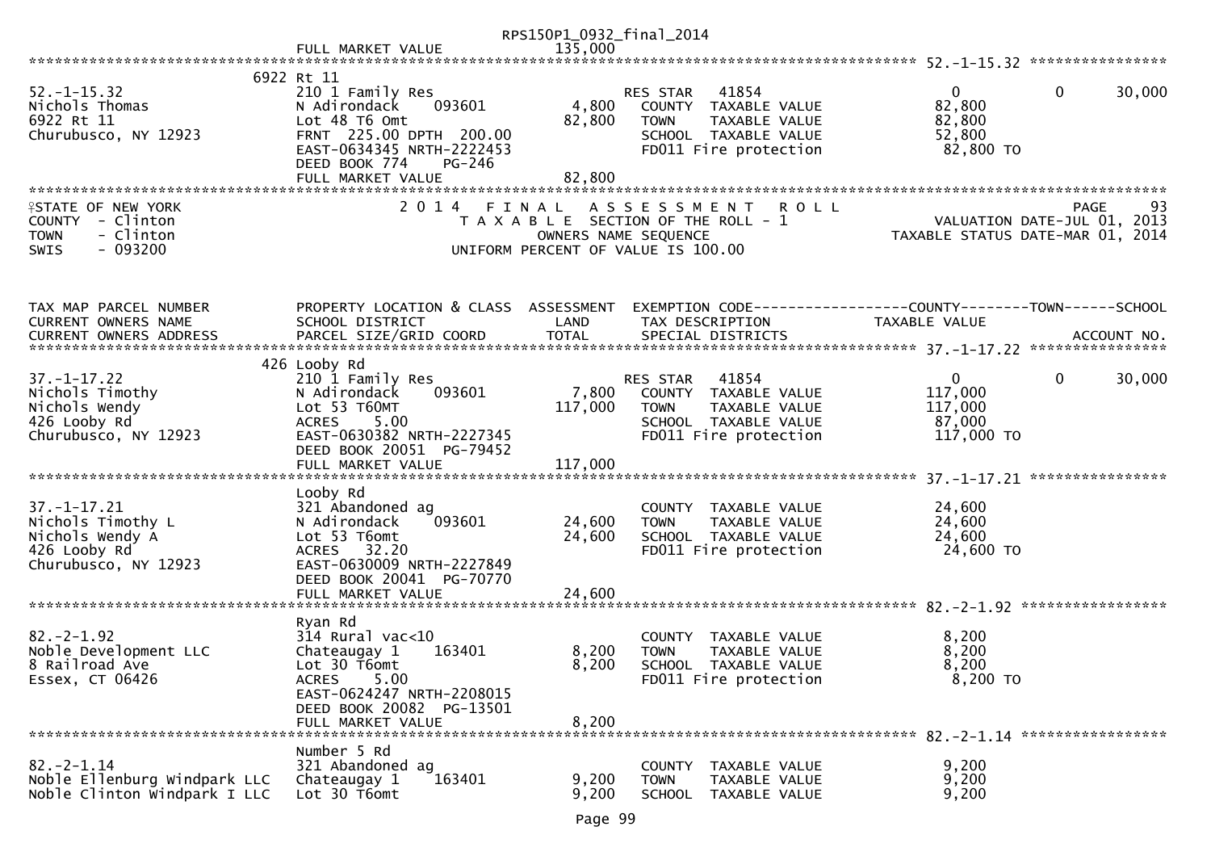FULL MARKET VALUE 135,000

******************************************************************************************************* 52.-1-15.32 ****************

```
                              6922 Rt 11
52.-1-15.32                   210 1 Family Res                    RES STAR   41854                   0          0      30,000
Nichols Thomas                N Adirondack     093601      4,800    COUNTY  TAXABLE VALUE           82,800
6922 Rt 11                    Lot 48 T6 Omt               82,800    TOWN    TAXABLE VALUE           82,800
Churubusco, NY 12923          FRNT 225.00 DPTH 200.00               SCHOOL  TAXABLE VALUE           52,800
                              EAST-0634345 NRTH-2222453             FD011 Fire protection           82,800 TO
                              DEED BOOK 774    PG-246
                              FULL MARKET VALUE           82,800
```

STATE OF NEW YORK
COUNTY - Clinton
TOWN - Clinton
SWIS - 093200

2014 FINAL ASSESSMENT ROLL
TAXABLE SECTION OF THE ROLL - 1
OWNERS NAME SEQUENCE
UNIFORM PERCENT OF VALUE IS 100.00

PAGE 93
VALUATION DATE-JUL 01, 2013
TAXABLE STATUS DATE-MAR 01, 2014

```
TAX MAP PARCEL NUMBER         PROPERTY LOCATION & CLASS  ASSESSMENT  EXEMPTION CODE------------------COUNTY--------TOWN------SCHOOL
CURRENT OWNERS NAME           SCHOOL DISTRICT               LAND      TAX DESCRIPTION             TAXABLE VALUE
CURRENT OWNERS ADDRESS        PARCEL SIZE/GRID COORD        TOTAL     SPECIAL DISTRICTS                                   ACCOUNT NO.
******************************************************************************************************* 37.-1-17.22 ****************
                              426 Looby Rd
37.-1-17.22                   210 1 Family Res                    RES STAR   41854                   0          0      30,000
Nichols Timothy               N Adirondack     093601      7,800    COUNTY  TAXABLE VALUE          117,000
Nichols Wendy                 Lot 53 T6OMT               117,000    TOWN    TAXABLE VALUE          117,000
426 Looby Rd                  ACRES    5.00                         SCHOOL  TAXABLE VALUE           87,000
Churubusco, NY 12923          EAST-0630382 NRTH-2227345             FD011 Fire protection          117,000 TO
                              DEED BOOK 20051  PG-79452
                              FULL MARKET VALUE          117,000
******************************************************************************************************* 37.-1-17.21 ****************
                              Looby Rd
37.-1-17.21                   321 Abandoned ag                      COUNTY  TAXABLE VALUE           24,600
Nichols Timothy L             N Adirondack     093601     24,600    TOWN    TAXABLE VALUE           24,600
Nichols Wendy A               Lot 53 T6omt                24,600    SCHOOL  TAXABLE VALUE           24,600
426 Looby Rd                  ACRES   32.20                         FD011 Fire protection           24,600 TO
Churubusco, NY 12923          EAST-0630009 NRTH-2227849
                              DEED BOOK 20041  PG-70770
                              FULL MARKET VALUE           24,600
******************************************************************************************************* 82.-2-1.92 *****************
                              Ryan Rd
82.-2-1.92                    314 Rural vac<10                      COUNTY  TAXABLE VALUE            8,200
Noble Development LLC         Chateaugay 1     163401      8,200    TOWN    TAXABLE VALUE            8,200
8 Railroad Ave                Lot 30 T6omt                 8,200    SCHOOL  TAXABLE VALUE            8,200
Essex, CT 06426               ACRES    5.00                         FD011 Fire protection            8,200 TO
                              EAST-0624247 NRTH-2208015
                              DEED BOOK 20082  PG-13501
                              FULL MARKET VALUE            8,200
******************************************************************************************************* 82.-2-1.14 *****************
                              Number 5 Rd
82.-2-1.14                    321 Abandoned ag                      COUNTY  TAXABLE VALUE            9,200
Noble Ellenburg Windpark LLC  Chateaugay 1     163401      9,200    TOWN    TAXABLE VALUE            9,200
Noble Clinton Windpark I LLC  Lot 30 T6omt                 9,200    SCHOOL  TAXABLE VALUE            9,200
```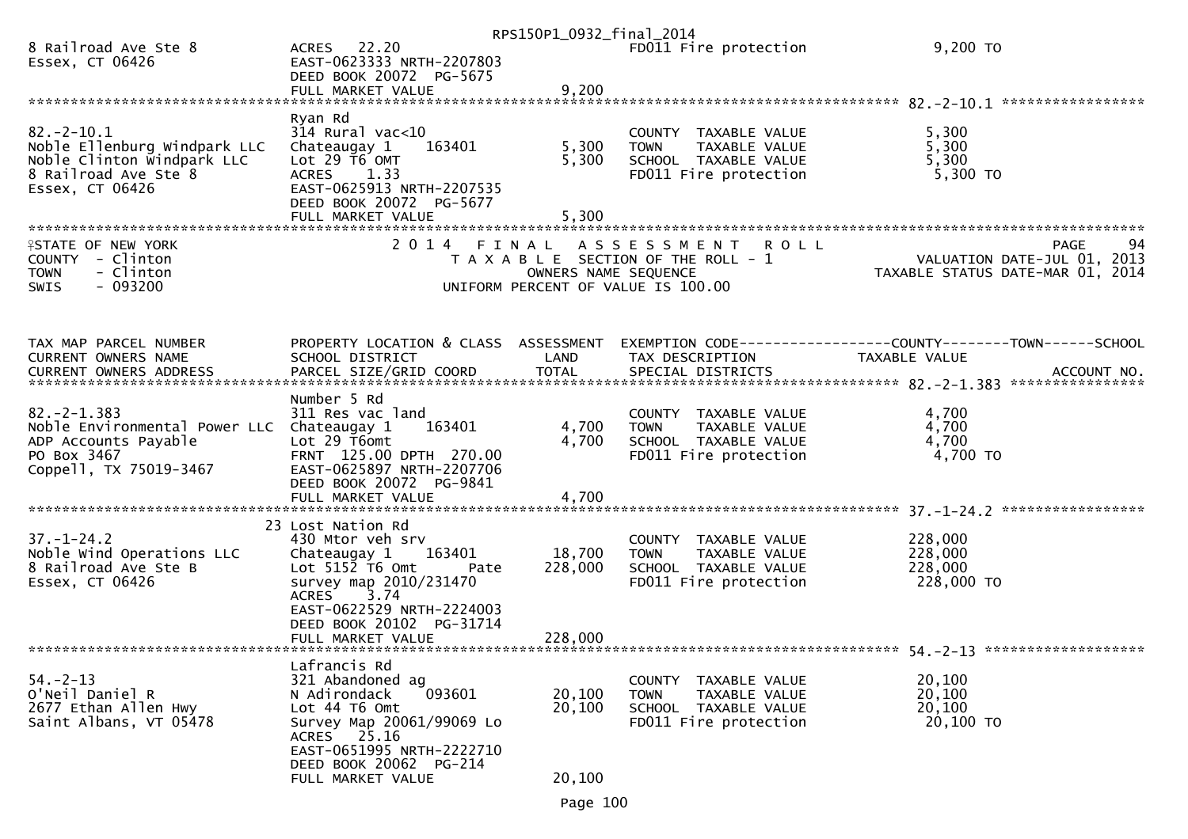| | | | | |
|---|---|---|---|---|
| 8 Railroad Ave Ste 8 | ACRES 22.20 | | FD011 Fire protection | 9,200 TO |
| Essex, CT 06426 | EAST-0623333 NRTH-2207803 | | | |
| | DEED BOOK 20072 PG-5675 | | | |
| | FULL MARKET VALUE | 9,200 | | |

******************************************************************************************************* 82.-2-10.1 *****************

| | | | | |
|---|---|---|---|---|
| | Ryan Rd | | | |
| 82.-2-10.1 | 314 Rural vac<10 | | COUNTY TAXABLE VALUE | 5,300 |
| Noble Ellenburg Windpark LLC | Chateaugay 1 163401 | 5,300 | TOWN TAXABLE VALUE | 5,300 |
| Noble Clinton Windpark LLC | Lot 29 T6 OMT | 5,300 | SCHOOL TAXABLE VALUE | 5,300 |
| 8 Railroad Ave Ste 8 | ACRES 1.33 | | FD011 Fire protection | 5,300 TO |
| Essex, CT 06426 | EAST-0625913 NRTH-2207535 | | | |
| | DEED BOOK 20072 PG-5677 | | | |
| | FULL MARKET VALUE | 5,300 | | |

STATE OF NEW YORK — 2 0 1 4 F I N A L A S S E S S M E N T R O L L — PAGE 94
COUNTY - Clinton — T A X A B L E SECTION OF THE ROLL - 1 — VALUATION DATE-JUL 01, 2013
TOWN - Clinton — OWNERS NAME SEQUENCE — TAXABLE STATUS DATE-MAR 01, 2014
SWIS - 093200 — UNIFORM PERCENT OF VALUE IS 100.00

| TAX MAP PARCEL NUMBER<br>CURRENT OWNERS NAME<br>CURRENT OWNERS ADDRESS | PROPERTY LOCATION & CLASS<br>SCHOOL DISTRICT<br>PARCEL SIZE/GRID COORD | ASSESSMENT<br>LAND<br>TOTAL | EXEMPTION CODE------------------COUNTY--------TOWN------SCHOOL<br>TAX DESCRIPTION<br>SPECIAL DISTRICTS | TAXABLE VALUE<br><br>ACCOUNT NO. |
|---|---|---|---|---|
| ******** 82.-2-1.383 ******** | | | | |
| | Number 5 Rd | | | |
| 82.-2-1.383 | 311 Res vac land | | COUNTY TAXABLE VALUE | 4,700 |
| Noble Environmental Power LLC | Chateaugay 1 163401 | 4,700 | TOWN TAXABLE VALUE | 4,700 |
| ADP Accounts Payable | Lot 29 T6omt | 4,700 | SCHOOL TAXABLE VALUE | 4,700 |
| PO Box 3467 | FRNT 125.00 DPTH 270.00 | | FD011 Fire protection | 4,700 TO |
| Coppell, TX 75019-3467 | EAST-0625897 NRTH-2207706 | | | |
| | DEED BOOK 20072 PG-9841 | | | |
| | FULL MARKET VALUE | 4,700 | | |
| ******** 37.-1-24.2 ******** | | | | |
| | 23 Lost Nation Rd | | | |
| 37.-1-24.2 | 430 Mtor veh srv | | COUNTY TAXABLE VALUE | 228,000 |
| Noble Wind Operations LLC | Chateaugay 1 163401 | 18,700 | TOWN TAXABLE VALUE | 228,000 |
| 8 Railroad Ave Ste B | Lot 5152 T6 Omt Pate | 228,000 | SCHOOL TAXABLE VALUE | 228,000 |
| Essex, CT 06426 | survey map 2010/231470 | | FD011 Fire protection | 228,000 TO |
| | ACRES 3.74 | | | |
| | EAST-0622529 NRTH-2224003 | | | |
| | DEED BOOK 20102 PG-31714 | | | |
| | FULL MARKET VALUE | 228,000 | | |
| ******** 54.-2-13 ******** | | | | |
| | Lafrancis Rd | | | |
| 54.-2-13 | 321 Abandoned ag | | COUNTY TAXABLE VALUE | 20,100 |
| O'Neil Daniel R | N Adirondack 093601 | 20,100 | TOWN TAXABLE VALUE | 20,100 |
| 2677 Ethan Allen Hwy | Lot 44 T6 Omt | 20,100 | SCHOOL TAXABLE VALUE | 20,100 |
| Saint Albans, VT 05478 | Survey Map 20061/99069 Lo | | FD011 Fire protection | 20,100 TO |
| | ACRES 25.16 | | | |
| | EAST-0651995 NRTH-2222710 | | | |
| | DEED BOOK 20062 PG-214 | | | |
| | FULL MARKET VALUE | 20,100 | | |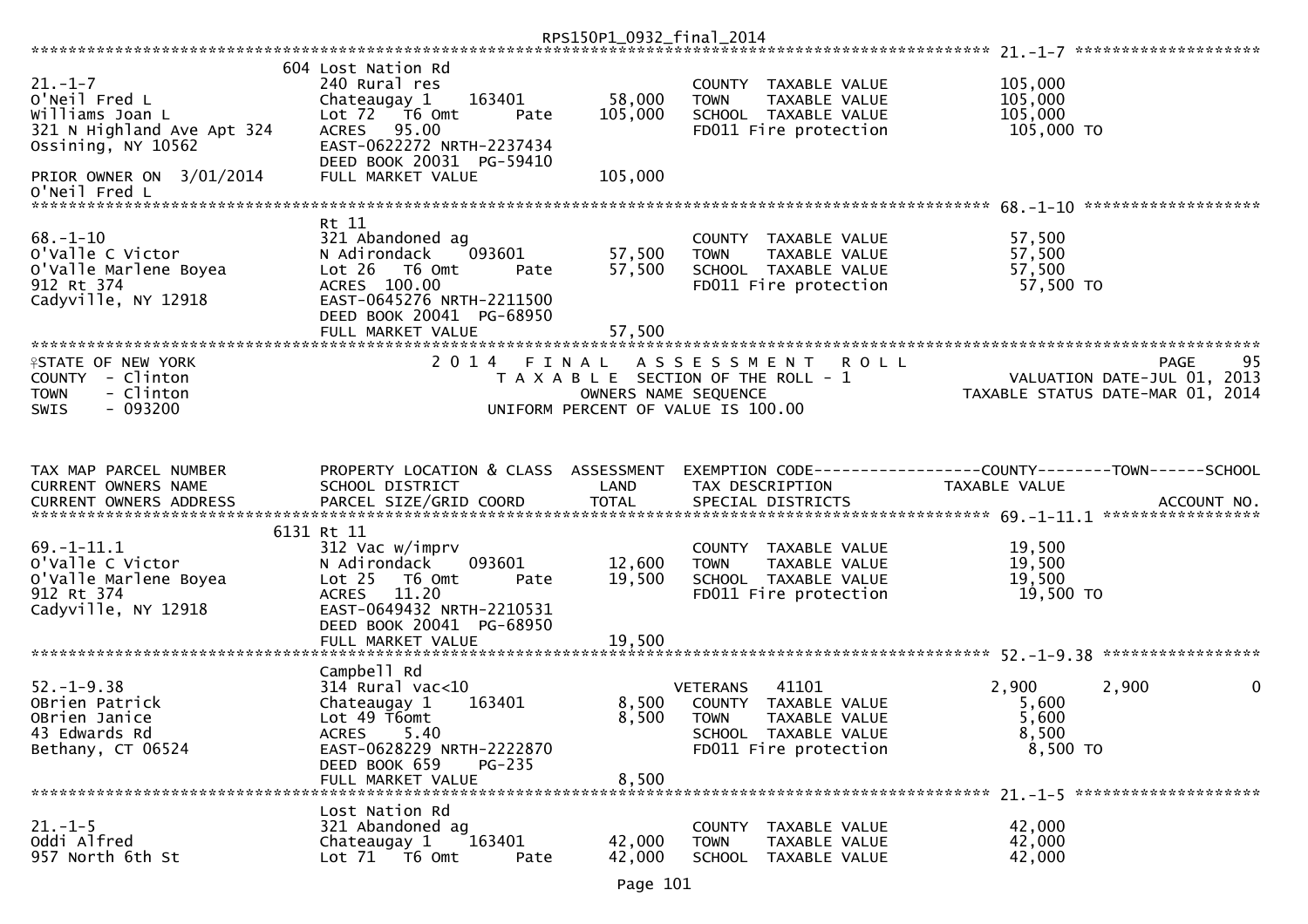```
********************************************************************************************************* 21.-1-7 ********************
                      604 Lost Nation Rd
21.-1-7               240 Rural res                            COUNTY  TAXABLE VALUE          105,000
O'Neil Fred L         Chateaugay 1    163401       58,000      TOWN    TAXABLE VALUE          105,000
Williams Joan L       Lot 72  T6 Omt        Pate  105,000      SCHOOL  TAXABLE VALUE          105,000
321 N Highland Ave Apt 324  ACRES  95.00                       FD011 Fire protection           105,000 TO
Ossining, NY 10562    EAST-0622272 NRTH-2237434
                      DEED BOOK 20031  PG-59410
PRIOR OWNER ON  3/01/2014   FULL MARKET VALUE         105,000
O'Neil Fred L
********************************************************************************************************* 68.-1-10 *******************
                      Rt 11
68.-1-10              321 Abandoned ag                         COUNTY  TAXABLE VALUE           57,500
O'Valle C Victor      N Adirondack    093601       57,500      TOWN    TAXABLE VALUE           57,500
O'Valle Marlene Boyea Lot 26  T6 Omt        Pate   57,500      SCHOOL  TAXABLE VALUE           57,500
912 Rt 374            ACRES 100.00                             FD011 Fire protection            57,500 TO
Cadyville, NY 12918   EAST-0645276 NRTH-2211500
                      DEED BOOK 20041  PG-68950
                      FULL MARKET VALUE            57,500
*********************************************************************************************************************************************
STATE OF NEW YORK                 2 0 1 4   F I N A L   A S S E S S M E N T   R O L L                                 PAGE     95
COUNTY  - Clinton                     T A X A B L E  SECTION OF THE ROLL - 1                      VALUATION DATE-JUL 01, 2013
TOWN    - Clinton                          OWNERS NAME SEQUENCE                              TAXABLE STATUS DATE-MAR 01, 2014
SWIS    - 093200                  UNIFORM PERCENT OF VALUE IS 100.00


TAX MAP PARCEL NUMBER     PROPERTY LOCATION & CLASS  ASSESSMENT  EXEMPTION CODE------------------COUNTY--------TOWN------SCHOOL
CURRENT OWNERS NAME       SCHOOL DISTRICT               LAND      TAX DESCRIPTION            TAXABLE VALUE
CURRENT OWNERS ADDRESS    PARCEL SIZE/GRID COORD       TOTAL      SPECIAL DISTRICTS                                     ACCOUNT NO.
********************************************************************************************************* 69.-1-11.1 *****************
                      6131 Rt 11
69.-1-11.1            312 Vac w/imprv                          COUNTY  TAXABLE VALUE           19,500
O'Valle C Victor      N Adirondack    093601       12,600      TOWN    TAXABLE VALUE           19,500
O'Valle Marlene Boyea Lot 25  T6 Omt        Pate   19,500      SCHOOL  TAXABLE VALUE           19,500
912 Rt 374            ACRES  11.20                             FD011 Fire protection            19,500 TO
Cadyville, NY 12918   EAST-0649432 NRTH-2210531
                      DEED BOOK 20041  PG-68950
                      FULL MARKET VALUE            19,500
********************************************************************************************************* 52.-1-9.38 *****************
                      Campbell Rd
52.-1-9.38            314 Rural vac<10                     VETERANS   41101              2,900        2,900            0
OBrien Patrick        Chateaugay 1    163401        8,500  COUNTY  TAXABLE VALUE            5,600
OBrien Janice         Lot 49 T6omt                  8,500  TOWN    TAXABLE VALUE            5,600
43 Edwards Rd         ACRES   5.40                         SCHOOL  TAXABLE VALUE            8,500
Bethany, CT 06524     EAST-0628229 NRTH-2222870            FD011 Fire protection             8,500 TO
                      DEED BOOK 659     PG-235
                      FULL MARKET VALUE             8,500
********************************************************************************************************* 21.-1-5 ********************
                      Lost Nation Rd
21.-1-5               321 Abandoned ag                         COUNTY  TAXABLE VALUE           42,000
Oddi Alfred           Chateaugay 1    163401       42,000      TOWN    TAXABLE VALUE           42,000
957 North 6th St      Lot 71  T6 Omt        Pate   42,000      SCHOOL  TAXABLE VALUE           42,000
```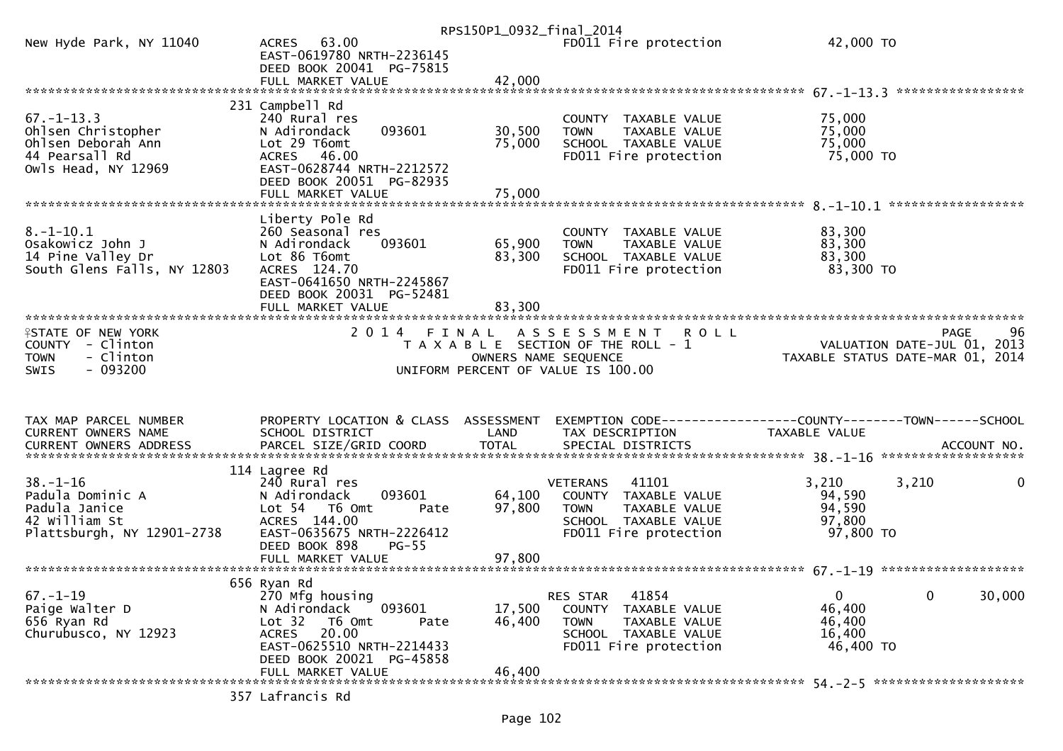RPS150P1_0932_final_2014

| | | | | |
|---|---|---|---|---|
| New Hyde Park, NY 11040 | ACRES 63.00<br>EAST-0619780 NRTH-2236145<br>DEED BOOK 20041 PG-75815<br>FULL MARKET VALUE | 42,000 | FD011 Fire protection | 42,000 TO |

******************************** 67.-1-13.3 *****************

| | | | | |
|---|---|---|---|---|
| 67.-1-13.3<br>Ohlsen Christopher<br>Ohlsen Deborah Ann<br>44 Pearsall Rd<br>Owls Head, NY 12969 | 231 Campbell Rd<br>240 Rural res<br>N Adirondack 093601<br>Lot 29 T6omt<br>ACRES 46.00<br>EAST-0628744 NRTH-2212572<br>DEED BOOK 20051 PG-82935<br>FULL MARKET VALUE | 30,500<br>75,000<br><br><br><br><br>75,000 | COUNTY TAXABLE VALUE<br>TOWN TAXABLE VALUE<br>SCHOOL TAXABLE VALUE<br>FD011 Fire protection | 75,000<br>75,000<br>75,000<br>75,000 TO |

******************************** 8.-1-10.1 *****************

| | | | | |
|---|---|---|---|---|
| 8.-1-10.1<br>Osakowicz John J<br>14 Pine Valley Dr<br>South Glens Falls, NY 12803 | Liberty Pole Rd<br>260 Seasonal res<br>N Adirondack 093601<br>Lot 86 T6omt<br>ACRES 124.70<br>EAST-0641650 NRTH-2245867<br>DEED BOOK 20031 PG-52481<br>FULL MARKET VALUE | 65,900<br>83,300<br><br><br><br><br>83,300 | COUNTY TAXABLE VALUE<br>TOWN TAXABLE VALUE<br>SCHOOL TAXABLE VALUE<br>FD011 Fire protection | 83,300<br>83,300<br>83,300<br>83,300 TO |

STATE OF NEW YORK
COUNTY - Clinton
TOWN - Clinton
SWIS - 093200

2 0 1 4 F I N A L A S S E S S M E N T R O L L
T A X A B L E SECTION OF THE ROLL - 1
OWNERS NAME SEQUENCE
UNIFORM PERCENT OF VALUE IS 100.00

PAGE 96
VALUATION DATE-JUL 01, 2013
TAXABLE STATUS DATE-MAR 01, 2014

| TAX MAP PARCEL NUMBER<br>CURRENT OWNERS NAME<br>CURRENT OWNERS ADDRESS | PROPERTY LOCATION & CLASS<br>SCHOOL DISTRICT<br>PARCEL SIZE/GRID COORD | ASSESSMENT<br>LAND<br>TOTAL | EXEMPTION CODE<br>TAX DESCRIPTION<br>SPECIAL DISTRICTS | COUNTY<br>TAXABLE VALUE | TOWN | SCHOOL<br><br>ACCOUNT NO. |
|---|---|---|---|---|---|---|
| 38.-1-16<br>Padula Dominic A<br>Padula Janice<br>42 William St<br>Plattsburgh, NY 12901-2738 | 114 Lagree Rd<br>240 Rural res<br>N Adirondack 093601<br>Lot 54 T6 Omt Pate<br>ACRES 144.00<br>EAST-0635675 NRTH-2226412<br>DEED BOOK 898 PG-55<br>FULL MARKET VALUE | <br><br>64,100<br>97,800<br><br><br><br>97,800 | <br>VETERANS 41101<br>COUNTY TAXABLE VALUE<br>TOWN TAXABLE VALUE<br>SCHOOL TAXABLE VALUE<br>FD011 Fire protection | <br>3,210<br>94,590<br>94,590<br>97,800<br>97,800 TO | <br>3,210 | <br>0 |
| 67.-1-19<br>Paige Walter D<br>656 Ryan Rd<br>Churubusco, NY 12923 | 656 Ryan Rd<br>270 Mfg housing<br>N Adirondack 093601<br>Lot 32 T6 Omt Pate<br>ACRES 20.00<br>EAST-0625510 NRTH-2214433<br>DEED BOOK 20021 PG-45858<br>FULL MARKET VALUE | <br><br>17,500<br>46,400<br><br><br><br>46,400 | <br>RES STAR 41854<br>COUNTY TAXABLE VALUE<br>TOWN TAXABLE VALUE<br>SCHOOL TAXABLE VALUE<br>FD011 Fire protection | <br>0<br>46,400<br>46,400<br>16,400<br>46,400 TO | <br>0 | <br>30,000 |

******************************** 54.-2-5 *****************

357 Lafrancis Rd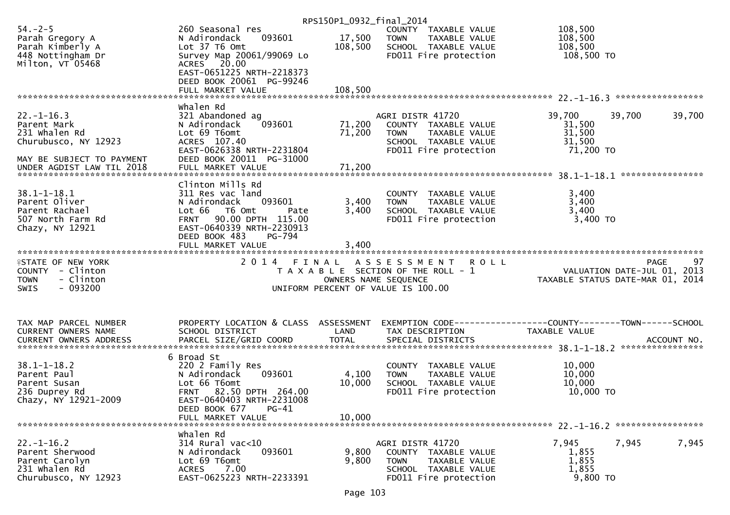RPS150P1_0932_final_2014

| | | | | |
|---|---|---|---|---|
| 54.-2-5 | 260 Seasonal res | | COUNTY TAXABLE VALUE | 108,500 |
| Parah Gregory A | N Adirondack 093601 | 17,500 | TOWN TAXABLE VALUE | 108,500 |
| Parah Kimberly A | Lot 37 T6 Omt | 108,500 | SCHOOL TAXABLE VALUE | 108,500 |
| 448 Nottingham Dr | Survey Map 20061/99069 Lo | | FD011 Fire protection | 108,500 TO |
| Milton, VT 05468 | ACRES 20.00 | | | |
| | EAST-0651225 NRTH-2218373 | | | |
| | DEED BOOK 20061 PG-99246 | | | |
| | FULL MARKET VALUE | 108,500 | | |

******************************************************************************************************* 22.-1-16.3 *****************

| | | | | | | |
|---|---|---|---|---|---|---|
| | Whalen Rd | | | | | |
| 22.-1-16.3 | 321 Abandoned ag | | AGRI DISTR 41720 | 39,700 | 39,700 | 39,700 |
| Parent Mark | N Adirondack 093601 | 71,200 | COUNTY TAXABLE VALUE | 31,500 | | |
| 231 Whalen Rd | Lot 69 T6omt | 71,200 | TOWN TAXABLE VALUE | 31,500 | | |
| Churubusco, NY 12923 | ACRES 107.40 | | SCHOOL TAXABLE VALUE | 31,500 | | |
| | EAST-0626338 NRTH-2231804 | | FD011 Fire protection | 71,200 TO | | |
| MAY BE SUBJECT TO PAYMENT | DEED BOOK 20011 PG-31000 | | | | | |
| UNDER AGDIST LAW TIL 2018 | FULL MARKET VALUE | 71,200 | | | | |

******************************************************************************************************* 38.1-1-18.1 ****************

| | | | | |
|---|---|---|---|---|
| | Clinton Mills Rd | | | |
| 38.1-1-18.1 | 311 Res vac land | | COUNTY TAXABLE VALUE | 3,400 |
| Parent Oliver | N Adirondack 093601 | 3,400 | TOWN TAXABLE VALUE | 3,400 |
| Parent Rachael | Lot 66 T6 Omt Pate | 3,400 | SCHOOL TAXABLE VALUE | 3,400 |
| 507 North Farm Rd | FRNT 90.00 DPTH 115.00 | | FD011 Fire protection | 3,400 TO |
| Chazy, NY 12921 | EAST-0640339 NRTH-2230913 | | | |
| | DEED BOOK 483 PG-794 | | | |
| | FULL MARKET VALUE | 3,400 | | |

*******************************************************************************************************

STATE OF NEW YORK — 2014 FINAL ASSESSMENT ROLL — PAGE 97
COUNTY - Clinton — TAXABLE SECTION OF THE ROLL - 1 — VALUATION DATE-JUL 01, 2013
TOWN - Clinton — OWNERS NAME SEQUENCE — TAXABLE STATUS DATE-MAR 01, 2014
SWIS - 093200 — UNIFORM PERCENT OF VALUE IS 100.00

| TAX MAP PARCEL NUMBER<br>CURRENT OWNERS NAME<br>CURRENT OWNERS ADDRESS | PROPERTY LOCATION & CLASS<br>SCHOOL DISTRICT<br>PARCEL SIZE/GRID COORD | ASSESSMENT<br>LAND<br>TOTAL | EXEMPTION CODE<br>TAX DESCRIPTION<br>SPECIAL DISTRICTS | COUNTY<br>TAXABLE VALUE | TOWN | SCHOOL<br>ACCOUNT NO. |
|---|---|---|---|---|---|---|

******************************************************************************************************* 38.1-1-18.2 ****************

| | | | | |
|---|---|---|---|---|
| | 6 Broad St | | | |
| 38.1-1-18.2 | 220 2 Family Res | | COUNTY TAXABLE VALUE | 10,000 |
| Parent Paul | N Adirondack 093601 | 4,100 | TOWN TAXABLE VALUE | 10,000 |
| Parent Susan | Lot 66 T6omt | 10,000 | SCHOOL TAXABLE VALUE | 10,000 |
| 236 Duprey Rd | FRNT 82.50 DPTH 264.00 | | FD011 Fire protection | 10,000 TO |
| Chazy, NY 12921-2009 | EAST-0640403 NRTH-2231008 | | | |
| | DEED BOOK 677 PG-41 | | | |
| | FULL MARKET VALUE | 10,000 | | |

******************************************************************************************************* 22.-1-16.2 *****************

| | | | | | | |
|---|---|---|---|---|---|---|
| | Whalen Rd | | | | | |
| 22.-1-16.2 | 314 Rural vac<10 | | AGRI DISTR 41720 | 7,945 | 7,945 | 7,945 |
| Parent Sherwood | N Adirondack 093601 | 9,800 | COUNTY TAXABLE VALUE | 1,855 | | |
| Parent Carolyn | Lot 69 T6omt | 9,800 | TOWN TAXABLE VALUE | 1,855 | | |
| 231 Whalen Rd | ACRES 7.00 | | SCHOOL TAXABLE VALUE | 1,855 | | |
| Churubusco, NY 12923 | EAST-0625223 NRTH-2233391 | | FD011 Fire protection | 9,800 TO | | |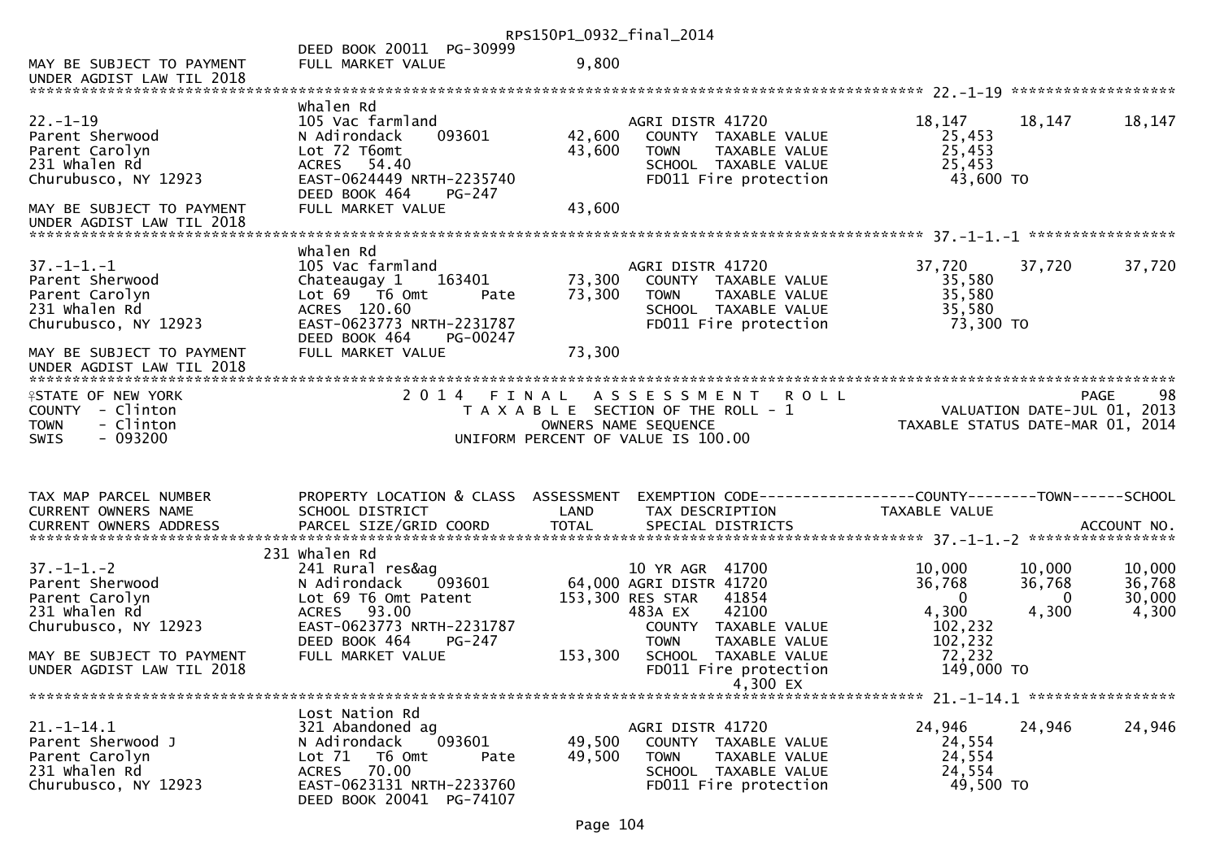```
                                                        DEED BOOK 20011  PG-30999
MAY BE SUBJECT TO PAYMENT                               FULL MARKET VALUE            9,800
UNDER AGDIST LAW TIL 2018
******************************************************************************************************* 22.-1-19 *******************
                                   Whalen Rd
22.-1-19                           105 Vac farmland                        AGRI DISTR 41720                    18,147      18,147      18,147
Parent Sherwood                    N Adirondack     093601       42,600    COUNTY  TAXABLE VALUE               25,453
Parent Carolyn                     Lot 72 T6omt                  43,600    TOWN    TAXABLE VALUE               25,453
231 Whalen Rd                      ACRES   54.40                           SCHOOL  TAXABLE VALUE               25,453
Churubusco, NY 12923               EAST-0624449 NRTH-2235740               FD011 Fire protection               43,600 TO
                                   DEED BOOK 464     PG-247
MAY BE SUBJECT TO PAYMENT          FULL MARKET VALUE             43,600
UNDER AGDIST LAW TIL 2018
******************************************************************************************************* 37.-1-1.-1 *****************
                                   Whalen Rd
37.-1-1.-1                         105 Vac farmland                        AGRI DISTR 41720                    37,720      37,720      37,720
Parent Sherwood                    Chateaugay 1     163401       73,300    COUNTY  TAXABLE VALUE               35,580
Parent Carolyn                     Lot 69   T6 Omt        Pate   73,300    TOWN    TAXABLE VALUE               35,580
231 Whalen Rd                      ACRES  120.60                           SCHOOL  TAXABLE VALUE               35,580
Churubusco, NY 12923               EAST-0623773 NRTH-2231787               FD011 Fire protection               73,300 TO
                                   DEED BOOK 464     PG-00247
MAY BE SUBJECT TO PAYMENT          FULL MARKET VALUE             73,300
UNDER AGDIST LAW TIL 2018
************************************************************************************************************************************
STATE OF NEW YORK                    2 0 1 4   F I N A L   A S S E S S M E N T   R O L L                               PAGE    98
COUNTY  - Clinton                         T A X A B L E  SECTION OF THE ROLL - 1                         VALUATION DATE-JUL 01, 2013
TOWN    - Clinton                                  OWNERS NAME SEQUENCE                            TAXABLE STATUS DATE-MAR 01, 2014
SWIS    - 093200                           UNIFORM PERCENT OF VALUE IS 100.00


TAX MAP PARCEL NUMBER              PROPERTY LOCATION & CLASS  ASSESSMENT  EXEMPTION CODE------------------COUNTY--------TOWN------SCHOOL
CURRENT OWNERS NAME                SCHOOL DISTRICT               LAND      TAX DESCRIPTION                  TAXABLE VALUE
CURRENT OWNERS ADDRESS             PARCEL SIZE/GRID COORD        TOTAL     SPECIAL DISTRICTS                                    ACCOUNT NO.
******************************************************************************************************* 37.-1-1.-2 *****************
                                   231 Whalen Rd
37.-1-1.-2                         241 Rural res&ag                        10 YR AGR  41700                    10,000      10,000      10,000
Parent Sherwood                    N Adirondack     093601       64,000 AGRI DISTR 41720                   36,768      36,768      36,768
Parent Carolyn                     Lot 69 T6 Omt Patent         153,300 RES STAR   41854                        0           0      30,000
231 Whalen Rd                      ACRES   93.00                           483A EX    42100                     4,300       4,300       4,300
Churubusco, NY 12923               EAST-0623773 NRTH-2231787               COUNTY  TAXABLE VALUE              102,232
                                   DEED BOOK 464     PG-247                TOWN    TAXABLE VALUE              102,232
MAY BE SUBJECT TO PAYMENT          FULL MARKET VALUE            153,300    SCHOOL  TAXABLE VALUE               72,232
UNDER AGDIST LAW TIL 2018                                                  FD011 Fire protection              149,000 TO
                                                                                 4,300 EX
******************************************************************************************************* 21.-1-14.1 *****************
                                   Lost Nation Rd
21.-1-14.1                         321 Abandoned ag                        AGRI DISTR 41720                    24,946      24,946      24,946
Parent Sherwood J                  N Adirondack     093601       49,500    COUNTY  TAXABLE VALUE               24,554
Parent Carolyn                     Lot 71   T6 Omt        Pate   49,500    TOWN    TAXABLE VALUE               24,554
231 Whalen Rd                      ACRES   70.00                           SCHOOL  TAXABLE VALUE               24,554
Churubusco, NY 12923               EAST-0623131 NRTH-2233760               FD011 Fire protection               49,500 TO
                                   DEED BOOK 20041  PG-74107
```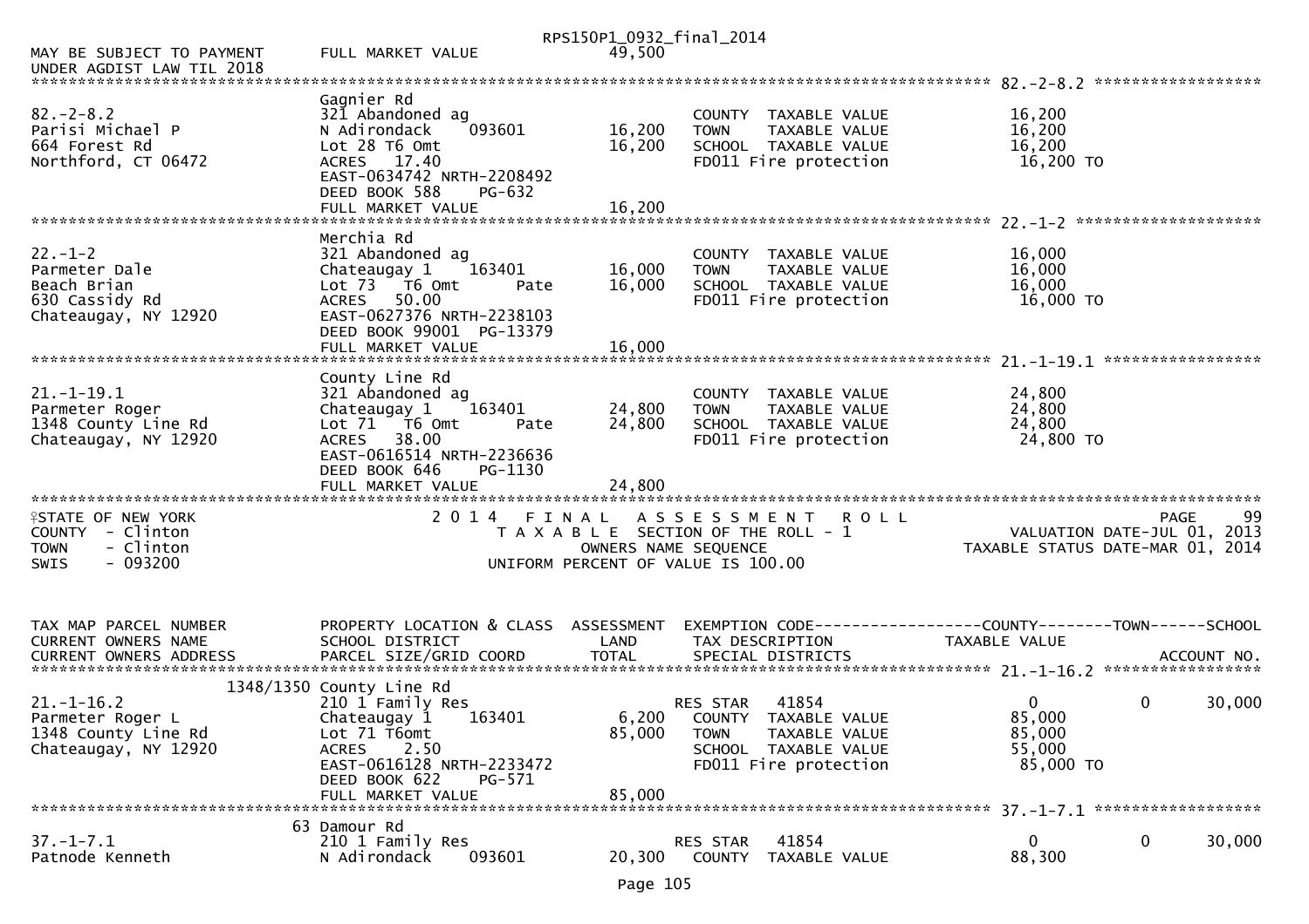RPS150P1_0932_final_2014

```
MAY BE SUBJECT TO PAYMENT      FULL MARKET VALUE              49,500
UNDER AGDIST LAW TIL 2018
******************************************************************************************************* 82.-2-8.2 ******************
                               Gagnier Rd
82.-2-8.2                      321 Abandoned ag                       COUNTY  TAXABLE VALUE            16,200
Parisi Michael P               N Adirondack    093601      16,200     TOWN    TAXABLE VALUE            16,200
664 Forest Rd                  Lot 28 T6 Omt               16,200     SCHOOL  TAXABLE VALUE            16,200
Northford, CT 06472            ACRES   17.40                          FD011 Fire protection             16,200 TO
                               EAST-0634742 NRTH-2208492
                               DEED BOOK 588     PG-632
                               FULL MARKET VALUE           16,200
******************************************************************************************************* 22.-1-2 ********************
                               Merchia Rd
22.-1-2                        321 Abandoned ag                       COUNTY  TAXABLE VALUE            16,000
Parmeter Dale                  Chateaugay 1    163401      16,000     TOWN    TAXABLE VALUE            16,000
Beach Brian                    Lot 73  T6 Omt       Pate   16,000     SCHOOL  TAXABLE VALUE            16,000
630 Cassidy Rd                 ACRES   50.00                          FD011 Fire protection             16,000 TO
Chateaugay, NY 12920           EAST-0627376 NRTH-2238103
                               DEED BOOK 99001  PG-13379
                               FULL MARKET VALUE           16,000
******************************************************************************************************* 21.-1-19.1 *****************
                               County Line Rd
21.-1-19.1                     321 Abandoned ag                       COUNTY  TAXABLE VALUE            24,800
Parmeter Roger                 Chateaugay 1    163401      24,800     TOWN    TAXABLE VALUE            24,800
1348 County Line Rd            Lot 71  T6 Omt       Pate   24,800     SCHOOL  TAXABLE VALUE            24,800
Chateaugay, NY 12920           ACRES   38.00                          FD011 Fire protection             24,800 TO
                               EAST-0616514 NRTH-2236636
                               DEED BOOK 646     PG-1130
                               FULL MARKET VALUE           24,800
************************************************************************************************************************************
STATE OF NEW YORK                 2 0 1 4   F I N A L   A S S E S S M E N T   R O L L                                PAGE    99
COUNTY  - Clinton                    T A X A B L E  SECTION OF THE ROLL - 1                      VALUATION DATE-JUL 01, 2013
TOWN    - Clinton                           OWNERS NAME SEQUENCE                              TAXABLE STATUS DATE-MAR 01, 2014
SWIS    - 093200                      UNIFORM PERCENT OF VALUE IS 100.00


TAX MAP PARCEL NUMBER          PROPERTY LOCATION & CLASS  ASSESSMENT  EXEMPTION CODE------------------COUNTY--------TOWN------SCHOOL
CURRENT OWNERS NAME            SCHOOL DISTRICT               LAND     TAX DESCRIPTION              TAXABLE VALUE
CURRENT OWNERS ADDRESS         PARCEL SIZE/GRID COORD       TOTAL     SPECIAL DISTRICTS                                   ACCOUNT NO.
******************************************************************************************************* 21.-1-16.2 *****************
                     1348/1350 County Line Rd
21.-1-16.2                     210 1 Family Res                       RES STAR   41854                  0            0       30,000
Parmeter Roger L               Chateaugay 1    163401       6,200     COUNTY  TAXABLE VALUE            85,000
1348 County Line Rd            Lot 71 T6omt                85,000     TOWN    TAXABLE VALUE            85,000
Chateaugay, NY 12920           ACRES    2.50                          SCHOOL  TAXABLE VALUE            55,000
                               EAST-0616128 NRTH-2233472              FD011 Fire protection             85,000 TO
                               DEED BOOK 622     PG-571
                               FULL MARKET VALUE           85,000
******************************************************************************************************* 37.-1-7.1 ******************
                            63 Damour Rd
37.-1-7.1                      210 1 Family Res                       RES STAR   41854                  0            0       30,000
Patnode Kenneth                N Adirondack    093601      20,300     COUNTY  TAXABLE VALUE            88,300
```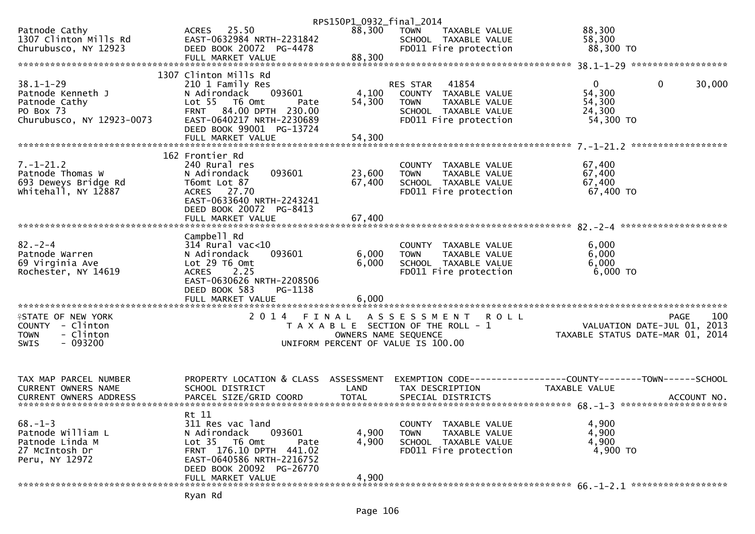RPS150P1_0932_final_2014

```
Patnode Cathy                  ACRES   25.50                      88,300   TOWN     TAXABLE VALUE              88,300
1307 Clinton Mills Rd          EAST-0632984 NRTH-2231842                   SCHOOL   TAXABLE VALUE              58,300
Churubusco, NY 12923           DEED BOOK 20072  PG-4478                    FD011 Fire protection               88,300 TO
                               FULL MARKET VALUE                  88,300
******************************************************************************************************* 38.1-1-29 ******************
                          1307 Clinton Mills Rd
38.1-1-29                      210 1 Family Res                            RES STAR   41854                    0            0     30,000
Patnode Kenneth J              N Adirondack      093601           4,100    COUNTY   TAXABLE VALUE              54,300
Patnode Cathy                  Lot 55   T6 Omt          Pate      54,300   TOWN     TAXABLE VALUE              54,300
PO Box 73                      FRNT   84.00 DPTH  230.00                   SCHOOL   TAXABLE VALUE              24,300
Churubusco, NY 12923-0073      EAST-0640217 NRTH-2230689                   FD011 Fire protection               54,300 TO
                               DEED BOOK 99001  PG-13724
                               FULL MARKET VALUE                  54,300
******************************************************************************************************* 7.-1-21.2 ******************
                           162 Frontier Rd
7.-1-21.2                      240 Rural res                               COUNTY   TAXABLE VALUE              67,400
Patnode Thomas W               N Adirondack      093601           23,600   TOWN     TAXABLE VALUE              67,400
693 Deweys Bridge Rd           T6omt Lot 87                       67,400   SCHOOL   TAXABLE VALUE              67,400
Whitehall, NY 12887            ACRES   27.70                               FD011 Fire protection               67,400 TO
                               EAST-0633640 NRTH-2243241
                               DEED BOOK 20072  PG-8413
                               FULL MARKET VALUE                  67,400
******************************************************************************************************* 82.-2-4 ********************
                               Campbell Rd
82.-2-4                        314 Rural vac<10                            COUNTY   TAXABLE VALUE               6,000
Patnode Warren                 N Adirondack      093601           6,000    TOWN     TAXABLE VALUE               6,000
69 Virginia Ave                Lot 29 T6 Omt                      6,000    SCHOOL   TAXABLE VALUE               6,000
Rochester, NY 14619            ACRES    2.25                               FD011 Fire protection                6,000 TO
                               EAST-0630626 NRTH-2208506
                               DEED BOOK 583    PG-1138
                               FULL MARKET VALUE                  6,000
************************************************************************************************************************************
STATE OF NEW YORK                    2 0 1 4   F I N A L   A S S E S S M E N T   R O L L                                 PAGE   100
COUNTY  - Clinton                        T A X A B L E  SECTION OF THE ROLL - 1                        VALUATION DATE-JUL 01, 2013
TOWN    - Clinton                               OWNERS NAME SEQUENCE                              TAXABLE STATUS DATE-MAR 01, 2014
SWIS    - 093200                          UNIFORM PERCENT OF VALUE IS 100.00


TAX MAP PARCEL NUMBER          PROPERTY LOCATION & CLASS  ASSESSMENT  EXEMPTION CODE------------------COUNTY--------TOWN------SCHOOL
CURRENT OWNERS NAME            SCHOOL DISTRICT              LAND      TAX DESCRIPTION              TAXABLE VALUE
CURRENT OWNERS ADDRESS         PARCEL SIZE/GRID COORD       TOTAL     SPECIAL DISTRICTS                                  ACCOUNT NO.
******************************************************************************************************* 68.-1-3 ********************
                               Rt 11
68.-1-3                        311 Res vac land                            COUNTY   TAXABLE VALUE               4,900
Patnode William L              N Adirondack      093601           4,900    TOWN     TAXABLE VALUE               4,900
Patnode Linda M                Lot 35   T6 Omt          Pate      4,900    SCHOOL   TAXABLE VALUE               4,900
27 McIntosh Dr                 FRNT  176.10 DPTH  441.02                   FD011 Fire protection                4,900 TO
Peru, NY 12972                 EAST-0640586 NRTH-2216752
                               DEED BOOK 20092  PG-26770
                               FULL MARKET VALUE                  4,900
******************************************************************************************************* 66.-1-2.1 ******************
                               Ryan Rd
```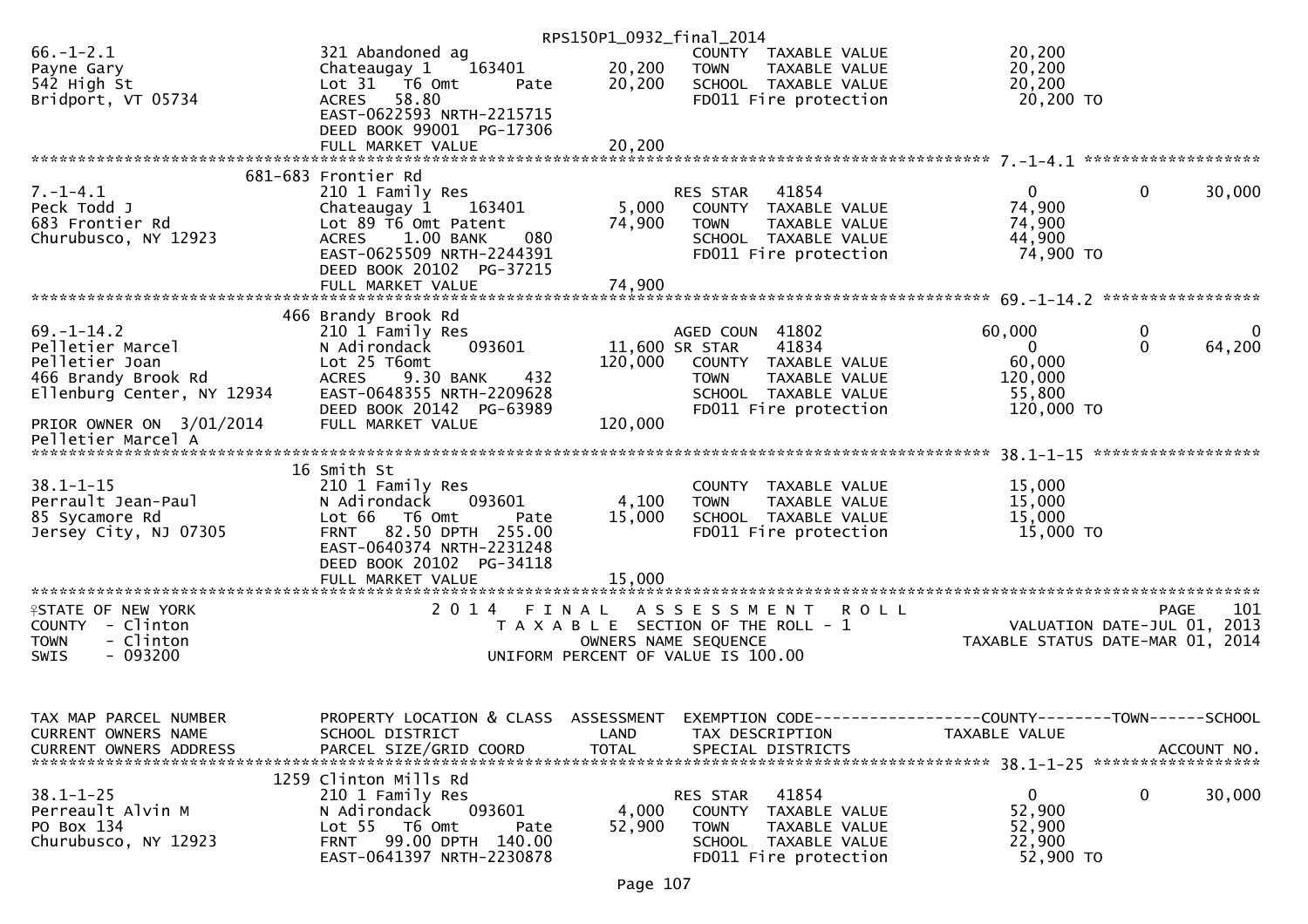```
                                                   RPS150P1_0932_final_2014
66.-1-2.1                    321 Abandoned ag                          COUNTY  TAXABLE VALUE            20,200
Payne Gary                   Chateaugay 1     163401         20,200    TOWN    TAXABLE VALUE            20,200
542 High St                  Lot 31   T6 Omt        Pate     20,200    SCHOOL  TAXABLE VALUE            20,200
Bridport, VT 05734           ACRES   58.80                             FD011 Fire protection             20,200 TO
                             EAST-0622593 NRTH-2215715
                             DEED BOOK 99001  PG-17306
                             FULL MARKET VALUE               20,200
******************************************************************************************************* 7.-1-4.1 ******************
                       681-683 Frontier Rd
7.-1-4.1                     210 1 Family Res                          RES STAR    41854                 0             0        30,000
Peck Todd J                  Chateaugay 1     163401          5,000    COUNTY  TAXABLE VALUE            74,900
683 Frontier Rd              Lot 89 T6 Omt Patent            74,900    TOWN    TAXABLE VALUE            74,900
Churubusco, NY 12923         ACRES    1.00 BANK     080                SCHOOL  TAXABLE VALUE            44,900
                             EAST-0625509 NRTH-2244391                 FD011 Fire protection             74,900 TO
                             DEED BOOK 20102  PG-37215
                             FULL MARKET VALUE               74,900
******************************************************************************************************* 69.-1-14.2 ****************
                       466 Brandy Brook Rd
69.-1-14.2                   210 1 Family Res                          AGED COUN  41802              60,000            0             0
Pelletier Marcel             N Adirondack     093601         11,600 SR STAR     41834                 0             0        64,200
Pelletier Joan               Lot 25 T6omt                   120,000    COUNTY  TAXABLE VALUE            60,000
466 Brandy Brook Rd          ACRES    9.30 BANK     432                TOWN    TAXABLE VALUE           120,000
Ellenburg Center, NY 12934   EAST-0648355 NRTH-2209628                 SCHOOL  TAXABLE VALUE            55,800
                             DEED BOOK 20142  PG-63989                 FD011 Fire protection            120,000 TO
PRIOR OWNER ON 3/01/2014     FULL MARKET VALUE              120,000
Pelletier Marcel A
******************************************************************************************************* 38.1-1-15 *****************
                       16 Smith St
38.1-1-15                    210 1 Family Res                          COUNTY  TAXABLE VALUE            15,000
Perrault Jean-Paul           N Adirondack     093601          4,100    TOWN    TAXABLE VALUE            15,000
85 Sycamore Rd               Lot 66   T6 Omt        Pate     15,000    SCHOOL  TAXABLE VALUE            15,000
Jersey City, NJ 07305        FRNT   82.50 DPTH 255.00                  FD011 Fire protection             15,000 TO
                             EAST-0640374 NRTH-2231248
                             DEED BOOK 20102  PG-34118
                             FULL MARKET VALUE               15,000
************************************************************************************************************************************
STATE OF NEW YORK                2 0 1 4   F I N A L   A S S E S S M E N T   R O L L                                   PAGE    101
COUNTY  - Clinton                   T A X A B L E  SECTION OF THE ROLL - 1                             VALUATION DATE-JUL 01, 2013
TOWN    - Clinton                          OWNERS NAME SEQUENCE                                   TAXABLE STATUS DATE-MAR 01, 2014
SWIS    - 093200                    UNIFORM PERCENT OF VALUE IS 100.00



TAX MAP PARCEL NUMBER        PROPERTY LOCATION & CLASS  ASSESSMENT  EXEMPTION CODE------------------COUNTY--------TOWN------SCHOOL
CURRENT OWNERS NAME          SCHOOL DISTRICT               LAND      TAX DESCRIPTION              TAXABLE VALUE
CURRENT OWNERS ADDRESS       PARCEL SIZE/GRID COORD        TOTAL     SPECIAL DISTRICTS                                   ACCOUNT NO.
******************************************************************************************************* 38.1-1-25 *****************
                       1259 Clinton Mills Rd
38.1-1-25                    210 1 Family Res                          RES STAR    41854                 0             0        30,000
Perreault Alvin M            N Adirondack     093601          4,000    COUNTY  TAXABLE VALUE            52,900
PO Box 134                   Lot 55   T6 Omt        Pate     52,900    TOWN    TAXABLE VALUE            52,900
Churubusco, NY 12923         FRNT   99.00 DPTH 140.00                  SCHOOL  TAXABLE VALUE            22,900
                             EAST-0641397 NRTH-2230878                 FD011 Fire protection             52,900 TO
```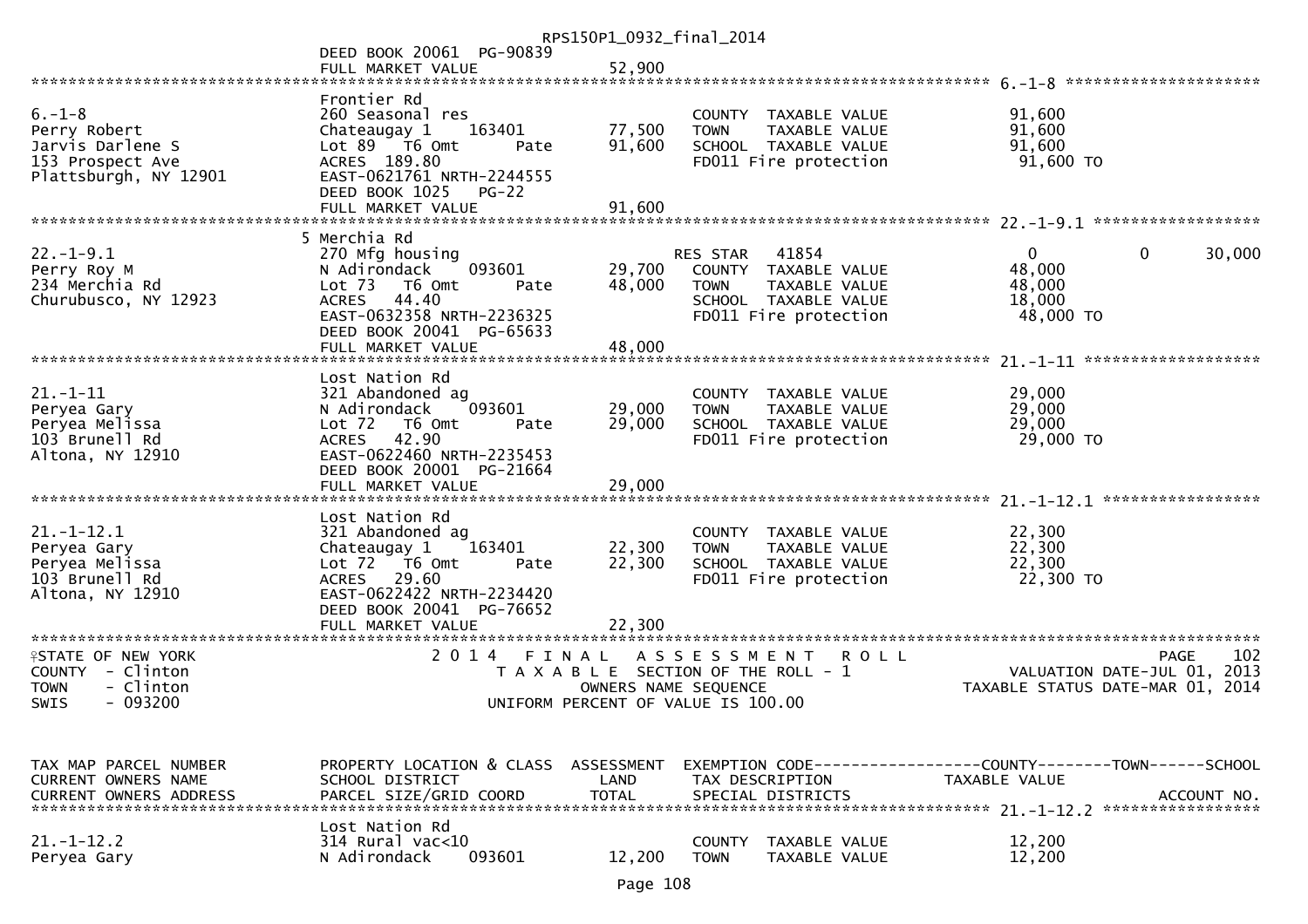RPS150P1_0932_final_2014

```
                              DEED BOOK 20061  PG-90839
                              FULL MARKET VALUE            52,900
******************************************************************************************************* 6.-1-8 *********************
                              Frontier Rd
6.-1-8                        260 Seasonal res                        COUNTY  TAXABLE VALUE             91,600
Perry Robert                  Chateaugay 1     163401     77,500      TOWN    TAXABLE VALUE             91,600
Jarvis Darlene S              Lot 89  T6 Omt       Pate   91,600      SCHOOL  TAXABLE VALUE             91,600
153 Prospect Ave              ACRES  189.80                           FD011 Fire protection              91,600 TO
Plattsburgh, NY 12901         EAST-0621761 NRTH-2244555
                              DEED BOOK 1025   PG-22
                              FULL MARKET VALUE            91,600
******************************************************************************************************* 22.-1-9.1 ******************
                              5 Merchia Rd
22.-1-9.1                     270 Mfg housing                         RES STAR   41854                  0            0       30,000
Perry Roy M                   N Adirondack     093601     29,700      COUNTY  TAXABLE VALUE             48,000
234 Merchia Rd                Lot 73  T6 Omt       Pate   48,000      TOWN    TAXABLE VALUE             48,000
Churubusco, NY 12923          ACRES   44.40                           SCHOOL  TAXABLE VALUE             18,000
                              EAST-0632358 NRTH-2236325               FD011 Fire protection              48,000 TO
                              DEED BOOK 20041  PG-65633
                              FULL MARKET VALUE            48,000
******************************************************************************************************* 21.-1-11 *******************
                              Lost Nation Rd
21.-1-11                      321 Abandoned ag                        COUNTY  TAXABLE VALUE             29,000
Peryea Gary                   N Adirondack     093601     29,000      TOWN    TAXABLE VALUE             29,000
Peryea Melissa                Lot 72  T6 Omt       Pate   29,000      SCHOOL  TAXABLE VALUE             29,000
103 Brunell Rd                ACRES   42.90                           FD011 Fire protection              29,000 TO
Altona, NY 12910              EAST-0622460 NRTH-2235453
                              DEED BOOK 20001  PG-21664
                              FULL MARKET VALUE            29,000
******************************************************************************************************* 21.-1-12.1 *****************
                              Lost Nation Rd
21.-1-12.1                    321 Abandoned ag                        COUNTY  TAXABLE VALUE             22,300
Peryea Gary                   Chateaugay 1     163401     22,300      TOWN    TAXABLE VALUE             22,300
Peryea Melissa                Lot 72  T6 Omt       Pate   22,300      SCHOOL  TAXABLE VALUE             22,300
103 Brunell Rd                ACRES   29.60                           FD011 Fire protection              22,300 TO
Altona, NY 12910              EAST-0622422 NRTH-2234420
                              DEED BOOK 20041  PG-76652
                              FULL MARKET VALUE            22,300
*******************************************************************************************************************************
STATE OF NEW YORK                2014  FINAL  ASSESSMENT  ROLL                                           PAGE   102
COUNTY  - Clinton                   TAXABLE SECTION OF THE ROLL - 1                           VALUATION DATE-JUL 01, 2013
TOWN    - Clinton                        OWNERS NAME SEQUENCE                           TAXABLE STATUS DATE-MAR 01, 2014
SWIS    - 093200                   UNIFORM PERCENT OF VALUE IS 100.00


TAX MAP PARCEL NUMBER         PROPERTY LOCATION & CLASS  ASSESSMENT  EXEMPTION CODE------------------COUNTY--------TOWN------SCHOOL
CURRENT OWNERS NAME           SCHOOL DISTRICT               LAND      TAX DESCRIPTION             TAXABLE VALUE
CURRENT OWNERS ADDRESS        PARCEL SIZE/GRID COORD       TOTAL      SPECIAL DISTRICTS                                  ACCOUNT NO.
******************************************************************************************************* 21.-1-12.2 *****************
                              Lost Nation Rd
21.-1-12.2                    314 Rural vac<10                        COUNTY  TAXABLE VALUE             12,200
Peryea Gary                   N Adirondack     093601     12,200      TOWN    TAXABLE VALUE             12,200
```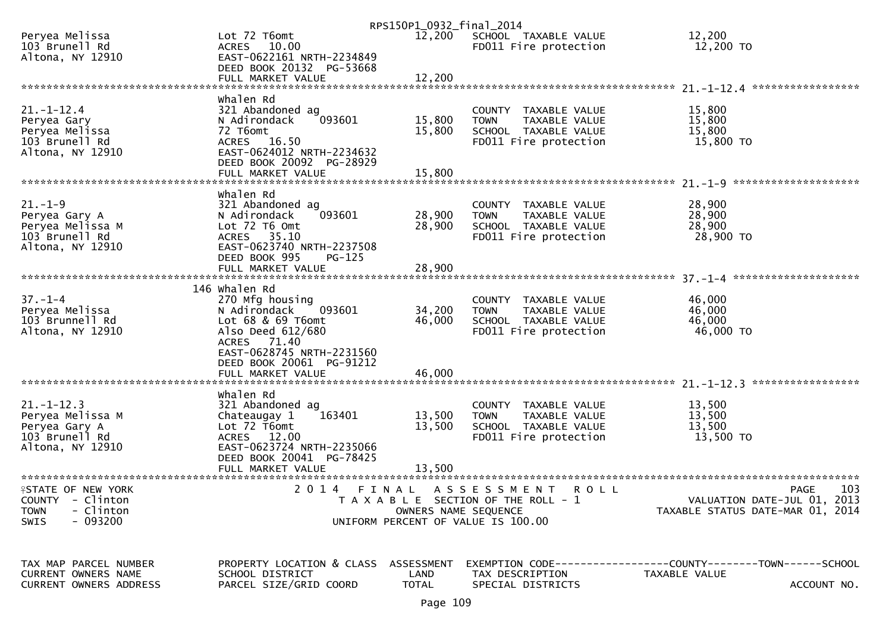RPS150P1_0932_final_2014

| | | | | |
|---|---|---|---|---|
| Peryea Melissa<br>103 Brunell Rd<br>Altona, NY 12910 | Lot 72 T6omt<br>ACRES 10.00<br>EAST-0622161 NRTH-2234849<br>DEED BOOK 20132 PG-53668<br>FULL MARKET VALUE | 12,200<br><br><br><br>12,200 | SCHOOL TAXABLE VALUE<br>FD011 Fire protection | 12,200<br>12,200 TO |

******************************************************************************************************* 21.-1-12.4 *****************

| | | | | |
|---|---|---|---|---|
| 21.-1-12.4<br>Peryea Gary<br>Peryea Melissa<br>103 Brunell Rd<br>Altona, NY 12910 | Whalen Rd<br>321 Abandoned ag<br>N Adirondack 093601<br>72 T6omt<br>ACRES 16.50<br>EAST-0624012 NRTH-2234632<br>DEED BOOK 20092 PG-28929<br>FULL MARKET VALUE | <br><br>15,800<br>15,800<br><br><br><br>15,800 | COUNTY TAXABLE VALUE<br>TOWN TAXABLE VALUE<br>SCHOOL TAXABLE VALUE<br>FD011 Fire protection | 15,800<br>15,800<br>15,800<br>15,800 TO |

******************************************************************************************************* 21.-1-9 *******************

| | | | | |
|---|---|---|---|---|
| 21.-1-9<br>Peryea Gary A<br>Peryea Melissa M<br>103 Brunell Rd<br>Altona, NY 12910 | Whalen Rd<br>321 Abandoned ag<br>N Adirondack 093601<br>Lot 72 T6 Omt<br>ACRES 35.10<br>EAST-0623740 NRTH-2237508<br>DEED BOOK 995 PG-125<br>FULL MARKET VALUE | <br><br>28,900<br>28,900<br><br><br><br>28,900 | COUNTY TAXABLE VALUE<br>TOWN TAXABLE VALUE<br>SCHOOL TAXABLE VALUE<br>FD011 Fire protection | 28,900<br>28,900<br>28,900<br>28,900 TO |

******************************************************************************************************* 37.-1-4 *******************

| | | | | |
|---|---|---|---|---|
| 37.-1-4<br>Peryea Melissa<br>103 Brunnell Rd<br>Altona, NY 12910 | 146 Whalen Rd<br>270 Mfg housing<br>N Adirondack 093601<br>Lot 68 & 69 T6omt<br>Also Deed 612/680<br>ACRES 71.40<br>EAST-0628745 NRTH-2231560<br>DEED BOOK 20061 PG-91212<br>FULL MARKET VALUE | <br><br>34,200<br>46,000<br><br><br><br><br>46,000 | COUNTY TAXABLE VALUE<br>TOWN TAXABLE VALUE<br>SCHOOL TAXABLE VALUE<br>FD011 Fire protection | 46,000<br>46,000<br>46,000<br>46,000 TO |

******************************************************************************************************* 21.-1-12.3 *****************

| | | | | |
|---|---|---|---|---|
| 21.-1-12.3<br>Peryea Melissa M<br>Peryea Gary A<br>103 Brunell Rd<br>Altona, NY 12910 | Whalen Rd<br>321 Abandoned ag<br>Chateaugay 1 163401<br>Lot 72 T6omt<br>ACRES 12.00<br>EAST-0623724 NRTH-2235066<br>DEED BOOK 20041 PG-78425<br>FULL MARKET VALUE | <br><br>13,500<br>13,500<br><br><br><br>13,500 | COUNTY TAXABLE VALUE<br>TOWN TAXABLE VALUE<br>SCHOOL TAXABLE VALUE<br>FD011 Fire protection | 13,500<br>13,500<br>13,500<br>13,500 TO |

*******************************************************************************************************************************************

STATE OF NEW YORK — 2014 FINAL ASSESSMENT ROLL — PAGE 103
COUNTY - Clinton — TAXABLE SECTION OF THE ROLL - 1 — VALUATION DATE-JUL 01, 2013
TOWN - Clinton — OWNERS NAME SEQUENCE — TAXABLE STATUS DATE-MAR 01, 2014
SWIS - 093200 — UNIFORM PERCENT OF VALUE IS 100.00

| TAX MAP PARCEL NUMBER<br>CURRENT OWNERS NAME<br>CURRENT OWNERS ADDRESS | PROPERTY LOCATION & CLASS<br>SCHOOL DISTRICT<br>PARCEL SIZE/GRID COORD | ASSESSMENT<br>LAND<br>TOTAL | EXEMPTION CODE------------------COUNTY--------TOWN------SCHOOL<br>TAX DESCRIPTION<br>SPECIAL DISTRICTS | TAXABLE VALUE<br><br>ACCOUNT NO. |
|---|---|---|---|---|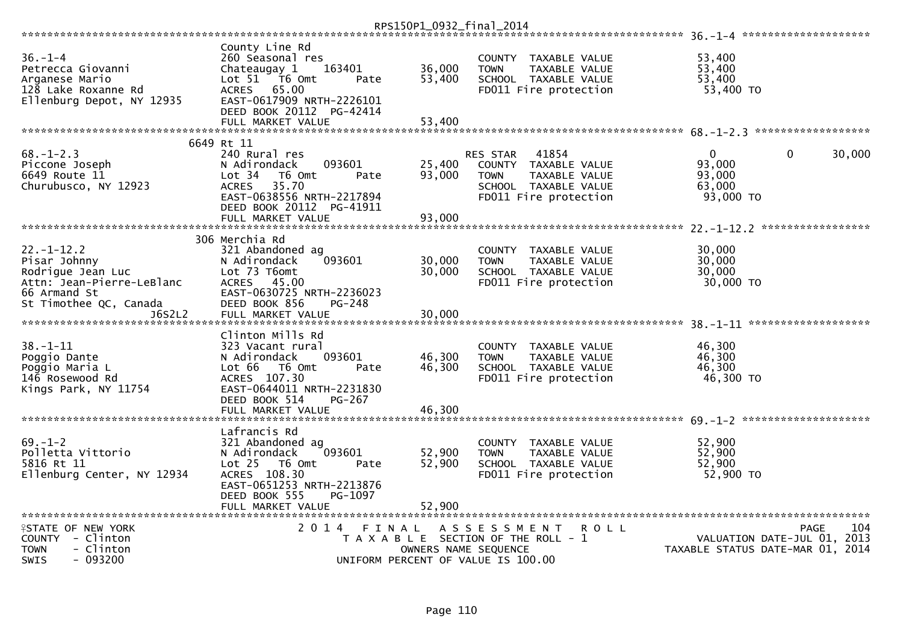RPS150P1_0932_final_2014

```
****************************************************************************************************** 36.-1-4 ********************
                    County Line Rd
36.-1-4             260 Seasonal res                        COUNTY  TAXABLE VALUE          53,400
Petrecca Giovanni   Chateaugay 1     163401      36,000     TOWN    TAXABLE VALUE          53,400
Arganese Mario      Lot 51  T6 Omt       Pate    53,400     SCHOOL  TAXABLE VALUE          53,400
128 Lake Roxanne Rd ACRES   65.00                           FD011 Fire protection           53,400 TO
Ellenburg Depot, NY 12935  EAST-0617909 NRTH-2226101
                    DEED BOOK 20112  PG-42414
                    FULL MARKET VALUE            53,400
****************************************************************************************************** 68.-1-2.3 ******************
          6649 Rt 11
68.-1-2.3           240 Rural res                           RES STAR    41854              0          0      30,000
Piccone Joseph      N Adirondack     093601      25,400     COUNTY  TAXABLE VALUE          93,000
6649 Route 11       Lot 34  T6 Omt       Pate    93,000     TOWN    TAXABLE VALUE          93,000
Churubusco, NY 12923  ACRES   35.70                         SCHOOL  TAXABLE VALUE          63,000
                    EAST-0638556 NRTH-2217894               FD011 Fire protection           93,000 TO
                    DEED BOOK 20112  PG-41911
                    FULL MARKET VALUE            93,000
****************************************************************************************************** 22.-1-12.2 *****************
          306 Merchia Rd
22.-1-12.2          321 Abandoned ag                        COUNTY  TAXABLE VALUE          30,000
Pisar Johnny        N Adirondack     093601      30,000     TOWN    TAXABLE VALUE          30,000
Rodrigue Jean Luc   Lot 73 T6omt                 30,000     SCHOOL  TAXABLE VALUE          30,000
Attn: Jean-Pierre-LeBlanc  ACRES   45.00                    FD011 Fire protection           30,000 TO
66 Armand St        EAST-0630725 NRTH-2236023
St Timothee QC, Canada  DEED BOOK 856    PG-248
             J6S2L2 FULL MARKET VALUE            30,000
****************************************************************************************************** 38.-1-11 *******************
                    Clinton Mills Rd
38.-1-11            323 Vacant rural                        COUNTY  TAXABLE VALUE          46,300
Poggio Dante        N Adirondack     093601      46,300     TOWN    TAXABLE VALUE          46,300
Poggio Maria L      Lot 66  T6 Omt       Pate    46,300     SCHOOL  TAXABLE VALUE          46,300
146 Rosewood Rd     ACRES  107.30                           FD011 Fire protection           46,300 TO
Kings Park, NY 11754  EAST-0644011 NRTH-2231830
                    DEED BOOK 514    PG-267
                    FULL MARKET VALUE            46,300
****************************************************************************************************** 69.-1-2 ********************
                    Lafrancis Rd
69.-1-2             321 Abandoned ag                        COUNTY  TAXABLE VALUE          52,900
Polletta Vittorio   N Adirondack     093601      52,900     TOWN    TAXABLE VALUE          52,900
5816 Rt 11          Lot 25  T6 Omt       Pate    52,900     SCHOOL  TAXABLE VALUE          52,900
Ellenburg Center, NY 12934  ACRES  108.30                   FD011 Fire protection           52,900 TO
                    EAST-0651253 NRTH-2213876
                    DEED BOOK 555    PG-1097
                    FULL MARKET VALUE            52,900
************************************************************************************************************************************
STATE OF NEW YORK            2 0 1 4   F I N A L   A S S E S S M E N T   R O L L                          PAGE   104
COUNTY  - Clinton                T A X A B L E  SECTION OF THE ROLL - 1                 VALUATION DATE-JUL 01, 2013
TOWN    - Clinton                       OWNERS NAME SEQUENCE                       TAXABLE STATUS DATE-MAR 01, 2014
SWIS    - 093200                  UNIFORM PERCENT OF VALUE IS 100.00
```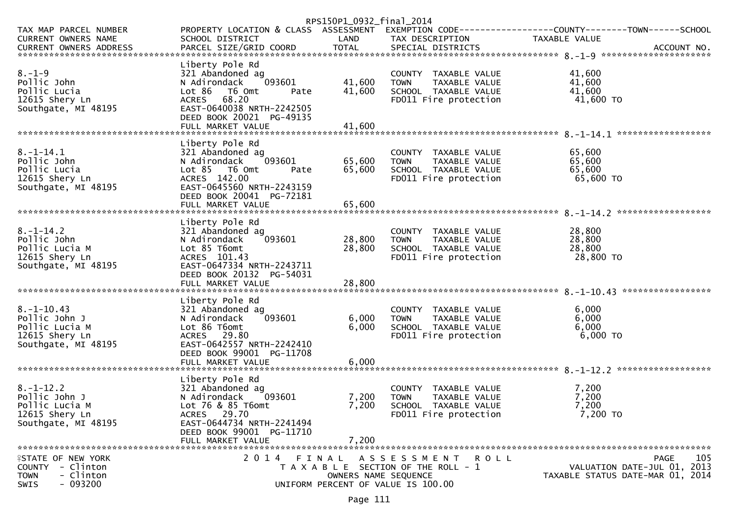RPS150P1_0932_final_2014

| TAX MAP PARCEL NUMBER<br>CURRENT OWNERS NAME<br>CURRENT OWNERS ADDRESS | PROPERTY LOCATION & CLASS<br>SCHOOL DISTRICT<br>PARCEL SIZE/GRID COORD | ASSESSMENT<br>LAND<br>TOTAL | EXEMPTION CODE------------------COUNTY--------TOWN------SCHOOL<br>TAX DESCRIPTION<br>SPECIAL DISTRICTS | TAXABLE VALUE | ACCOUNT NO. |
|---|---|---|---|---|---|
| ******************************** 8.-1-9 ******************** | | | | | |
| | Liberty Pole Rd | | | | |
| 8.-1-9 | 321 Abandoned ag | | COUNTY TAXABLE VALUE | 41,600 | |
| Pollic John | N Adirondack 093601 | 41,600 | TOWN TAXABLE VALUE | 41,600 | |
| Pollic Lucia | Lot 86 T6 Omt Pate | 41,600 | SCHOOL TAXABLE VALUE | 41,600 | |
| 12615 Shery Ln | ACRES 68.20 | | FD011 Fire protection | 41,600 TO | |
| Southgate, MI 48195 | EAST-0640038 NRTH-2242505 | | | | |
| | DEED BOOK 20021 PG-49135 | | | | |
| | FULL MARKET VALUE | 41,600 | | | |
| ******************************** 8.-1-14.1 ******************** | | | | | |
| | Liberty Pole Rd | | | | |
| 8.-1-14.1 | 321 Abandoned ag | | COUNTY TAXABLE VALUE | 65,600 | |
| Pollic John | N Adirondack 093601 | 65,600 | TOWN TAXABLE VALUE | 65,600 | |
| Pollic Lucia | Lot 85 T6 Omt Pate | 65,600 | SCHOOL TAXABLE VALUE | 65,600 | |
| 12615 Shery Ln | ACRES 142.00 | | FD011 Fire protection | 65,600 TO | |
| Southgate, MI 48195 | EAST-0645560 NRTH-2243159 | | | | |
| | DEED BOOK 20041 PG-72181 | | | | |
| | FULL MARKET VALUE | 65,600 | | | |
| ******************************** 8.-1-14.2 ******************** | | | | | |
| | Liberty Pole Rd | | | | |
| 8.-1-14.2 | 321 Abandoned ag | | COUNTY TAXABLE VALUE | 28,800 | |
| Pollic John | N Adirondack 093601 | 28,800 | TOWN TAXABLE VALUE | 28,800 | |
| Pollic Lucia M | Lot 85 T6omt | 28,800 | SCHOOL TAXABLE VALUE | 28,800 | |
| 12615 Shery Ln | ACRES 101.43 | | FD011 Fire protection | 28,800 TO | |
| Southgate, MI 48195 | EAST-0647334 NRTH-2243711 | | | | |
| | DEED BOOK 20132 PG-54031 | | | | |
| | FULL MARKET VALUE | 28,800 | | | |
| ******************************** 8.-1-10.43 ******************** | | | | | |
| | Liberty Pole Rd | | | | |
| 8.-1-10.43 | 321 Abandoned ag | | COUNTY TAXABLE VALUE | 6,000 | |
| Pollic John J | N Adirondack 093601 | 6,000 | TOWN TAXABLE VALUE | 6,000 | |
| Pollic Lucia M | Lot 86 T6omt | 6,000 | SCHOOL TAXABLE VALUE | 6,000 | |
| 12615 Shery Ln | ACRES 29.80 | | FD011 Fire protection | 6,000 TO | |
| Southgate, MI 48195 | EAST-0642557 NRTH-2242410 | | | | |
| | DEED BOOK 99001 PG-11708 | | | | |
| | FULL MARKET VALUE | 6,000 | | | |
| ******************************** 8.-1-12.2 ******************** | | | | | |
| | Liberty Pole Rd | | | | |
| 8.-1-12.2 | 321 Abandoned ag | | COUNTY TAXABLE VALUE | 7,200 | |
| Pollic John J | N Adirondack 093601 | 7,200 | TOWN TAXABLE VALUE | 7,200 | |
| Pollic Lucia M | Lot 76 & 85 T6omt | 7,200 | SCHOOL TAXABLE VALUE | 7,200 | |
| 12615 Shery Ln | ACRES 29.70 | | FD011 Fire protection | 7,200 TO | |
| Southgate, MI 48195 | EAST-0644734 NRTH-2241494 | | | | |
| | DEED BOOK 99001 PG-11710 | | | | |
| | FULL MARKET VALUE | 7,200 | | | |

STATE OF NEW YORK
COUNTY - Clinton
TOWN - Clinton
SWIS - 093200

2014 FINAL ASSESSMENT ROLL
TAXABLE SECTION OF THE ROLL - 1
OWNERS NAME SEQUENCE
UNIFORM PERCENT OF VALUE IS 100.00

PAGE 105
VALUATION DATE-JUL 01, 2013
TAXABLE STATUS DATE-MAR 01, 2014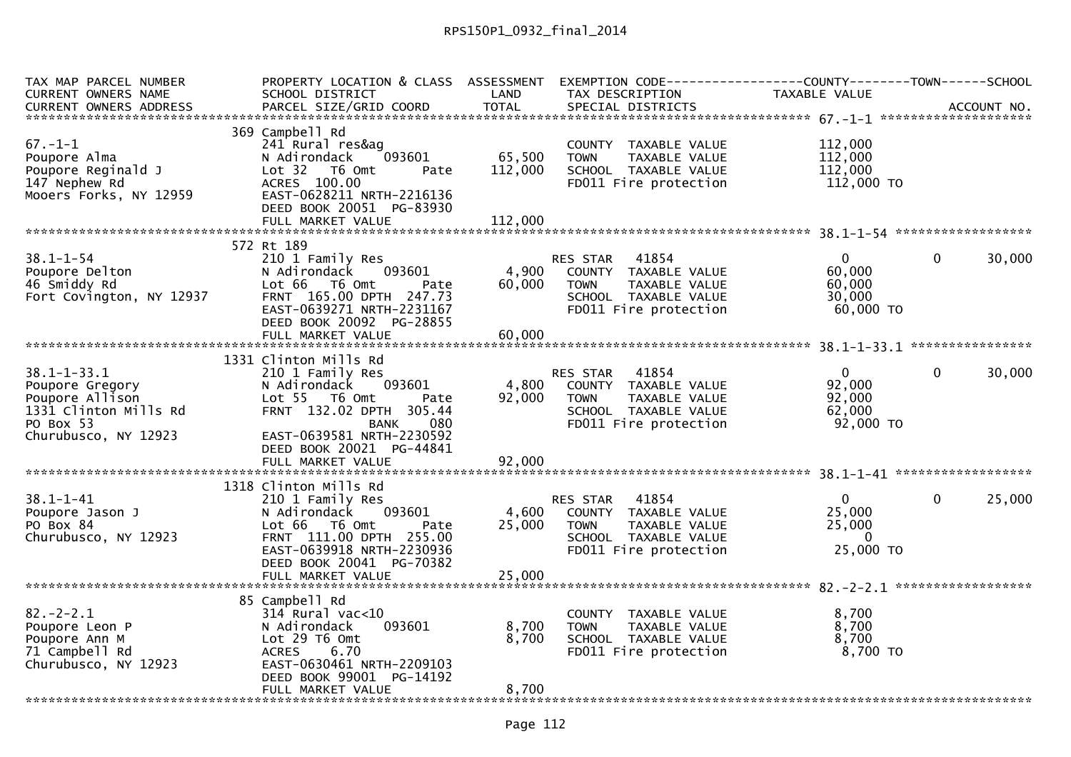RPS150P1_0932_final_2014

| TAX MAP PARCEL NUMBER<br>CURRENT OWNERS NAME<br>CURRENT OWNERS ADDRESS | PROPERTY LOCATION & CLASS<br>SCHOOL DISTRICT<br>PARCEL SIZE/GRID COORD | ASSESSMENT<br>LAND<br>TOTAL | EXEMPTION CODE<br>TAX DESCRIPTION<br>SPECIAL DISTRICTS | COUNTY<br>TAXABLE VALUE | TOWN | SCHOOL<br>ACCOUNT NO. |
|---|---|---|---|---|---|---|
| 67.-1-1 | 369 Campbell Rd | | | | | |
| 67.-1-1 | 241 Rural res&ag | | COUNTY TAXABLE VALUE | 112,000 | | |
| Poupore Alma | N Adirondack 093601 | 65,500 | TOWN TAXABLE VALUE | 112,000 | | |
| Poupore Reginald J | Lot 32 T6 Omt Pate | 112,000 | SCHOOL TAXABLE VALUE | 112,000 | | |
| 147 Nephew Rd | ACRES 100.00 | | FD011 Fire protection | 112,000 TO | | |
| Mooers Forks, NY 12959 | EAST-0628211 NRTH-2216136 | | | | | |
| | DEED BOOK 20051 PG-83930 | | | | | |
| | FULL MARKET VALUE | 112,000 | | | | |
| 38.1-1-54 | 572 Rt 189 | | | | | |
| 38.1-1-54 | 210 1 Family Res | | RES STAR 41854 | 0 | 0 | 30,000 |
| Poupore Delton | N Adirondack 093601 | 4,900 | COUNTY TAXABLE VALUE | 60,000 | | |
| 46 Smiddy Rd | Lot 66 T6 Omt Pate | 60,000 | TOWN TAXABLE VALUE | 60,000 | | |
| Fort Covington, NY 12937 | FRNT 165.00 DPTH 247.73 | | SCHOOL TAXABLE VALUE | 30,000 | | |
| | EAST-0639271 NRTH-2231167 | | FD011 Fire protection | 60,000 TO | | |
| | DEED BOOK 20092 PG-28855 | | | | | |
| | FULL MARKET VALUE | 60,000 | | | | |
| 38.1-1-33.1 | 1331 Clinton Mills Rd | | | | | |
| 38.1-1-33.1 | 210 1 Family Res | | RES STAR 41854 | 0 | 0 | 30,000 |
| Poupore Gregory | N Adirondack 093601 | 4,800 | COUNTY TAXABLE VALUE | 92,000 | | |
| Poupore Allison | Lot 55 T6 Omt Pate | 92,000 | TOWN TAXABLE VALUE | 92,000 | | |
| 1331 Clinton Mills Rd | FRNT 132.02 DPTH 305.44 | | SCHOOL TAXABLE VALUE | 62,000 | | |
| PO Box 53 | BANK 080 | | FD011 Fire protection | 92,000 TO | | |
| Churubusco, NY 12923 | EAST-0639581 NRTH-2230592 | | | | | |
| | DEED BOOK 20021 PG-44841 | | | | | |
| | FULL MARKET VALUE | 92,000 | | | | |
| 38.1-1-41 | 1318 Clinton Mills Rd | | | | | |
| 38.1-1-41 | 210 1 Family Res | | RES STAR 41854 | 0 | 0 | 25,000 |
| Poupore Jason J | N Adirondack 093601 | 4,600 | COUNTY TAXABLE VALUE | 25,000 | | |
| PO Box 84 | Lot 66 T6 Omt Pate | 25,000 | TOWN TAXABLE VALUE | 25,000 | | |
| Churubusco, NY 12923 | FRNT 111.00 DPTH 255.00 | | SCHOOL TAXABLE VALUE | 0 | | |
| | EAST-0639918 NRTH-2230936 | | FD011 Fire protection | 25,000 TO | | |
| | DEED BOOK 20041 PG-70382 | | | | | |
| | FULL MARKET VALUE | 25,000 | | | | |
| 82.-2-2.1 | 85 Campbell Rd | | | | | |
| 82.-2-2.1 | 314 Rural vac<10 | | COUNTY TAXABLE VALUE | 8,700 | | |
| Poupore Leon P | N Adirondack 093601 | 8,700 | TOWN TAXABLE VALUE | 8,700 | | |
| Poupore Ann M | Lot 29 T6 Omt | 8,700 | SCHOOL TAXABLE VALUE | 8,700 | | |
| 71 Campbell Rd | ACRES 6.70 | | FD011 Fire protection | 8,700 TO | | |
| Churubusco, NY 12923 | EAST-0630461 NRTH-2209103 | | | | | |
| | DEED BOOK 99001 PG-14192 | | | | | |
| | FULL MARKET VALUE | 8,700 | | | | |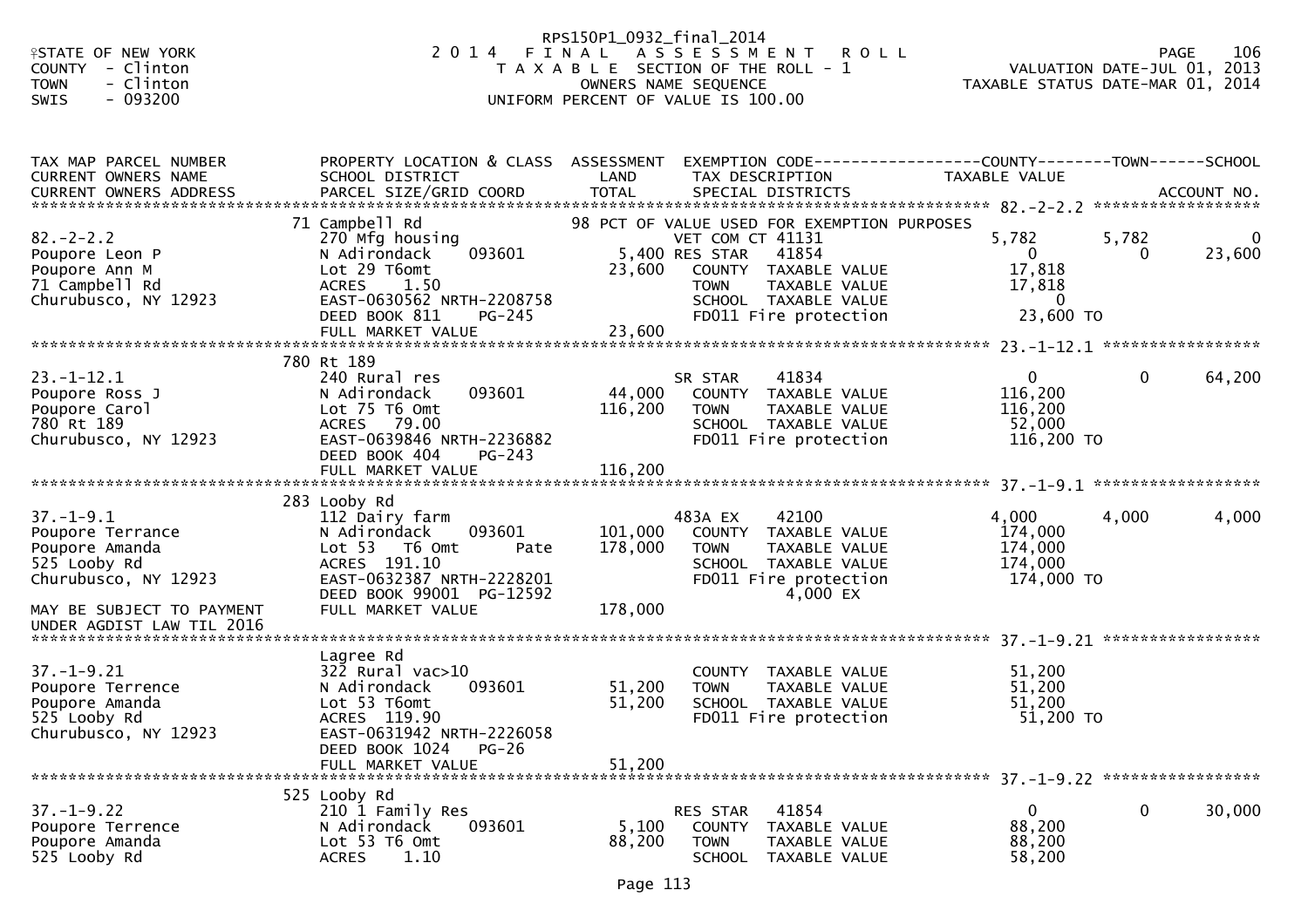RPS150P1_0932_final_2014

STATE OF NEW YORK
COUNTY - Clinton
TOWN - Clinton
SWIS - 093200

2 0 1 4 F I N A L A S S E S S M E N T R O L L
T A X A B L E SECTION OF THE ROLL - 1
OWNERS NAME SEQUENCE
UNIFORM PERCENT OF VALUE IS 100.00

VALUATION DATE-JUL 01, 2013
TAXABLE STATUS DATE-MAR 01, 2014

```
TAX MAP PARCEL NUMBER          PROPERTY LOCATION & CLASS  ASSESSMENT  EXEMPTION CODE------------------COUNTY--------TOWN------SCHOOL
CURRENT OWNERS NAME            SCHOOL DISTRICT               LAND       TAX DESCRIPTION             TAXABLE VALUE
CURRENT OWNERS ADDRESS         PARCEL SIZE/GRID COORD        TOTAL      SPECIAL DISTRICTS                                        ACCOUNT NO.
********************************************************************************************* 82.-2-2.2 ******************
                               71 Campbell Rd                       98 PCT OF VALUE USED FOR EXEMPTION PURPOSES
82.-2-2.2                      270 Mfg housing                      VET COM CT 41131                 5,782      5,782            0
Poupore Leon P                 N Adirondack     093601        5,400 RES STAR    41854                    0          0       23,600
Poupore Ann M                  Lot 29 T6omt                  23,600    COUNTY  TAXABLE VALUE         17,818
71 Campbell Rd                 ACRES     1.50                          TOWN    TAXABLE VALUE         17,818
Churubusco, NY 12923           EAST-0630562 NRTH-2208758               SCHOOL  TAXABLE VALUE              0
                               DEED BOOK 811     PG-245                FD011 Fire protection          23,600 TO
                               FULL MARKET VALUE             23,600
********************************************************************************************* 23.-1-12.1 *****************
                               780 Rt 189
23.-1-12.1                     240 Rural res                        SR STAR     41834                    0          0       64,200
Poupore Ross J                 N Adirondack     093601       44,000    COUNTY  TAXABLE VALUE        116,200
Poupore Carol                  Lot 75 T6 Omt                116,200    TOWN    TAXABLE VALUE        116,200
780 Rt 189                     ACRES    79.00                          SCHOOL  TAXABLE VALUE         52,000
Churubusco, NY 12923           EAST-0639846 NRTH-2236882               FD011 Fire protection         116,200 TO
                               DEED BOOK 404     PG-243
                               FULL MARKET VALUE            116,200
********************************************************************************************* 37.-1-9.1 ******************
                               283 Looby Rd
37.-1-9.1                      112 Dairy farm                       483A EX     42100                4,000      4,000        4,000
Poupore Terrance               N Adirondack     093601      101,000    COUNTY  TAXABLE VALUE        174,000
Poupore Amanda                 Lot 53   T6 Omt       Pate   178,000    TOWN    TAXABLE VALUE        174,000
525 Looby Rd                   ACRES   191.10                          SCHOOL  TAXABLE VALUE        174,000
Churubusco, NY 12923           EAST-0632387 NRTH-2228201               FD011 Fire protection         174,000 TO
                               DEED BOOK 99001  PG-12592                         4,000 EX
MAY BE SUBJECT TO PAYMENT      FULL MARKET VALUE            178,000
UNDER AGDIST LAW TIL 2016
********************************************************************************************* 37.-1-9.21 *****************
                               Lagree Rd
37.-1-9.21                     322 Rural vac>10                        COUNTY  TAXABLE VALUE         51,200
Poupore Terrence               N Adirondack     093601       51,200    TOWN    TAXABLE VALUE         51,200
Poupore Amanda                 Lot 53 T6omt                  51,200    SCHOOL  TAXABLE VALUE         51,200
525 Looby Rd                   ACRES   119.90                          FD011 Fire protection          51,200 TO
Churubusco, NY 12923           EAST-0631942 NRTH-2226058
                               DEED BOOK 1024    PG-26
                               FULL MARKET VALUE             51,200
********************************************************************************************* 37.-1-9.22 *****************
                               525 Looby Rd
37.-1-9.22                     210 1 Family Res                     RES STAR    41854                    0          0       30,000
Poupore Terrence               N Adirondack     093601        5,100    COUNTY  TAXABLE VALUE         88,200
Poupore Amanda                 Lot 53 T6 Omt                 88,200    TOWN    TAXABLE VALUE         88,200
525 Looby Rd                   ACRES     1.10                          SCHOOL  TAXABLE VALUE         58,200
```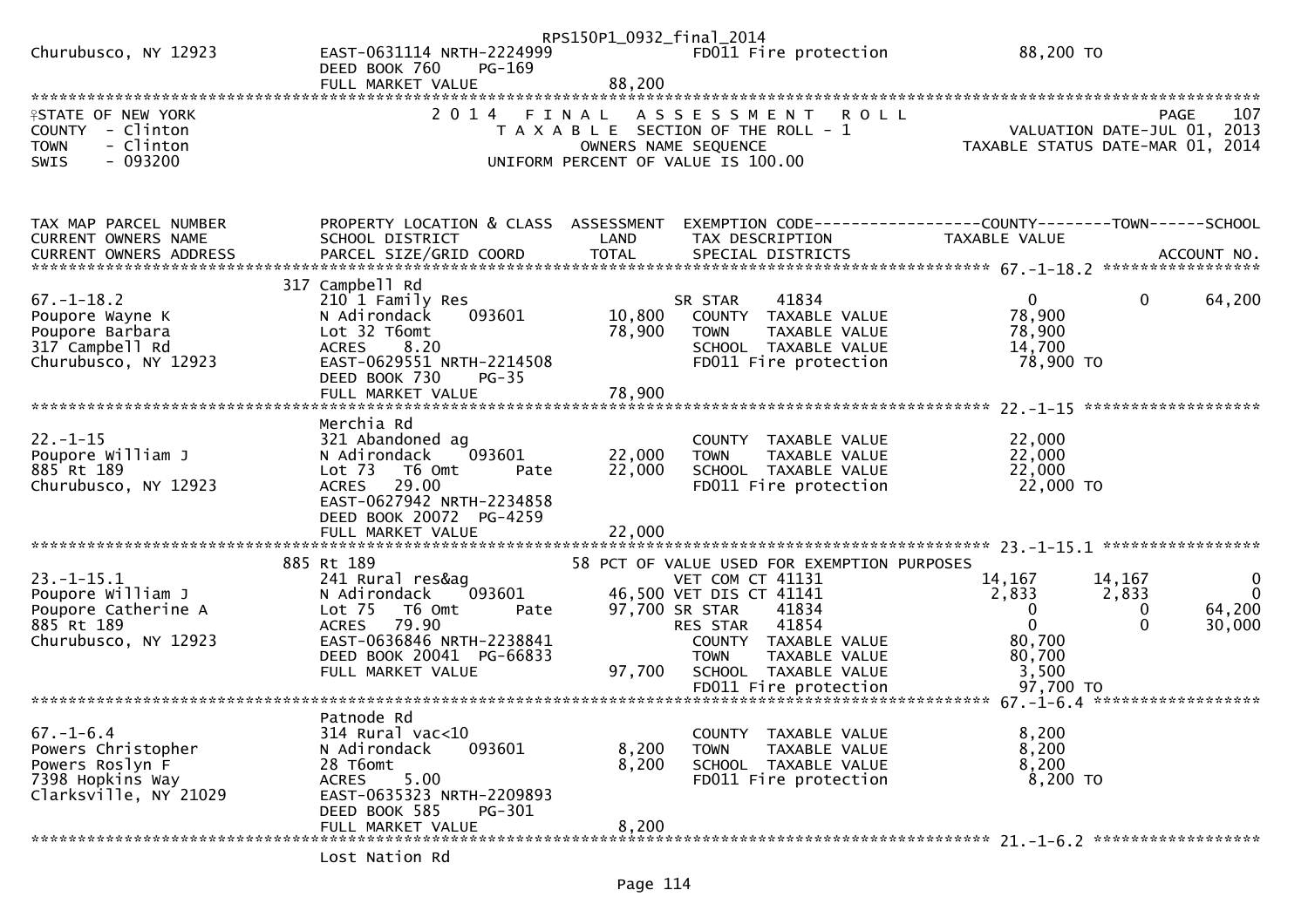```
                                                       RPS150P1_0932_final_2014
Churubusco, NY 12923           EAST-0631114 NRTH-2224999                FD011 Fire protection              88,200 TO
                               DEED BOOK 760    PG-169
                               FULL MARKET VALUE              88,200
******************************************************************************************************************************************
STATE OF NEW YORK                2 0 1 4   F I N A L   A S S E S S M E N T   R O L L                                     PAGE    107
COUNTY  - Clinton                  T A X A B L E  SECTION OF THE ROLL - 1                              VALUATION DATE-JUL 01, 2013
TOWN    - Clinton                           OWNERS NAME SEQUENCE                                  TAXABLE STATUS DATE-MAR 01, 2014
SWIS    - 093200                   UNIFORM PERCENT OF VALUE IS 100.00


TAX MAP PARCEL NUMBER          PROPERTY LOCATION & CLASS  ASSESSMENT  EXEMPTION CODE------------------COUNTY--------TOWN------SCHOOL
CURRENT OWNERS NAME            SCHOOL DISTRICT               LAND      TAX DESCRIPTION              TAXABLE VALUE
CURRENT OWNERS ADDRESS         PARCEL SIZE/GRID COORD        TOTAL     SPECIAL DISTRICTS                                     ACCOUNT NO.
******************************************************************************************************** 67.-1-18.2 *****************
                           317 Campbell Rd
67.-1-18.2                     210 1 Family Res                        SR STAR      41834                  0          0       64,200
Poupore Wayne K                N Adirondack    093601        10,800    COUNTY  TAXABLE VALUE             78,900
Poupore Barbara                Lot 32 T6omt                  78,900    TOWN    TAXABLE VALUE             78,900
317 Campbell Rd                ACRES    8.20                           SCHOOL  TAXABLE VALUE             14,700
Churubusco, NY 12923           EAST-0629551 NRTH-2214508                FD011 Fire protection              78,900 TO
                               DEED BOOK 730    PG-35
                               FULL MARKET VALUE              78,900
******************************************************************************************************** 22.-1-15 *******************
                               Merchia Rd
22.-1-15                       321 Abandoned ag                        COUNTY  TAXABLE VALUE             22,000
Poupore William J              N Adirondack    093601        22,000    TOWN    TAXABLE VALUE             22,000
885 Rt 189                     Lot 73  T6 Omt        Pate    22,000    SCHOOL  TAXABLE VALUE             22,000
Churubusco, NY 12923           ACRES   29.00                           FD011 Fire protection              22,000 TO
                               EAST-0627942 NRTH-2234858
                               DEED BOOK 20072  PG-4259
                               FULL MARKET VALUE              22,000
******************************************************************************************************** 23.-1-15.1 *****************
                           885 Rt 189                           58 PCT OF VALUE USED FOR EXEMPTION PURPOSES
23.-1-15.1                     241 Rural res&ag                        VET COM CT 41131               14,167     14,167           0
Poupore William J              N Adirondack    093601        46,500 VET DIS CT 41141                2,833      2,833           0
Poupore Catherine A            Lot 75  T6 Omt        Pate    97,700 SR STAR      41834                  0          0       64,200
885 Rt 189                     ACRES   79.90                           RES STAR     41854                  0          0       30,000
Churubusco, NY 12923           EAST-0636846 NRTH-2238841                COUNTY  TAXABLE VALUE             80,700
                               DEED BOOK 20041  PG-66833                TOWN    TAXABLE VALUE             80,700
                               FULL MARKET VALUE              97,700    SCHOOL  TAXABLE VALUE              3,500
                                                                        FD011 Fire protection              97,700 TO
******************************************************************************************************** 67.-1-6.4 ******************
                               Patnode Rd
67.-1-6.4                      314 Rural vac<10                        COUNTY  TAXABLE VALUE              8,200
Powers Christopher             N Adirondack    093601         8,200    TOWN    TAXABLE VALUE              8,200
Powers Roslyn F                28 T6omt                       8,200    SCHOOL  TAXABLE VALUE              8,200
7398 Hopkins Way               ACRES    5.00                           FD011 Fire protection               8,200 TO
Clarksville, NY 21029          EAST-0635323 NRTH-2209893
                               DEED BOOK 585    PG-301
                               FULL MARKET VALUE               8,200
******************************************************************************************************** 21.-1-6.2 ******************
                               Lost Nation Rd
```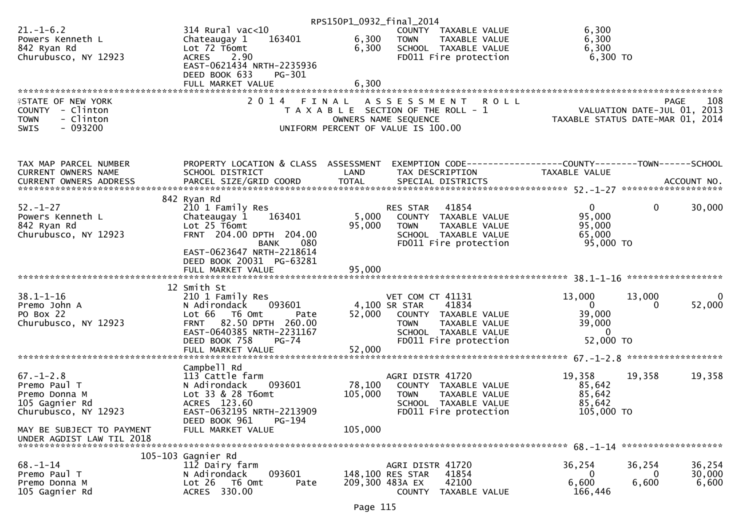RPS150P1_0932_final_2014

```
21.-1-6.2                  314 Rural vac<10                        COUNTY  TAXABLE VALUE            6,300
Powers Kenneth L           Chateaugay 1      163401       6,300    TOWN    TAXABLE VALUE            6,300
842 Ryan Rd                Lot 72 T6omt                   6,300    SCHOOL  TAXABLE VALUE            6,300
Churubusco, NY 12923       ACRES     2.90                          FD011 Fire protection             6,300 TO
                           EAST-0621434 NRTH-2235936
                           DEED BOOK 633     PG-301
                           FULL MARKET VALUE              6,300
```

STATE OF NEW YORK — 2014 FINAL ASSESSMENT ROLL — PAGE 108
COUNTY - Clinton — TAXABLE SECTION OF THE ROLL - 1 — VALUATION DATE-JUL 01, 2013
TOWN - Clinton — OWNERS NAME SEQUENCE — TAXABLE STATUS DATE-MAR 01, 2014
SWIS - 093200 — UNIFORM PERCENT OF VALUE IS 100.00

```
TAX MAP PARCEL NUMBER      PROPERTY LOCATION & CLASS  ASSESSMENT  EXEMPTION CODE------------------COUNTY--------TOWN------SCHOOL
CURRENT OWNERS NAME        SCHOOL DISTRICT               LAND      TAX DESCRIPTION               TAXABLE VALUE
CURRENT OWNERS ADDRESS     PARCEL SIZE/GRID COORD        TOTAL     SPECIAL DISTRICTS                                    ACCOUNT NO.
************************************************************************************************ 52.-1-27 ******************
                           842 Ryan Rd
52.-1-27                   210 1 Family Res                        RES STAR    41854                 0           0       30,000
Powers Kenneth L           Chateaugay 1      163401       5,000    COUNTY  TAXABLE VALUE            95,000
842 Ryan Rd                Lot 25 T6omt                  95,000    TOWN    TAXABLE VALUE            95,000
Churubusco, NY 12923       FRNT  204.00 DPTH  204.00               SCHOOL  TAXABLE VALUE            65,000
                                           BANK    080             FD011 Fire protection            95,000 TO
                           EAST-0623647 NRTH-2218614
                           DEED BOOK 20031  PG-63281
                           FULL MARKET VALUE             95,000
************************************************************************************************ 38.1-1-16 *****************
                           12 Smith St
38.1-1-16                  210 1 Family Res                        VET COM CT 41131             13,000      13,000            0
Premo John A               N Adirondack      093601       4,100 SR STAR     41834                 0           0       52,000
PO Box 22                  Lot 66   T6 Omt         Pate  52,000    COUNTY  TAXABLE VALUE            39,000
Churubusco, NY 12923       FRNT   82.50 DPTH  260.00               TOWN    TAXABLE VALUE            39,000
                           EAST-0640385 NRTH-2231167               SCHOOL  TAXABLE VALUE                 0
                           DEED BOOK 758     PG-74                 FD011 Fire protection            52,000 TO
                           FULL MARKET VALUE             52,000
************************************************************************************************ 67.-1-2.8 *****************
                           Campbell Rd
67.-1-2.8                  113 Cattle farm                         AGRI DISTR 41720             19,358      19,358       19,358
Premo Paul T               N Adirondack      093601      78,100    COUNTY  TAXABLE VALUE            85,642
Premo Donna M              Lot 33 & 28 T6omt            105,000    TOWN    TAXABLE VALUE            85,642
105 Gagnier Rd             ACRES  123.60                           SCHOOL  TAXABLE VALUE            85,642
Churubusco, NY 12923       EAST-0632195 NRTH-2213909               FD011 Fire protection           105,000 TO
                           DEED BOOK 961     PG-194
MAY BE SUBJECT TO PAYMENT  FULL MARKET VALUE            105,000
UNDER AGDIST LAW TIL 2018
************************************************************************************************ 68.-1-14 ******************
                           105-103 Gagnier Rd
68.-1-14                   112 Dairy farm                          AGRI DISTR 41720             36,254      36,254       36,254
Premo Paul T               N Adirondack      093601     148,100 RES STAR    41854                 0           0       30,000
Premo Donna M              Lot 26   T6 Omt         Pate 209,300 483A EX     42100             6,600       6,600        6,600
105 Gagnier Rd             ACRES  330.00                           COUNTY  TAXABLE VALUE           166,446
```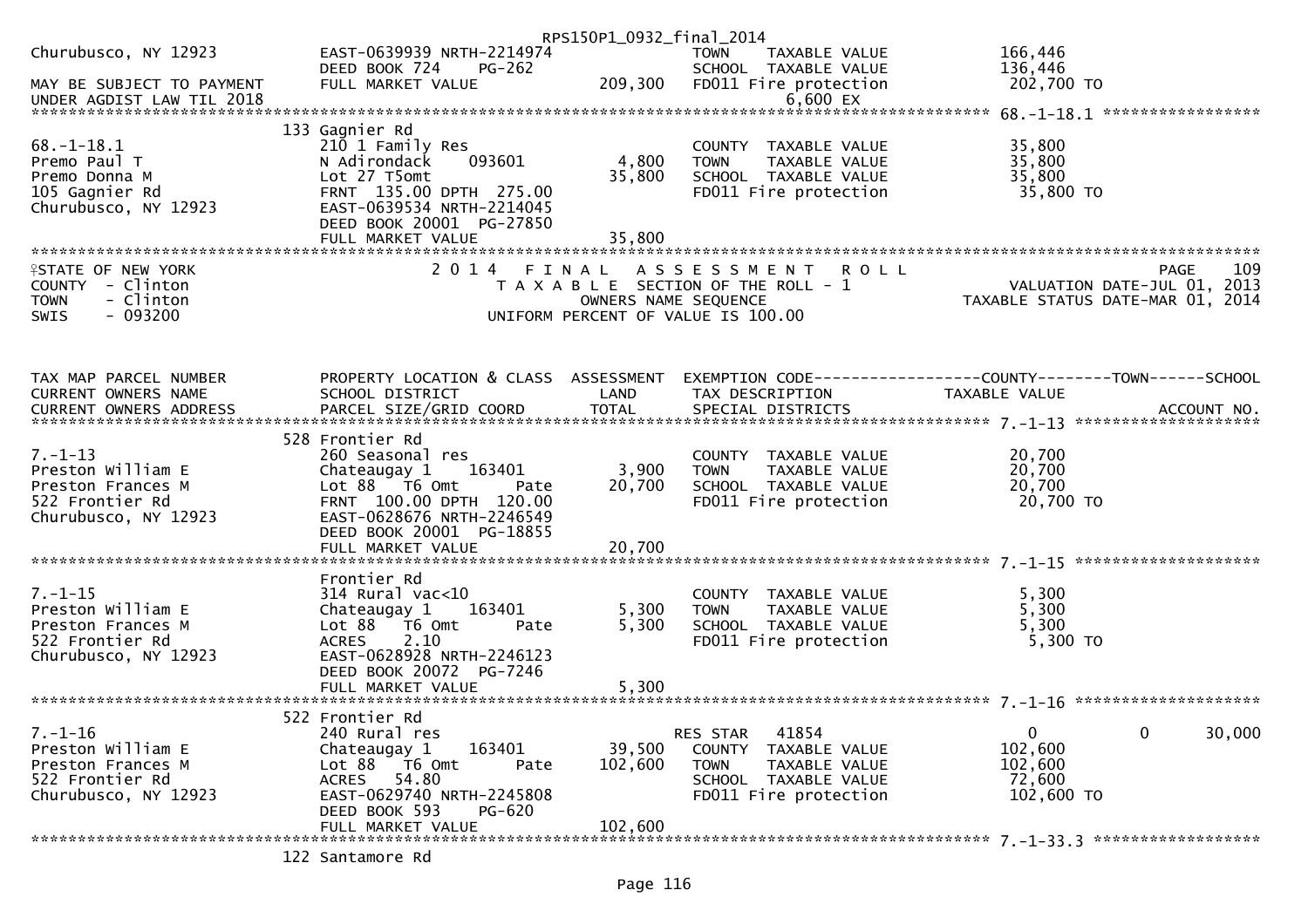```
Churubusco, NY 12923          EAST-0639939 NRTH-2214974              TOWN    TAXABLE VALUE            166,446
                              DEED BOOK 724     PG-262               SCHOOL  TAXABLE VALUE            136,446
MAY BE SUBJECT TO PAYMENT     FULL MARKET VALUE            209,300   FD011 Fire protection            202,700 TO
UNDER AGDIST LAW TIL 2018                                                   6,600 EX
******************************************************************************************************* 68.-1-18.1 *****************
                              133 Gagnier Rd
68.-1-18.1                    210 1 Family Res                       COUNTY  TAXABLE VALUE             35,800
Premo Paul T                  N Adirondack      093601      4,800    TOWN    TAXABLE VALUE             35,800
Premo Donna M                 Lot 27 T5omt                  35,800   SCHOOL  TAXABLE VALUE             35,800
105 Gagnier Rd                FRNT 135.00 DPTH 275.00                FD011 Fire protection             35,800 TO
Churubusco, NY 12923          EAST-0639534 NRTH-2214045
                              DEED BOOK 20001  PG-27850
                              FULL MARKET VALUE             35,800
********************************************************************************************************************************
STATE OF NEW YORK                    2 0 1 4   F I N A L   A S S E S S M E N T   R O L L                                PAGE    109
COUNTY  - Clinton                      T A X A B L E  SECTION OF THE ROLL - 1                           VALUATION DATE-JUL 01, 2013
TOWN    - Clinton                             OWNERS NAME SEQUENCE                                  TAXABLE STATUS DATE-MAR 01, 2014
SWIS    - 093200                         UNIFORM PERCENT OF VALUE IS 100.00


TAX MAP PARCEL NUMBER         PROPERTY LOCATION & CLASS  ASSESSMENT  EXEMPTION CODE------------------COUNTY--------TOWN------SCHOOL
CURRENT OWNERS NAME           SCHOOL DISTRICT               LAND      TAX DESCRIPTION              TAXABLE VALUE
CURRENT OWNERS ADDRESS        PARCEL SIZE/GRID COORD        TOTAL     SPECIAL DISTRICTS                                   ACCOUNT NO.
******************************************************************************************************* 7.-1-13 ********************
                              528 Frontier Rd
7.-1-13                       260 Seasonal res                       COUNTY  TAXABLE VALUE             20,700
Preston William E             Chateaugay 1      163401      3,900    TOWN    TAXABLE VALUE             20,700
Preston Frances M             Lot 88   T6 Omt        Pate   20,700   SCHOOL  TAXABLE VALUE             20,700
522 Frontier Rd               FRNT 100.00 DPTH 120.00                FD011 Fire protection             20,700 TO
Churubusco, NY 12923          EAST-0628676 NRTH-2246549
                              DEED BOOK 20001  PG-18855
                              FULL MARKET VALUE             20,700
******************************************************************************************************* 7.-1-15 ********************
                              Frontier Rd
7.-1-15                       314 Rural vac<10                       COUNTY  TAXABLE VALUE              5,300
Preston William E             Chateaugay 1      163401      5,300    TOWN    TAXABLE VALUE              5,300
Preston Frances M             Lot 88   T6 Omt        Pate    5,300   SCHOOL  TAXABLE VALUE              5,300
522 Frontier Rd               ACRES     2.10                         FD011 Fire protection              5,300 TO
Churubusco, NY 12923          EAST-0628928 NRTH-2246123
                              DEED BOOK 20072  PG-7246
                              FULL MARKET VALUE              5,300
******************************************************************************************************* 7.-1-16 ********************
                              522 Frontier Rd
7.-1-16                       240 Rural res                          RES STAR   41854                   0             0     30,000
Preston William E             Chateaugay 1      163401     39,500    COUNTY  TAXABLE VALUE            102,600
Preston Frances M             Lot 88   T6 Omt        Pate  102,600   TOWN    TAXABLE VALUE            102,600
522 Frontier Rd               ACRES    54.80                         SCHOOL  TAXABLE VALUE             72,600
Churubusco, NY 12923          EAST-0629740 NRTH-2245808              FD011 Fire protection            102,600 TO
                              DEED BOOK 593     PG-620
                              FULL MARKET VALUE            102,600
******************************************************************************************************* 7.-1-33.3 ******************
                              122 Santamore Rd
```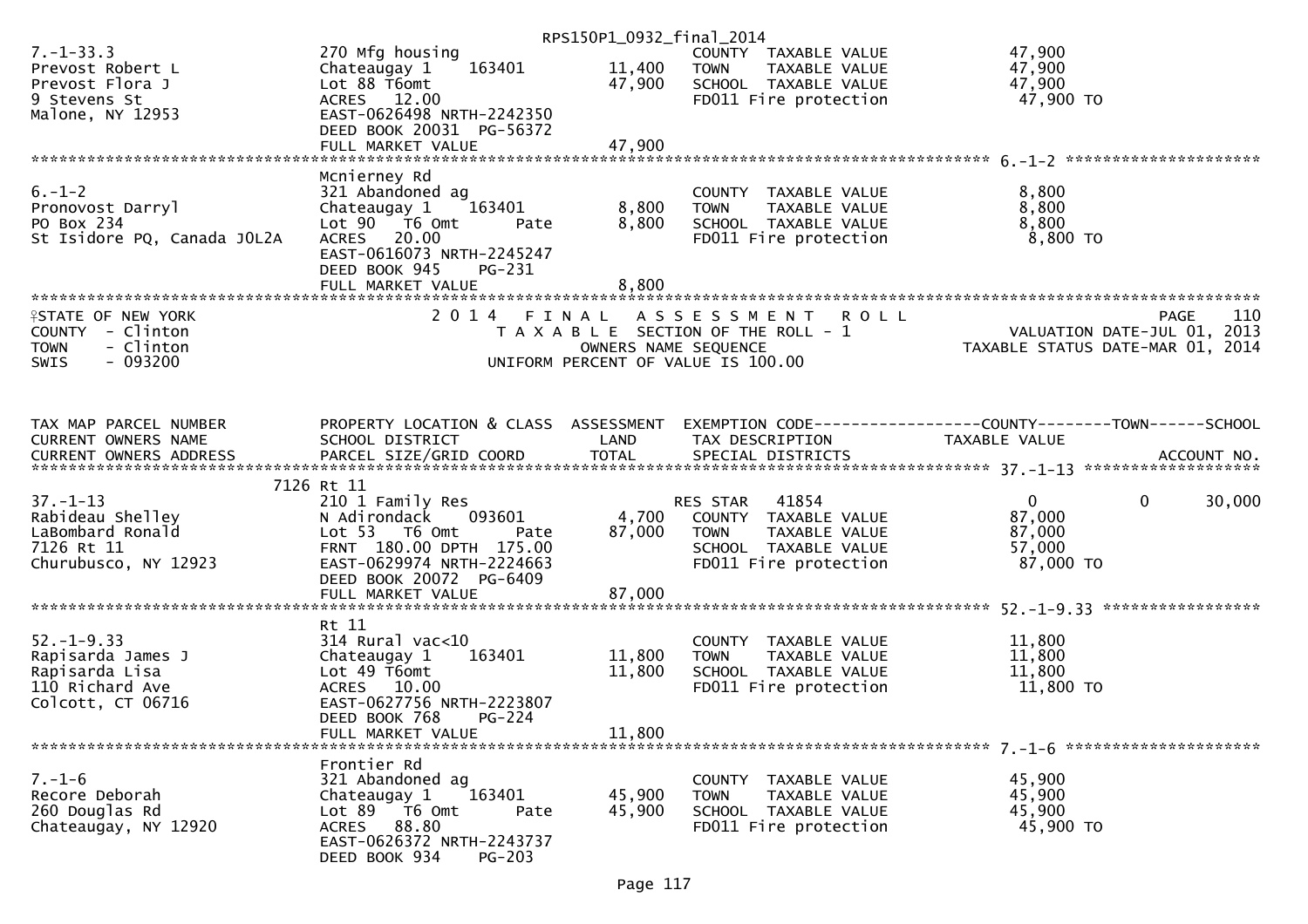RPS150P1_0932_final_2014

```
7.-1-33.3                   270 Mfg housing                        COUNTY  TAXABLE VALUE            47,900
Prevost Robert L            Chateaugay 1    163401      11,400     TOWN    TAXABLE VALUE            47,900
Prevost Flora J             Lot 88 T6omt                47,900     SCHOOL  TAXABLE VALUE            47,900
9 Stevens St                ACRES  12.00                           FD011 Fire protection             47,900 TO
Malone, NY 12953            EAST-0626498 NRTH-2242350
                            DEED BOOK 20031  PG-56372
                            FULL MARKET VALUE           47,900
******************************************************************************************************* 6.-1-2 ********************
                            Mcnierney Rd
6.-1-2                      321 Abandoned ag                       COUNTY  TAXABLE VALUE             8,800
Pronovost Darryl            Chateaugay 1    163401       8,800     TOWN    TAXABLE VALUE             8,800
PO Box 234                  Lot 90  T6 Omt       Pate    8,800     SCHOOL  TAXABLE VALUE             8,800
St Isidore PQ, Canada J0L2A ACRES  20.00                           FD011 Fire protection              8,800 TO
                            EAST-0616073 NRTH-2245247
                            DEED BOOK 945    PG-231
                            FULL MARKET VALUE            8,800
************************************************************************************************************************************
```

STATE OF NEW YORK — 2014 FINAL ASSESSMENT ROLL — PAGE 110
COUNTY - Clinton — TAXABLE SECTION OF THE ROLL - 1 — VALUATION DATE-JUL 01, 2013
TOWN - Clinton — OWNERS NAME SEQUENCE — TAXABLE STATUS DATE-MAR 01, 2014
SWIS - 093200 — UNIFORM PERCENT OF VALUE IS 100.00

```
TAX MAP PARCEL NUMBER       PROPERTY LOCATION & CLASS  ASSESSMENT  EXEMPTION CODE------------------COUNTY--------TOWN------SCHOOL
CURRENT OWNERS NAME         SCHOOL DISTRICT               LAND      TAX DESCRIPTION             TAXABLE VALUE
CURRENT OWNERS ADDRESS      PARCEL SIZE/GRID COORD       TOTAL      SPECIAL DISTRICTS                                  ACCOUNT NO.
******************************************************************************************************* 37.-1-13 ******************
                     7126 Rt 11
37.-1-13                    210 1 Family Res                       RES STAR   41854                  0              0       30,000
Rabideau Shelley            N Adirondack    093601       4,700     COUNTY  TAXABLE VALUE            87,000
LaBombard Ronald            Lot 53  T6 Omt       Pate   87,000     TOWN    TAXABLE VALUE            87,000
7126 Rt 11                  FRNT 180.00 DPTH 175.00                SCHOOL  TAXABLE VALUE            57,000
Churubusco, NY 12923        EAST-0629974 NRTH-2224663              FD011 Fire protection             87,000 TO
                            DEED BOOK 20072  PG-6409
                            FULL MARKET VALUE           87,000
******************************************************************************************************* 52.-1-9.33 ****************
                            Rt 11
52.-1-9.33                  314 Rural vac<10                       COUNTY  TAXABLE VALUE            11,800
Rapisarda James J           Chateaugay 1    163401      11,800     TOWN    TAXABLE VALUE            11,800
Rapisarda Lisa              Lot 49 T6omt                11,800     SCHOOL  TAXABLE VALUE            11,800
110 Richard Ave             ACRES  10.00                           FD011 Fire protection             11,800 TO
Colcott, CT 06716           EAST-0627756 NRTH-2223807
                            DEED BOOK 768    PG-224
                            FULL MARKET VALUE           11,800
******************************************************************************************************* 7.-1-6 ********************
                            Frontier Rd
7.-1-6                      321 Abandoned ag                       COUNTY  TAXABLE VALUE            45,900
Recore Deborah              Chateaugay 1    163401      45,900     TOWN    TAXABLE VALUE            45,900
260 Douglas Rd              Lot 89  T6 Omt       Pate   45,900     SCHOOL  TAXABLE VALUE            45,900
Chateaugay, NY 12920        ACRES  88.80                           FD011 Fire protection             45,900 TO
                            EAST-0626372 NRTH-2243737
                            DEED BOOK 934    PG-203
```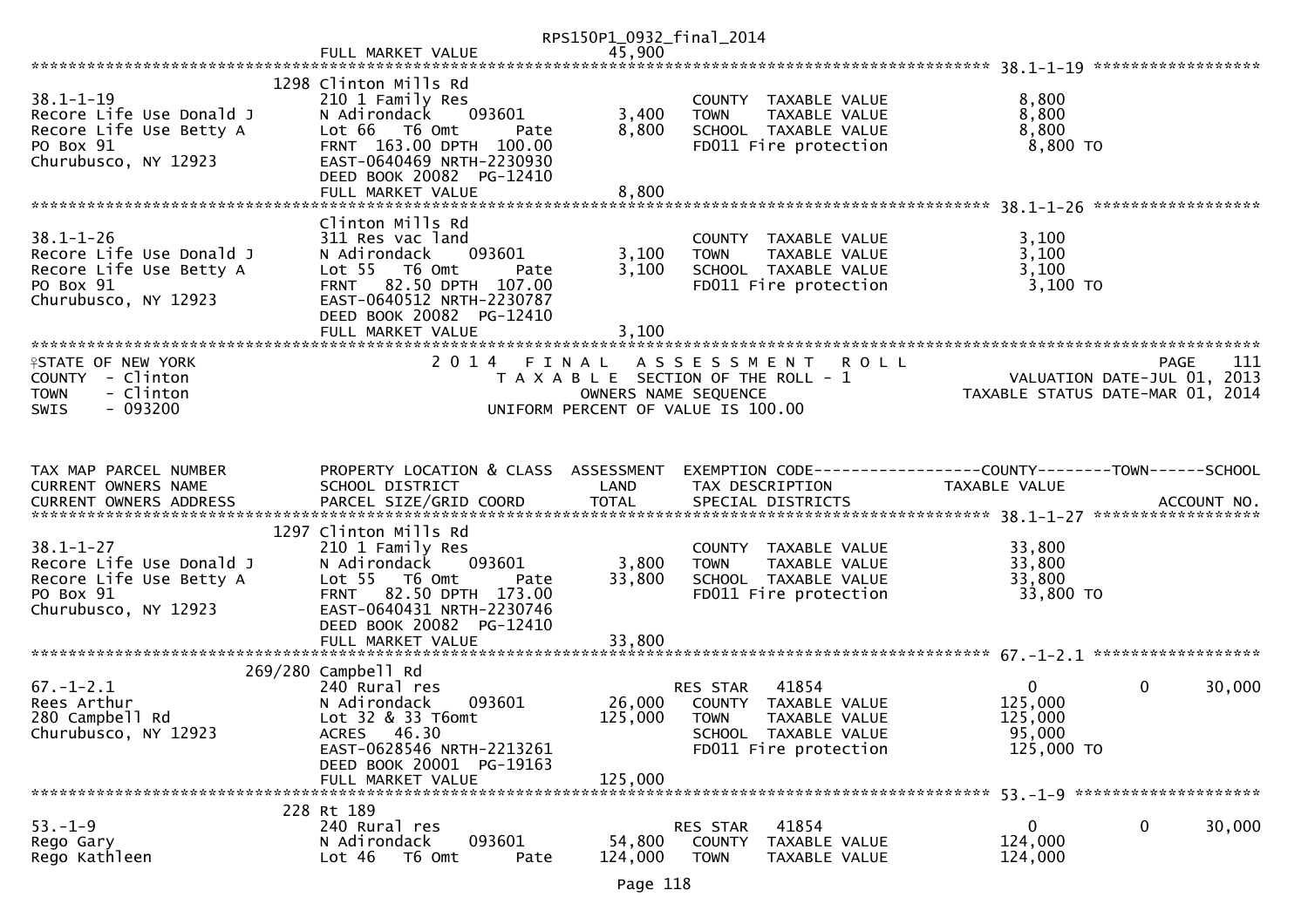RPS150P1_0932_final_2014

```
                             FULL MARKET VALUE              45,900
******************************************************************************************************* 38.1-1-19 ******************
                          1298 Clinton Mills Rd
38.1-1-19                    210 1 Family Res                       COUNTY  TAXABLE VALUE             8,800
Recore Life Use Donald J     N Adirondack     093601         3,400   TOWN    TAXABLE VALUE             8,800
Recore Life Use Betty A      Lot 66   T6 Omt        Pate     8,800   SCHOOL  TAXABLE VALUE             8,800
PO Box 91                    FRNT 163.00 DPTH 100.00                FD011 Fire protection              8,800 TO
Churubusco, NY 12923         EAST-0640469 NRTH-2230930
                             DEED BOOK 20082  PG-12410
                             FULL MARKET VALUE               8,800
******************************************************************************************************* 38.1-1-26 ******************
                             Clinton Mills Rd
38.1-1-26                    311 Res vac land                       COUNTY  TAXABLE VALUE             3,100
Recore Life Use Donald J     N Adirondack     093601         3,100   TOWN    TAXABLE VALUE             3,100
Recore Life Use Betty A      Lot 55   T6 Omt        Pate     3,100   SCHOOL  TAXABLE VALUE             3,100
PO Box 91                    FRNT  82.50 DPTH 107.00                FD011 Fire protection              3,100 TO
Churubusco, NY 12923         EAST-0640512 NRTH-2230787
                             DEED BOOK 20082  PG-12410
                             FULL MARKET VALUE               3,100
*******************************************************************************************************************************************
STATE OF NEW YORK                   2 0 1 4   F I N A L   A S S E S S M E N T   R O L L                               PAGE    111
COUNTY  - Clinton                         T A X A B L E  SECTION OF THE ROLL - 1                          VALUATION DATE-JUL 01, 2013
TOWN    - Clinton                                  OWNERS NAME SEQUENCE                              TAXABLE STATUS DATE-MAR 01, 2014
SWIS    - 093200                          UNIFORM PERCENT OF VALUE IS 100.00


TAX MAP PARCEL NUMBER        PROPERTY LOCATION & CLASS  ASSESSMENT  EXEMPTION CODE------------------COUNTY--------TOWN------SCHOOL
CURRENT OWNERS NAME          SCHOOL DISTRICT               LAND      TAX DESCRIPTION               TAXABLE VALUE
CURRENT OWNERS ADDRESS       PARCEL SIZE/GRID COORD        TOTAL     SPECIAL DISTRICTS                                    ACCOUNT NO.
******************************************************************************************************* 38.1-1-27 ******************
                          1297 Clinton Mills Rd
38.1-1-27                    210 1 Family Res                       COUNTY  TAXABLE VALUE            33,800
Recore Life Use Donald J     N Adirondack     093601         3,800   TOWN    TAXABLE VALUE            33,800
Recore Life Use Betty A      Lot 55   T6 Omt        Pate    33,800   SCHOOL  TAXABLE VALUE            33,800
PO Box 91                    FRNT  82.50 DPTH 173.00                FD011 Fire protection             33,800 TO
Churubusco, NY 12923         EAST-0640431 NRTH-2230746
                             DEED BOOK 20082  PG-12410
                             FULL MARKET VALUE              33,800
******************************************************************************************************* 67.-1-2.1 ******************
                      269/280 Campbell Rd
67.-1-2.1                    240 Rural res                          RES STAR   41854                  0             0        30,000
Rees Arthur                  N Adirondack     093601        26,000   COUNTY  TAXABLE VALUE           125,000
280 Campbell Rd              Lot 32 & 33 T6omt             125,000   TOWN    TAXABLE VALUE           125,000
Churubusco, NY 12923         ACRES  46.30                           SCHOOL  TAXABLE VALUE            95,000
                             EAST-0628546 NRTH-2213261              FD011 Fire protection            125,000 TO
                             DEED BOOK 20001  PG-19163
                             FULL MARKET VALUE             125,000
******************************************************************************************************* 53.-1-9 ********************
                          228 Rt 189
53.-1-9                      240 Rural res                          RES STAR   41854                  0             0        30,000
Rego Gary                    N Adirondack     093601        54,800   COUNTY  TAXABLE VALUE           124,000
Rego Kathleen                Lot 46   T6 Omt        Pate   124,000   TOWN    TAXABLE VALUE           124,000
```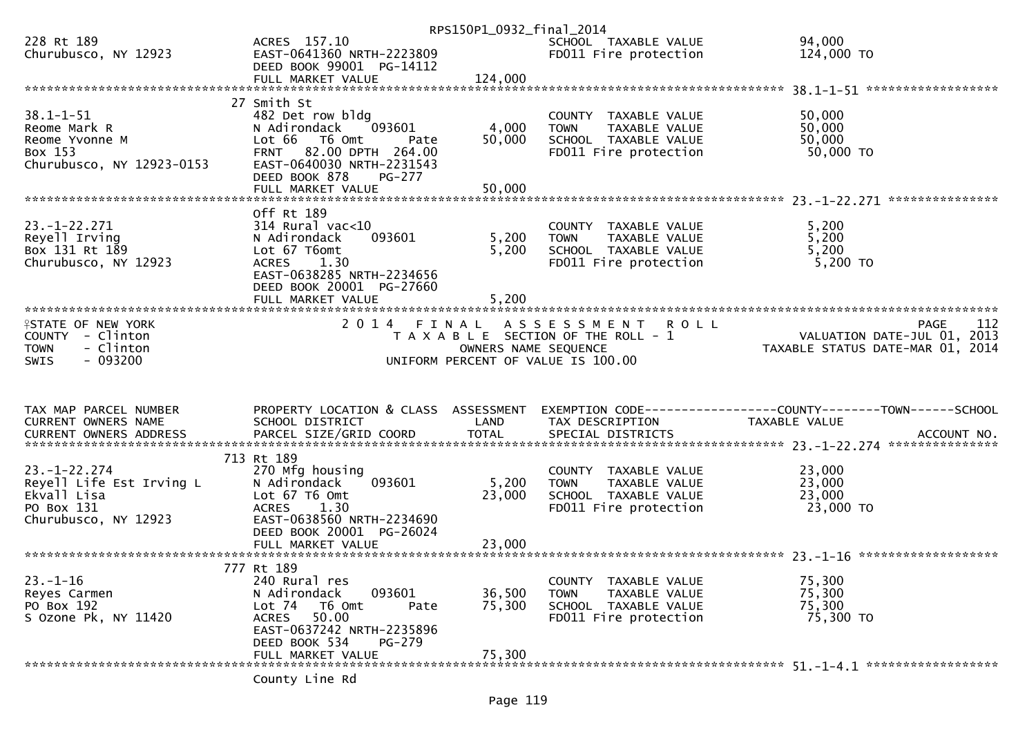| | | | | |
|---|---|---|---|---|
| 228 Rt 189 | ACRES 157.10 | | SCHOOL TAXABLE VALUE | 94,000 |
| Churubusco, NY 12923 | EAST-0641360 NRTH-2223809 | | FD011 Fire protection | 124,000 TO |
| | DEED BOOK 99001 PG-14112 | | | |
| | FULL MARKET VALUE | 124,000 | | |

******************************************************************************************************* 38.1-1-51 ******************

| | | | | |
|---|---|---|---|---|
| | 27 Smith St | | | |
| 38.1-1-51 | 482 Det row bldg | | COUNTY TAXABLE VALUE | 50,000 |
| Reome Mark R | N Adirondack 093601 | 4,000 | TOWN TAXABLE VALUE | 50,000 |
| Reome Yvonne M | Lot 66 T6 Omt Pate | 50,000 | SCHOOL TAXABLE VALUE | 50,000 |
| Box 153 | FRNT 82.00 DPTH 264.00 | | FD011 Fire protection | 50,000 TO |
| Churubusco, NY 12923-0153 | EAST-0640030 NRTH-2231543 | | | |
| | DEED BOOK 878 PG-277 | | | |
| | FULL MARKET VALUE | 50,000 | | |

******************************************************************************************************* 23.-1-22.271 ***************

| | | | | |
|---|---|---|---|---|
| | Off Rt 189 | | | |
| 23.-1-22.271 | 314 Rural vac<10 | | COUNTY TAXABLE VALUE | 5,200 |
| Reyell Irving | N Adirondack 093601 | 5,200 | TOWN TAXABLE VALUE | 5,200 |
| Box 131 Rt 189 | Lot 67 T6omt | 5,200 | SCHOOL TAXABLE VALUE | 5,200 |
| Churubusco, NY 12923 | ACRES 1.30 | | FD011 Fire protection | 5,200 TO |
| | EAST-0638285 NRTH-2234656 | | | |
| | DEED BOOK 20001 PG-27660 | | | |
| | FULL MARKET VALUE | 5,200 | | |

STATE OF NEW YORK — 2014 FINAL ASSESSMENT ROLL — PAGE 112
COUNTY - Clinton — TAXABLE SECTION OF THE ROLL - 1 — VALUATION DATE-JUL 01, 2013
TOWN - Clinton — OWNERS NAME SEQUENCE — TAXABLE STATUS DATE-MAR 01, 2014
SWIS - 093200 — UNIFORM PERCENT OF VALUE IS 100.00

| TAX MAP PARCEL NUMBER / CURRENT OWNERS NAME / CURRENT OWNERS ADDRESS | PROPERTY LOCATION & CLASS / SCHOOL DISTRICT / PARCEL SIZE/GRID COORD | ASSESSMENT LAND / TOTAL | EXEMPTION CODE / TAX DESCRIPTION / SPECIAL DISTRICTS | COUNTY--------TOWN------SCHOOL TAXABLE VALUE / ACCOUNT NO. |
|---|---|---|---|---|
| | 713 Rt 189 | | | |
| 23.-1-22.274 | 270 Mfg housing | | COUNTY TAXABLE VALUE | 23,000 |
| Reyell Life Est Irving L | N Adirondack 093601 | 5,200 | TOWN TAXABLE VALUE | 23,000 |
| Ekvall Lisa | Lot 67 T6 Omt | 23,000 | SCHOOL TAXABLE VALUE | 23,000 |
| PO Box 131 | ACRES 1.30 | | FD011 Fire protection | 23,000 TO |
| Churubusco, NY 12923 | EAST-0638560 NRTH-2234690 | | | |
| | DEED BOOK 20001 PG-26024 | | | |
| | FULL MARKET VALUE | 23,000 | | |

******************************************************************************************************* 23.-1-16 ******************

| | | | | |
|---|---|---|---|---|
| | 777 Rt 189 | | | |
| 23.-1-16 | 240 Rural res | | COUNTY TAXABLE VALUE | 75,300 |
| Reyes Carmen | N Adirondack 093601 | 36,500 | TOWN TAXABLE VALUE | 75,300 |
| PO Box 192 | Lot 74 T6 Omt Pate | 75,300 | SCHOOL TAXABLE VALUE | 75,300 |
| S Ozone Pk, NY 11420 | ACRES 50.00 | | FD011 Fire protection | 75,300 TO |
| | EAST-0637242 NRTH-2235896 | | | |
| | DEED BOOK 534 PG-279 | | | |
| | FULL MARKET VALUE | 75,300 | | |

******************************************************************************************************* 51.-1-4.1 ******************

County Line Rd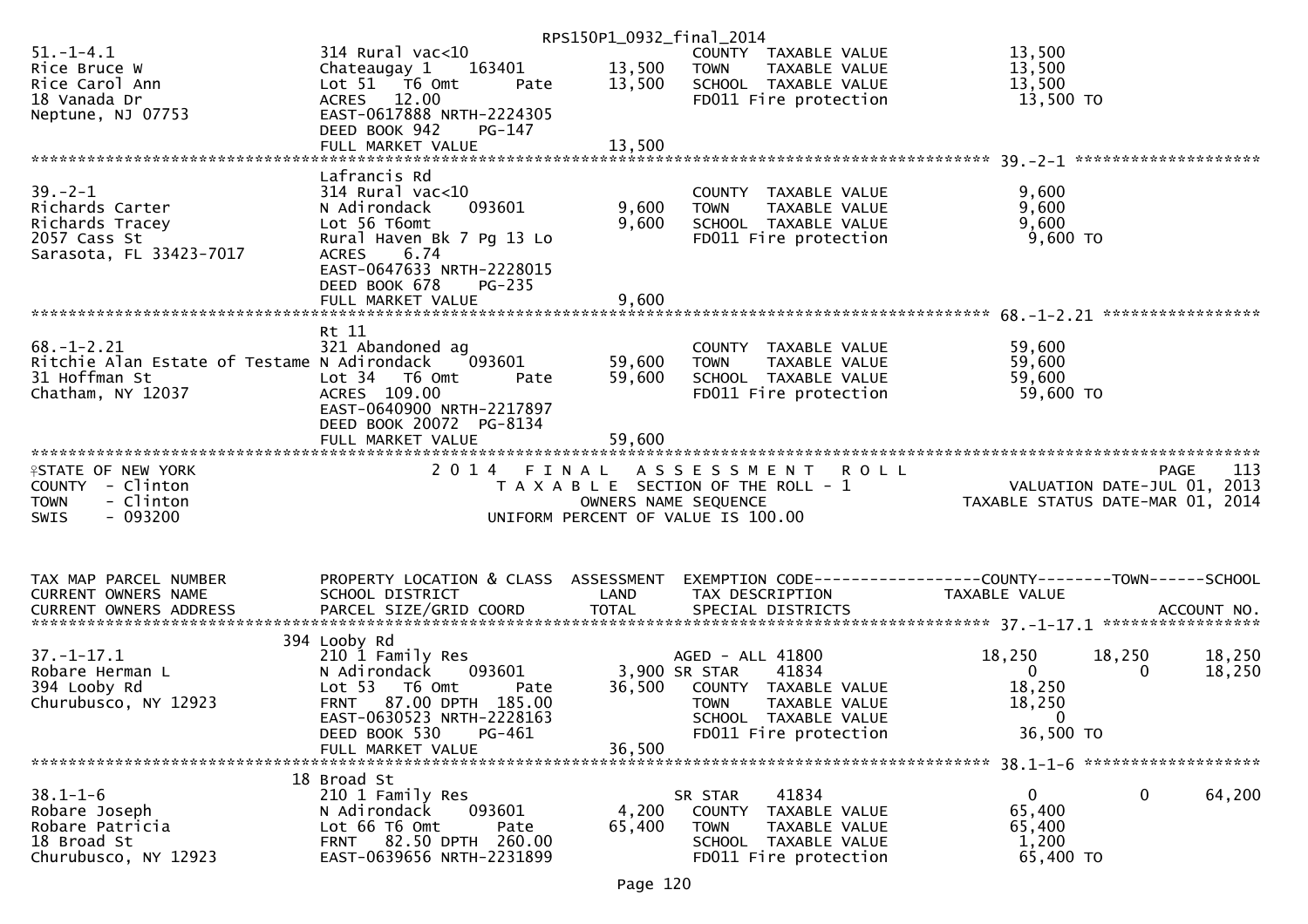RPS150P1_0932_final_2014

```
51.-1-4.1                      314 Rural vac<10                         COUNTY  TAXABLE VALUE            13,500
Rice Bruce W                   Chateaugay 1    163401        13,500     TOWN    TAXABLE VALUE            13,500
Rice Carol Ann                 Lot 51  T6 Omt        Pate    13,500     SCHOOL  TAXABLE VALUE            13,500
18 Vanada Dr                   ACRES  12.00                             FD011 Fire protection             13,500 TO
Neptune, NJ 07753              EAST-0617888 NRTH-2224305
                               DEED BOOK 942     PG-147
                               FULL MARKET VALUE             13,500
******************************************************************************************************* 39.-2-1 ********************
                               Lafrancis Rd
39.-2-1                        314 Rural vac<10                         COUNTY  TAXABLE VALUE             9,600
Richards Carter                N Adirondack    093601         9,600     TOWN    TAXABLE VALUE             9,600
Richards Tracey                Lot 56 T6omt                   9,600     SCHOOL  TAXABLE VALUE             9,600
2057 Cass St                   Rural Haven Bk 7 Pg 13 Lo                FD011 Fire protection              9,600 TO
Sarasota, FL 33423-7017        ACRES    6.74
                               EAST-0647633 NRTH-2228015
                               DEED BOOK 678     PG-235
                               FULL MARKET VALUE              9,600
******************************************************************************************************* 68.-1-2.21 *****************
                               Rt 11
68.-1-2.21                     321 Abandoned ag                         COUNTY  TAXABLE VALUE            59,600
Ritchie Alan Estate of Testame N Adirondack    093601        59,600     TOWN    TAXABLE VALUE            59,600
31 Hoffman St                  Lot 34  T6 Omt        Pate    59,600     SCHOOL  TAXABLE VALUE            59,600
Chatham, NY 12037              ACRES 109.00                             FD011 Fire protection             59,600 TO
                               EAST-0640900 NRTH-2217897
                               DEED BOOK 20072 PG-8134
                               FULL MARKET VALUE             59,600
************************************************************************************************************************************
STATE OF NEW YORK                     2 0 1 4   F I N A L   A S S E S S M E N T   R O L L                                 PAGE   113
COUNTY  - Clinton                        T A X A B L E  SECTION OF THE ROLL - 1                        VALUATION DATE-JUL 01, 2013
TOWN    - Clinton                               OWNERS NAME SEQUENCE                              TAXABLE STATUS DATE-MAR 01, 2014
SWIS    - 093200                        UNIFORM PERCENT OF VALUE IS 100.00


TAX MAP PARCEL NUMBER          PROPERTY LOCATION & CLASS  ASSESSMENT  EXEMPTION CODE------------------COUNTY--------TOWN------SCHOOL
CURRENT OWNERS NAME            SCHOOL DISTRICT               LAND     TAX DESCRIPTION            TAXABLE VALUE
CURRENT OWNERS ADDRESS         PARCEL SIZE/GRID COORD        TOTAL    SPECIAL DISTRICTS                                 ACCOUNT NO.
******************************************************************************************************* 37.-1-17.1 *****************
                           394 Looby Rd
37.-1-17.1                     210 1 Family Res                         AGED - ALL 41800            18,250       18,250       18,250
Robare Herman L                N Adirondack    093601         3,900 SR STAR    41834                   0            0       18,250
394 Looby Rd                   Lot 53  T6 Omt        Pate    36,500     COUNTY  TAXABLE VALUE            18,250
Churubusco, NY 12923           FRNT  87.00 DPTH 185.00                  TOWN    TAXABLE VALUE            18,250
                               EAST-0630523 NRTH-2228163                SCHOOL  TAXABLE VALUE                 0
                               DEED BOOK 530     PG-461                 FD011 Fire protection             36,500 TO
                               FULL MARKET VALUE             36,500
******************************************************************************************************* 38.1-1-6 *******************
                           18 Broad St
38.1-1-6                       210 1 Family Res                         SR STAR    41834                   0            0       64,200
Robare Joseph                  N Adirondack    093601         4,200     COUNTY  TAXABLE VALUE            65,400
Robare Patricia                Lot 66 T6 Omt         Pate    65,400     TOWN    TAXABLE VALUE            65,400
18 Broad St                    FRNT  82.50 DPTH 260.00                  SCHOOL  TAXABLE VALUE             1,200
Churubusco, NY 12923           EAST-0639656 NRTH-2231899                FD011 Fire protection             65,400 TO
```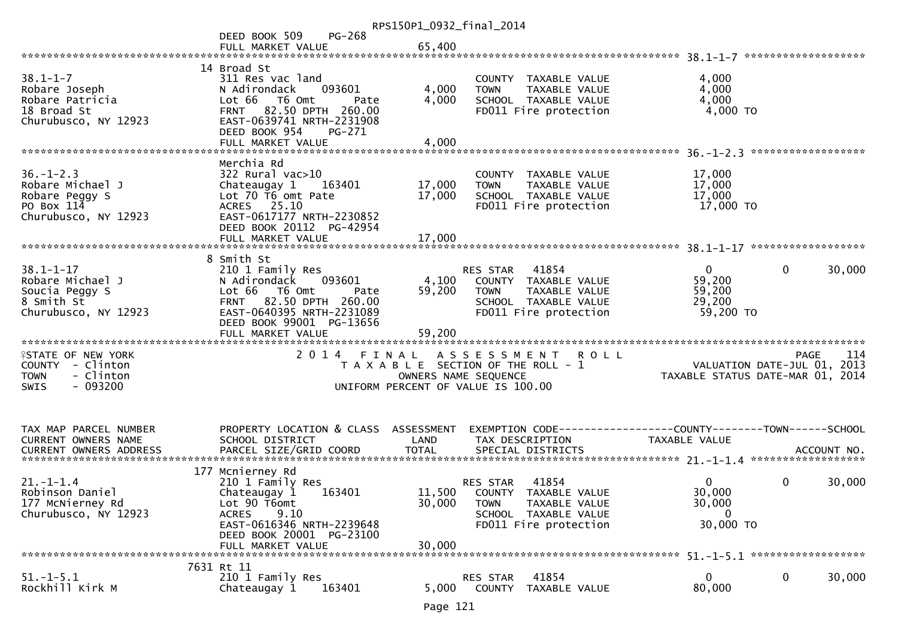```
                                    DEED BOOK 509     PG-268
                                    FULL MARKET VALUE              65,400
******************************************************************************************************* 38.1-1-7 ******************
                                  14 Broad St
38.1-1-7                          311 Res vac land                          COUNTY  TAXABLE VALUE             4,000
Robare Joseph                     N Adirondack     093601          4,000    TOWN    TAXABLE VALUE             4,000
Robare Patricia                   Lot 66   T6 Omt      Pate        4,000    SCHOOL  TAXABLE VALUE             4,000
18 Broad St                       FRNT   82.50 DPTH  260.00                 FD011 Fire protection              4,000 TO
Churubusco, NY 12923              EAST-0639741 NRTH-2231908
                                  DEED BOOK 954     PG-271
                                  FULL MARKET VALUE                4,000
******************************************************************************************************* 36.-1-2.3 *****************
                                  Merchia Rd
36.-1-2.3                         322 Rural vac>10                          COUNTY  TAXABLE VALUE            17,000
Robare Michael J                  Chateaugay 1     163401         17,000    TOWN    TAXABLE VALUE            17,000
Robare Peggy S                    Lot 70 T6 omt Pate              17,000    SCHOOL  TAXABLE VALUE            17,000
PO Box 114                        ACRES   25.10                             FD011 Fire protection             17,000 TO
Churubusco, NY 12923              EAST-0617177 NRTH-2230852
                                  DEED BOOK 20112  PG-42954
                                  FULL MARKET VALUE               17,000
******************************************************************************************************* 38.1-1-17 *****************
                                  8 Smith St
38.1-1-17                         210 1 Family Res                          RES STAR    41854                   0            0      30,000
Robare Michael J                  N Adirondack     093601          4,100    COUNTY  TAXABLE VALUE            59,200
Soucia Peggy S                    Lot 66   T6 Omt      Pate       59,200    TOWN    TAXABLE VALUE            59,200
8 Smith St                        FRNT   82.50 DPTH  260.00                 SCHOOL  TAXABLE VALUE            29,200
Churubusco, NY 12923              EAST-0640395 NRTH-2231089                 FD011 Fire protection             59,200 TO
                                  DEED BOOK 99001  PG-13656
                                  FULL MARKET VALUE               59,200
************************************************************************************************************************************
STATE OF NEW YORK                     2 0 1 4   F I N A L   A S S E S S M E N T   R O L L                                PAGE    114
COUNTY  - Clinton                        T A X A B L E  SECTION OF THE ROLL - 1                          VALUATION DATE-JUL 01, 2013
TOWN    - Clinton                               OWNERS NAME SEQUENCE                              TAXABLE STATUS DATE-MAR 01, 2014
SWIS    - 093200                          UNIFORM PERCENT OF VALUE IS 100.00


TAX MAP PARCEL NUMBER             PROPERTY LOCATION & CLASS  ASSESSMENT  EXEMPTION CODE------------------COUNTY--------TOWN------SCHOOL
CURRENT OWNERS NAME               SCHOOL DISTRICT               LAND      TAX DESCRIPTION            TAXABLE VALUE
CURRENT OWNERS ADDRESS            PARCEL SIZE/GRID COORD       TOTAL      SPECIAL DISTRICTS                                   ACCOUNT NO.
******************************************************************************************************* 21.-1-1.4 *****************
                                177 Mcnierney Rd
21.-1-1.4                         210 1 Family Res                          RES STAR    41854                   0            0      30,000
Robinson Daniel                   Chateaugay 1     163401         11,500    COUNTY  TAXABLE VALUE            30,000
177 McNierney Rd                  Lot 90 T6omt                    30,000    TOWN    TAXABLE VALUE            30,000
Churubusco, NY 12923              ACRES    9.10                             SCHOOL  TAXABLE VALUE                 0
                                  EAST-0616346 NRTH-2239648                 FD011 Fire protection             30,000 TO
                                  DEED BOOK 20001  PG-23100
                                  FULL MARKET VALUE               30,000
******************************************************************************************************* 51.-1-5.1 *****************
                               7631 Rt 11
51.-1-5.1                         210 1 Family Res                          RES STAR    41854                   0            0      30,000
Rockhill Kirk M                   Chateaugay 1     163401          5,000    COUNTY  TAXABLE VALUE            80,000
```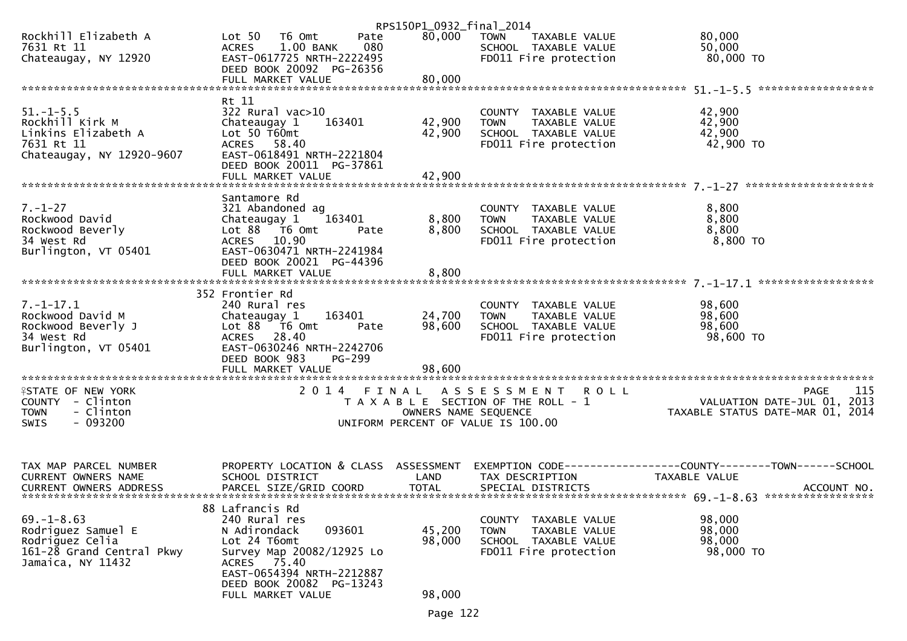RPS150P1_0932_final_2014

```
Rockhill Elizabeth A         Lot 50   T6 Omt        Pate      80,000   TOWN     TAXABLE VALUE                80,000
7631 Rt 11                   ACRES    1.00 BANK     080                SCHOOL  TAXABLE VALUE                50,000
Chateaugay, NY 12920         EAST-0617725 NRTH-2222495                 FD011 Fire protection                 80,000 TO
                             DEED BOOK 20092  PG-26356
                             FULL MARKET VALUE                80,000
******************************************************************************************************* 51.-1-5.5 ******************
                             Rt 11
51.-1-5.5                    322 Rural vac>10                          COUNTY  TAXABLE VALUE                42,900
Rockhill Kirk M              Chateaugay 1      163401         42,900   TOWN     TAXABLE VALUE                42,900
Linkins Elizabeth A          Lot 50 T60mt                     42,900   SCHOOL  TAXABLE VALUE                42,900
7631 Rt 11                   ACRES   58.40                             FD011 Fire protection                 42,900 TO
Chateaugay, NY 12920-9607    EAST-0618491 NRTH-2221804
                             DEED BOOK 20011  PG-37861
                             FULL MARKET VALUE                42,900
******************************************************************************************************* 7.-1-27 ********************
                             Santamore Rd
7.-1-27                      321 Abandoned ag                          COUNTY  TAXABLE VALUE                 8,800
Rockwood David               Chateaugay 1      163401          8,800   TOWN     TAXABLE VALUE                 8,800
Rockwood Beverly             Lot 88   T6 Omt        Pate       8,800   SCHOOL  TAXABLE VALUE                 8,800
34 West Rd                   ACRES   10.90                             FD011 Fire protection                  8,800 TO
Burlington, VT 05401         EAST-0630471 NRTH-2241984
                             DEED BOOK 20021  PG-44396
                             FULL MARKET VALUE                 8,800
******************************************************************************************************* 7.-1-17.1 ******************
                         352 Frontier Rd
7.-1-17.1                    240 Rural res                             COUNTY  TAXABLE VALUE                98,600
Rockwood David M             Chateaugay 1      163401         24,700   TOWN     TAXABLE VALUE                98,600
Rockwood Beverly J           Lot 88   T6 Omt        Pate      98,600   SCHOOL  TAXABLE VALUE                98,600
34 West Rd                   ACRES   28.40                             FD011 Fire protection                 98,600 TO
Burlington, VT 05401         EAST-0630246 NRTH-2242706
                             DEED BOOK 983     PG-299
                             FULL MARKET VALUE                98,600
************************************************************************************************************************************
STATE OF NEW YORK                  2 0 1 4   F I N A L   A S S E S S M E N T   R O L L                                PAGE    115
COUNTY  - Clinton                       T A X A B L E  SECTION OF THE ROLL - 1                         VALUATION DATE-JUL 01, 2013
TOWN    - Clinton                                OWNERS NAME SEQUENCE                             TAXABLE STATUS DATE-MAR 01, 2014
SWIS    - 093200                        UNIFORM PERCENT OF VALUE IS 100.00


TAX MAP PARCEL NUMBER        PROPERTY LOCATION & CLASS  ASSESSMENT  EXEMPTION CODE------------------COUNTY--------TOWN------SCHOOL
CURRENT OWNERS NAME          SCHOOL DISTRICT               LAND      TAX DESCRIPTION              TAXABLE VALUE
CURRENT OWNERS ADDRESS       PARCEL SIZE/GRID COORD        TOTAL     SPECIAL DISTRICTS                                   ACCOUNT NO.
******************************************************************************************************* 69.-1-8.63 *****************
                          88 Lafrancis Rd
69.-1-8.63                   240 Rural res                             COUNTY  TAXABLE VALUE                98,000
Rodriguez Samuel E           N Adirondack      093601         45,200   TOWN     TAXABLE VALUE                98,000
Rodriguez Celia              Lot 24 T6omt                     98,000   SCHOOL  TAXABLE VALUE                98,000
161-28 Grand Central Pkwy    Survey Map 20082/12925 Lo                 FD011 Fire protection                 98,000 TO
Jamaica, NY 11432            ACRES   75.40
                             EAST-0654394 NRTH-2212887
                             DEED BOOK 20082  PG-13243
                             FULL MARKET VALUE                98,000
```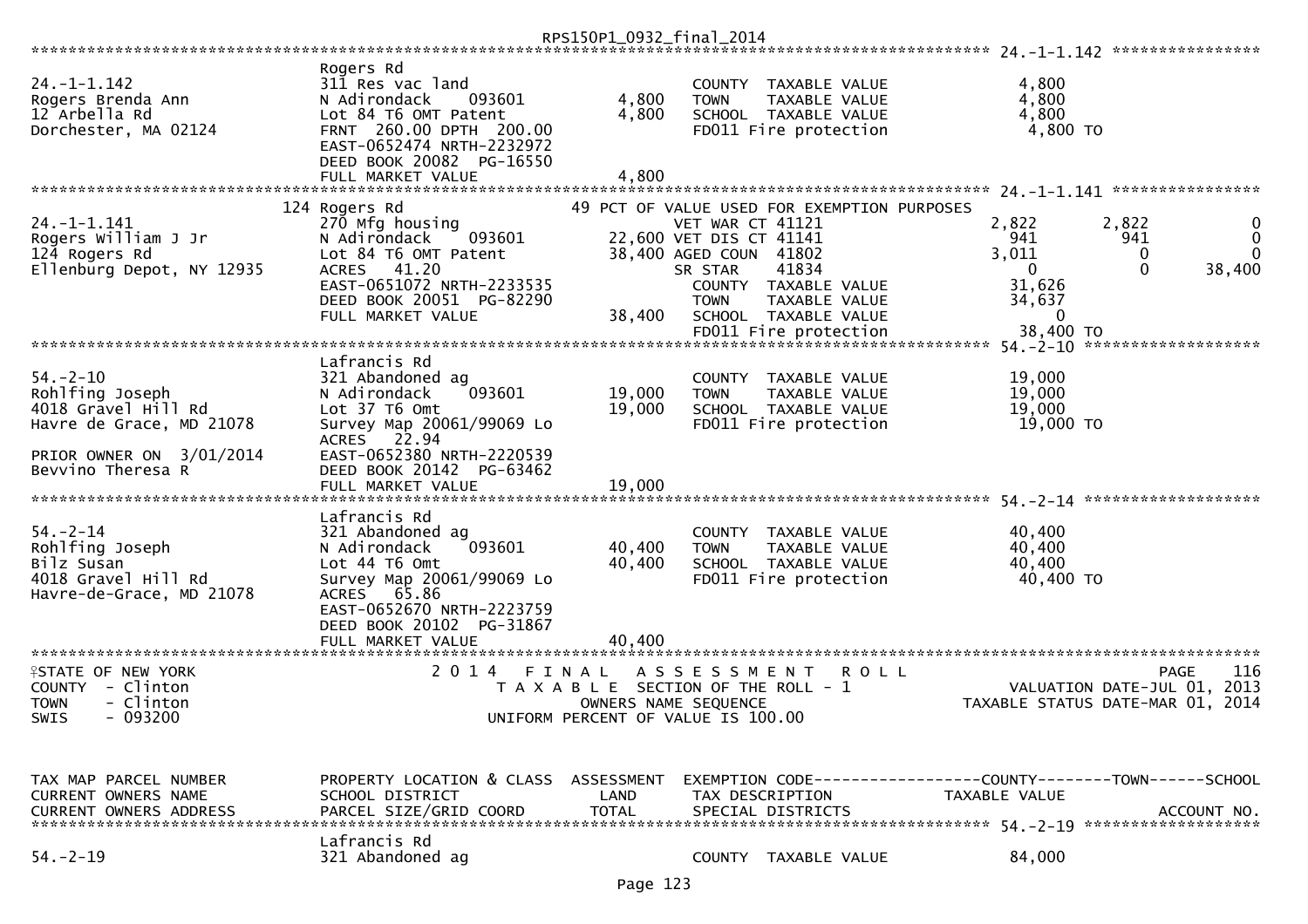```
******************************************************************************************************* 24.-1-1.142 ****************
                    Rogers Rd
24.-1-1.142         311 Res vac land                        COUNTY  TAXABLE VALUE            4,800
Rogers Brenda Ann   N Adirondack    093601        4,800     TOWN    TAXABLE VALUE            4,800
12 Arbella Rd       Lot 84 T6 OMT Patent          4,800     SCHOOL  TAXABLE VALUE            4,800
Dorchester, MA 02124  FRNT 260.00 DPTH 200.00               FD011 Fire protection             4,800 TO
                    EAST-0652474 NRTH-2232972
                    DEED BOOK 20082  PG-16550
                    FULL MARKET VALUE             4,800
******************************************************************************************************* 24.-1-1.141 ****************
                    124 Rogers Rd                 49 PCT OF VALUE USED FOR EXEMPTION PURPOSES
24.-1-1.141         270 Mfg housing                   VET WAR CT 41121              2,822       2,822           0
Rogers William J Jr N Adirondack    093601       22,600 VET DIS CT 41141               941         941           0
124 Rogers Rd       Lot 84 T6 OMT Patent         38,400 AGED COUN  41802             3,011           0           0
Ellenburg Depot, NY 12935  ACRES  41.20               SR STAR      41834                 0           0      38,400
                    EAST-0651072 NRTH-2233535               COUNTY  TAXABLE VALUE           31,626
                    DEED BOOK 20051  PG-82290               TOWN    TAXABLE VALUE           34,637
                    FULL MARKET VALUE            38,400     SCHOOL  TAXABLE VALUE                0
                                                            FD011 Fire protection            38,400 TO
******************************************************************************************************* 54.-2-10 *******************
                    Lafrancis Rd
54.-2-10            321 Abandoned ag                        COUNTY  TAXABLE VALUE           19,000
Rohlfing Joseph     N Adirondack    093601       19,000     TOWN    TAXABLE VALUE           19,000
4018 Gravel Hill Rd Lot 37 T6 Omt                19,000     SCHOOL  TAXABLE VALUE           19,000
Havre de Grace, MD 21078  Survey Map 20061/99069 Lo         FD011 Fire protection            19,000 TO
                    ACRES  22.94
PRIOR OWNER ON 3/01/2014  EAST-0652380 NRTH-2220539
Bevvino Theresa R   DEED BOOK 20142  PG-63462
                    FULL MARKET VALUE            19,000
******************************************************************************************************* 54.-2-14 *******************
                    Lafrancis Rd
54.-2-14            321 Abandoned ag                        COUNTY  TAXABLE VALUE           40,400
Rohlfing Joseph     N Adirondack    093601       40,400     TOWN    TAXABLE VALUE           40,400
Bilz Susan          Lot 44 T6 Omt                40,400     SCHOOL  TAXABLE VALUE           40,400
4018 Gravel Hill Rd Survey Map 20061/99069 Lo               FD011 Fire protection            40,400 TO
Havre-de-Grace, MD 21078  ACRES  65.86
                    EAST-0652670 NRTH-2223759
                    DEED BOOK 20102  PG-31867
                    FULL MARKET VALUE            40,400
************************************************************************************************************************************
STATE OF NEW YORK             2 0 1 4   F I N A L   A S S E S S M E N T   R O L L                              PAGE    116
COUNTY  - Clinton                  T A X A B L E  SECTION OF THE ROLL - 1                  VALUATION DATE-JUL 01, 2013
TOWN    - Clinton                         OWNERS NAME SEQUENCE                       TAXABLE STATUS DATE-MAR 01, 2014
SWIS    - 093200                   UNIFORM PERCENT OF VALUE IS 100.00


TAX MAP PARCEL NUMBER    PROPERTY LOCATION & CLASS  ASSESSMENT  EXEMPTION CODE------------------COUNTY--------TOWN------SCHOOL
CURRENT OWNERS NAME      SCHOOL DISTRICT              LAND      TAX DESCRIPTION             TAXABLE VALUE
CURRENT OWNERS ADDRESS   PARCEL SIZE/GRID COORD      TOTAL      SPECIAL DISTRICTS                                  ACCOUNT NO.
******************************************************************************************************* 54.-2-19 *******************
                    Lafrancis Rd
54.-2-19            321 Abandoned ag                        COUNTY  TAXABLE VALUE           84,000
```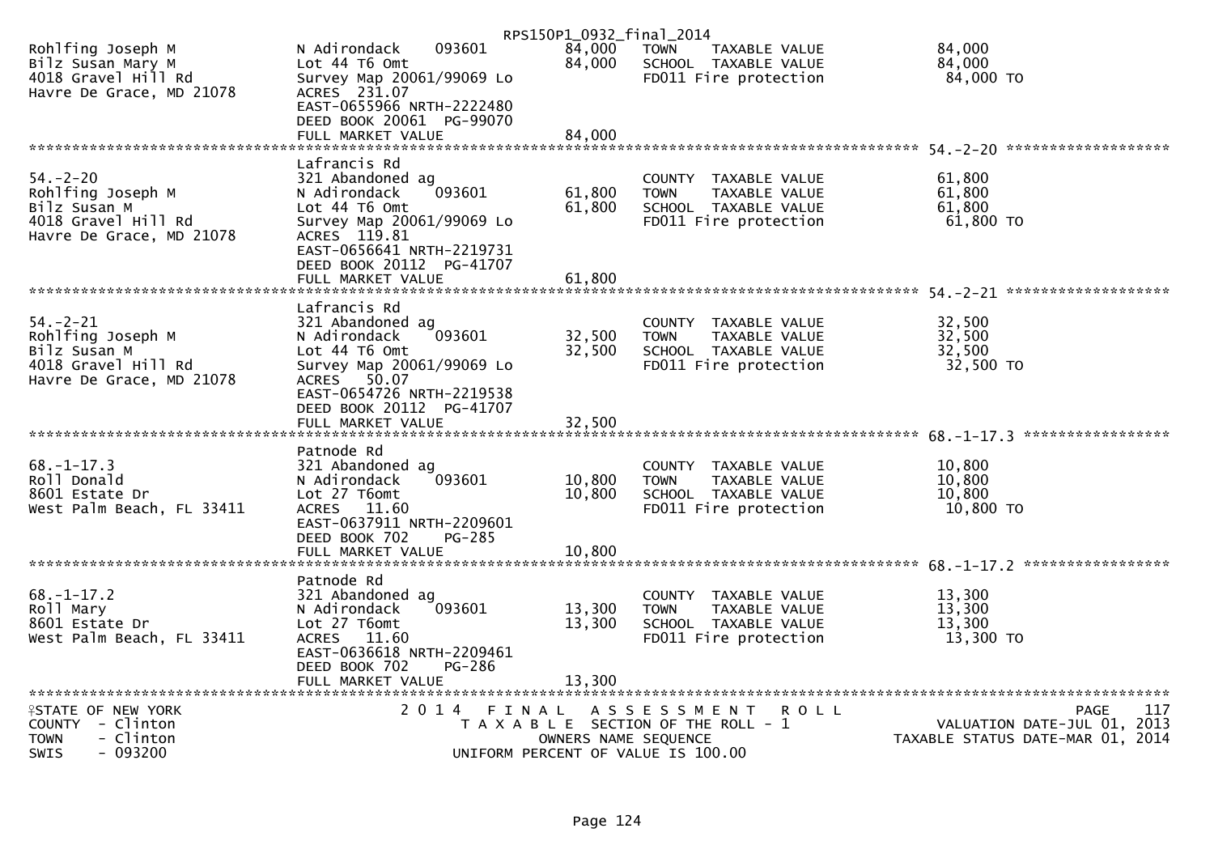```
Rohlfing Joseph M              N Adirondack    093601       84,000   TOWN     TAXABLE VALUE              84,000
Bilz Susan Mary M              Lot 44 T6 Omt                84,000   SCHOOL  TAXABLE VALUE              84,000
4018 Gravel Hill Rd            Survey Map 20061/99069 Lo             FD011 Fire protection               84,000 TO
Havre De Grace, MD 21078       ACRES  231.07
                               EAST-0655966 NRTH-2222480
                               DEED BOOK 20061  PG-99070
                               FULL MARKET VALUE             84,000
******************************************************************************************************* 54.-2-20 ******************
                               Lafrancis Rd
54.-2-20                       321 Abandoned ag                      COUNTY  TAXABLE VALUE              61,800
Rohlfing Joseph M              N Adirondack    093601       61,800   TOWN     TAXABLE VALUE              61,800
Bilz Susan M                   Lot 44 T6 Omt                61,800   SCHOOL  TAXABLE VALUE              61,800
4018 Gravel Hill Rd            Survey Map 20061/99069 Lo             FD011 Fire protection               61,800 TO
Havre De Grace, MD 21078       ACRES  119.81
                               EAST-0656641 NRTH-2219731
                               DEED BOOK 20112  PG-41707
                               FULL MARKET VALUE             61,800
******************************************************************************************************* 54.-2-21 ******************
                               Lafrancis Rd
54.-2-21                       321 Abandoned ag                      COUNTY  TAXABLE VALUE              32,500
Rohlfing Joseph M              N Adirondack    093601       32,500   TOWN     TAXABLE VALUE              32,500
Bilz Susan M                   Lot 44 T6 Omt                32,500   SCHOOL  TAXABLE VALUE              32,500
4018 Gravel Hill Rd            Survey Map 20061/99069 Lo             FD011 Fire protection               32,500 TO
Havre De Grace, MD 21078       ACRES   50.07
                               EAST-0654726 NRTH-2219538
                               DEED BOOK 20112  PG-41707
                               FULL MARKET VALUE             32,500
******************************************************************************************************* 68.-1-17.3 ****************
                               Patnode Rd
68.-1-17.3                     321 Abandoned ag                      COUNTY  TAXABLE VALUE              10,800
Roll Donald                    N Adirondack    093601       10,800   TOWN     TAXABLE VALUE              10,800
8601 Estate Dr                 Lot 27 T6omt                 10,800   SCHOOL  TAXABLE VALUE              10,800
West Palm Beach, FL 33411      ACRES   11.60                         FD011 Fire protection               10,800 TO
                               EAST-0637911 NRTH-2209601
                               DEED BOOK 702    PG-285
                               FULL MARKET VALUE             10,800
******************************************************************************************************* 68.-1-17.2 ****************
                               Patnode Rd
68.-1-17.2                     321 Abandoned ag                      COUNTY  TAXABLE VALUE              13,300
Roll Mary                      N Adirondack    093601       13,300   TOWN     TAXABLE VALUE              13,300
8601 Estate Dr                 Lot 27 T6omt                 13,300   SCHOOL  TAXABLE VALUE              13,300
West Palm Beach, FL 33411      ACRES   11.60                         FD011 Fire protection               13,300 TO
                               EAST-0636618 NRTH-2209461
                               DEED BOOK 702    PG-286
                               FULL MARKET VALUE             13,300
************************************************************************************************************************************
STATE OF NEW YORK                     2 0 1 4   F I N A L   A S S E S S M E N T   R O L L                              PAGE    117
COUNTY  - Clinton                       T A X A B L E  SECTION OF THE ROLL - 1                     VALUATION DATE-JUL 01, 2013
TOWN    - Clinton                             OWNERS NAME SEQUENCE                           TAXABLE STATUS DATE-MAR 01, 2014
SWIS    - 093200                       UNIFORM PERCENT OF VALUE IS 100.00
```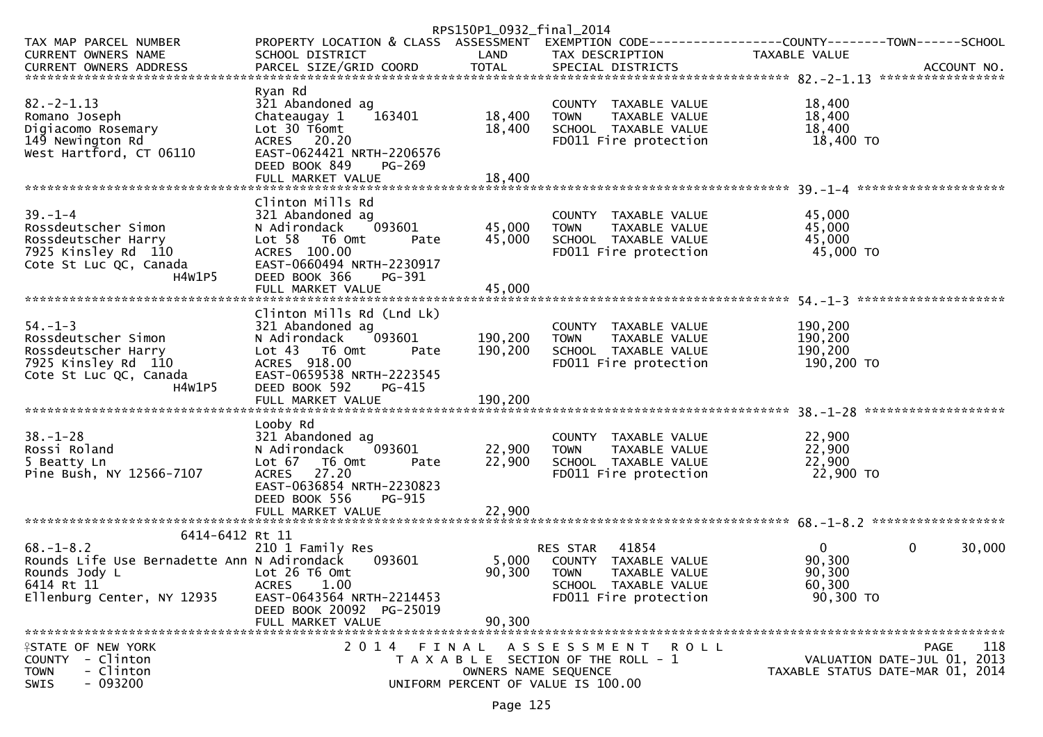RPS150P1_0932_final_2014

| TAX MAP PARCEL NUMBER<br>CURRENT OWNERS NAME<br>CURRENT OWNERS ADDRESS | PROPERTY LOCATION & CLASS<br>SCHOOL DISTRICT<br>PARCEL SIZE/GRID COORD | ASSESSMENT<br>LAND<br>TOTAL | EXEMPTION CODE<br>TAX DESCRIPTION<br>SPECIAL DISTRICTS | COUNTY<br>TAXABLE VALUE | TOWN | SCHOOL<br>ACCOUNT NO. |
|---|---|---|---|---|---|---|
| **82.-2-1.13** | | | | | | |
| | Ryan Rd | | | | | |
| 82.-2-1.13 | 321 Abandoned ag | | COUNTY TAXABLE VALUE | 18,400 | | |
| Romano Joseph | Chateaugay 1 163401 | 18,400 | TOWN TAXABLE VALUE | 18,400 | | |
| Digiacomo Rosemary | Lot 30 T6omt | 18,400 | SCHOOL TAXABLE VALUE | 18,400 | | |
| 149 Newington Rd | ACRES 20.20 | | FD011 Fire protection | 18,400 TO | | |
| West Hartford, CT 06110 | EAST-0624421 NRTH-2206576 | | | | | |
| | DEED BOOK 849 PG-269 | | | | | |
| | FULL MARKET VALUE | 18,400 | | | | |
| **39.-1-4** | | | | | | |
| | Clinton Mills Rd | | | | | |
| 39.-1-4 | 321 Abandoned ag | | COUNTY TAXABLE VALUE | 45,000 | | |
| Rossdeutscher Simon | N Adirondack 093601 | 45,000 | TOWN TAXABLE VALUE | 45,000 | | |
| Rossdeutscher Harry | Lot 58 T6 Omt Pate | 45,000 | SCHOOL TAXABLE VALUE | 45,000 | | |
| 7925 Kinsley Rd 110 | ACRES 100.00 | | FD011 Fire protection | 45,000 TO | | |
| Cote St Luc QC, Canada | EAST-0660494 NRTH-2230917 | | | | | |
| H4W1P5 | DEED BOOK 366 PG-391 | | | | | |
| | FULL MARKET VALUE | 45,000 | | | | |
| **54.-1-3** | | | | | | |
| | Clinton Mills Rd (Lnd Lk) | | | | | |
| 54.-1-3 | 321 Abandoned ag | | COUNTY TAXABLE VALUE | 190,200 | | |
| Rossdeutscher Simon | N Adirondack 093601 | 190,200 | TOWN TAXABLE VALUE | 190,200 | | |
| Rossdeutscher Harry | Lot 43 T6 Omt Pate | 190,200 | SCHOOL TAXABLE VALUE | 190,200 | | |
| 7925 Kinsley Rd 110 | ACRES 918.00 | | FD011 Fire protection | 190,200 TO | | |
| Cote St Luc QC, Canada | EAST-0659538 NRTH-2223545 | | | | | |
| H4W1P5 | DEED BOOK 592 PG-415 | | | | | |
| | FULL MARKET VALUE | 190,200 | | | | |
| **38.-1-28** | | | | | | |
| | Looby Rd | | | | | |
| 38.-1-28 | 321 Abandoned ag | | COUNTY TAXABLE VALUE | 22,900 | | |
| Rossi Roland | N Adirondack 093601 | 22,900 | TOWN TAXABLE VALUE | 22,900 | | |
| 5 Beatty Ln | Lot 67 T6 Omt Pate | 22,900 | SCHOOL TAXABLE VALUE | 22,900 | | |
| Pine Bush, NY 12566-7107 | ACRES 27.20 | | FD011 Fire protection | 22,900 TO | | |
| | EAST-0636854 NRTH-2230823 | | | | | |
| | DEED BOOK 556 PG-915 | | | | | |
| | FULL MARKET VALUE | 22,900 | | | | |
| **68.-1-8.2** | | | | | | |
| 6414-6412 | Rt 11 | | | | | |
| 68.-1-8.2 | 210 1 Family Res | | RES STAR 41854 | 0 | 0 | 30,000 |
| Rounds Life Use Bernadette Ann | N Adirondack 093601 | 5,000 | COUNTY TAXABLE VALUE | 90,300 | | |
| Rounds Jody L | Lot 26 T6 Omt | 90,300 | TOWN TAXABLE VALUE | 90,300 | | |
| 6414 Rt 11 | ACRES 1.00 | | SCHOOL TAXABLE VALUE | 60,300 | | |
| Ellenburg Center, NY 12935 | EAST-0643564 NRTH-2214453 | | FD011 Fire protection | 90,300 TO | | |
| | DEED BOOK 20092 PG-25019 | | | | | |
| | FULL MARKET VALUE | 90,300 | | | | |

STATE OF NEW YORK — COUNTY - Clinton — TOWN - Clinton — SWIS - 093200

2014 FINAL ASSESSMENT ROLL — TAXABLE SECTION OF THE ROLL - 1 — OWNERS NAME SEQUENCE — UNIFORM PERCENT OF VALUE IS 100.00

PAGE 118 — VALUATION DATE-JUL 01, 2013 — TAXABLE STATUS DATE-MAR 01, 2014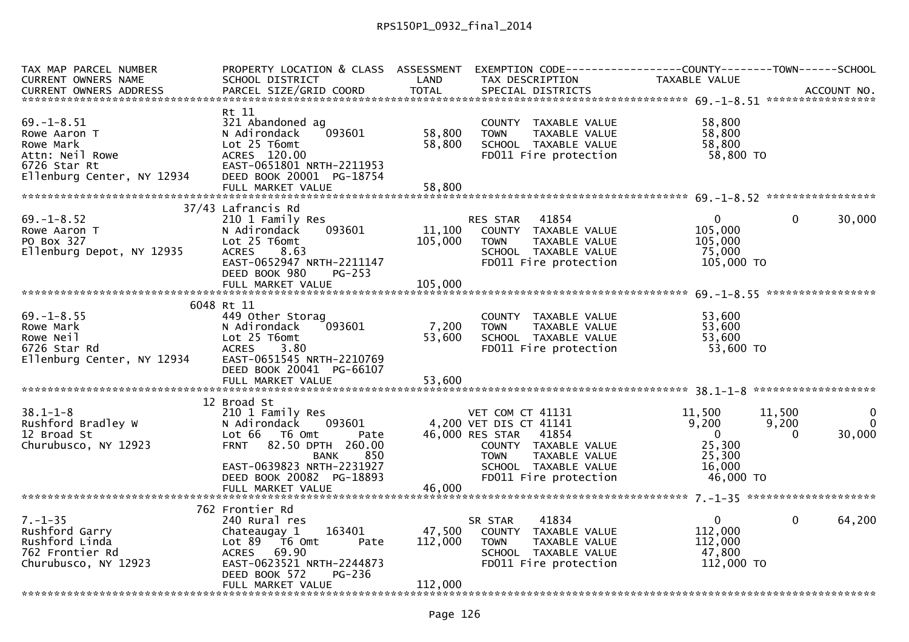RPS150P1_0932_final_2014

```
TAX MAP PARCEL NUMBER          PROPERTY LOCATION & CLASS  ASSESSMENT  EXEMPTION CODE------------------COUNTY--------TOWN------SCHOOL
CURRENT OWNERS NAME            SCHOOL DISTRICT               LAND      TAX DESCRIPTION            TAXABLE VALUE
CURRENT OWNERS ADDRESS         PARCEL SIZE/GRID COORD        TOTAL     SPECIAL DISTRICTS                                      ACCOUNT NO.
******************************************************************************************************* 69.-1-8.51 *****************
                               Rt 11
69.-1-8.51                     321 Abandoned ag                        COUNTY  TAXABLE VALUE            58,800
Rowe Aaron T                   N Adirondack     093601       58,800    TOWN    TAXABLE VALUE            58,800
Rowe Mark                      Lot 25 T6omt                  58,800    SCHOOL  TAXABLE VALUE            58,800
Attn: Neil Rowe                ACRES  120.00                           FD011 Fire protection             58,800 TO
6726 Star Rt                   EAST-0651801 NRTH-2211953
Ellenburg Center, NY 12934     DEED BOOK 20001  PG-18754
                               FULL MARKET VALUE             58,800
******************************************************************************************************* 69.-1-8.52 *****************
                          37/43 Lafrancis Rd
69.-1-8.52                     210 1 Family Res                        RES STAR   41854                  0             0      30,000
Rowe Aaron T                   N Adirondack     093601       11,100    COUNTY  TAXABLE VALUE           105,000
PO Box 327                     Lot 25 T6omt                 105,000    TOWN    TAXABLE VALUE           105,000
Ellenburg Depot, NY 12935      ACRES    8.63                           SCHOOL  TAXABLE VALUE            75,000
                               EAST-0652947 NRTH-2211147               FD011 Fire protection            105,000 TO
                               DEED BOOK 980    PG-253
                               FULL MARKET VALUE            105,000
******************************************************************************************************* 69.-1-8.55 *****************
                          6048 Rt 11
69.-1-8.55                     449 Other Storag                        COUNTY  TAXABLE VALUE            53,600
Rowe Mark                      N Adirondack     093601        7,200    TOWN    TAXABLE VALUE            53,600
Rowe Neil                      Lot 25 T6omt                  53,600    SCHOOL  TAXABLE VALUE            53,600
6726 Star Rd                   ACRES    3.80                           FD011 Fire protection             53,600 TO
Ellenburg Center, NY 12934     EAST-0651545 NRTH-2210769
                               DEED BOOK 20041  PG-66107
                               FULL MARKET VALUE             53,600
******************************************************************************************************* 38.1-1-8 *******************
                            12 Broad St
38.1-1-8                       210 1 Family Res                        VET COM CT 41131             11,500        11,500           0
Rushford Bradley W             N Adirondack     093601        4,200 VET DIS CT 41141              9,200         9,200           0
12 Broad St                    Lot 66   T6 Omt        Pate   46,000 RES STAR   41854                  0             0      30,000
Churubusco, NY 12923           FRNT   82.50 DPTH  260.00               COUNTY  TAXABLE VALUE            25,300
                                          BANK      850                TOWN    TAXABLE VALUE            25,300
                               EAST-0639823 NRTH-2231927               SCHOOL  TAXABLE VALUE            16,000
                               DEED BOOK 20082  PG-18893               FD011 Fire protection             46,000 TO
                               FULL MARKET VALUE             46,000
******************************************************************************************************* 7.-1-35 ********************
                           762 Frontier Rd
7.-1-35                        240 Rural res                           SR STAR    41834                  0             0      64,200
Rushford Garry                 Chateaugay 1     163401       47,500    COUNTY  TAXABLE VALUE           112,000
Rushford Linda                 Lot 89   T6 Omt        Pate  112,000    TOWN    TAXABLE VALUE           112,000
762 Frontier Rd                ACRES   69.90                           SCHOOL  TAXABLE VALUE            47,800
Churubusco, NY 12923           EAST-0623521 NRTH-2244873               FD011 Fire protection            112,000 TO
                               DEED BOOK 572    PG-236
                               FULL MARKET VALUE            112,000
************************************************************************************************************************************
```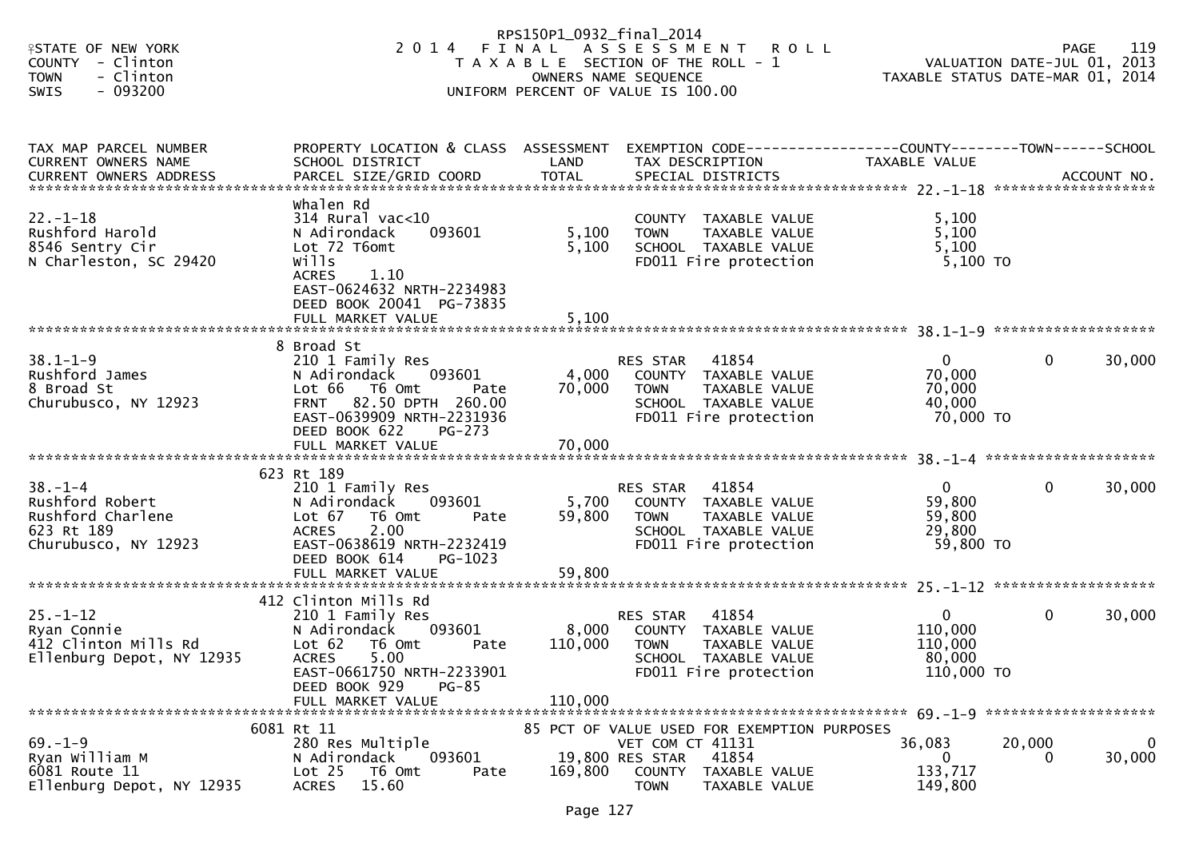STATE OF NEW YORK — 2014 FINAL ASSESSMENT ROLL — PAGE 119
COUNTY - Clinton — TAXABLE SECTION OF THE ROLL - 1 — VALUATION DATE-JUL 01, 2013
TOWN - Clinton — OWNERS NAME SEQUENCE — TAXABLE STATUS DATE-MAR 01, 2014
SWIS - 093200 — UNIFORM PERCENT OF VALUE IS 100.00

RPS150P1_0932_final_2014

| TAX MAP PARCEL NUMBER / CURRENT OWNERS NAME / CURRENT OWNERS ADDRESS | PROPERTY LOCATION & CLASS / SCHOOL DISTRICT / PARCEL SIZE/GRID COORD | ASSESSMENT LAND / TOTAL | EXEMPTION CODE / TAX DESCRIPTION / SPECIAL DISTRICTS | COUNTY TAXABLE VALUE | TOWN | SCHOOL |
|---|---|---|---|---|---|---|
| **22.-1-18** | Whalen Rd | | | | | |
| 22.-1-18 | 314 Rural vac<10 | | COUNTY TAXABLE VALUE | 5,100 | | |
| Rushford Harold | N Adirondack 093601 | 5,100 | TOWN TAXABLE VALUE | 5,100 | | |
| 8546 Sentry Cir | Lot 72 T6omt | 5,100 | SCHOOL TAXABLE VALUE | 5,100 | | |
| N Charleston, SC 29420 | Wills | | FD011 Fire protection | 5,100 TO | | |
| | ACRES 1.10 | | | | | |
| | EAST-0624632 NRTH-2234983 | | | | | |
| | DEED BOOK 20041 PG-73835 | | | | | |
| | FULL MARKET VALUE | 5,100 | | | | |
| **38.1-1-9** | 8 Broad St | | | | | |
| 38.1-1-9 | 210 1 Family Res | | RES STAR 41854 | 0 | 0 | 30,000 |
| Rushford James | N Adirondack 093601 | 4,000 | COUNTY TAXABLE VALUE | 70,000 | | |
| 8 Broad St | Lot 66 T6 Omt Pate | 70,000 | TOWN TAXABLE VALUE | 70,000 | | |
| Churubusco, NY 12923 | FRNT 82.50 DPTH 260.00 | | SCHOOL TAXABLE VALUE | 40,000 | | |
| | EAST-0639909 NRTH-2231936 | | FD011 Fire protection | 70,000 TO | | |
| | DEED BOOK 622 PG-273 | | | | | |
| | FULL MARKET VALUE | 70,000 | | | | |
| **38.-1-4** | 623 Rt 189 | | | | | |
| 38.-1-4 | 210 1 Family Res | | RES STAR 41854 | 0 | 0 | 30,000 |
| Rushford Robert | N Adirondack 093601 | 5,700 | COUNTY TAXABLE VALUE | 59,800 | | |
| Rushford Charlene | Lot 67 T6 Omt Pate | 59,800 | TOWN TAXABLE VALUE | 59,800 | | |
| 623 Rt 189 | ACRES 2.00 | | SCHOOL TAXABLE VALUE | 29,800 | | |
| Churubusco, NY 12923 | EAST-0638619 NRTH-2232419 | | FD011 Fire protection | 59,800 TO | | |
| | DEED BOOK 614 PG-1023 | | | | | |
| | FULL MARKET VALUE | 59,800 | | | | |
| **25.-1-12** | 412 Clinton Mills Rd | | | | | |
| 25.-1-12 | 210 1 Family Res | | RES STAR 41854 | 0 | 0 | 30,000 |
| Ryan Connie | N Adirondack 093601 | 8,000 | COUNTY TAXABLE VALUE | 110,000 | | |
| 412 Clinton Mills Rd | Lot 62 T6 Omt Pate | 110,000 | TOWN TAXABLE VALUE | 110,000 | | |
| Ellenburg Depot, NY 12935 | ACRES 5.00 | | SCHOOL TAXABLE VALUE | 80,000 | | |
| | EAST-0661750 NRTH-2233901 | | FD011 Fire protection | 110,000 TO | | |
| | DEED BOOK 929 PG-85 | | | | | |
| | FULL MARKET VALUE | 110,000 | | | | |
| **69.-1-9** | 6081 Rt 11 | | 85 PCT OF VALUE USED FOR EXEMPTION PURPOSES | | | |
| 69.-1-9 | 280 Res Multiple | | VET COM CT 41131 | 36,083 | 20,000 | 0 |
| Ryan William M | N Adirondack 093601 | 19,800 | RES STAR 41854 | 0 | 0 | 30,000 |
| 6081 Route 11 | Lot 25 T6 Omt Pate | 169,800 | COUNTY TAXABLE VALUE | 133,717 | | |
| Ellenburg Depot, NY 12935 | ACRES 15.60 | | TOWN TAXABLE VALUE | 149,800 | | |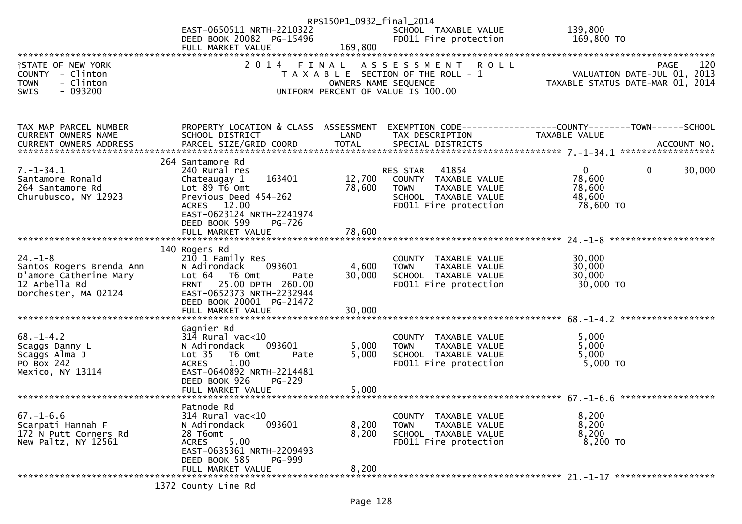| | | | | |
|---|---|---|---|---|
| | EAST-0650511 NRTH-2210322 | | SCHOOL TAXABLE VALUE | 139,800 |
| | DEED BOOK 20082 PG-15496 | | FD011 Fire protection | 169,800 TO |
| | FULL MARKET VALUE | 169,800 | | |

STATE OF NEW YORK
COUNTY - Clinton
TOWN - Clinton
SWIS - 093200

2014 FINAL ASSESSMENT ROLL
TAXABLE SECTION OF THE ROLL - 1
OWNERS NAME SEQUENCE
UNIFORM PERCENT OF VALUE IS 100.00

PAGE 120
VALUATION DATE-JUL 01, 2013
TAXABLE STATUS DATE-MAR 01, 2014

| TAX MAP PARCEL NUMBER / CURRENT OWNERS NAME / CURRENT OWNERS ADDRESS | PROPERTY LOCATION & CLASS / SCHOOL DISTRICT / PARCEL SIZE/GRID COORD | ASSESSMENT LAND / TOTAL | EXEMPTION CODE / TAX DESCRIPTION / SPECIAL DISTRICTS | COUNTY TAXABLE VALUE | TOWN | SCHOOL |
|---|---|---|---|---|---|---|
| **7.-1-34.1** | 264 Santamore Rd | | | | | |
| | 240 Rural res | | RES STAR 41854 | 0 | 0 | 30,000 |
| Santamore Ronald | Chateaugay 1 163401 | 12,700 | COUNTY TAXABLE VALUE | 78,600 | | |
| 264 Santamore Rd | Lot 89 T6 Omt | 78,600 | TOWN TAXABLE VALUE | 78,600 | | |
| Churubusco, NY 12923 | Previous Deed 454-262 | | SCHOOL TAXABLE VALUE | 48,600 | | |
| | ACRES 12.00 | | FD011 Fire protection | 78,600 TO | | |
| | EAST-0623124 NRTH-2241974 | | | | | |
| | DEED BOOK 599 PG-726 | | | | | |
| | FULL MARKET VALUE | 78,600 | | | | |
| **24.-1-8** | 140 Rogers Rd | | | | | |
| | 210 1 Family Res | | COUNTY TAXABLE VALUE | 30,000 | | |
| Santos Rogers Brenda Ann | N Adirondack 093601 | 4,600 | TOWN TAXABLE VALUE | 30,000 | | |
| D'amore Catherine Mary | Lot 64 T6 Omt Pate | 30,000 | SCHOOL TAXABLE VALUE | 30,000 | | |
| 12 Arbella Rd | FRNT 25.00 DPTH 260.00 | | FD011 Fire protection | 30,000 TO | | |
| Dorchester, MA 02124 | EAST-0652373 NRTH-2232944 | | | | | |
| | DEED BOOK 20001 PG-21472 | | | | | |
| | FULL MARKET VALUE | 30,000 | | | | |
| **68.-1-4.2** | Gagnier Rd | | | | | |
| | 314 Rural vac<10 | | COUNTY TAXABLE VALUE | 5,000 | | |
| Scaggs Danny L | N Adirondack 093601 | 5,000 | TOWN TAXABLE VALUE | 5,000 | | |
| Scaggs Alma J | Lot 35 T6 Omt Pate | 5,000 | SCHOOL TAXABLE VALUE | 5,000 | | |
| PO Box 242 | ACRES 1.00 | | FD011 Fire protection | 5,000 TO | | |
| Mexico, NY 13114 | EAST-0640892 NRTH-2214481 | | | | | |
| | DEED BOOK 926 PG-229 | | | | | |
| | FULL MARKET VALUE | 5,000 | | | | |
| **67.-1-6.6** | Patnode Rd | | | | | |
| | 314 Rural vac<10 | | COUNTY TAXABLE VALUE | 8,200 | | |
| Scarpati Hannah F | N Adirondack 093601 | 8,200 | TOWN TAXABLE VALUE | 8,200 | | |
| 172 N Putt Corners Rd | 28 T6omt | 8,200 | SCHOOL TAXABLE VALUE | 8,200 | | |
| New Paltz, NY 12561 | ACRES 5.00 | | FD011 Fire protection | 8,200 TO | | |
| | EAST-0635361 NRTH-2209493 | | | | | |
| | DEED BOOK 585 PG-999 | | | | | |
| | FULL MARKET VALUE | 8,200 | | | | |
| **21.-1-17** | 1372 County Line Rd | | | | | |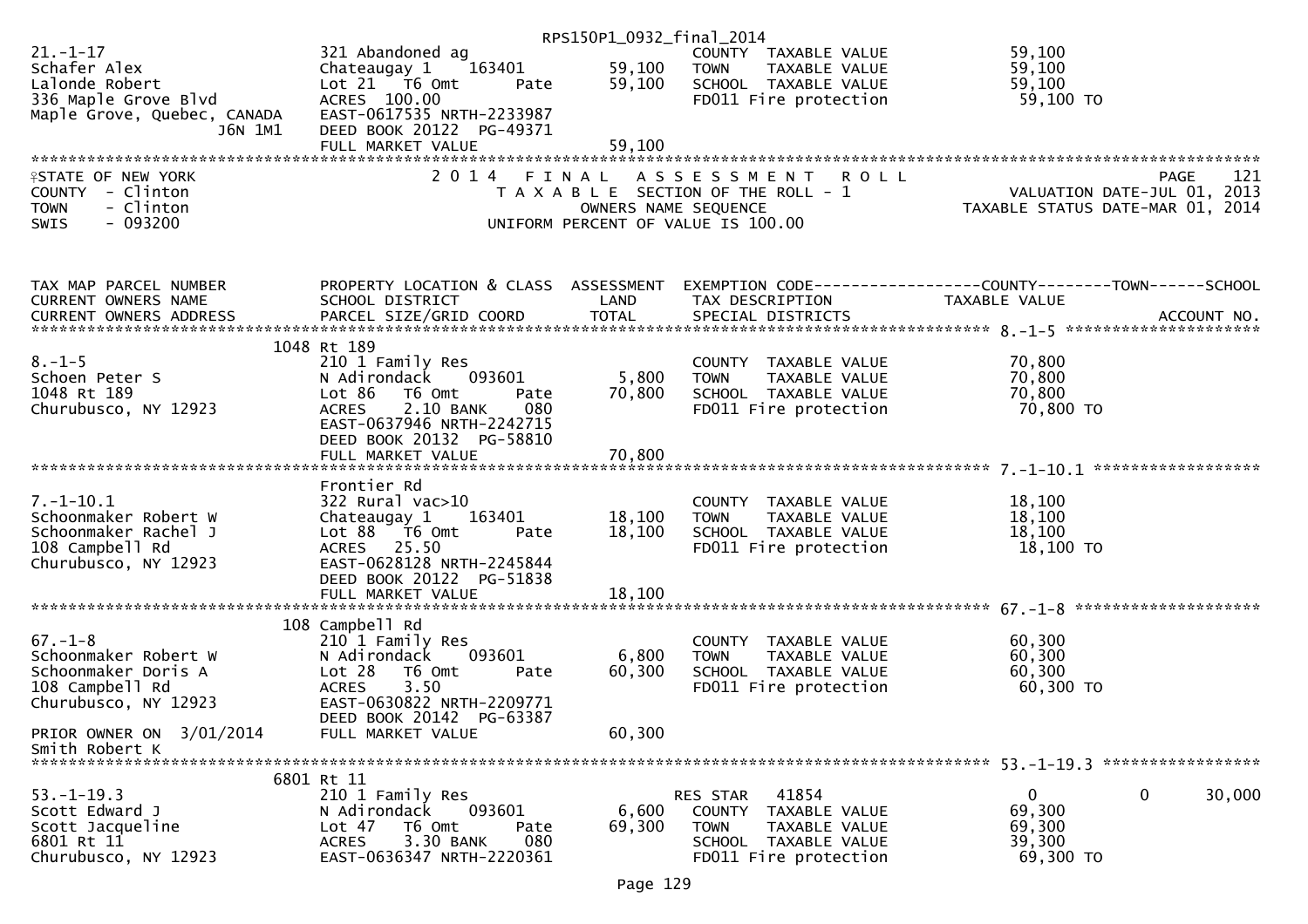RPS150P1_0932_final_2014

```
21.-1-17                       321 Abandoned ag                          COUNTY  TAXABLE VALUE             59,100
Schafer Alex                   Chateaugay 1     163401        59,100     TOWN    TAXABLE VALUE             59,100
Lalonde Robert                 Lot 21  T6 Omt       Pate      59,100     SCHOOL  TAXABLE VALUE             59,100
336 Maple Grove Blvd           ACRES  100.00                             FD011 Fire protection              59,100 TO
Maple Grove, Quebec, CANADA    EAST-0617535 NRTH-2233987
                     J6N 1M1   DEED BOOK 20122  PG-49371
                               FULL MARKET VALUE              59,100
```

STATE OF NEW YORK — COUNTY - Clinton — TOWN - Clinton — SWIS - 093200

2014 FINAL ASSESSMENT ROLL — TAXABLE SECTION OF THE ROLL - 1 — OWNERS NAME SEQUENCE — UNIFORM PERCENT OF VALUE IS 100.00

PAGE 121 — VALUATION DATE-JUL 01, 2013 — TAXABLE STATUS DATE-MAR 01, 2014

```
TAX MAP PARCEL NUMBER          PROPERTY LOCATION & CLASS  ASSESSMENT  EXEMPTION CODE------------------COUNTY--------TOWN------SCHOOL
CURRENT OWNERS NAME            SCHOOL DISTRICT               LAND      TAX DESCRIPTION                 TAXABLE VALUE
CURRENT OWNERS ADDRESS         PARCEL SIZE/GRID COORD        TOTAL     SPECIAL DISTRICTS                                   ACCOUNT NO.
********************************************************************************************** 8.-1-5 ********************
                        1048 Rt 189
8.-1-5                         210 1 Family Res                          COUNTY  TAXABLE VALUE             70,800
Schoen Peter S                 N Adirondack     093601         5,800     TOWN    TAXABLE VALUE             70,800
1048 Rt 189                    Lot 86  T6 Omt       Pate      70,800     SCHOOL  TAXABLE VALUE             70,800
Churubusco, NY 12923           ACRES    2.10 BANK    080                 FD011 Fire protection              70,800 TO
                               EAST-0637946 NRTH-2242715
                               DEED BOOK 20132  PG-58810
                               FULL MARKET VALUE              70,800
********************************************************************************************** 7.-1-10.1 ****************
                               Frontier Rd
7.-1-10.1                      322 Rural vac>10                          COUNTY  TAXABLE VALUE             18,100
Schoonmaker Robert W           Chateaugay 1     163401        18,100     TOWN    TAXABLE VALUE             18,100
Schoonmaker Rachel J           Lot 88  T6 Omt       Pate      18,100     SCHOOL  TAXABLE VALUE             18,100
108 Campbell Rd                ACRES   25.50                             FD011 Fire protection              18,100 TO
Churubusco, NY 12923           EAST-0628128 NRTH-2245844
                               DEED BOOK 20122  PG-51838
                               FULL MARKET VALUE              18,100
********************************************************************************************** 67.-1-8 ******************
                        108 Campbell Rd
67.-1-8                        210 1 Family Res                          COUNTY  TAXABLE VALUE             60,300
Schoonmaker Robert W           N Adirondack     093601         6,800     TOWN    TAXABLE VALUE             60,300
Schoonmaker Doris A            Lot 28  T6 Omt       Pate      60,300     SCHOOL  TAXABLE VALUE             60,300
108 Campbell Rd                ACRES    3.50                             FD011 Fire protection              60,300 TO
Churubusco, NY 12923           EAST-0630822 NRTH-2209771
                               DEED BOOK 20142  PG-63387
PRIOR OWNER ON  3/01/2014      FULL MARKET VALUE              60,300
Smith Robert K
********************************************************************************************** 53.-1-19.3 ***************
                        6801 Rt 11
53.-1-19.3                     210 1 Family Res                          RES STAR   41854                    0             0      30,000
Scott Edward J                 N Adirondack     093601         6,600     COUNTY  TAXABLE VALUE             69,300
Scott Jacqueline               Lot 47  T6 Omt       Pate      69,300     TOWN    TAXABLE VALUE             69,300
6801 Rt 11                     ACRES    3.30 BANK    080                 SCHOOL  TAXABLE VALUE             39,300
Churubusco, NY 12923           EAST-0636347 NRTH-2220361                 FD011 Fire protection              69,300 TO
```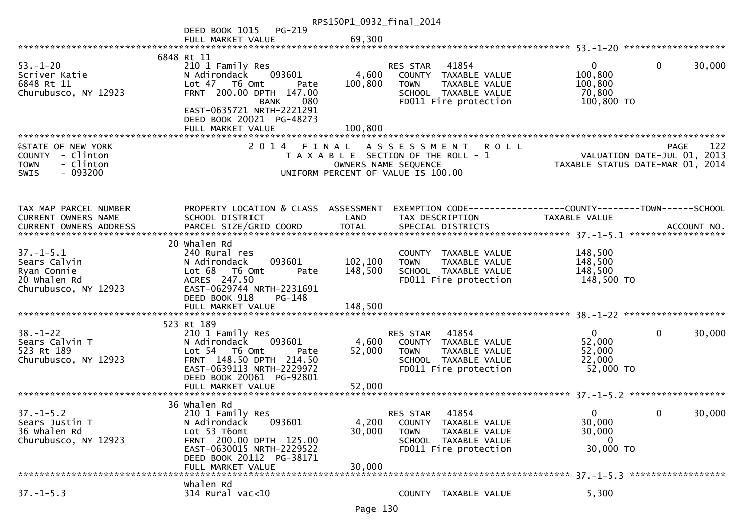DEED BOOK 1015 PG-219
FULL MARKET VALUE 69,300

**53.-1-20**

| TAX MAP PARCEL NUMBER / CURRENT OWNERS NAME / CURRENT OWNERS ADDRESS | PROPERTY LOCATION & CLASS / SCHOOL DISTRICT / PARCEL SIZE/GRID COORD | ASSESSMENT LAND / TOTAL | EXEMPTION CODE / TAX DESCRIPTION / SPECIAL DISTRICTS | COUNTY TAXABLE VALUE | TOWN | SCHOOL |
|---|---|---|---|---|---|---|
| | 6848 Rt 11 | | | | | |
| 53.-1-20 | 210 1 Family Res | | RES STAR 41854 | 0 | 0 | 30,000 |
| Scriver Katie | N Adirondack 093601 | 4,600 | COUNTY TAXABLE VALUE | 100,800 | | |
| 6848 Rt 11 | Lot 47 T6 Omt Pate | 100,800 | TOWN TAXABLE VALUE | 100,800 | | |
| Churubusco, NY 12923 | FRNT 200.00 DPTH 147.00 | | SCHOOL TAXABLE VALUE | 70,800 | | |
| | BANK 080 | | FD011 Fire protection | 100,800 TO | | |
| | EAST-0635721 NRTH-2221291 | | | | | |
| | DEED BOOK 20021 PG-48273 | | | | | |
| | FULL MARKET VALUE | 100,800 | | | | |

STATE OF NEW YORK
COUNTY - Clinton
TOWN - Clinton
SWIS - 093200

2014 FINAL ASSESSMENT ROLL
TAXABLE SECTION OF THE ROLL - 1
OWNERS NAME SEQUENCE
UNIFORM PERCENT OF VALUE IS 100.00

PAGE 122
VALUATION DATE-JUL 01, 2013
TAXABLE STATUS DATE-MAR 01, 2014

| TAX MAP PARCEL NUMBER / CURRENT OWNERS NAME / CURRENT OWNERS ADDRESS | PROPERTY LOCATION & CLASS / SCHOOL DISTRICT / PARCEL SIZE/GRID COORD | ASSESSMENT LAND / TOTAL | EXEMPTION CODE / TAX DESCRIPTION / SPECIAL DISTRICTS | COUNTY TAXABLE VALUE | TOWN | SCHOOL / ACCOUNT NO. |
|---|---|---|---|---|---|---|
| | 20 Whalen Rd | | | | | |
| 37.-1-5.1 | 240 Rural res | | COUNTY TAXABLE VALUE | 148,500 | | |
| Sears Calvin | N Adirondack 093601 | 102,100 | TOWN TAXABLE VALUE | 148,500 | | |
| Ryan Connie | Lot 68 T6 Omt Pate | 148,500 | SCHOOL TAXABLE VALUE | 148,500 | | |
| 20 Whalen Rd | ACRES 247.50 | | FD011 Fire protection | 148,500 TO | | |
| Churubusco, NY 12923 | EAST-0629744 NRTH-2231691 | | | | | |
| | DEED BOOK 918 PG-148 | | | | | |
| | FULL MARKET VALUE | 148,500 | | | | |
| | 523 Rt 189 | | | | | |
| 38.-1-22 | 210 1 Family Res | | RES STAR 41854 | 0 | 0 | 30,000 |
| Sears Calvin T | N Adirondack 093601 | 4,600 | COUNTY TAXABLE VALUE | 52,000 | | |
| 523 Rt 189 | Lot 54 T6 Omt Pate | 52,000 | TOWN TAXABLE VALUE | 52,000 | | |
| Churubusco, NY 12923 | FRNT 148.50 DPTH 214.50 | | SCHOOL TAXABLE VALUE | 22,000 | | |
| | EAST-0639113 NRTH-2229972 | | FD011 Fire protection | 52,000 TO | | |
| | DEED BOOK 20061 PG-92801 | | | | | |
| | FULL MARKET VALUE | 52,000 | | | | |
| | 36 Whalen Rd | | | | | |
| 37.-1-5.2 | 210 1 Family Res | | RES STAR 41854 | 0 | 0 | 30,000 |
| Sears Justin T | N Adirondack 093601 | 4,200 | COUNTY TAXABLE VALUE | 30,000 | | |
| 36 Whalen Rd | Lot 53 T6omt | 30,000 | TOWN TAXABLE VALUE | 30,000 | | |
| Churubusco, NY 12923 | FRNT 200.00 DPTH 125.00 | | SCHOOL TAXABLE VALUE | 0 | | |
| | EAST-0630015 NRTH-2229522 | | FD011 Fire protection | 30,000 TO | | |
| | DEED BOOK 20112 PG-38171 | | | | | |
| | FULL MARKET VALUE | 30,000 | | | | |
| | Whalen Rd | | | | | |
| 37.-1-5.3 | 314 Rural vac<10 | | COUNTY TAXABLE VALUE | 5,300 | | |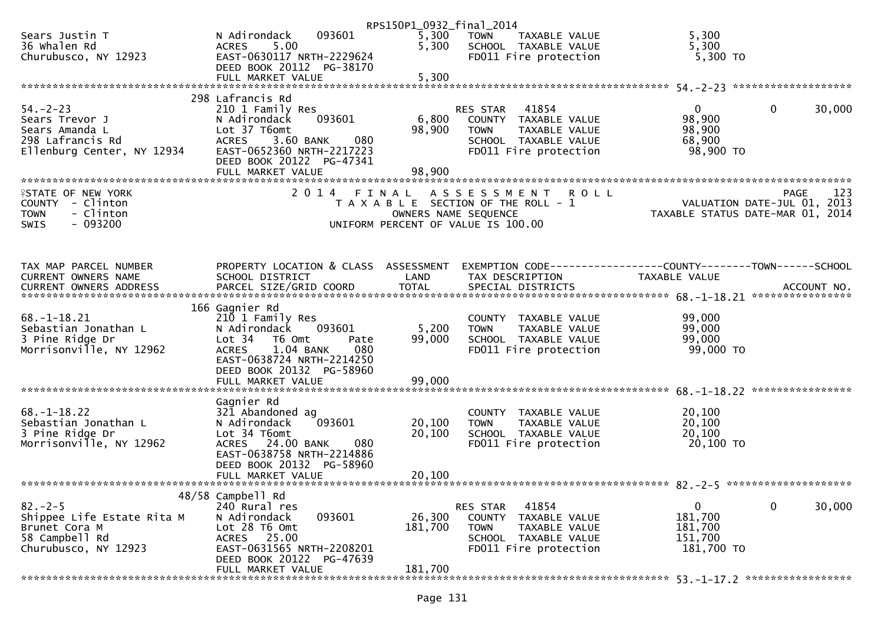```
                                                        RPS150P1_0932_final_2014
Sears Justin T                  N Adirondack    093601          5,300   TOWN     TAXABLE VALUE              5,300
36 Whalen Rd                    ACRES    5.00                   5,300   SCHOOL   TAXABLE VALUE              5,300
Churubusco, NY 12923            EAST-0630117 NRTH-2229624               FD011 Fire protection                5,300 TO
                                DEED BOOK 20112  PG-38170
                                FULL MARKET VALUE                5,300
******************************************************************************************************* 54.-2-23 ******************
                          298 Lafrancis Rd
54.-2-23                        210 1 Family Res                        RES STAR    41854                    0          0     30,000
Sears Trevor J                  N Adirondack    093601          6,800   COUNTY   TAXABLE VALUE             98,900
Sears Amanda L                  Lot 37 T6omt                   98,900   TOWN     TAXABLE VALUE             98,900
298 Lafrancis Rd                ACRES    3.60 BANK     080              SCHOOL   TAXABLE VALUE             68,900
Ellenburg Center, NY 12934      EAST-0652360 NRTH-2217223               FD011 Fire protection               98,900 TO
                                DEED BOOK 20122  PG-47341
                                FULL MARKET VALUE               98,900
***********************************************************************************************************************************
STATE OF NEW YORK                      2 0 1 4   F I N A L   A S S E S S M E N T   R O L L                                PAGE    123
COUNTY  - Clinton                          T A X A B L E  SECTION OF THE ROLL - 1                      VALUATION DATE-JUL 01, 2013
TOWN    - Clinton                                 OWNERS NAME SEQUENCE                          TAXABLE STATUS DATE-MAR 01, 2014
SWIS    - 093200                           UNIFORM PERCENT OF VALUE IS 100.00


TAX MAP PARCEL NUMBER           PROPERTY LOCATION & CLASS  ASSESSMENT  EXEMPTION CODE------------------COUNTY--------TOWN------SCHOOL
CURRENT OWNERS NAME             SCHOOL DISTRICT                LAND    TAX DESCRIPTION                 TAXABLE VALUE
CURRENT OWNERS ADDRESS          PARCEL SIZE/GRID COORD        TOTAL    SPECIAL DISTRICTS                                    ACCOUNT NO.
******************************************************************************************************* 68.-1-18.21 ***************
                          166 Gagnier Rd
68.-1-18.21                     210 1 Family Res                        COUNTY   TAXABLE VALUE             99,000
Sebastian Jonathan L            N Adirondack    093601          5,200   TOWN     TAXABLE VALUE             99,000
3 Pine Ridge Dr                 Lot 34   T6 Omt        Pate    99,000   SCHOOL   TAXABLE VALUE             99,000
Morrisonville, NY 12962         ACRES    1.04 BANK     080              FD011 Fire protection               99,000 TO
                                EAST-0638724 NRTH-2214250
                                DEED BOOK 20132  PG-58960
                                FULL MARKET VALUE               99,000
******************************************************************************************************* 68.-1-18.22 ***************
                                Gagnier Rd
68.-1-18.22                     321 Abandoned ag                        COUNTY   TAXABLE VALUE             20,100
Sebastian Jonathan L            N Adirondack    093601         20,100   TOWN     TAXABLE VALUE             20,100
3 Pine Ridge Dr                 Lot 34 T6omt                   20,100   SCHOOL   TAXABLE VALUE             20,100
Morrisonville, NY 12962         ACRES   24.00 BANK     080              FD011 Fire protection               20,100 TO
                                EAST-0638758 NRTH-2214886
                                DEED BOOK 20132  PG-58960
                                FULL MARKET VALUE               20,100
******************************************************************************************************* 82.-2-5 *******************
                          48/58 Campbell Rd
82.-2-5                         240 Rural res                           RES STAR    41854                    0          0     30,000
Shippee Life Estate Rita M      N Adirondack    093601         26,300   COUNTY   TAXABLE VALUE            181,700
Brunet Cora M                   Lot 28 T6 Omt                 181,700   TOWN     TAXABLE VALUE            181,700
58 Campbell Rd                  ACRES   25.00                           SCHOOL   TAXABLE VALUE            151,700
Churubusco, NY 12923            EAST-0631565 NRTH-2208201               FD011 Fire protection              181,700 TO
                                DEED BOOK 20122  PG-47639
                                FULL MARKET VALUE              181,700
******************************************************************************************************* 53.-1-17.2 ****************
```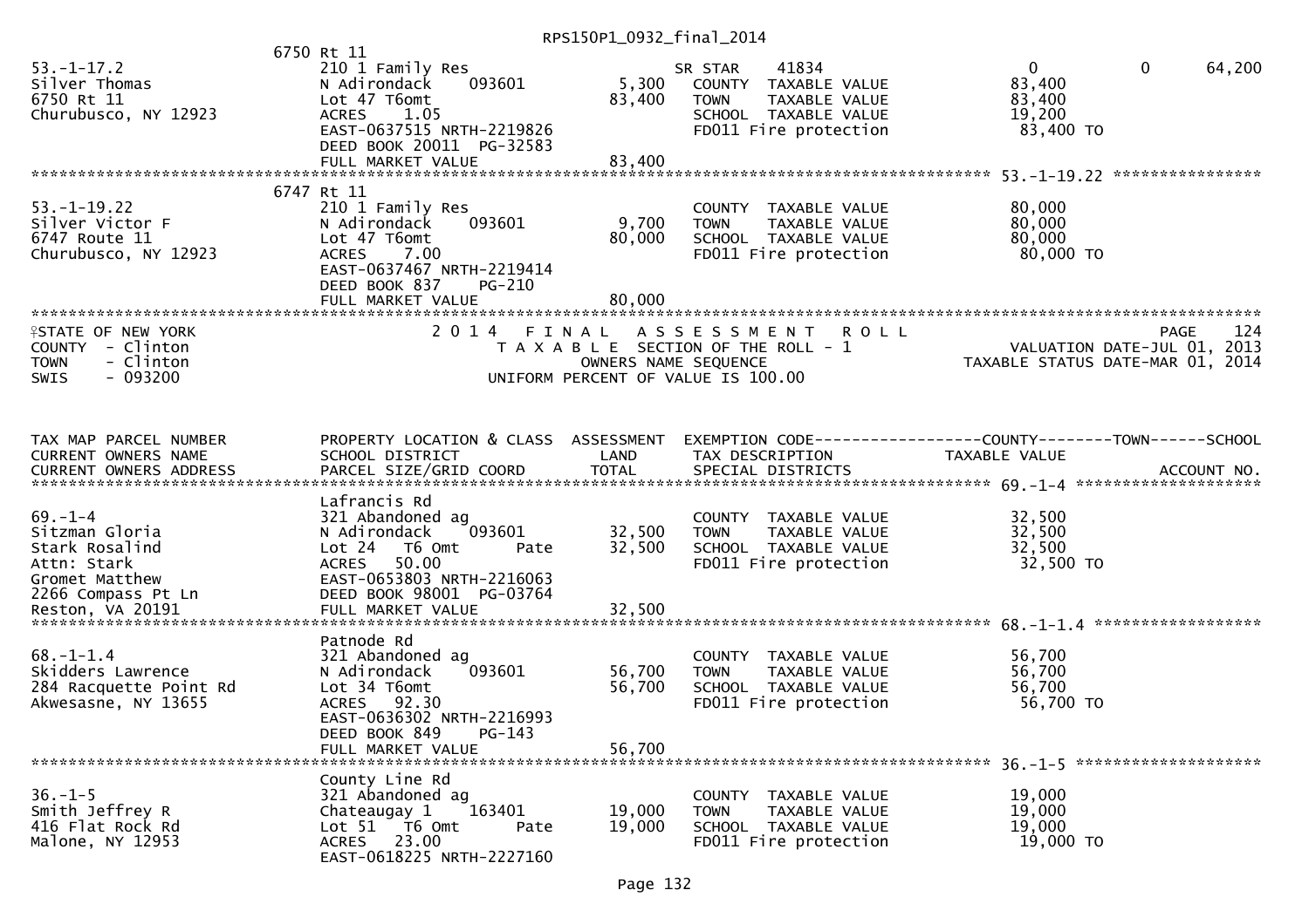```
                              6750 Rt 11
53.-1-17.2                    210 1 Family Res                       SR STAR     41834                 0            0       64,200
Silver Thomas                 N Adirondack     093601         5,300   COUNTY  TAXABLE VALUE            83,400
6750 Rt 11                    Lot 47 T6omt                   83,400   TOWN    TAXABLE VALUE            83,400
Churubusco, NY 12923          ACRES    1.05                           SCHOOL  TAXABLE VALUE            19,200
                              EAST-0637515 NRTH-2219826               FD011 Fire protection             83,400 TO
                              DEED BOOK 20011  PG-32583
                              FULL MARKET VALUE              83,400
******************************************************************************************************* 53.-1-19.22 ****************
                              6747 Rt 11
53.-1-19.22                   210 1 Family Res                        COUNTY  TAXABLE VALUE            80,000
Silver Victor F               N Adirondack     093601         9,700   TOWN    TAXABLE VALUE            80,000
6747 Route 11                 Lot 47 T6omt                   80,000   SCHOOL  TAXABLE VALUE            80,000
Churubusco, NY 12923          ACRES    7.00                           FD011 Fire protection             80,000 TO
                              EAST-0637467 NRTH-2219414
                              DEED BOOK 837    PG-210
                              FULL MARKET VALUE              80,000
************************************************************************************************************************************
STATE OF NEW YORK                2 0 1 4   F I N A L   A S S E S S M E N T   R O L L                                  PAGE    124
COUNTY  - Clinton                      T A X A B L E  SECTION OF THE ROLL - 1                      VALUATION DATE-JUL 01, 2013
TOWN    - Clinton                               OWNERS NAME SEQUENCE                          TAXABLE STATUS DATE-MAR 01, 2014
SWIS    - 093200                         UNIFORM PERCENT OF VALUE IS 100.00


TAX MAP PARCEL NUMBER         PROPERTY LOCATION & CLASS  ASSESSMENT  EXEMPTION CODE------------------COUNTY--------TOWN------SCHOOL
CURRENT OWNERS NAME           SCHOOL DISTRICT               LAND      TAX DESCRIPTION              TAXABLE VALUE
CURRENT OWNERS ADDRESS        PARCEL SIZE/GRID COORD        TOTAL     SPECIAL DISTRICTS                                  ACCOUNT NO.
******************************************************************************************************* 69.-1-4 ********************
                              Lafrancis Rd
69.-1-4                       321 Abandoned ag                        COUNTY  TAXABLE VALUE            32,500
Sitzman Gloria                N Adirondack     093601        32,500   TOWN    TAXABLE VALUE            32,500
Stark Rosalind                Lot 24  T6 Omt          Pate   32,500   SCHOOL  TAXABLE VALUE            32,500
Attn: Stark                   ACRES   50.00                           FD011 Fire protection             32,500 TO
Gromet Matthew                EAST-0653803 NRTH-2216063
2266 Compass Pt Ln            DEED BOOK 98001  PG-03764
Reston, VA 20191              FULL MARKET VALUE              32,500
******************************************************************************************************* 68.-1-1.4 ******************
                              Patnode Rd
68.-1-1.4                     321 Abandoned ag                        COUNTY  TAXABLE VALUE            56,700
Skidders Lawrence             N Adirondack     093601        56,700   TOWN    TAXABLE VALUE            56,700
284 Racquette Point Rd        Lot 34 T6omt                   56,700   SCHOOL  TAXABLE VALUE            56,700
Akwesasne, NY 13655           ACRES   92.30                           FD011 Fire protection             56,700 TO
                              EAST-0636302 NRTH-2216993
                              DEED BOOK 849    PG-143
                              FULL MARKET VALUE              56,700
******************************************************************************************************* 36.-1-5 ********************
                              County Line Rd
36.-1-5                       321 Abandoned ag                        COUNTY  TAXABLE VALUE            19,000
Smith Jeffrey R               Chateaugay 1     163401        19,000   TOWN    TAXABLE VALUE            19,000
416 Flat Rock Rd              Lot 51  T6 Omt          Pate   19,000   SCHOOL  TAXABLE VALUE            19,000
Malone, NY 12953              ACRES   23.00                           FD011 Fire protection             19,000 TO
                              EAST-0618225 NRTH-2227160
```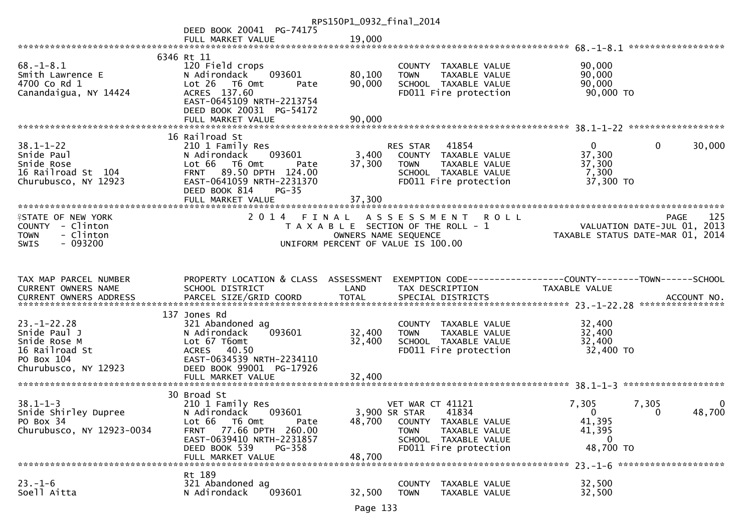```
                              DEED BOOK 20041  PG-74175
                              FULL MARKET VALUE                19,000
******************************************************************************************************* 68.-1-8.1 ******************
                         6346 Rt 11
68.-1-8.1                     120 Field crops                          COUNTY  TAXABLE VALUE              90,000
Smith Lawrence E              N Adirondack    093601       80,100      TOWN    TAXABLE VALUE              90,000
4700 Co Rd 1                  Lot 26  T6 Omt       Pate    90,000      SCHOOL  TAXABLE VALUE              90,000
Canandaigua, NY 14424         ACRES 137.60                             FD011 Fire protection              90,000 TO
                              EAST-0645109 NRTH-2213754
                              DEED BOOK 20031  PG-54172
                              FULL MARKET VALUE                90,000
******************************************************************************************************* 38.1-1-22 ******************
                           16 Railroad St
38.1-1-22                     210 1 Family Res                         RES STAR   41854                    0          0       30,000
Snide Paul                    N Adirondack    093601        3,400      COUNTY  TAXABLE VALUE              37,300
Snide Rose                    Lot 66  T6 Omt       Pate    37,300      TOWN    TAXABLE VALUE              37,300
16 Railroad St  104           FRNT  89.50 DPTH 124.00                  SCHOOL  TAXABLE VALUE               7,300
Churubusco, NY 12923          EAST-0641059 NRTH-2231370                FD011 Fire protection              37,300 TO
                              DEED BOOK 814    PG-35
                              FULL MARKET VALUE                37,300
************************************************************************************************************************************
STATE OF NEW YORK                 2 0 1 4   F I N A L   A S S E S S M E N T   R O L L                                  PAGE    125
COUNTY  - Clinton                     T A X A B L E  SECTION OF THE ROLL - 1                       VALUATION DATE-JUL 01, 2013
TOWN    - Clinton                              OWNERS NAME SEQUENCE                               TAXABLE STATUS DATE-MAR 01, 2014
SWIS    - 093200                        UNIFORM PERCENT OF VALUE IS 100.00


TAX MAP PARCEL NUMBER         PROPERTY LOCATION & CLASS  ASSESSMENT  EXEMPTION CODE------------------COUNTY--------TOWN------SCHOOL
CURRENT OWNERS NAME           SCHOOL DISTRICT               LAND      TAX DESCRIPTION            TAXABLE VALUE
CURRENT OWNERS ADDRESS        PARCEL SIZE/GRID COORD        TOTAL     SPECIAL DISTRICTS                                 ACCOUNT NO.
******************************************************************************************************* 23.-1-22.28 ****************
                          137 Jones Rd
23.-1-22.28                   321 Abandoned ag                         COUNTY  TAXABLE VALUE              32,400
Snide Paul J                  N Adirondack    093601       32,400      TOWN    TAXABLE VALUE              32,400
Snide Rose M                  Lot 67 T6omt                 32,400      SCHOOL  TAXABLE VALUE              32,400
16 Railroad St                ACRES  40.50                             FD011 Fire protection              32,400 TO
PO Box 104                    EAST-0634539 NRTH-2234110
Churubusco, NY 12923          DEED BOOK 99001  PG-17926
                              FULL MARKET VALUE                32,400
******************************************************************************************************* 38.1-1-3 *******************
                           30 Broad St
38.1-1-3                      210 1 Family Res                         VET WAR CT 41121                7,305      7,305            0
Snide Shirley Dupree          N Adirondack    093601        3,900 SR STAR     41834                    0          0       48,700
PO Box 34                     Lot 66  T6 Omt       Pate    48,700      COUNTY  TAXABLE VALUE              41,395
Churubusco, NY 12923-0034     FRNT  77.66 DPTH 260.00                  TOWN    TAXABLE VALUE              41,395
                              EAST-0639410 NRTH-2231857                SCHOOL  TAXABLE VALUE                   0
                              DEED BOOK 539    PG-358                  FD011 Fire protection              48,700 TO
                              FULL MARKET VALUE                48,700
******************************************************************************************************* 23.-1-6 ********************
                              Rt 189
23.-1-6                       321 Abandoned ag                         COUNTY  TAXABLE VALUE              32,500
Soell Aitta                   N Adirondack    093601       32,500      TOWN    TAXABLE VALUE              32,500
```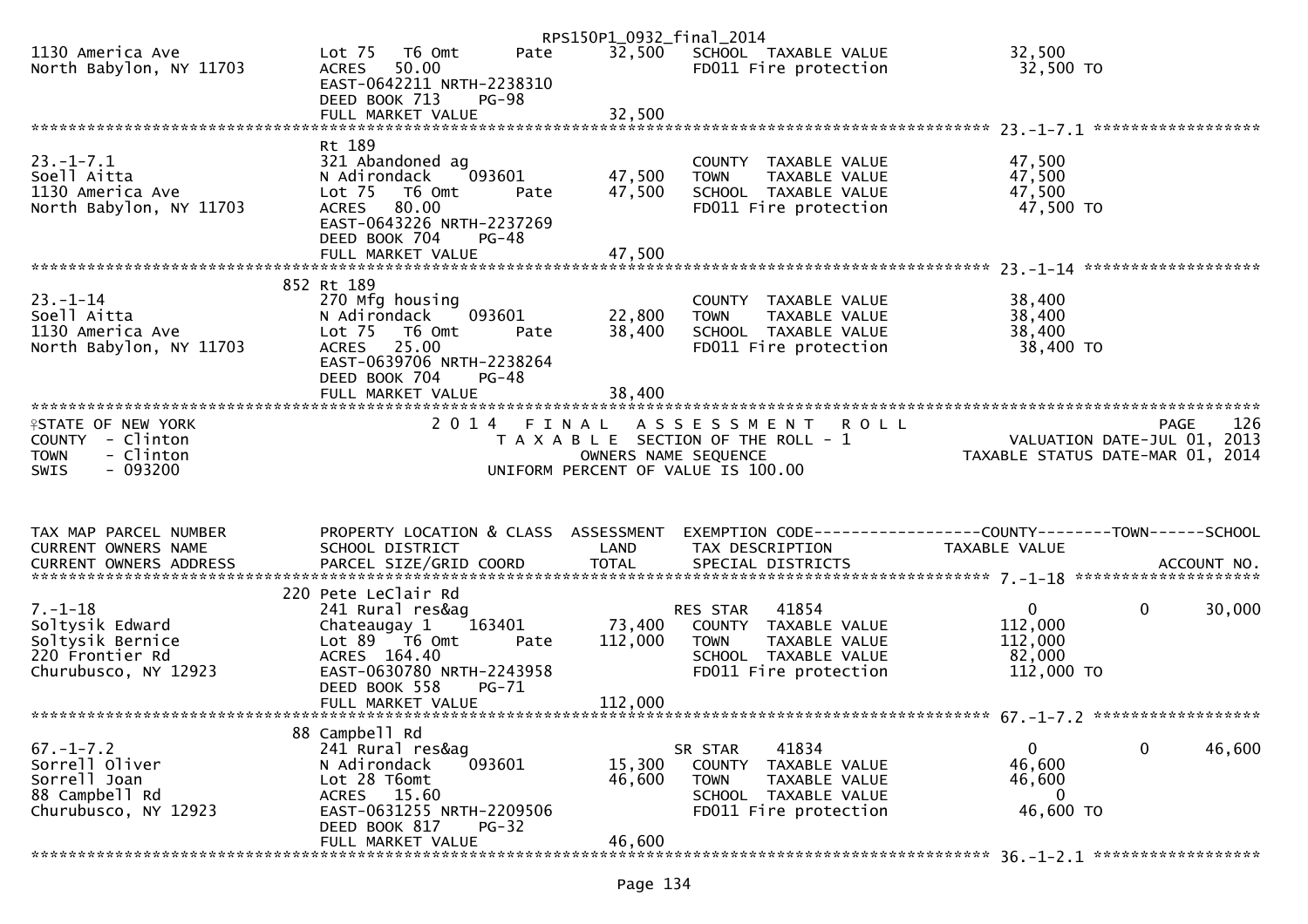```
1130 America Ave              Lot 75   T6 Omt        Pate       32,500   SCHOOL  TAXABLE VALUE              32,500
North Babylon, NY 11703       ACRES   50.00                              FD011 Fire protection               32,500 TO
                              EAST-0642211 NRTH-2238310
                              DEED BOOK 713    PG-98
                              FULL MARKET VALUE                 32,500
******************************************************************************************************* 23.-1-7.1 ******************
                              Rt 189
23.-1-7.1                     321 Abandoned ag                           COUNTY  TAXABLE VALUE              47,500
Soell Aitta                   N Adirondack    093601         47,500      TOWN    TAXABLE VALUE              47,500
1130 America Ave              Lot 75   T6 Omt        Pate    47,500      SCHOOL  TAXABLE VALUE              47,500
North Babylon, NY 11703       ACRES   80.00                              FD011 Fire protection               47,500 TO
                              EAST-0643226 NRTH-2237269
                              DEED BOOK 704    PG-48
                              FULL MARKET VALUE                 47,500
******************************************************************************************************* 23.-1-14 *******************
                          852 Rt 189
23.-1-14                      270 Mfg housing                            COUNTY  TAXABLE VALUE              38,400
Soell Aitta                   N Adirondack    093601         22,800      TOWN    TAXABLE VALUE              38,400
1130 America Ave              Lot 75   T6 Omt        Pate    38,400      SCHOOL  TAXABLE VALUE              38,400
North Babylon, NY 11703       ACRES   25.00                              FD011 Fire protection               38,400 TO
                              EAST-0639706 NRTH-2238264
                              DEED BOOK 704    PG-48
                              FULL MARKET VALUE                 38,400
************************************************************************************************************************************
STATE OF NEW YORK                  2 0 1 4   F I N A L   A S S E S S M E N T   R O L L                                PAGE    126
COUNTY  - Clinton                      T A X A B L E  SECTION OF THE ROLL - 1                        VALUATION DATE-JUL 01, 2013
TOWN    - Clinton                             OWNERS NAME SEQUENCE                             TAXABLE STATUS DATE-MAR 01, 2014
SWIS    - 093200                       UNIFORM PERCENT OF VALUE IS 100.00


TAX MAP PARCEL NUMBER         PROPERTY LOCATION & CLASS  ASSESSMENT  EXEMPTION CODE------------------COUNTY--------TOWN------SCHOOL
CURRENT OWNERS NAME           SCHOOL DISTRICT               LAND      TAX DESCRIPTION              TAXABLE VALUE
CURRENT OWNERS ADDRESS        PARCEL SIZE/GRID COORD        TOTAL     SPECIAL DISTRICTS                                   ACCOUNT NO.
******************************************************************************************************* 7.-1-18 ********************
                          220 Pete LeClair Rd
7.-1-18                       241 Rural res&ag                         RES STAR   41854                    0            0      30,000
Soltysik Edward               Chateaugay 1    163401         73,400      COUNTY  TAXABLE VALUE             112,000
Soltysik Bernice              Lot 89   T6 Omt        Pate   112,000      TOWN    TAXABLE VALUE             112,000
220 Frontier Rd               ACRES  164.40                              SCHOOL  TAXABLE VALUE              82,000
Churubusco, NY 12923          EAST-0630780 NRTH-2243958                  FD011 Fire protection              112,000 TO
                              DEED BOOK 558    PG-71
                              FULL MARKET VALUE                112,000
******************************************************************************************************* 67.-1-7.2 ******************
                           88 Campbell Rd
67.-1-7.2                     241 Rural res&ag                         SR STAR    41834                    0            0      46,600
Sorrell Oliver                N Adirondack    093601         15,300      COUNTY  TAXABLE VALUE              46,600
Sorrell Joan                  Lot 28 T6omt                   46,600      TOWN    TAXABLE VALUE              46,600
88 Campbell Rd                ACRES   15.60                              SCHOOL  TAXABLE VALUE                   0
Churubusco, NY 12923          EAST-0631255 NRTH-2209506                  FD011 Fire protection               46,600 TO
                              DEED BOOK 817    PG-32
                              FULL MARKET VALUE                 46,600
******************************************************************************************************* 36.-1-2.1 ******************
```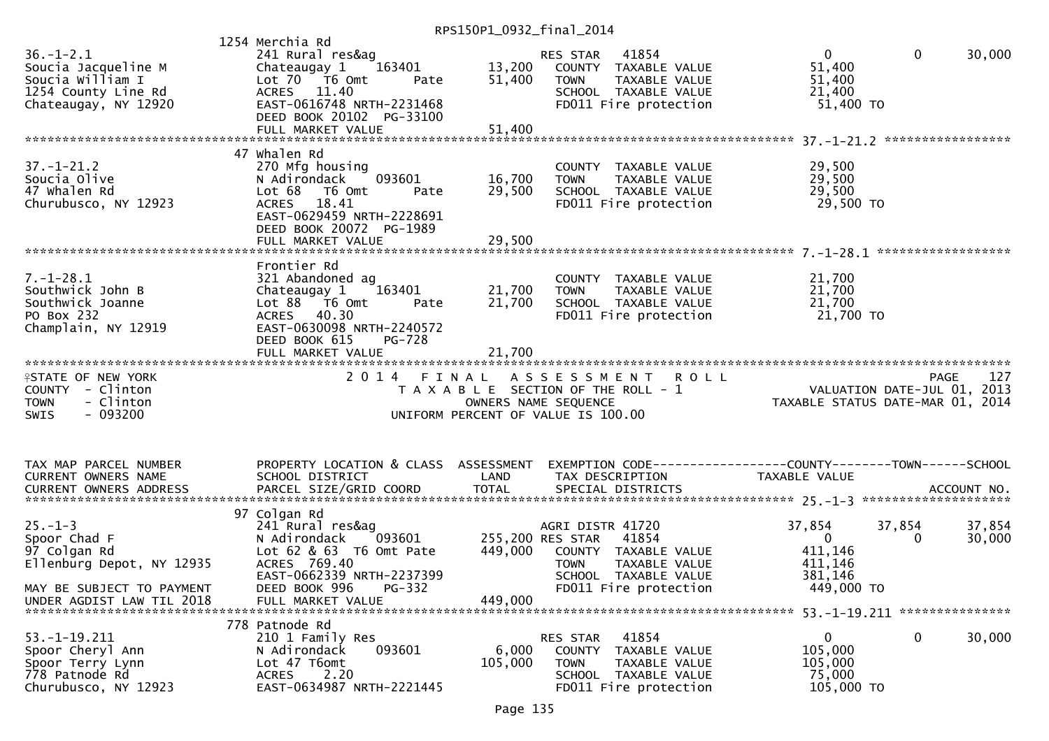```
                                                    RPS150P1_0932_final_2014
                               1254 Merchia Rd
36.-1-2.1                      241 Rural res&ag                     RES STAR    41854                  0             0        30,000
Soucia Jacqueline M            Chateaugay 1    163401        13,200   COUNTY  TAXABLE VALUE             51,400
Soucia William I               Lot 70  T6 Omt        Pate    51,400   TOWN    TAXABLE VALUE             51,400
1254 County Line Rd            ACRES   11.40                          SCHOOL  TAXABLE VALUE             21,400
Chateaugay, NY 12920           EAST-0616748 NRTH-2231468              FD011 Fire protection              51,400 TO
                               DEED BOOK 20102  PG-33100
                               FULL MARKET VALUE             51,400
******************************************************************************************************* 37.-1-21.2 *****************
                               47 Whalen Rd
37.-1-21.2                     270 Mfg housing                        COUNTY  TAXABLE VALUE             29,500
Soucia Olive                   N Adirondack    093601        16,700   TOWN    TAXABLE VALUE             29,500
47 Whalen Rd                   Lot 68  T6 Omt        Pate    29,500   SCHOOL  TAXABLE VALUE             29,500
Churubusco, NY 12923           ACRES   18.41                          FD011 Fire protection              29,500 TO
                               EAST-0629459 NRTH-2228691
                               DEED BOOK 20072  PG-1989
                               FULL MARKET VALUE             29,500
******************************************************************************************************* 7.-1-28.1 ******************
                               Frontier Rd
7.-1-28.1                      321 Abandoned ag                       COUNTY  TAXABLE VALUE             21,700
Southwick John B               Chateaugay 1    163401        21,700   TOWN    TAXABLE VALUE             21,700
Southwick Joanne               Lot 88  T6 Omt        Pate    21,700   SCHOOL  TAXABLE VALUE             21,700
PO Box 232                     ACRES   40.30                          FD011 Fire protection              21,700 TO
Champlain, NY 12919            EAST-0630098 NRTH-2240572
                               DEED BOOK 615    PG-728
                               FULL MARKET VALUE             21,700
************************************************************************************************************************************
STATE OF NEW YORK                    2 0 1 4   F I N A L   A S S E S S M E N T   R O L L                              PAGE   127
COUNTY  - Clinton                      T A X A B L E  SECTION OF THE ROLL - 1                      VALUATION DATE-JUL 01, 2013
TOWN    - Clinton                              OWNERS NAME SEQUENCE                           TAXABLE STATUS DATE-MAR 01, 2014
SWIS    - 093200                        UNIFORM PERCENT OF VALUE IS 100.00


TAX MAP PARCEL NUMBER          PROPERTY LOCATION & CLASS  ASSESSMENT  EXEMPTION CODE------------------COUNTY--------TOWN------SCHOOL
CURRENT OWNERS NAME            SCHOOL DISTRICT               LAND      TAX DESCRIPTION               TAXABLE VALUE
CURRENT OWNERS ADDRESS         PARCEL SIZE/GRID COORD        TOTAL     SPECIAL DISTRICTS                                     ACCOUNT NO.
******************************************************************************************************* 25.-1-3 ********************
                               97 Colgan Rd
25.-1-3                        241 Rural res&ag                     AGRI DISTR 41720               37,854        37,854        37,854
Spoor Chad F                   N Adirondack    093601       255,200 RES STAR    41854                  0             0        30,000
97 Colgan Rd                   Lot 62 & 63  T6 Omt Pate     449,000   COUNTY  TAXABLE VALUE            411,146
Ellenburg Depot, NY 12935      ACRES  769.40                          TOWN    TAXABLE VALUE            411,146
                               EAST-0662339 NRTH-2237399              SCHOOL  TAXABLE VALUE            381,146
MAY BE SUBJECT TO PAYMENT      DEED BOOK 996    PG-332                FD011 Fire protection             449,000 TO
UNDER AGDIST LAW TIL 2018      FULL MARKET VALUE            449,000
******************************************************************************************************* 53.-1-19.211 ***************
                               778 Patnode Rd
53.-1-19.211                   210 1 Family Res                     RES STAR    41854                  0             0        30,000
Spoor Cheryl Ann               N Adirondack    093601         6,000   COUNTY  TAXABLE VALUE            105,000
Spoor Terry Lynn               Lot 47 T6omt                 105,000   TOWN    TAXABLE VALUE            105,000
778 Patnode Rd                 ACRES    2.20                          SCHOOL  TAXABLE VALUE             75,000
Churubusco, NY 12923           EAST-0634987 NRTH-2221445              FD011 Fire protection             105,000 TO
```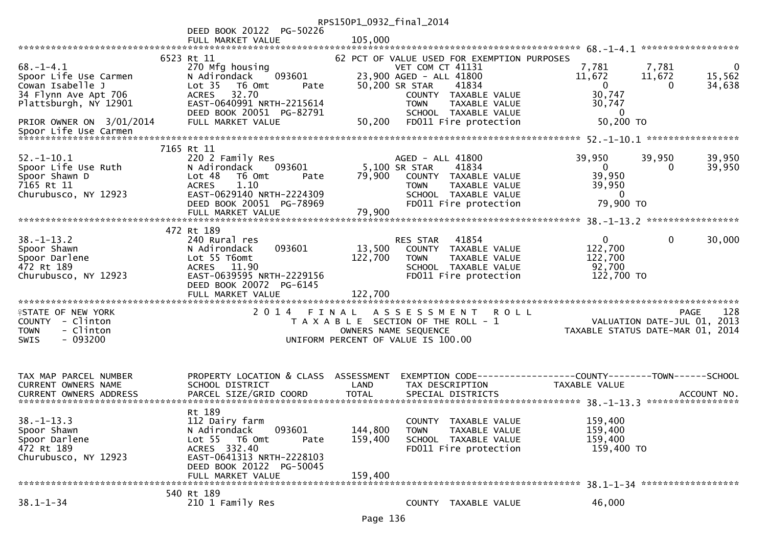```
                                                RPS150P1_0932_final_2014
                          DEED BOOK 20122  PG-50226
                          FULL MARKET VALUE              105,000
******************************************************************************************************* 68.-1-4.1 ******************
                       6523 Rt 11                           62 PCT OF VALUE USED FOR EXEMPTION PURPOSES
68.-1-4.1                 270 Mfg housing                        VET COM CT 41131            7,781       7,781           0
Spoor Life Use Carmen     N Adirondack     093601          23,900 AGED - ALL 41800           11,672      11,672      15,562
Cowan Isabelle J          Lot 35   T6 Omt        Pate      50,200 SR STAR     41834               0           0      34,638
34 Flynn Ave Apt 706      ACRES   32.70                           COUNTY  TAXABLE VALUE        30,747
Plattsburgh, NY 12901     EAST-0640991 NRTH-2215614               TOWN    TAXABLE VALUE        30,747
                          DEED BOOK 20051  PG-82791               SCHOOL  TAXABLE VALUE             0
PRIOR OWNER ON  3/01/2014 FULL MARKET VALUE               50,200  FD011 Fire protection        50,200 TO
Spoor Life Use Carmen
******************************************************************************************************* 52.-1-10.1 *****************
                       7165 Rt 11
52.-1-10.1                220 2 Family Res                       AGED - ALL 41800            39,950      39,950      39,950
Spoor Life Use Ruth       N Adirondack     093601           5,100 SR STAR     41834               0           0      39,950
Spoor Shawn D             Lot 48   T6 Omt        Pate      79,900  COUNTY  TAXABLE VALUE       39,950
7165 Rt 11                ACRES    1.10                           TOWN    TAXABLE VALUE        39,950
Churubusco, NY 12923      EAST-0629140 NRTH-2224309               SCHOOL  TAXABLE VALUE             0
                          DEED BOOK 20051  PG-78969               FD011 Fire protection        79,900 TO
                          FULL MARKET VALUE               79,900
******************************************************************************************************* 38.-1-13.2 *****************
                       472 Rt 189
38.-1-13.2                240 Rural res                          RES STAR    41854                0           0      30,000
Spoor Shawn               N Adirondack     093601          13,500  COUNTY  TAXABLE VALUE      122,700
Spoor Darlene             Lot 55 T6omt                    122,700  TOWN    TAXABLE VALUE      122,700
472 Rt 189                ACRES   11.90                           SCHOOL  TAXABLE VALUE        92,700
Churubusco, NY 12923      EAST-0639595 NRTH-2229156               FD011 Fire protection       122,700 TO
                          DEED BOOK 20072  PG-6145
                          FULL MARKET VALUE              122,700
************************************************************************************************************************************
STATE OF NEW YORK                      2 0 1 4   F I N A L   A S S E S S M E N T   R O L L                              PAGE    128
COUNTY  - Clinton                          T A X A B L E  SECTION OF THE ROLL - 1                      VALUATION DATE-JUL 01, 2013
TOWN    - Clinton                               OWNERS NAME SEQUENCE                                TAXABLE STATUS DATE-MAR 01, 2014
SWIS    - 093200                         UNIFORM PERCENT OF VALUE IS 100.00


TAX MAP PARCEL NUMBER     PROPERTY LOCATION & CLASS  ASSESSMENT  EXEMPTION CODE------------------COUNTY--------TOWN------SCHOOL
CURRENT OWNERS NAME       SCHOOL DISTRICT               LAND      TAX DESCRIPTION             TAXABLE VALUE
CURRENT OWNERS ADDRESS    PARCEL SIZE/GRID COORD        TOTAL     SPECIAL DISTRICTS                                  ACCOUNT NO.
******************************************************************************************************* 38.-1-13.3 *****************
                          Rt 189
38.-1-13.3                112 Dairy farm                          COUNTY  TAXABLE VALUE       159,400
Spoor Shawn               N Adirondack     093601         144,800  TOWN    TAXABLE VALUE      159,400
Spoor Darlene             Lot 55   T6 Omt        Pate     159,400  SCHOOL  TAXABLE VALUE      159,400
472 Rt 189                ACRES  332.40                           FD011 Fire protection       159,400 TO
Churubusco, NY 12923      EAST-0641313 NRTH-2228103
                          DEED BOOK 20122  PG-50045
                          FULL MARKET VALUE              159,400
******************************************************************************************************* 38.1-1-34 ******************
                       540 Rt 189
38.1-1-34                 210 1 Family Res                        COUNTY  TAXABLE VALUE        46,000
```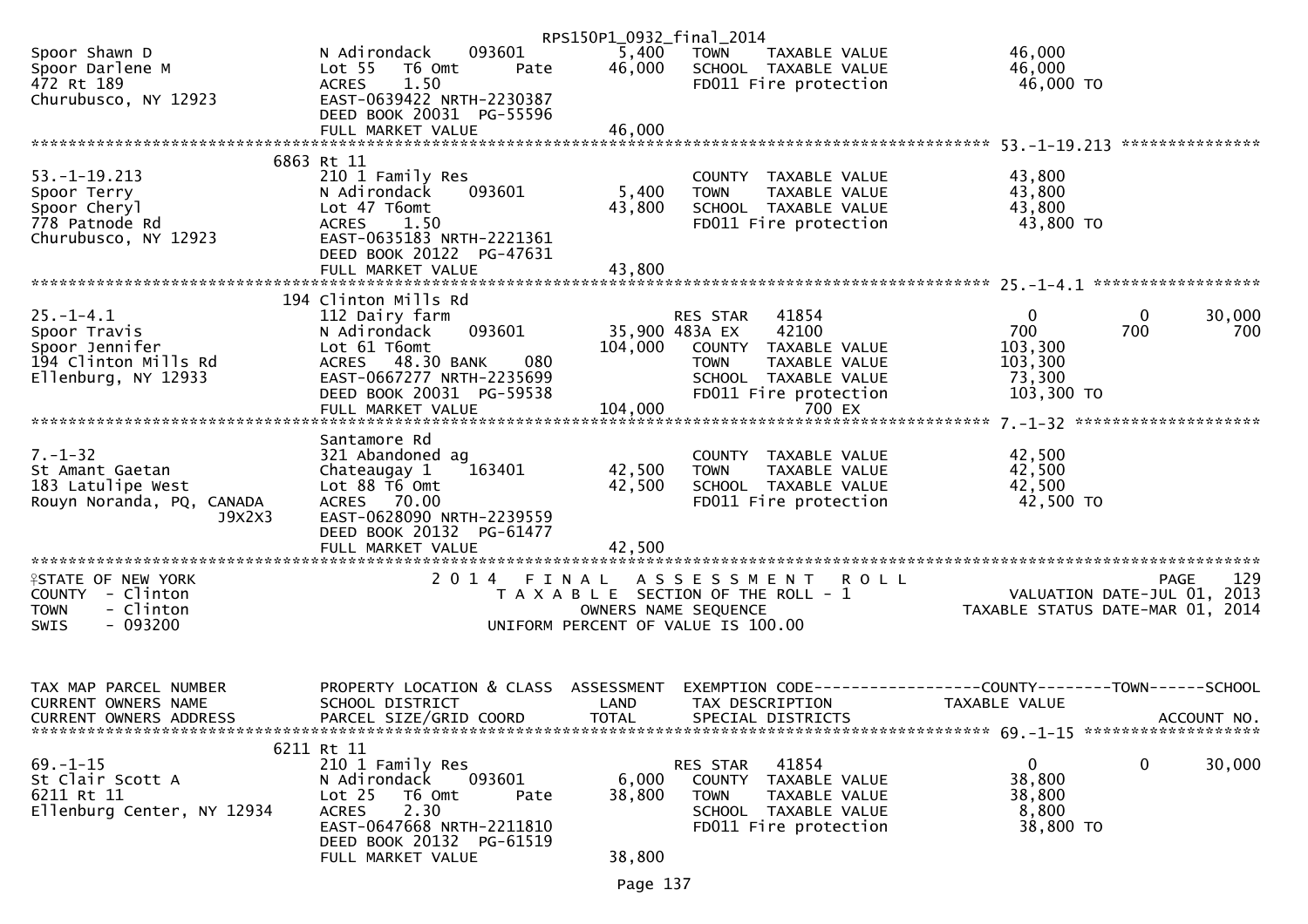RPS150P1_0932_final_2014

```
Spoor Shawn D                 N Adirondack    093601      5,400   TOWN     TAXABLE VALUE            46,000
Spoor Darlene M               Lot 55   T6 Omt      Pate  46,000   SCHOOL   TAXABLE VALUE            46,000
472 Rt 189                    ACRES     1.50                      FD011 Fire protection              46,000 TO
Churubusco, NY 12923          EAST-0639422 NRTH-2230387
                              DEED BOOK 20031  PG-55596
                              FULL MARKET VALUE           46,000
******************************************************************************************************* 53.-1-19.213 ***************
                      6863 Rt 11
53.-1-19.213                  210 1 Family Res                    COUNTY   TAXABLE VALUE            43,800
Spoor Terry                   N Adirondack    093601      5,400   TOWN     TAXABLE VALUE            43,800
Spoor Cheryl                  Lot 47 T6omt                43,800  SCHOOL   TAXABLE VALUE            43,800
778 Patnode Rd                ACRES     1.50                      FD011 Fire protection              43,800 TO
Churubusco, NY 12923          EAST-0635183 NRTH-2221361
                              DEED BOOK 20122  PG-47631
                              FULL MARKET VALUE           43,800
******************************************************************************************************* 25.-1-4.1 ******************
                      194 Clinton Mills Rd
25.-1-4.1                     112 Dairy farm                      RES STAR    41854                      0          0      30,000
Spoor Travis                  N Adirondack    093601      35,900 483A EX      42100                    700        700         700
Spoor Jennifer                Lot 61 T6omt               104,000  COUNTY   TAXABLE VALUE           103,300
194 Clinton Mills Rd          ACRES    48.30 BANK     080         TOWN     TAXABLE VALUE           103,300
Ellenburg, NY 12933           EAST-0667277 NRTH-2235699           SCHOOL   TAXABLE VALUE            73,300
                              DEED BOOK 20031  PG-59538           FD011 Fire protection             103,300 TO
                              FULL MARKET VALUE          104,000            700 EX
******************************************************************************************************* 7.-1-32 ********************
                              Santamore Rd
7.-1-32                       321 Abandoned ag                    COUNTY   TAXABLE VALUE            42,500
St Amant Gaetan               Chateaugay 1    163401      42,500  TOWN     TAXABLE VALUE            42,500
183 Latulipe West             Lot 88 T6 Omt               42,500  SCHOOL   TAXABLE VALUE            42,500
Rouyn Noranda, PQ, CANADA     ACRES    70.00                      FD011 Fire protection              42,500 TO
                   J9X2X3     EAST-0628090 NRTH-2239559
                              DEED BOOK 20132  PG-61477
                              FULL MARKET VALUE           42,500
************************************************************************************************************************************
STATE OF NEW YORK                  2 0 1 4   F I N A L   A S S E S S M E N T   R O L L                                  PAGE     129
COUNTY  - Clinton                     T A X A B L E SECTION OF THE ROLL - 1                           VALUATION DATE-JUL 01, 2013
TOWN    - Clinton                              OWNERS NAME SEQUENCE                                 TAXABLE STATUS DATE-MAR 01, 2014
SWIS    - 093200                          UNIFORM PERCENT OF VALUE IS 100.00


TAX MAP PARCEL NUMBER         PROPERTY LOCATION & CLASS  ASSESSMENT  EXEMPTION CODE------------------COUNTY--------TOWN------SCHOOL
CURRENT OWNERS NAME           SCHOOL DISTRICT               LAND      TAX DESCRIPTION             TAXABLE VALUE
CURRENT OWNERS ADDRESS        PARCEL SIZE/GRID COORD       TOTAL      SPECIAL DISTRICTS                                   ACCOUNT NO.
******************************************************************************************************* 69.-1-15 *******************
                      6211 Rt 11
69.-1-15                      210 1 Family Res                    RES STAR    41854                      0          0      30,000
St Clair Scott A              N Adirondack    093601      6,000   COUNTY   TAXABLE VALUE            38,800
6211 Rt 11                    Lot 25   T6 Omt      Pate  38,800   TOWN     TAXABLE VALUE            38,800
Ellenburg Center, NY 12934    ACRES     2.30                      SCHOOL   TAXABLE VALUE             8,800
                              EAST-0647668 NRTH-2211810           FD011 Fire protection              38,800 TO
                              DEED BOOK 20132  PG-61519
                              FULL MARKET VALUE           38,800
```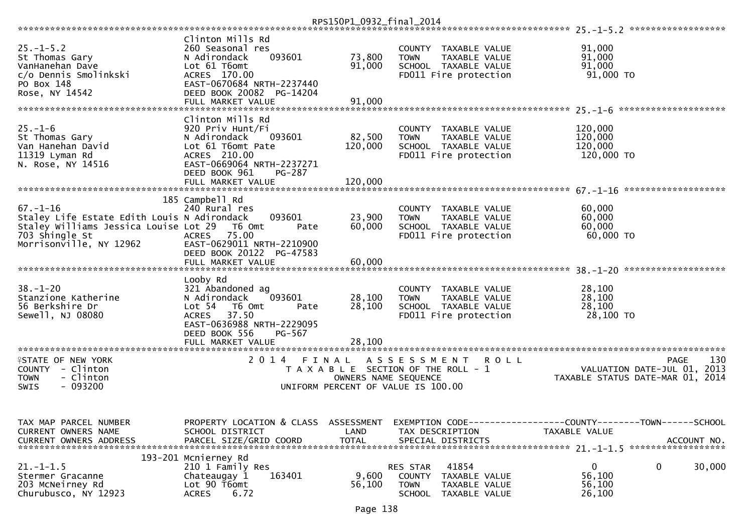RPS150P1_0932_final_2014

```
********************************************************************************************************* 25.-1-5.2 ******************
                            Clinton Mills Rd
25.-1-5.2                   260 Seasonal res                          COUNTY  TAXABLE VALUE            91,000
St Thomas Gary              N Adirondack    093601       73,800       TOWN    TAXABLE VALUE            91,000
VanHanehan Dave             Lot 61 T6omt                 91,000       SCHOOL  TAXABLE VALUE            91,000
c/o Dennis Smolinkski       ACRES 170.00                              FD011 Fire protection             91,000 TO
PO Box 148                  EAST-0670684 NRTH-2237440
Rose, NY 14542              DEED BOOK 20082  PG-14204
                            FULL MARKET VALUE            91,000
********************************************************************************************************* 25.-1-6 ********************
                            Clinton Mills Rd
25.-1-6                     920 Priv Hunt/Fi                          COUNTY  TAXABLE VALUE           120,000
St Thomas Gary              N Adirondack    093601       82,500       TOWN    TAXABLE VALUE           120,000
Van Hanehan David           Lot 61 T6omt Pate           120,000       SCHOOL  TAXABLE VALUE           120,000
11319 Lyman Rd              ACRES 210.00                              FD011 Fire protection            120,000 TO
N. Rose, NY 14516           EAST-0669064 NRTH-2237271
                            DEED BOOK 961    PG-287
                            FULL MARKET VALUE           120,000
********************************************************************************************************* 67.-1-16 *******************
                        185 Campbell Rd
67.-1-16                    240 Rural res                             COUNTY  TAXABLE VALUE            60,000
Staley Life Estate Edith Louis N Adirondack 093601       23,900       TOWN    TAXABLE VALUE            60,000
Staley Williams Jessica Louise Lot 29  T6 Omt   Pate     60,000       SCHOOL  TAXABLE VALUE            60,000
703 Shingle St              ACRES  75.00                              FD011 Fire protection             60,000 TO
Morrisonville, NY 12962     EAST-0629011 NRTH-2210900
                            DEED BOOK 20122  PG-47583
                            FULL MARKET VALUE            60,000
********************************************************************************************************* 38.-1-20 *******************
                            Looby Rd
38.-1-20                    321 Abandoned ag                          COUNTY  TAXABLE VALUE            28,100
Stanzione Katherine         N Adirondack    093601       28,100       TOWN    TAXABLE VALUE            28,100
56 Berkshire Dr             Lot 54  T6 Omt      Pate     28,100       SCHOOL  TAXABLE VALUE            28,100
Sewell, NJ 08080            ACRES  37.50                              FD011 Fire protection             28,100 TO
                            EAST-0636988 NRTH-2229095
                            DEED BOOK 556    PG-567
                            FULL MARKET VALUE            28,100
****************************************************************************************************************************************
```

```
STATE OF NEW YORK                2 0 1 4   F I N A L   A S S E S S M E N T   R O L L                            PAGE    130
COUNTY  - Clinton                  T A X A B L E  SECTION OF THE ROLL - 1                      VALUATION DATE-JUL 01, 2013
TOWN    - Clinton                            OWNERS NAME SEQUENCE                          TAXABLE STATUS DATE-MAR 01, 2014
SWIS    - 093200                       UNIFORM PERCENT OF VALUE IS 100.00
```

```
TAX MAP PARCEL NUMBER       PROPERTY LOCATION & CLASS  ASSESSMENT  EXEMPTION CODE------------------COUNTY--------TOWN------SCHOOL
CURRENT OWNERS NAME         SCHOOL DISTRICT               LAND      TAX DESCRIPTION            TAXABLE VALUE
CURRENT OWNERS ADDRESS      PARCEL SIZE/GRID COORD        TOTAL     SPECIAL DISTRICTS                                 ACCOUNT NO.
********************************************************************************************************* 21.-1-1.5 ******************
                        193-201 Mcnierney Rd
21.-1-1.5                   210 1 Family Res                          RES STAR   41854                 0             0       30,000
Stermer Gracanne            Chateaugay 1    163401        9,600       COUNTY  TAXABLE VALUE            56,100
203 McNeirney Rd            Lot 90 T6omt                 56,100       TOWN    TAXABLE VALUE            56,100
Churubusco, NY 12923        ACRES    6.72                             SCHOOL  TAXABLE VALUE            26,100
```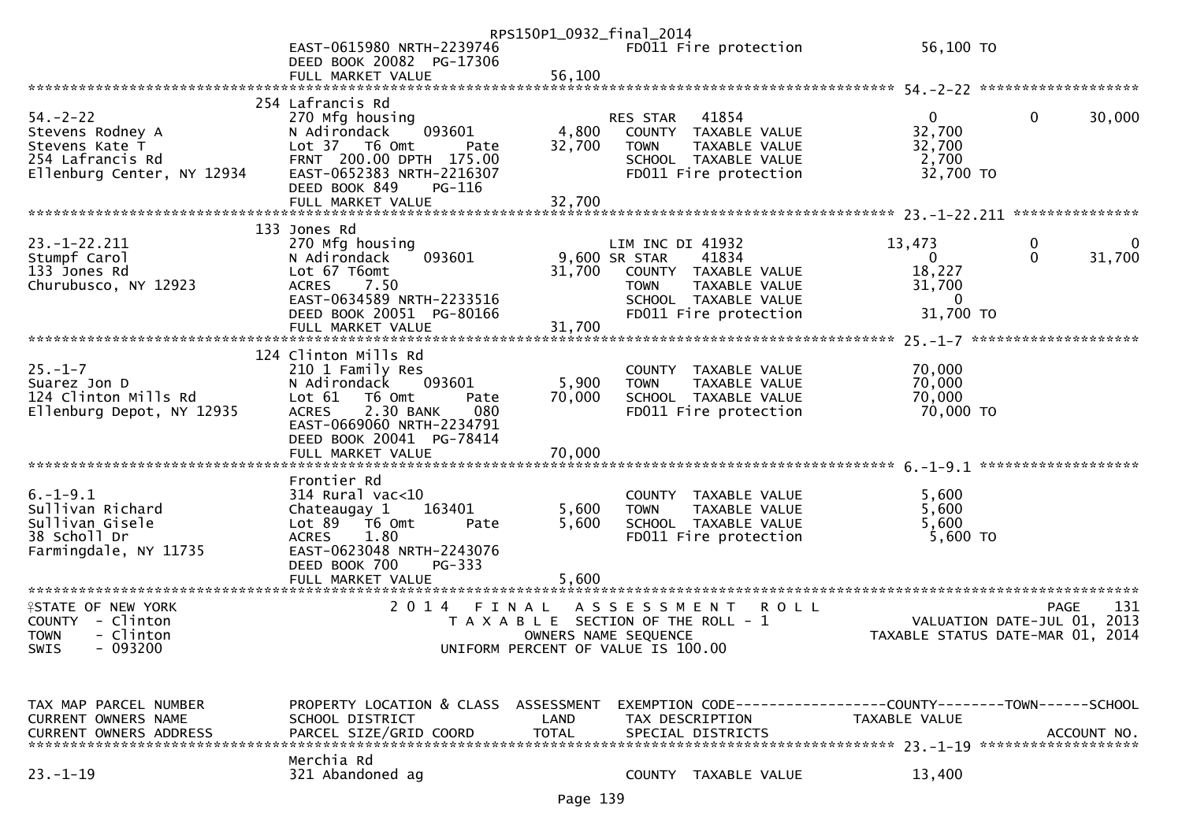```
                                                     RPS150P1_0932_final_2014
                              EAST-0615980 NRTH-2239746             FD011 Fire protection              56,100 TO
                              DEED BOOK 20082  PG-17306
                              FULL MARKET VALUE              56,100
******************************************************************************************************* 54.-2-22 ******************
                          254 Lafrancis Rd
54.-2-22                      270 Mfg housing                         RES STAR    41854                    0             0     30,000
Stevens Rodney A              N Adirondack    093601          4,800    COUNTY  TAXABLE VALUE             32,700
Stevens Kate T                Lot 37   T6 Omt        Pate     32,700    TOWN    TAXABLE VALUE             32,700
254 Lafrancis Rd              FRNT 200.00 DPTH 175.00                  SCHOOL  TAXABLE VALUE              2,700
Ellenburg Center, NY 12934    EAST-0652383 NRTH-2216307                FD011 Fire protection              32,700 TO
                              DEED BOOK 849    PG-116
                              FULL MARKET VALUE              32,700
******************************************************************************************************* 23.-1-22.211 **************
                          133 Jones Rd
23.-1-22.211                  270 Mfg housing                         LIM INC DI 41932               13,473             0          0
Stumpf Carol                  N Adirondack    093601          9,600 SR STAR     41834                    0             0     31,700
133 Jones Rd                  Lot 67 T6omt                    31,700    COUNTY  TAXABLE VALUE             18,227
Churubusco, NY 12923          ACRES    7.50                            TOWN    TAXABLE VALUE             31,700
                              EAST-0634589 NRTH-2233516                SCHOOL  TAXABLE VALUE                  0
                              DEED BOOK 20051  PG-80166                FD011 Fire protection              31,700 TO
                              FULL MARKET VALUE              31,700
******************************************************************************************************* 25.-1-7 *******************
                          124 Clinton Mills Rd
25.-1-7                       210 1 Family Res                         COUNTY  TAXABLE VALUE             70,000
Suarez Jon D                  N Adirondack    093601          5,900    TOWN    TAXABLE VALUE             70,000
124 Clinton Mills Rd          Lot 61   T6 Omt        Pate     70,000    SCHOOL  TAXABLE VALUE             70,000
Ellenburg Depot, NY 12935     ACRES    2.30 BANK     080               FD011 Fire protection              70,000 TO
                              EAST-0669060 NRTH-2234791
                              DEED BOOK 20041  PG-78414
                              FULL MARKET VALUE              70,000
******************************************************************************************************* 6.-1-9.1 ******************
                              Frontier Rd
6.-1-9.1                      314 Rural vac<10                         COUNTY  TAXABLE VALUE              5,600
Sullivan Richard              Chateaugay 1    163401          5,600    TOWN    TAXABLE VALUE              5,600
Sullivan Gisele               Lot 89   T6 Omt        Pate      5,600    SCHOOL  TAXABLE VALUE              5,600
38 Scholl Dr                  ACRES    1.80                            FD011 Fire protection               5,600 TO
Farmingdale, NY 11735         EAST-0623048 NRTH-2243076
                              DEED BOOK 700    PG-333
                              FULL MARKET VALUE               5,600
************************************************************************************************************************************
STATE OF NEW YORK                  2 0 1 4   F I N A L   A S S E S S M E N T   R O L L                                PAGE    131
COUNTY  - Clinton                     T A X A B L E  SECTION OF THE ROLL - 1                     VALUATION DATE-JUL 01, 2013
TOWN    - Clinton                              OWNERS NAME SEQUENCE                           TAXABLE STATUS DATE-MAR 01, 2014
SWIS    - 093200                      UNIFORM PERCENT OF VALUE IS 100.00


TAX MAP PARCEL NUMBER          PROPERTY LOCATION & CLASS  ASSESSMENT  EXEMPTION CODE------------------COUNTY--------TOWN------SCHOOL
CURRENT OWNERS NAME            SCHOOL DISTRICT               LAND      TAX DESCRIPTION            TAXABLE VALUE
CURRENT OWNERS ADDRESS         PARCEL SIZE/GRID COORD        TOTAL     SPECIAL DISTRICTS                                  ACCOUNT NO.
******************************************************************************************************* 23.-1-19 ******************
                              Merchia Rd
23.-1-19                      321 Abandoned ag                         COUNTY  TAXABLE VALUE             13,400
```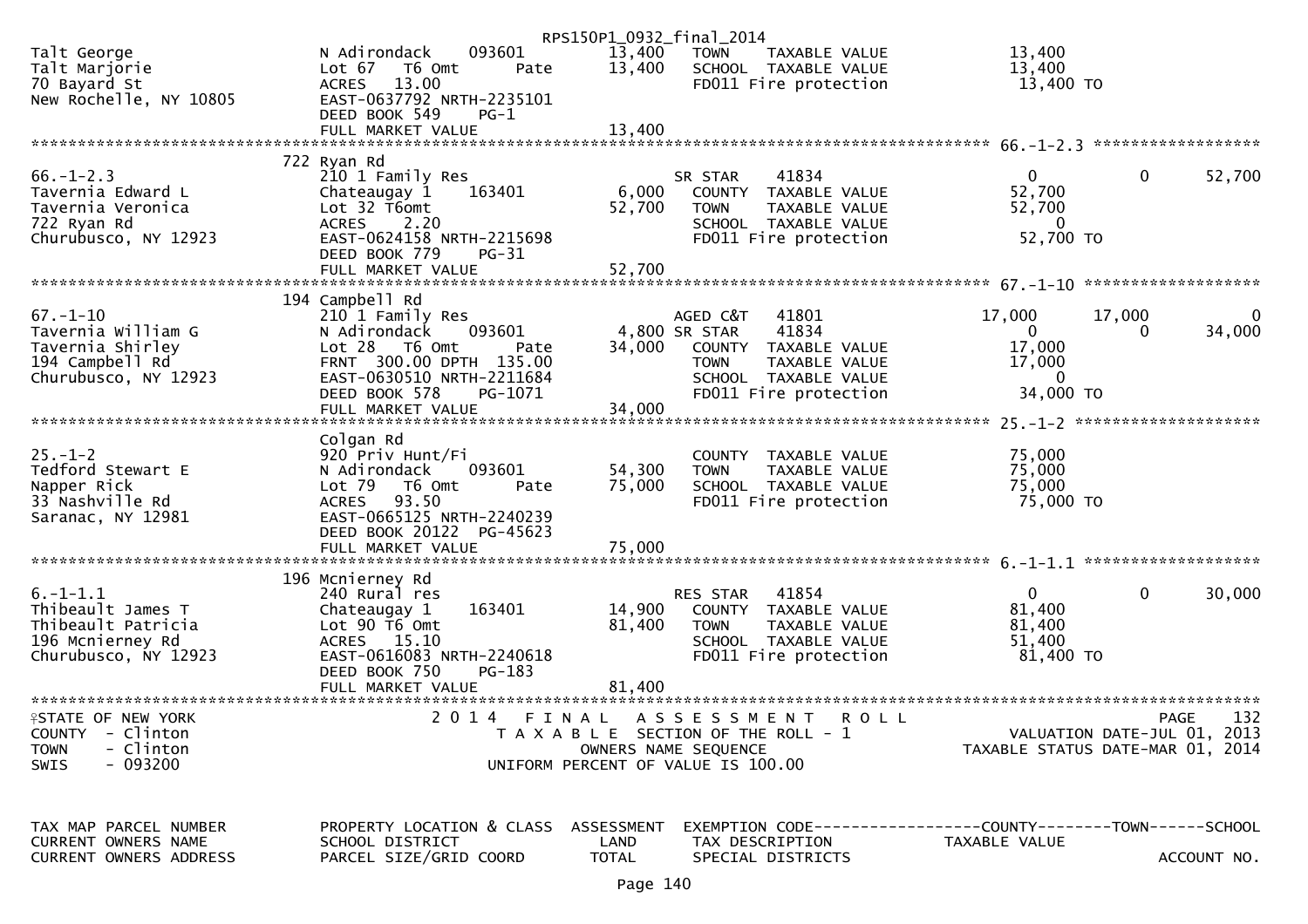RPS150P1_0932_final_2014

```
Talt George                  N Adirondack     093601      13,400   TOWN     TAXABLE VALUE          13,400
Talt Marjorie                Lot 67   T6 Omt       Pate   13,400   SCHOOL  TAXABLE VALUE          13,400
70 Bayard St                 ACRES   13.00                         FD011 Fire protection           13,400 TO
New Rochelle, NY 10805       EAST-0637792 NRTH-2235101
                             DEED BOOK 549    PG-1
                             FULL MARKET VALUE            13,400
******************************************************************************************** 66.-1-2.3 ******************
                             722 Ryan Rd
66.-1-2.3                    210 1 Family Res                      SR STAR     41834              0           0       52,700
Tavernia Edward L            Chateaugay 1     163401       6,000   COUNTY  TAXABLE VALUE          52,700
Tavernia Veronica            Lot 32 T6omt                 52,700   TOWN     TAXABLE VALUE          52,700
722 Ryan Rd                  ACRES    2.20                         SCHOOL  TAXABLE VALUE               0
Churubusco, NY 12923         EAST-0624158 NRTH-2215698             FD011 Fire protection           52,700 TO
                             DEED BOOK 779    PG-31
                             FULL MARKET VALUE            52,700
******************************************************************************************** 67.-1-10 *******************
                             194 Campbell Rd
67.-1-10                     210 1 Family Res                      AGED C&T    41801          17,000      17,000            0
Tavernia William G           N Adirondack     093601       4,800 SR STAR     41834              0           0       34,000
Tavernia Shirley             Lot 28   T6 Omt       Pate   34,000   COUNTY  TAXABLE VALUE          17,000
194 Campbell Rd              FRNT 300.00 DPTH 135.00               TOWN     TAXABLE VALUE          17,000
Churubusco, NY 12923         EAST-0630510 NRTH-2211684             SCHOOL  TAXABLE VALUE               0
                             DEED BOOK 578    PG-1071              FD011 Fire protection           34,000 TO
                             FULL MARKET VALUE            34,000
******************************************************************************************** 25.-1-2 ********************
                             Colgan Rd
25.-1-2                      920 Priv Hunt/Fi                      COUNTY  TAXABLE VALUE          75,000
Tedford Stewart E            N Adirondack     093601      54,300   TOWN     TAXABLE VALUE          75,000
Napper Rick                  Lot 79   T6 Omt       Pate   75,000   SCHOOL  TAXABLE VALUE          75,000
33 Nashville Rd              ACRES   93.50                         FD011 Fire protection           75,000 TO
Saranac, NY 12981            EAST-0665125 NRTH-2240239
                             DEED BOOK 20122  PG-45623
                             FULL MARKET VALUE            75,000
******************************************************************************************** 6.-1-1.1 *******************
                             196 Mcnierney Rd
6.-1-1.1                     240 Rural res                         RES STAR    41854              0           0       30,000
Thibeault James T            Chateaugay 1     163401      14,900   COUNTY  TAXABLE VALUE          81,400
Thibeault Patricia           Lot 90 T6 Omt                81,400   TOWN     TAXABLE VALUE          81,400
196 Mcnierney Rd             ACRES   15.10                         SCHOOL  TAXABLE VALUE          51,400
Churubusco, NY 12923         EAST-0616083 NRTH-2240618             FD011 Fire protection           81,400 TO
                             DEED BOOK 750    PG-183
                             FULL MARKET VALUE            81,400
****************************************************************************************************************************
STATE OF NEW YORK              2 0 1 4   F I N A L   A S S E S S M E N T   R O L L                              PAGE   132
COUNTY  - Clinton                  T A X A B L E  SECTION OF THE ROLL - 1                       VALUATION DATE-JUL 01, 2013
TOWN    - Clinton                         OWNERS NAME SEQUENCE                            TAXABLE STATUS DATE-MAR 01, 2014
SWIS    - 093200                    UNIFORM PERCENT OF VALUE IS 100.00


TAX MAP PARCEL NUMBER        PROPERTY LOCATION & CLASS  ASSESSMENT  EXEMPTION CODE------------------COUNTY--------TOWN------SCHOOL
CURRENT OWNERS NAME          SCHOOL DISTRICT               LAND      TAX DESCRIPTION            TAXABLE VALUE
CURRENT OWNERS ADDRESS       PARCEL SIZE/GRID COORD       TOTAL      SPECIAL DISTRICTS                                 ACCOUNT NO.
```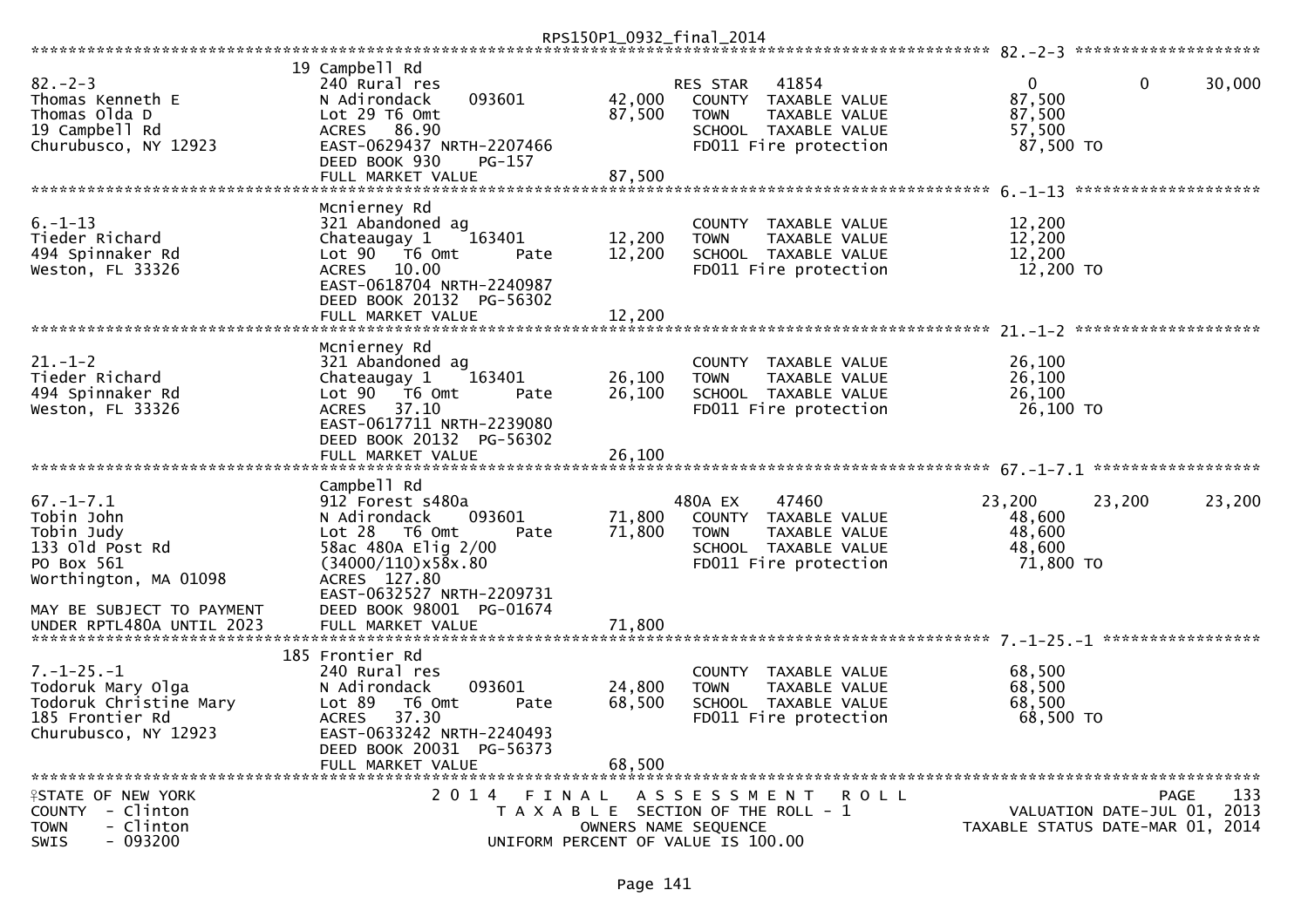RPS150P1_0932_final_2014

```
****************************************************************************************************** 82.-2-3 ********************
                    19 Campbell Rd
82.-2-3             240 Rural res                    RES STAR   41854                   0           0      30,000
Thomas Kenneth E    N Adirondack    093601   42,000   COUNTY  TAXABLE VALUE        87,500
Thomas Olda D       Lot 29 T6 Omt            87,500   TOWN    TAXABLE VALUE        87,500
19 Campbell Rd      ACRES  86.90                      SCHOOL  TAXABLE VALUE        57,500
Churubusco, NY 12923 EAST-0629437 NRTH-2207466        FD011 Fire protection         87,500 TO
                    DEED BOOK 930    PG-157
                    FULL MARKET VALUE         87,500
****************************************************************************************************** 6.-1-13 ********************
                    Mcnierney Rd
6.-1-13             321 Abandoned ag                  COUNTY  TAXABLE VALUE        12,200
Tieder Richard      Chateaugay 1    163401   12,200   TOWN    TAXABLE VALUE        12,200
494 Spinnaker Rd    Lot 90  T6 Omt     Pate  12,200   SCHOOL  TAXABLE VALUE        12,200
Weston, FL 33326    ACRES  10.00                      FD011 Fire protection         12,200 TO
                    EAST-0618704 NRTH-2240987
                    DEED BOOK 20132  PG-56302
                    FULL MARKET VALUE         12,200
****************************************************************************************************** 21.-1-2 ********************
                    Mcnierney Rd
21.-1-2             321 Abandoned ag                  COUNTY  TAXABLE VALUE        26,100
Tieder Richard      Chateaugay 1    163401   26,100   TOWN    TAXABLE VALUE        26,100
494 Spinnaker Rd    Lot 90  T6 Omt     Pate  26,100   SCHOOL  TAXABLE VALUE        26,100
Weston, FL 33326    ACRES  37.10                      FD011 Fire protection         26,100 TO
                    EAST-0617711 NRTH-2239080
                    DEED BOOK 20132  PG-56302
                    FULL MARKET VALUE         26,100
****************************************************************************************************** 67.-1-7.1 ******************
                    Campbell Rd
67.-1-7.1           912 Forest s480a                 480A EX    47460              23,200      23,200      23,200
Tobin John          N Adirondack    093601   71,800   COUNTY  TAXABLE VALUE        48,600
Tobin Judy          Lot 28  T6 Omt     Pate  71,800   TOWN    TAXABLE VALUE        48,600
133 Old Post Rd     58ac 480A Elig 2/00               SCHOOL  TAXABLE VALUE        48,600
PO Box 561          (34000/110)x58x.80                FD011 Fire protection         71,800 TO
Worthington, MA 01098 ACRES 127.80
                    EAST-0632527 NRTH-2209731
MAY BE SUBJECT TO PAYMENT DEED BOOK 98001 PG-01674
UNDER RPTL480A UNTIL 2023 FULL MARKET VALUE   71,800
****************************************************************************************************** 7.-1-25.-1 *****************
                    185 Frontier Rd
7.-1-25.-1          240 Rural res                     COUNTY  TAXABLE VALUE        68,500
Todoruk Mary Olga   N Adirondack    093601   24,800   TOWN    TAXABLE VALUE        68,500
Todoruk Christine Mary Lot 89  T6 Omt  Pate  68,500   SCHOOL  TAXABLE VALUE        68,500
185 Frontier Rd     ACRES  37.30                      FD011 Fire protection         68,500 TO
Churubusco, NY 12923 EAST-0633242 NRTH-2240493
                    DEED BOOK 20031  PG-56373
                    FULL MARKET VALUE         68,500
************************************************************************************************************************************
STATE OF NEW YORK            2 0 1 4   F I N A L   A S S E S S M E N T   R O L L                          PAGE   133
COUNTY  - Clinton                  T A X A B L E  SECTION OF THE ROLL - 1                  VALUATION DATE-JUL 01, 2013
TOWN    - Clinton                        OWNERS NAME SEQUENCE                        TAXABLE STATUS DATE-MAR 01, 2014
SWIS    - 093200                   UNIFORM PERCENT OF VALUE IS 100.00
```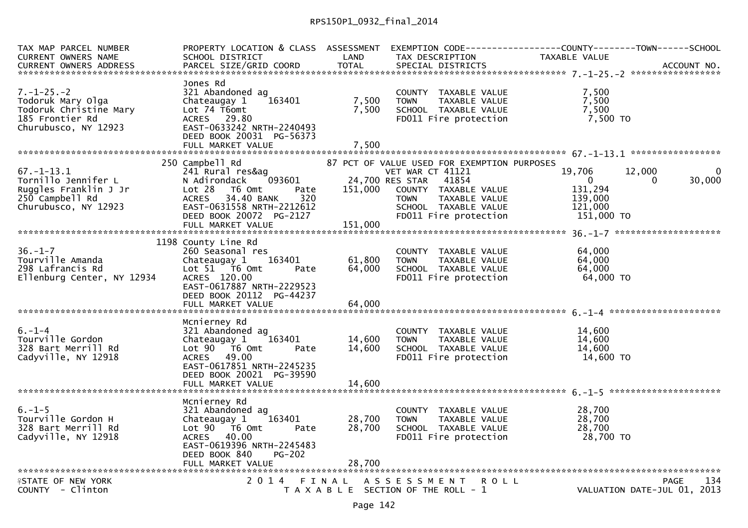RPS150P1_0932_final_2014

```
TAX MAP PARCEL NUMBER          PROPERTY LOCATION & CLASS  ASSESSMENT  EXEMPTION CODE------------------COUNTY--------TOWN------SCHOOL
CURRENT OWNERS NAME            SCHOOL DISTRICT               LAND      TAX DESCRIPTION            TAXABLE VALUE
CURRENT OWNERS ADDRESS         PARCEL SIZE/GRID COORD       TOTAL      SPECIAL DISTRICTS                                   ACCOUNT NO.
******************************************************************************************************* 7.-1-25.-2 *****************
                               Jones Rd
7.-1-25.-2                     321 Abandoned ag                         COUNTY  TAXABLE VALUE            7,500
Todoruk Mary Olga              Chateaugay 1    163401        7,500      TOWN    TAXABLE VALUE            7,500
Todoruk Christine Mary         Lot 74 T6omt                  7,500      SCHOOL  TAXABLE VALUE            7,500
185 Frontier Rd                ACRES   29.80                            FD011 Fire protection             7,500 TO
Churubusco, NY 12923           EAST-0633242 NRTH-2240493
                               DEED BOOK 20031  PG-56373
                               FULL MARKET VALUE             7,500
******************************************************************************************************* 67.-1-13.1 *****************
                           250 Campbell Rd                        87 PCT OF VALUE USED FOR EXEMPTION PURPOSES
67.-1-13.1                     241 Rural res&ag                         VET WAR CT 41121            19,706      12,000           0
Tornillo Jennifer L            N Adirondack    093601       24,700 RES STAR   41854                  0           0      30,000
Ruggles Franklin J Jr          Lot 28   T6 Omt       Pate  151,000      COUNTY  TAXABLE VALUE          131,294
250 Campbell Rd                ACRES   34.40 BANK     320               TOWN    TAXABLE VALUE          139,000
Churubusco, NY 12923           EAST-0631558 NRTH-2212612                SCHOOL  TAXABLE VALUE          121,000
                               DEED BOOK 20072  PG-2127                 FD011 Fire protection           151,000 TO
                               FULL MARKET VALUE           151,000
******************************************************************************************************* 36.-1-7 ********************
                          1198 County Line Rd
36.-1-7                        260 Seasonal res                         COUNTY  TAXABLE VALUE           64,000
Tourville Amanda               Chateaugay 1    163401       61,800      TOWN    TAXABLE VALUE           64,000
298 Lafrancis Rd               Lot 51   T6 Omt       Pate   64,000      SCHOOL  TAXABLE VALUE           64,000
Ellenburg Center, NY 12934     ACRES  120.00                            FD011 Fire protection            64,000 TO
                               EAST-0617887 NRTH-2229523
                               DEED BOOK 20112  PG-44237
                               FULL MARKET VALUE            64,000
******************************************************************************************************* 6.-1-4 *********************
                               Mcnierney Rd
6.-1-4                         321 Abandoned ag                         COUNTY  TAXABLE VALUE           14,600
Tourville Gordon               Chateaugay 1    163401       14,600      TOWN    TAXABLE VALUE           14,600
328 Bart Merrill Rd            Lot 90   T6 Omt       Pate   14,600      SCHOOL  TAXABLE VALUE           14,600
Cadyville, NY 12918            ACRES   49.00                            FD011 Fire protection            14,600 TO
                               EAST-0617851 NRTH-2245235
                               DEED BOOK 20021  PG-39590
                               FULL MARKET VALUE            14,600
******************************************************************************************************* 6.-1-5 *********************
                               Mcnierney Rd
6.-1-5                         321 Abandoned ag                         COUNTY  TAXABLE VALUE           28,700
Tourville Gordon H             Chateaugay 1    163401       28,700      TOWN    TAXABLE VALUE           28,700
328 Bart Merrill Rd            Lot 90   T6 Omt       Pate   28,700      SCHOOL  TAXABLE VALUE           28,700
Cadyville, NY 12918            ACRES   40.00                            FD011 Fire protection            28,700 TO
                               EAST-0619396 NRTH-2245483
                               DEED BOOK 840     PG-202
                               FULL MARKET VALUE            28,700
************************************************************************************************************************************
STATE OF NEW YORK                       2 0 1 4   F I N A L   A S S E S S M E N T   R O L L                              PAGE   134
COUNTY - Clinton                          T A X A B L E  SECTION OF THE ROLL - 1                        VALUATION DATE-JUL 01, 2013
```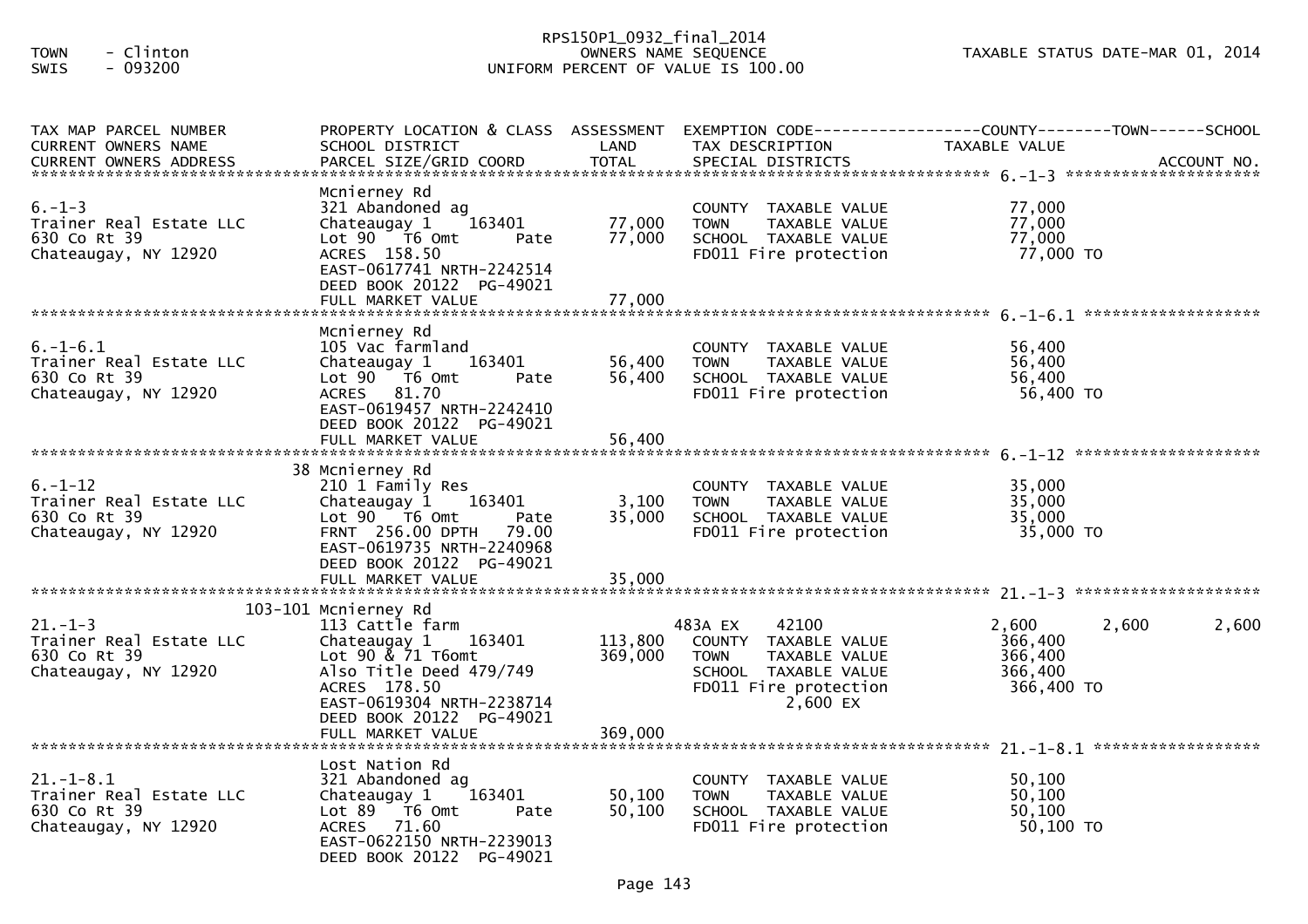TOWN - Clinton
SWIS - 093200

RPS150P1_0932_final_2014
OWNERS NAME SEQUENCE
UNIFORM PERCENT OF VALUE IS 100.00

TAXABLE STATUS DATE-MAR 01, 2014

| TAX MAP PARCEL NUMBER / CURRENT OWNERS NAME / CURRENT OWNERS ADDRESS | PROPERTY LOCATION & CLASS / SCHOOL DISTRICT / PARCEL SIZE/GRID COORD | ASSESSMENT LAND / TOTAL | EXEMPTION CODE / TAX DESCRIPTION / SPECIAL DISTRICTS | COUNTY TAXABLE VALUE | TOWN | SCHOOL |
|---|---|---|---|---|---|---|
| **6.-1-3** | Mcnierney Rd | | | | | |
| 6.-1-3 | 321 Abandoned ag | | COUNTY TAXABLE VALUE | 77,000 | | |
| Trainer Real Estate LLC | Chateaugay 1 163401 | 77,000 | TOWN TAXABLE VALUE | 77,000 | | |
| 630 Co Rt 39 | Lot 90 T6 Omt Pate | 77,000 | SCHOOL TAXABLE VALUE | 77,000 | | |
| Chateaugay, NY 12920 | ACRES 158.50 | | FD011 Fire protection | 77,000 TO | | |
| | EAST-0617741 NRTH-2242514 | | | | | |
| | DEED BOOK 20122 PG-49021 | | | | | |
| | FULL MARKET VALUE | 77,000 | | | | |
| **6.-1-6.1** | Mcnierney Rd | | | | | |
| 6.-1-6.1 | 105 Vac farmland | | COUNTY TAXABLE VALUE | 56,400 | | |
| Trainer Real Estate LLC | Chateaugay 1 163401 | 56,400 | TOWN TAXABLE VALUE | 56,400 | | |
| 630 Co Rt 39 | Lot 90 T6 Omt Pate | 56,400 | SCHOOL TAXABLE VALUE | 56,400 | | |
| Chateaugay, NY 12920 | ACRES 81.70 | | FD011 Fire protection | 56,400 TO | | |
| | EAST-0619457 NRTH-2242410 | | | | | |
| | DEED BOOK 20122 PG-49021 | | | | | |
| | FULL MARKET VALUE | 56,400 | | | | |
| **6.-1-12** | 38 Mcnierney Rd | | | | | |
| 6.-1-12 | 210 1 Family Res | | COUNTY TAXABLE VALUE | 35,000 | | |
| Trainer Real Estate LLC | Chateaugay 1 163401 | 3,100 | TOWN TAXABLE VALUE | 35,000 | | |
| 630 Co Rt 39 | Lot 90 T6 Omt Pate | 35,000 | SCHOOL TAXABLE VALUE | 35,000 | | |
| Chateaugay, NY 12920 | FRNT 256.00 DPTH 79.00 | | FD011 Fire protection | 35,000 TO | | |
| | EAST-0619735 NRTH-2240968 | | | | | |
| | DEED BOOK 20122 PG-49021 | | | | | |
| | FULL MARKET VALUE | 35,000 | | | | |
| **21.-1-3** | 103-101 Mcnierney Rd | | | | | |
| 21.-1-3 | 113 Cattle farm | | 483A EX 42100 | 2,600 | 2,600 | 2,600 |
| Trainer Real Estate LLC | Chateaugay 1 163401 | 113,800 | COUNTY TAXABLE VALUE | 366,400 | | |
| 630 Co Rt 39 | Lot 90 & 71 T6omt | 369,000 | TOWN TAXABLE VALUE | 366,400 | | |
| Chateaugay, NY 12920 | Also Title Deed 479/749 | | SCHOOL TAXABLE VALUE | 366,400 | | |
| | ACRES 178.50 | | FD011 Fire protection | 366,400 TO | | |
| | EAST-0619304 NRTH-2238714 | | 2,600 EX | | | |
| | DEED BOOK 20122 PG-49021 | | | | | |
| | FULL MARKET VALUE | 369,000 | | | | |
| **21.-1-8.1** | Lost Nation Rd | | | | | |
| 21.-1-8.1 | 321 Abandoned ag | | COUNTY TAXABLE VALUE | 50,100 | | |
| Trainer Real Estate LLC | Chateaugay 1 163401 | 50,100 | TOWN TAXABLE VALUE | 50,100 | | |
| 630 Co Rt 39 | Lot 89 T6 Omt Pate | 50,100 | SCHOOL TAXABLE VALUE | 50,100 | | |
| Chateaugay, NY 12920 | ACRES 71.60 | | FD011 Fire protection | 50,100 TO | | |
| | EAST-0622150 NRTH-2239013 | | | | | |
| | DEED BOOK 20122 PG-49021 | | | | | |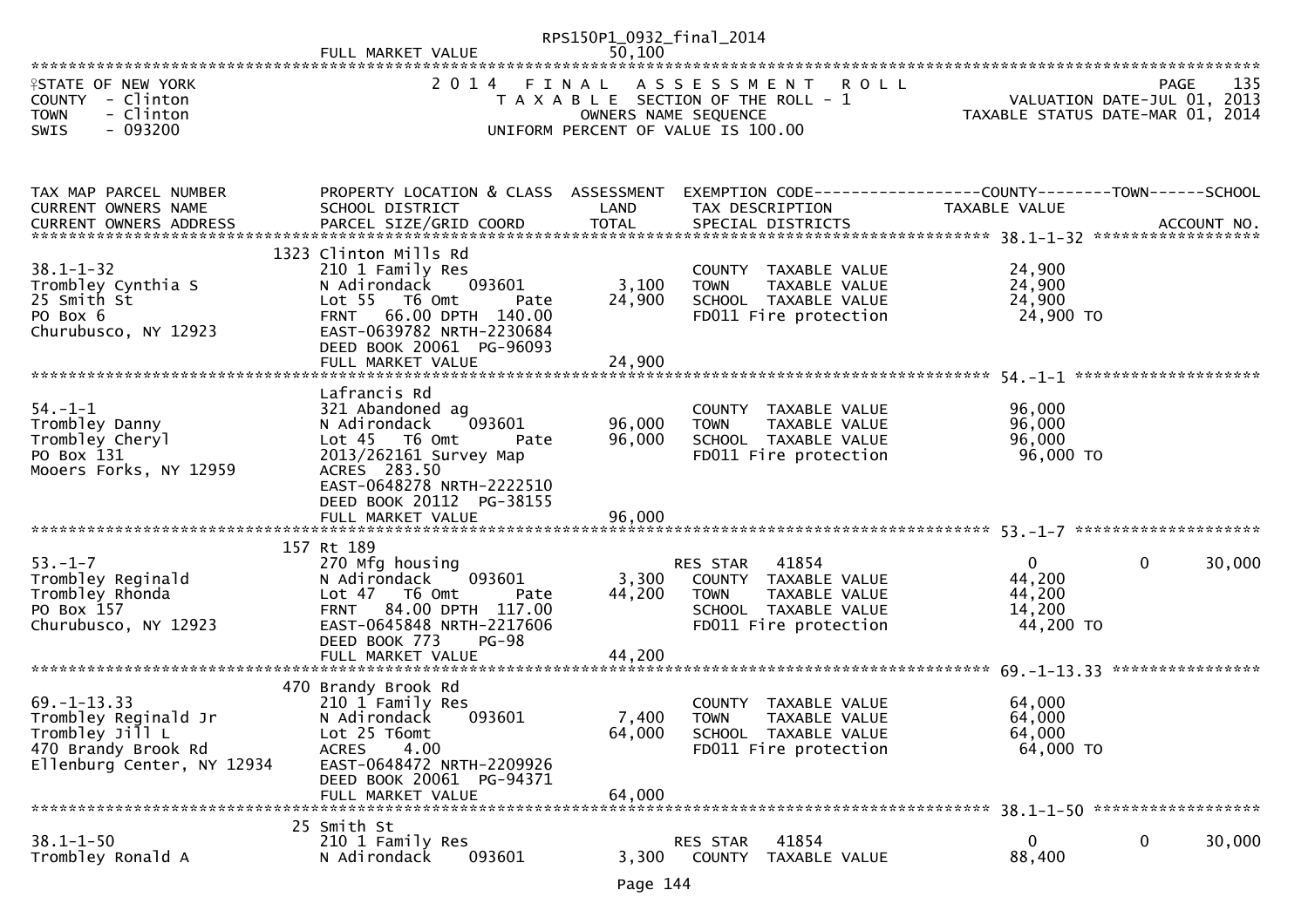FULL MARKET VALUE 50,100

STATE OF NEW YORK
COUNTY - Clinton
TOWN - Clinton
SWIS - 093200

2 0 1 4 F I N A L A S S E S S M E N T R O L L
T A X A B L E SECTION OF THE ROLL - 1
OWNERS NAME SEQUENCE
UNIFORM PERCENT OF VALUE IS 100.00

PAGE 135
VALUATION DATE-JUL 01, 2013
TAXABLE STATUS DATE-MAR 01, 2014

| TAX MAP PARCEL NUMBER / CURRENT OWNERS NAME / CURRENT OWNERS ADDRESS | PROPERTY LOCATION & CLASS / SCHOOL DISTRICT / PARCEL SIZE/GRID COORD | ASSESSMENT LAND | TOTAL | EXEMPTION CODE / TAX DESCRIPTION / SPECIAL DISTRICTS | COUNTY TAXABLE VALUE | TOWN | SCHOOL / ACCOUNT NO. |
|---|---|---|---|---|---|---|---|
| **38.1-1-32** | 1323 Clinton Mills Rd | | | | | | |
| 38.1-1-32 | 210 1 Family Res | | | COUNTY TAXABLE VALUE | 24,900 | | |
| Trombley Cynthia S | N Adirondack 093601 | 3,100 | | TOWN TAXABLE VALUE | 24,900 | | |
| 25 Smith St | Lot 55 T6 Omt Pate | | 24,900 | SCHOOL TAXABLE VALUE | 24,900 | | |
| PO Box 6 | FRNT 66.00 DPTH 140.00 | | | FD011 Fire protection | 24,900 TO | | |
| Churubusco, NY 12923 | EAST-0639782 NRTH-2230684 | | | | | | |
| | DEED BOOK 20061 PG-96093 | | | | | | |
| | FULL MARKET VALUE | | 24,900 | | | | |
| **54.-1-1** | Lafrancis Rd | | | | | | |
| 54.-1-1 | 321 Abandoned ag | | | COUNTY TAXABLE VALUE | 96,000 | | |
| Trombley Danny | N Adirondack 093601 | 96,000 | | TOWN TAXABLE VALUE | 96,000 | | |
| Trombley Cheryl | Lot 45 T6 Omt Pate | | 96,000 | SCHOOL TAXABLE VALUE | 96,000 | | |
| PO Box 131 | 2013/262161 Survey Map | | | FD011 Fire protection | 96,000 TO | | |
| Mooers Forks, NY 12959 | ACRES 283.50 | | | | | | |
| | EAST-0648278 NRTH-2222510 | | | | | | |
| | DEED BOOK 20112 PG-38155 | | | | | | |
| | FULL MARKET VALUE | | 96,000 | | | | |
| **53.-1-7** | 157 Rt 189 | | | | | | |
| 53.-1-7 | 270 Mfg housing | | | RES STAR 41854 | 0 | 0 | 30,000 |
| Trombley Reginald | N Adirondack 093601 | 3,300 | | COUNTY TAXABLE VALUE | 44,200 | | |
| Trombley Rhonda | Lot 47 T6 Omt Pate | | 44,200 | TOWN TAXABLE VALUE | 44,200 | | |
| PO Box 157 | FRNT 84.00 DPTH 117.00 | | | SCHOOL TAXABLE VALUE | 14,200 | | |
| Churubusco, NY 12923 | EAST-0645848 NRTH-2217606 | | | FD011 Fire protection | 44,200 TO | | |
| | DEED BOOK 773 PG-98 | | | | | | |
| | FULL MARKET VALUE | | 44,200 | | | | |
| **69.-1-13.33** | 470 Brandy Brook Rd | | | | | | |
| 69.-1-13.33 | 210 1 Family Res | | | COUNTY TAXABLE VALUE | 64,000 | | |
| Trombley Reginald Jr | N Adirondack 093601 | 7,400 | | TOWN TAXABLE VALUE | 64,000 | | |
| Trombley Jill L | Lot 25 T6omt | | 64,000 | SCHOOL TAXABLE VALUE | 64,000 | | |
| 470 Brandy Brook Rd | ACRES 4.00 | | | FD011 Fire protection | 64,000 TO | | |
| Ellenburg Center, NY 12934 | EAST-0648472 NRTH-2209926 | | | | | | |
| | DEED BOOK 20061 PG-94371 | | | | | | |
| | FULL MARKET VALUE | | 64,000 | | | | |
| **38.1-1-50** | 25 Smith St | | | | | | |
| 38.1-1-50 | 210 1 Family Res | | | RES STAR 41854 | 0 | 0 | 30,000 |
| Trombley Ronald A | N Adirondack 093601 | 3,300 | | COUNTY TAXABLE VALUE | 88,400 | | |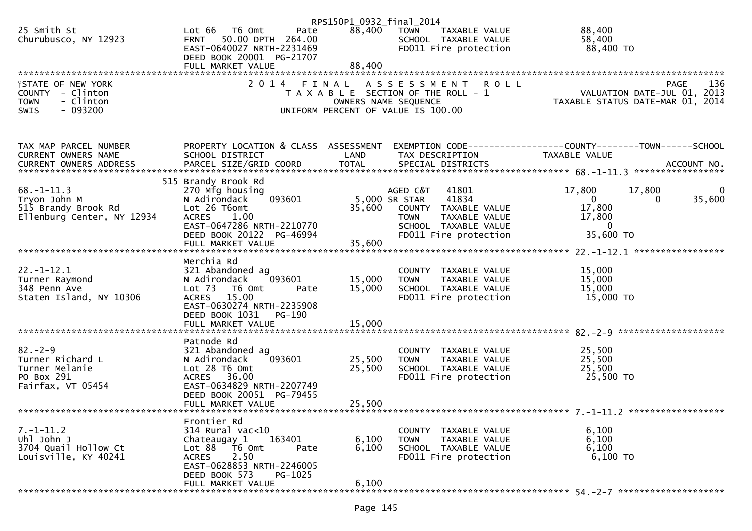RPS150P1_0932_final_2014

```
25 Smith St                  Lot 66   T6 Omt         Pate      88,400   TOWN     TAXABLE VALUE            88,400
Churubusco, NY 12923         FRNT   50.00 DPTH  264.00                  SCHOOL  TAXABLE VALUE            58,400
                             EAST-0640027 NRTH-2231469                  FD011 Fire protection             88,400 TO
                             DEED BOOK 20001  PG-21707
                             FULL MARKET VALUE                  88,400
********************************************************************************************************************************
```

```
STATE OF NEW YORK                  2 0 1 4   F I N A L   A S S E S S M E N T   R O L L                          PAGE    136
COUNTY  - Clinton                     T A X A B L E  SECTION OF THE ROLL - 1                  VALUATION DATE-JUL 01, 2013
TOWN    - Clinton                           OWNERS NAME SEQUENCE                         TAXABLE STATUS DATE-MAR 01, 2014
SWIS    - 093200                     UNIFORM PERCENT OF VALUE IS 100.00
```

```
TAX MAP PARCEL NUMBER          PROPERTY LOCATION & CLASS  ASSESSMENT  EXEMPTION CODE------------------COUNTY--------TOWN------SCHOOL
CURRENT OWNERS NAME            SCHOOL DISTRICT               LAND      TAX DESCRIPTION            TAXABLE VALUE
CURRENT OWNERS ADDRESS         PARCEL SIZE/GRID COORD        TOTAL     SPECIAL DISTRICTS                                  ACCOUNT NO.
******************************************************************************************************* 68.-1-11.3 *****************
                               515 Brandy Brook Rd
68.-1-11.3                     270 Mfg housing                         AGED C&T    41801          17,800      17,800           0
Tryon John M                   N Adirondack    093601          5,000 SR STAR     41834               0           0      35,600
515 Brandy Brook Rd            Lot 26 T6omt                   35,600    COUNTY  TAXABLE VALUE          17,800
Ellenburg Center, NY 12934     ACRES     1.00                           TOWN    TAXABLE VALUE          17,800
                               EAST-0647286 NRTH-2210770                SCHOOL  TAXABLE VALUE               0
                               DEED BOOK 20122  PG-46994                FD011 Fire protection           35,600 TO
                               FULL MARKET VALUE              35,600
******************************************************************************************************* 22.-1-12.1 *****************
                               Merchia Rd
22.-1-12.1                     321 Abandoned ag                         COUNTY  TAXABLE VALUE          15,000
Turner Raymond                 N Adirondack    093601         15,000    TOWN    TAXABLE VALUE          15,000
348 Penn Ave                   Lot 73   T6 Omt        Pate    15,000    SCHOOL  TAXABLE VALUE          15,000
Staten Island, NY 10306        ACRES    15.00                           FD011 Fire protection           15,000 TO
                               EAST-0630274 NRTH-2235908
                               DEED BOOK 1031    PG-190
                               FULL MARKET VALUE              15,000
******************************************************************************************************* 82.-2-9 ********************
                               Patnode Rd
82.-2-9                        321 Abandoned ag                         COUNTY  TAXABLE VALUE          25,500
Turner Richard L               N Adirondack    093601         25,500    TOWN    TAXABLE VALUE          25,500
Turner Melanie                 Lot 28 T6 Omt                  25,500    SCHOOL  TAXABLE VALUE          25,500
PO Box 291                     ACRES    36.00                           FD011 Fire protection           25,500 TO
Fairfax, VT 05454              EAST-0634829 NRTH-2207749
                               DEED BOOK 20051  PG-79455
                               FULL MARKET VALUE              25,500
******************************************************************************************************* 7.-1-11.2 ******************
                               Frontier Rd
7.-1-11.2                      314 Rural vac<10                         COUNTY  TAXABLE VALUE           6,100
Uhl John J                     Chateaugay 1    163401          6,100    TOWN    TAXABLE VALUE           6,100
3704 Quail Hollow Ct           Lot 88   T6 Omt        Pate     6,100    SCHOOL  TAXABLE VALUE           6,100
Louisville, KY 40241           ACRES     2.50                           FD011 Fire protection            6,100 TO
                               EAST-0628853 NRTH-2246005
                               DEED BOOK 573     PG-1025
                               FULL MARKET VALUE               6,100
******************************************************************************************************* 54.-2-7 ********************
```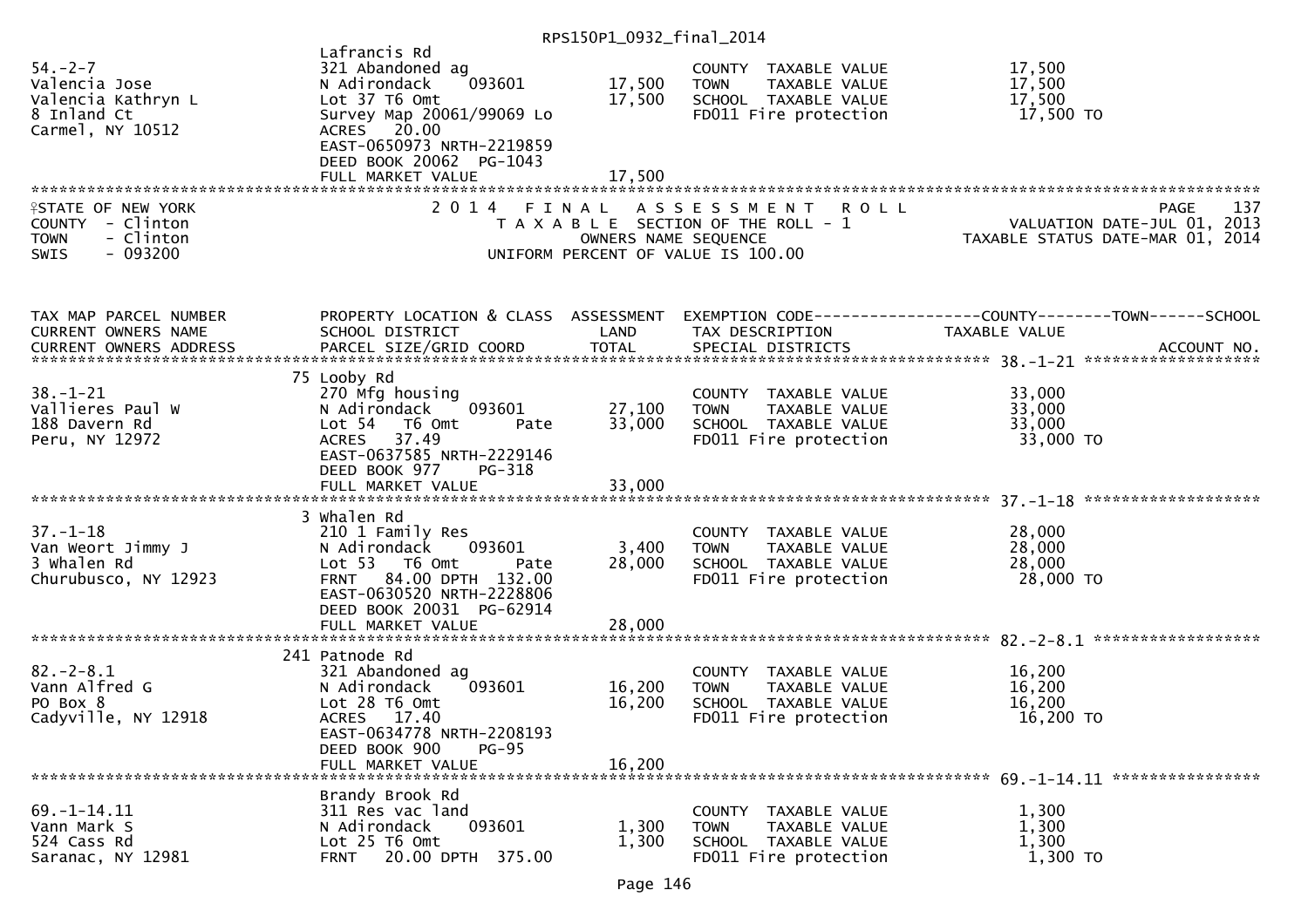| | | | | |
|---|---|---|---|---|
| 54.-2-7 | Lafrancis Rd | | | |
| Valencia Jose | 321 Abandoned ag | | COUNTY TAXABLE VALUE | 17,500 |
| Valencia Kathryn L | N Adirondack 093601 | 17,500 | TOWN TAXABLE VALUE | 17,500 |
| 8 Inland Ct | Lot 37 T6 Omt | 17,500 | SCHOOL TAXABLE VALUE | 17,500 |
| Carmel, NY 10512 | Survey Map 20061/99069 Lo | | FD011 Fire protection | 17,500 TO |
| | ACRES 20.00 | | | |
| | EAST-0650973 NRTH-2219859 | | | |
| | DEED BOOK 20062 PG-1043 | | | |
| | FULL MARKET VALUE | 17,500 | | |

STATE OF NEW YORK — 2014 FINAL ASSESSMENT ROLL — PAGE 137
COUNTY - Clinton — TAXABLE SECTION OF THE ROLL - 1 — VALUATION DATE-JUL 01, 2013
TOWN - Clinton — OWNERS NAME SEQUENCE — TAXABLE STATUS DATE-MAR 01, 2014
SWIS - 093200 — UNIFORM PERCENT OF VALUE IS 100.00

| TAX MAP PARCEL NUMBER / CURRENT OWNERS NAME / CURRENT OWNERS ADDRESS | PROPERTY LOCATION & CLASS / SCHOOL DISTRICT / PARCEL SIZE/GRID COORD | ASSESSMENT LAND / TOTAL | EXEMPTION CODE / TAX DESCRIPTION / SPECIAL DISTRICTS | COUNTY--------TOWN------SCHOOL TAXABLE VALUE ACCOUNT NO. |
|---|---|---|---|---|
| **38.-1-21** | 75 Looby Rd | | | |
| 38.-1-21 | 270 Mfg housing | | COUNTY TAXABLE VALUE | 33,000 |
| Vallieres Paul W | N Adirondack 093601 | 27,100 | TOWN TAXABLE VALUE | 33,000 |
| 188 Davern Rd | Lot 54 T6 Omt Pate | 33,000 | SCHOOL TAXABLE VALUE | 33,000 |
| Peru, NY 12972 | ACRES 37.49 | | FD011 Fire protection | 33,000 TO |
| | EAST-0637585 NRTH-2229146 | | | |
| | DEED BOOK 977 PG-318 | | | |
| | FULL MARKET VALUE | 33,000 | | |
| **37.-1-18** | 3 Whalen Rd | | | |
| 37.-1-18 | 210 1 Family Res | | COUNTY TAXABLE VALUE | 28,000 |
| Van Weort Jimmy J | N Adirondack 093601 | 3,400 | TOWN TAXABLE VALUE | 28,000 |
| 3 Whalen Rd | Lot 53 T6 Omt Pate | 28,000 | SCHOOL TAXABLE VALUE | 28,000 |
| Churubusco, NY 12923 | FRNT 84.00 DPTH 132.00 | | FD011 Fire protection | 28,000 TO |
| | EAST-0630520 NRTH-2228806 | | | |
| | DEED BOOK 20031 PG-62914 | | | |
| | FULL MARKET VALUE | 28,000 | | |
| **82.-2-8.1** | 241 Patnode Rd | | | |
| 82.-2-8.1 | 321 Abandoned ag | | COUNTY TAXABLE VALUE | 16,200 |
| Vann Alfred G | N Adirondack 093601 | 16,200 | TOWN TAXABLE VALUE | 16,200 |
| PO Box 8 | Lot 28 T6 Omt | 16,200 | SCHOOL TAXABLE VALUE | 16,200 |
| Cadyville, NY 12918 | ACRES 17.40 | | FD011 Fire protection | 16,200 TO |
| | EAST-0634778 NRTH-2208193 | | | |
| | DEED BOOK 900 PG-95 | | | |
| | FULL MARKET VALUE | 16,200 | | |
| **69.-1-14.11** | Brandy Brook Rd | | | |
| 69.-1-14.11 | 311 Res vac land | | COUNTY TAXABLE VALUE | 1,300 |
| Vann Mark S | N Adirondack 093601 | 1,300 | TOWN TAXABLE VALUE | 1,300 |
| 524 Cass Rd | Lot 25 T6 Omt | 1,300 | SCHOOL TAXABLE VALUE | 1,300 |
| Saranac, NY 12981 | FRNT 20.00 DPTH 375.00 | | FD011 Fire protection | 1,300 TO |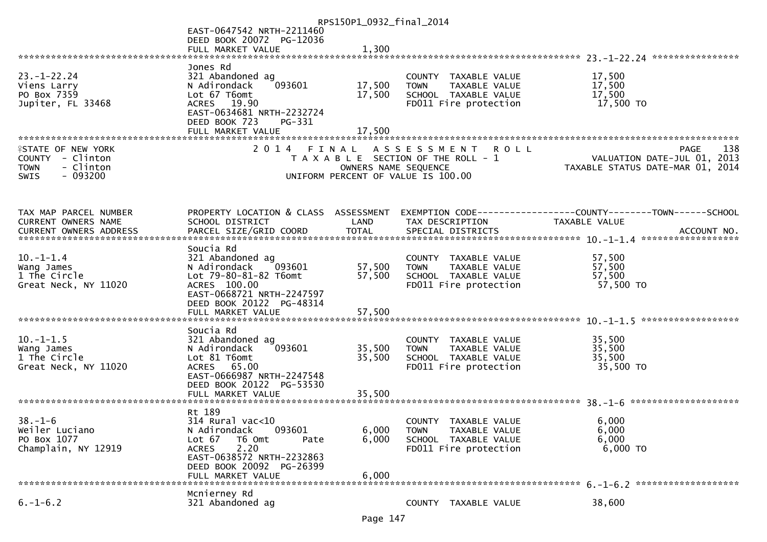```
                                                          RPS150P1_0932_final_2014
                                    EAST-0647542 NRTH-2211460
                                    DEED BOOK 20072  PG-12036
                                    FULL MARKET VALUE              1,300
******************************************************************************************************* 23.-1-22.24 ****************
                                    Jones Rd
23.-1-22.24                         321 Abandoned ag                           COUNTY  TAXABLE VALUE             17,500
Viens Larry                         N Adirondack     093601          17,500    TOWN    TAXABLE VALUE             17,500
PO Box 7359                         Lot 67 T6omt                     17,500    SCHOOL  TAXABLE VALUE             17,500
Jupiter, FL 33468                   ACRES   19.90                              FD011 Fire protection              17,500 TO
                                    EAST-0634681 NRTH-2232724
                                    DEED BOOK 723     PG-331
                                    FULL MARKET VALUE              17,500
*******************************************************************************************************************************************
STATE OF NEW YORK                        2 0 1 4   F I N A L   A S S E S S M E N T   R O L L                                PAGE    138
COUNTY  - Clinton                          T A X A B L E  SECTION OF THE ROLL - 1                         VALUATION DATE-JUL 01, 2013
TOWN    - Clinton                                  OWNERS NAME SEQUENCE                              TAXABLE STATUS DATE-MAR 01, 2014
SWIS    - 093200                           UNIFORM PERCENT OF VALUE IS 100.00



TAX MAP PARCEL NUMBER              PROPERTY LOCATION & CLASS  ASSESSMENT  EXEMPTION CODE------------------COUNTY--------TOWN------SCHOOL
CURRENT OWNERS NAME                SCHOOL DISTRICT               LAND       TAX DESCRIPTION                TAXABLE VALUE
CURRENT OWNERS ADDRESS             PARCEL SIZE/GRID COORD        TOTAL      SPECIAL DISTRICTS                                  ACCOUNT NO.
******************************************************************************************************* 10.-1-1.4 ******************
                                    Soucia Rd
10.-1-1.4                           321 Abandoned ag                           COUNTY  TAXABLE VALUE             57,500
Wang James                          N Adirondack     093601          57,500    TOWN    TAXABLE VALUE             57,500
1 The Circle                        Lot 79-80-81-82 T6omt            57,500    SCHOOL  TAXABLE VALUE             57,500
Great Neck, NY 11020                ACRES  100.00                              FD011 Fire protection              57,500 TO
                                    EAST-0668721 NRTH-2247597
                                    DEED BOOK 20122  PG-48314
                                    FULL MARKET VALUE              57,500
******************************************************************************************************* 10.-1-1.5 ******************
                                    Soucia Rd
10.-1-1.5                           321 Abandoned ag                           COUNTY  TAXABLE VALUE             35,500
Wang James                          N Adirondack     093601          35,500    TOWN    TAXABLE VALUE             35,500
1 The Circle                        Lot 81 T6omt                     35,500    SCHOOL  TAXABLE VALUE             35,500
Great Neck, NY 11020                ACRES   65.00                              FD011 Fire protection              35,500 TO
                                    EAST-0666987 NRTH-2247548
                                    DEED BOOK 20122  PG-53530
                                    FULL MARKET VALUE              35,500
******************************************************************************************************* 38.-1-6 ********************
                                    Rt 189
38.-1-6                             314 Rural vac<10                           COUNTY  TAXABLE VALUE              6,000
Weiler Luciano                      N Adirondack     093601           6,000    TOWN    TAXABLE VALUE              6,000
PO Box 1077                         Lot 67   T6 Omt        Pate        6,000    SCHOOL  TAXABLE VALUE              6,000
Champlain, NY 12919                 ACRES    2.20                              FD011 Fire protection               6,000 TO
                                    EAST-0638572 NRTH-2232863
                                    DEED BOOK 20092  PG-26399
                                    FULL MARKET VALUE               6,000
******************************************************************************************************* 6.-1-6.2 *******************
                                    Mcnierney Rd
6.-1-6.2                            321 Abandoned ag                           COUNTY  TAXABLE VALUE             38,600
```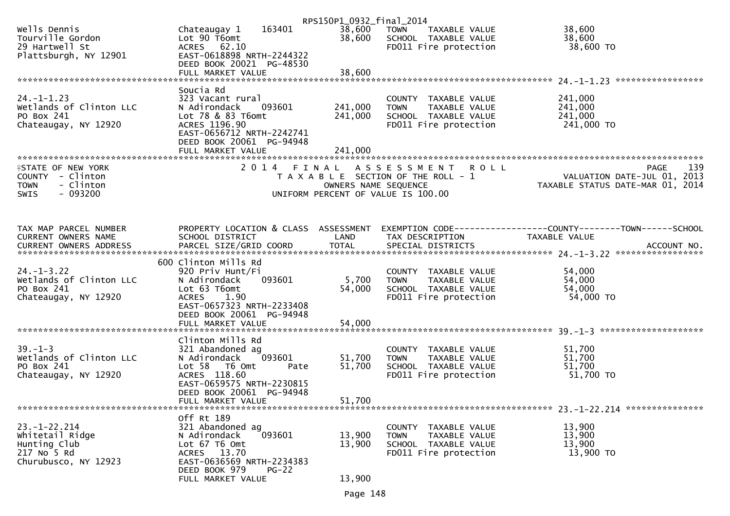RPS150P1_0932_final_2014

```
Wells Dennis                  Chateaugay 1     163401      38,600   TOWN    TAXABLE VALUE            38,600
Tourville Gordon              Lot 90 T6omt                  38,600   SCHOOL  TAXABLE VALUE            38,600
29 Hartwell St                ACRES   62.10                          FD011 Fire protection             38,600 TO
Plattsburgh, NY 12901         EAST-0618898 NRTH-2244322
                              DEED BOOK 20021  PG-48530
                              FULL MARKET VALUE             38,600
******************************************************************************************************* 24.-1-1.23 *****************
                              Soucia Rd
24.-1-1.23                    323 Vacant rural                       COUNTY  TAXABLE VALUE           241,000
Wetlands of Clinton LLC       N Adirondack     093601     241,000   TOWN    TAXABLE VALUE           241,000
PO Box 241                    Lot 78 & 83 T6omt            241,000   SCHOOL  TAXABLE VALUE           241,000
Chateaugay, NY 12920          ACRES 1196.90                          FD011 Fire protection            241,000 TO
                              EAST-0656712 NRTH-2242741
                              DEED BOOK 20061  PG-94948
                              FULL MARKET VALUE            241,000
************************************************************************************************************************************
```

STATE OF NEW YORK — 2014 FINAL ASSESSMENT ROLL — PAGE 139
COUNTY - Clinton — TAXABLE SECTION OF THE ROLL - 1 — VALUATION DATE-JUL 01, 2013
TOWN - Clinton — OWNERS NAME SEQUENCE — TAXABLE STATUS DATE-MAR 01, 2014
SWIS - 093200 — UNIFORM PERCENT OF VALUE IS 100.00

```
TAX MAP PARCEL NUMBER         PROPERTY LOCATION & CLASS  ASSESSMENT  EXEMPTION CODE------------------COUNTY--------TOWN------SCHOOL
CURRENT OWNERS NAME           SCHOOL DISTRICT               LAND     TAX DESCRIPTION              TAXABLE VALUE
CURRENT OWNERS ADDRESS        PARCEL SIZE/GRID COORD        TOTAL    SPECIAL DISTRICTS                                    ACCOUNT NO.
******************************************************************************************************* 24.-1-3.22 *****************
                          600 Clinton Mills Rd
24.-1-3.22                    920 Priv Hunt/Fi                       COUNTY  TAXABLE VALUE            54,000
Wetlands of Clinton LLC       N Adirondack     093601       5,700   TOWN    TAXABLE VALUE            54,000
PO Box 241                    Lot 63 T6omt                  54,000   SCHOOL  TAXABLE VALUE            54,000
Chateaugay, NY 12920          ACRES    1.90                          FD011 Fire protection             54,000 TO
                              EAST-0657323 NRTH-2233408
                              DEED BOOK 20061  PG-94948
                              FULL MARKET VALUE             54,000
******************************************************************************************************* 39.-1-3 ********************
                              Clinton Mills Rd
39.-1-3                       321 Abandoned ag                       COUNTY  TAXABLE VALUE            51,700
Wetlands of Clinton LLC       N Adirondack     093601      51,700   TOWN    TAXABLE VALUE            51,700
PO Box 241                    Lot 58   T6 Omt        Pate   51,700   SCHOOL  TAXABLE VALUE            51,700
Chateaugay, NY 12920          ACRES  118.60                          FD011 Fire protection             51,700 TO
                              EAST-0659575 NRTH-2230815
                              DEED BOOK 20061  PG-94948
                              FULL MARKET VALUE             51,700
******************************************************************************************************* 23.-1-22.214 ***************
                              Off Rt 189
23.-1-22.214                  321 Abandoned ag                       COUNTY  TAXABLE VALUE            13,900
Whitetail Ridge               N Adirondack     093601      13,900   TOWN    TAXABLE VALUE            13,900
Hunting Club                  Lot 67 T6 Omt                 13,900   SCHOOL  TAXABLE VALUE            13,900
217 No 5 Rd                   ACRES   13.70                          FD011 Fire protection             13,900 TO
Churubusco, NY 12923          EAST-0636569 NRTH-2234383
                              DEED BOOK 979    PG-22
                              FULL MARKET VALUE             13,900
```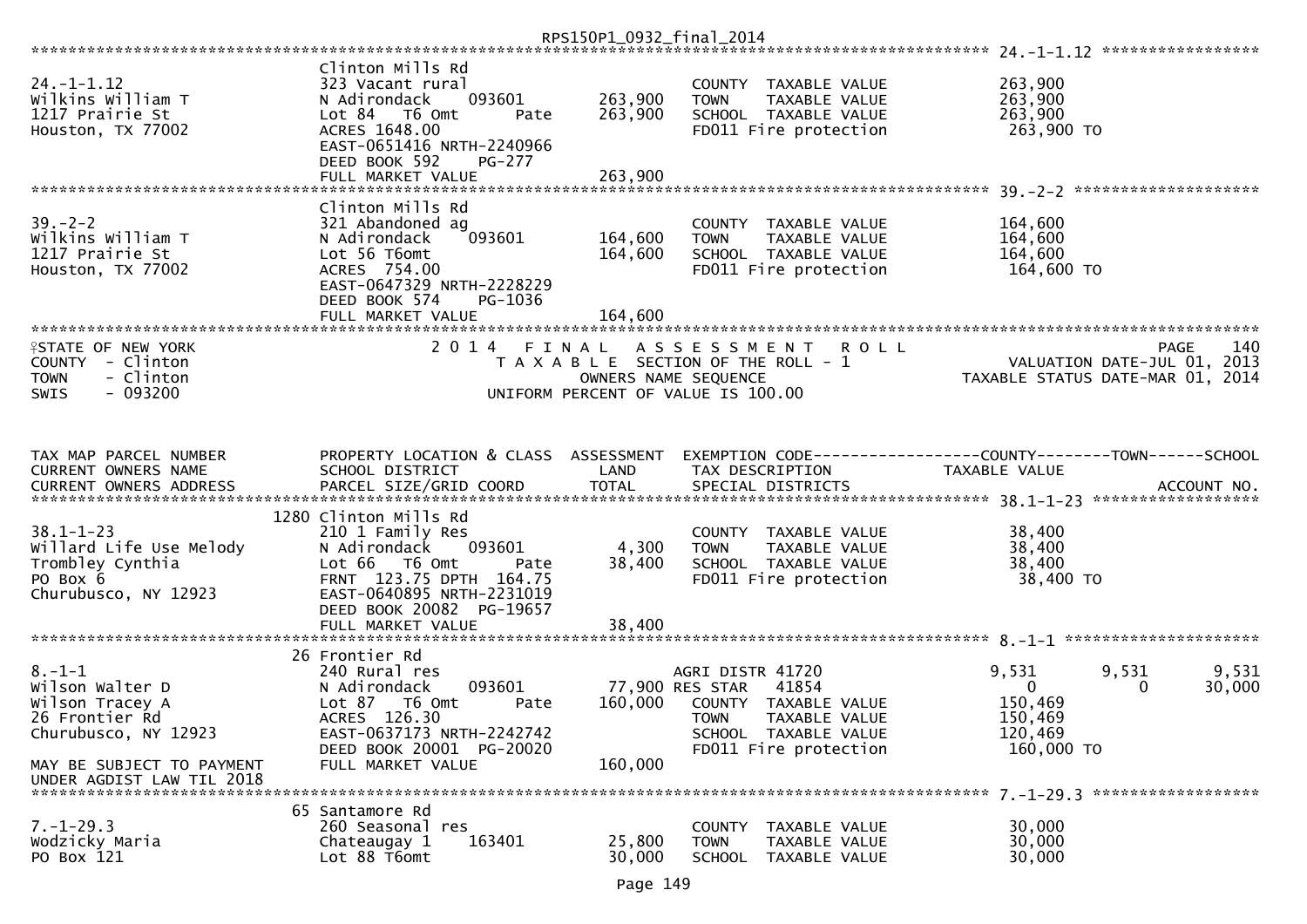RPS150P1_0932_final_2014

********************************************************************************************************* 24.-1-1.12 *****************

| | | | | |
|---|---|---|---|---|
| | Clinton Mills Rd | | | |
| 24.-1-1.12 | 323 Vacant rural | | COUNTY TAXABLE VALUE | 263,900 |
| Wilkins William T | N Adirondack 093601 | 263,900 | TOWN TAXABLE VALUE | 263,900 |
| 1217 Prairie St | Lot 84 T6 Omt Pate | 263,900 | SCHOOL TAXABLE VALUE | 263,900 |
| Houston, TX 77002 | ACRES 1648.00 | | FD011 Fire protection | 263,900 TO |
| | EAST-0651416 NRTH-2240966 | | | |
| | DEED BOOK 592 PG-277 | | | |
| | FULL MARKET VALUE | 263,900 | | |

********************************************************************************************************* 39.-2-2 *******************

| | | | | |
|---|---|---|---|---|
| | Clinton Mills Rd | | | |
| 39.-2-2 | 321 Abandoned ag | | COUNTY TAXABLE VALUE | 164,600 |
| Wilkins William T | N Adirondack 093601 | 164,600 | TOWN TAXABLE VALUE | 164,600 |
| 1217 Prairie St | Lot 56 T6omt | 164,600 | SCHOOL TAXABLE VALUE | 164,600 |
| Houston, TX 77002 | ACRES 754.00 | | FD011 Fire protection | 164,600 TO |
| | EAST-0647329 NRTH-2228229 | | | |
| | DEED BOOK 574 PG-1036 | | | |
| | FULL MARKET VALUE | 164,600 | | |

STATE OF NEW YORK — 2014 FINAL ASSESSMENT ROLL — PAGE 140
COUNTY - Clinton — TAXABLE SECTION OF THE ROLL - 1 — VALUATION DATE-JUL 01, 2013
TOWN - Clinton — OWNERS NAME SEQUENCE — TAXABLE STATUS DATE-MAR 01, 2014
SWIS - 093200 — UNIFORM PERCENT OF VALUE IS 100.00

| TAX MAP PARCEL NUMBER / CURRENT OWNERS NAME / CURRENT OWNERS ADDRESS | PROPERTY LOCATION & CLASS / SCHOOL DISTRICT / PARCEL SIZE/GRID COORD | ASSESSMENT LAND / TOTAL | EXEMPTION CODE / TAX DESCRIPTION / SPECIAL DISTRICTS | COUNTY / TAXABLE VALUE | TOWN | SCHOOL / ACCOUNT NO. |
|---|---|---|---|---|---|---|
| | 1280 Clinton Mills Rd | | | | | |
| 38.1-1-23 | 210 1 Family Res | | COUNTY TAXABLE VALUE | 38,400 | | |
| Willard Life Use Melody | N Adirondack 093601 | 4,300 | TOWN TAXABLE VALUE | 38,400 | | |
| Trombley Cynthia | Lot 66 T6 Omt Pate | 38,400 | SCHOOL TAXABLE VALUE | 38,400 | | |
| PO Box 6 | FRNT 123.75 DPTH 164.75 | | FD011 Fire protection | 38,400 TO | | |
| Churubusco, NY 12923 | EAST-0640895 NRTH-2231019 | | | | | |
| | DEED BOOK 20082 PG-19657 | | | | | |
| | FULL MARKET VALUE | 38,400 | | | | |
| | 26 Frontier Rd | | | | | |
| 8.-1-1 | 240 Rural res | | AGRI DISTR 41720 | 9,531 | 9,531 | 9,531 |
| Wilson Walter D | N Adirondack 093601 | 77,900 | RES STAR 41854 | 0 | 0 | 30,000 |
| Wilson Tracey A | Lot 87 T6 Omt Pate | 160,000 | COUNTY TAXABLE VALUE | 150,469 | | |
| 26 Frontier Rd | ACRES 126.30 | | TOWN TAXABLE VALUE | 150,469 | | |
| Churubusco, NY 12923 | EAST-0637173 NRTH-2242742 | | SCHOOL TAXABLE VALUE | 120,469 | | |
| | DEED BOOK 20001 PG-20020 | | FD011 Fire protection | 160,000 TO | | |
| MAY BE SUBJECT TO PAYMENT UNDER AGDIST LAW TIL 2018 | FULL MARKET VALUE | 160,000 | | | | |
| | 65 Santamore Rd | | | | | |
| 7.-1-29.3 | 260 Seasonal res | | COUNTY TAXABLE VALUE | 30,000 | | |
| Wodzicky Maria | Chateaugay 1 163401 | 25,800 | TOWN TAXABLE VALUE | 30,000 | | |
| PO Box 121 | Lot 88 T6omt | 30,000 | SCHOOL TAXABLE VALUE | 30,000 | | |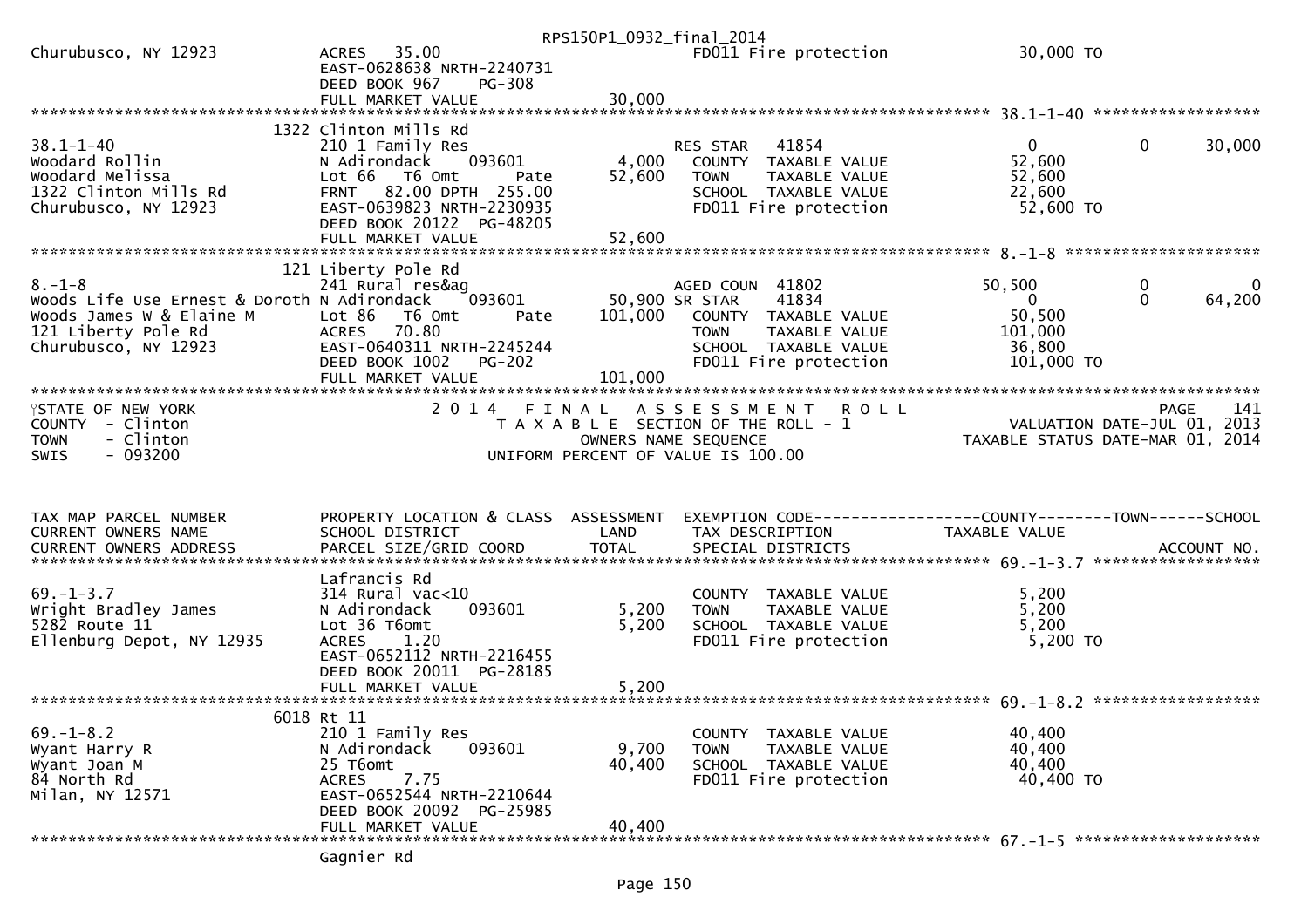```
Churubusco, NY 12923          ACRES  35.00                                  FD011 Fire protection           30,000 TO
                              EAST-0628638 NRTH-2240731
                              DEED BOOK 967    PG-308
                              FULL MARKET VALUE              30,000
******************************************************************************************************* 38.1-1-40 ******************
                          1322 Clinton Mills Rd
38.1-1-40                     210 1 Family Res                       RES STAR   41854                    0             0       30,000
Woodard Rollin                N Adirondack    093601          4,000   COUNTY  TAXABLE VALUE            52,600
Woodard Melissa               Lot 66  T6 Omt       Pate      52,600   TOWN    TAXABLE VALUE            52,600
1322 Clinton Mills Rd         FRNT  82.00 DPTH 255.00                 SCHOOL  TAXABLE VALUE            22,600
Churubusco, NY 12923          EAST-0639823 NRTH-2230935               FD011 Fire protection            52,600 TO
                              DEED BOOK 20122  PG-48205
                              FULL MARKET VALUE              52,600
******************************************************************************************************* 8.-1-8 *********************
                          121 Liberty Pole Rd
8.-1-8                        241 Rural res&ag                       AGED COUN  41802               50,500             0            0
Woods Life Use Ernest & Doroth N Adirondack   093601         50,900 SR STAR    41834                    0             0       64,200
Woods James W & Elaine M      Lot 86  T6 Omt       Pate     101,000   COUNTY  TAXABLE VALUE            50,500
121 Liberty Pole Rd           ACRES  70.80                            TOWN    TAXABLE VALUE           101,000
Churubusco, NY 12923          EAST-0640311 NRTH-2245244               SCHOOL  TAXABLE VALUE            36,800
                              DEED BOOK 1002   PG-202                 FD011 Fire protection           101,000 TO
                              FULL MARKET VALUE             101,000
*************************************************************************************************************************************
STATE OF NEW YORK                   2 0 1 4   F I N A L   A S S E S S M E N T   R O L L                                PAGE    141
COUNTY  - Clinton                      T A X A B L E  SECTION OF THE ROLL - 1                     VALUATION DATE-JUL 01, 2013
TOWN    - Clinton                               OWNERS NAME SEQUENCE                         TAXABLE STATUS DATE-MAR 01, 2014
SWIS    - 093200                           UNIFORM PERCENT OF VALUE IS 100.00


TAX MAP PARCEL NUMBER         PROPERTY LOCATION & CLASS  ASSESSMENT  EXEMPTION CODE------------------COUNTY--------TOWN------SCHOOL
CURRENT OWNERS NAME           SCHOOL DISTRICT               LAND      TAX DESCRIPTION                 TAXABLE VALUE
CURRENT OWNERS ADDRESS        PARCEL SIZE/GRID COORD        TOTAL     SPECIAL DISTRICTS                                     ACCOUNT NO.
******************************************************************************************************* 69.-1-3.7 ******************
                              Lafrancis Rd
69.-1-3.7                     314 Rural vac<10                        COUNTY  TAXABLE VALUE             5,200
Wright Bradley James          N Adirondack    093601          5,200   TOWN    TAXABLE VALUE             5,200
5282 Route 11                 Lot 36 T6omt                    5,200   SCHOOL  TAXABLE VALUE             5,200
Ellenburg Depot, NY 12935     ACRES   1.20                            FD011 Fire protection             5,200 TO
                              EAST-0652112 NRTH-2216455
                              DEED BOOK 20011  PG-28185
                              FULL MARKET VALUE               5,200
******************************************************************************************************* 69.-1-8.2 ******************
                          6018 Rt 11
69.-1-8.2                     210 1 Family Res                        COUNTY  TAXABLE VALUE            40,400
Wyant Harry R                 N Adirondack    093601          9,700   TOWN    TAXABLE VALUE            40,400
Wyant Joan M                  25 T6omt                       40,400   SCHOOL  TAXABLE VALUE            40,400
84 North Rd                   ACRES   7.75                            FD011 Fire protection            40,400 TO
Milan, NY 12571               EAST-0652544 NRTH-2210644
                              DEED BOOK 20092  PG-25985
                              FULL MARKET VALUE              40,400
******************************************************************************************************* 67.-1-5 ********************
                              Gagnier Rd
```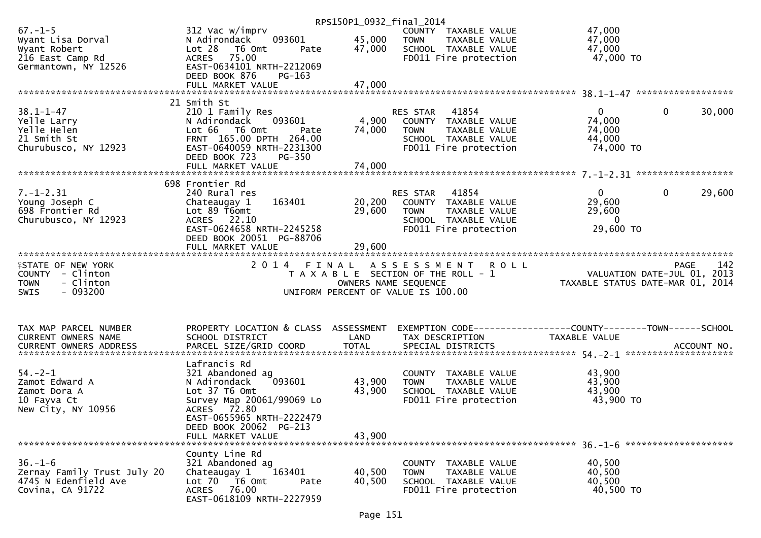RPS150P1_0932_final_2014

```
67.-1-5                      312 Vac w/imprv                                COUNTY  TAXABLE VALUE             47,000
Wyant Lisa Dorval            N Adirondack     093601         45,000    TOWN    TAXABLE VALUE             47,000
Wyant Robert                 Lot 28   T6 Omt         Pate    47,000    SCHOOL  TAXABLE VALUE             47,000
216 East Camp Rd             ACRES   75.00                             FD011 Fire protection              47,000 TO
Germantown, NY 12526         EAST-0634101 NRTH-2212069
                             DEED BOOK 876    PG-163
                             FULL MARKET VALUE               47,000
******************************************************************************************************* 38.1-1-47 ******************
                           21 Smith St
38.1-1-47                    210 1 Family Res                        RES STAR   41854                  0            0       30,000
Yelle Larry                  N Adirondack     093601          4,900    COUNTY  TAXABLE VALUE             74,000
Yelle Helen                  Lot 66   T6 Omt         Pate    74,000    TOWN    TAXABLE VALUE             74,000
21 Smith St                  FRNT 165.00 DPTH 264.00                   SCHOOL  TAXABLE VALUE             44,000
Churubusco, NY 12923         EAST-0640059 NRTH-2231300                 FD011 Fire protection              74,000 TO
                             DEED BOOK 723    PG-350
                             FULL MARKET VALUE               74,000
******************************************************************************************************* 7.-1-2.31 ******************
                           698 Frontier Rd
7.-1-2.31                    240 Rural res                           RES STAR   41854                  0            0       29,600
Young Joseph C               Chateaugay 1     163401         20,200    COUNTY  TAXABLE VALUE             29,600
698 Frontier Rd              Lot 89 T6omt                    29,600    TOWN    TAXABLE VALUE             29,600
Churubusco, NY 12923         ACRES   22.10                             SCHOOL  TAXABLE VALUE                  0
                             EAST-0624658 NRTH-2245258                 FD011 Fire protection              29,600 TO
                             DEED BOOK 20051 PG-88706
                             FULL MARKET VALUE               29,600
************************************************************************************************************************************
STATE OF NEW YORK                 2 0 1 4   F I N A L   A S S E S S M E N T   R O L L                              PAGE    142
COUNTY  - Clinton                      T A X A B L E  SECTION OF THE ROLL - 1                       VALUATION DATE-JUL 01, 2013
TOWN    - Clinton                            OWNERS NAME SEQUENCE                               TAXABLE STATUS DATE-MAR 01, 2014
SWIS    - 093200                     UNIFORM PERCENT OF VALUE IS 100.00


TAX MAP PARCEL NUMBER        PROPERTY LOCATION & CLASS  ASSESSMENT  EXEMPTION CODE------------------COUNTY--------TOWN------SCHOOL
CURRENT OWNERS NAME          SCHOOL DISTRICT               LAND     TAX DESCRIPTION             TAXABLE VALUE
CURRENT OWNERS ADDRESS       PARCEL SIZE/GRID COORD        TOTAL    SPECIAL DISTRICTS                                  ACCOUNT NO.
******************************************************************************************************* 54.-2-1 ********************
                             Lafrancis Rd
54.-2-1                      321 Abandoned ag                          COUNTY  TAXABLE VALUE             43,900
Zamot Edward A               N Adirondack     093601         43,900    TOWN    TAXABLE VALUE             43,900
Zamot Dora A                 Lot 37 T6 Omt                   43,900    SCHOOL  TAXABLE VALUE             43,900
10 Fayva Ct                  Survey Map 20061/99069 Lo                 FD011 Fire protection              43,900 TO
New City, NY 10956           ACRES   72.80
                             EAST-0655965 NRTH-2222479
                             DEED BOOK 20062 PG-213
                             FULL MARKET VALUE               43,900
******************************************************************************************************* 36.-1-6 ********************
                             County Line Rd
36.-1-6                      321 Abandoned ag                          COUNTY  TAXABLE VALUE             40,500
Zernay Family Trust July 20  Chateaugay 1     163401         40,500    TOWN    TAXABLE VALUE             40,500
4745 N Edenfield Ave         Lot 70   T6 Omt         Pate    40,500    SCHOOL  TAXABLE VALUE             40,500
Covina, CA 91722             ACRES   76.00                             FD011 Fire protection              40,500 TO
                             EAST-0618109 NRTH-2227959
```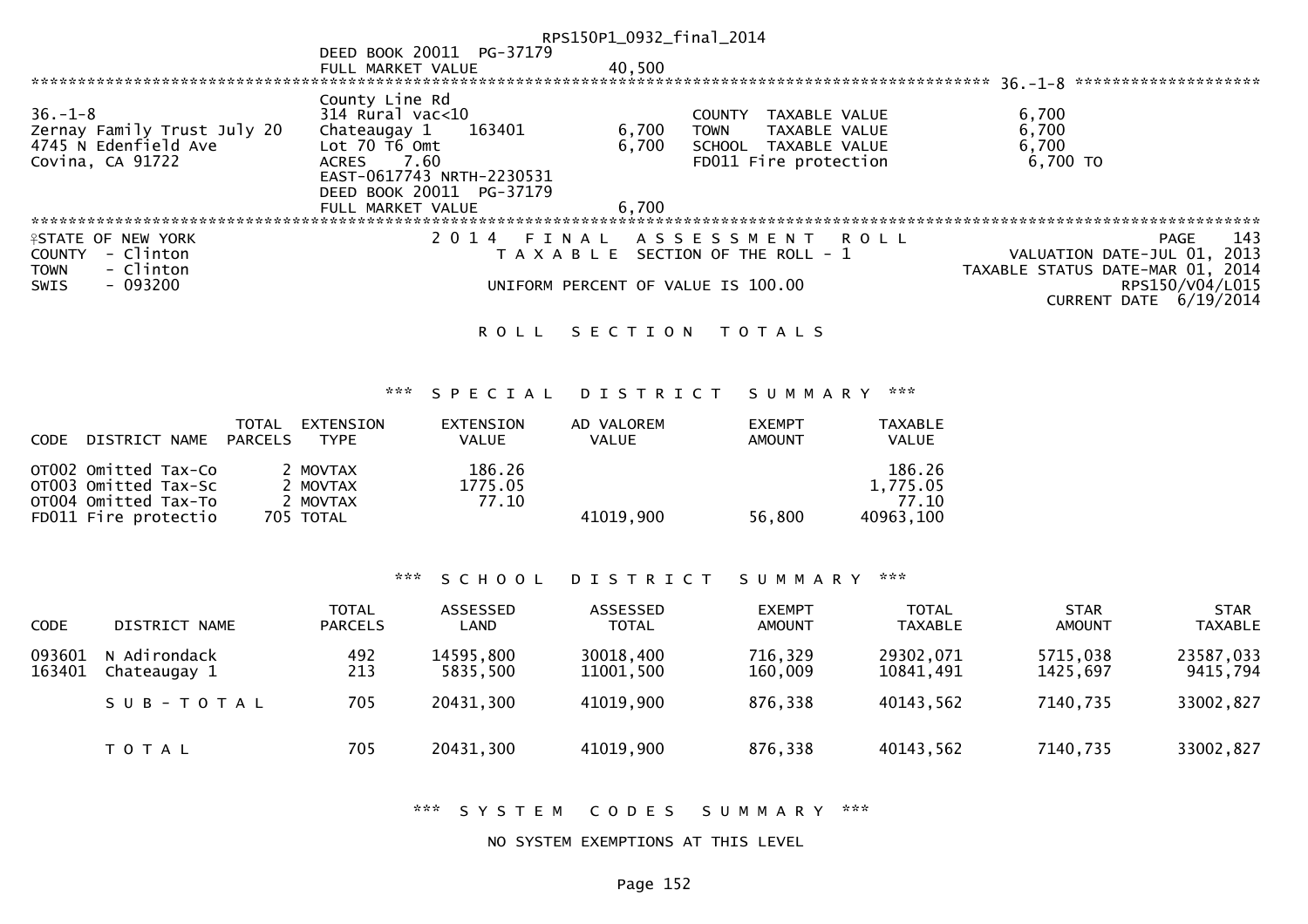DEED BOOK 20011 PG-37179
FULL MARKET VALUE 40,500

******************************************************************************************************* 36.-1-8 ********************

```
                                County Line Rd
36.-1-8                         314 Rural vac<10                            COUNTY  TAXABLE VALUE             6,700
Zernay Family Trust July 20     Chateaugay 1    163401        6,700         TOWN    TAXABLE VALUE             6,700
4745 N Edenfield Ave            Lot 70 T6 Omt                 6,700         SCHOOL  TAXABLE VALUE             6,700
Covina, CA 91722                ACRES    7.60                               FD011 Fire protection             6,700 TO
                                EAST-0617743 NRTH-2230531
                                DEED BOOK 20011  PG-37179
                                FULL MARKET VALUE             6,700
```

************************************************************************************************************************************

STATE OF NEW YORK
COUNTY - Clinton
TOWN - Clinton
SWIS - 093200

2014 FINAL ASSESSMENT ROLL
TAXABLE SECTION OF THE ROLL - 1
UNIFORM PERCENT OF VALUE IS 100.00

PAGE 143
VALUATION DATE-JUL 01, 2013
TAXABLE STATUS DATE-MAR 01, 2014
RPS150/V04/L015
CURRENT DATE 6/19/2014

## ROLL SECTION TOTALS

### *** SPECIAL DISTRICT SUMMARY ***

| CODE | DISTRICT NAME | TOTAL PARCELS | EXTENSION TYPE | EXTENSION VALUE | AD VALOREM VALUE | EXEMPT AMOUNT | TAXABLE VALUE |
|---|---|---|---|---|---|---|---|
| OT002 | Omitted Tax-Co | | 2 MOVTAX | 186.26 | | | 186.26 |
| OT003 | Omitted Tax-Sc | | 2 MOVTAX | 1775.05 | | | 1,775.05 |
| OT004 | Omitted Tax-To | | 2 MOVTAX | 77.10 | | | 77.10 |
| FD011 | Fire protectio | 705 | TOTAL | | 41019,900 | 56,800 | 40963,100 |

### *** SCHOOL DISTRICT SUMMARY ***

| CODE | DISTRICT NAME | TOTAL PARCELS | ASSESSED LAND | ASSESSED TOTAL | EXEMPT AMOUNT | TOTAL TAXABLE | STAR AMOUNT | STAR TAXABLE |
|---|---|---|---|---|---|---|---|---|
| 093601 | N Adirondack | 492 | 14595,800 | 30018,400 | 716,329 | 29302,071 | 5715,038 | 23587,033 |
| 163401 | Chateaugay 1 | 213 | 5835,500 | 11001,500 | 160,009 | 10841,491 | 1425,697 | 9415,794 |
| | SUB-TOTAL | 705 | 20431,300 | 41019,900 | 876,338 | 40143,562 | 7140,735 | 33002,827 |
| | TOTAL | 705 | 20431,300 | 41019,900 | 876,338 | 40143,562 | 7140,735 | 33002,827 |

### *** SYSTEM CODES SUMMARY ***

NO SYSTEM EXEMPTIONS AT THIS LEVEL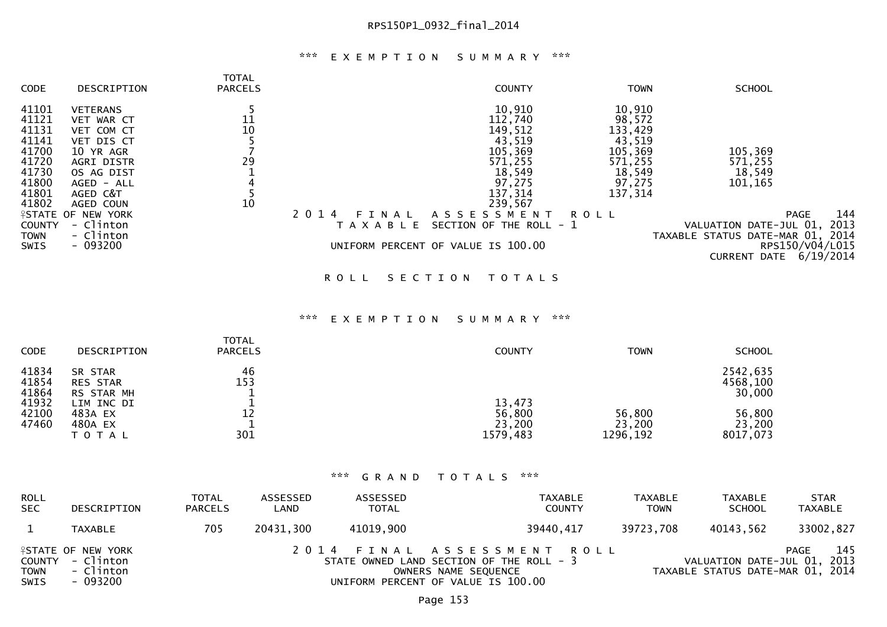RPS150P1_0932_final_2014

\*\*\* EXEMPTION SUMMARY \*\*\*

| CODE | DESCRIPTION | TOTAL PARCELS | COUNTY | TOWN | SCHOOL |
|---|---|---|---|---|---|
| 41101 | VETERANS | 5 | 10,910 | 10,910 | |
| 41121 | VET WAR CT | 11 | 112,740 | 98,572 | |
| 41131 | VET COM CT | 10 | 149,512 | 133,429 | |
| 41141 | VET DIS CT | 5 | 43,519 | 43,519 | |
| 41700 | 10 YR AGR | 7 | 105,369 | 105,369 | 105,369 |
| 41720 | AGRI DISTR | 29 | 571,255 | 571,255 | 571,255 |
| 41730 | OS AG DIST | 1 | 18,549 | 18,549 | 18,549 |
| 41800 | AGED - ALL | 4 | 97,275 | 97,275 | 101,165 |
| 41801 | AGED C&T | 5 | 137,314 | 137,314 | |
| 41802 | AGED COUN | 10 | 239,567 | | |

STATE OF NEW YORK — 2014 FINAL ASSESSMENT ROLL — PAGE 144
COUNTY - Clinton — TAXABLE SECTION OF THE ROLL - 1 — VALUATION DATE-JUL 01, 2013
TOWN - Clinton — TAXABLE STATUS DATE-MAR 01, 2014
SWIS - 093200 — UNIFORM PERCENT OF VALUE IS 100.00 — RPS150/V04/L015
CURRENT DATE 6/19/2014

ROLL SECTION TOTALS

\*\*\* EXEMPTION SUMMARY \*\*\*

| CODE | DESCRIPTION | TOTAL PARCELS | COUNTY | TOWN | SCHOOL |
|---|---|---|---|---|---|
| 41834 | SR STAR | 46 | | | 2542,635 |
| 41854 | RES STAR | 153 | | | 4568,100 |
| 41864 | RS STAR MH | 1 | | | 30,000 |
| 41932 | LIM INC DI | 1 | 13,473 | | |
| 42100 | 483A EX | 12 | 56,800 | 56,800 | 56,800 |
| 47460 | 480A EX | 1 | 23,200 | 23,200 | 23,200 |
| | T O T A L | 301 | 1579,483 | 1296,192 | 8017,073 |

\*\*\* GRAND TOTALS \*\*\*

| ROLL SEC | DESCRIPTION | TOTAL PARCELS | ASSESSED LAND | ASSESSED TOTAL | TAXABLE COUNTY | TAXABLE TOWN | TAXABLE SCHOOL | STAR TAXABLE |
|---|---|---|---|---|---|---|---|---|
| 1 | TAXABLE | 705 | 20431,300 | 41019,900 | 39440,417 | 39723,708 | 40143,562 | 33002,827 |

STATE OF NEW YORK — 2014 FINAL ASSESSMENT ROLL — PAGE 145
COUNTY - Clinton — STATE OWNED LAND SECTION OF THE ROLL - 3 — VALUATION DATE-JUL 01, 2013
TOWN - Clinton — OWNERS NAME SEQUENCE — TAXABLE STATUS DATE-MAR 01, 2014
SWIS - 093200 — UNIFORM PERCENT OF VALUE IS 100.00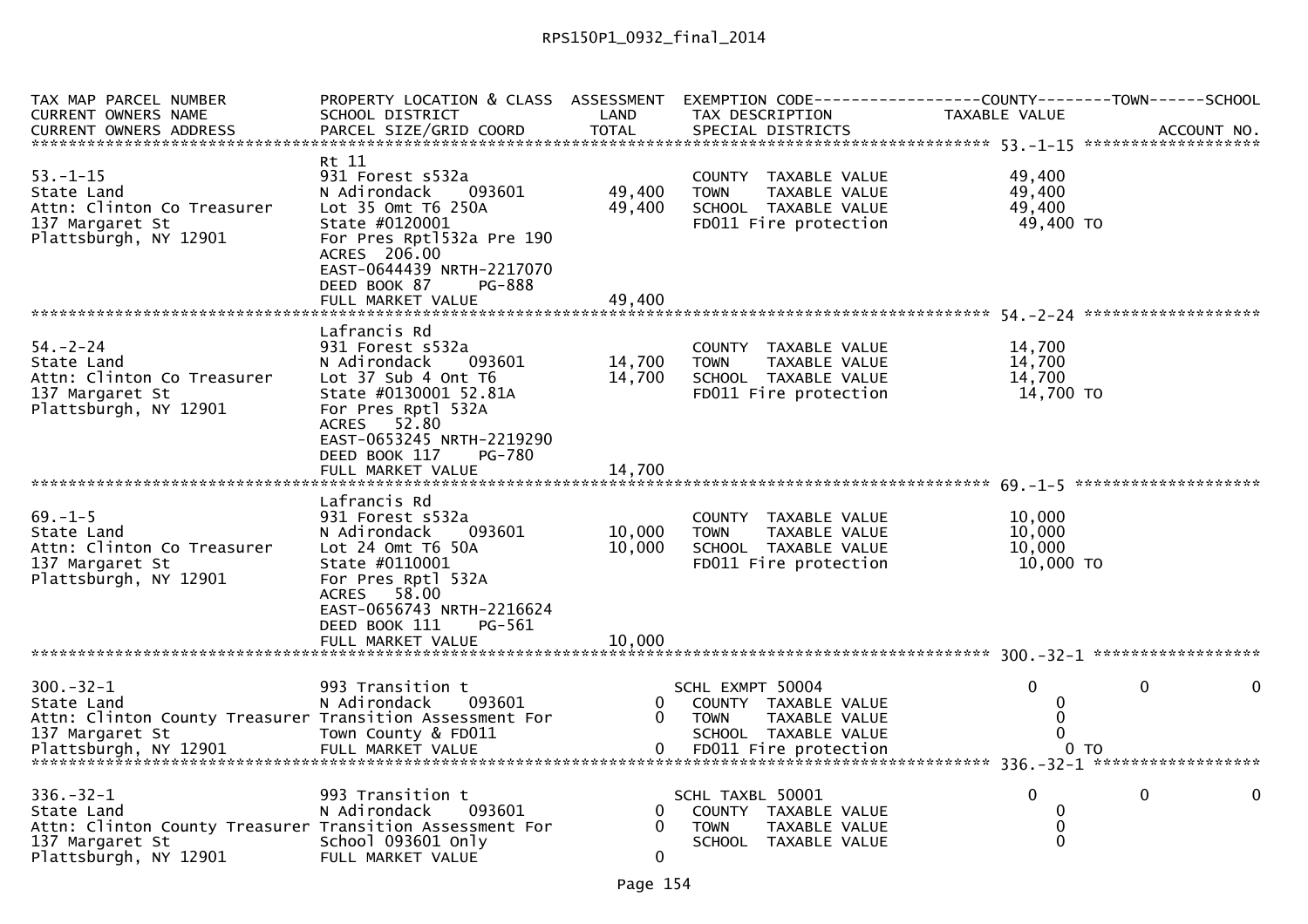RPS150P1_0932_final_2014

```
TAX MAP PARCEL NUMBER          PROPERTY LOCATION & CLASS  ASSESSMENT  EXEMPTION CODE------------------COUNTY--------TOWN------SCHOOL
CURRENT OWNERS NAME            SCHOOL DISTRICT               LAND      TAX DESCRIPTION            TAXABLE VALUE
CURRENT OWNERS ADDRESS         PARCEL SIZE/GRID COORD        TOTAL     SPECIAL DISTRICTS                                      ACCOUNT NO.
******************************************************************************************************* 53.-1-15 ******************
                               Rt 11
53.-1-15                       931 Forest s532a                         COUNTY  TAXABLE VALUE             49,400
State Land                     N Adirondack    093601       49,400      TOWN    TAXABLE VALUE             49,400
Attn: Clinton Co Treasurer     Lot 35 Omt T6 250A           49,400      SCHOOL  TAXABLE VALUE             49,400
137 Margaret St                State #0120001                           FD011 Fire protection              49,400 TO
Plattsburgh, NY 12901          For Pres Rptl532a Pre 190
                               ACRES  206.00
                               EAST-0644439 NRTH-2217070
                               DEED BOOK 87      PG-888
                               FULL MARKET VALUE            49,400
******************************************************************************************************* 54.-2-24 ******************
                               Lafrancis Rd
54.-2-24                       931 Forest s532a                         COUNTY  TAXABLE VALUE             14,700
State Land                     N Adirondack    093601       14,700      TOWN    TAXABLE VALUE             14,700
Attn: Clinton Co Treasurer     Lot 37 Sub 4 Ont T6          14,700      SCHOOL  TAXABLE VALUE             14,700
137 Margaret St                State #0130001 52.81A                    FD011 Fire protection              14,700 TO
Plattsburgh, NY 12901          For Pres Rptl 532A
                               ACRES   52.80
                               EAST-0653245 NRTH-2219290
                               DEED BOOK 117     PG-780
                               FULL MARKET VALUE            14,700
******************************************************************************************************* 69.-1-5 *******************
                               Lafrancis Rd
69.-1-5                        931 Forest s532a                         COUNTY  TAXABLE VALUE             10,000
State Land                     N Adirondack    093601       10,000      TOWN    TAXABLE VALUE             10,000
Attn: Clinton Co Treasurer     Lot 24 Omt T6 50A            10,000      SCHOOL  TAXABLE VALUE             10,000
137 Margaret St                State #0110001                           FD011 Fire protection              10,000 TO
Plattsburgh, NY 12901          For Pres Rptl 532A
                               ACRES   58.00
                               EAST-0656743 NRTH-2216624
                               DEED BOOK 111     PG-561
                               FULL MARKET VALUE            10,000
******************************************************************************************************* 300.-32-1 *****************

300.-32-1                      993 Transition t                        SCHL EXMPT 50004                   0             0           0
State Land                     N Adirondack    093601            0      COUNTY  TAXABLE VALUE                0
Attn: Clinton County Treasurer Transition Assessment For         0      TOWN    TAXABLE VALUE                0
137 Margaret St                Town County & FD011                      SCHOOL  TAXABLE VALUE                0
Plattsburgh, NY 12901          FULL MARKET VALUE                 0      FD011 Fire protection                0 TO
******************************************************************************************************* 336.-32-1 *****************

336.-32-1                      993 Transition t                        SCHL TAXBL 50001                   0             0           0
State Land                     N Adirondack    093601            0      COUNTY  TAXABLE VALUE                0
Attn: Clinton County Treasurer Transition Assessment For         0      TOWN    TAXABLE VALUE                0
137 Margaret St                School 093601 Only                       SCHOOL  TAXABLE VALUE                0
Plattsburgh, NY 12901          FULL MARKET VALUE                 0
```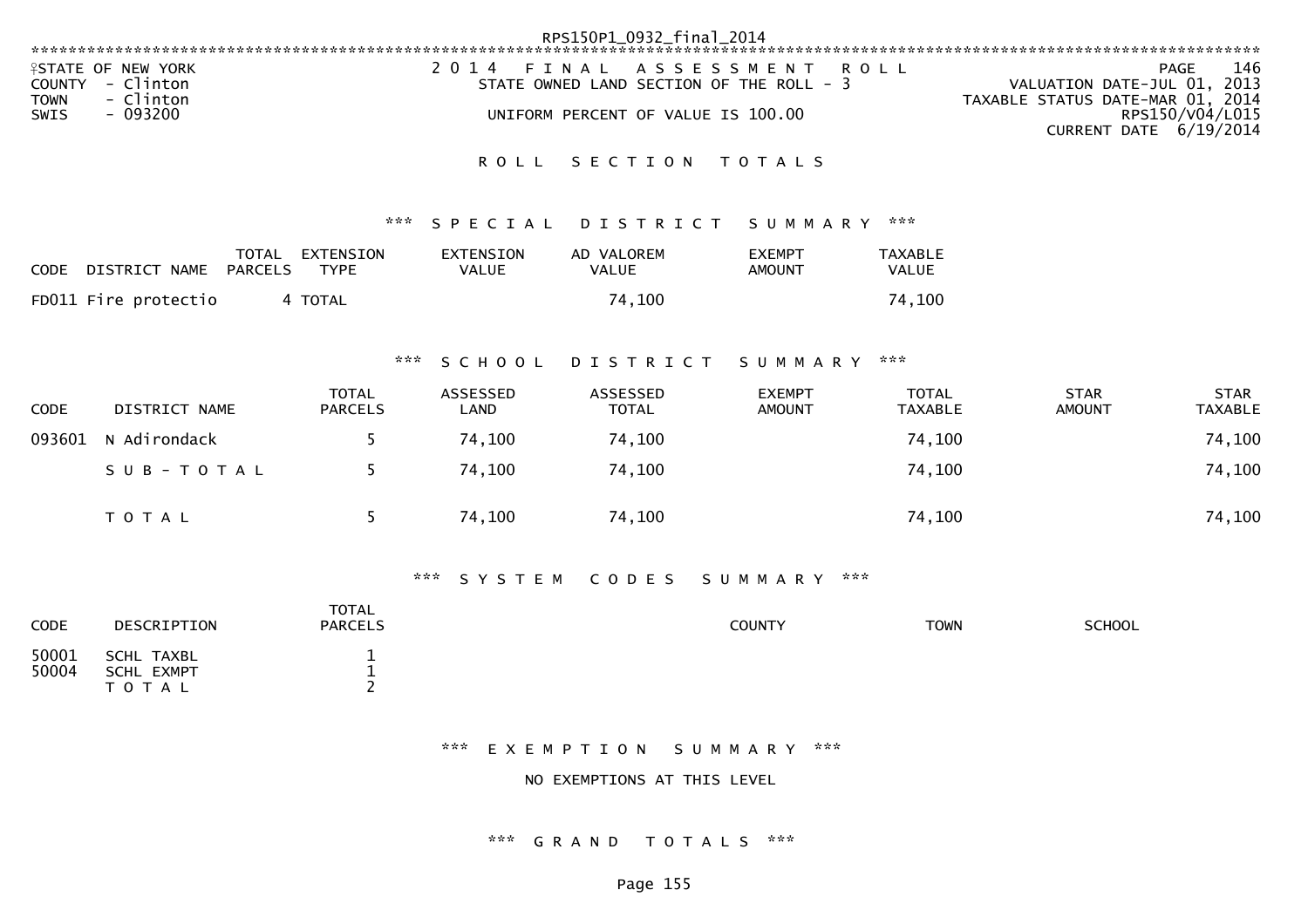STATE OF NEW YORK
COUNTY - Clinton
TOWN - Clinton
SWIS - 093200

2014 FINAL ASSESSMENT ROLL
STATE OWNED LAND SECTION OF THE ROLL - 3

UNIFORM PERCENT OF VALUE IS 100.00

PAGE 146
VALUATION DATE-JUL 01, 2013
TAXABLE STATUS DATE-MAR 01, 2014
RPS150/V04/L015
CURRENT DATE 6/19/2014

## ROLL SECTION TOTALS

### *** SPECIAL DISTRICT SUMMARY ***

| CODE | DISTRICT NAME | TOTAL PARCELS | EXTENSION TYPE | EXTENSION VALUE | AD VALOREM VALUE | EXEMPT AMOUNT | TAXABLE VALUE |
|---|---|---|---|---|---|---|---|
| FD011 | Fire protectio | 4 | TOTAL | | 74,100 | | 74,100 |

### *** SCHOOL DISTRICT SUMMARY ***

| CODE | DISTRICT NAME | TOTAL PARCELS | ASSESSED LAND | ASSESSED TOTAL | EXEMPT AMOUNT | TOTAL TAXABLE | STAR AMOUNT | STAR TAXABLE |
|---|---|---|---|---|---|---|---|---|
| 093601 | N Adirondack | 5 | 74,100 | 74,100 | | 74,100 | | 74,100 |
| | SUB-TOTAL | 5 | 74,100 | 74,100 | | 74,100 | | 74,100 |
| | TOTAL | 5 | 74,100 | 74,100 | | 74,100 | | 74,100 |

### *** SYSTEM CODES SUMMARY ***

| CODE | DESCRIPTION | TOTAL PARCELS | COUNTY | TOWN | SCHOOL |
|---|---|---|---|---|---|
| 50001 | SCHL TAXBL | 1 | | | |
| 50004 | SCHL EXMPT | 1 | | | |
| | TOTAL | 2 | | | |

### *** EXEMPTION SUMMARY ***

NO EXEMPTIONS AT THIS LEVEL

### *** GRAND TOTALS ***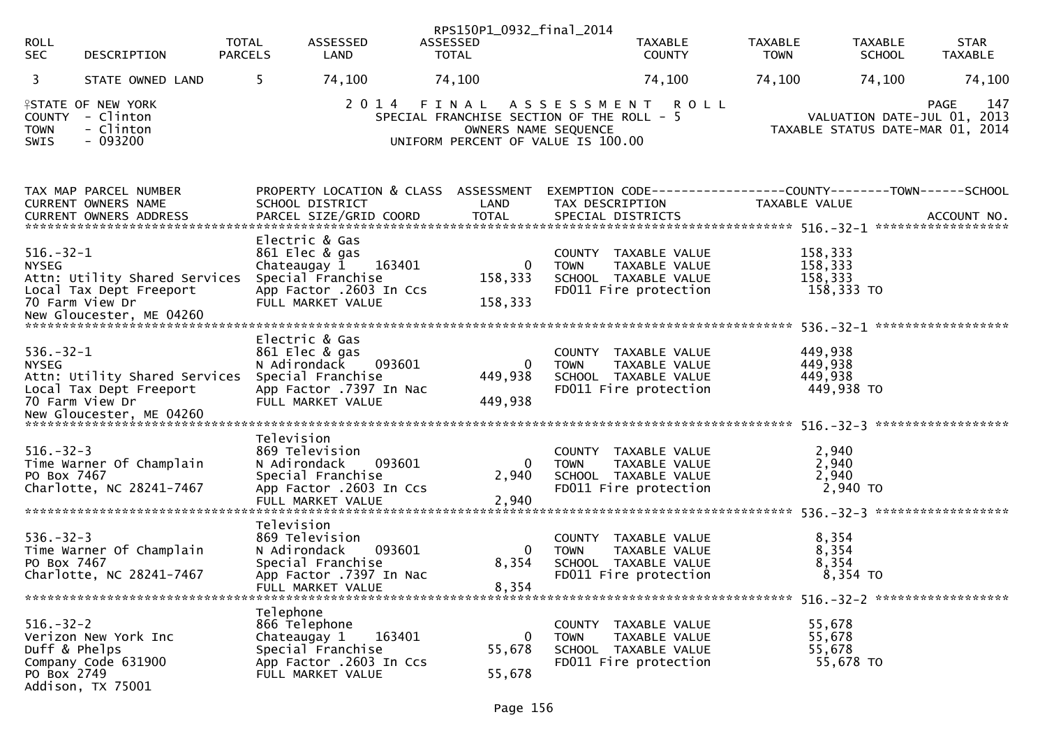RPS150P1_0932_final_2014

| ROLL SEC | DESCRIPTION | TOTAL PARCELS | ASSESSED LAND | ASSESSED TOTAL | TAXABLE COUNTY | TAXABLE TOWN | TAXABLE SCHOOL | STAR TAXABLE |
|---|---|---|---|---|---|---|---|---|
| 3 | STATE OWNED LAND | 5 | 74,100 | 74,100 | 74,100 | 74,100 | 74,100 | 74,100 |

STATE OF NEW YORK
COUNTY - Clinton
TOWN - Clinton
SWIS - 093200

2014 FINAL ASSESSMENT ROLL
SPECIAL FRANCHISE SECTION OF THE ROLL - 5
OWNERS NAME SEQUENCE
UNIFORM PERCENT OF VALUE IS 100.00

PAGE 147
VALUATION DATE-JUL 01, 2013
TAXABLE STATUS DATE-MAR 01, 2014

| TAX MAP PARCEL NUMBER / CURRENT OWNERS NAME / CURRENT OWNERS ADDRESS | PROPERTY LOCATION & CLASS / SCHOOL DISTRICT / PARCEL SIZE/GRID COORD | ASSESSMENT LAND / TOTAL | EXEMPTION CODE / TAX DESCRIPTION / SPECIAL DISTRICTS | TAXABLE VALUE (COUNTY / TOWN / SCHOOL) | ACCOUNT NO. |
|---|---|---|---|---|---|
| **516.-32-1** | Electric & Gas | | | | |
| 516.-32-1 | 861 Elec & gas | | COUNTY TAXABLE VALUE | 158,333 | |
| NYSEG | Chateaugay 1 163401 | 0 | TOWN TAXABLE VALUE | 158,333 | |
| Attn: Utility Shared Services | Special Franchise | 158,333 | SCHOOL TAXABLE VALUE | 158,333 | |
| Local Tax Dept Freeport | App Factor .2603 In Ccs | | FD011 Fire protection | 158,333 TO | |
| 70 Farm View Dr | FULL MARKET VALUE | 158,333 | | | |
| New Gloucester, ME 04260 | | | | | |
| **536.-32-1** | Electric & Gas | | | | |
| 536.-32-1 | 861 Elec & gas | | COUNTY TAXABLE VALUE | 449,938 | |
| NYSEG | N Adirondack 093601 | 0 | TOWN TAXABLE VALUE | 449,938 | |
| Attn: Utility Shared Services | Special Franchise | 449,938 | SCHOOL TAXABLE VALUE | 449,938 | |
| Local Tax Dept Freeport | App Factor .7397 In Nac | | FD011 Fire protection | 449,938 TO | |
| 70 Farm View Dr | FULL MARKET VALUE | 449,938 | | | |
| New Gloucester, ME 04260 | | | | | |
| **516.-32-3** | Television | | | | |
| 516.-32-3 | 869 Television | | COUNTY TAXABLE VALUE | 2,940 | |
| Time Warner Of Champlain | N Adirondack 093601 | 0 | TOWN TAXABLE VALUE | 2,940 | |
| PO Box 7467 | Special Franchise | 2,940 | SCHOOL TAXABLE VALUE | 2,940 | |
| Charlotte, NC 28241-7467 | App Factor .2603 In Ccs | | FD011 Fire protection | 2,940 TO | |
| | FULL MARKET VALUE | 2,940 | | | |
| **536.-32-3** | Television | | | | |
| 536.-32-3 | 869 Television | | COUNTY TAXABLE VALUE | 8,354 | |
| Time Warner Of Champlain | N Adirondack 093601 | 0 | TOWN TAXABLE VALUE | 8,354 | |
| PO Box 7467 | Special Franchise | 8,354 | SCHOOL TAXABLE VALUE | 8,354 | |
| Charlotte, NC 28241-7467 | App Factor .7397 In Nac | | FD011 Fire protection | 8,354 TO | |
| | FULL MARKET VALUE | 8,354 | | | |
| **516.-32-2** | Telephone | | | | |
| 516.-32-2 | 866 Telephone | | COUNTY TAXABLE VALUE | 55,678 | |
| Verizon New York Inc | Chateaugay 1 163401 | 0 | TOWN TAXABLE VALUE | 55,678 | |
| Duff & Phelps | Special Franchise | 55,678 | SCHOOL TAXABLE VALUE | 55,678 | |
| Company Code 631900 | App Factor .2603 In Ccs | | FD011 Fire protection | 55,678 TO | |
| PO Box 2749 | FULL MARKET VALUE | 55,678 | | | |
| Addison, TX 75001 | | | | | |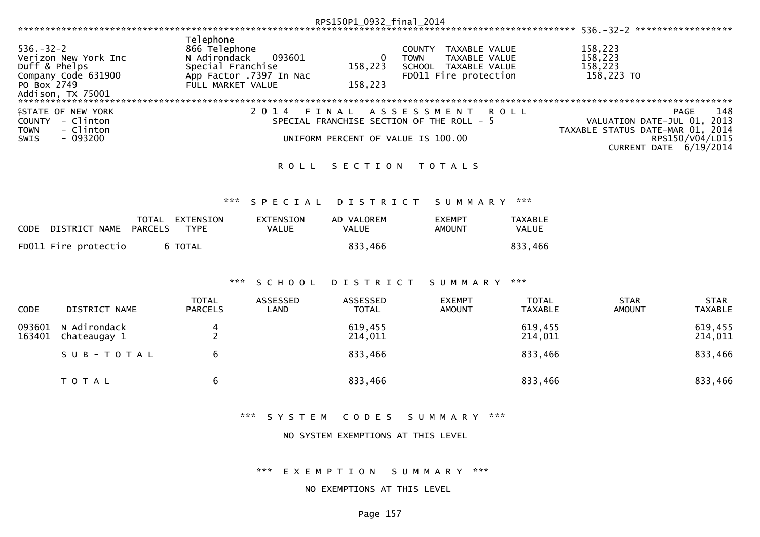536.-32-2

| | | | | |
|---|---|---|---|---|
| 536.-32-2 | Telephone<br>866 Telephone | | COUNTY TAXABLE VALUE | 158,223 |
| Verizon New York Inc | N Adirondack 093601 | 0 | TOWN TAXABLE VALUE | 158,223 |
| Duff & Phelps | Special Franchise | 158,223 | SCHOOL TAXABLE VALUE | 158,223 |
| Company Code 631900 | App Factor .7397 In Nac | | FD011 Fire protection | 158,223 TO |
| PO Box 2749 | FULL MARKET VALUE | 158,223 | | |
| Addison, TX 75001 | | | | |

STATE OF NEW YORK
COUNTY - Clinton
TOWN - Clinton
SWIS - 093200

2014 FINAL ASSESSMENT ROLL
SPECIAL FRANCHISE SECTION OF THE ROLL - 5
UNIFORM PERCENT OF VALUE IS 100.00

PAGE 148
VALUATION DATE-JUL 01, 2013
TAXABLE STATUS DATE-MAR 01, 2014
RPS150/V04/L015
CURRENT DATE 6/19/2014

# ROLL SECTION TOTALS

## *** SPECIAL DISTRICT SUMMARY ***

| CODE | DISTRICT NAME | TOTAL PARCELS | EXTENSION TYPE | EXTENSION VALUE | AD VALOREM VALUE | EXEMPT AMOUNT | TAXABLE VALUE |
|---|---|---|---|---|---|---|---|
| FD011 | Fire protectio | 6 | TOTAL | | 833,466 | | 833,466 |

## *** SCHOOL DISTRICT SUMMARY ***

| CODE | DISTRICT NAME | TOTAL PARCELS | ASSESSED LAND | ASSESSED TOTAL | EXEMPT AMOUNT | TOTAL TAXABLE | STAR AMOUNT | STAR TAXABLE |
|---|---|---|---|---|---|---|---|---|
| 093601 | N Adirondack | 4 | | 619,455 | | 619,455 | | 619,455 |
| 163401 | Chateaugay 1 | 2 | | 214,011 | | 214,011 | | 214,011 |
| | SUB-TOTAL | 6 | | 833,466 | | 833,466 | | 833,466 |
| | TOTAL | 6 | | 833,466 | | 833,466 | | 833,466 |

## *** SYSTEM CODES SUMMARY ***

NO SYSTEM EXEMPTIONS AT THIS LEVEL

## *** EXEMPTION SUMMARY ***

NO EXEMPTIONS AT THIS LEVEL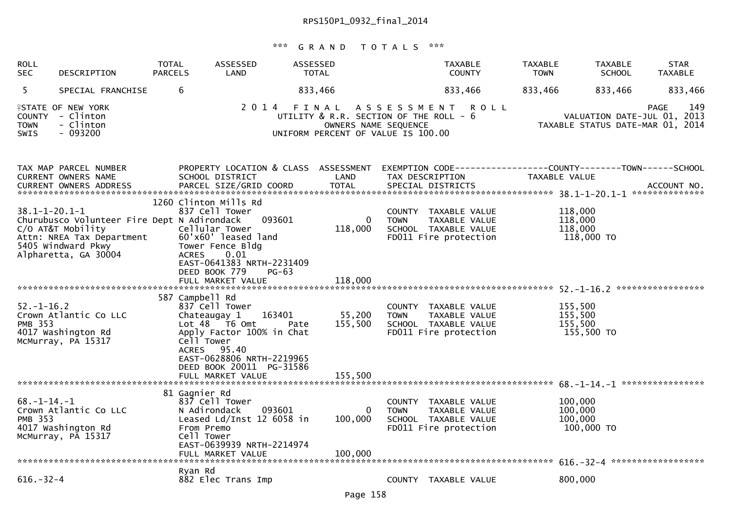RPS150P1_0932_final_2014

### *** GRAND TOTALS ***

| ROLL SEC | DESCRIPTION | TOTAL PARCELS | ASSESSED LAND | ASSESSED TOTAL | TAXABLE COUNTY | TAXABLE TOWN | TAXABLE SCHOOL | STAR TAXABLE |
|---|---|---|---|---|---|---|---|---|
| 5 | SPECIAL FRANCHISE | 6 | | 833,466 | 833,466 | 833,466 | 833,466 | 833,466 |

STATE OF NEW YORK — 2014 FINAL ASSESSMENT ROLL — PAGE 149
COUNTY - Clinton — UTILITY & R.R. SECTION OF THE ROLL - 6 — VALUATION DATE-JUL 01, 2013
TOWN - Clinton — OWNERS NAME SEQUENCE — TAXABLE STATUS DATE-MAR 01, 2014
SWIS - 093200 — UNIFORM PERCENT OF VALUE IS 100.00

| TAX MAP PARCEL NUMBER / CURRENT OWNERS NAME / CURRENT OWNERS ADDRESS | PROPERTY LOCATION & CLASS / SCHOOL DISTRICT / PARCEL SIZE/GRID COORD | ASSESSMENT LAND / TOTAL | EXEMPTION CODE / TAX DESCRIPTION / SPECIAL DISTRICTS | TAXABLE VALUE (COUNTY--TOWN--SCHOOL) | ACCOUNT NO. |
|---|---|---|---|---|---|
| **38.1-1-20.1-1** | 1260 Clinton Mills Rd | | | | |
| 38.1-1-20.1-1 | 837 Cell Tower | | COUNTY TAXABLE VALUE | 118,000 | |
| Churubusco Volunteer Fire Dept | N Adirondack 093601 | 0 | TOWN TAXABLE VALUE | 118,000 | |
| C/O AT&T Mobility | Cellular Tower | 118,000 | SCHOOL TAXABLE VALUE | 118,000 | |
| Attn: NREA Tax Department | 60'x60' leased land | | FD011 Fire protection | 118,000 TO | |
| 5405 Windward Pkwy | Tower Fence Bldg | | | | |
| Alpharetta, GA 30004 | ACRES 0.01 | | | | |
| | EAST-0641383 NRTH-2231409 | | | | |
| | DEED BOOK 779 PG-63 | | | | |
| | FULL MARKET VALUE | 118,000 | | | |
| **52.-1-16.2** | 587 Campbell Rd | | | | |
| 52.-1-16.2 | 837 Cell Tower | | COUNTY TAXABLE VALUE | 155,500 | |
| Crown Atlantic Co LLC | Chateaugay 1 163401 | 55,200 | TOWN TAXABLE VALUE | 155,500 | |
| PMB 353 | Lot 48 T6 Omt Pate | 155,500 | SCHOOL TAXABLE VALUE | 155,500 | |
| 4017 Washington Rd | Apply Factor 100% in Chat | | FD011 Fire protection | 155,500 TO | |
| McMurray, PA 15317 | Cell Tower | | | | |
| | ACRES 95.40 | | | | |
| | EAST-0628806 NRTH-2219965 | | | | |
| | DEED BOOK 20011 PG-31586 | | | | |
| | FULL MARKET VALUE | 155,500 | | | |
| **68.-1-14.-1** | 81 Gagnier Rd | | | | |
| 68.-1-14.-1 | 837 Cell Tower | | COUNTY TAXABLE VALUE | 100,000 | |
| Crown Atlantic Co LLC | N Adirondack 093601 | 0 | TOWN TAXABLE VALUE | 100,000 | |
| PMB 353 | Leased Ld/Inst 12 6058 in | 100,000 | SCHOOL TAXABLE VALUE | 100,000 | |
| 4017 Washington Rd | From Premo | | FD011 Fire protection | 100,000 TO | |
| McMurray, PA 15317 | Cell Tower | | | | |
| | EAST-0639939 NRTH-2214974 | | | | |
| | FULL MARKET VALUE | 100,000 | | | |
| **616.-32-4** | Ryan Rd | | | | |
| 616.-32-4 | 882 Elec Trans Imp | | COUNTY TAXABLE VALUE | 800,000 | |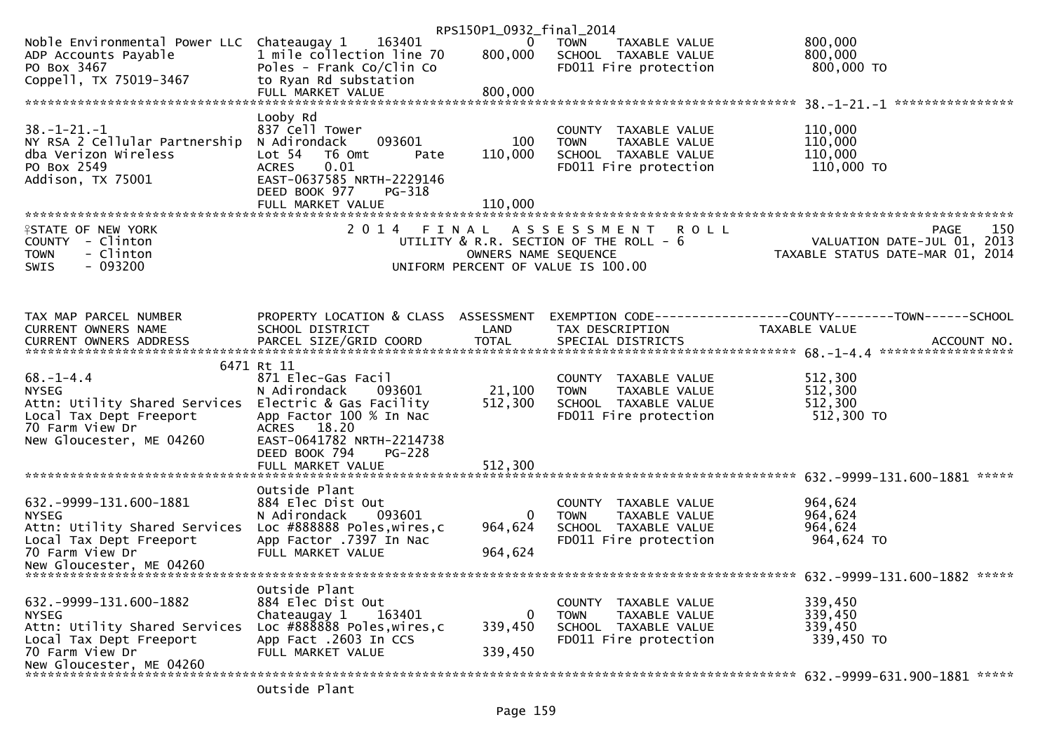Noble Environmental Power LLC  Chateaugay 1  163401  0  TOWN TAXABLE VALUE  800,000
ADP Accounts Payable  1 mile collection line 70  800,000  SCHOOL TAXABLE VALUE  800,000
PO Box 3467  Poles - Frank Co/Clin Co  FD011 Fire protection  800,000 TO
Coppell, TX 75019-3467  to Ryan Rd substation
FULL MARKET VALUE  800,000

******************************************************************************************** 38.-1-21.-1 ****************

| TAX MAP PARCEL NUMBER / CURRENT OWNERS NAME / CURRENT OWNERS ADDRESS | PROPERTY LOCATION & CLASS / SCHOOL DISTRICT / PARCEL SIZE/GRID COORD | ASSESSMENT LAND | ASSESSMENT TOTAL | EXEMPTION CODE / TAX DESCRIPTION / SPECIAL DISTRICTS | TAXABLE VALUE |
|---|---|---|---|---|---|
| 38.-1-21.-1 | Looby Rd | | | | |
| NY RSA 2 Cellular Partnership | 837 Cell Tower | | | COUNTY TAXABLE VALUE | 110,000 |
| dba Verizon Wireless | N Adirondack 093601 | 100 | | TOWN TAXABLE VALUE | 110,000 |
| PO Box 2549 | Lot 54 T6 Omt Pate | | 110,000 | SCHOOL TAXABLE VALUE | 110,000 |
| Addison, TX 75001 | ACRES 0.01 | | | FD011 Fire protection | 110,000 TO |
| | EAST-0637585 NRTH-2229146 | | | | |
| | DEED BOOK 977 PG-318 | | | | |
| | FULL MARKET VALUE | | 110,000 | | |

STATE OF NEW YORK
COUNTY - Clinton
TOWN - Clinton
SWIS - 093200

2014 FINAL ASSESSMENT ROLL
UTILITY & R.R. SECTION OF THE ROLL - 6
OWNERS NAME SEQUENCE
UNIFORM PERCENT OF VALUE IS 100.00

PAGE 150
VALUATION DATE-JUL 01, 2013
TAXABLE STATUS DATE-MAR 01, 2014

| TAX MAP PARCEL NUMBER / CURRENT OWNERS NAME / CURRENT OWNERS ADDRESS | PROPERTY LOCATION & CLASS / SCHOOL DISTRICT / PARCEL SIZE/GRID COORD | ASSESSMENT LAND | ASSESSMENT TOTAL | EXEMPTION CODE---COUNTY---TOWN---SCHOOL / TAX DESCRIPTION / SPECIAL DISTRICTS | TAXABLE VALUE / ACCOUNT NO. |
|---|---|---|---|---|---|
| 68.-1-4.4 | 6471 Rt 11 | | | | |
| NYSEG | 871 Elec-Gas Facil | | | COUNTY TAXABLE VALUE | 512,300 |
| Attn: Utility Shared Services | N Adirondack 093601 | 21,100 | | TOWN TAXABLE VALUE | 512,300 |
| Local Tax Dept Freeport | Electric & Gas Facility | | 512,300 | SCHOOL TAXABLE VALUE | 512,300 |
| 70 Farm View Dr | App Factor 100 % In Nac | | | FD011 Fire protection | 512,300 TO |
| New Gloucester, ME 04260 | ACRES 18.20 | | | | |
| | EAST-0641782 NRTH-2214738 | | | | |
| | DEED BOOK 794 PG-228 | | | | |
| | FULL MARKET VALUE | | 512,300 | | |
| 632.-9999-131.600-1881 | Outside Plant | | | | |
| NYSEG | 884 Elec Dist Out | | | COUNTY TAXABLE VALUE | 964,624 |
| Attn: Utility Shared Services | N Adirondack 093601 | 0 | | TOWN TAXABLE VALUE | 964,624 |
| Local Tax Dept Freeport | Loc #888888 Poles,wires,c | | 964,624 | SCHOOL TAXABLE VALUE | 964,624 |
| 70 Farm View Dr | App Factor .7397 In Nac | | | FD011 Fire protection | 964,624 TO |
| New Gloucester, ME 04260 | FULL MARKET VALUE | | 964,624 | | |
| 632.-9999-131.600-1882 | Outside Plant | | | | |
| NYSEG | 884 Elec Dist Out | | | COUNTY TAXABLE VALUE | 339,450 |
| Attn: Utility Shared Services | Chateaugay 1 163401 | 0 | | TOWN TAXABLE VALUE | 339,450 |
| Local Tax Dept Freeport | Loc #888888 Poles,wires,c | | 339,450 | SCHOOL TAXABLE VALUE | 339,450 |
| 70 Farm View Dr | App Fact .2603 In CCS | | | FD011 Fire protection | 339,450 TO |
| New Gloucester, ME 04260 | FULL MARKET VALUE | | 339,450 | | |
| 632.-9999-631.900-1881 | Outside Plant | | | | |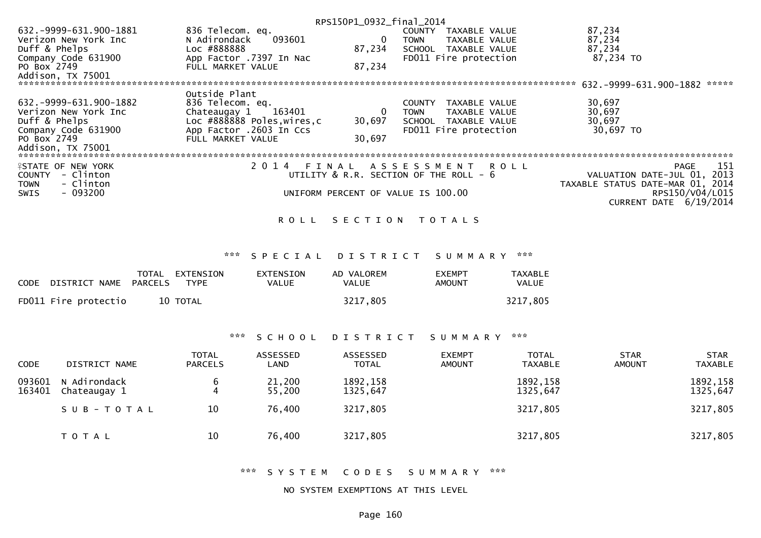632.-9999-631.900-1881 | 836 Telecom. eq. | | COUNTY TAXABLE VALUE | 87,234
Verizon New York Inc | N Adirondack 093601 | 0 | TOWN TAXABLE VALUE | 87,234
Duff & Phelps | Loc #888888 | 87,234 | SCHOOL TAXABLE VALUE | 87,234
Company Code 631900 | App Factor .7397 In Nac | | FD011 Fire protection | 87,234 TO
PO Box 2749 | FULL MARKET VALUE | 87,234
Addison, TX 75001

632.-9999-631.900-1882

632.-9999-631.900-1882 | Outside Plant
836 Telecom. eq. | | COUNTY TAXABLE VALUE | 30,697
Verizon New York Inc | Chateaugay 1 163401 | 0 | TOWN TAXABLE VALUE | 30,697
Duff & Phelps | Loc #888888 Poles,wires,c | 30,697 | SCHOOL TAXABLE VALUE | 30,697
Company Code 631900 | App Factor .2603 In Ccs | | FD011 Fire protection | 30,697 TO
PO Box 2749 | FULL MARKET VALUE | 30,697
Addison, TX 75001

STATE OF NEW YORK
COUNTY - Clinton
TOWN - Clinton
SWIS - 093200

2 0 1 4 F I N A L A S S E S S M E N T R O L L
UTILITY & R.R. SECTION OF THE ROLL - 6

UNIFORM PERCENT OF VALUE IS 100.00

PAGE 151
VALUATION DATE-JUL 01, 2013
TAXABLE STATUS DATE-MAR 01, 2014
RPS150/V04/L015
CURRENT DATE 6/19/2014

## R O L L S E C T I O N T O T A L S

### *** S P E C I A L D I S T R I C T S U M M A R Y ***

| CODE DISTRICT NAME | TOTAL PARCELS | EXTENSION TYPE | EXTENSION VALUE | AD VALOREM VALUE | EXEMPT AMOUNT | TAXABLE VALUE |
|---|---|---|---|---|---|---|
| FD011 Fire protectio | 10 | TOTAL | | 3217,805 | | 3217,805 |

### *** S C H O O L D I S T R I C T S U M M A R Y ***

| CODE | DISTRICT NAME | TOTAL PARCELS | ASSESSED LAND | ASSESSED TOTAL | EXEMPT AMOUNT | TOTAL TAXABLE | STAR AMOUNT | STAR TAXABLE |
|---|---|---|---|---|---|---|---|---|
| 093601 | N Adirondack | 6 | 21,200 | 1892,158 | | 1892,158 | | 1892,158 |
| 163401 | Chateaugay 1 | 4 | 55,200 | 1325,647 | | 1325,647 | | 1325,647 |
| | S U B - T O T A L | 10 | 76,400 | 3217,805 | | 3217,805 | | 3217,805 |
| | T O T A L | 10 | 76,400 | 3217,805 | | 3217,805 | | 3217,805 |

### *** S Y S T E M C O D E S S U M M A R Y ***

NO SYSTEM EXEMPTIONS AT THIS LEVEL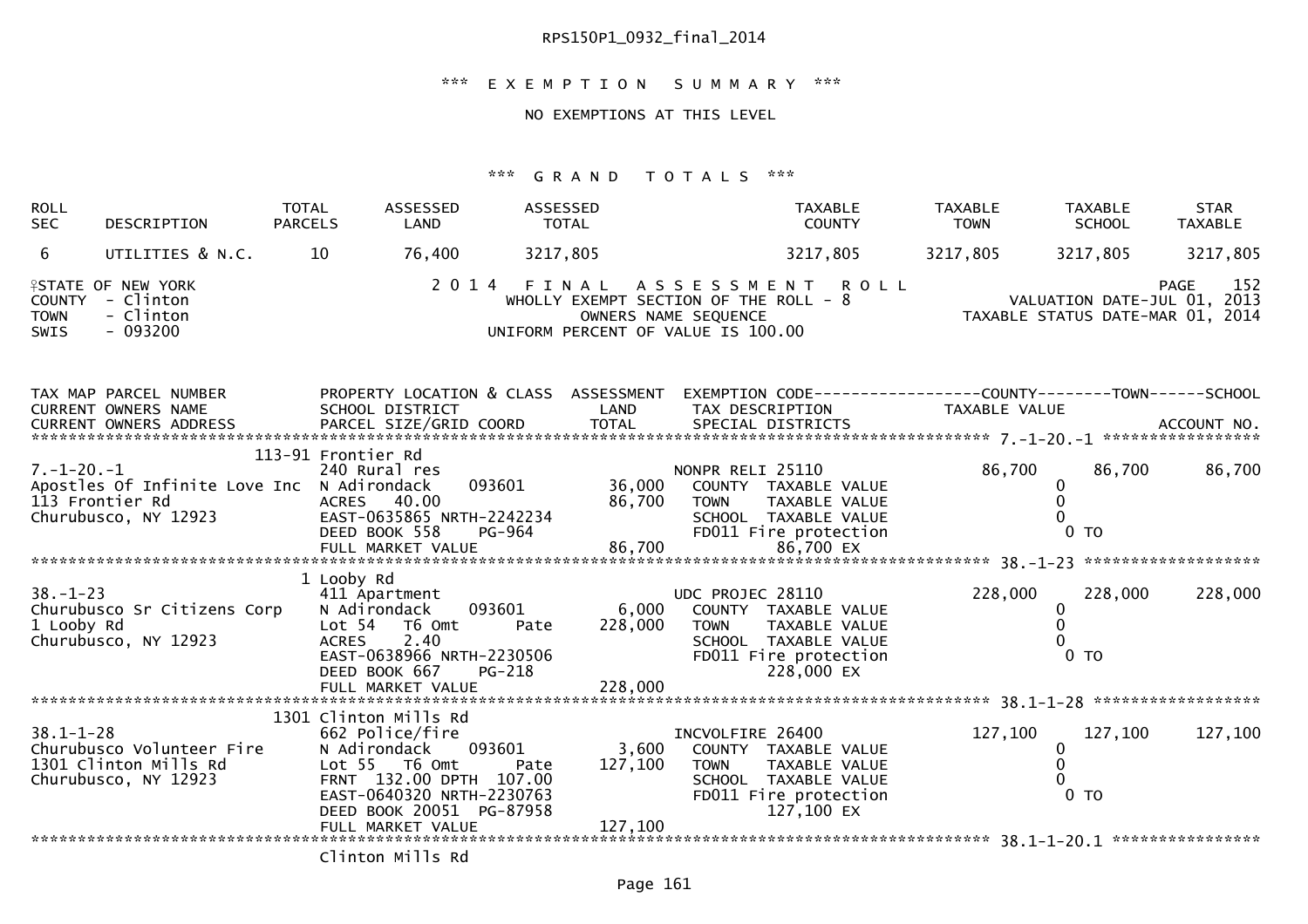RPS150P1_0932_final_2014

### *** EXEMPTION SUMMARY ***

NO EXEMPTIONS AT THIS LEVEL

### *** GRAND TOTALS ***

| ROLL SEC | DESCRIPTION | TOTAL PARCELS | ASSESSED LAND | ASSESSED TOTAL | TAXABLE COUNTY | TAXABLE TOWN | TAXABLE SCHOOL | STAR TAXABLE |
|---|---|---|---|---|---|---|---|---|
| 6 | UTILITIES & N.C. | 10 | 76,400 | 3217,805 | 3217,805 | 3217,805 | 3217,805 | 3217,805 |

STATE OF NEW YORK
COUNTY - Clinton
TOWN - Clinton
SWIS - 093200

2014 FINAL ASSESSMENT ROLL
WHOLLY EXEMPT SECTION OF THE ROLL - 8
OWNERS NAME SEQUENCE
UNIFORM PERCENT OF VALUE IS 100.00

PAGE 152
VALUATION DATE-JUL 01, 2013
TAXABLE STATUS DATE-MAR 01, 2014

```
TAX MAP PARCEL NUMBER          PROPERTY LOCATION & CLASS  ASSESSMENT  EXEMPTION CODE------------------COUNTY--------TOWN------SCHOOL
CURRENT OWNERS NAME            SCHOOL DISTRICT               LAND      TAX DESCRIPTION             TAXABLE VALUE
CURRENT OWNERS ADDRESS         PARCEL SIZE/GRID COORD        TOTAL     SPECIAL DISTRICTS                                  ACCOUNT NO.
******************************************************************************************************* 7.-1-20.-1 *****************
                          113-91 Frontier Rd
7.-1-20.-1                     240 Rural res                           NONPR RELI 25110              86,700       86,700       86,700
Apostles Of Infinite Love Inc  N Adirondack      093601        36,000    COUNTY  TAXABLE VALUE            0
113 Frontier Rd                ACRES   40.00                   86,700    TOWN    TAXABLE VALUE            0
Churubusco, NY 12923           EAST-0635865 NRTH-2242234                 SCHOOL  TAXABLE VALUE            0
                               DEED BOOK 558    PG-964                   FD011 Fire protection              0 TO
                               FULL MARKET VALUE               86,700           86,700 EX
******************************************************************************************************* 38.-1-23 ******************
                          1 Looby Rd
38.-1-23                       411 Apartment                           UDC PROJEC 28110             228,000      228,000      228,000
Churubusco Sr Citizens Corp    N Adirondack      093601         6,000    COUNTY  TAXABLE VALUE            0
1 Looby Rd                     Lot 54   T6 Omt      Pate      228,000    TOWN    TAXABLE VALUE            0
Churubusco, NY 12923           ACRES    2.40                             SCHOOL  TAXABLE VALUE            0
                               EAST-0638966 NRTH-2230506                 FD011 Fire protection              0 TO
                               DEED BOOK 667    PG-218                          228,000 EX
                               FULL MARKET VALUE              228,000
******************************************************************************************************* 38.1-1-28 *****************
                          1301 Clinton Mills Rd
38.1-1-28                      662 Police/fire                         INCVOLFIRE 26400             127,100      127,100      127,100
Churubusco Volunteer Fire      N Adirondack      093601         3,600    COUNTY  TAXABLE VALUE            0
1301 Clinton Mills Rd          Lot 55   T6 Omt      Pate      127,100    TOWN    TAXABLE VALUE            0
Churubusco, NY 12923           FRNT 132.00 DPTH 107.00                   SCHOOL  TAXABLE VALUE            0
                               EAST-0640320 NRTH-2230763                 FD011 Fire protection              0 TO
                               DEED BOOK 20051  PG-87958                        127,100 EX
                               FULL MARKET VALUE              127,100
******************************************************************************************************* 38.1-1-20.1 ****************
                               Clinton Mills Rd
```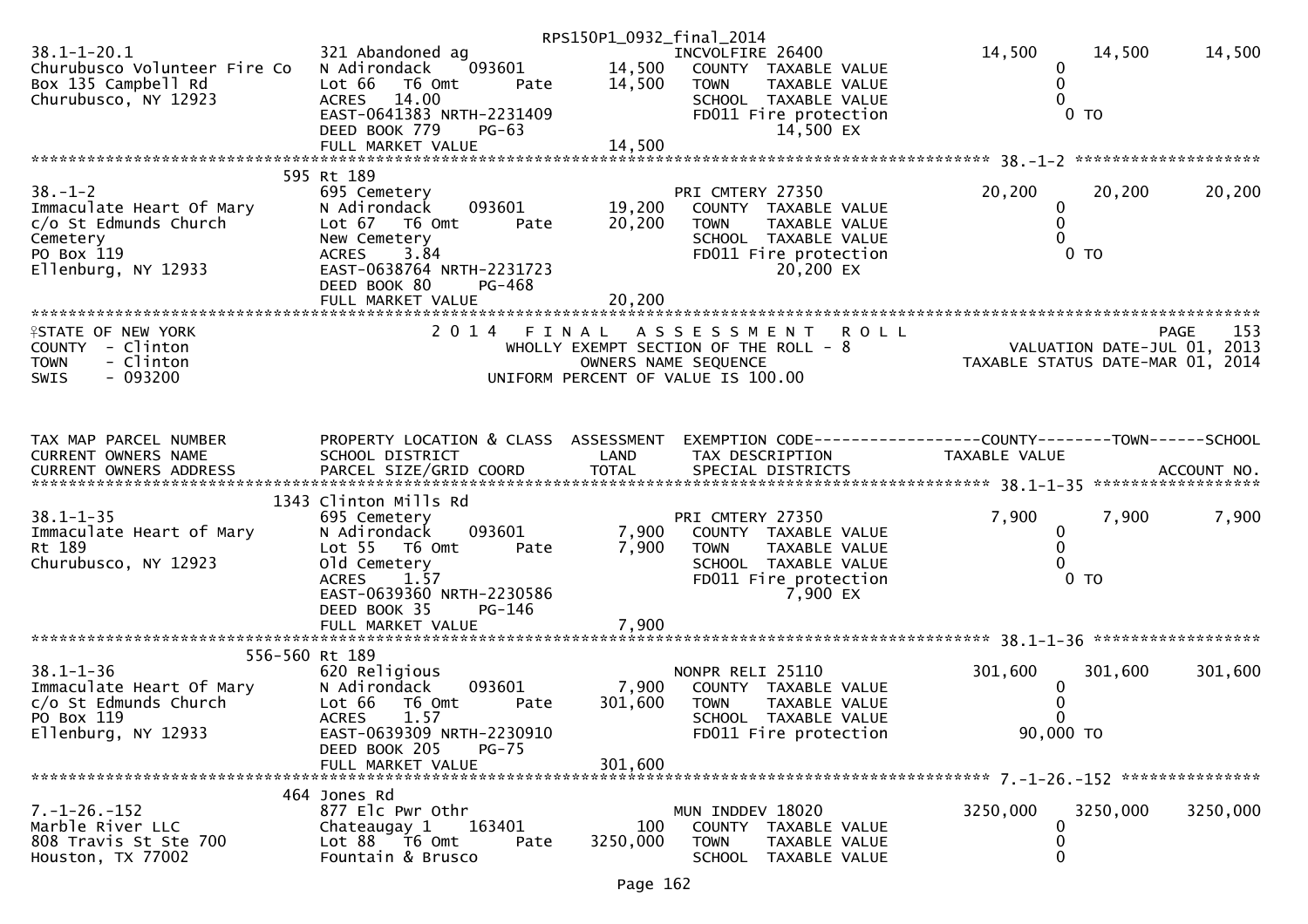| TAX MAP PARCEL NUMBER / CURRENT OWNERS NAME / CURRENT OWNERS ADDRESS | PROPERTY LOCATION & CLASS / SCHOOL DISTRICT / PARCEL SIZE/GRID COORD | ASSESSMENT LAND | TOTAL | EXEMPTION CODE / TAX DESCRIPTION / SPECIAL DISTRICTS | COUNTY TAXABLE VALUE | TOWN | SCHOOL |
|---|---|---|---|---|---|---|---|
| 38.1-1-20.1 | 321 Abandoned ag | | | INCVOLFIRE 26400 | 14,500 | 14,500 | 14,500 |
| Churubusco Volunteer Fire Co | N Adirondack 093601 | 14,500 | | COUNTY TAXABLE VALUE | 0 | | |
| Box 135 Campbell Rd | Lot 66 T6 Omt Pate | | 14,500 | TOWN TAXABLE VALUE | 0 | | |
| Churubusco, NY 12923 | ACRES 14.00 | | | SCHOOL TAXABLE VALUE | 0 | | |
| | EAST-0641383 NRTH-2231409 | | | FD011 Fire protection | 0 TO | | |
| | DEED BOOK 779 PG-63 | | | 14,500 EX | | | |
| | FULL MARKET VALUE | | 14,500 | | | | |
| 595 Rt 189 | | | | | | | |
| 38.-1-2 | 695 Cemetery | | | PRI CMTERY 27350 | 20,200 | 20,200 | 20,200 |
| Immaculate Heart Of Mary | N Adirondack 093601 | 19,200 | | COUNTY TAXABLE VALUE | 0 | | |
| c/o St Edmunds Church | Lot 67 T6 Omt Pate | | 20,200 | TOWN TAXABLE VALUE | 0 | | |
| Cemetery | New Cemetery | | | SCHOOL TAXABLE VALUE | 0 | | |
| PO Box 119 | ACRES 3.84 | | | FD011 Fire protection | 0 TO | | |
| Ellenburg, NY 12933 | EAST-0638764 NRTH-2231723 | | | 20,200 EX | | | |
| | DEED BOOK 80 PG-468 | | | | | | |
| | FULL MARKET VALUE | | 20,200 | | | | |

STATE OF NEW YORK
COUNTY - Clinton
TOWN - Clinton
SWIS - 093200

2014 FINAL ASSESSMENT ROLL
WHOLLY EXEMPT SECTION OF THE ROLL - 8
OWNERS NAME SEQUENCE
UNIFORM PERCENT OF VALUE IS 100.00

PAGE 153
VALUATION DATE-JUL 01, 2013
TAXABLE STATUS DATE-MAR 01, 2014

| TAX MAP PARCEL NUMBER / CURRENT OWNERS NAME / CURRENT OWNERS ADDRESS | PROPERTY LOCATION & CLASS / SCHOOL DISTRICT / PARCEL SIZE/GRID COORD | ASSESSMENT LAND | TOTAL | EXEMPTION CODE / TAX DESCRIPTION / SPECIAL DISTRICTS | COUNTY TAXABLE VALUE | TOWN | SCHOOL / ACCOUNT NO. |
|---|---|---|---|---|---|---|---|
| 1343 Clinton Mills Rd | | | | | | | |
| 38.1-1-35 | 695 Cemetery | | | PRI CMTERY 27350 | 7,900 | 7,900 | 7,900 |
| Immaculate Heart of Mary | N Adirondack 093601 | 7,900 | | COUNTY TAXABLE VALUE | 0 | | |
| Rt 189 | Lot 55 T6 Omt Pate | | 7,900 | TOWN TAXABLE VALUE | 0 | | |
| Churubusco, NY 12923 | Old Cemetery | | | SCHOOL TAXABLE VALUE | 0 | | |
| | ACRES 1.57 | | | FD011 Fire protection | 0 TO | | |
| | EAST-0639360 NRTH-2230586 | | | 7,900 EX | | | |
| | DEED BOOK 35 PG-146 | | | | | | |
| | FULL MARKET VALUE | | 7,900 | | | | |
| 556-560 Rt 189 | | | | | | | |
| 38.1-1-36 | 620 Religious | | | NONPR RELI 25110 | 301,600 | 301,600 | 301,600 |
| Immaculate Heart Of Mary | N Adirondack 093601 | 7,900 | | COUNTY TAXABLE VALUE | 0 | | |
| c/o St Edmunds Church | Lot 66 T6 Omt Pate | | 301,600 | TOWN TAXABLE VALUE | 0 | | |
| PO Box 119 | ACRES 1.57 | | | SCHOOL TAXABLE VALUE | 0 | | |
| Ellenburg, NY 12933 | EAST-0639309 NRTH-2230910 | | | FD011 Fire protection | 90,000 TO | | |
| | DEED BOOK 205 PG-75 | | | | | | |
| | FULL MARKET VALUE | | 301,600 | | | | |
| 464 Jones Rd | | | | | | | |
| 7.-1-26.-152 | 877 Elc Pwr Othr | | | MUN INDDEV 18020 | 3250,000 | 3250,000 | 3250,000 |
| Marble River LLC | Chateaugay 1 163401 | 100 | | COUNTY TAXABLE VALUE | 0 | | |
| 808 Travis St Ste 700 | Lot 88 T6 Omt Pate | | 3250,000 | TOWN TAXABLE VALUE | 0 | | |
| Houston, TX 77002 | Fountain & Brusco | | | SCHOOL TAXABLE VALUE | 0 | | |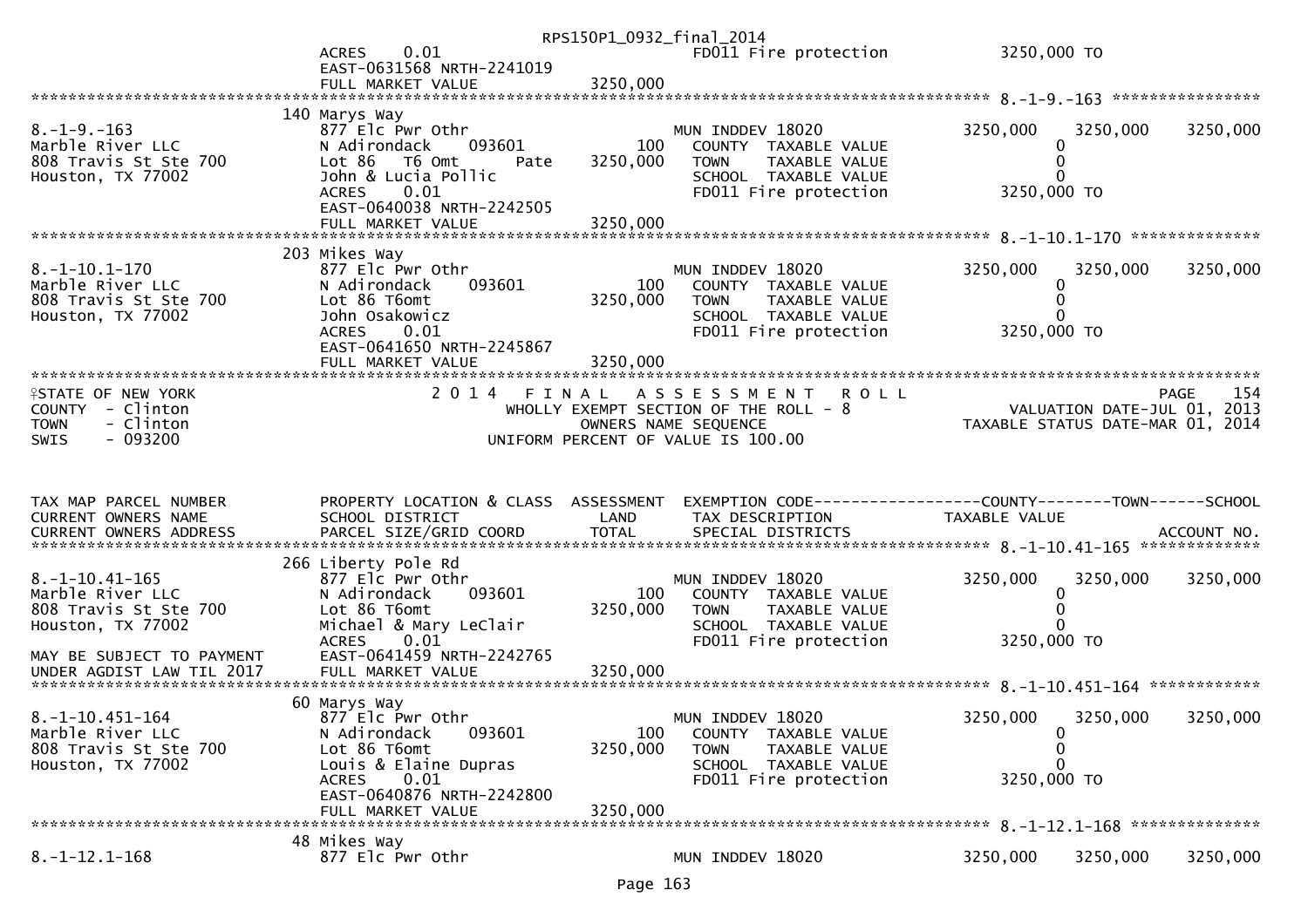```
                                                   RPS150P1_0932_final_2014
                                ACRES     0.01                                FD011 Fire protection            3250,000 TO
                                EAST-0631568 NRTH-2241019
                                FULL MARKET VALUE              3250,000
******************************************************************************************************* 8.-1-9.-163 ****************
                                140 Marys Way
8.-1-9.-163                     877 Elc Pwr Othr                              MUN INDDEV 18020                 3250,000    3250,000     3250,000
Marble River LLC                N Adirondack       093601            100      COUNTY  TAXABLE VALUE                   0
808 Travis St Ste 700           Lot 86   T6 Omt        Pate     3250,000      TOWN     TAXABLE VALUE                  0
Houston, TX 77002               John & Lucia Pollic                           SCHOOL  TAXABLE VALUE                   0
                                ACRES     0.01                                FD011 Fire protection            3250,000 TO
                                EAST-0640038 NRTH-2242505
                                FULL MARKET VALUE              3250,000
******************************************************************************************************* 8.-1-10.1-170 **************
                                203 Mikes Way
8.-1-10.1-170                   877 Elc Pwr Othr                              MUN INDDEV 18020                 3250,000    3250,000     3250,000
Marble River LLC                N Adirondack       093601            100      COUNTY  TAXABLE VALUE                   0
808 Travis St Ste 700           Lot 86 T6omt                    3250,000      TOWN     TAXABLE VALUE                  0
Houston, TX 77002               John Osakowicz                                SCHOOL  TAXABLE VALUE                   0
                                ACRES     0.01                                FD011 Fire protection            3250,000 TO
                                EAST-0641650 NRTH-2245867
                                FULL MARKET VALUE              3250,000
************************************************************************************************************************************
STATE OF NEW YORK                        2 0 1 4   F I N A L   A S S E S S M E N T   R O L L                                PAGE   154
COUNTY  - Clinton                             WHOLLY EXEMPT SECTION OF THE ROLL - 8                        VALUATION DATE-JUL 01, 2013
TOWN    - Clinton                                  OWNERS NAME SEQUENCE                              TAXABLE STATUS DATE-MAR 01, 2014
SWIS    - 093200                             UNIFORM PERCENT OF VALUE IS 100.00


TAX MAP PARCEL NUMBER           PROPERTY LOCATION & CLASS  ASSESSMENT  EXEMPTION CODE------------------COUNTY--------TOWN------SCHOOL
CURRENT OWNERS NAME             SCHOOL DISTRICT               LAND      TAX DESCRIPTION                TAXABLE VALUE
CURRENT OWNERS ADDRESS          PARCEL SIZE/GRID COORD        TOTAL     SPECIAL DISTRICTS                                   ACCOUNT NO.
******************************************************************************************************* 8.-1-10.41-165 *************
                                266 Liberty Pole Rd
8.-1-10.41-165                  877 Elc Pwr Othr                              MUN INDDEV 18020                 3250,000    3250,000     3250,000
Marble River LLC                N Adirondack       093601            100      COUNTY  TAXABLE VALUE                   0
808 Travis St Ste 700           Lot 86 T6omt                    3250,000      TOWN     TAXABLE VALUE                  0
Houston, TX 77002               Michael & Mary LeClair                        SCHOOL  TAXABLE VALUE                   0
                                ACRES     0.01                                FD011 Fire protection            3250,000 TO
MAY BE SUBJECT TO PAYMENT       EAST-0641459 NRTH-2242765
UNDER AGDIST LAW TIL 2017       FULL MARKET VALUE              3250,000
******************************************************************************************************* 8.-1-10.451-164 ************
                                60 Marys Way
8.-1-10.451-164                 877 Elc Pwr Othr                              MUN INDDEV 18020                 3250,000    3250,000     3250,000
Marble River LLC                N Adirondack       093601            100      COUNTY  TAXABLE VALUE                   0
808 Travis St Ste 700           Lot 86 T6omt                    3250,000      TOWN     TAXABLE VALUE                  0
Houston, TX 77002               Louis & Elaine Dupras                         SCHOOL  TAXABLE VALUE                   0
                                ACRES     0.01                                FD011 Fire protection            3250,000 TO
                                EAST-0640876 NRTH-2242800
                                FULL MARKET VALUE              3250,000
******************************************************************************************************* 8.-1-12.1-168 **************
                                48 Mikes Way
8.-1-12.1-168                   877 Elc Pwr Othr                              MUN INDDEV 18020                 3250,000    3250,000     3250,000
```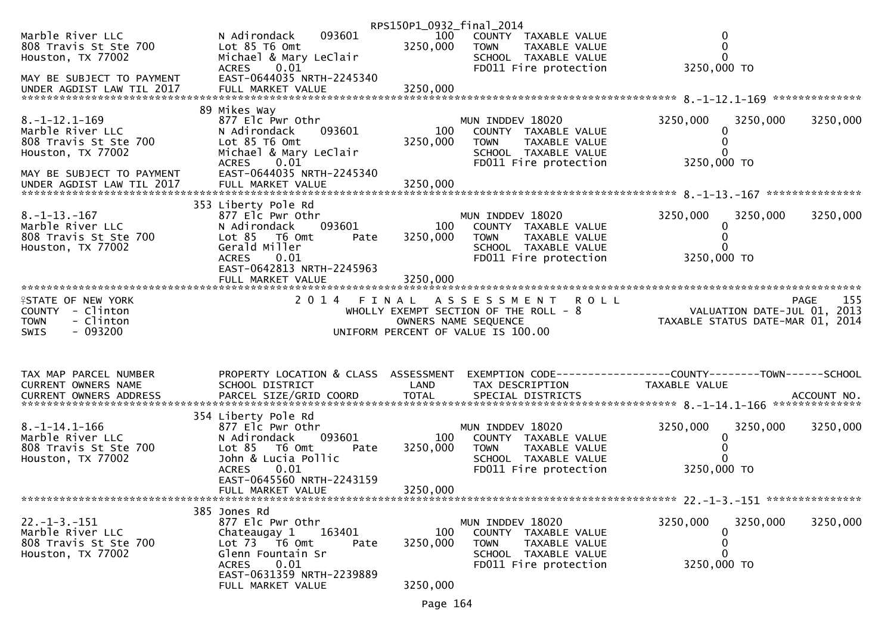```
                                                              RPS150P1_0932_final_2014
Marble River LLC               N Adirondack     093601           100   COUNTY  TAXABLE VALUE                  0
808 Travis St Ste 700          Lot 85 T6 Omt                 3250,000   TOWN    TAXABLE VALUE                  0
Houston, TX 77002              Michael & Mary LeClair                  SCHOOL  TAXABLE VALUE                  0
                               ACRES     0.01                          FD011 Fire protection           3250,000 TO
MAY BE SUBJECT TO PAYMENT      EAST-0644035 NRTH-2245340
UNDER AGDIST LAW TIL 2017      FULL MARKET VALUE             3250,000
******************************************************************************************************* 8.-1-12.1-169 **************
                               89 Mikes Way
8.-1-12.1-169                  877 Elc Pwr Othr                         MUN INDDEV 18020               3250,000    3250,000    3250,000
Marble River LLC               N Adirondack     093601           100   COUNTY  TAXABLE VALUE                  0
808 Travis St Ste 700          Lot 85 T6 Omt                 3250,000   TOWN    TAXABLE VALUE                  0
Houston, TX 77002              Michael & Mary LeClair                  SCHOOL  TAXABLE VALUE                  0
                               ACRES     0.01                          FD011 Fire protection           3250,000 TO
MAY BE SUBJECT TO PAYMENT      EAST-0644035 NRTH-2245340
UNDER AGDIST LAW TIL 2017      FULL MARKET VALUE             3250,000
******************************************************************************************************* 8.-1-13.-167 ***************
                               353 Liberty Pole Rd
8.-1-13.-167                   877 Elc Pwr Othr                         MUN INDDEV 18020               3250,000    3250,000    3250,000
Marble River LLC               N Adirondack     093601           100   COUNTY  TAXABLE VALUE                  0
808 Travis St Ste 700          Lot 85   T6 Omt        Pate   3250,000   TOWN    TAXABLE VALUE                  0
Houston, TX 77002              Gerald Miller                            SCHOOL  TAXABLE VALUE                  0
                               ACRES     0.01                          FD011 Fire protection           3250,000 TO
                               EAST-0642813 NRTH-2245963
                               FULL MARKET VALUE             3250,000
************************************************************************************************************************************
STATE OF NEW YORK                    2 0 1 4   F I N A L   A S S E S S M E N T   R O L L                                  PAGE    155
COUNTY  - Clinton                         WHOLLY EXEMPT SECTION OF THE ROLL - 8                       VALUATION DATE-JUL 01, 2013
TOWN    - Clinton                                OWNERS NAME SEQUENCE                              TAXABLE STATUS DATE-MAR 01, 2014
SWIS    - 093200                          UNIFORM PERCENT OF VALUE IS 100.00


TAX MAP PARCEL NUMBER          PROPERTY LOCATION & CLASS  ASSESSMENT  EXEMPTION CODE------------------COUNTY--------TOWN------SCHOOL
CURRENT OWNERS NAME            SCHOOL DISTRICT                LAND     TAX DESCRIPTION              TAXABLE VALUE
CURRENT OWNERS ADDRESS         PARCEL SIZE/GRID COORD         TOTAL    SPECIAL DISTRICTS                                  ACCOUNT NO.
******************************************************************************************************* 8.-1-14.1-166 **************
                               354 Liberty Pole Rd
8.-1-14.1-166                  877 Elc Pwr Othr                         MUN INDDEV 18020               3250,000    3250,000    3250,000
Marble River LLC               N Adirondack     093601           100   COUNTY  TAXABLE VALUE                  0
808 Travis St Ste 700          Lot 85   T6 Omt        Pate   3250,000   TOWN    TAXABLE VALUE                  0
Houston, TX 77002              John & Lucia Pollic                      SCHOOL  TAXABLE VALUE                  0
                               ACRES     0.01                          FD011 Fire protection           3250,000 TO
                               EAST-0645560 NRTH-2243159
                               FULL MARKET VALUE             3250,000
******************************************************************************************************* 22.-1-3.-151 ***************
                               385 Jones Rd
22.-1-3.-151                   877 Elc Pwr Othr                         MUN INDDEV 18020               3250,000    3250,000    3250,000
Marble River LLC               Chateaugay 1     163401           100   COUNTY  TAXABLE VALUE                  0
808 Travis St Ste 700          Lot 73   T6 Omt        Pate   3250,000   TOWN    TAXABLE VALUE                  0
Houston, TX 77002              Glenn Fountain Sr                        SCHOOL  TAXABLE VALUE                  0
                               ACRES     0.01                          FD011 Fire protection           3250,000 TO
                               EAST-0631359 NRTH-2239889
                               FULL MARKET VALUE             3250,000
```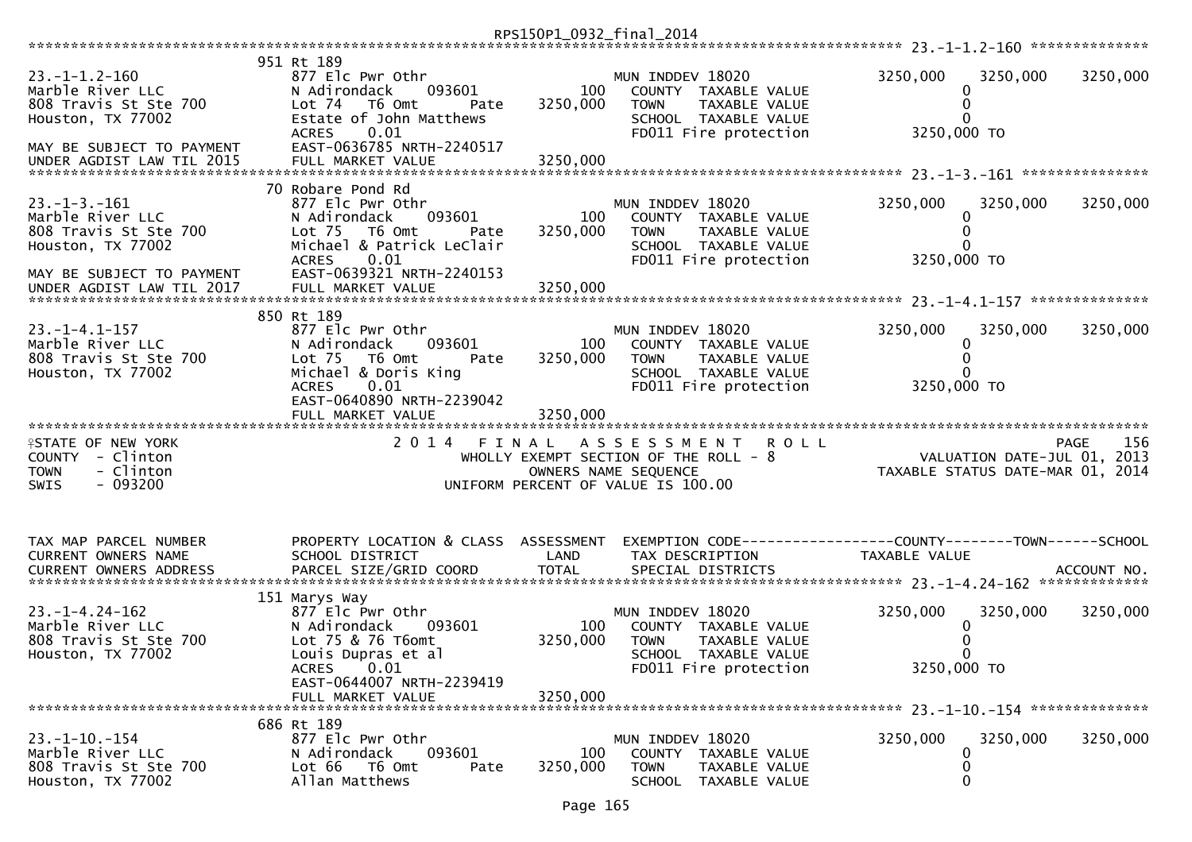```
RPS150P1_0932_final_2014
*********************************************************************************************** 23.-1-1.2-160 **************
                          951 Rt 189
23.-1-1.2-160             877 Elc Pwr Othr                      MUN INDDEV 18020              3250,000    3250,000    3250,000
Marble River LLC          N Adirondack    093601          100     COUNTY  TAXABLE VALUE            0
808 Travis St Ste 700     Lot 74   T6 Omt       Pate   3250,000   TOWN    TAXABLE VALUE            0
Houston, TX 77002         Estate of John Matthews                 SCHOOL  TAXABLE VALUE            0
                          ACRES     0.01                          FD011 Fire protection       3250,000 TO
MAY BE SUBJECT TO PAYMENT EAST-0636785 NRTH-2240517
UNDER AGDIST LAW TIL 2015 FULL MARKET VALUE            3250,000
*********************************************************************************************** 23.-1-3.-161 ***************
                          70 Robare Pond Rd
23.-1-3.-161              877 Elc Pwr Othr                      MUN INDDEV 18020              3250,000    3250,000    3250,000
Marble River LLC          N Adirondack    093601          100     COUNTY  TAXABLE VALUE            0
808 Travis St Ste 700     Lot 75   T6 Omt       Pate   3250,000   TOWN    TAXABLE VALUE            0
Houston, TX 77002         Michael & Patrick LeClair               SCHOOL  TAXABLE VALUE            0
                          ACRES     0.01                          FD011 Fire protection       3250,000 TO
MAY BE SUBJECT TO PAYMENT EAST-0639321 NRTH-2240153
UNDER AGDIST LAW TIL 2017 FULL MARKET VALUE            3250,000
*********************************************************************************************** 23.-1-4.1-157 **************
                          850 Rt 189
23.-1-4.1-157             877 Elc Pwr Othr                      MUN INDDEV 18020              3250,000    3250,000    3250,000
Marble River LLC          N Adirondack    093601          100     COUNTY  TAXABLE VALUE            0
808 Travis St Ste 700     Lot 75   T6 Omt       Pate   3250,000   TOWN    TAXABLE VALUE            0
Houston, TX 77002         Michael & Doris King                    SCHOOL  TAXABLE VALUE            0
                          ACRES     0.01                          FD011 Fire protection       3250,000 TO
                          EAST-0640890 NRTH-2239042
                          FULL MARKET VALUE            3250,000
****************************************************************************************************************************
STATE OF NEW YORK                 2 0 1 4   F I N A L   A S S E S S M E N T   R O L L                              PAGE    156
COUNTY  - Clinton                        WHOLLY EXEMPT SECTION OF THE ROLL - 8                   VALUATION DATE-JUL 01, 2013
TOWN    - Clinton                               OWNERS NAME SEQUENCE                        TAXABLE STATUS DATE-MAR 01, 2014
SWIS    - 093200                         UNIFORM PERCENT OF VALUE IS 100.00


TAX MAP PARCEL NUMBER     PROPERTY LOCATION & CLASS  ASSESSMENT  EXEMPTION CODE------------------COUNTY--------TOWN------SCHOOL
CURRENT OWNERS NAME       SCHOOL DISTRICT               LAND      TAX DESCRIPTION             TAXABLE VALUE
CURRENT OWNERS ADDRESS    PARCEL SIZE/GRID COORD       TOTAL      SPECIAL DISTRICTS                                  ACCOUNT NO.
*********************************************************************************************** 23.-1-4.24-162 *************
                          151 Marys Way
23.-1-4.24-162            877 Elc Pwr Othr                      MUN INDDEV 18020              3250,000    3250,000    3250,000
Marble River LLC          N Adirondack    093601          100     COUNTY  TAXABLE VALUE            0
808 Travis St Ste 700     Lot 75 & 76 T6omt            3250,000   TOWN    TAXABLE VALUE            0
Houston, TX 77002         Louis Dupras et al                      SCHOOL  TAXABLE VALUE            0
                          ACRES     0.01                          FD011 Fire protection       3250,000 TO
                          EAST-0644007 NRTH-2239419
                          FULL MARKET VALUE            3250,000
*********************************************************************************************** 23.-1-10.-154 **************
                          686 Rt 189
23.-1-10.-154             877 Elc Pwr Othr                      MUN INDDEV 18020              3250,000    3250,000    3250,000
Marble River LLC          N Adirondack    093601          100     COUNTY  TAXABLE VALUE            0
808 Travis St Ste 700     Lot 66   T6 Omt       Pate   3250,000   TOWN    TAXABLE VALUE            0
Houston, TX 77002         Allan Matthews                          SCHOOL  TAXABLE VALUE            0
```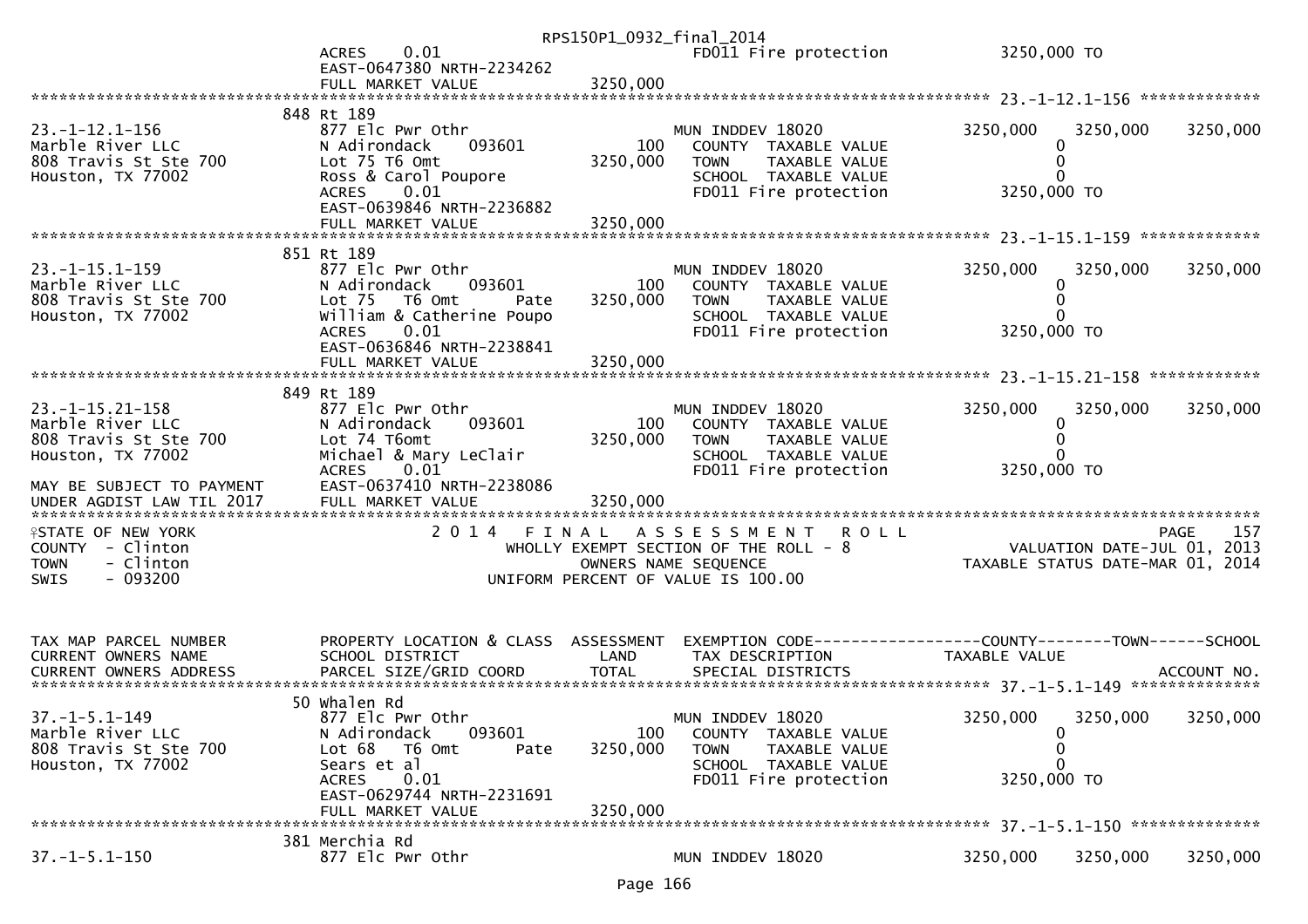```
                                                      RPS150P1_0932_final_2014
                                ACRES     0.01                                      FD011 Fire protection             3250,000 TO
                                EAST-0647380 NRTH-2234262
                                FULL MARKET VALUE             3250,000
*********************************************************************************************************** 23.-1-12.1-156 *************
                              848 Rt 189
23.-1-12.1-156                  877 Elc Pwr Othr                          MUN INDDEV 18020               3250,000    3250,000     3250,000
Marble River LLC                N Adirondack      093601           100      COUNTY  TAXABLE VALUE                 0
808 Travis St Ste 700           Lot 75 T6 Omt                 3250,000      TOWN    TAXABLE VALUE                 0
Houston, TX 77002               Ross & Carol Poupore                        SCHOOL  TAXABLE VALUE                 0
                                ACRES     0.01                              FD011 Fire protection             3250,000 TO
                                EAST-0639846 NRTH-2236882
                                FULL MARKET VALUE             3250,000
*********************************************************************************************************** 23.-1-15.1-159 *************
                              851 Rt 189
23.-1-15.1-159                  877 Elc Pwr Othr                          MUN INDDEV 18020               3250,000    3250,000     3250,000
Marble River LLC                N Adirondack      093601           100      COUNTY  TAXABLE VALUE                 0
808 Travis St Ste 700           Lot 75   T6 Omt        Pate   3250,000      TOWN    TAXABLE VALUE                 0
Houston, TX 77002               William & Catherine Poupo                   SCHOOL  TAXABLE VALUE                 0
                                ACRES     0.01                              FD011 Fire protection             3250,000 TO
                                EAST-0636846 NRTH-2238841
                                FULL MARKET VALUE             3250,000
*********************************************************************************************************** 23.-1-15.21-158 ************
                              849 Rt 189
23.-1-15.21-158                 877 Elc Pwr Othr                          MUN INDDEV 18020               3250,000    3250,000     3250,000
Marble River LLC                N Adirondack      093601           100      COUNTY  TAXABLE VALUE                 0
808 Travis St Ste 700           Lot 74 T6omt                  3250,000      TOWN    TAXABLE VALUE                 0
Houston, TX 77002               Michael & Mary LeClair                      SCHOOL  TAXABLE VALUE                 0
                                ACRES     0.01                              FD011 Fire protection             3250,000 TO
MAY BE SUBJECT TO PAYMENT       EAST-0637410 NRTH-2238086
UNDER AGDIST LAW TIL 2017       FULL MARKET VALUE             3250,000
****************************************************************************************************************************************
STATE OF NEW YORK                       2 0 1 4   F I N A L   A S S E S S M E N T   R O L L                                PAGE     157
COUNTY  - Clinton                              WHOLLY EXEMPT SECTION OF THE ROLL - 8                          VALUATION DATE-JUL 01, 2013
TOWN    - Clinton                                     OWNERS NAME SEQUENCE                                TAXABLE STATUS DATE-MAR 01, 2014
SWIS    - 093200                                UNIFORM PERCENT OF VALUE IS 100.00


TAX MAP PARCEL NUMBER           PROPERTY LOCATION & CLASS  ASSESSMENT  EXEMPTION CODE------------------COUNTY--------TOWN------SCHOOL
CURRENT OWNERS NAME             SCHOOL DISTRICT               LAND      TAX DESCRIPTION                  TAXABLE VALUE
CURRENT OWNERS ADDRESS          PARCEL SIZE/GRID COORD        TOTAL     SPECIAL DISTRICTS                                        ACCOUNT NO.
*********************************************************************************************************** 37.-1-5.1-149 **************
                              50 Whalen Rd
37.-1-5.1-149                   877 Elc Pwr Othr                          MUN INDDEV 18020               3250,000    3250,000     3250,000
Marble River LLC                N Adirondack      093601           100      COUNTY  TAXABLE VALUE                 0
808 Travis St Ste 700           Lot 68   T6 Omt        Pate   3250,000      TOWN    TAXABLE VALUE                 0
Houston, TX 77002               Sears et al                                 SCHOOL  TAXABLE VALUE                 0
                                ACRES     0.01                              FD011 Fire protection             3250,000 TO
                                EAST-0629744 NRTH-2231691
                                FULL MARKET VALUE             3250,000
*********************************************************************************************************** 37.-1-5.1-150 **************
                              381 Merchia Rd
37.-1-5.1-150                   877 Elc Pwr Othr                          MUN INDDEV 18020               3250,000    3250,000     3250,000
```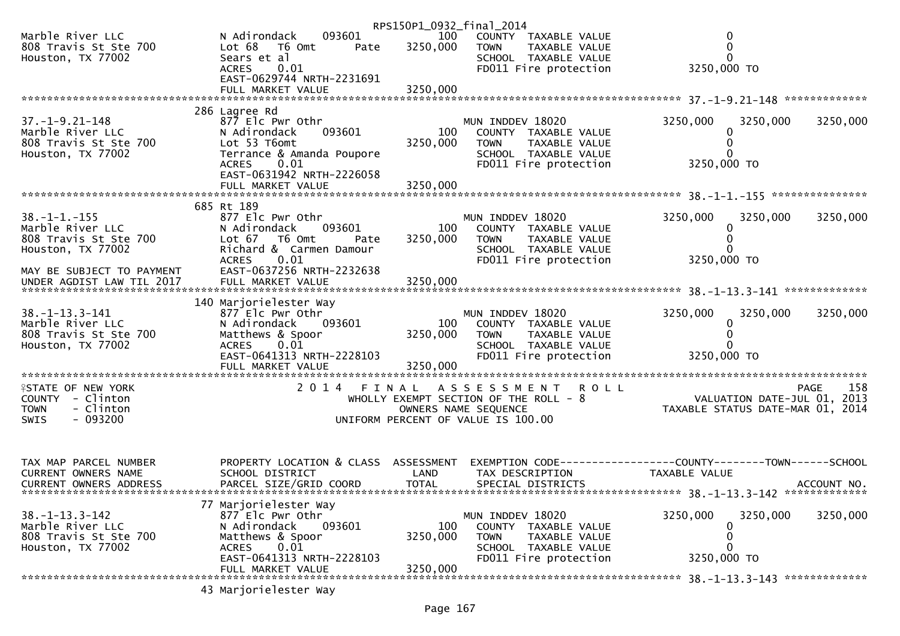RPS150P1_0932_final_2014

```
Marble River LLC              N Adirondack     093601          100   COUNTY  TAXABLE VALUE                   0
808 Travis St Ste 700         Lot 68   T6 Omt      Pate   3250,000   TOWN    TAXABLE VALUE                   0
Houston, TX 77002             Sears et al                            SCHOOL  TAXABLE VALUE                   0
                              ACRES     0.01                         FD011 Fire protection           3250,000 TO
                              EAST-0629744 NRTH-2231691
                              FULL MARKET VALUE           3250,000
******************************************************************************************************* 37.-1-9.21-148 *************
                              286 Lagree Rd
37.-1-9.21-148                877 Elc Pwr Othr                       MUN INDDEV 18020             3250,000    3250,000    3250,000
Marble River LLC              N Adirondack     093601          100   COUNTY  TAXABLE VALUE                   0
808 Travis St Ste 700         Lot 53 T6omt                3250,000   TOWN    TAXABLE VALUE                   0
Houston, TX 77002             Terrance & Amanda Poupore              SCHOOL  TAXABLE VALUE                   0
                              ACRES     0.01                         FD011 Fire protection           3250,000 TO
                              EAST-0631942 NRTH-2226058
                              FULL MARKET VALUE           3250,000
******************************************************************************************************* 38.-1-1.-155 ***************
                              685 Rt 189
38.-1-1.-155                  877 Elc Pwr Othr                       MUN INDDEV 18020             3250,000    3250,000    3250,000
Marble River LLC              N Adirondack     093601          100   COUNTY  TAXABLE VALUE                   0
808 Travis St Ste 700         Lot 67   T6 Omt      Pate   3250,000   TOWN    TAXABLE VALUE                   0
Houston, TX 77002             Richard &  Carmen Damour               SCHOOL  TAXABLE VALUE                   0
                              ACRES     0.01                         FD011 Fire protection           3250,000 TO
MAY BE SUBJECT TO PAYMENT     EAST-0637256 NRTH-2232638
UNDER AGDIST LAW TIL 2017     FULL MARKET VALUE           3250,000
******************************************************************************************************* 38.-1-13.3-141 *************
                              140 Marjorielester Way
38.-1-13.3-141                877 Elc Pwr Othr                       MUN INDDEV 18020             3250,000    3250,000    3250,000
Marble River LLC              N Adirondack     093601          100   COUNTY  TAXABLE VALUE                   0
808 Travis St Ste 700         Matthews & Spoor            3250,000   TOWN    TAXABLE VALUE                   0
Houston, TX 77002             ACRES     0.01                         SCHOOL  TAXABLE VALUE                   0
                              EAST-0641313 NRTH-2228103              FD011 Fire protection           3250,000 TO
                              FULL MARKET VALUE           3250,000
************************************************************************************************************************************
```

STATE OF NEW YORK — 2014 FINAL ASSESSMENT ROLL — PAGE 158
COUNTY - Clinton — WHOLLY EXEMPT SECTION OF THE ROLL - 8 — VALUATION DATE-JUL 01, 2013
TOWN - Clinton — OWNERS NAME SEQUENCE — TAXABLE STATUS DATE-MAR 01, 2014
SWIS - 093200 — UNIFORM PERCENT OF VALUE IS 100.00

```
TAX MAP PARCEL NUMBER         PROPERTY LOCATION & CLASS  ASSESSMENT  EXEMPTION CODE------------------COUNTY--------TOWN------SCHOOL
CURRENT OWNERS NAME           SCHOOL DISTRICT               LAND     TAX DESCRIPTION               TAXABLE VALUE
CURRENT OWNERS ADDRESS        PARCEL SIZE/GRID COORD        TOTAL    SPECIAL DISTRICTS                                   ACCOUNT NO.
******************************************************************************************************* 38.-1-13.3-142 *************
                              77 Marjorielester Way
38.-1-13.3-142                877 Elc Pwr Othr                       MUN INDDEV 18020             3250,000    3250,000    3250,000
Marble River LLC              N Adirondack     093601          100   COUNTY  TAXABLE VALUE                   0
808 Travis St Ste 700         Matthews & Spoor            3250,000   TOWN    TAXABLE VALUE                   0
Houston, TX 77002             ACRES     0.01                         SCHOOL  TAXABLE VALUE                   0
                              EAST-0641313 NRTH-2228103              FD011 Fire protection           3250,000 TO
                              FULL MARKET VALUE           3250,000
******************************************************************************************************* 38.-1-13.3-143 *************
                              43 Marjorielester Way
```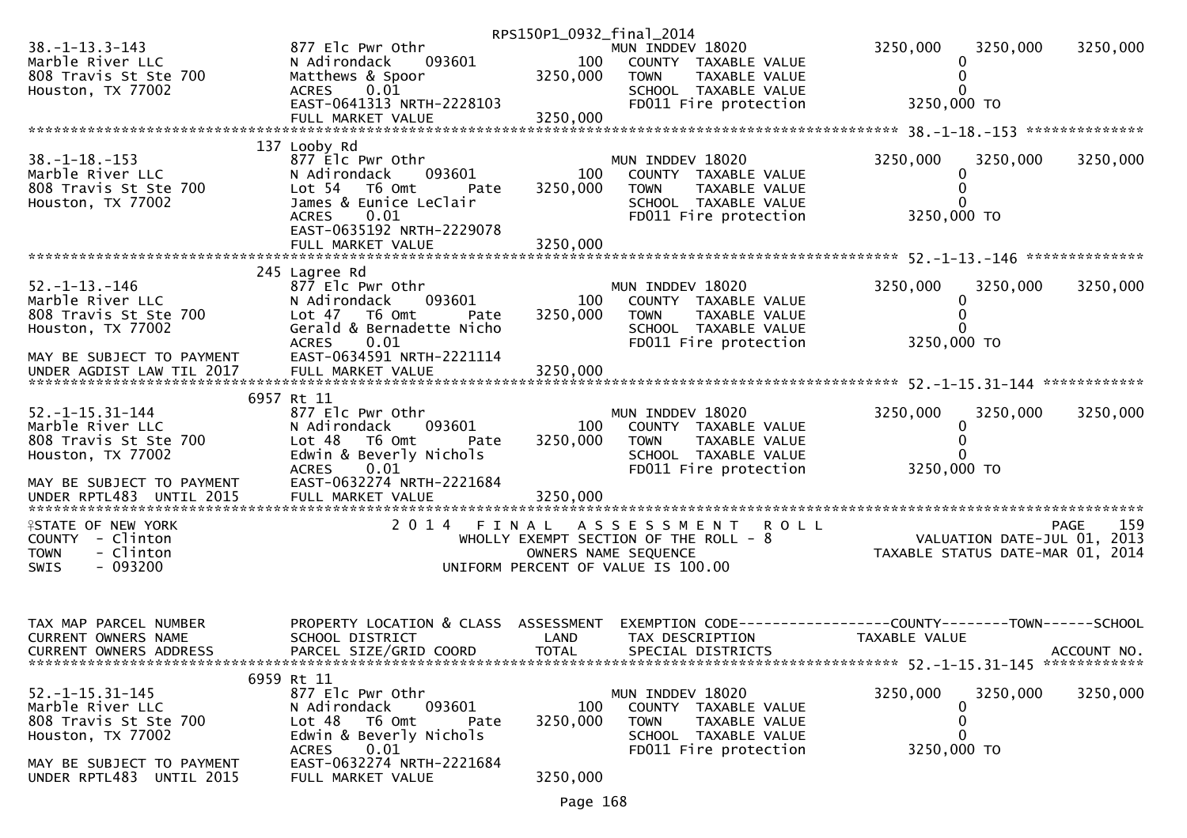RPS150P1_0932_final_2014

```
38.-1-13.3-143              877 Elc Pwr Othr                        MUN INDDEV 18020           3250,000    3250,000    3250,000
Marble River LLC            N Adirondack     093601         100     COUNTY  TAXABLE VALUE           0
808 Travis St Ste 700       Matthews & Spoor           3250,000     TOWN    TAXABLE VALUE           0
Houston, TX 77002           ACRES    0.01                           SCHOOL  TAXABLE VALUE           0
                            EAST-0641313 NRTH-2228103               FD011 Fire protection      3250,000 TO
                            FULL MARKET VALUE          3250,000
******************************************************************************************************* 38.-1-18.-153 **************
                          137 Looby Rd
38.-1-18.-153               877 Elc Pwr Othr                        MUN INDDEV 18020           3250,000    3250,000    3250,000
Marble River LLC            N Adirondack     093601         100     COUNTY  TAXABLE VALUE           0
808 Travis St Ste 700       Lot 54   T6 Omt        Pate    3250,000 TOWN    TAXABLE VALUE           0
Houston, TX 77002           James & Eunice LeClair                  SCHOOL  TAXABLE VALUE           0
                            ACRES    0.01                           FD011 Fire protection      3250,000 TO
                            EAST-0635192 NRTH-2229078
                            FULL MARKET VALUE          3250,000
******************************************************************************************************* 52.-1-13.-146 **************
                          245 Lagree Rd
52.-1-13.-146               877 Elc Pwr Othr                        MUN INDDEV 18020           3250,000    3250,000    3250,000
Marble River LLC            N Adirondack     093601         100     COUNTY  TAXABLE VALUE           0
808 Travis St Ste 700       Lot 47   T6 Omt        Pate    3250,000 TOWN    TAXABLE VALUE           0
Houston, TX 77002           Gerald & Bernadette Nicho               SCHOOL  TAXABLE VALUE           0
                            ACRES    0.01                           FD011 Fire protection      3250,000 TO
MAY BE SUBJECT TO PAYMENT   EAST-0634591 NRTH-2221114
UNDER AGDIST LAW TIL 2017   FULL MARKET VALUE          3250,000
******************************************************************************************************* 52.-1-15.31-144 ************
                         6957 Rt 11
52.-1-15.31-144             877 Elc Pwr Othr                        MUN INDDEV 18020           3250,000    3250,000    3250,000
Marble River LLC            N Adirondack     093601         100     COUNTY  TAXABLE VALUE           0
808 Travis St Ste 700       Lot 48   T6 Omt        Pate    3250,000 TOWN    TAXABLE VALUE           0
Houston, TX 77002           Edwin & Beverly Nichols                 SCHOOL  TAXABLE VALUE           0
                            ACRES    0.01                           FD011 Fire protection      3250,000 TO
MAY BE SUBJECT TO PAYMENT   EAST-0632274 NRTH-2221684
UNDER RPTL483  UNTIL 2015   FULL MARKET VALUE          3250,000
************************************************************************************************************************************
STATE OF NEW YORK                  2 0 1 4   F I N A L   A S S E S S M E N T   R O L L                                PAGE   159
COUNTY  - Clinton                       WHOLLY EXEMPT SECTION OF THE ROLL - 8                    VALUATION DATE-JUL 01, 2013
TOWN    - Clinton                              OWNERS NAME SEQUENCE                        TAXABLE STATUS DATE-MAR 01, 2014
SWIS    - 093200                        UNIFORM PERCENT OF VALUE IS 100.00


TAX MAP PARCEL NUMBER       PROPERTY LOCATION & CLASS  ASSESSMENT  EXEMPTION CODE------------------COUNTY--------TOWN------SCHOOL
CURRENT OWNERS NAME         SCHOOL DISTRICT               LAND      TAX DESCRIPTION              TAXABLE VALUE
CURRENT OWNERS ADDRESS      PARCEL SIZE/GRID COORD        TOTAL     SPECIAL DISTRICTS                                    ACCOUNT NO.
******************************************************************************************************* 52.-1-15.31-145 ************
                         6959 Rt 11
52.-1-15.31-145             877 Elc Pwr Othr                        MUN INDDEV 18020           3250,000    3250,000    3250,000
Marble River LLC            N Adirondack     093601         100     COUNTY  TAXABLE VALUE           0
808 Travis St Ste 700       Lot 48   T6 Omt        Pate    3250,000 TOWN    TAXABLE VALUE           0
Houston, TX 77002           Edwin & Beverly Nichols                 SCHOOL  TAXABLE VALUE           0
                            ACRES    0.01                           FD011 Fire protection      3250,000 TO
MAY BE SUBJECT TO PAYMENT   EAST-0632274 NRTH-2221684
UNDER RPTL483  UNTIL 2015   FULL MARKET VALUE          3250,000
```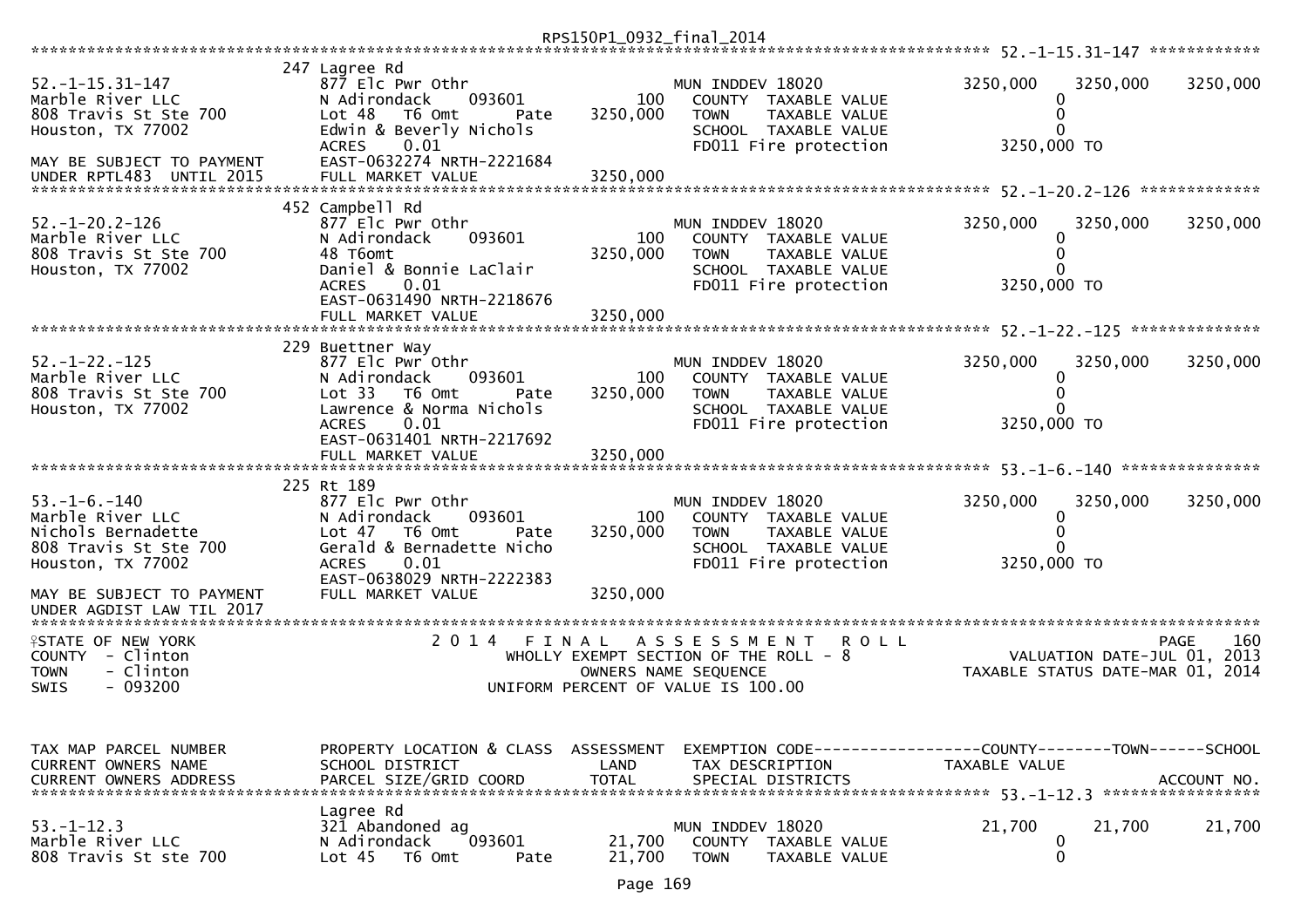RPS150P1_0932_final_2014

```
******************************************************************************************************* 52.-1-15.31-147 ************
                               247 Lagree Rd
52.-1-15.31-147                877 Elc Pwr Othr                            MUN INDDEV 18020          3250,000     3250,000     3250,000
Marble River LLC               N Adirondack      093601             100    COUNTY  TAXABLE VALUE            0
808 Travis St Ste 700          Lot 48   T6 Omt       Pate      3250,000    TOWN    TAXABLE VALUE            0
Houston, TX 77002              Edwin & Beverly Nichols                     SCHOOL  TAXABLE VALUE            0
                               ACRES     0.01                              FD011 Fire protection      3250,000 TO
MAY BE SUBJECT TO PAYMENT      EAST-0632274 NRTH-2221684
UNDER RPTL483  UNTIL 2015      FULL MARKET VALUE               3250,000
******************************************************************************************************* 52.-1-20.2-126 *************
                               452 Campbell Rd
52.-1-20.2-126                 877 Elc Pwr Othr                            MUN INDDEV 18020          3250,000     3250,000     3250,000
Marble River LLC               N Adirondack      093601             100    COUNTY  TAXABLE VALUE            0
808 Travis St Ste 700          48 T6omt                        3250,000    TOWN    TAXABLE VALUE            0
Houston, TX 77002              Daniel & Bonnie LaClair                     SCHOOL  TAXABLE VALUE            0
                               ACRES     0.01                              FD011 Fire protection      3250,000 TO
                               EAST-0631490 NRTH-2218676
                               FULL MARKET VALUE               3250,000
******************************************************************************************************* 52.-1-22.-125 **************
                               229 Buettner Way
52.-1-22.-125                  877 Elc Pwr Othr                            MUN INDDEV 18020          3250,000     3250,000     3250,000
Marble River LLC               N Adirondack      093601             100    COUNTY  TAXABLE VALUE            0
808 Travis St Ste 700          Lot 33   T6 Omt       Pate      3250,000    TOWN    TAXABLE VALUE            0
Houston, TX 77002              Lawrence & Norma Nichols                    SCHOOL  TAXABLE VALUE            0
                               ACRES     0.01                              FD011 Fire protection      3250,000 TO
                               EAST-0631401 NRTH-2217692
                               FULL MARKET VALUE               3250,000
******************************************************************************************************* 53.-1-6.-140 ***************
                               225 Rt 189
53.-1-6.-140                   877 Elc Pwr Othr                            MUN INDDEV 18020          3250,000     3250,000     3250,000
Marble River LLC               N Adirondack      093601             100    COUNTY  TAXABLE VALUE            0
Nichols Bernadette             Lot 47   T6 Omt       Pate      3250,000    TOWN    TAXABLE VALUE            0
808 Travis St Ste 700          Gerald & Bernadette Nicho                   SCHOOL  TAXABLE VALUE            0
Houston, TX 77002              ACRES     0.01                              FD011 Fire protection      3250,000 TO
                               EAST-0638029 NRTH-2222383
MAY BE SUBJECT TO PAYMENT      FULL MARKET VALUE               3250,000
UNDER AGDIST LAW TIL 2017
************************************************************************************************************************************
STATE OF NEW YORK                         2 0 1 4   F I N A L   A S S E S S M E N T   R O L L                              PAGE    160
COUNTY  - Clinton                             WHOLLY EXEMPT SECTION OF THE ROLL - 8                          VALUATION DATE-JUL 01, 2013
TOWN    - Clinton                                  OWNERS NAME SEQUENCE                                 TAXABLE STATUS DATE-MAR 01, 2014
SWIS    - 093200                             UNIFORM PERCENT OF VALUE IS 100.00


TAX MAP PARCEL NUMBER          PROPERTY LOCATION & CLASS  ASSESSMENT  EXEMPTION CODE------------------COUNTY--------TOWN------SCHOOL
CURRENT OWNERS NAME            SCHOOL DISTRICT                LAND    TAX DESCRIPTION              TAXABLE VALUE
CURRENT OWNERS ADDRESS         PARCEL SIZE/GRID COORD         TOTAL   SPECIAL DISTRICTS                                      ACCOUNT NO.
******************************************************************************************************* 53.-1-12.3 *****************
                               Lagree Rd
53.-1-12.3                     321 Abandoned ag                            MUN INDDEV 18020            21,700       21,700       21,700
Marble River LLC               N Adirondack      093601          21,700    COUNTY  TAXABLE VALUE            0
808 Travis St ste 700          Lot 45   T6 Omt       Pate        21,700    TOWN    TAXABLE VALUE            0
```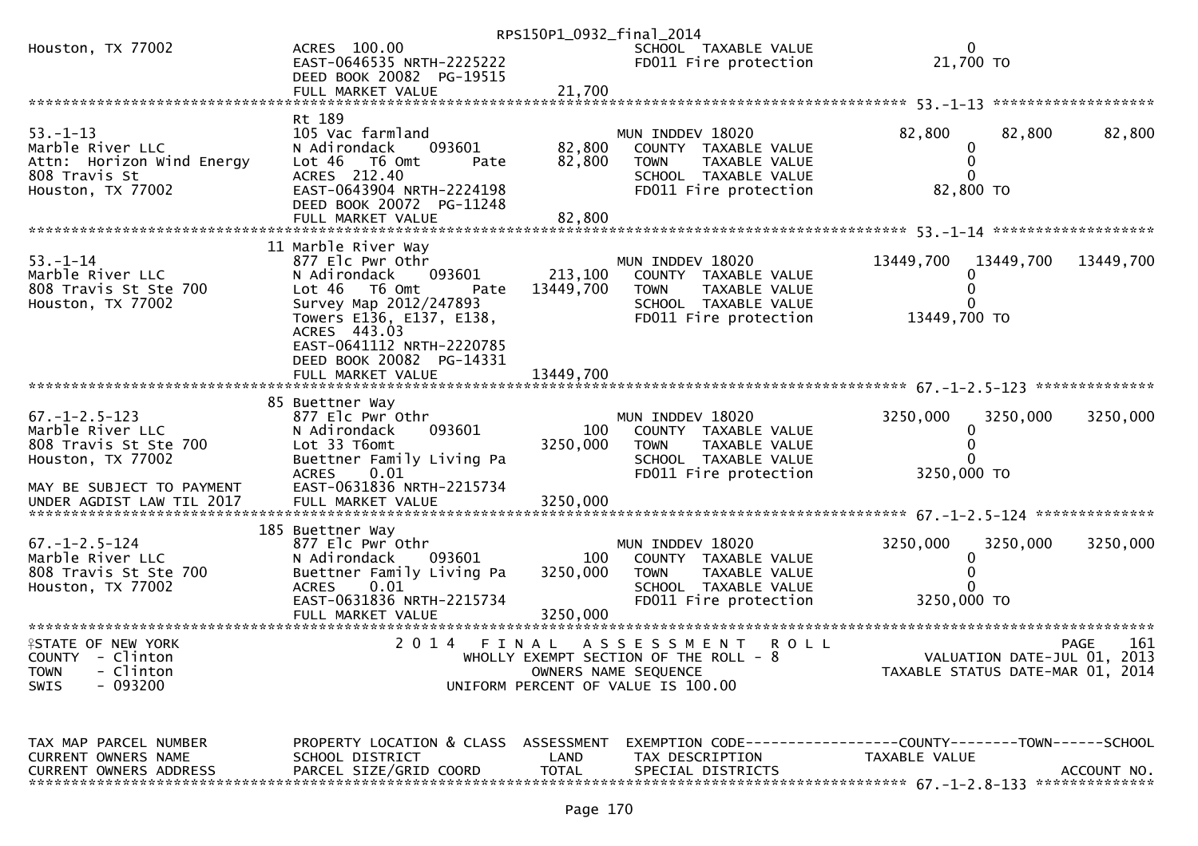RPS150P1_0932_final_2014

```
Houston, TX 77002            ACRES 100.00                                   SCHOOL  TAXABLE VALUE                  0
                             EAST-0646535 NRTH-2225222                      FD011 Fire protection              21,700 TO
                             DEED BOOK 20082  PG-19515
                             FULL MARKET VALUE                 21,700
******************************************************************************************************* 53.-1-13 ******************
                             Rt 189
53.-1-13                     105 Vac farmland                               MUN INDDEV 18020                82,800      82,800      82,800
Marble River LLC             N Adirondack      093601          82,800      COUNTY  TAXABLE VALUE                  0
Attn: Horizon Wind Energy    Lot 46  T6 Omt          Pate      82,800      TOWN    TAXABLE VALUE                  0
808 Travis St                ACRES 212.40                                   SCHOOL  TAXABLE VALUE                  0
Houston, TX 77002            EAST-0643904 NRTH-2224198                      FD011 Fire protection              82,800 TO
                             DEED BOOK 20072  PG-11248
                             FULL MARKET VALUE                 82,800
******************************************************************************************************* 53.-1-14 ******************
                             11 Marble River Way
53.-1-14                     877 Elc Pwr Othr                               MUN INDDEV 18020             13449,700   13449,700   13449,700
Marble River LLC             N Adirondack      093601         213,100      COUNTY  TAXABLE VALUE                  0
808 Travis St Ste 700        Lot 46  T6 Omt          Pate   13449,700      TOWN    TAXABLE VALUE                  0
Houston, TX 77002            Survey Map 2012/247893                         SCHOOL  TAXABLE VALUE                  0
                             Towers E136, E137, E138,                       FD011 Fire protection            13449,700 TO
                             ACRES 443.03
                             EAST-0641112 NRTH-2220785
                             DEED BOOK 20082  PG-14331
                             FULL MARKET VALUE              13449,700
******************************************************************************************************* 67.-1-2.5-123 *************
                             85 Buettner Way
67.-1-2.5-123                877 Elc Pwr Othr                               MUN INDDEV 18020              3250,000    3250,000    3250,000
Marble River LLC             N Adirondack      093601             100      COUNTY  TAXABLE VALUE                  0
808 Travis St Ste 700        Lot 33 T6omt                    3250,000      TOWN    TAXABLE VALUE                  0
Houston, TX 77002            Buettner Family Living Pa                      SCHOOL  TAXABLE VALUE                  0
                             ACRES      0.01                                FD011 Fire protection             3250,000 TO
MAY BE SUBJECT TO PAYMENT    EAST-0631836 NRTH-2215734
UNDER AGDIST LAW TIL 2017    FULL MARKET VALUE               3250,000
******************************************************************************************************* 67.-1-2.5-124 *************
                             185 Buettner Way
67.-1-2.5-124                877 Elc Pwr Othr                               MUN INDDEV 18020              3250,000    3250,000    3250,000
Marble River LLC             N Adirondack      093601             100      COUNTY  TAXABLE VALUE                  0
808 Travis St Ste 700        Buettner Family Living Pa       3250,000      TOWN    TAXABLE VALUE                  0
Houston, TX 77002            ACRES      0.01                                SCHOOL  TAXABLE VALUE                  0
                             EAST-0631836 NRTH-2215734                      FD011 Fire protection             3250,000 TO
                             FULL MARKET VALUE               3250,000
*************************************************************************************************************************************
STATE OF NEW YORK                      2 0 1 4   F I N A L   A S S E S S M E N T   R O L L                                PAGE   161
COUNTY  - Clinton                           WHOLLY EXEMPT SECTION OF THE ROLL - 8                      VALUATION DATE-JUL 01, 2013
TOWN    - Clinton                                 OWNERS NAME SEQUENCE                          TAXABLE STATUS DATE-MAR 01, 2014
SWIS    - 093200                            UNIFORM PERCENT OF VALUE IS 100.00


TAX MAP PARCEL NUMBER        PROPERTY LOCATION & CLASS  ASSESSMENT  EXEMPTION CODE------------------COUNTY--------TOWN------SCHOOL
CURRENT OWNERS NAME          SCHOOL DISTRICT               LAND      TAX DESCRIPTION             TAXABLE VALUE
CURRENT OWNERS ADDRESS       PARCEL SIZE/GRID COORD       TOTAL      SPECIAL DISTRICTS                                 ACCOUNT NO.
******************************************************************************************************* 67.-1-2.8-133 *************
```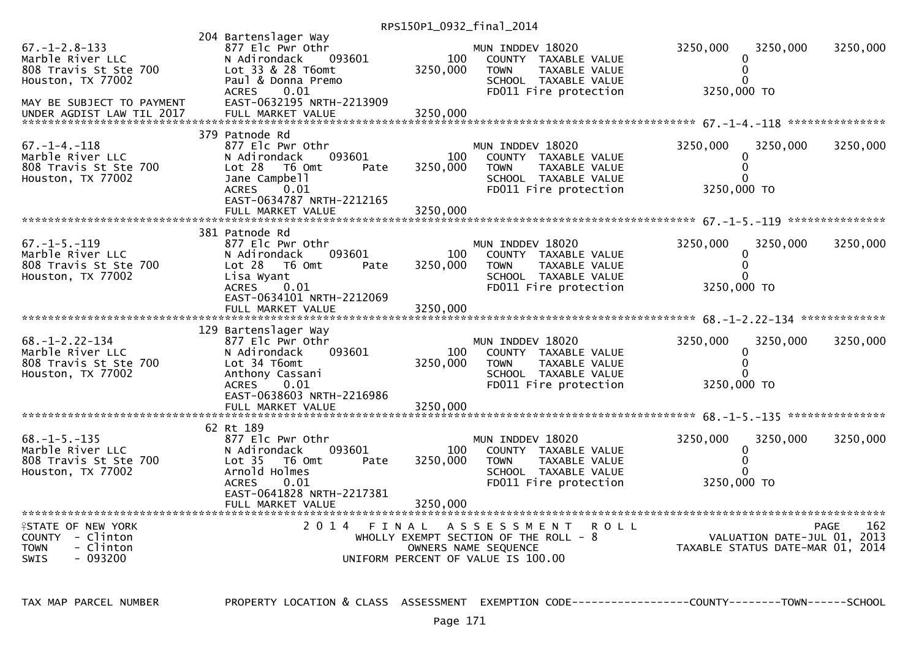RPS150P1_0932_final_2014

| TAX MAP PARCEL NUMBER | PROPERTY LOCATION & CLASS | ASSESSMENT | EXEMPTION CODE | COUNTY | TOWN | SCHOOL |
|---|---|---|---|---|---|---|
| | 204 Bartenslager Way | | | | | |
| 67.-1-2.8-133 | 877 Elc Pwr Othr | | MUN INDDEV 18020 | 3250,000 | 3250,000 | 3250,000 |
| Marble River LLC | N Adirondack 093601 | 100 | COUNTY TAXABLE VALUE | 0 | | |
| 808 Travis St Ste 700 | Lot 33 & 28 T6omt | 3250,000 | TOWN TAXABLE VALUE | 0 | | |
| Houston, TX 77002 | Paul & Donna Premo | | SCHOOL TAXABLE VALUE | 0 | | |
| | ACRES 0.01 | | FD011 Fire protection | 3250,000 TO | | |
| MAY BE SUBJECT TO PAYMENT | EAST-0632195 NRTH-2213909 | | | | | |
| UNDER AGDIST LAW TIL 2017 | FULL MARKET VALUE | 3250,000 | | | | |
| | 379 Patnode Rd | | | | | |
| 67.-1-4.-118 | 877 Elc Pwr Othr | | MUN INDDEV 18020 | 3250,000 | 3250,000 | 3250,000 |
| Marble River LLC | N Adirondack 093601 | 100 | COUNTY TAXABLE VALUE | 0 | | |
| 808 Travis St Ste 700 | Lot 28 T6 Omt Pate | 3250,000 | TOWN TAXABLE VALUE | 0 | | |
| Houston, TX 77002 | Jane Campbell | | SCHOOL TAXABLE VALUE | 0 | | |
| | ACRES 0.01 | | FD011 Fire protection | 3250,000 TO | | |
| | EAST-0634787 NRTH-2212165 | | | | | |
| | FULL MARKET VALUE | 3250,000 | | | | |
| | 381 Patnode Rd | | | | | |
| 67.-1-5.-119 | 877 Elc Pwr Othr | | MUN INDDEV 18020 | 3250,000 | 3250,000 | 3250,000 |
| Marble River LLC | N Adirondack 093601 | 100 | COUNTY TAXABLE VALUE | 0 | | |
| 808 Travis St Ste 700 | Lot 28 T6 Omt Pate | 3250,000 | TOWN TAXABLE VALUE | 0 | | |
| Houston, TX 77002 | Lisa Wyant | | SCHOOL TAXABLE VALUE | 0 | | |
| | ACRES 0.01 | | FD011 Fire protection | 3250,000 TO | | |
| | EAST-0634101 NRTH-2212069 | | | | | |
| | FULL MARKET VALUE | 3250,000 | | | | |
| | 129 Bartenslager Way | | | | | |
| 68.-1-2.22-134 | 877 Elc Pwr Othr | | MUN INDDEV 18020 | 3250,000 | 3250,000 | 3250,000 |
| Marble River LLC | N Adirondack 093601 | 100 | COUNTY TAXABLE VALUE | 0 | | |
| 808 Travis St Ste 700 | Lot 34 T6omt | 3250,000 | TOWN TAXABLE VALUE | 0 | | |
| Houston, TX 77002 | Anthony Cassani | | SCHOOL TAXABLE VALUE | 0 | | |
| | ACRES 0.01 | | FD011 Fire protection | 3250,000 TO | | |
| | EAST-0638603 NRTH-2216986 | | | | | |
| | FULL MARKET VALUE | 3250,000 | | | | |
| | 62 Rt 189 | | | | | |
| 68.-1-5.-135 | 877 Elc Pwr Othr | | MUN INDDEV 18020 | 3250,000 | 3250,000 | 3250,000 |
| Marble River LLC | N Adirondack 093601 | 100 | COUNTY TAXABLE VALUE | 0 | | |
| 808 Travis St Ste 700 | Lot 35 T6 Omt Pate | 3250,000 | TOWN TAXABLE VALUE | 0 | | |
| Houston, TX 77002 | Arnold Holmes | | SCHOOL TAXABLE VALUE | 0 | | |
| | ACRES 0.01 | | FD011 Fire protection | 3250,000 TO | | |
| | EAST-0641828 NRTH-2217381 | | | | | |
| | FULL MARKET VALUE | 3250,000 | | | | |

STATE OF NEW YORK
COUNTY - Clinton
TOWN - Clinton
SWIS - 093200

2014 FINAL ASSESSMENT ROLL
WHOLLY EXEMPT SECTION OF THE ROLL - 8
OWNERS NAME SEQUENCE
UNIFORM PERCENT OF VALUE IS 100.00

PAGE 162
VALUATION DATE-JUL 01, 2013
TAXABLE STATUS DATE-MAR 01, 2014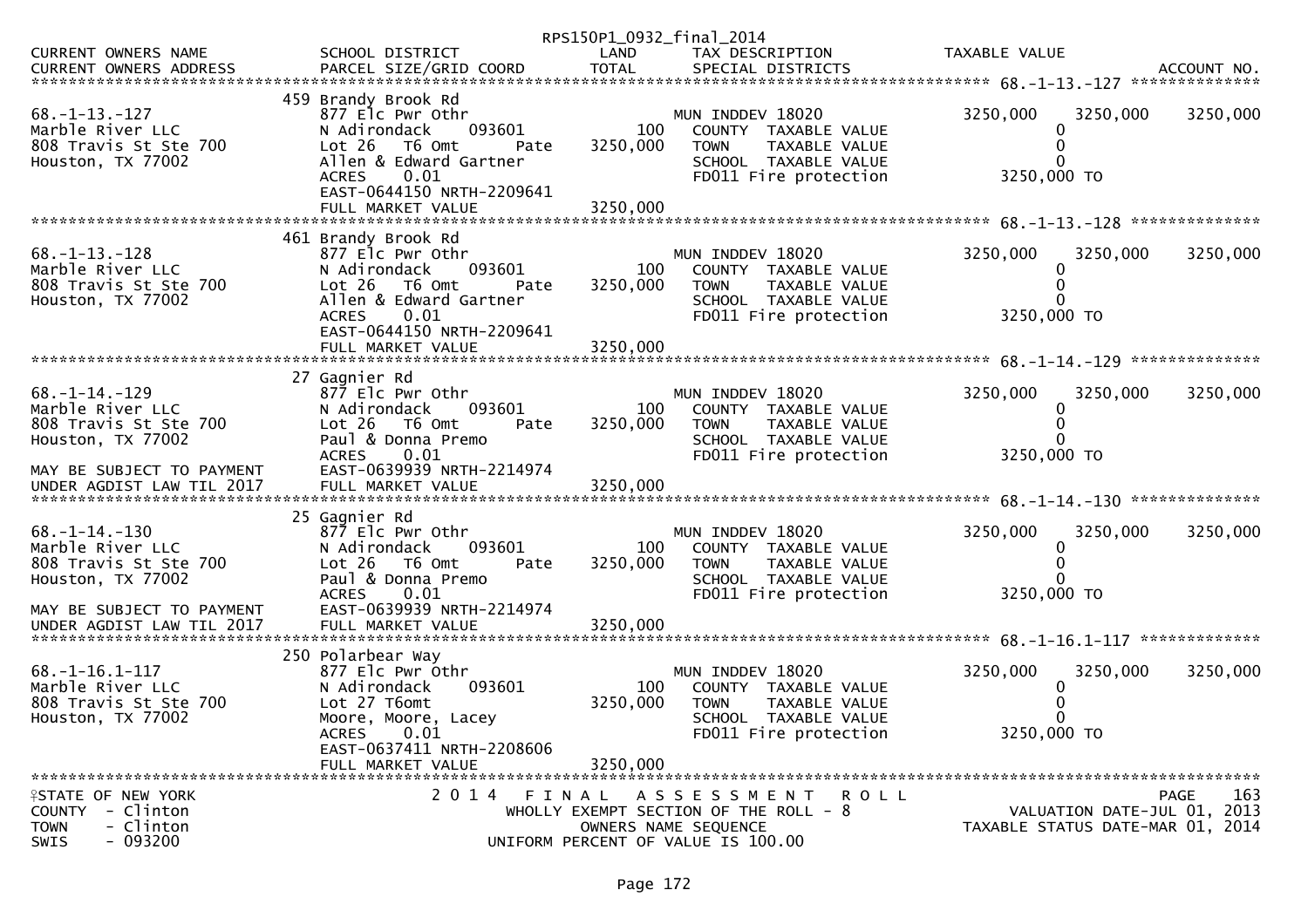RPS150P1_0932_final_2014

| CURRENT OWNERS NAME / CURRENT OWNERS ADDRESS | SCHOOL DISTRICT / PARCEL SIZE/GRID COORD | LAND / TOTAL | TAX DESCRIPTION / SPECIAL DISTRICTS | TAXABLE VALUE | | ACCOUNT NO. |
|---|---|---|---|---|---|---|
| **68.-1-13.-127** | 459 Brandy Brook Rd | | | | | |
| 68.-1-13.-127 | 877 Elc Pwr Othr | | MUN INDDEV 18020 | 3250,000 | 3250,000 | 3250,000 |
| Marble River LLC | N Adirondack 093601 | 100 | COUNTY TAXABLE VALUE | 0 | | |
| 808 Travis St Ste 700 | Lot 26 T6 Omt Pate | 3250,000 | TOWN TAXABLE VALUE | 0 | | |
| Houston, TX 77002 | Allen & Edward Gartner | | SCHOOL TAXABLE VALUE | 0 | | |
| | ACRES 0.01 | | FD011 Fire protection | 3250,000 TO | | |
| | EAST-0644150 NRTH-2209641 | | | | | |
| | FULL MARKET VALUE | 3250,000 | | | | |
| **68.-1-13.-128** | 461 Brandy Brook Rd | | | | | |
| 68.-1-13.-128 | 877 Elc Pwr Othr | | MUN INDDEV 18020 | 3250,000 | 3250,000 | 3250,000 |
| Marble River LLC | N Adirondack 093601 | 100 | COUNTY TAXABLE VALUE | 0 | | |
| 808 Travis St Ste 700 | Lot 26 T6 Omt Pate | 3250,000 | TOWN TAXABLE VALUE | 0 | | |
| Houston, TX 77002 | Allen & Edward Gartner | | SCHOOL TAXABLE VALUE | 0 | | |
| | ACRES 0.01 | | FD011 Fire protection | 3250,000 TO | | |
| | EAST-0644150 NRTH-2209641 | | | | | |
| | FULL MARKET VALUE | 3250,000 | | | | |
| **68.-1-14.-129** | 27 Gagnier Rd | | | | | |
| 68.-1-14.-129 | 877 Elc Pwr Othr | | MUN INDDEV 18020 | 3250,000 | 3250,000 | 3250,000 |
| Marble River LLC | N Adirondack 093601 | 100 | COUNTY TAXABLE VALUE | 0 | | |
| 808 Travis St Ste 700 | Lot 26 T6 Omt Pate | 3250,000 | TOWN TAXABLE VALUE | 0 | | |
| Houston, TX 77002 | Paul & Donna Premo | | SCHOOL TAXABLE VALUE | 0 | | |
| | ACRES 0.01 | | FD011 Fire protection | 3250,000 TO | | |
| MAY BE SUBJECT TO PAYMENT | EAST-0639939 NRTH-2214974 | | | | | |
| UNDER AGDIST LAW TIL 2017 | FULL MARKET VALUE | 3250,000 | | | | |
| **68.-1-14.-130** | 25 Gagnier Rd | | | | | |
| 68.-1-14.-130 | 877 Elc Pwr Othr | | MUN INDDEV 18020 | 3250,000 | 3250,000 | 3250,000 |
| Marble River LLC | N Adirondack 093601 | 100 | COUNTY TAXABLE VALUE | 0 | | |
| 808 Travis St Ste 700 | Lot 26 T6 Omt Pate | 3250,000 | TOWN TAXABLE VALUE | 0 | | |
| Houston, TX 77002 | Paul & Donna Premo | | SCHOOL TAXABLE VALUE | 0 | | |
| | ACRES 0.01 | | FD011 Fire protection | 3250,000 TO | | |
| MAY BE SUBJECT TO PAYMENT | EAST-0639939 NRTH-2214974 | | | | | |
| UNDER AGDIST LAW TIL 2017 | FULL MARKET VALUE | 3250,000 | | | | |
| **68.-1-16.1-117** | 250 Polarbear Way | | | | | |
| 68.-1-16.1-117 | 877 Elc Pwr Othr | | MUN INDDEV 18020 | 3250,000 | 3250,000 | 3250,000 |
| Marble River LLC | N Adirondack 093601 | 100 | COUNTY TAXABLE VALUE | 0 | | |
| 808 Travis St Ste 700 | Lot 27 T6omt | 3250,000 | TOWN TAXABLE VALUE | 0 | | |
| Houston, TX 77002 | Moore, Moore, Lacey | | SCHOOL TAXABLE VALUE | 0 | | |
| | ACRES 0.01 | | FD011 Fire protection | 3250,000 TO | | |
| | EAST-0637411 NRTH-2208606 | | | | | |
| | FULL MARKET VALUE | 3250,000 | | | | |

STATE OF NEW YORK
COUNTY - Clinton
TOWN - Clinton
SWIS - 093200

2014 FINAL ASSESSMENT ROLL
WHOLLY EXEMPT SECTION OF THE ROLL - 8
OWNERS NAME SEQUENCE
UNIFORM PERCENT OF VALUE IS 100.00

PAGE 163
VALUATION DATE-JUL 01, 2013
TAXABLE STATUS DATE-MAR 01, 2014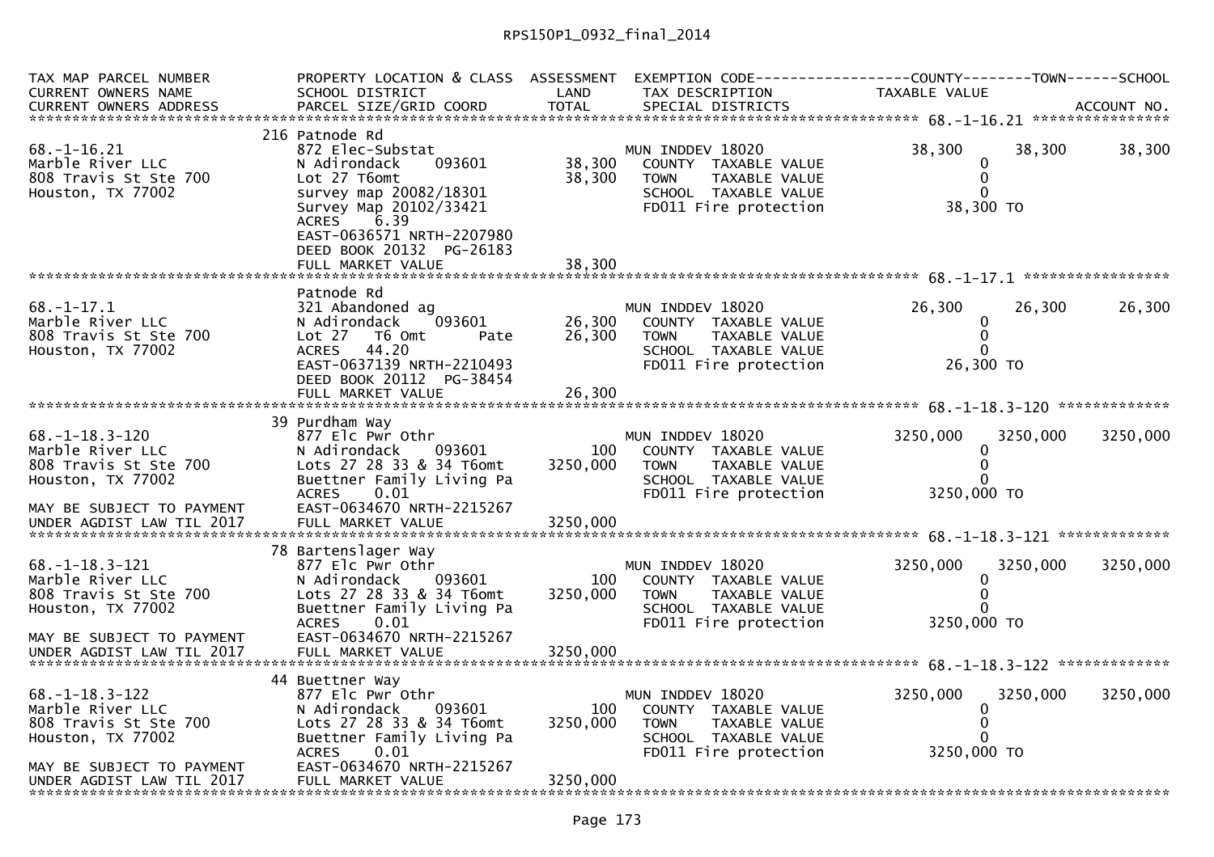RPS150P1_0932_final_2014

| TAX MAP PARCEL NUMBER<br>CURRENT OWNERS NAME<br>CURRENT OWNERS ADDRESS | PROPERTY LOCATION & CLASS<br>SCHOOL DISTRICT<br>PARCEL SIZE/GRID COORD | ASSESSMENT<br>LAND<br>TOTAL | EXEMPTION CODE<br>TAX DESCRIPTION<br>SPECIAL DISTRICTS | COUNTY<br>TAXABLE VALUE | TOWN | SCHOOL<br>ACCOUNT NO. |
|---|---|---|---|---|---|---|
| 68.-1-16.21 | 216 Patnode Rd | | | | | |
| 68.-1-16.21 | 872 Elec-Substat | | MUN INDDEV 18020 | 38,300 | 38,300 | 38,300 |
| Marble River LLC | N Adirondack 093601 | 38,300 | COUNTY TAXABLE VALUE | 0 | | |
| 808 Travis St Ste 700 | Lot 27 T6omt | 38,300 | TOWN TAXABLE VALUE | 0 | | |
| Houston, TX 77002 | survey map 20082/18301 | | SCHOOL TAXABLE VALUE | 0 | | |
| | Survey Map 20102/33421 | | FD011 Fire protection | 38,300 TO | | |
| | ACRES 6.39 | | | | | |
| | EAST-0636571 NRTH-2207980 | | | | | |
| | DEED BOOK 20132 PG-26183 | | | | | |
| | FULL MARKET VALUE | 38,300 | | | | |
| 68.-1-17.1 | Patnode Rd | | | | | |
| 68.-1-17.1 | 321 Abandoned ag | | MUN INDDEV 18020 | 26,300 | 26,300 | 26,300 |
| Marble River LLC | N Adirondack 093601 | 26,300 | COUNTY TAXABLE VALUE | 0 | | |
| 808 Travis St Ste 700 | Lot 27 T6 Omt Pate | 26,300 | TOWN TAXABLE VALUE | 0 | | |
| Houston, TX 77002 | ACRES 44.20 | | SCHOOL TAXABLE VALUE | 0 | | |
| | EAST-0637139 NRTH-2210493 | | FD011 Fire protection | 26,300 TO | | |
| | DEED BOOK 20112 PG-38454 | | | | | |
| | FULL MARKET VALUE | 26,300 | | | | |
| 68.-1-18.3-120 | 39 Purdham Way | | | | | |
| 68.-1-18.3-120 | 877 Elc Pwr Othr | | MUN INDDEV 18020 | 3250,000 | 3250,000 | 3250,000 |
| Marble River LLC | N Adirondack 093601 | 100 | COUNTY TAXABLE VALUE | 0 | | |
| 808 Travis St Ste 700 | Lots 27 28 33 & 34 T6omt | 3250,000 | TOWN TAXABLE VALUE | 0 | | |
| Houston, TX 77002 | Buettner Family Living Pa | | SCHOOL TAXABLE VALUE | 0 | | |
| | ACRES 0.01 | | FD011 Fire protection | 3250,000 TO | | |
| MAY BE SUBJECT TO PAYMENT | EAST-0634670 NRTH-2215267 | | | | | |
| UNDER AGDIST LAW TIL 2017 | FULL MARKET VALUE | 3250,000 | | | | |
| 68.-1-18.3-121 | 78 Bartenslager Way | | | | | |
| 68.-1-18.3-121 | 877 Elc Pwr Othr | | MUN INDDEV 18020 | 3250,000 | 3250,000 | 3250,000 |
| Marble River LLC | N Adirondack 093601 | 100 | COUNTY TAXABLE VALUE | 0 | | |
| 808 Travis St Ste 700 | Lots 27 28 33 & 34 T6omt | 3250,000 | TOWN TAXABLE VALUE | 0 | | |
| Houston, TX 77002 | Buettner Family Living Pa | | SCHOOL TAXABLE VALUE | 0 | | |
| | ACRES 0.01 | | FD011 Fire protection | 3250,000 TO | | |
| MAY BE SUBJECT TO PAYMENT | EAST-0634670 NRTH-2215267 | | | | | |
| UNDER AGDIST LAW TIL 2017 | FULL MARKET VALUE | 3250,000 | | | | |
| 68.-1-18.3-122 | 44 Buettner Way | | | | | |
| 68.-1-18.3-122 | 877 Elc Pwr Othr | | MUN INDDEV 18020 | 3250,000 | 3250,000 | 3250,000 |
| Marble River LLC | N Adirondack 093601 | 100 | COUNTY TAXABLE VALUE | 0 | | |
| 808 Travis St Ste 700 | Lots 27 28 33 & 34 T6omt | 3250,000 | TOWN TAXABLE VALUE | 0 | | |
| Houston, TX 77002 | Buettner Family Living Pa | | SCHOOL TAXABLE VALUE | 0 | | |
| | ACRES 0.01 | | FD011 Fire protection | 3250,000 TO | | |
| MAY BE SUBJECT TO PAYMENT | EAST-0634670 NRTH-2215267 | | | | | |
| UNDER AGDIST LAW TIL 2017 | FULL MARKET VALUE | 3250,000 | | | | |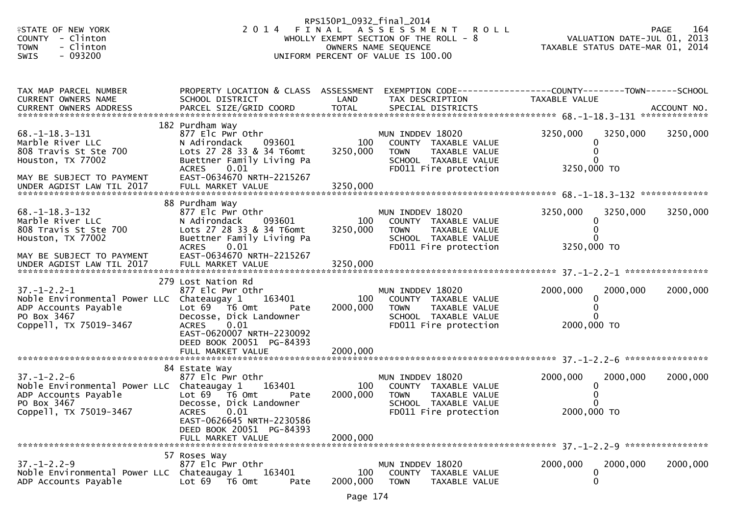RPS150P1_0932_final_2014

STATE OF NEW YORK
COUNTY - Clinton
TOWN - Clinton
SWIS - 093200

2 0 1 4 F I N A L A S S E S S M E N T R O L L
WHOLLY EXEMPT SECTION OF THE ROLL - 8
OWNERS NAME SEQUENCE
UNIFORM PERCENT OF VALUE IS 100.00

VALUATION DATE-JUL 01, 2013
TAXABLE STATUS DATE-MAR 01, 2014

| TAX MAP PARCEL NUMBER / CURRENT OWNERS NAME / CURRENT OWNERS ADDRESS | PROPERTY LOCATION & CLASS / SCHOOL DISTRICT / PARCEL SIZE/GRID COORD | ASSESSMENT LAND / TOTAL | EXEMPTION CODE / TAX DESCRIPTION / SPECIAL DISTRICTS | COUNTY TAXABLE VALUE | TOWN | SCHOOL ACCOUNT NO. |
|---|---|---|---|---|---|---|
| **68.-1-18.3-131** | 182 Purdham Way | | | | | |
| 68.-1-18.3-131 | 877 Elc Pwr Othr | | MUN INDDEV 18020 | 3250,000 | 3250,000 | 3250,000 |
| Marble River LLC | N Adirondack 093601 | 100 | COUNTY TAXABLE VALUE | 0 | | |
| 808 Travis St Ste 700 | Lots 27 28 33 & 34 T6omt | 3250,000 | TOWN TAXABLE VALUE | 0 | | |
| Houston, TX 77002 | Buettner Family Living Pa | | SCHOOL TAXABLE VALUE | 0 | | |
| | ACRES 0.01 | | FD011 Fire protection | 3250,000 TO | | |
| MAY BE SUBJECT TO PAYMENT | EAST-0634670 NRTH-2215267 | | | | | |
| UNDER AGDIST LAW TIL 2017 | FULL MARKET VALUE | 3250,000 | | | | |
| **68.-1-18.3-132** | 88 Purdham Way | | | | | |
| 68.-1-18.3-132 | 877 Elc Pwr Othr | | MUN INDDEV 18020 | 3250,000 | 3250,000 | 3250,000 |
| Marble River LLC | N Adirondack 093601 | 100 | COUNTY TAXABLE VALUE | 0 | | |
| 808 Travis St Ste 700 | Lots 27 28 33 & 34 T6omt | 3250,000 | TOWN TAXABLE VALUE | 0 | | |
| Houston, TX 77002 | Buettner Family Living Pa | | SCHOOL TAXABLE VALUE | 0 | | |
| | ACRES 0.01 | | FD011 Fire protection | 3250,000 TO | | |
| MAY BE SUBJECT TO PAYMENT | EAST-0634670 NRTH-2215267 | | | | | |
| UNDER AGDIST LAW TIL 2017 | FULL MARKET VALUE | 3250,000 | | | | |
| **37.-1-2.2-1** | 279 Lost Nation Rd | | | | | |
| 37.-1-2.2-1 | 877 Elc Pwr Othr | | MUN INDDEV 18020 | 2000,000 | 2000,000 | 2000,000 |
| Noble Environmental Power LLC | Chateaugay 1 163401 | 100 | COUNTY TAXABLE VALUE | 0 | | |
| ADP Accounts Payable | Lot 69 T6 Omt Pate | 2000,000 | TOWN TAXABLE VALUE | 0 | | |
| PO Box 3467 | Decosse, Dick Landowner | | SCHOOL TAXABLE VALUE | 0 | | |
| Coppell, TX 75019-3467 | ACRES 0.01 | | FD011 Fire protection | 2000,000 TO | | |
| | EAST-0620007 NRTH-2230092 | | | | | |
| | DEED BOOK 20051 PG-84393 | | | | | |
| | FULL MARKET VALUE | 2000,000 | | | | |
| **37.-1-2.2-6** | 84 Estate Way | | | | | |
| 37.-1-2.2-6 | 877 Elc Pwr Othr | | MUN INDDEV 18020 | 2000,000 | 2000,000 | 2000,000 |
| Noble Environmental Power LLC | Chateaugay 1 163401 | 100 | COUNTY TAXABLE VALUE | 0 | | |
| ADP Accounts Payable | Lot 69 T6 Omt Pate | 2000,000 | TOWN TAXABLE VALUE | 0 | | |
| PO Box 3467 | Decosse, Dick Landowner | | SCHOOL TAXABLE VALUE | 0 | | |
| Coppell, TX 75019-3467 | ACRES 0.01 | | FD011 Fire protection | 2000,000 TO | | |
| | EAST-0626645 NRTH-2230586 | | | | | |
| | DEED BOOK 20051 PG-84393 | | | | | |
| | FULL MARKET VALUE | 2000,000 | | | | |
| **37.-1-2.2-9** | 57 Roses Way | | | | | |
| 37.-1-2.2-9 | 877 Elc Pwr Othr | | MUN INDDEV 18020 | 2000,000 | 2000,000 | 2000,000 |
| Noble Environmental Power LLC | Chateaugay 1 163401 | 100 | COUNTY TAXABLE VALUE | 0 | | |
| ADP Accounts Payable | Lot 69 T6 Omt Pate | 2000,000 | TOWN TAXABLE VALUE | 0 | | |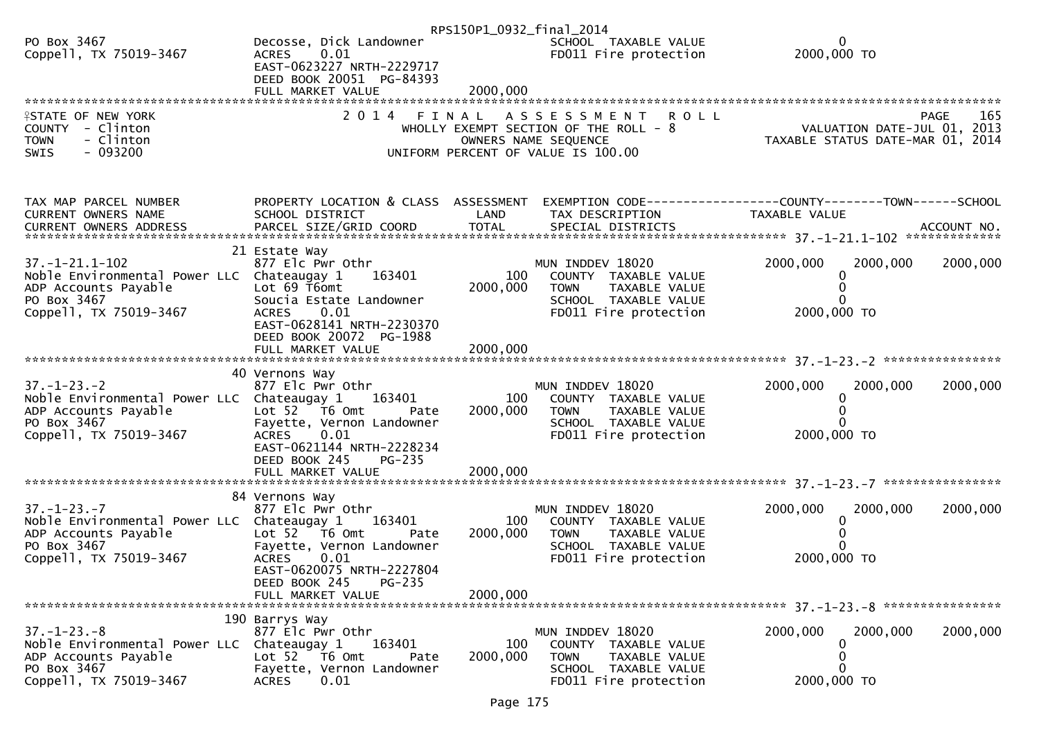```
PO Box 3467                    Decosse, Dick Landowner                 SCHOOL  TAXABLE VALUE                0
Coppell, TX 75019-3467         ACRES     0.01                          FD011 Fire protection           2000,000 TO
                               EAST-0623227 NRTH-2229717
                               DEED BOOK 20051  PG-84393
                               FULL MARKET VALUE           2000,000
******************************************************************************************************************************
```

STATE OF NEW YORK
COUNTY - Clinton
TOWN - Clinton
SWIS - 093200

2014 FINAL ASSESSMENT ROLL
WHOLLY EXEMPT SECTION OF THE ROLL - 8
OWNERS NAME SEQUENCE
UNIFORM PERCENT OF VALUE IS 100.00

PAGE 165
VALUATION DATE-JUL 01, 2013
TAXABLE STATUS DATE-MAR 01, 2014

```
TAX MAP PARCEL NUMBER          PROPERTY LOCATION & CLASS  ASSESSMENT  EXEMPTION CODE------------------COUNTY--------TOWN------SCHOOL
CURRENT OWNERS NAME            SCHOOL DISTRICT               LAND      TAX DESCRIPTION             TAXABLE VALUE
CURRENT OWNERS ADDRESS         PARCEL SIZE/GRID COORD        TOTAL     SPECIAL DISTRICTS                                ACCOUNT NO.
******************************************************************************************** 37.-1-21.1-102 *************
                            21 Estate Way
37.-1-21.1-102                 877 Elc Pwr Othr                        MUN INDDEV 18020            2000,000    2000,000    2000,000
Noble Environmental Power LLC  Chateaugay 1     163401          100      COUNTY  TAXABLE VALUE            0
ADP Accounts Payable           Lot 69 T6omt                2000,000      TOWN    TAXABLE VALUE            0
PO Box 3467                    Soucia Estate Landowner                   SCHOOL  TAXABLE VALUE            0
Coppell, TX 75019-3467         ACRES     0.01                            FD011 Fire protection       2000,000 TO
                               EAST-0628141 NRTH-2230370
                               DEED BOOK 20072  PG-1988
                               FULL MARKET VALUE           2000,000
******************************************************************************************** 37.-1-23.-2 ****************
                            40 Vernons Way
37.-1-23.-2                    877 Elc Pwr Othr                        MUN INDDEV 18020            2000,000    2000,000    2000,000
Noble Environmental Power LLC  Chateaugay 1     163401          100      COUNTY  TAXABLE VALUE            0
ADP Accounts Payable           Lot 52   T6 Omt       Pate  2000,000      TOWN    TAXABLE VALUE            0
PO Box 3467                    Fayette, Vernon Landowner                 SCHOOL  TAXABLE VALUE            0
Coppell, TX 75019-3467         ACRES     0.01                            FD011 Fire protection       2000,000 TO
                               EAST-0621144 NRTH-2228234
                               DEED BOOK 245    PG-235
                               FULL MARKET VALUE           2000,000
******************************************************************************************** 37.-1-23.-7 ****************
                            84 Vernons Way
37.-1-23.-7                    877 Elc Pwr Othr                        MUN INDDEV 18020            2000,000    2000,000    2000,000
Noble Environmental Power LLC  Chateaugay 1     163401          100      COUNTY  TAXABLE VALUE            0
ADP Accounts Payable           Lot 52   T6 Omt       Pate  2000,000      TOWN    TAXABLE VALUE            0
PO Box 3467                    Fayette, Vernon Landowner                 SCHOOL  TAXABLE VALUE            0
Coppell, TX 75019-3467         ACRES     0.01                            FD011 Fire protection       2000,000 TO
                               EAST-0620075 NRTH-2227804
                               DEED BOOK 245    PG-235
                               FULL MARKET VALUE           2000,000
******************************************************************************************** 37.-1-23.-8 ****************
                           190 Barrys Way
37.-1-23.-8                    877 Elc Pwr Othr                        MUN INDDEV 18020            2000,000    2000,000    2000,000
Noble Environmental Power LLC  Chateaugay 1     163401          100      COUNTY  TAXABLE VALUE            0
ADP Accounts Payable           Lot 52   T6 Omt       Pate  2000,000      TOWN    TAXABLE VALUE            0
PO Box 3467                    Fayette, Vernon Landowner                 SCHOOL  TAXABLE VALUE            0
Coppell, TX 75019-3467         ACRES     0.01                            FD011 Fire protection       2000,000 TO
```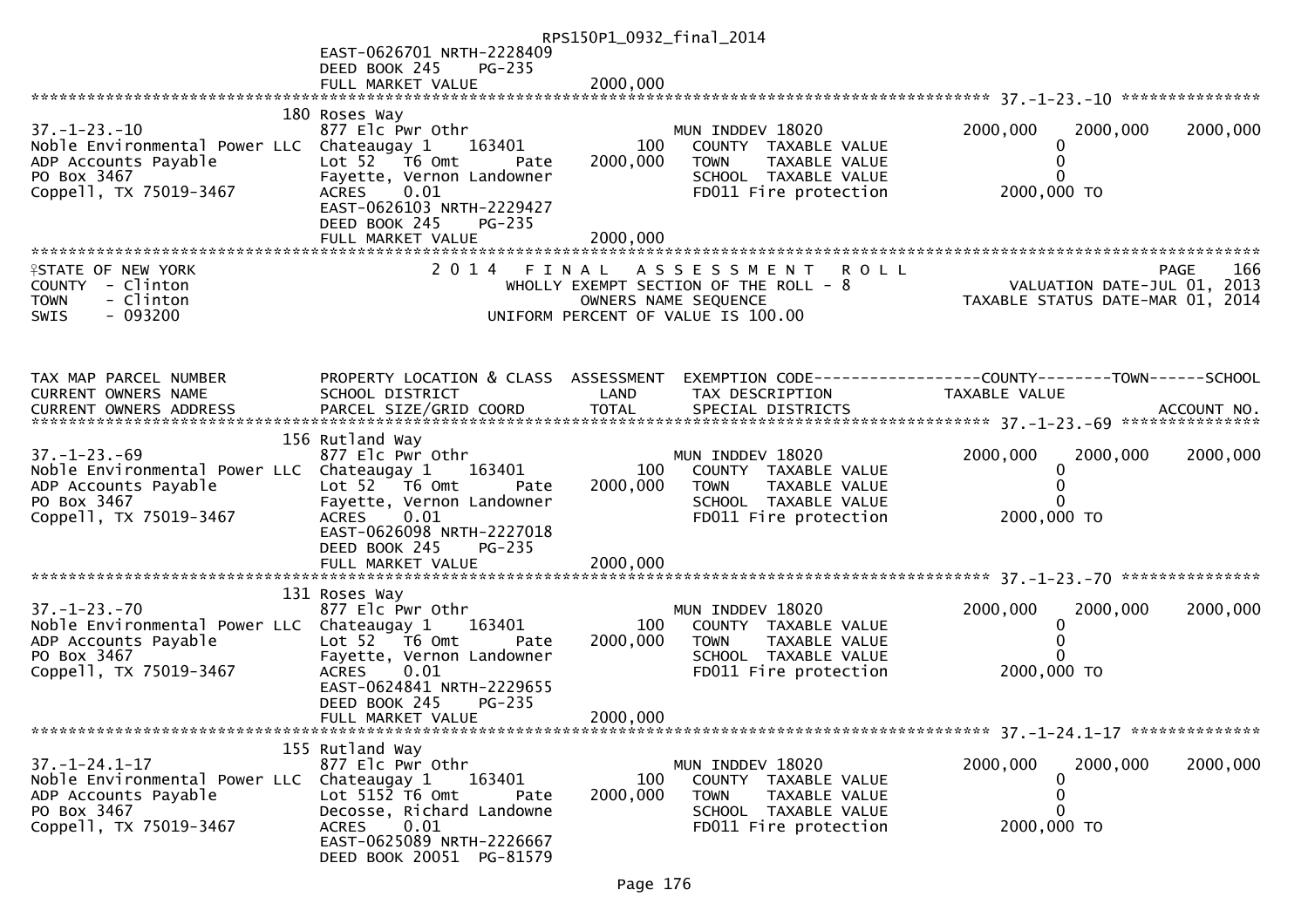RPS150P1_0932_final_2014

```
                              EAST-0626701 NRTH-2228409
                              DEED BOOK 245    PG-235
                              FULL MARKET VALUE          2000,000
******************************************************************************************************* 37.-1-23.-10 ***************
                          180 Roses Way
37.-1-23.-10                  877 Elc Pwr Othr                     MUN INDDEV 18020              2000,000    2000,000    2000,000
Noble Environmental Power LLC Chateaugay 1    163401         100     COUNTY  TAXABLE VALUE            0
ADP Accounts Payable          Lot 52  T6 Omt       Pate  2000,000    TOWN    TAXABLE VALUE            0
PO Box 3467                   Fayette, Vernon Landowner              SCHOOL  TAXABLE VALUE            0
Coppell, TX 75019-3467        ACRES     0.01                         FD011 Fire protection        2000,000 TO
                              EAST-0626103 NRTH-2229427
                              DEED BOOK 245    PG-235
                              FULL MARKET VALUE          2000,000
*************************************************************************************************************************************
```

STATE OF NEW YORK — 2 0 1 4 F I N A L A S S E S S M E N T R O L L — PAGE 166
COUNTY - Clinton — WHOLLY EXEMPT SECTION OF THE ROLL - 8 — VALUATION DATE-JUL 01, 2013
TOWN - Clinton — OWNERS NAME SEQUENCE — TAXABLE STATUS DATE-MAR 01, 2014
SWIS - 093200 — UNIFORM PERCENT OF VALUE IS 100.00

```
TAX MAP PARCEL NUMBER         PROPERTY LOCATION & CLASS  ASSESSMENT  EXEMPTION CODE------------------COUNTY--------TOWN------SCHOOL
CURRENT OWNERS NAME           SCHOOL DISTRICT               LAND      TAX DESCRIPTION              TAXABLE VALUE
CURRENT OWNERS ADDRESS        PARCEL SIZE/GRID COORD        TOTAL     SPECIAL DISTRICTS                                    ACCOUNT NO.
******************************************************************************************************* 37.-1-23.-69 ***************
                          156 Rutland Way
37.-1-23.-69                  877 Elc Pwr Othr                     MUN INDDEV 18020              2000,000    2000,000    2000,000
Noble Environmental Power LLC Chateaugay 1    163401         100     COUNTY  TAXABLE VALUE            0
ADP Accounts Payable          Lot 52  T6 Omt       Pate  2000,000    TOWN    TAXABLE VALUE            0
PO Box 3467                   Fayette, Vernon Landowner              SCHOOL  TAXABLE VALUE            0
Coppell, TX 75019-3467        ACRES     0.01                         FD011 Fire protection        2000,000 TO
                              EAST-0626098 NRTH-2227018
                              DEED BOOK 245    PG-235
                              FULL MARKET VALUE          2000,000
******************************************************************************************************* 37.-1-23.-70 ***************
                          131 Roses Way
37.-1-23.-70                  877 Elc Pwr Othr                     MUN INDDEV 18020              2000,000    2000,000    2000,000
Noble Environmental Power LLC Chateaugay 1    163401         100     COUNTY  TAXABLE VALUE            0
ADP Accounts Payable          Lot 52  T6 Omt       Pate  2000,000    TOWN    TAXABLE VALUE            0
PO Box 3467                   Fayette, Vernon Landowner              SCHOOL  TAXABLE VALUE            0
Coppell, TX 75019-3467        ACRES     0.01                         FD011 Fire protection        2000,000 TO
                              EAST-0624841 NRTH-2229655
                              DEED BOOK 245    PG-235
                              FULL MARKET VALUE          2000,000
******************************************************************************************************* 37.-1-24.1-17 **************
                          155 Rutland Way
37.-1-24.1-17                 877 Elc Pwr Othr                     MUN INDDEV 18020              2000,000    2000,000    2000,000
Noble Environmental Power LLC Chateaugay 1    163401         100     COUNTY  TAXABLE VALUE            0
ADP Accounts Payable          Lot 5152 T6 Omt      Pate  2000,000    TOWN    TAXABLE VALUE            0
PO Box 3467                   Decosse, Richard Landowne              SCHOOL  TAXABLE VALUE            0
Coppell, TX 75019-3467        ACRES     0.01                         FD011 Fire protection        2000,000 TO
                              EAST-0625089 NRTH-2226667
                              DEED BOOK 20051  PG-81579
```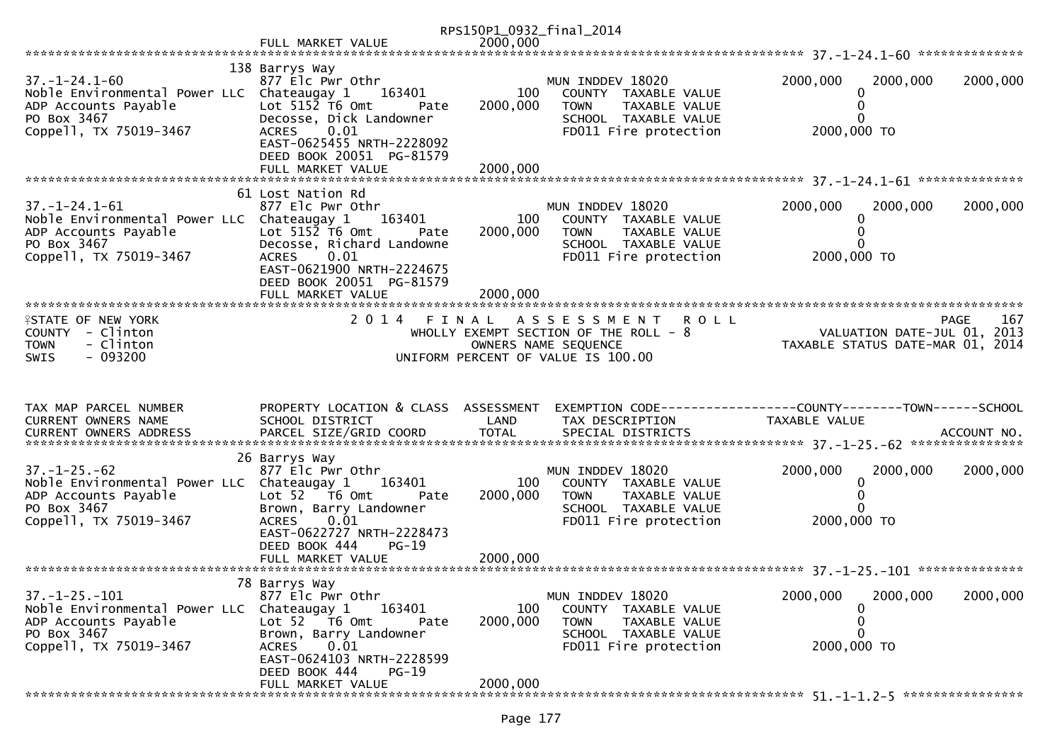RPS150P1_0932_final_2014

FULL MARKET VALUE 2000,000

************************************************************************************************************ 37.-1-24.1-60 **************

| | | | | | | |
|---|---|---|---|---|---|---|
| 37.-1-24.1-60 | 138 Barrys Way<br>877 Elc Pwr Othr | | MUN INDDEV 18020 | 2000,000 | 2000,000 | 2000,000 |
| Noble Environmental Power LLC | Chateaugay 1 163401 | 100 | COUNTY TAXABLE VALUE | 0 | | |
| ADP Accounts Payable | Lot 5152 T6 Omt Pate | 2000,000 | TOWN TAXABLE VALUE | 0 | | |
| PO Box 3467 | Decosse, Dick Landowner | | SCHOOL TAXABLE VALUE | 0 | | |
| Coppell, TX 75019-3467 | ACRES 0.01 | | FD011 Fire protection | 2000,000 TO | | |
| | EAST-0625455 NRTH-2228092 | | | | | |
| | DEED BOOK 20051 PG-81579 | | | | | |
| | FULL MARKET VALUE | 2000,000 | | | | |

************************************************************************************************************ 37.-1-24.1-61 **************

| | | | | | | |
|---|---|---|---|---|---|---|
| 37.-1-24.1-61 | 61 Lost Nation Rd<br>877 Elc Pwr Othr | | MUN INDDEV 18020 | 2000,000 | 2000,000 | 2000,000 |
| Noble Environmental Power LLC | Chateaugay 1 163401 | 100 | COUNTY TAXABLE VALUE | 0 | | |
| ADP Accounts Payable | Lot 5152 T6 Omt Pate | 2000,000 | TOWN TAXABLE VALUE | 0 | | |
| PO Box 3467 | Decosse, Richard Landowne | | SCHOOL TAXABLE VALUE | 0 | | |
| Coppell, TX 75019-3467 | ACRES 0.01 | | FD011 Fire protection | 2000,000 TO | | |
| | EAST-0621900 NRTH-2224675 | | | | | |
| | DEED BOOK 20051 PG-81579 | | | | | |
| | FULL MARKET VALUE | 2000,000 | | | | |

************************************************************************************************************************************

STATE OF NEW YORK — 2 0 1 4 F I N A L A S S E S S M E N T R O L L — PAGE 167
COUNTY - Clinton — WHOLLY EXEMPT SECTION OF THE ROLL - 8 — VALUATION DATE-JUL 01, 2013
TOWN - Clinton — OWNERS NAME SEQUENCE — TAXABLE STATUS DATE-MAR 01, 2014
SWIS - 093200 — UNIFORM PERCENT OF VALUE IS 100.00

| TAX MAP PARCEL NUMBER<br>CURRENT OWNERS NAME<br>CURRENT OWNERS ADDRESS | PROPERTY LOCATION & CLASS<br>SCHOOL DISTRICT<br>PARCEL SIZE/GRID COORD | ASSESSMENT<br>LAND<br>TOTAL | EXEMPTION CODE<br>TAX DESCRIPTION<br>SPECIAL DISTRICTS | COUNTY<br>TAXABLE VALUE | TOWN | SCHOOL<br>ACCOUNT NO. |
|---|---|---|---|---|---|---|

************************************************************************************************************ 37.-1-25.-62 ***************

| | | | | | | |
|---|---|---|---|---|---|---|
| 37.-1-25.-62 | 26 Barrys Way<br>877 Elc Pwr Othr | | MUN INDDEV 18020 | 2000,000 | 2000,000 | 2000,000 |
| Noble Environmental Power LLC | Chateaugay 1 163401 | 100 | COUNTY TAXABLE VALUE | 0 | | |
| ADP Accounts Payable | Lot 52 T6 Omt Pate | 2000,000 | TOWN TAXABLE VALUE | 0 | | |
| PO Box 3467 | Brown, Barry Landowner | | SCHOOL TAXABLE VALUE | 0 | | |
| Coppell, TX 75019-3467 | ACRES 0.01 | | FD011 Fire protection | 2000,000 TO | | |
| | EAST-0622727 NRTH-2228473 | | | | | |
| | DEED BOOK 444 PG-19 | | | | | |
| | FULL MARKET VALUE | 2000,000 | | | | |

************************************************************************************************************ 37.-1-25.-101 **************

| | | | | | | |
|---|---|---|---|---|---|---|
| 37.-1-25.-101 | 78 Barrys Way<br>877 Elc Pwr Othr | | MUN INDDEV 18020 | 2000,000 | 2000,000 | 2000,000 |
| Noble Environmental Power LLC | Chateaugay 1 163401 | 100 | COUNTY TAXABLE VALUE | 0 | | |
| ADP Accounts Payable | Lot 52 T6 Omt Pate | 2000,000 | TOWN TAXABLE VALUE | 0 | | |
| PO Box 3467 | Brown, Barry Landowner | | SCHOOL TAXABLE VALUE | 0 | | |
| Coppell, TX 75019-3467 | ACRES 0.01 | | FD011 Fire protection | 2000,000 TO | | |
| | EAST-0624103 NRTH-2228599 | | | | | |
| | DEED BOOK 444 PG-19 | | | | | |
| | FULL MARKET VALUE | 2000,000 | | | | |

************************************************************************************************************ 51.-1-1.2-5 ****************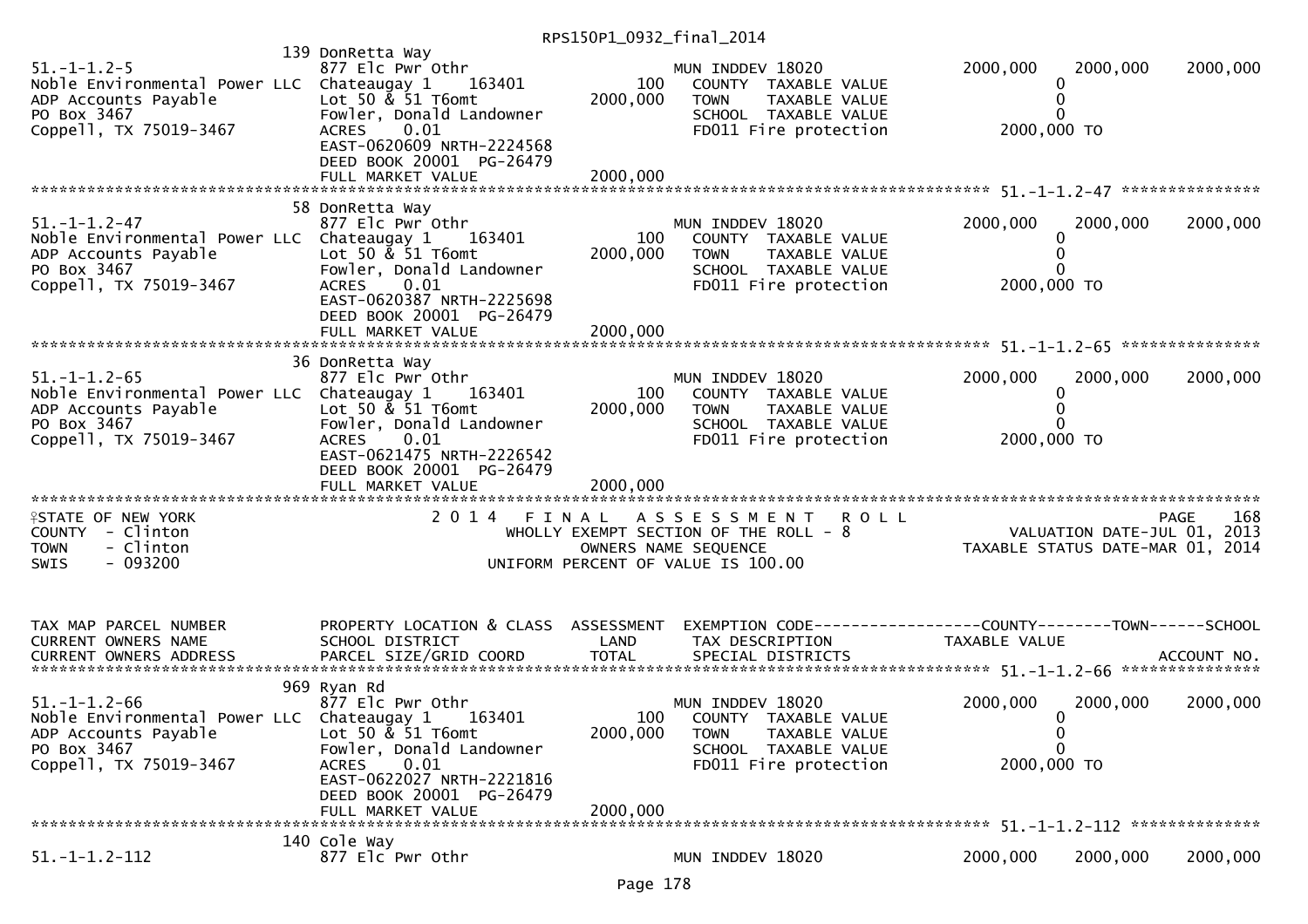| | 139 DonRetta Way | | | | | |
|---|---|---|---|---|---|---|
| 51.-1-1.2-5 | 877 Elc Pwr Othr | | MUN INDDEV 18020 | 2000,000 | 2000,000 | 2000,000 |
| Noble Environmental Power LLC | Chateaugay 1 163401 | 100 | COUNTY TAXABLE VALUE | 0 | | |
| ADP Accounts Payable | Lot 50 & 51 T6omt | 2000,000 | TOWN TAXABLE VALUE | 0 | | |
| PO Box 3467 | Fowler, Donald Landowner | | SCHOOL TAXABLE VALUE | 0 | | |
| Coppell, TX 75019-3467 | ACRES 0.01 | | FD011 Fire protection | 2000,000 TO | | |
| | EAST-0620609 NRTH-2224568 | | | | | |
| | DEED BOOK 20001 PG-26479 | | | | | |
| | FULL MARKET VALUE | 2000,000 | | | | |

****************************************************************************************************** 51.-1-1.2-47 ***************

| | 58 DonRetta Way | | | | | |
|---|---|---|---|---|---|---|
| 51.-1-1.2-47 | 877 Elc Pwr Othr | | MUN INDDEV 18020 | 2000,000 | 2000,000 | 2000,000 |
| Noble Environmental Power LLC | Chateaugay 1 163401 | 100 | COUNTY TAXABLE VALUE | 0 | | |
| ADP Accounts Payable | Lot 50 & 51 T6omt | 2000,000 | TOWN TAXABLE VALUE | 0 | | |
| PO Box 3467 | Fowler, Donald Landowner | | SCHOOL TAXABLE VALUE | 0 | | |
| Coppell, TX 75019-3467 | ACRES 0.01 | | FD011 Fire protection | 2000,000 TO | | |
| | EAST-0620387 NRTH-2225698 | | | | | |
| | DEED BOOK 20001 PG-26479 | | | | | |
| | FULL MARKET VALUE | 2000,000 | | | | |

****************************************************************************************************** 51.-1-1.2-65 ***************

| | 36 DonRetta Way | | | | | |
|---|---|---|---|---|---|---|
| 51.-1-1.2-65 | 877 Elc Pwr Othr | | MUN INDDEV 18020 | 2000,000 | 2000,000 | 2000,000 |
| Noble Environmental Power LLC | Chateaugay 1 163401 | 100 | COUNTY TAXABLE VALUE | 0 | | |
| ADP Accounts Payable | Lot 50 & 51 T6omt | 2000,000 | TOWN TAXABLE VALUE | 0 | | |
| PO Box 3467 | Fowler, Donald Landowner | | SCHOOL TAXABLE VALUE | 0 | | |
| Coppell, TX 75019-3467 | ACRES 0.01 | | FD011 Fire protection | 2000,000 TO | | |
| | EAST-0621475 NRTH-2226542 | | | | | |
| | DEED BOOK 20001 PG-26479 | | | | | |
| | FULL MARKET VALUE | 2000,000 | | | | |

******************************************************************************************************************************************

STATE OF NEW YORK — 2014 FINAL ASSESSMENT ROLL — PAGE 168
COUNTY - Clinton — WHOLLY EXEMPT SECTION OF THE ROLL - 8 — VALUATION DATE-JUL 01, 2013
TOWN - Clinton — OWNERS NAME SEQUENCE — TAXABLE STATUS DATE-MAR 01, 2014
SWIS - 093200 — UNIFORM PERCENT OF VALUE IS 100.00

| TAX MAP PARCEL NUMBER / CURRENT OWNERS NAME / CURRENT OWNERS ADDRESS | PROPERTY LOCATION & CLASS / SCHOOL DISTRICT / PARCEL SIZE/GRID COORD | ASSESSMENT LAND / TOTAL | EXEMPTION CODE / TAX DESCRIPTION / SPECIAL DISTRICTS | COUNTY / TAXABLE VALUE | TOWN | SCHOOL / ACCOUNT NO. |
|---|---|---|---|---|---|---|

****************************************************************************************************** 51.-1-1.2-66 ***************

| | 969 Ryan Rd | | | | | |
|---|---|---|---|---|---|---|
| 51.-1-1.2-66 | 877 Elc Pwr Othr | | MUN INDDEV 18020 | 2000,000 | 2000,000 | 2000,000 |
| Noble Environmental Power LLC | Chateaugay 1 163401 | 100 | COUNTY TAXABLE VALUE | 0 | | |
| ADP Accounts Payable | Lot 50 & 51 T6omt | 2000,000 | TOWN TAXABLE VALUE | 0 | | |
| PO Box 3467 | Fowler, Donald Landowner | | SCHOOL TAXABLE VALUE | 0 | | |
| Coppell, TX 75019-3467 | ACRES 0.01 | | FD011 Fire protection | 2000,000 TO | | |
| | EAST-0622027 NRTH-2221816 | | | | | |
| | DEED BOOK 20001 PG-26479 | | | | | |
| | FULL MARKET VALUE | 2000,000 | | | | |

****************************************************************************************************** 51.-1-1.2-112 **************

| | 140 Cole Way | | | | | |
|---|---|---|---|---|---|---|
| 51.-1-1.2-112 | 877 Elc Pwr Othr | | MUN INDDEV 18020 | 2000,000 | 2000,000 | 2000,000 |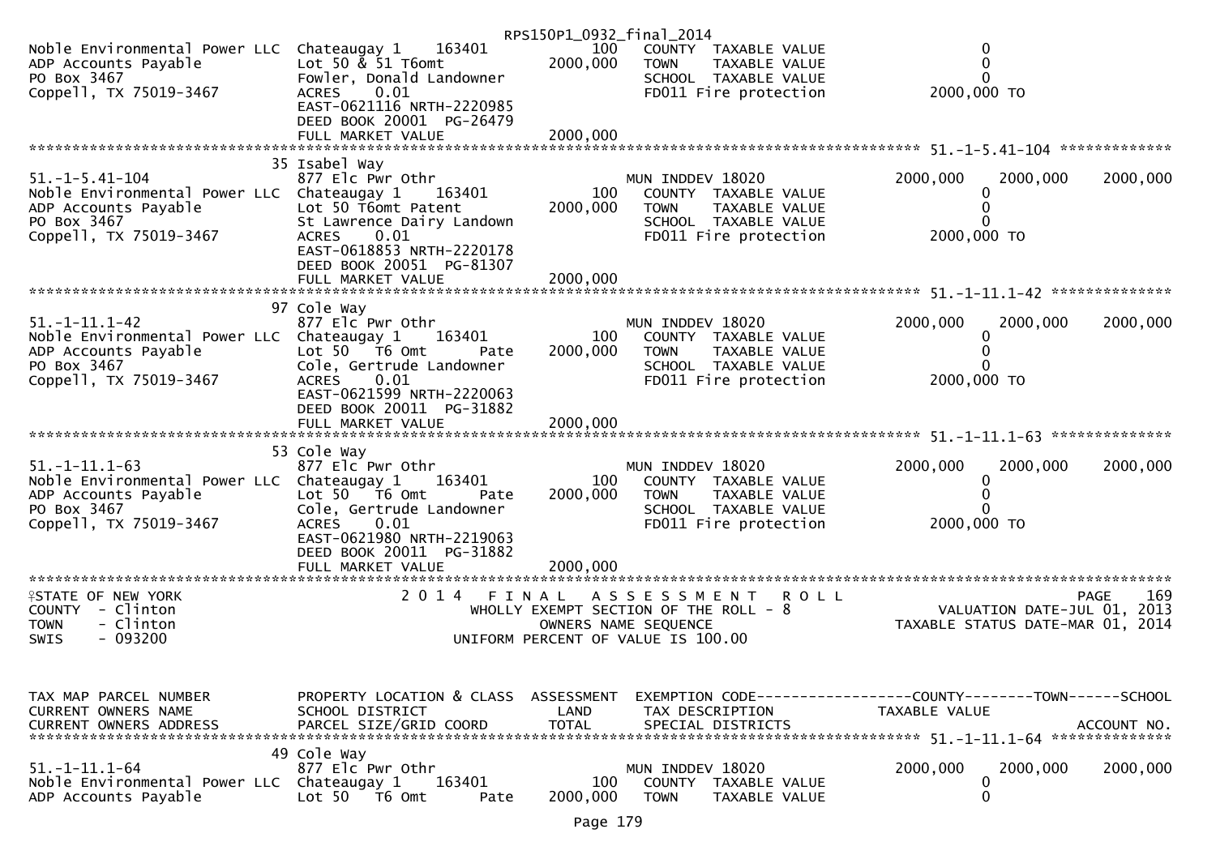RPS150P1_0932_final_2014

```
Noble Environmental Power LLC  Chateaugay 1    163401           100    COUNTY  TAXABLE VALUE                     0
ADP Accounts Payable           Lot 50 & 51 T6omt             2000,000    TOWN    TAXABLE VALUE                     0
PO Box 3467                    Fowler, Donald Landowner                  SCHOOL  TAXABLE VALUE                     0
Coppell, TX 75019-3467         ACRES     0.01                            FD011 Fire protection              2000,000 TO
                               EAST-0621116 NRTH-2220985
                               DEED BOOK 20001  PG-26479
                               FULL MARKET VALUE             2000,000
******************************************************************************************************* 51.-1-5.41-104 *************
                               35 Isabel Way
51.-1-5.41-104                 877 Elc Pwr Othr                          MUN INDDEV 18020                  2000,000     2000,000     2000,000
Noble Environmental Power LLC  Chateaugay 1    163401           100    COUNTY  TAXABLE VALUE                     0
ADP Accounts Payable           Lot 50 T6omt Patent           2000,000    TOWN    TAXABLE VALUE                     0
PO Box 3467                    St Lawrence Dairy Landown                 SCHOOL  TAXABLE VALUE                     0
Coppell, TX 75019-3467         ACRES     0.01                            FD011 Fire protection              2000,000 TO
                               EAST-0618853 NRTH-2220178
                               DEED BOOK 20051  PG-81307
                               FULL MARKET VALUE             2000,000
******************************************************************************************************* 51.-1-11.1-42 **************
                               97 Cole Way
51.-1-11.1-42                  877 Elc Pwr Othr                          MUN INDDEV 18020                  2000,000     2000,000     2000,000
Noble Environmental Power LLC  Chateaugay 1    163401           100    COUNTY  TAXABLE VALUE                     0
ADP Accounts Payable           Lot 50   T6 Omt        Pate   2000,000    TOWN    TAXABLE VALUE                     0
PO Box 3467                    Cole, Gertrude Landowner                  SCHOOL  TAXABLE VALUE                     0
Coppell, TX 75019-3467         ACRES     0.01                            FD011 Fire protection              2000,000 TO
                               EAST-0621599 NRTH-2220063
                               DEED BOOK 20011  PG-31882
                               FULL MARKET VALUE             2000,000
******************************************************************************************************* 51.-1-11.1-63 **************
                               53 Cole Way
51.-1-11.1-63                  877 Elc Pwr Othr                          MUN INDDEV 18020                  2000,000     2000,000     2000,000
Noble Environmental Power LLC  Chateaugay 1    163401           100    COUNTY  TAXABLE VALUE                     0
ADP Accounts Payable           Lot 50   T6 Omt        Pate   2000,000    TOWN    TAXABLE VALUE                     0
PO Box 3467                    Cole, Gertrude Landowner                  SCHOOL  TAXABLE VALUE                     0
Coppell, TX 75019-3467         ACRES     0.01                            FD011 Fire protection              2000,000 TO
                               EAST-0621980 NRTH-2219063
                               DEED BOOK 20011  PG-31882
                               FULL MARKET VALUE             2000,000
************************************************************************************************************************************
STATE OF NEW YORK                  2 0 1 4   F I N A L   A S S E S S M E N T   R O L L                                   PAGE   169
COUNTY  - Clinton                        WHOLLY EXEMPT SECTION OF THE ROLL - 8                         VALUATION DATE-JUL 01, 2013
TOWN    - Clinton                              OWNERS NAME SEQUENCE                             TAXABLE STATUS DATE-MAR 01, 2014
SWIS    - 093200                         UNIFORM PERCENT OF VALUE IS 100.00


TAX MAP PARCEL NUMBER          PROPERTY LOCATION & CLASS  ASSESSMENT  EXEMPTION CODE------------------COUNTY--------TOWN------SCHOOL
CURRENT OWNERS NAME            SCHOOL DISTRICT               LAND      TAX DESCRIPTION              TAXABLE VALUE
CURRENT OWNERS ADDRESS         PARCEL SIZE/GRID COORD        TOTAL     SPECIAL DISTRICTS                                     ACCOUNT NO.
******************************************************************************************************* 51.-1-11.1-64 **************
                               49 Cole Way
51.-1-11.1-64                  877 Elc Pwr Othr                          MUN INDDEV 18020                  2000,000     2000,000     2000,000
Noble Environmental Power LLC  Chateaugay 1    163401           100    COUNTY  TAXABLE VALUE                     0
ADP Accounts Payable           Lot 50   T6 Omt        Pate   2000,000    TOWN    TAXABLE VALUE                     0
```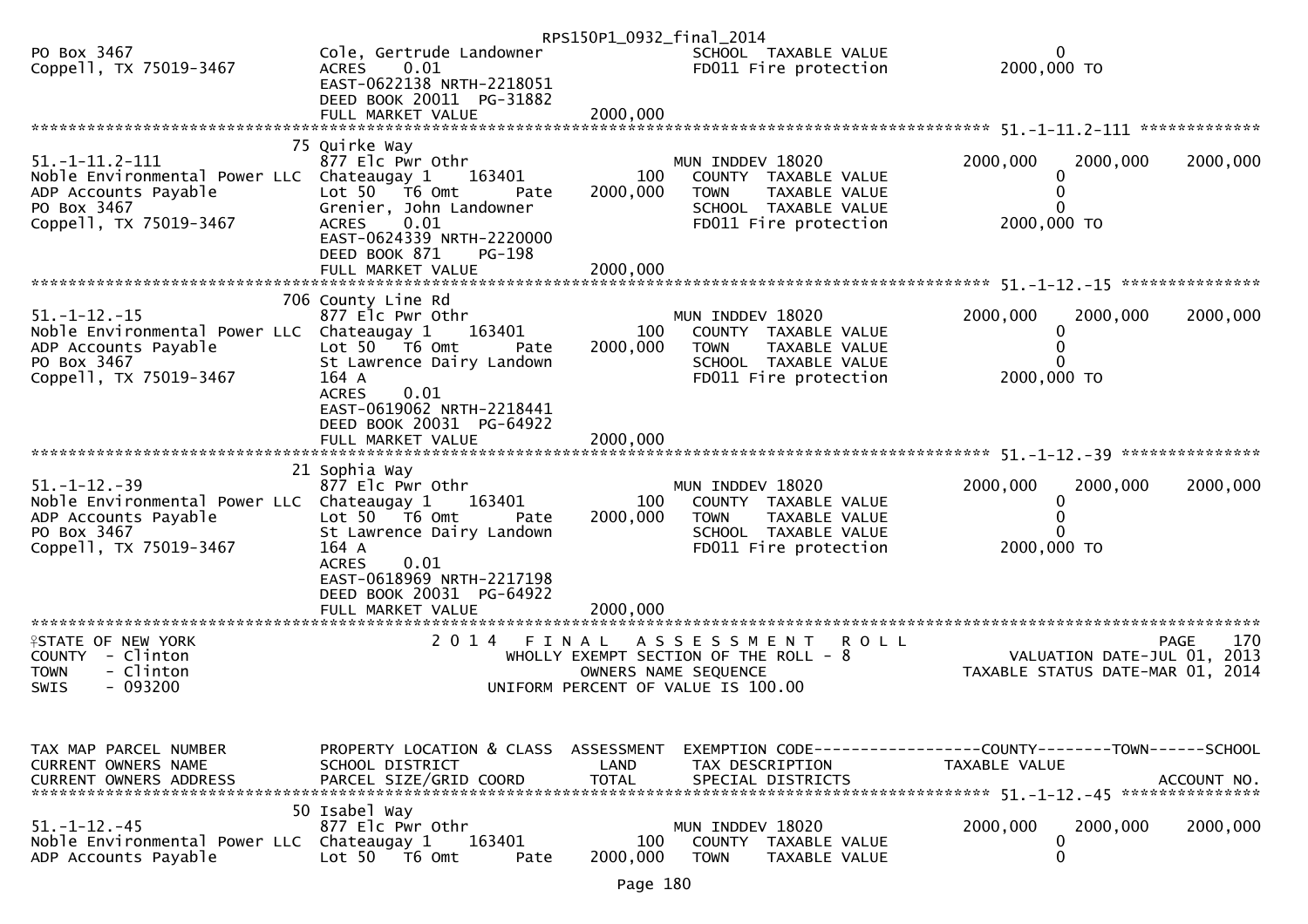```
                                                      RPS150P1_0932_final_2014
PO Box 3467                        Cole, Gertrude Landowner             SCHOOL  TAXABLE VALUE                      0
Coppell, TX 75019-3467             ACRES    0.01                        FD011 Fire protection               2000,000 TO
                                   EAST-0622138 NRTH-2218051
                                   DEED BOOK 20011  PG-31882
                                   FULL MARKET VALUE               2000,000
******************************************************************************************************** 51.-1-11.2-111 *************
                                 75 Quirke Way
51.-1-11.2-111                     877 Elc Pwr Othr                     MUN INDDEV 18020                  2000,000     2000,000     2000,000
Noble Environmental Power LLC      Chateaugay 1     163401         100    COUNTY  TAXABLE VALUE                  0
ADP Accounts Payable               Lot 50   T6 Omt       Pate     2000,000    TOWN    TAXABLE VALUE                  0
PO Box 3467                        Grenier, John Landowner              SCHOOL  TAXABLE VALUE                  0
Coppell, TX 75019-3467             ACRES    0.01                        FD011 Fire protection               2000,000 TO
                                   EAST-0624339 NRTH-2220000
                                   DEED BOOK 871     PG-198
                                   FULL MARKET VALUE               2000,000
******************************************************************************************************** 51.-1-12.-15 ***************
                                 706 County Line Rd
51.-1-12.-15                       877 Elc Pwr Othr                     MUN INDDEV 18020                  2000,000     2000,000     2000,000
Noble Environmental Power LLC      Chateaugay 1     163401         100    COUNTY  TAXABLE VALUE                  0
ADP Accounts Payable               Lot 50   T6 Omt       Pate     2000,000    TOWN    TAXABLE VALUE                  0
PO Box 3467                        St Lawrence Dairy Landown            SCHOOL  TAXABLE VALUE                  0
Coppell, TX 75019-3467             164 A                                FD011 Fire protection               2000,000 TO
                                   ACRES    0.01
                                   EAST-0619062 NRTH-2218441
                                   DEED BOOK 20031  PG-64922
                                   FULL MARKET VALUE               2000,000
******************************************************************************************************** 51.-1-12.-39 ***************
                                 21 Sophia Way
51.-1-12.-39                       877 Elc Pwr Othr                     MUN INDDEV 18020                  2000,000     2000,000     2000,000
Noble Environmental Power LLC      Chateaugay 1     163401         100    COUNTY  TAXABLE VALUE                  0
ADP Accounts Payable               Lot 50   T6 Omt       Pate     2000,000    TOWN    TAXABLE VALUE                  0
PO Box 3467                        St Lawrence Dairy Landown            SCHOOL  TAXABLE VALUE                  0
Coppell, TX 75019-3467             164 A                                FD011 Fire protection               2000,000 TO
                                   ACRES    0.01
                                   EAST-0618969 NRTH-2217198
                                   DEED BOOK 20031  PG-64922
                                   FULL MARKET VALUE               2000,000
************************************************************************************************************************************
STATE OF NEW YORK                         2 0 1 4   F I N A L   A S S E S S M E N T   R O L L                               PAGE   170
COUNTY  - Clinton                          WHOLLY EXEMPT SECTION OF THE ROLL - 8                        VALUATION DATE-JUL 01, 2013
TOWN    - Clinton                                OWNERS NAME SEQUENCE                              TAXABLE STATUS DATE-MAR 01, 2014
SWIS    - 093200                            UNIFORM PERCENT OF VALUE IS 100.00


TAX MAP PARCEL NUMBER              PROPERTY LOCATION & CLASS  ASSESSMENT  EXEMPTION CODE------------------COUNTY--------TOWN------SCHOOL
CURRENT OWNERS NAME                SCHOOL DISTRICT               LAND      TAX DESCRIPTION              TAXABLE VALUE
CURRENT OWNERS ADDRESS             PARCEL SIZE/GRID COORD       TOTAL      SPECIAL DISTRICTS                                  ACCOUNT NO.
******************************************************************************************************** 51.-1-12.-45 ***************
                                 50 Isabel Way
51.-1-12.-45                       877 Elc Pwr Othr                     MUN INDDEV 18020                  2000,000     2000,000     2000,000
Noble Environmental Power LLC      Chateaugay 1     163401         100    COUNTY  TAXABLE VALUE                  0
ADP Accounts Payable               Lot 50   T6 Omt       Pate     2000,000    TOWN    TAXABLE VALUE                  0
```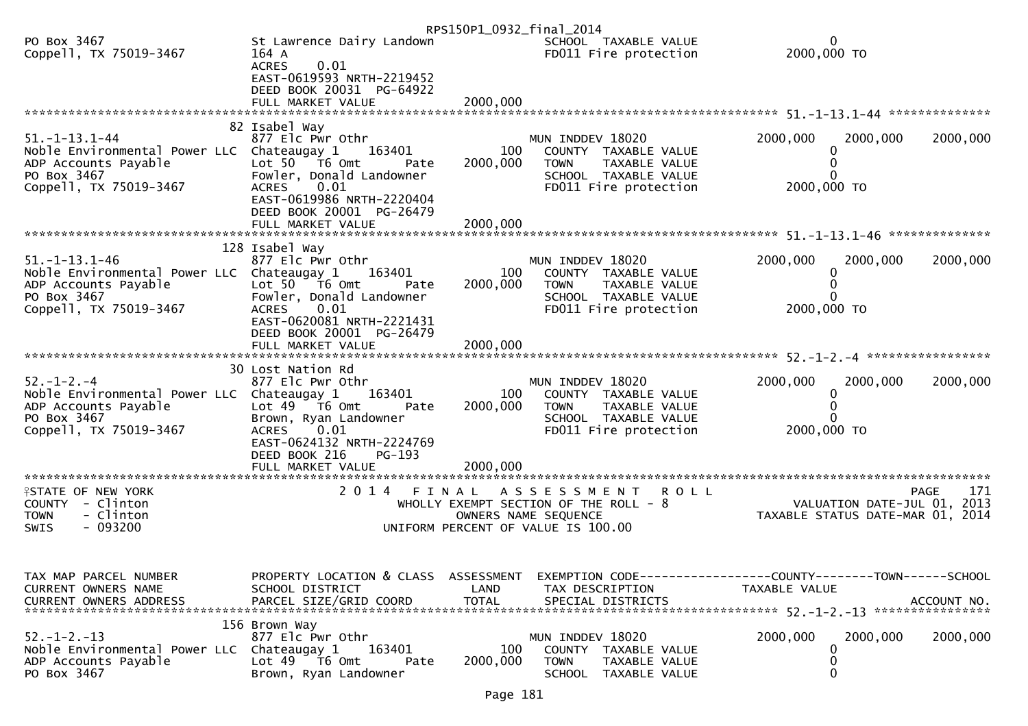RPS150P1_0932_final_2014

```
PO Box 3467                        St Lawrence Dairy Landown                  SCHOOL  TAXABLE VALUE                   0
Coppell, TX 75019-3467             164 A                                      FD011 Fire protection           2000,000 TO
                                   ACRES     0.01
                                   EAST-0619593 NRTH-2219452
                                   DEED BOOK 20031  PG-64922
                                   FULL MARKET VALUE               2000,000
******************************************************************************************************* 51.-1-13.1-44 **************
                                  82 Isabel Way
51.-1-13.1-44                      877 Elc Pwr Othr                           MUN INDDEV 18020                2000,000     2000,000     2000,000
Noble Environmental Power LLC      Chateaugay 1     163401          100       COUNTY  TAXABLE VALUE                   0
ADP Accounts Payable               Lot 50   T6 Omt        Pate     2000,000   TOWN    TAXABLE VALUE                   0
PO Box 3467                        Fowler, Donald Landowner                   SCHOOL  TAXABLE VALUE                   0
Coppell, TX 75019-3467             ACRES     0.01                             FD011 Fire protection           2000,000 TO
                                   EAST-0619986 NRTH-2220404
                                   DEED BOOK 20001  PG-26479
                                   FULL MARKET VALUE               2000,000
******************************************************************************************************* 51.-1-13.1-46 **************
                                 128 Isabel Way
51.-1-13.1-46                      877 Elc Pwr Othr                           MUN INDDEV 18020                2000,000     2000,000     2000,000
Noble Environmental Power LLC      Chateaugay 1     163401          100       COUNTY  TAXABLE VALUE                   0
ADP Accounts Payable               Lot 50   T6 Omt        Pate     2000,000   TOWN    TAXABLE VALUE                   0
PO Box 3467                        Fowler, Donald Landowner                   SCHOOL  TAXABLE VALUE                   0
Coppell, TX 75019-3467             ACRES     0.01                             FD011 Fire protection           2000,000 TO
                                   EAST-0620081 NRTH-2221431
                                   DEED BOOK 20001  PG-26479
                                   FULL MARKET VALUE               2000,000
******************************************************************************************************* 52.-1-2.-4 *****************
                                  30 Lost Nation Rd
52.-1-2.-4                         877 Elc Pwr Othr                           MUN INDDEV 18020                2000,000     2000,000     2000,000
Noble Environmental Power LLC      Chateaugay 1     163401          100       COUNTY  TAXABLE VALUE                   0
ADP Accounts Payable               Lot 49   T6 Omt        Pate     2000,000   TOWN    TAXABLE VALUE                   0
PO Box 3467                        Brown, Ryan Landowner                      SCHOOL  TAXABLE VALUE                   0
Coppell, TX 75019-3467             ACRES     0.01                             FD011 Fire protection           2000,000 TO
                                   EAST-0624132 NRTH-2224769
                                   DEED BOOK 216    PG-193
                                   FULL MARKET VALUE               2000,000
************************************************************************************************************************************
STATE OF NEW YORK                        2 0 1 4   F I N A L   A S S E S S M E N T   R O L L                                PAGE    171
COUNTY  - Clinton                             WHOLLY EXEMPT SECTION OF THE ROLL - 8                       VALUATION DATE-JUL 01, 2013
TOWN    - Clinton                                    OWNERS NAME SEQUENCE                               TAXABLE STATUS DATE-MAR 01, 2014
SWIS    - 093200                                UNIFORM PERCENT OF VALUE IS 100.00


TAX MAP PARCEL NUMBER              PROPERTY LOCATION & CLASS  ASSESSMENT  EXEMPTION CODE------------------COUNTY--------TOWN------SCHOOL
CURRENT OWNERS NAME                SCHOOL DISTRICT               LAND      TAX DESCRIPTION                TAXABLE VALUE
CURRENT OWNERS ADDRESS             PARCEL SIZE/GRID COORD       TOTAL      SPECIAL DISTRICTS                                    ACCOUNT NO.
******************************************************************************************************* 52.-1-2.-13 ****************
                                 156 Brown Way
52.-1-2.-13                        877 Elc Pwr Othr                           MUN INDDEV 18020                2000,000     2000,000     2000,000
Noble Environmental Power LLC      Chateaugay 1     163401          100       COUNTY  TAXABLE VALUE                   0
ADP Accounts Payable               Lot 49   T6 Omt        Pate     2000,000   TOWN    TAXABLE VALUE                   0
PO Box 3467                        Brown, Ryan Landowner                      SCHOOL  TAXABLE VALUE                   0
```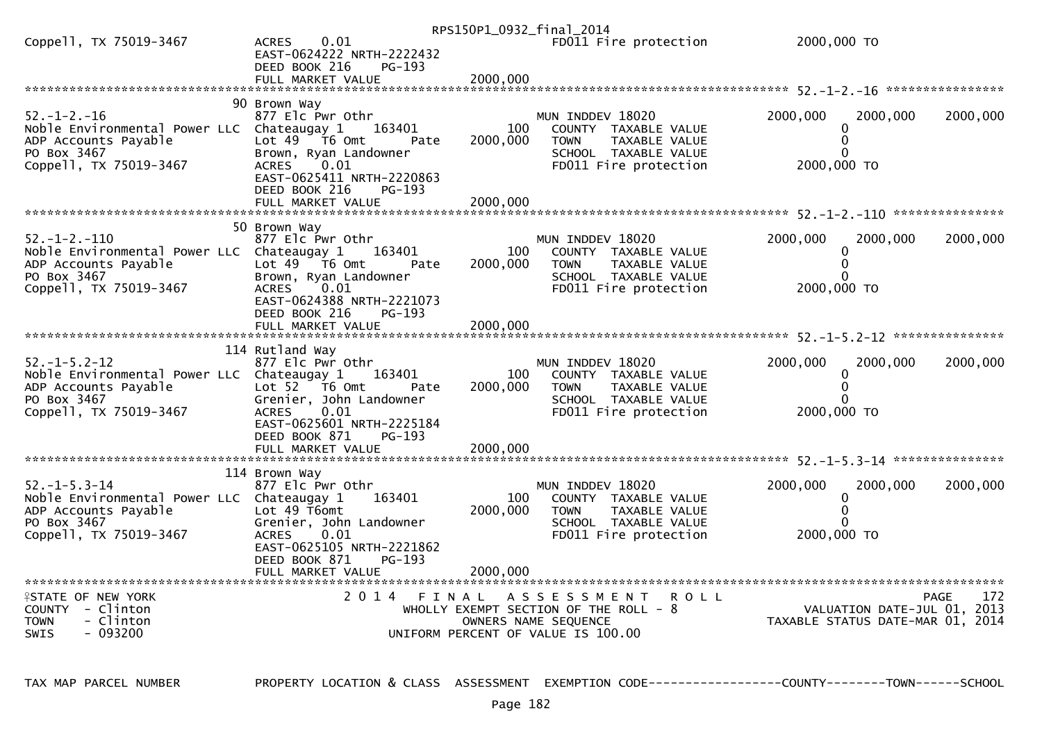```
Coppell, TX 75019-3467         ACRES    0.01                            FD011 Fire protection          2000,000 TO
                               EAST-0624222 NRTH-2222432
                               DEED BOOK 216    PG-193
                               FULL MARKET VALUE               2000,000
******************************************************************************************************* 52.-1-2.-16 *****************
                             90 Brown Way
52.-1-2.-16                    877 Elc Pwr Othr                         MUN INDDEV 18020               2000,000    2000,000    2000,000
Noble Environmental Power LLC  Chateaugay 1     163401            100     COUNTY  TAXABLE VALUE               0
ADP Accounts Payable           Lot 49  T6 Omt       Pate      2000,000     TOWN    TAXABLE VALUE               0
PO Box 3467                    Brown, Ryan Landowner                      SCHOOL  TAXABLE VALUE               0
Coppell, TX 75019-3467         ACRES    0.01                            FD011 Fire protection          2000,000 TO
                               EAST-0625411 NRTH-2220863
                               DEED BOOK 216    PG-193
                               FULL MARKET VALUE               2000,000
******************************************************************************************************* 52.-1-2.-110 ***************
                             50 Brown Way
52.-1-2.-110                   877 Elc Pwr Othr                         MUN INDDEV 18020               2000,000    2000,000    2000,000
Noble Environmental Power LLC  Chateaugay 1     163401            100     COUNTY  TAXABLE VALUE               0
ADP Accounts Payable           Lot 49  T6 Omt       Pate      2000,000     TOWN    TAXABLE VALUE               0
PO Box 3467                    Brown, Ryan Landowner                      SCHOOL  TAXABLE VALUE               0
Coppell, TX 75019-3467         ACRES    0.01                            FD011 Fire protection          2000,000 TO
                               EAST-0624388 NRTH-2221073
                               DEED BOOK 216    PG-193
                               FULL MARKET VALUE               2000,000
******************************************************************************************************* 52.-1-5.2-12 ***************
                             114 Rutland Way
52.-1-5.2-12                   877 Elc Pwr Othr                         MUN INDDEV 18020               2000,000    2000,000    2000,000
Noble Environmental Power LLC  Chateaugay 1     163401            100     COUNTY  TAXABLE VALUE               0
ADP Accounts Payable           Lot 52  T6 Omt       Pate      2000,000     TOWN    TAXABLE VALUE               0
PO Box 3467                    Grenier, John Landowner                    SCHOOL  TAXABLE VALUE               0
Coppell, TX 75019-3467         ACRES    0.01                            FD011 Fire protection          2000,000 TO
                               EAST-0625601 NRTH-2225184
                               DEED BOOK 871    PG-193
                               FULL MARKET VALUE               2000,000
******************************************************************************************************* 52.-1-5.3-14 ***************
                             114 Brown Way
52.-1-5.3-14                   877 Elc Pwr Othr                         MUN INDDEV 18020               2000,000    2000,000    2000,000
Noble Environmental Power LLC  Chateaugay 1     163401            100     COUNTY  TAXABLE VALUE               0
ADP Accounts Payable           Lot 49 T6omt                   2000,000     TOWN    TAXABLE VALUE               0
PO Box 3467                    Grenier, John Landowner                    SCHOOL  TAXABLE VALUE               0
Coppell, TX 75019-3467         ACRES    0.01                            FD011 Fire protection          2000,000 TO
                               EAST-0625105 NRTH-2221862
                               DEED BOOK 871    PG-193
                               FULL MARKET VALUE               2000,000
************************************************************************************************************************************
STATE OF NEW YORK                  2 0 1 4   F I N A L   A S S E S S M E N T   R O L L                                 PAGE   172
COUNTY  - Clinton                        WHOLLY EXEMPT SECTION OF THE ROLL - 8                         VALUATION DATE-JUL 01, 2013
TOWN    - Clinton                               OWNERS NAME SEQUENCE                          TAXABLE STATUS DATE-MAR 01, 2014
SWIS    - 093200                         UNIFORM PERCENT OF VALUE IS 100.00


TAX MAP PARCEL NUMBER          PROPERTY LOCATION & CLASS  ASSESSMENT  EXEMPTION CODE------------------COUNTY--------TOWN------SCHOOL
```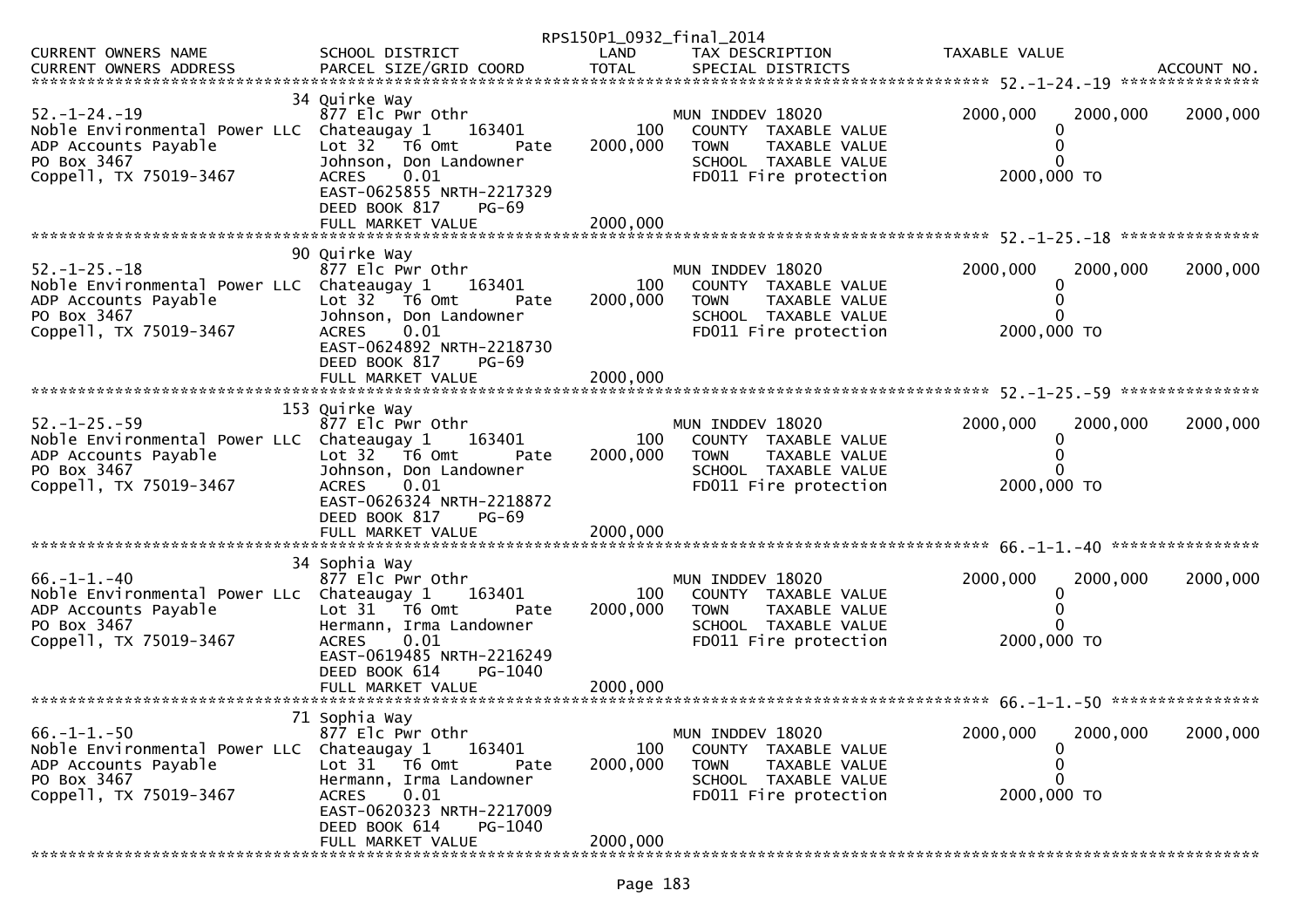RPS150P1_0932_final_2014

```
CURRENT OWNERS NAME             SCHOOL DISTRICT                LAND     TAX DESCRIPTION             TAXABLE VALUE
CURRENT OWNERS ADDRESS          PARCEL SIZE/GRID COORD         TOTAL    SPECIAL DISTRICTS                                           ACCOUNT NO.
******************************************************************************************************* 52.-1-24.-19 ***************
                                34 Quirke Way
52.-1-24.-19                    877 Elc Pwr Othr                        MUN INDDEV 18020              2000,000    2000,000    2000,000
Noble Environmental Power LLC   Chateaugay 1      163401          100      COUNTY  TAXABLE VALUE               0
ADP Accounts Payable            Lot 32   T6 Omt       Pate   2000,000      TOWN    TAXABLE VALUE               0
PO Box 3467                     Johnson, Don Landowner                     SCHOOL  TAXABLE VALUE               0
Coppell, TX 75019-3467          ACRES      0.01                            FD011 Fire protection       2000,000 TO
                                EAST-0625855 NRTH-2217329
                                DEED BOOK 817     PG-69
                                FULL MARKET VALUE              2000,000
******************************************************************************************************* 52.-1-25.-18 ***************
                                90 Quirke Way
52.-1-25.-18                    877 Elc Pwr Othr                        MUN INDDEV 18020              2000,000    2000,000    2000,000
Noble Environmental Power LLC   Chateaugay 1      163401          100      COUNTY  TAXABLE VALUE               0
ADP Accounts Payable            Lot 32   T6 Omt       Pate   2000,000      TOWN    TAXABLE VALUE               0
PO Box 3467                     Johnson, Don Landowner                     SCHOOL  TAXABLE VALUE               0
Coppell, TX 75019-3467          ACRES      0.01                            FD011 Fire protection       2000,000 TO
                                EAST-0624892 NRTH-2218730
                                DEED BOOK 817     PG-69
                                FULL MARKET VALUE              2000,000
******************************************************************************************************* 52.-1-25.-59 ***************
                                153 Quirke Way
52.-1-25.-59                    877 Elc Pwr Othr                        MUN INDDEV 18020              2000,000    2000,000    2000,000
Noble Environmental Power LLC   Chateaugay 1      163401          100      COUNTY  TAXABLE VALUE               0
ADP Accounts Payable            Lot 32   T6 Omt       Pate   2000,000      TOWN    TAXABLE VALUE               0
PO Box 3467                     Johnson, Don Landowner                     SCHOOL  TAXABLE VALUE               0
Coppell, TX 75019-3467          ACRES      0.01                            FD011 Fire protection       2000,000 TO
                                EAST-0626324 NRTH-2218872
                                DEED BOOK 817     PG-69
                                FULL MARKET VALUE              2000,000
******************************************************************************************************* 66.-1-1.-40 ****************
                                34 Sophia Way
66.-1-1.-40                     877 Elc Pwr Othr                        MUN INDDEV 18020              2000,000    2000,000    2000,000
Noble Environmental Power LLC   Chateaugay 1      163401          100      COUNTY  TAXABLE VALUE               0
ADP Accounts Payable            Lot 31   T6 Omt       Pate   2000,000      TOWN    TAXABLE VALUE               0
PO Box 3467                     Hermann, Irma Landowner                    SCHOOL  TAXABLE VALUE               0
Coppell, TX 75019-3467          ACRES      0.01                            FD011 Fire protection       2000,000 TO
                                EAST-0619485 NRTH-2216249
                                DEED BOOK 614     PG-1040
                                FULL MARKET VALUE              2000,000
******************************************************************************************************* 66.-1-1.-50 ****************
                                71 Sophia Way
66.-1-1.-50                     877 Elc Pwr Othr                        MUN INDDEV 18020              2000,000    2000,000    2000,000
Noble Environmental Power LLC   Chateaugay 1      163401          100      COUNTY  TAXABLE VALUE               0
ADP Accounts Payable            Lot 31   T6 Omt       Pate   2000,000      TOWN    TAXABLE VALUE               0
PO Box 3467                     Hermann, Irma Landowner                    SCHOOL  TAXABLE VALUE               0
Coppell, TX 75019-3467          ACRES      0.01                            FD011 Fire protection       2000,000 TO
                                EAST-0620323 NRTH-2217009
                                DEED BOOK 614     PG-1040
                                FULL MARKET VALUE              2000,000
************************************************************************************************************************************
```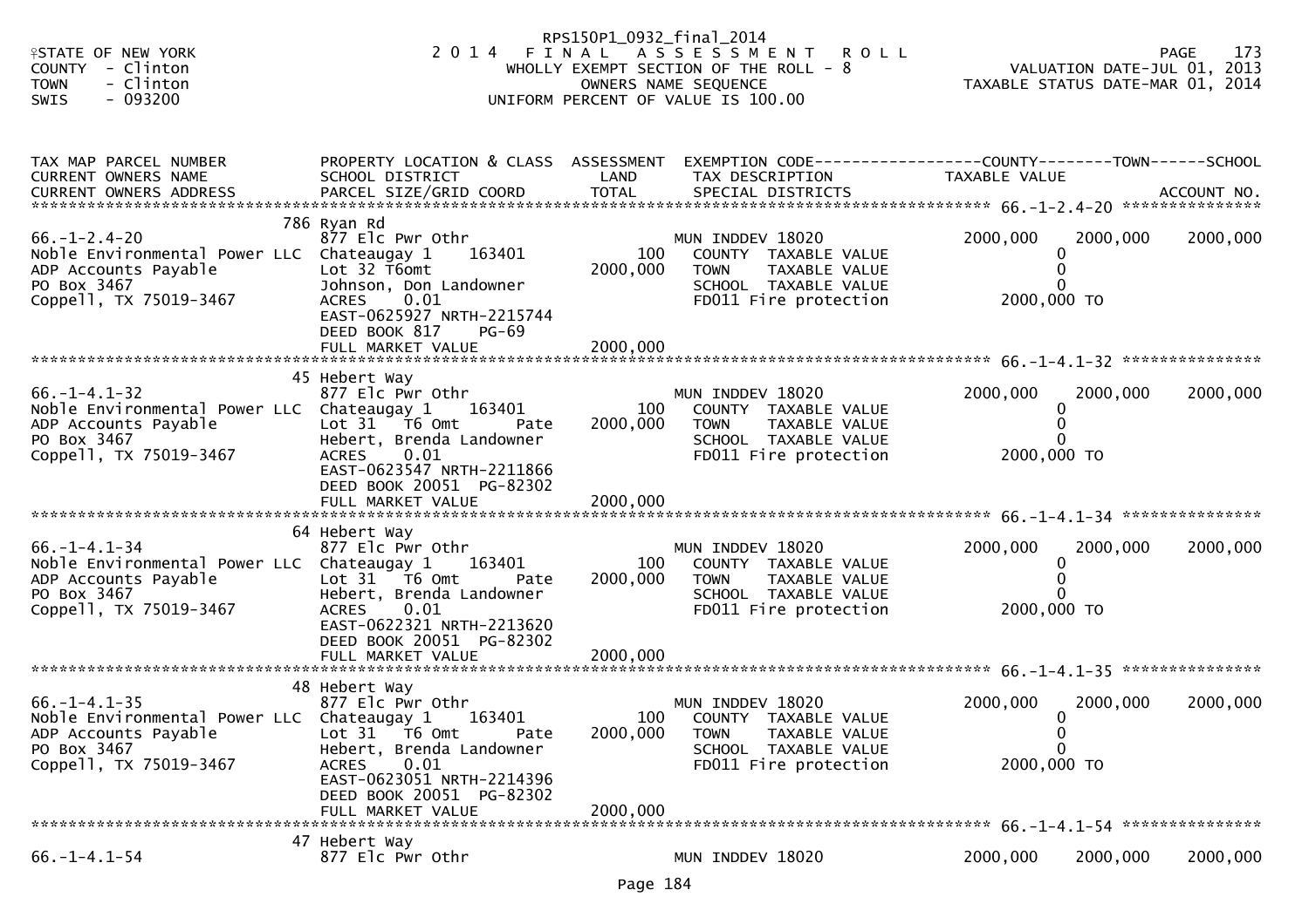RPS150P1_0932_final_2014

STATE OF NEW YORK — 2 0 1 4 F I N A L A S S E S S M E N T R O L L — PAGE 173
COUNTY - Clinton — WHOLLY EXEMPT SECTION OF THE ROLL - 8 — VALUATION DATE-JUL 01, 2013
TOWN - Clinton — OWNERS NAME SEQUENCE — TAXABLE STATUS DATE-MAR 01, 2014
SWIS - 093200 — UNIFORM PERCENT OF VALUE IS 100.00

| TAX MAP PARCEL NUMBER / CURRENT OWNERS NAME / CURRENT OWNERS ADDRESS | PROPERTY LOCATION & CLASS / SCHOOL DISTRICT / PARCEL SIZE/GRID COORD | ASSESSMENT LAND / TOTAL | EXEMPTION CODE / TAX DESCRIPTION / SPECIAL DISTRICTS | COUNTY TAXABLE VALUE | TOWN | SCHOOL / ACCOUNT NO. |
|---|---|---|---|---|---|---|
| 66.-1-2.4-20 | 786 Ryan Rd | | | | | |
| | 877 Elc Pwr Othr | | MUN INDDEV 18020 | 2000,000 | 2000,000 | 2000,000 |
| Noble Environmental Power LLC | Chateaugay 1 163401 | 100 | COUNTY TAXABLE VALUE | 0 | | |
| ADP Accounts Payable | Lot 32 T6omt | 2000,000 | TOWN TAXABLE VALUE | 0 | | |
| PO Box 3467 | Johnson, Don Landowner | | SCHOOL TAXABLE VALUE | 0 | | |
| Coppell, TX 75019-3467 | ACRES 0.01 | | FD011 Fire protection | 2000,000 TO | | |
| | EAST-0625927 NRTH-2215744 | | | | | |
| | DEED BOOK 817 PG-69 | | | | | |
| | FULL MARKET VALUE | 2000,000 | | | | |
| 66.-1-4.1-32 | 45 Hebert Way | | | | | |
| | 877 Elc Pwr Othr | | MUN INDDEV 18020 | 2000,000 | 2000,000 | 2000,000 |
| Noble Environmental Power LLC | Chateaugay 1 163401 | 100 | COUNTY TAXABLE VALUE | 0 | | |
| ADP Accounts Payable | Lot 31 T6 Omt Pate | 2000,000 | TOWN TAXABLE VALUE | 0 | | |
| PO Box 3467 | Hebert, Brenda Landowner | | SCHOOL TAXABLE VALUE | 0 | | |
| Coppell, TX 75019-3467 | ACRES 0.01 | | FD011 Fire protection | 2000,000 TO | | |
| | EAST-0623547 NRTH-2211866 | | | | | |
| | DEED BOOK 20051 PG-82302 | | | | | |
| | FULL MARKET VALUE | 2000,000 | | | | |
| 66.-1-4.1-34 | 64 Hebert Way | | | | | |
| | 877 Elc Pwr Othr | | MUN INDDEV 18020 | 2000,000 | 2000,000 | 2000,000 |
| Noble Environmental Power LLC | Chateaugay 1 163401 | 100 | COUNTY TAXABLE VALUE | 0 | | |
| ADP Accounts Payable | Lot 31 T6 Omt Pate | 2000,000 | TOWN TAXABLE VALUE | 0 | | |
| PO Box 3467 | Hebert, Brenda Landowner | | SCHOOL TAXABLE VALUE | 0 | | |
| Coppell, TX 75019-3467 | ACRES 0.01 | | FD011 Fire protection | 2000,000 TO | | |
| | EAST-0622321 NRTH-2213620 | | | | | |
| | DEED BOOK 20051 PG-82302 | | | | | |
| | FULL MARKET VALUE | 2000,000 | | | | |
| 66.-1-4.1-35 | 48 Hebert Way | | | | | |
| | 877 Elc Pwr Othr | | MUN INDDEV 18020 | 2000,000 | 2000,000 | 2000,000 |
| Noble Environmental Power LLC | Chateaugay 1 163401 | 100 | COUNTY TAXABLE VALUE | 0 | | |
| ADP Accounts Payable | Lot 31 T6 Omt Pate | 2000,000 | TOWN TAXABLE VALUE | 0 | | |
| PO Box 3467 | Hebert, Brenda Landowner | | SCHOOL TAXABLE VALUE | 0 | | |
| Coppell, TX 75019-3467 | ACRES 0.01 | | FD011 Fire protection | 2000,000 TO | | |
| | EAST-0623051 NRTH-2214396 | | | | | |
| | DEED BOOK 20051 PG-82302 | | | | | |
| | FULL MARKET VALUE | 2000,000 | | | | |
| 66.-1-4.1-54 | 47 Hebert Way | | | | | |
| | 877 Elc Pwr Othr | | MUN INDDEV 18020 | 2000,000 | 2000,000 | 2000,000 |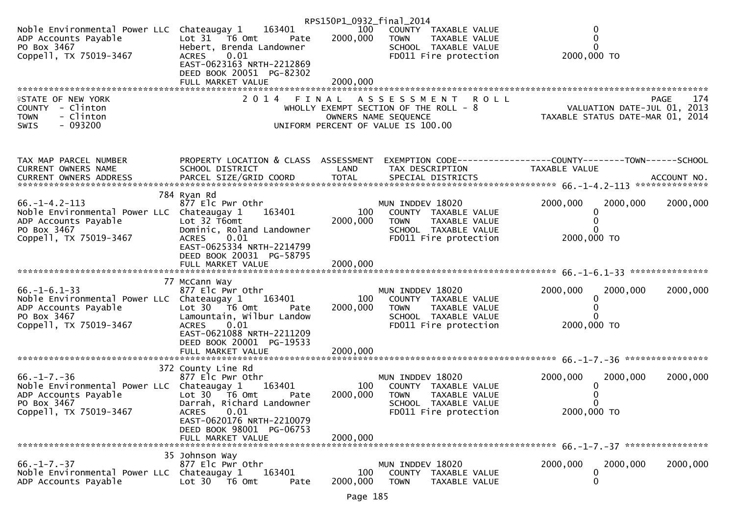RPS150P1_0932_final_2014

```
Noble Environmental Power LLC  Chateaugay 1     163401          100   COUNTY  TAXABLE VALUE                   0
ADP Accounts Payable           Lot 31  T6 Omt         Pate  2000,000   TOWN    TAXABLE VALUE                   0
PO Box 3467                    Hebert, Brenda Landowner              SCHOOL  TAXABLE VALUE                   0
Coppell, TX 75019-3467         ACRES     0.01                         FD011 Fire protection             2000,000 TO
                               EAST-0623163 NRTH-2212869
                               DEED BOOK 20051  PG-82302
                               FULL MARKET VALUE             2000,000
```

STATE OF NEW YORK — 2014 FINAL ASSESSMENT ROLL — PAGE 174
COUNTY - Clinton — WHOLLY EXEMPT SECTION OF THE ROLL - 8 — VALUATION DATE-JUL 01, 2013
TOWN - Clinton — OWNERS NAME SEQUENCE — TAXABLE STATUS DATE-MAR 01, 2014
SWIS - 093200 — UNIFORM PERCENT OF VALUE IS 100.00

```
TAX MAP PARCEL NUMBER          PROPERTY LOCATION & CLASS  ASSESSMENT  EXEMPTION CODE------------------COUNTY--------TOWN------SCHOOL
CURRENT OWNERS NAME            SCHOOL DISTRICT               LAND      TAX DESCRIPTION                  TAXABLE VALUE
CURRENT OWNERS ADDRESS         PARCEL SIZE/GRID COORD        TOTAL     SPECIAL DISTRICTS                                          ACCOUNT NO.
***************************************************************************************************** 66.-1-4.2-113 **************
                               784 Ryan Rd
66.-1-4.2-113                  877 Elc Pwr Othr                        MUN INDDEV 18020            2000,000     2000,000     2000,000
Noble Environmental Power LLC  Chateaugay 1     163401          100      COUNTY  TAXABLE VALUE                0
ADP Accounts Payable           Lot 32 T6omt                  2000,000    TOWN    TAXABLE VALUE                0
PO Box 3467                    Dominic, Roland Landowner                 SCHOOL  TAXABLE VALUE                0
Coppell, TX 75019-3467         ACRES     0.01                            FD011 Fire protection          2000,000 TO
                               EAST-0625334 NRTH-2214799
                               DEED BOOK 20031  PG-58795
                               FULL MARKET VALUE             2000,000
***************************************************************************************************** 66.-1-6.1-33 ***************
                               77 McCann Way
66.-1-6.1-33                   877 Elc Pwr Othr                        MUN INDDEV 18020            2000,000     2000,000     2000,000
Noble Environmental Power LLC  Chateaugay 1     163401          100      COUNTY  TAXABLE VALUE                0
ADP Accounts Payable           Lot 30  T6 Omt         Pate  2000,000     TOWN    TAXABLE VALUE                0
PO Box 3467                    Lamountain, Wilbur Landow                 SCHOOL  TAXABLE VALUE                0
Coppell, TX 75019-3467         ACRES     0.01                            FD011 Fire protection          2000,000 TO
                               EAST-0621088 NRTH-2211209
                               DEED BOOK 20001  PG-19533
                               FULL MARKET VALUE             2000,000
***************************************************************************************************** 66.-1-7.-36 ****************
                               372 County Line Rd
66.-1-7.-36                    877 Elc Pwr Othr                        MUN INDDEV 18020            2000,000     2000,000     2000,000
Noble Environmental Power LLC  Chateaugay 1     163401          100      COUNTY  TAXABLE VALUE                0
ADP Accounts Payable           Lot 30  T6 Omt         Pate  2000,000     TOWN    TAXABLE VALUE                0
PO Box 3467                    Darrah, Richard Landowner                 SCHOOL  TAXABLE VALUE                0
Coppell, TX 75019-3467         ACRES     0.01                            FD011 Fire protection          2000,000 TO
                               EAST-0620176 NRTH-2210079
                               DEED BOOK 98001  PG-06753
                               FULL MARKET VALUE             2000,000
***************************************************************************************************** 66.-1-7.-37 ****************
                               35 Johnson Way
66.-1-7.-37                    877 Elc Pwr Othr                        MUN INDDEV 18020            2000,000     2000,000     2000,000
Noble Environmental Power LLC  Chateaugay 1     163401          100      COUNTY  TAXABLE VALUE                0
ADP Accounts Payable           Lot 30  T6 Omt         Pate  2000,000     TOWN    TAXABLE VALUE                0
```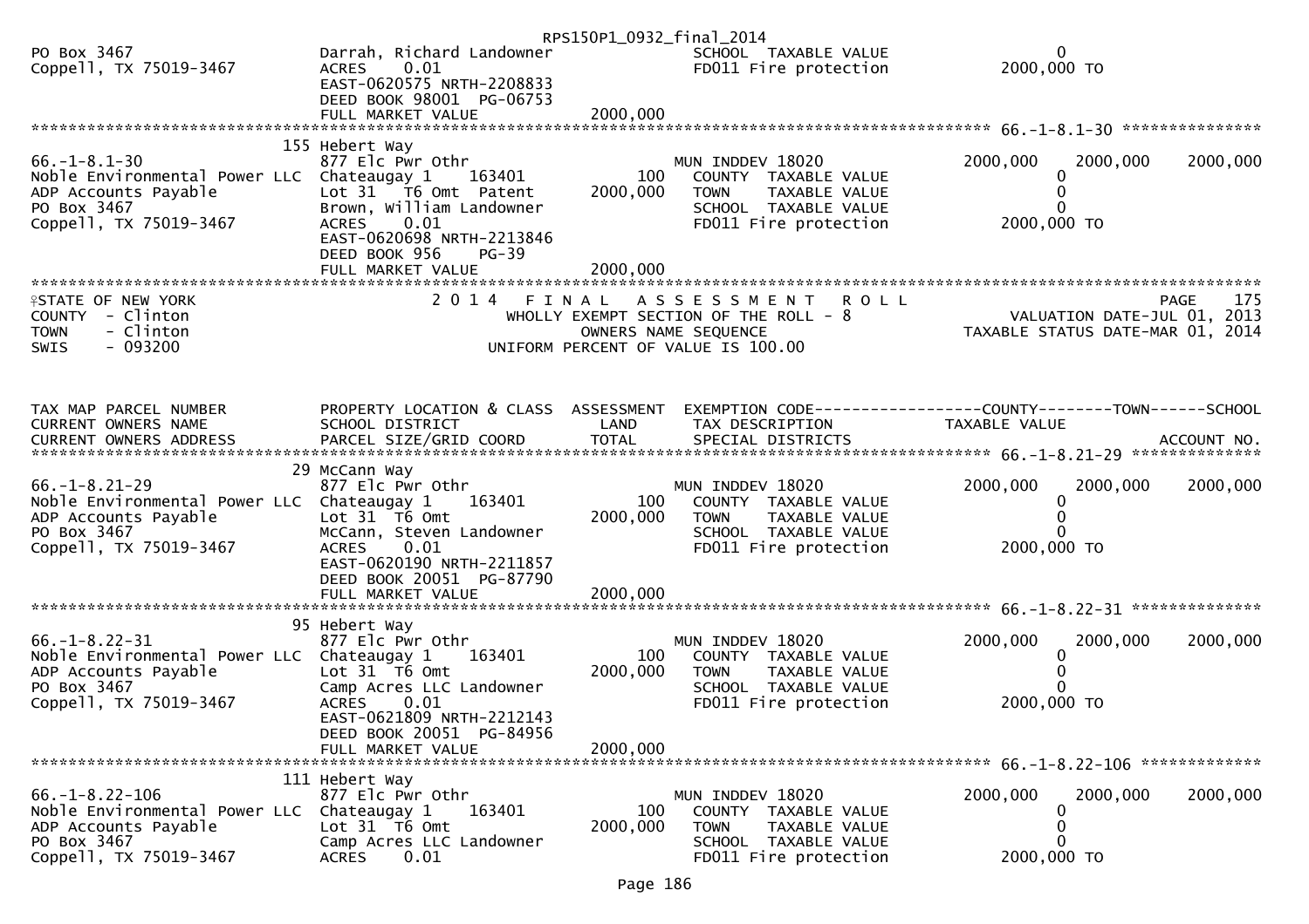RPS150P1_0932_final_2014

```
PO Box 3467                     Darrah, Richard Landowner                  SCHOOL  TAXABLE VALUE                 0
Coppell, TX 75019-3467          ACRES     0.01                             FD011 Fire protection          2000,000 TO
                                EAST-0620575 NRTH-2208833
                                DEED BOOK 98001  PG-06753
                                FULL MARKET VALUE              2000,000
******************************************************************************************************* 66.-1-8.1-30 ***************
                                155 Hebert Way
66.-1-8.1-30                    877 Elc Pwr Othr                           MUN INDDEV 18020              2000,000    2000,000    2000,000
Noble Environmental Power LLC   Chateaugay 1     163401           100        COUNTY  TAXABLE VALUE                 0
ADP Accounts Payable            Lot 31  T6 Omt  Patent       2000,000        TOWN    TAXABLE VALUE                 0
PO Box 3467                     Brown, William Landowner                     SCHOOL  TAXABLE VALUE                 0
Coppell, TX 75019-3467          ACRES     0.01                               FD011 Fire protection          2000,000 TO
                                EAST-0620698 NRTH-2213846
                                DEED BOOK 956     PG-39
                                FULL MARKET VALUE              2000,000
************************************************************************************************************************************
STATE OF NEW YORK                      2 0 1 4   F I N A L   A S S E S S M E N T   R O L L                                  PAGE    175
COUNTY  - Clinton                         WHOLLY EXEMPT SECTION OF THE ROLL - 8                       VALUATION DATE-JUL 01, 2013
TOWN    - Clinton                                OWNERS NAME SEQUENCE                           TAXABLE STATUS DATE-MAR 01, 2014
SWIS    - 093200                        UNIFORM PERCENT OF VALUE IS 100.00


TAX MAP PARCEL NUMBER           PROPERTY LOCATION & CLASS  ASSESSMENT  EXEMPTION CODE------------------COUNTY--------TOWN------SCHOOL
CURRENT OWNERS NAME             SCHOOL DISTRICT               LAND      TAX DESCRIPTION              TAXABLE VALUE
CURRENT OWNERS ADDRESS          PARCEL SIZE/GRID COORD        TOTAL     SPECIAL DISTRICTS                                ACCOUNT NO.
******************************************************************************************************* 66.-1-8.21-29 **************
                                29 McCann Way
66.-1-8.21-29                   877 Elc Pwr Othr                           MUN INDDEV 18020              2000,000    2000,000    2000,000
Noble Environmental Power LLC   Chateaugay 1     163401           100        COUNTY  TAXABLE VALUE                 0
ADP Accounts Payable            Lot 31  T6 Omt               2000,000        TOWN    TAXABLE VALUE                 0
PO Box 3467                     McCann, Steven Landowner                     SCHOOL  TAXABLE VALUE                 0
Coppell, TX 75019-3467          ACRES     0.01                               FD011 Fire protection          2000,000 TO
                                EAST-0620190 NRTH-2211857
                                DEED BOOK 20051  PG-87790
                                FULL MARKET VALUE              2000,000
******************************************************************************************************* 66.-1-8.22-31 **************
                                95 Hebert Way
66.-1-8.22-31                   877 Elc Pwr Othr                           MUN INDDEV 18020              2000,000    2000,000    2000,000
Noble Environmental Power LLC   Chateaugay 1     163401           100        COUNTY  TAXABLE VALUE                 0
ADP Accounts Payable            Lot 31  T6 Omt               2000,000        TOWN    TAXABLE VALUE                 0
PO Box 3467                     Camp Acres LLC Landowner                     SCHOOL  TAXABLE VALUE                 0
Coppell, TX 75019-3467          ACRES     0.01                               FD011 Fire protection          2000,000 TO
                                EAST-0621809 NRTH-2212143
                                DEED BOOK 20051  PG-84956
                                FULL MARKET VALUE              2000,000
******************************************************************************************************* 66.-1-8.22-106 *************
                                111 Hebert Way
66.-1-8.22-106                  877 Elc Pwr Othr                           MUN INDDEV 18020              2000,000    2000,000    2000,000
Noble Environmental Power LLC   Chateaugay 1     163401           100        COUNTY  TAXABLE VALUE                 0
ADP Accounts Payable            Lot 31  T6 Omt               2000,000        TOWN    TAXABLE VALUE                 0
PO Box 3467                     Camp Acres LLC Landowner                     SCHOOL  TAXABLE VALUE                 0
Coppell, TX 75019-3467          ACRES     0.01                               FD011 Fire protection          2000,000 TO
```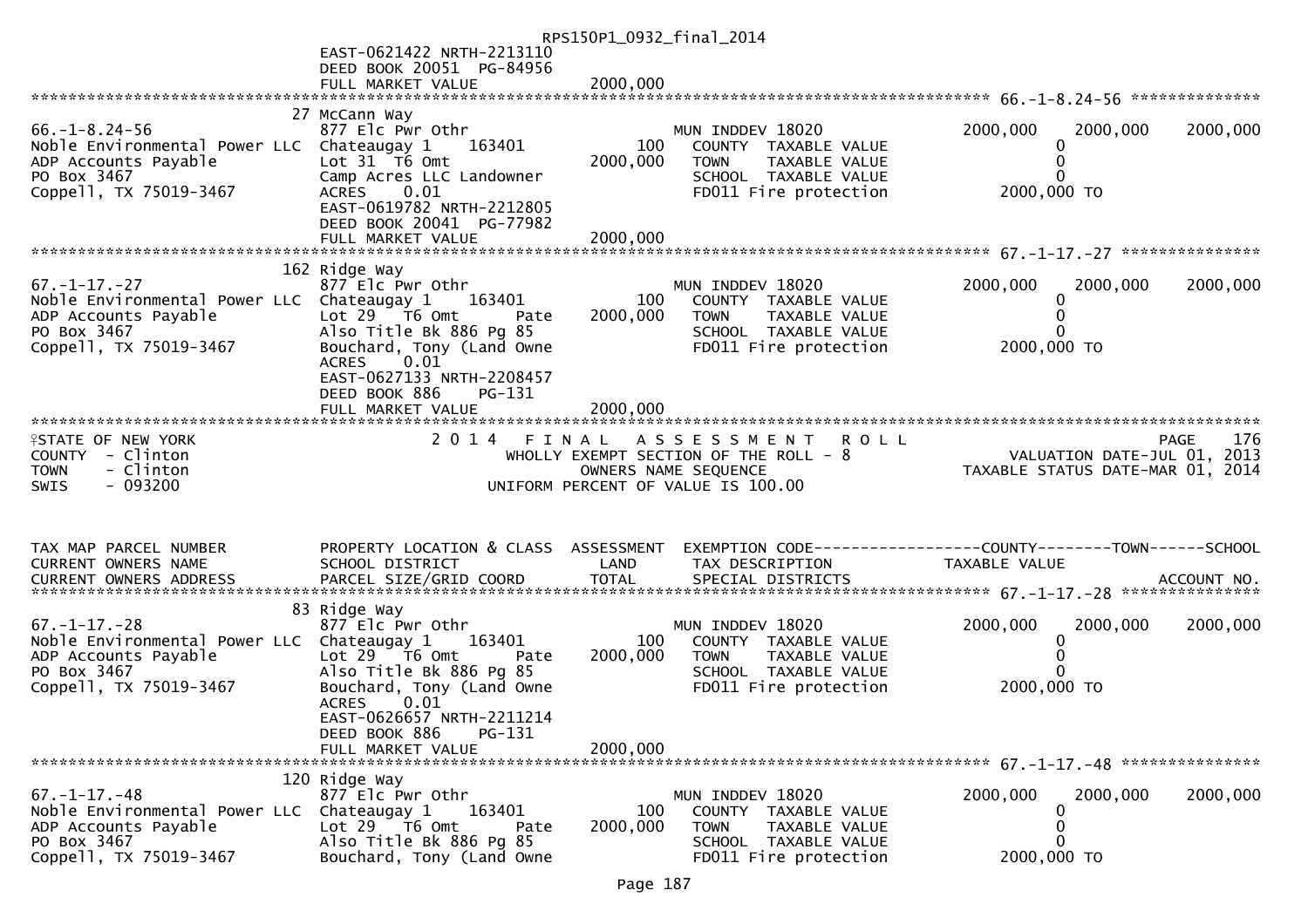EAST-0621422 NRTH-2213110
DEED BOOK 20051 PG-84956
FULL MARKET VALUE 2000,000

********************************************************************************************** 66.-1-8.24-56 **************

```
                               27 McCann Way
66.-1-8.24-56                  877 Elc Pwr Othr                        MUN INDDEV 18020             2000,000    2000,000    2000,000
Noble Environmental Power LLC  Chateaugay 1      163401         100      COUNTY  TAXABLE VALUE              0
ADP Accounts Payable           Lot 31  T6 Omt              2000,000      TOWN    TAXABLE VALUE              0
PO Box 3467                    Camp Acres LLC Landowner                  SCHOOL  TAXABLE VALUE              0
Coppell, TX 75019-3467         ACRES     0.01                            FD011 Fire protection        2000,000 TO
                               EAST-0619782 NRTH-2212805
                               DEED BOOK 20041  PG-77982
                               FULL MARKET VALUE           2000,000
********************************************************************************************** 67.-1-17.-27 ***************
                               162 Ridge Way
67.-1-17.-27                   877 Elc Pwr Othr                        MUN INDDEV 18020             2000,000    2000,000    2000,000
Noble Environmental Power LLC  Chateaugay 1      163401         100      COUNTY  TAXABLE VALUE              0
ADP Accounts Payable           Lot 29   T6 Omt       Pate  2000,000      TOWN    TAXABLE VALUE              0
PO Box 3467                    Also Title Bk 886 Pg 85                   SCHOOL  TAXABLE VALUE              0
Coppell, TX 75019-3467         Bouchard, Tony (Land Owne                 FD011 Fire protection        2000,000 TO
                               ACRES     0.01
                               EAST-0627133 NRTH-2208457
                               DEED BOOK 886     PG-131
                               FULL MARKET VALUE           2000,000
*****************************************************************************************************************************
```

STATE OF NEW YORK — 2014 FINAL ASSESSMENT ROLL — PAGE 176
COUNTY - Clinton — WHOLLY EXEMPT SECTION OF THE ROLL - 8 — VALUATION DATE-JUL 01, 2013
TOWN - Clinton — OWNERS NAME SEQUENCE — TAXABLE STATUS DATE-MAR 01, 2014
SWIS - 093200 — UNIFORM PERCENT OF VALUE IS 100.00

```
TAX MAP PARCEL NUMBER          PROPERTY LOCATION & CLASS  ASSESSMENT  EXEMPTION CODE------------------COUNTY--------TOWN------SCHOOL
CURRENT OWNERS NAME            SCHOOL DISTRICT               LAND      TAX DESCRIPTION              TAXABLE VALUE
CURRENT OWNERS ADDRESS         PARCEL SIZE/GRID COORD        TOTAL     SPECIAL DISTRICTS                                   ACCOUNT NO.
********************************************************************************************** 67.-1-17.-28 ***************
                               83 Ridge Way
67.-1-17.-28                   877 Elc Pwr Othr                        MUN INDDEV 18020             2000,000    2000,000    2000,000
Noble Environmental Power LLC  Chateaugay 1      163401         100      COUNTY  TAXABLE VALUE              0
ADP Accounts Payable           Lot 29   T6 Omt       Pate  2000,000      TOWN    TAXABLE VALUE              0
PO Box 3467                    Also Title Bk 886 Pg 85                   SCHOOL  TAXABLE VALUE              0
Coppell, TX 75019-3467         Bouchard, Tony (Land Owne                 FD011 Fire protection        2000,000 TO
                               ACRES     0.01
                               EAST-0626657 NRTH-2211214
                               DEED BOOK 886     PG-131
                               FULL MARKET VALUE           2000,000
********************************************************************************************** 67.-1-17.-48 ***************
                               120 Ridge Way
67.-1-17.-48                   877 Elc Pwr Othr                        MUN INDDEV 18020             2000,000    2000,000    2000,000
Noble Environmental Power LLC  Chateaugay 1      163401         100      COUNTY  TAXABLE VALUE              0
ADP Accounts Payable           Lot 29   T6 Omt       Pate  2000,000      TOWN    TAXABLE VALUE              0
PO Box 3467                    Also Title Bk 886 Pg 85                   SCHOOL  TAXABLE VALUE              0
Coppell, TX 75019-3467         Bouchard, Tony (Land Owne                 FD011 Fire protection        2000,000 TO
```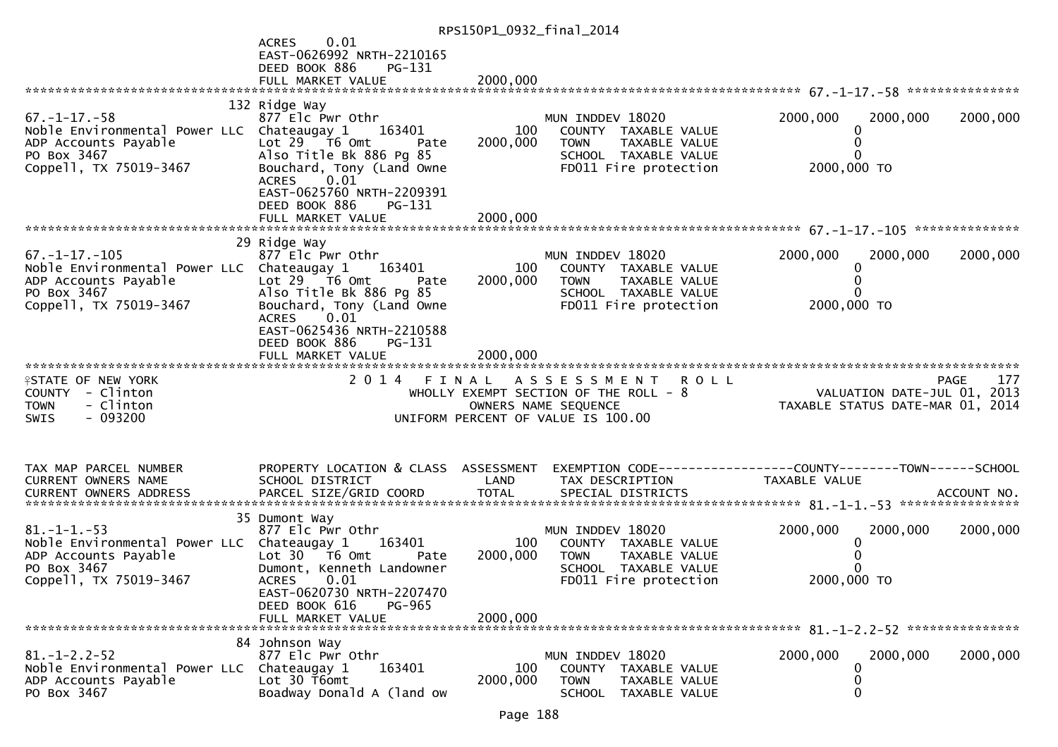```
                                      ACRES     0.01
                                      EAST-0626992 NRTH-2210165
                                      DEED BOOK 886     PG-131
                                      FULL MARKET VALUE               2000,000
******************************************************************************************************* 67.-1-17.-58 ***************
                                   132 Ridge Way
67.-1-17.-58                        877 Elc Pwr Othr                            MUN INDDEV 18020                2000,000    2000,000    2000,000
Noble Environmental Power LLC       Chateaugay 1      163401           100        COUNTY  TAXABLE VALUE                 0
ADP Accounts Payable                Lot 29   T6 Omt       Pate     2000,000       TOWN    TAXABLE VALUE                 0
PO Box 3467                         Also Title Bk 886 Pg 85                       SCHOOL  TAXABLE VALUE                 0
Coppell, TX 75019-3467              Bouchard, Tony (Land Owne                     FD011 Fire protection           2000,000 TO
                                    ACRES     0.01
                                    EAST-0625760 NRTH-2209391
                                    DEED BOOK 886     PG-131
                                    FULL MARKET VALUE               2000,000
******************************************************************************************************* 67.-1-17.-105 **************
                                    29 Ridge Way
67.-1-17.-105                       877 Elc Pwr Othr                            MUN INDDEV 18020                2000,000    2000,000    2000,000
Noble Environmental Power LLC       Chateaugay 1      163401           100        COUNTY  TAXABLE VALUE                 0
ADP Accounts Payable                Lot 29   T6 Omt       Pate     2000,000       TOWN    TAXABLE VALUE                 0
PO Box 3467                         Also Title Bk 886 Pg 85                       SCHOOL  TAXABLE VALUE                 0
Coppell, TX 75019-3467              Bouchard, Tony (Land Owne                     FD011 Fire protection           2000,000 TO
                                    ACRES     0.01
                                    EAST-0625436 NRTH-2210588
                                    DEED BOOK 886     PG-131
                                    FULL MARKET VALUE               2000,000
*******************************************************************************************************************************
STATE OF NEW YORK                        2 0 1 4   F I N A L   A S S E S S M E N T   R O L L                                 PAGE    177
COUNTY  - Clinton                             WHOLLY EXEMPT SECTION OF THE ROLL - 8                            VALUATION DATE-JUL 01, 2013
TOWN    - Clinton                                   OWNERS NAME SEQUENCE                                  TAXABLE STATUS DATE-MAR 01, 2014
SWIS    - 093200                               UNIFORM PERCENT OF VALUE IS 100.00


TAX MAP PARCEL NUMBER           PROPERTY LOCATION & CLASS  ASSESSMENT  EXEMPTION CODE------------------COUNTY--------TOWN------SCHOOL
CURRENT OWNERS NAME             SCHOOL DISTRICT               LAND      TAX DESCRIPTION              TAXABLE VALUE
CURRENT OWNERS ADDRESS          PARCEL SIZE/GRID COORD        TOTAL     SPECIAL DISTRICTS                                    ACCOUNT NO.
******************************************************************************************************* 81.-1-1.-53 ****************
                                    35 Dumont Way
81.-1-1.-53                         877 Elc Pwr Othr                            MUN INDDEV 18020                2000,000    2000,000    2000,000
Noble Environmental Power LLC       Chateaugay 1      163401           100        COUNTY  TAXABLE VALUE                 0
ADP Accounts Payable                Lot 30   T6 Omt       Pate     2000,000       TOWN    TAXABLE VALUE                 0
PO Box 3467                         Dumont, Kenneth Landowner                     SCHOOL  TAXABLE VALUE                 0
Coppell, TX 75019-3467              ACRES     0.01                                FD011 Fire protection           2000,000 TO
                                    EAST-0620730 NRTH-2207470
                                    DEED BOOK 616     PG-965
                                    FULL MARKET VALUE               2000,000
******************************************************************************************************* 81.-1-2.2-52 ***************
                                    84 Johnson Way
81.-1-2.2-52                        877 Elc Pwr Othr                            MUN INDDEV 18020                2000,000    2000,000    2000,000
Noble Environmental Power LLC       Chateaugay 1      163401           100        COUNTY  TAXABLE VALUE                 0
ADP Accounts Payable                Lot 30 T6omt                   2000,000       TOWN    TAXABLE VALUE                 0
PO Box 3467                         Boadway Donald A (land ow                     SCHOOL  TAXABLE VALUE                 0
```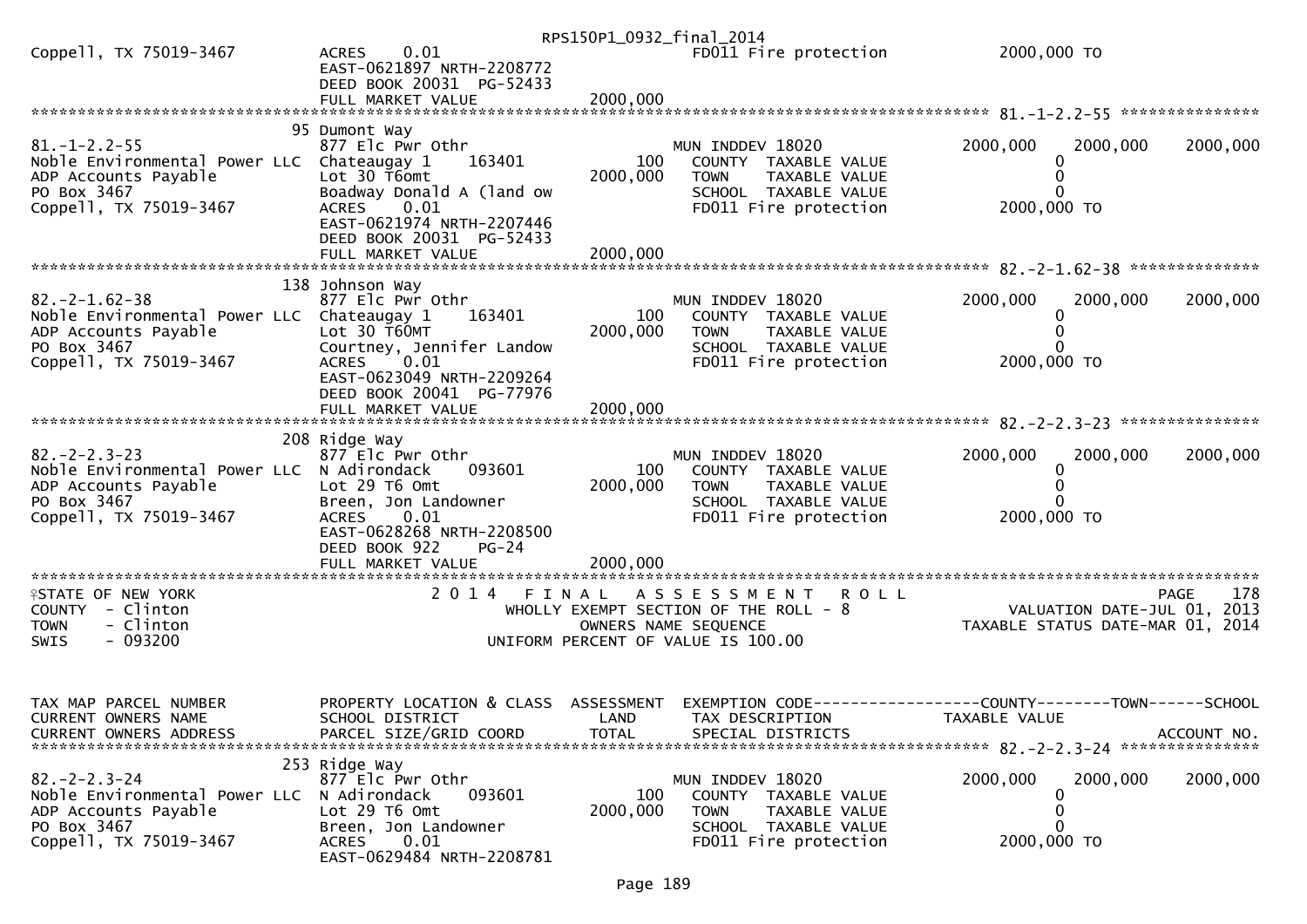```
                                                    RPS150P1_0932_final_2014
Coppell, TX 75019-3467          ACRES      0.01                           FD011 Fire protection              2000,000 TO
                                EAST-0621897 NRTH-2208772
                                DEED BOOK 20031  PG-52433
                                FULL MARKET VALUE              2000,000
******************************************************************************************************* 81.-1-2.2-55 ***************
                             95 Dumont Way
81.-1-2.2-55                    877 Elc Pwr Othr                          MUN INDDEV 18020                   2000,000    2000,000    2000,000
Noble Environmental Power LLC  Chateaugay 1      163401          100       COUNTY  TAXABLE VALUE                   0
ADP Accounts Payable            Lot 30 T6omt                   2000,000    TOWN    TAXABLE VALUE                   0
PO Box 3467                     Boadway Donald A (land ow                  SCHOOL  TAXABLE VALUE                   0
Coppell, TX 75019-3467          ACRES      0.01                           FD011 Fire protection              2000,000 TO
                                EAST-0621974 NRTH-2207446
                                DEED BOOK 20031  PG-52433
                                FULL MARKET VALUE              2000,000
******************************************************************************************************* 82.-2-1.62-38 **************
                            138 Johnson Way
82.-2-1.62-38                   877 Elc Pwr Othr                          MUN INDDEV 18020                   2000,000    2000,000    2000,000
Noble Environmental Power LLC  Chateaugay 1      163401          100       COUNTY  TAXABLE VALUE                   0
ADP Accounts Payable            Lot 30 T60MT                   2000,000    TOWN    TAXABLE VALUE                   0
PO Box 3467                     Courtney, Jennifer Landow                  SCHOOL  TAXABLE VALUE                   0
Coppell, TX 75019-3467          ACRES      0.01                           FD011 Fire protection              2000,000 TO
                                EAST-0623049 NRTH-2209264
                                DEED BOOK 20041  PG-77976
                                FULL MARKET VALUE              2000,000
******************************************************************************************************* 82.-2-2.3-23 ***************
                            208 Ridge Way
82.-2-2.3-23                    877 Elc Pwr Othr                          MUN INDDEV 18020                   2000,000    2000,000    2000,000
Noble Environmental Power LLC  N Adirondack      093601          100       COUNTY  TAXABLE VALUE                   0
ADP Accounts Payable            Lot 29 T6 Omt                  2000,000    TOWN    TAXABLE VALUE                   0
PO Box 3467                     Breen, Jon Landowner                       SCHOOL  TAXABLE VALUE                   0
Coppell, TX 75019-3467          ACRES      0.01                           FD011 Fire protection              2000,000 TO
                                EAST-0628268 NRTH-2208500
                                DEED BOOK 922     PG-24
                                FULL MARKET VALUE              2000,000
************************************************************************************************************************************
STATE OF NEW YORK                          2 0 1 4   F I N A L   A S S E S S M E N T   R O L L                              PAGE    178
COUNTY  - Clinton                               WHOLLY EXEMPT SECTION OF THE ROLL - 8                     VALUATION DATE-JUL 01, 2013
TOWN    - Clinton                                      OWNERS NAME SEQUENCE                          TAXABLE STATUS DATE-MAR 01, 2014
SWIS    - 093200                                 UNIFORM PERCENT OF VALUE IS 100.00


TAX MAP PARCEL NUMBER           PROPERTY LOCATION & CLASS  ASSESSMENT  EXEMPTION CODE------------------COUNTY--------TOWN------SCHOOL
CURRENT OWNERS NAME             SCHOOL DISTRICT               LAND      TAX DESCRIPTION                  TAXABLE VALUE
CURRENT OWNERS ADDRESS          PARCEL SIZE/GRID COORD        TOTAL     SPECIAL DISTRICTS                                    ACCOUNT NO.
******************************************************************************************************* 82.-2-2.3-24 ***************
                            253 Ridge Way
82.-2-2.3-24                    877 Elc Pwr Othr                          MUN INDDEV 18020                   2000,000    2000,000    2000,000
Noble Environmental Power LLC  N Adirondack      093601          100       COUNTY  TAXABLE VALUE                   0
ADP Accounts Payable            Lot 29 T6 Omt                  2000,000    TOWN    TAXABLE VALUE                   0
PO Box 3467                     Breen, Jon Landowner                       SCHOOL  TAXABLE VALUE                   0
Coppell, TX 75019-3467          ACRES      0.01                           FD011 Fire protection              2000,000 TO
                                EAST-0629484 NRTH-2208781
```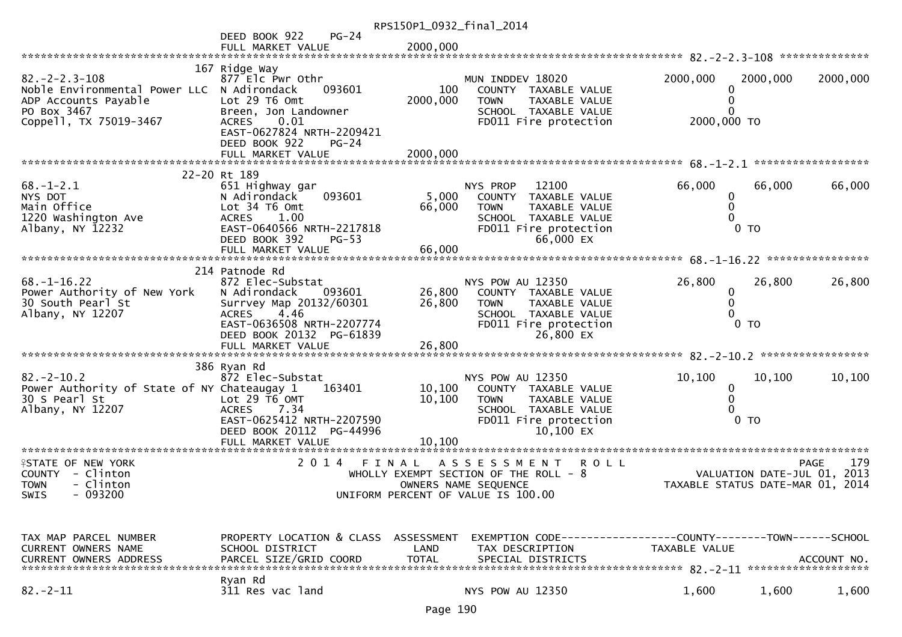```
                                                  RPS150P1_0932_final_2014
                               DEED BOOK 922      PG-24
                               FULL MARKET VALUE             2000,000
******************************************************************************************************* 82.-2-2.3-108 **************
                         167 Ridge Way
82.-2-2.3-108                  877 Elc Pwr Othr                        MUN INDDEV 18020          2000,000     2000,000    2000,000
Noble Environmental Power LLC  N Adirondack       093601          100    COUNTY  TAXABLE VALUE               0
ADP Accounts Payable           Lot 29 T6 Omt                 2000,000    TOWN    TAXABLE VALUE               0
PO Box 3467                    Breen, Jon Landowner                      SCHOOL  TAXABLE VALUE               0
Coppell, TX 75019-3467         ACRES    0.01                             FD011 Fire protection          2000,000 TO
                               EAST-0627824 NRTH-2209421
                               DEED BOOK 922      PG-24
                               FULL MARKET VALUE             2000,000
******************************************************************************************************* 68.-1-2.1 ******************
                       22-20 Rt 189
68.-1-2.1                      651 Highway gar                         NYS PROP    12100           66,000       66,000      66,000
NYS DOT                        N Adirondack       093601        5,000    COUNTY  TAXABLE VALUE               0
Main Office                    Lot 34 T6 Omt                   66,000    TOWN    TAXABLE VALUE               0
1220 Washington Ave            ACRES    1.00                             SCHOOL  TAXABLE VALUE               0
Albany, NY 12232               EAST-0640566 NRTH-2217818                 FD011 Fire protection                 0 TO
                               DEED BOOK 392      PG-53                           66,000 EX
                               FULL MARKET VALUE               66,000
******************************************************************************************************* 68.-1-16.22 ****************
                         214 Patnode Rd
68.-1-16.22                    872 Elec-Substat                        NYS POW AU 12350            26,800       26,800      26,800
Power Authority of New York    N Adirondack       093601       26,800    COUNTY  TAXABLE VALUE               0
30 South Pearl St              Survey Map 20132/60301          26,800    TOWN    TAXABLE VALUE               0
Albany, NY 12207               ACRES    4.46                             SCHOOL  TAXABLE VALUE               0
                               EAST-0636508 NRTH-2207774                 FD011 Fire protection                 0 TO
                               DEED BOOK 20132  PG-61839                          26,800 EX
                               FULL MARKET VALUE               26,800
******************************************************************************************************* 82.-2-10.2 *****************
                         386 Ryan Rd
82.-2-10.2                     872 Elec-Substat                        NYS POW AU 12350            10,100       10,100      10,100
Power Authority of State of NY Chateaugay 1       163401       10,100    COUNTY  TAXABLE VALUE               0
30 S Pearl St                  Lot 29 T6 OMT                   10,100    TOWN    TAXABLE VALUE               0
Albany, NY 12207               ACRES    7.34                             SCHOOL  TAXABLE VALUE               0
                               EAST-0625412 NRTH-2207590                 FD011 Fire protection                 0 TO
                               DEED BOOK 20112  PG-44996                          10,100 EX
                               FULL MARKET VALUE               10,100
************************************************************************************************************************************
STATE OF NEW YORK                   2 0 1 4   F I N A L   A S S E S S M E N T   R O L L                                 PAGE    179
COUNTY  - Clinton                          WHOLLY EXEMPT SECTION OF THE ROLL - 8                        VALUATION DATE-JUL 01, 2013
TOWN    - Clinton                                 OWNERS NAME SEQUENCE                            TAXABLE STATUS DATE-MAR 01, 2014
SWIS    - 093200                            UNIFORM PERCENT OF VALUE IS 100.00


TAX MAP PARCEL NUMBER          PROPERTY LOCATION & CLASS  ASSESSMENT  EXEMPTION CODE------------------COUNTY--------TOWN------SCHOOL
CURRENT OWNERS NAME            SCHOOL DISTRICT               LAND      TAX DESCRIPTION            TAXABLE VALUE
CURRENT OWNERS ADDRESS         PARCEL SIZE/GRID COORD        TOTAL     SPECIAL DISTRICTS                                  ACCOUNT NO.
******************************************************************************************************* 82.-2-11 *******************
                               Ryan Rd
82.-2-11                       311 Res vac land                        NYS POW AU 12350             1,600        1,600       1,600
```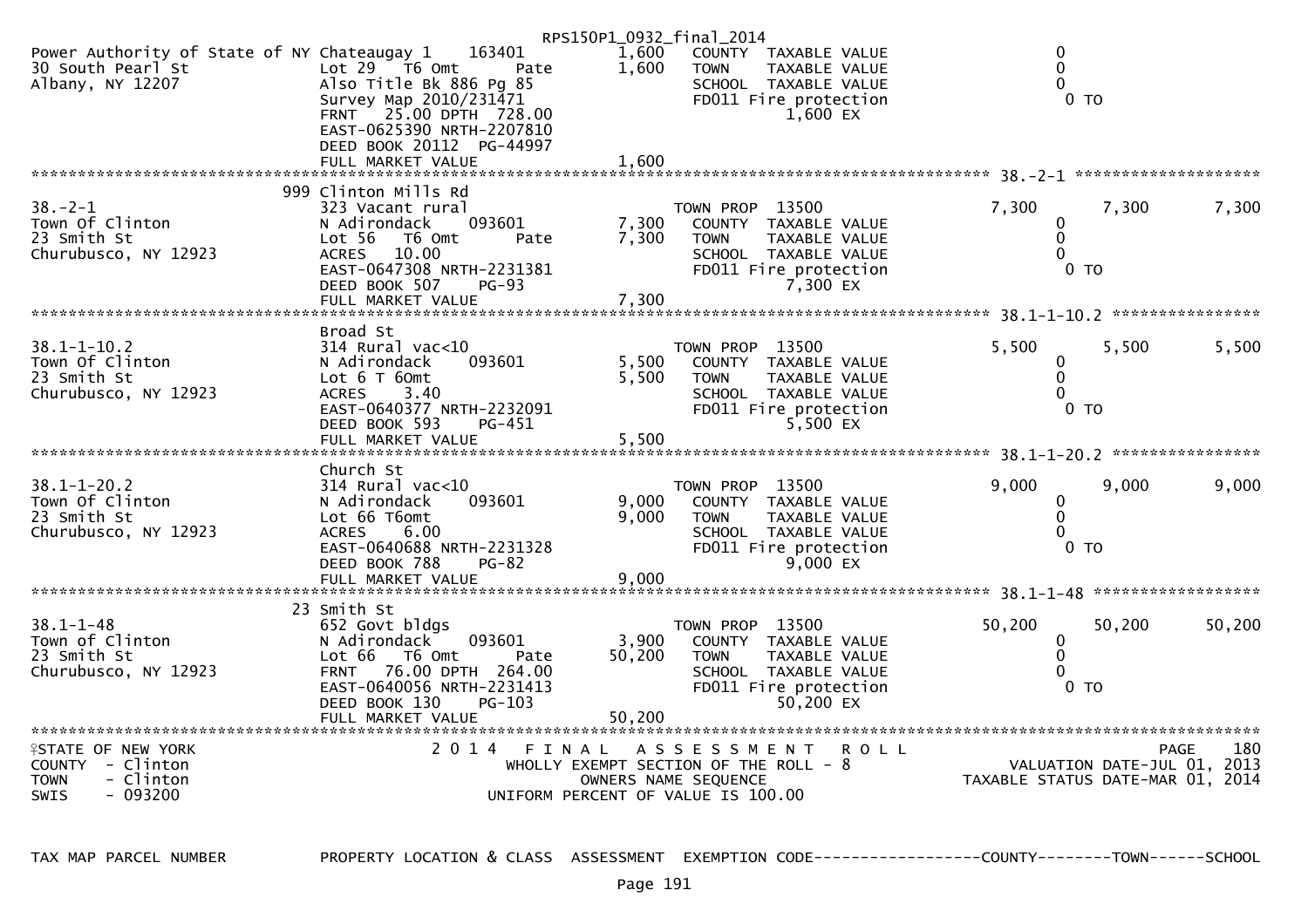RPS150P1_0932_final_2014

```
Power Authority of State of NY Chateaugay 1     163401        1,600   COUNTY  TAXABLE VALUE                    0
30 South Pearl St               Lot 29  T6 Omt        Pate    1,600   TOWN    TAXABLE VALUE                    0
Albany, NY 12207                Also Title Bk 886 Pg 85               SCHOOL  TAXABLE VALUE                    0
                                Survey Map 2010/231471                FD011 Fire protection                     0 TO
                                FRNT   25.00 DPTH 728.00                       1,600 EX
                                EAST-0625390 NRTH-2207810
                                DEED BOOK 20112  PG-44997
                                FULL MARKET VALUE             1,600
******************************************************************************************************* 38.-2-1 ********************
                             999 Clinton Mills Rd
38.-2-1                         323 Vacant rural                      TOWN PROP  13500                 7,300        7,300        7,300
Town Of Clinton                 N Adirondack      093601      7,300   COUNTY  TAXABLE VALUE                    0
23 Smith St                     Lot 56  T6 Omt        Pate    7,300   TOWN    TAXABLE VALUE                    0
Churubusco, NY 12923            ACRES   10.00                         SCHOOL  TAXABLE VALUE                    0
                                EAST-0647308 NRTH-2231381             FD011 Fire protection                     0 TO
                                DEED BOOK 507     PG-93                        7,300 EX
                                FULL MARKET VALUE             7,300
******************************************************************************************************* 38.1-1-10.2 ****************
                                Broad St
38.1-1-10.2                     314 Rural vac<10                      TOWN PROP  13500                 5,500        5,500        5,500
Town Of Clinton                 N Adirondack      093601      5,500   COUNTY  TAXABLE VALUE                    0
23 Smith St                     Lot 6 T 6Omt                  5,500   TOWN    TAXABLE VALUE                    0
Churubusco, NY 12923            ACRES    3.40                         SCHOOL  TAXABLE VALUE                    0
                                EAST-0640377 NRTH-2232091             FD011 Fire protection                     0 TO
                                DEED BOOK 593     PG-451                       5,500 EX
                                FULL MARKET VALUE             5,500
******************************************************************************************************* 38.1-1-20.2 ****************
                                Church St
38.1-1-20.2                     314 Rural vac<10                      TOWN PROP  13500                 9,000        9,000        9,000
Town Of Clinton                 N Adirondack      093601      9,000   COUNTY  TAXABLE VALUE                    0
23 Smith St                     Lot 66 T6omt                  9,000   TOWN    TAXABLE VALUE                    0
Churubusco, NY 12923            ACRES    6.00                         SCHOOL  TAXABLE VALUE                    0
                                EAST-0640688 NRTH-2231328             FD011 Fire protection                     0 TO
                                DEED BOOK 788     PG-82                        9,000 EX
                                FULL MARKET VALUE             9,000
******************************************************************************************************* 38.1-1-48 ******************
                             23 Smith St
38.1-1-48                       652 Govt bldgs                        TOWN PROP  13500                50,200       50,200       50,200
Town of Clinton                 N Adirondack      093601      3,900   COUNTY  TAXABLE VALUE                    0
23 Smith St                     Lot 66  T6 Omt        Pate   50,200   TOWN    TAXABLE VALUE                    0
Churubusco, NY 12923            FRNT   76.00 DPTH 264.00              SCHOOL  TAXABLE VALUE                    0
                                EAST-0640056 NRTH-2231413             FD011 Fire protection                     0 TO
                                DEED BOOK 130     PG-103                      50,200 EX
                                FULL MARKET VALUE            50,200
************************************************************************************************************************************
STATE OF NEW YORK                    2 0 1 4   F I N A L   A S S E S S M E N T   R O L L                                PAGE    180
COUNTY  - Clinton                      WHOLLY EXEMPT SECTION OF THE ROLL - 8                        VALUATION DATE-JUL 01, 2013
TOWN    - Clinton                              OWNERS NAME SEQUENCE                           TAXABLE STATUS DATE-MAR 01, 2014
SWIS    - 093200                        UNIFORM PERCENT OF VALUE IS 100.00


TAX MAP PARCEL NUMBER          PROPERTY LOCATION & CLASS  ASSESSMENT  EXEMPTION CODE------------------COUNTY--------TOWN------SCHOOL
```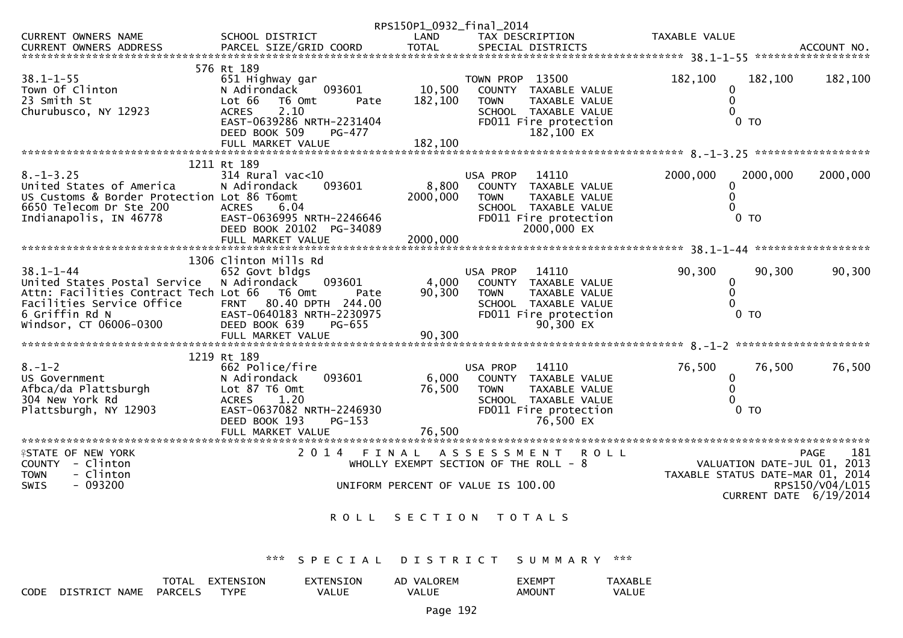RPS150P1_0932_final_2014

| CURRENT OWNERS NAME / CURRENT OWNERS ADDRESS | SCHOOL DISTRICT / PARCEL SIZE/GRID COORD | LAND / TOTAL | TAX DESCRIPTION / SPECIAL DISTRICTS | TAXABLE VALUE | | ACCOUNT NO. |
|---|---|---|---|---|---|---|

**38.1-1-55**

576 Rt 189

| | | | | | | |
|---|---|---|---|---|---|---|
| 38.1-1-55 | 651 Highway gar | | TOWN PROP 13500 | 182,100 | 182,100 | 182,100 |
| Town Of Clinton | N Adirondack 093601 | 10,500 | COUNTY TAXABLE VALUE | 0 | | |
| 23 Smith St | Lot 66 T6 Omt Pate | 182,100 | TOWN TAXABLE VALUE | 0 | | |
| Churubusco, NY 12923 | ACRES 2.10 | | SCHOOL TAXABLE VALUE | 0 | | |
| | EAST-0639286 NRTH-2231404 | | FD011 Fire protection | 0 TO | | |
| | DEED BOOK 509 PG-477 | | 182,100 EX | | | |
| | FULL MARKET VALUE | 182,100 | | | | |

**8.-1-3.25**

1211 Rt 189

| | | | | | | |
|---|---|---|---|---|---|---|
| 8.-1-3.25 | 314 Rural vac<10 | | USA PROP 14110 | 2000,000 | 2000,000 | 2000,000 |
| United States of America | N Adirondack 093601 | 8,800 | COUNTY TAXABLE VALUE | 0 | | |
| US Customs & Border Protection | Lot 86 T6omt | 2000,000 | TOWN TAXABLE VALUE | 0 | | |
| 6650 Telecom Dr Ste 200 | ACRES 6.04 | | SCHOOL TAXABLE VALUE | 0 | | |
| Indianapolis, IN 46778 | EAST-0636995 NRTH-2246646 | | FD011 Fire protection | 0 TO | | |
| | DEED BOOK 20102 PG-34089 | | 2000,000 EX | | | |
| | FULL MARKET VALUE | 2000,000 | | | | |

**38.1-1-44**

1306 Clinton Mills Rd

| | | | | | | |
|---|---|---|---|---|---|---|
| 38.1-1-44 | 652 Govt bldgs | | USA PROP 14110 | 90,300 | 90,300 | 90,300 |
| United States Postal Service | N Adirondack 093601 | 4,000 | COUNTY TAXABLE VALUE | 0 | | |
| Attn: Facilities Contract Tech | Lot 66 T6 Omt Pate | 90,300 | TOWN TAXABLE VALUE | 0 | | |
| Facilities Service Office | FRNT 80.40 DPTH 244.00 | | SCHOOL TAXABLE VALUE | 0 | | |
| 6 Griffin Rd N | EAST-0640183 NRTH-2230975 | | FD011 Fire protection | 0 TO | | |
| Windsor, CT 06006-0300 | DEED BOOK 639 PG-655 | | 90,300 EX | | | |
| | FULL MARKET VALUE | 90,300 | | | | |

**8.-1-2**

1219 Rt 189

| | | | | | | |
|---|---|---|---|---|---|---|
| 8.-1-2 | 662 Police/fire | | USA PROP 14110 | 76,500 | 76,500 | 76,500 |
| US Government | N Adirondack 093601 | 6,000 | COUNTY TAXABLE VALUE | 0 | | |
| Afbca/da Plattsburgh | Lot 87 T6 Omt | 76,500 | TOWN TAXABLE VALUE | 0 | | |
| 304 New York Rd | ACRES 1.20 | | SCHOOL TAXABLE VALUE | 0 | | |
| Plattsburgh, NY 12903 | EAST-0637082 NRTH-2246930 | | FD011 Fire protection | 0 TO | | |
| | DEED BOOK 193 PG-153 | | 76,500 EX | | | |
| | FULL MARKET VALUE | 76,500 | | | | |

STATE OF NEW YORK — 2014 FINAL ASSESSMENT ROLL — PAGE 181
COUNTY - Clinton — WHOLLY EXEMPT SECTION OF THE ROLL - 8 — VALUATION DATE-JUL 01, 2013
TOWN - Clinton — TAXABLE STATUS DATE-MAR 01, 2014
SWIS - 093200 — UNIFORM PERCENT OF VALUE IS 100.00 — RPS150/V04/L015
CURRENT DATE 6/19/2014

## ROLL SECTION TOTALS

### *** SPECIAL DISTRICT SUMMARY ***

| CODE | DISTRICT NAME | TOTAL PARCELS | EXTENSION TYPE | EXTENSION VALUE | AD VALOREM VALUE | EXEMPT AMOUNT | TAXABLE VALUE |
|---|---|---|---|---|---|---|---|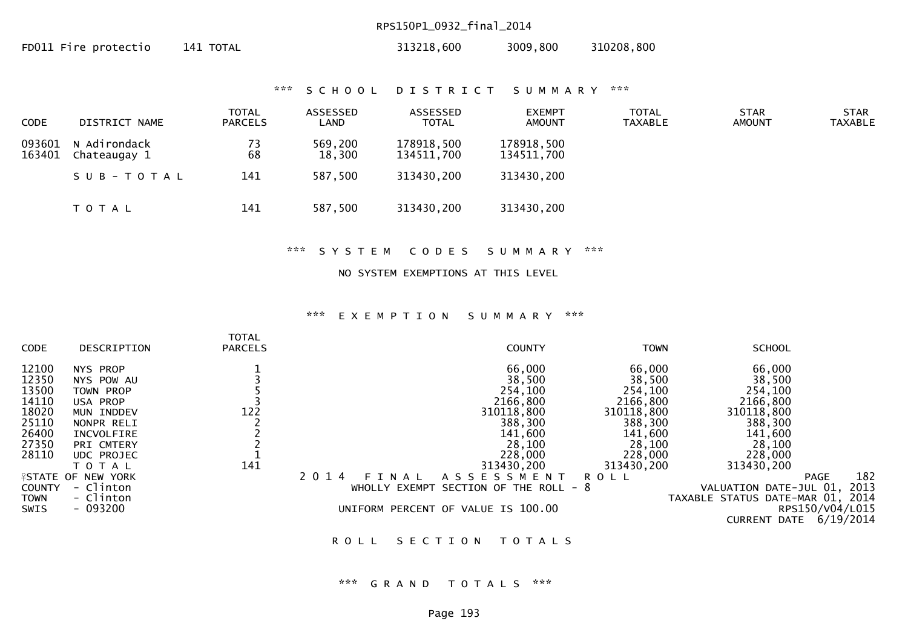FD011 Fire protectio 141 TOTAL 313218,600 3009,800 310208,800

### *** SCHOOL DISTRICT SUMMARY ***

| CODE | DISTRICT NAME | TOTAL PARCELS | ASSESSED LAND | ASSESSED TOTAL | EXEMPT AMOUNT | TOTAL TAXABLE | STAR AMOUNT | STAR TAXABLE |
|---|---|---|---|---|---|---|---|---|
| 093601 | N Adirondack | 73 | 569,200 | 178918,500 | 178918,500 | | | |
| 163401 | Chateaugay 1 | 68 | 18,300 | 134511,700 | 134511,700 | | | |
| | S U B - T O T A L | 141 | 587,500 | 313430,200 | 313430,200 | | | |
| | T O T A L | 141 | 587,500 | 313430,200 | 313430,200 | | | |

### *** SYSTEM CODES SUMMARY ***

NO SYSTEM EXEMPTIONS AT THIS LEVEL

### *** EXEMPTION SUMMARY ***

| CODE | DESCRIPTION | TOTAL PARCELS | COUNTY | TOWN | SCHOOL |
|---|---|---|---|---|---|
| 12100 | NYS PROP | 1 | 66,000 | 66,000 | 66,000 |
| 12350 | NYS POW AU | 3 | 38,500 | 38,500 | 38,500 |
| 13500 | TOWN PROP | 5 | 254,100 | 254,100 | 254,100 |
| 14110 | USA PROP | 3 | 2166,800 | 2166,800 | 2166,800 |
| 18020 | MUN INDDEV | 122 | 310118,800 | 310118,800 | 310118,800 |
| 25110 | NONPR RELI | 2 | 388,300 | 388,300 | 388,300 |
| 26400 | INCVOLFIRE | 2 | 141,600 | 141,600 | 141,600 |
| 27350 | PRI CMTERY | 2 | 28,100 | 28,100 | 28,100 |
| 28110 | UDC PROJEC | 1 | 228,000 | 228,000 | 228,000 |
| | T O T A L | 141 | 313430,200 | 313430,200 | 313430,200 |

STATE OF NEW YORK
2 0 1 4 F I N A L A S S E S S M E N T R O L L
PAGE 182

COUNTY - Clinton
WHOLLY EXEMPT SECTION OF THE ROLL - 8
VALUATION DATE-JUL 01, 2013

TOWN - Clinton
TAXABLE STATUS DATE-MAR 01, 2014

SWIS - 093200
UNIFORM PERCENT OF VALUE IS 100.00
RPS150/V04/L015

CURRENT DATE 6/19/2014

## ROLL SECTION TOTALS

### *** GRAND TOTALS ***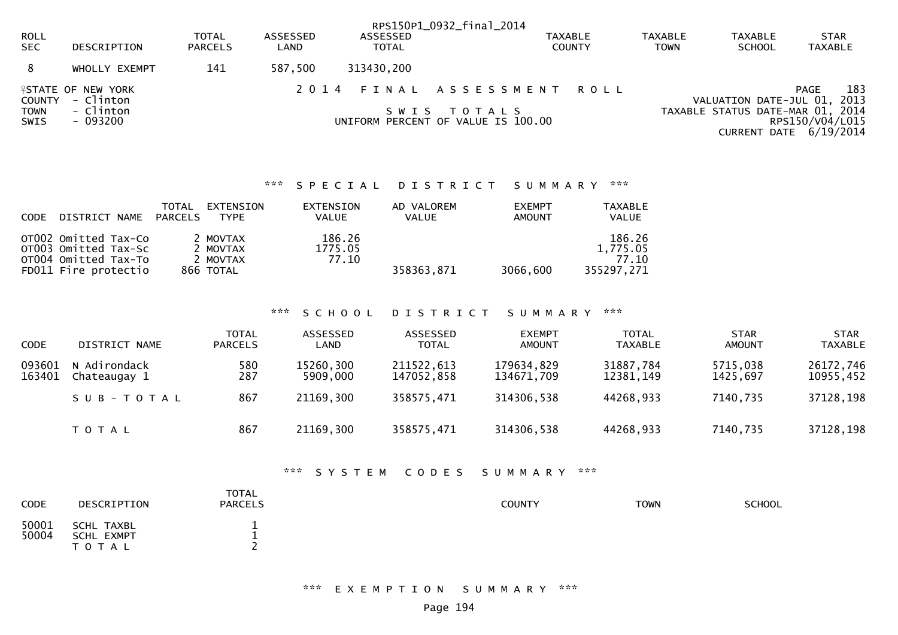RPS150P1_0932_final_2014

| ROLL SEC | DESCRIPTION | TOTAL PARCELS | ASSESSED LAND | ASSESSED TOTAL | TAXABLE COUNTY | TAXABLE TOWN | TAXABLE SCHOOL | STAR TAXABLE |
|---|---|---|---|---|---|---|---|---|
| 8 | WHOLLY EXEMPT | 141 | 587,500 | 313430,200 | | | | |

STATE OF NEW YORK
COUNTY - Clinton
TOWN - Clinton
SWIS - 093200

2 0 1 4 F I N A L A S S E S S M E N T R O L L

S W I S T O T A L S

UNIFORM PERCENT OF VALUE IS 100.00

PAGE 183
VALUATION DATE-JUL 01, 2013
TAXABLE STATUS DATE-MAR 01, 2014
RPS150/V04/L015
CURRENT DATE 6/19/2014

## *** S P E C I A L D I S T R I C T S U M M A R Y ***

| CODE | DISTRICT NAME | TOTAL PARCELS | EXTENSION TYPE | EXTENSION VALUE | AD VALOREM VALUE | EXEMPT AMOUNT | TAXABLE VALUE |
|---|---|---|---|---|---|---|---|
| OT002 | Omitted Tax-Co | | 2 MOVTAX | 186.26 | | | 186.26 |
| OT003 | Omitted Tax-Sc | | 2 MOVTAX | 1775.05 | | | 1,775.05 |
| OT004 | Omitted Tax-To | | 2 MOVTAX | 77.10 | | | 77.10 |
| FD011 | Fire protectio | 866 | TOTAL | | 358363,871 | 3066,600 | 355297,271 |

## *** S C H O O L D I S T R I C T S U M M A R Y ***

| CODE | DISTRICT NAME | TOTAL PARCELS | ASSESSED LAND | ASSESSED TOTAL | EXEMPT AMOUNT | TOTAL TAXABLE | STAR AMOUNT | STAR TAXABLE |
|---|---|---|---|---|---|---|---|---|
| 093601 | N Adirondack | 580 | 15260,300 | 211522,613 | 179634,829 | 31887,784 | 5715,038 | 26172,746 |
| 163401 | Chateaugay 1 | 287 | 5909,000 | 147052,858 | 134671,709 | 12381,149 | 1425,697 | 10955,452 |
| | S U B - T O T A L | 867 | 21169,300 | 358575,471 | 314306,538 | 44268,933 | 7140,735 | 37128,198 |
| | T O T A L | 867 | 21169,300 | 358575,471 | 314306,538 | 44268,933 | 7140,735 | 37128,198 |

## *** S Y S T E M C O D E S S U M M A R Y ***

| CODE | DESCRIPTION | TOTAL PARCELS | COUNTY | TOWN | SCHOOL |
|---|---|---|---|---|---|
| 50001 | SCHL TAXBL | 1 | | | |
| 50004 | SCHL EXMPT | 1 | | | |
| | T O T A L | 2 | | | |

## *** E X E M P T I O N S U M M A R Y ***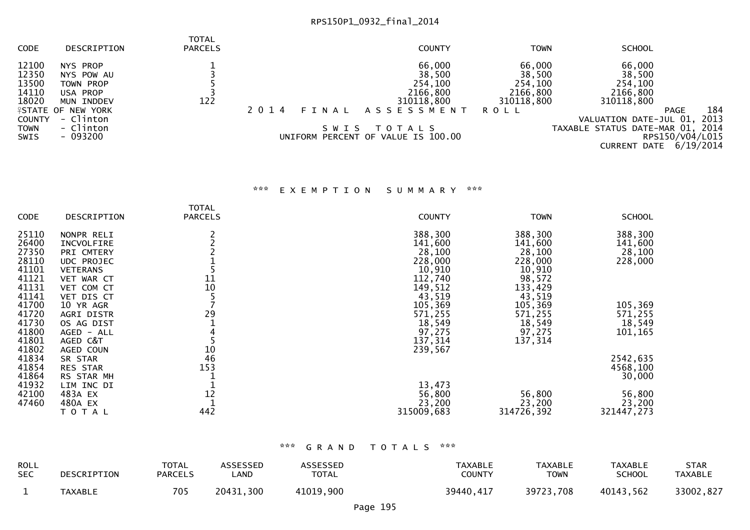RPS150P1_0932_final_2014

| CODE | DESCRIPTION | TOTAL PARCELS | COUNTY | TOWN | SCHOOL |
|---|---|---|---|---|---|
| 12100 | NYS PROP | 1 | 66,000 | 66,000 | 66,000 |
| 12350 | NYS POW AU | 3 | 38,500 | 38,500 | 38,500 |
| 13500 | TOWN PROP | 5 | 254,100 | 254,100 | 254,100 |
| 14110 | USA PROP | 3 | 2166,800 | 2166,800 | 2166,800 |
| 18020 | MUN INDDEV | 122 | 310118,800 | 310118,800 | 310118,800 |

STATE OF NEW YORK
COUNTY - Clinton
TOWN - Clinton
SWIS - 093200

2014 FINAL ASSESSMENT ROLL

SWIS TOTALS

UNIFORM PERCENT OF VALUE IS 100.00

PAGE 184
VALUATION DATE-JUL 01, 2013
TAXABLE STATUS DATE-MAR 01, 2014
RPS150/V04/L015
CURRENT DATE 6/19/2014

## *** EXEMPTION SUMMARY ***

| CODE | DESCRIPTION | TOTAL PARCELS | COUNTY | TOWN | SCHOOL |
|---|---|---|---|---|---|
| 25110 | NONPR RELI | 2 | 388,300 | 388,300 | 388,300 |
| 26400 | INCVOLFIRE | 2 | 141,600 | 141,600 | 141,600 |
| 27350 | PRI CMTERY | 2 | 28,100 | 28,100 | 28,100 |
| 28110 | UDC PROJEC | 1 | 228,000 | 228,000 | 228,000 |
| 41101 | VETERANS | 5 | 10,910 | 10,910 | |
| 41121 | VET WAR CT | 11 | 112,740 | 98,572 | |
| 41131 | VET COM CT | 10 | 149,512 | 133,429 | |
| 41141 | VET DIS CT | 5 | 43,519 | 43,519 | |
| 41700 | 10 YR AGR | 7 | 105,369 | 105,369 | 105,369 |
| 41720 | AGRI DISTR | 29 | 571,255 | 571,255 | 571,255 |
| 41730 | OS AG DIST | 1 | 18,549 | 18,549 | 18,549 |
| 41800 | AGED - ALL | 4 | 97,275 | 97,275 | 101,165 |
| 41801 | AGED C&T | 5 | 137,314 | 137,314 | |
| 41802 | AGED COUN | 10 | 239,567 | | |
| 41834 | SR STAR | 46 | | | 2542,635 |
| 41854 | RES STAR | 153 | | | 4568,100 |
| 41864 | RS STAR MH | 1 | | | 30,000 |
| 41932 | LIM INC DI | 1 | 13,473 | | |
| 42100 | 483A EX | 12 | 56,800 | 56,800 | 56,800 |
| 47460 | 480A EX | 1 | 23,200 | 23,200 | 23,200 |
| | TOTAL | 442 | 315009,683 | 314726,392 | 321447,273 |

## *** GRAND TOTALS ***

| ROLL SEC | DESCRIPTION | TOTAL PARCELS | ASSESSED LAND | ASSESSED TOTAL | TAXABLE COUNTY | TAXABLE TOWN | TAXABLE SCHOOL | STAR TAXABLE |
|---|---|---|---|---|---|---|---|---|
| 1 | TAXABLE | 705 | 20431,300 | 41019,900 | 39440,417 | 39723,708 | 40143,562 | 33002,827 |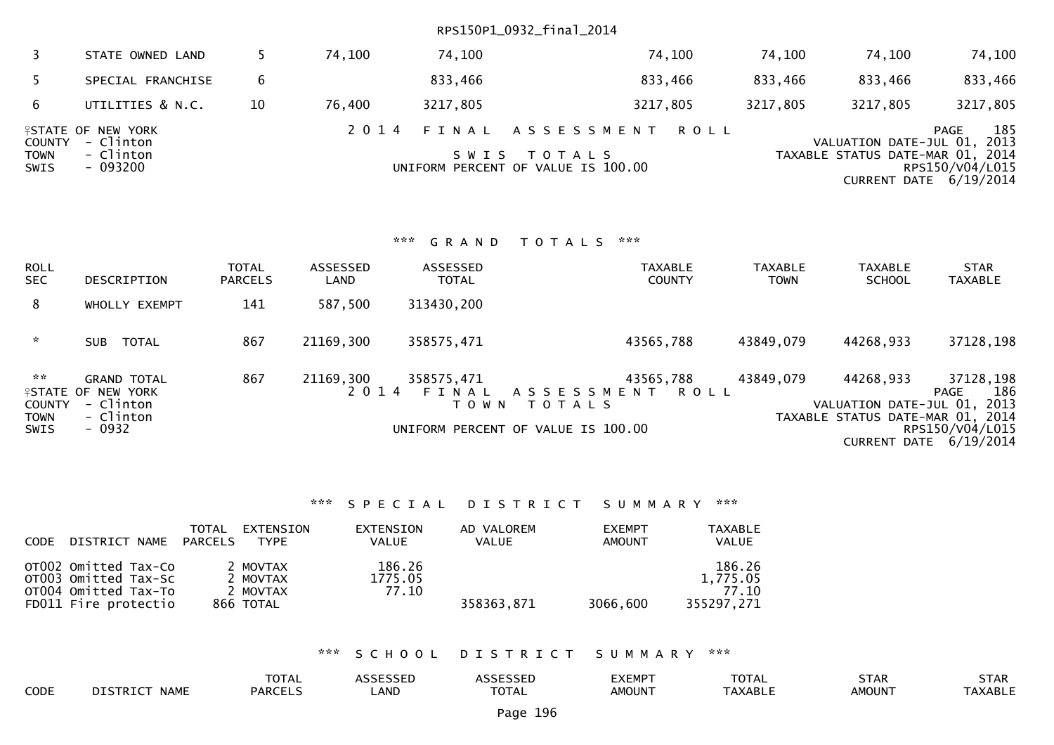| ROLL SEC | DESCRIPTION | TOTAL PARCELS | ASSESSED LAND | ASSESSED TOTAL | TAXABLE COUNTY | TAXABLE TOWN | TAXABLE SCHOOL | STAR TAXABLE |
|---|---|---|---|---|---|---|---|---|
| 3 | STATE OWNED LAND | 5 | 74,100 | 74,100 | 74,100 | 74,100 | 74,100 | 74,100 |
| 5 | SPECIAL FRANCHISE | 6 | | 833,466 | 833,466 | 833,466 | 833,466 | 833,466 |
| 6 | UTILITIES & N.C. | 10 | 76,400 | 3217,805 | 3217,805 | 3217,805 | 3217,805 | 3217,805 |

STATE OF NEW YORK
COUNTY - Clinton
TOWN - Clinton
SWIS - 093200

2014 FINAL ASSESSMENT ROLL
SWIS TOTALS
UNIFORM PERCENT OF VALUE IS 100.00

PAGE 185
VALUATION DATE-JUL 01, 2013
TAXABLE STATUS DATE-MAR 01, 2014
RPS150/V04/L015
CURRENT DATE 6/19/2014

*** GRAND TOTALS ***

| ROLL SEC | DESCRIPTION | TOTAL PARCELS | ASSESSED LAND | ASSESSED TOTAL | TAXABLE COUNTY | TAXABLE TOWN | TAXABLE SCHOOL | STAR TAXABLE |
|---|---|---|---|---|---|---|---|---|
| 8 | WHOLLY EXEMPT | 141 | 587,500 | 313430,200 | | | | |
| * | SUB TOTAL | 867 | 21169,300 | 358575,471 | 43565,788 | 43849,079 | 44268,933 | 37128,198 |
| ** | GRAND TOTAL | 867 | 21169,300 | 358575,471 | 43565,788 | 43849,079 | 44268,933 | 37128,198 |

STATE OF NEW YORK
COUNTY - Clinton
TOWN - Clinton
SWIS - 0932

2014 FINAL ASSESSMENT ROLL
TOWN TOTALS
UNIFORM PERCENT OF VALUE IS 100.00

PAGE 186
VALUATION DATE-JUL 01, 2013
TAXABLE STATUS DATE-MAR 01, 2014
RPS150/V04/L015
CURRENT DATE 6/19/2014

*** SPECIAL DISTRICT SUMMARY ***

| CODE | DISTRICT NAME | TOTAL PARCELS | EXTENSION TYPE | EXTENSION VALUE | AD VALOREM VALUE | EXEMPT AMOUNT | TAXABLE VALUE |
|---|---|---|---|---|---|---|---|
| OT002 | Omitted Tax-Co | 2 | MOVTAX | 186.26 | | | 186.26 |
| OT003 | Omitted Tax-Sc | 2 | MOVTAX | 1775.05 | | | 1,775.05 |
| OT004 | Omitted Tax-To | 2 | MOVTAX | 77.10 | | | 77.10 |
| FD011 | Fire protectio | 866 | TOTAL | | 358363,871 | 3066,600 | 355297,271 |

*** SCHOOL DISTRICT SUMMARY ***

| CODE | DISTRICT NAME | TOTAL PARCELS | ASSESSED LAND | ASSESSED TOTAL | EXEMPT AMOUNT | TOTAL TAXABLE | STAR AMOUNT | STAR TAXABLE |
|---|---|---|---|---|---|---|---|---|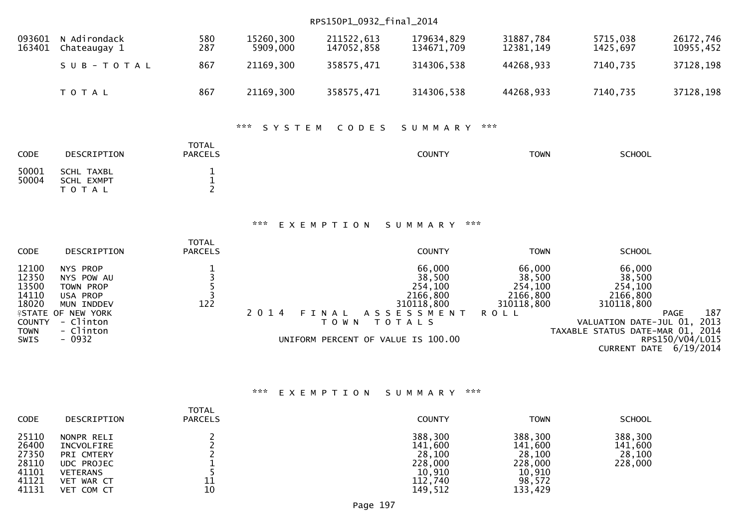| | | | | | | | | |
|---|---|---|---|---|---|---|---|---|
| 093601 | N Adirondack | 580 | 15260,300 | 211522,613 | 179634,829 | 31887,784 | 5715,038 | 26172,746 |
| 163401 | Chateaugay 1 | 287 | 5909,000 | 147052,858 | 134671,709 | 12381,149 | 1425,697 | 10955,452 |
| | S U B - T O T A L | 867 | 21169,300 | 358575,471 | 314306,538 | 44268,933 | 7140,735 | 37128,198 |
| | T O T A L | 867 | 21169,300 | 358575,471 | 314306,538 | 44268,933 | 7140,735 | 37128,198 |

## *** S Y S T E M C O D E S S U M M A R Y ***

| CODE | DESCRIPTION | TOTAL PARCELS | COUNTY | TOWN | SCHOOL |
|---|---|---|---|---|---|
| 50001 | SCHL TAXBL | 1 | | | |
| 50004 | SCHL EXMPT | 1 | | | |
| | T O T A L | 2 | | | |

## *** E X E M P T I O N S U M M A R Y ***

| CODE | DESCRIPTION | TOTAL PARCELS | COUNTY | TOWN | SCHOOL |
|---|---|---|---|---|---|
| 12100 | NYS PROP | 1 | 66,000 | 66,000 | 66,000 |
| 12350 | NYS POW AU | 3 | 38,500 | 38,500 | 38,500 |
| 13500 | TOWN PROP | 5 | 254,100 | 254,100 | 254,100 |
| 14110 | USA PROP | 3 | 2166,800 | 2166,800 | 2166,800 |
| 18020 | MUN INDDEV | 122 | 310118,800 | 310118,800 | 310118,800 |

STATE OF NEW YORK
COUNTY - Clinton
TOWN - Clinton
SWIS - 0932

2 0 1 4 F I N A L A S S E S S M E N T R O L L
T O W N T O T A L S
UNIFORM PERCENT OF VALUE IS 100.00

PAGE 187
VALUATION DATE-JUL 01, 2013
TAXABLE STATUS DATE-MAR 01, 2014
RPS150/V04/L015
CURRENT DATE 6/19/2014

## *** E X E M P T I O N S U M M A R Y ***

| CODE | DESCRIPTION | TOTAL PARCELS | COUNTY | TOWN | SCHOOL |
|---|---|---|---|---|---|
| 25110 | NONPR RELI | 2 | 388,300 | 388,300 | 388,300 |
| 26400 | INCVOLFIRE | 2 | 141,600 | 141,600 | 141,600 |
| 27350 | PRI CMTERY | 2 | 28,100 | 28,100 | 28,100 |
| 28110 | UDC PROJEC | 1 | 228,000 | 228,000 | 228,000 |
| 41101 | VETERANS | 5 | 10,910 | 10,910 | |
| 41121 | VET WAR CT | 11 | 112,740 | 98,572 | |
| 41131 | VET COM CT | 10 | 149,512 | 133,429 | |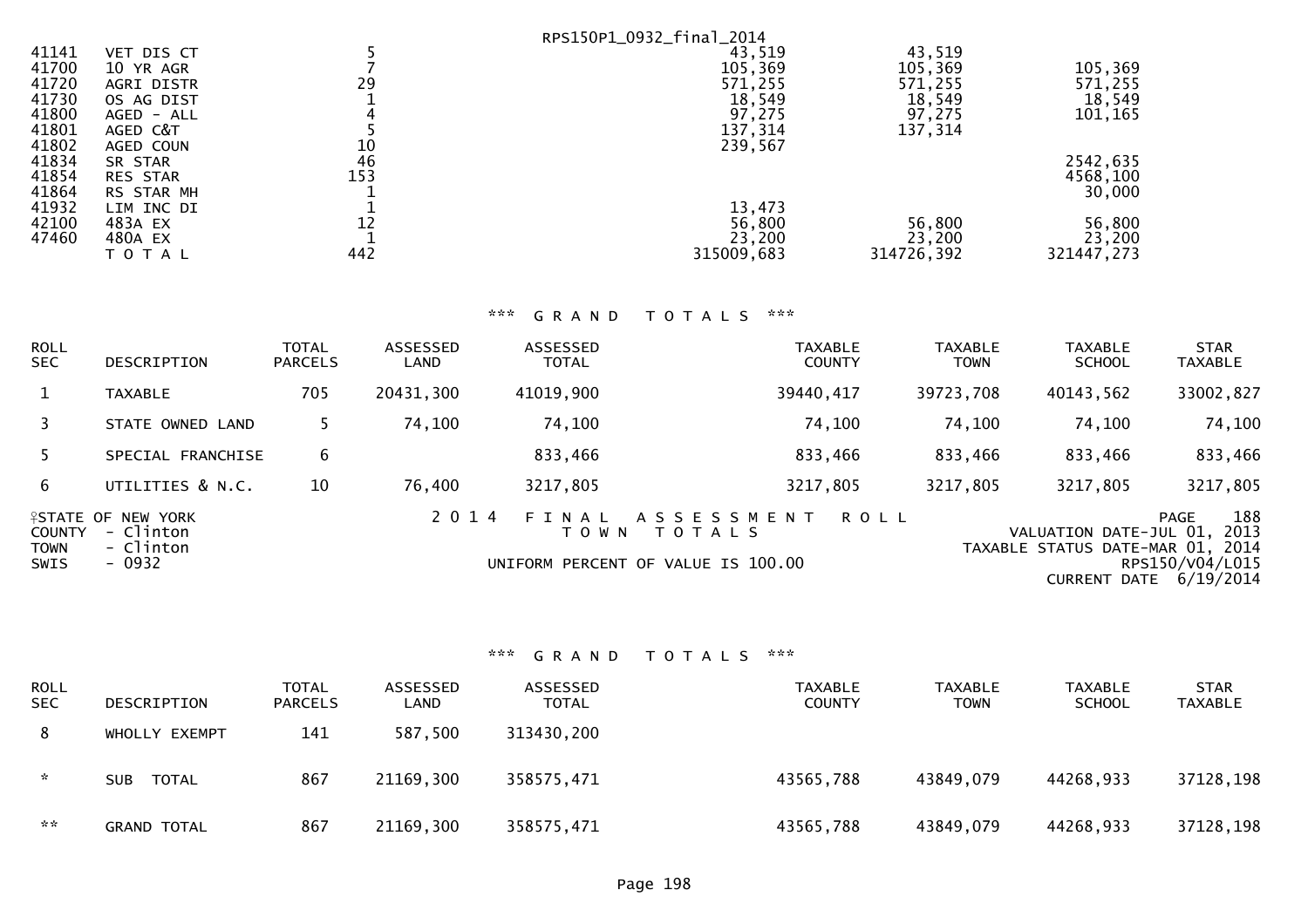| Code | Description | Total | County | Town | School |
|---|---|---|---|---|---|
| 41141 | VET DIS CT | 5 | 43,519 | 43,519 | |
| 41700 | 10 YR AGR | 7 | 105,369 | 105,369 | 105,369 |
| 41720 | AGRI DISTR | 29 | 571,255 | 571,255 | 571,255 |
| 41730 | OS AG DIST | 1 | 18,549 | 18,549 | 18,549 |
| 41800 | AGED - ALL | 4 | 97,275 | 97,275 | 101,165 |
| 41801 | AGED C&T | 5 | 137,314 | 137,314 | |
| 41802 | AGED COUN | 10 | 239,567 | | |
| 41834 | SR STAR | 46 | | | 2542,635 |
| 41854 | RES STAR | 153 | | | 4568,100 |
| 41864 | RS STAR MH | 1 | | | 30,000 |
| 41932 | LIM INC DI | 1 | 13,473 | | |
| 42100 | 483A EX | 12 | 56,800 | 56,800 | 56,800 |
| 47460 | 480A EX | 1 | 23,200 | 23,200 | 23,200 |
| | T O T A L | 442 | 315009,683 | 314726,392 | 321447,273 |

*** G R A N D T O T A L S ***

| ROLL SEC | DESCRIPTION | TOTAL PARCELS | ASSESSED LAND | ASSESSED TOTAL | TAXABLE COUNTY | TAXABLE TOWN | TAXABLE SCHOOL | STAR TAXABLE |
|---|---|---|---|---|---|---|---|---|
| 1 | TAXABLE | 705 | 20431,300 | 41019,900 | 39440,417 | 39723,708 | 40143,562 | 33002,827 |
| 3 | STATE OWNED LAND | 5 | 74,100 | 74,100 | 74,100 | 74,100 | 74,100 | 74,100 |
| 5 | SPECIAL FRANCHISE | 6 | | 833,466 | 833,466 | 833,466 | 833,466 | 833,466 |
| 6 | UTILITIES & N.C. | 10 | 76,400 | 3217,805 | 3217,805 | 3217,805 | 3217,805 | 3217,805 |

STATE OF NEW YORK
COUNTY - Clinton
TOWN - Clinton
SWIS - 0932

2 0 1 4 F I N A L A S S E S S M E N T R O L L
T O W N T O T A L S
UNIFORM PERCENT OF VALUE IS 100.00

PAGE 188
VALUATION DATE-JUL 01, 2013
TAXABLE STATUS DATE-MAR 01, 2014
RPS150/V04/L015
CURRENT DATE 6/19/2014

*** G R A N D T O T A L S ***

| ROLL SEC | DESCRIPTION | TOTAL PARCELS | ASSESSED LAND | ASSESSED TOTAL | TAXABLE COUNTY | TAXABLE TOWN | TAXABLE SCHOOL | STAR TAXABLE |
|---|---|---|---|---|---|---|---|---|
| 8 | WHOLLY EXEMPT | 141 | 587,500 | 313430,200 | | | | |
| * | SUB TOTAL | 867 | 21169,300 | 358575,471 | 43565,788 | 43849,079 | 44268,933 | 37128,198 |
| ** | GRAND TOTAL | 867 | 21169,300 | 358575,471 | 43565,788 | 43849,079 | 44268,933 | 37128,198 |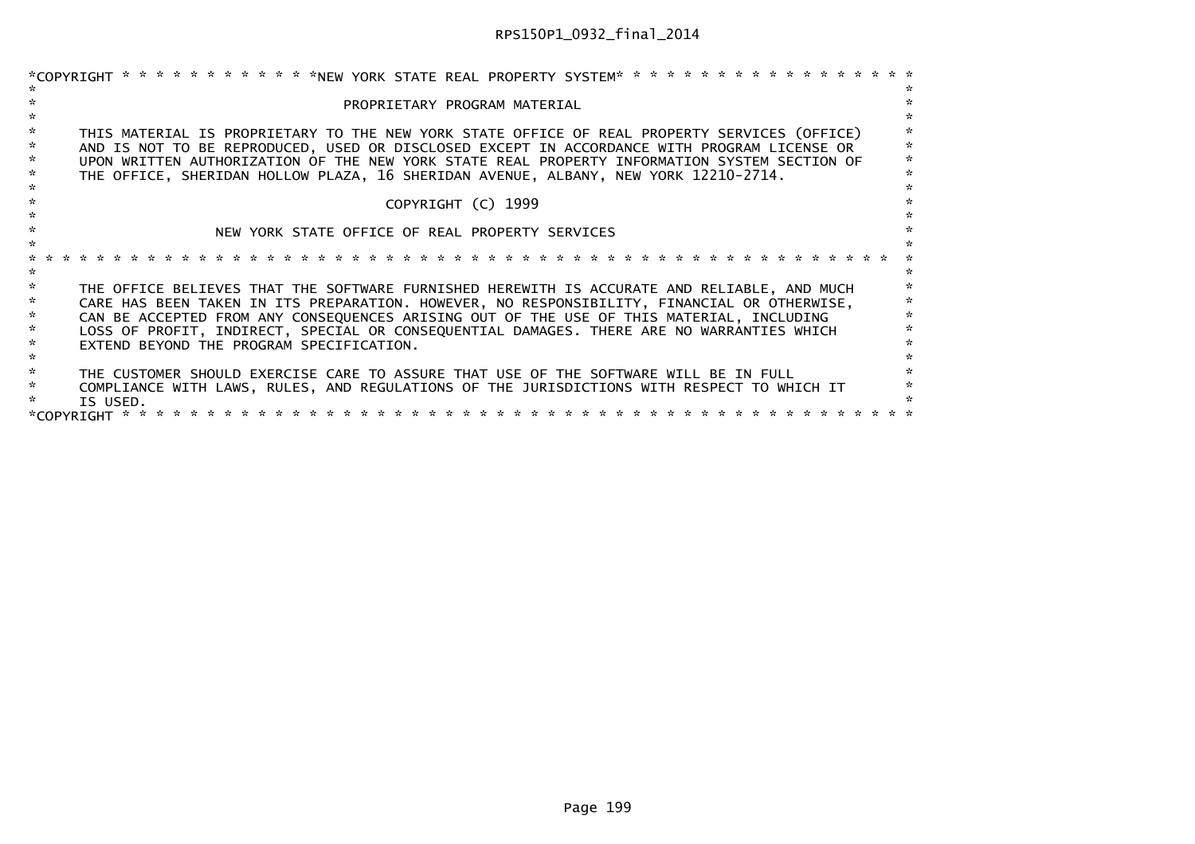```
*COPYRIGHT * * * * * * * * * * * *NEW YORK STATE REAL PROPERTY SYSTEM* * * * * * * * * * * * * * * * * * *
*                                                                                                         *
*                                      PROPRIETARY PROGRAM MATERIAL                                      *
*                                                                                                         *
*     THIS MATERIAL IS PROPRIETARY TO THE NEW YORK STATE OFFICE OF REAL PROPERTY SERVICES (OFFICE)       *
*     AND IS NOT TO BE REPRODUCED, USED OR DISCLOSED EXCEPT IN ACCORDANCE WITH PROGRAM LICENSE OR         *
*     UPON WRITTEN AUTHORIZATION OF THE NEW YORK STATE REAL PROPERTY INFORMATION SYSTEM SECTION OF        *
*     THE OFFICE, SHERIDAN HOLLOW PLAZA, 16 SHERIDAN AVENUE, ALBANY, NEW YORK 12210-2714.                 *
*                                                                                                         *
*                                          COPYRIGHT (C) 1999                                             *
*                                                                                                         *
*                         NEW YORK STATE OFFICE OF REAL PROPERTY SERVICES                                 *
*                                                                                                         *
* * * * * * * * * * * * * * * * * * * * * * * * * * * * * * * * * * * * * * * * * * * * * * * * * * * * *
*                                                                                                         *
*     THE OFFICE BELIEVES THAT THE SOFTWARE FURNISHED HEREWITH IS ACCURATE AND RELIABLE, AND MUCH          *
*     CARE HAS BEEN TAKEN IN ITS PREPARATION. HOWEVER, NO RESPONSIBILITY, FINANCIAL OR OTHERWISE,         *
*     CAN BE ACCEPTED FROM ANY CONSEQUENCES ARISING OUT OF THE USE OF THIS MATERIAL, INCLUDING           *
*     LOSS OF PROFIT, INDIRECT, SPECIAL OR CONSEQUENTIAL DAMAGES. THERE ARE NO WARRANTIES WHICH           *
*     EXTEND BEYOND THE PROGRAM SPECIFICATION.                                                            *
*                                                                                                         *
*     THE CUSTOMER SHOULD EXERCISE CARE TO ASSURE THAT USE OF THE SOFTWARE WILL BE IN FULL                *
*     COMPLIANCE WITH LAWS, RULES, AND REGULATIONS OF THE JURISDICTIONS WITH RESPECT TO WHICH IT          *
*     IS USED.                                                                                            *
*COPYRIGHT * * * * * * * * * * * * * * * * * * * * * * * * * * * * * * * * * * * * * * * * * * * * * * *
```